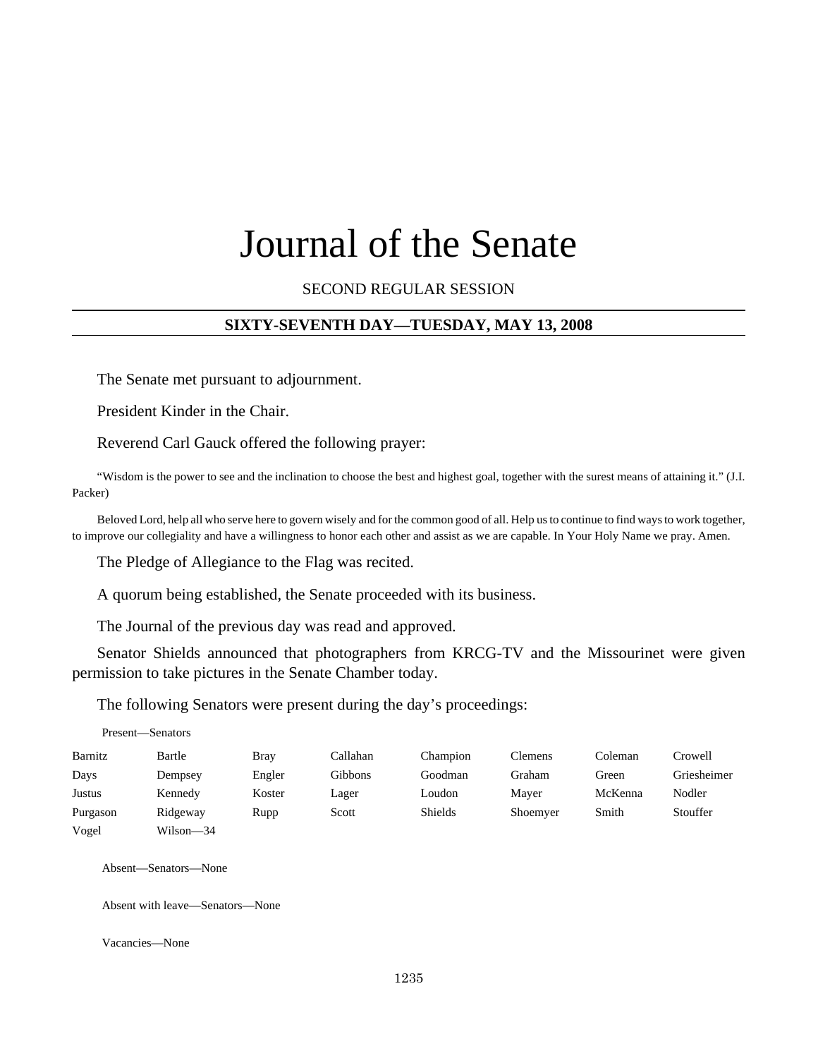# Journal of the Senate

SECOND REGULAR SESSION

**SIXTY-SEVENTH DAY—TUESDAY, MAY 13, 2008**

The Senate met pursuant to adjournment.

President Kinder in the Chair.

Reverend Carl Gauck offered the following prayer:

"Wisdom is the power to see and the inclination to choose the best and highest goal, together with the surest means of attaining it." (J.I. Packer)

Beloved Lord, help all who serve here to govern wisely and for the common good of all. Help us to continue to find ways to work together, to improve our collegiality and have a willingness to honor each other and assist as we are capable. In Your Holy Name we pray. Amen.

The Pledge of Allegiance to the Flag was recited.

A quorum being established, the Senate proceeded with its business.

The Journal of the previous day was read and approved.

Senator Shields announced that photographers from KRCG-TV and the Missourinet were given permission to take pictures in the Senate Chamber today.

The following Senators were present during the day's proceedings:

Present—Senators

| | | | | | | | |
|---|---|---|---|---|---|---|---|
| Barnitz | Bartle | Bray | Callahan | Champion | Clemens | Coleman | Crowell |
| Days | Dempsey | Engler | Gibbons | Goodman | Graham | Green | Griesheimer |
| Justus | Kennedy | Koster | Lager | Loudon | Mayer | McKenna | Nodler |
| Purgason | Ridgeway | Rupp | Scott | Shields | Shoemyer | Smith | Stouffer |
| Vogel | Wilson—34 | | | | | | |

Absent—Senators—None

Absent with leave—Senators—None

Vacancies—None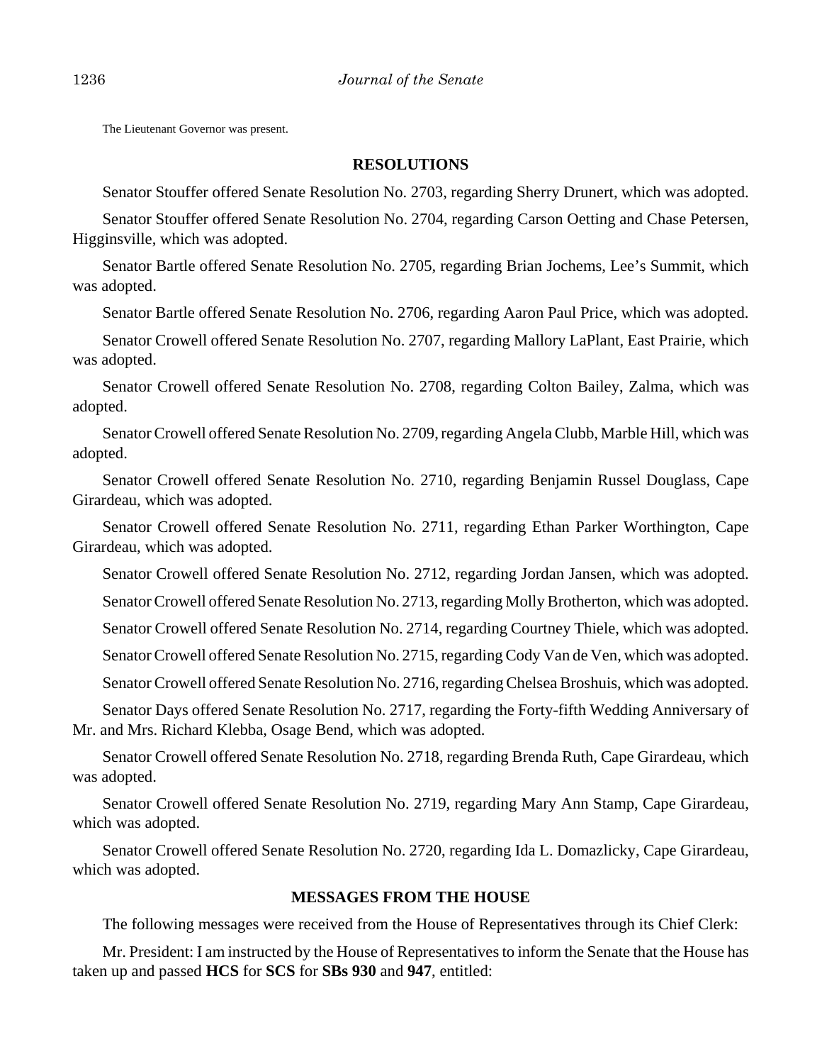The Lieutenant Governor was present.

## RESOLUTIONS

Senator Stouffer offered Senate Resolution No. 2703, regarding Sherry Drunert, which was adopted.

Senator Stouffer offered Senate Resolution No. 2704, regarding Carson Oetting and Chase Petersen, Higginsville, which was adopted.

Senator Bartle offered Senate Resolution No. 2705, regarding Brian Jochems, Lee's Summit, which was adopted.

Senator Bartle offered Senate Resolution No. 2706, regarding Aaron Paul Price, which was adopted.

Senator Crowell offered Senate Resolution No. 2707, regarding Mallory LaPlant, East Prairie, which was adopted.

Senator Crowell offered Senate Resolution No. 2708, regarding Colton Bailey, Zalma, which was adopted.

Senator Crowell offered Senate Resolution No. 2709, regarding Angela Clubb, Marble Hill, which was adopted.

Senator Crowell offered Senate Resolution No. 2710, regarding Benjamin Russel Douglass, Cape Girardeau, which was adopted.

Senator Crowell offered Senate Resolution No. 2711, regarding Ethan Parker Worthington, Cape Girardeau, which was adopted.

Senator Crowell offered Senate Resolution No. 2712, regarding Jordan Jansen, which was adopted.

Senator Crowell offered Senate Resolution No. 2713, regarding Molly Brotherton, which was adopted.

Senator Crowell offered Senate Resolution No. 2714, regarding Courtney Thiele, which was adopted.

Senator Crowell offered Senate Resolution No. 2715, regarding Cody Van de Ven, which was adopted.

Senator Crowell offered Senate Resolution No. 2716, regarding Chelsea Broshuis, which was adopted.

Senator Days offered Senate Resolution No. 2717, regarding the Forty-fifth Wedding Anniversary of Mr. and Mrs. Richard Klebba, Osage Bend, which was adopted.

Senator Crowell offered Senate Resolution No. 2718, regarding Brenda Ruth, Cape Girardeau, which was adopted.

Senator Crowell offered Senate Resolution No. 2719, regarding Mary Ann Stamp, Cape Girardeau, which was adopted.

Senator Crowell offered Senate Resolution No. 2720, regarding Ida L. Domazlicky, Cape Girardeau, which was adopted.

## MESSAGES FROM THE HOUSE

The following messages were received from the House of Representatives through its Chief Clerk:

Mr. President: I am instructed by the House of Representatives to inform the Senate that the House has taken up and passed **HCS** for **SCS** for **SBs 930** and **947**, entitled: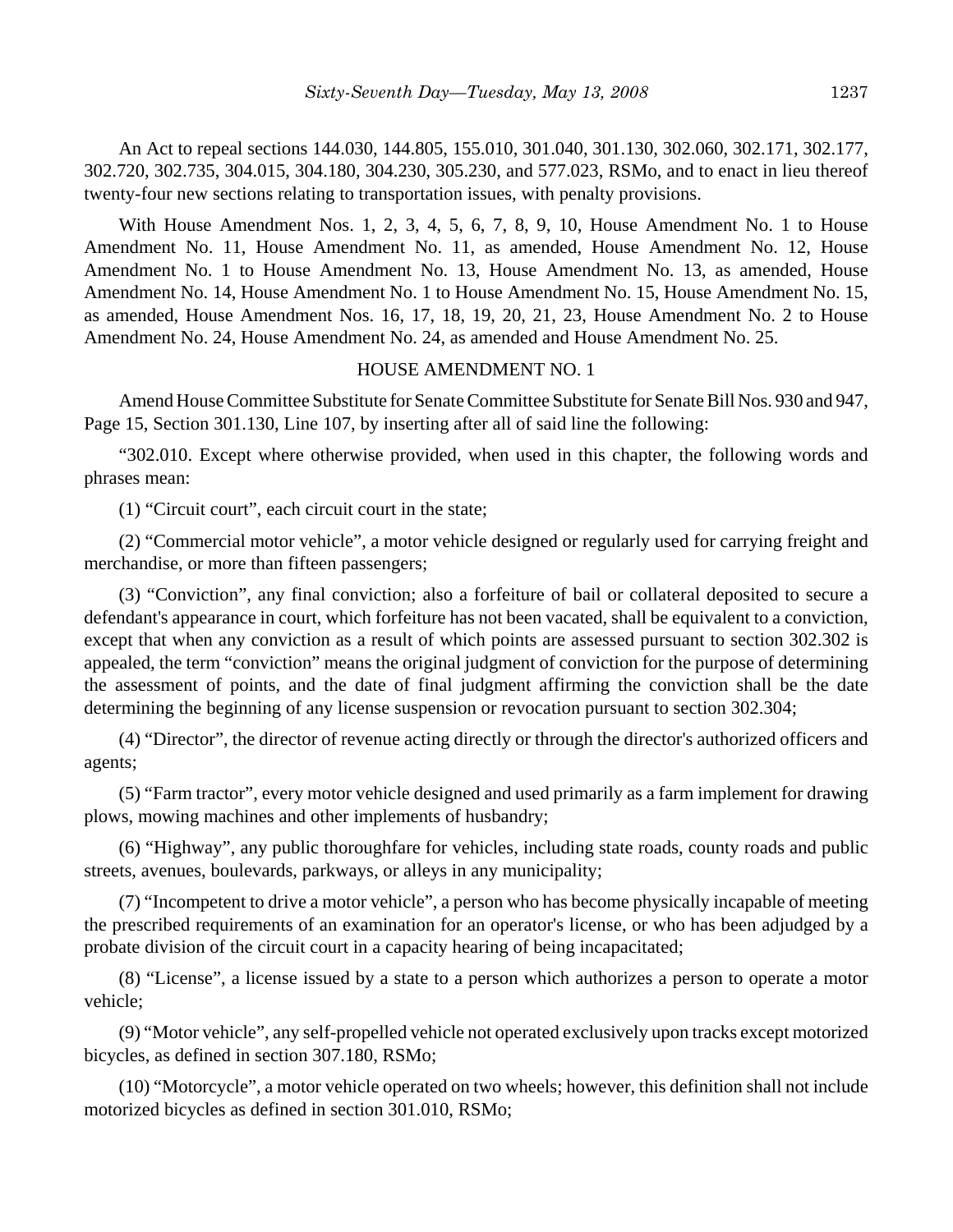An Act to repeal sections 144.030, 144.805, 155.010, 301.040, 301.130, 302.060, 302.171, 302.177, 302.720, 302.735, 304.015, 304.180, 304.230, 305.230, and 577.023, RSMo, and to enact in lieu thereof twenty-four new sections relating to transportation issues, with penalty provisions.

With House Amendment Nos. 1, 2, 3, 4, 5, 6, 7, 8, 9, 10, House Amendment No. 1 to House Amendment No. 11, House Amendment No. 11, as amended, House Amendment No. 12, House Amendment No. 1 to House Amendment No. 13, House Amendment No. 13, as amended, House Amendment No. 14, House Amendment No. 1 to House Amendment No. 15, House Amendment No. 15, as amended, House Amendment Nos. 16, 17, 18, 19, 20, 21, 23, House Amendment No. 2 to House Amendment No. 24, House Amendment No. 24, as amended and House Amendment No. 25.

HOUSE AMENDMENT NO. 1

Amend House Committee Substitute for Senate Committee Substitute for Senate Bill Nos. 930 and 947, Page 15, Section 301.130, Line 107, by inserting after all of said line the following:

"302.010. Except where otherwise provided, when used in this chapter, the following words and phrases mean:

(1) "Circuit court", each circuit court in the state;

(2) "Commercial motor vehicle", a motor vehicle designed or regularly used for carrying freight and merchandise, or more than fifteen passengers;

(3) "Conviction", any final conviction; also a forfeiture of bail or collateral deposited to secure a defendant's appearance in court, which forfeiture has not been vacated, shall be equivalent to a conviction, except that when any conviction as a result of which points are assessed pursuant to section 302.302 is appealed, the term "conviction" means the original judgment of conviction for the purpose of determining the assessment of points, and the date of final judgment affirming the conviction shall be the date determining the beginning of any license suspension or revocation pursuant to section 302.304;

(4) "Director", the director of revenue acting directly or through the director's authorized officers and agents;

(5) "Farm tractor", every motor vehicle designed and used primarily as a farm implement for drawing plows, mowing machines and other implements of husbandry;

(6) "Highway", any public thoroughfare for vehicles, including state roads, county roads and public streets, avenues, boulevards, parkways, or alleys in any municipality;

(7) "Incompetent to drive a motor vehicle", a person who has become physically incapable of meeting the prescribed requirements of an examination for an operator's license, or who has been adjudged by a probate division of the circuit court in a capacity hearing of being incapacitated;

(8) "License", a license issued by a state to a person which authorizes a person to operate a motor vehicle;

(9) "Motor vehicle", any self-propelled vehicle not operated exclusively upon tracks except motorized bicycles, as defined in section 307.180, RSMo;

(10) "Motorcycle", a motor vehicle operated on two wheels; however, this definition shall not include motorized bicycles as defined in section 301.010, RSMo;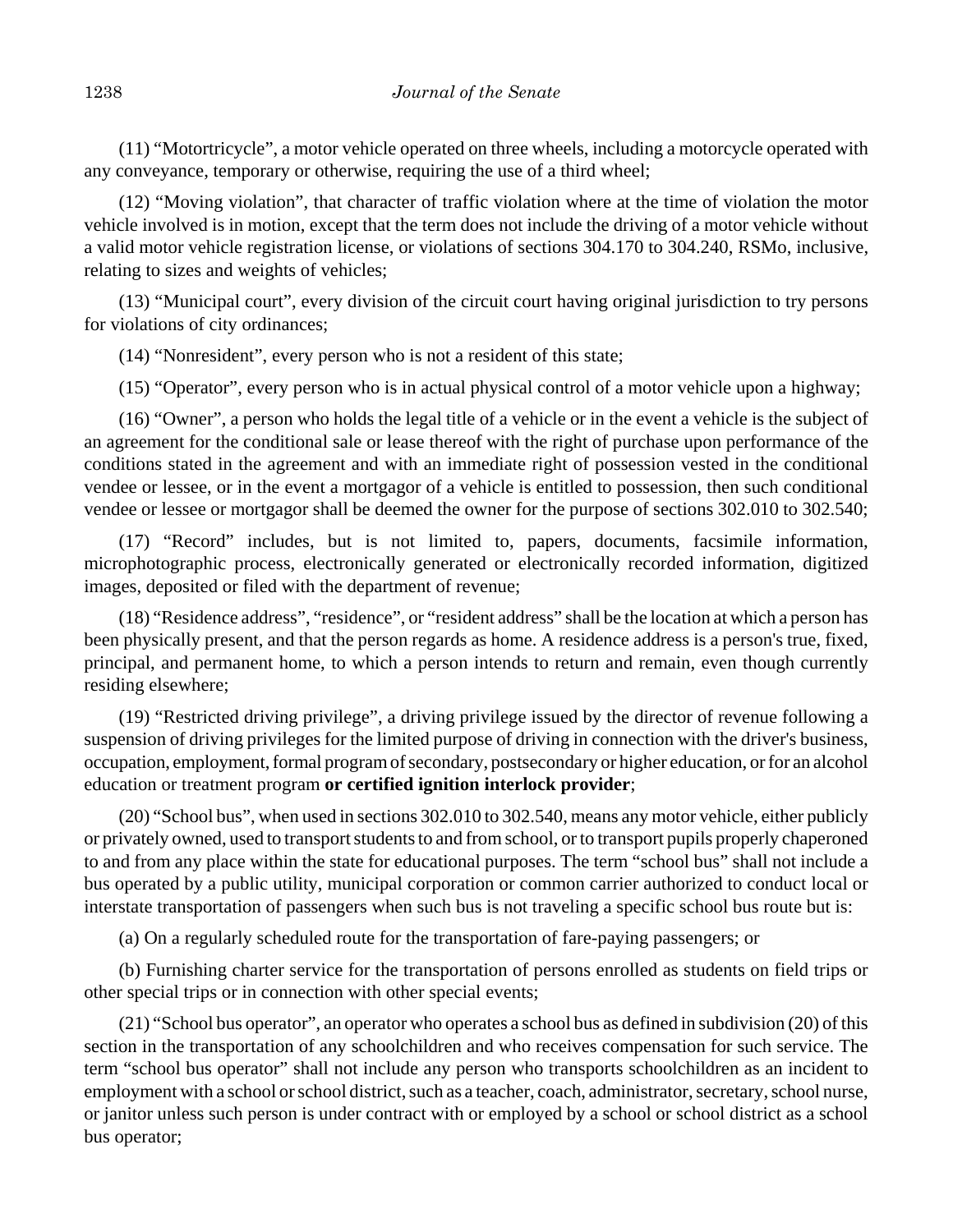(11) "Motortricycle", a motor vehicle operated on three wheels, including a motorcycle operated with any conveyance, temporary or otherwise, requiring the use of a third wheel;

(12) "Moving violation", that character of traffic violation where at the time of violation the motor vehicle involved is in motion, except that the term does not include the driving of a motor vehicle without a valid motor vehicle registration license, or violations of sections 304.170 to 304.240, RSMo, inclusive, relating to sizes and weights of vehicles;

(13) "Municipal court", every division of the circuit court having original jurisdiction to try persons for violations of city ordinances;

(14) "Nonresident", every person who is not a resident of this state;

(15) "Operator", every person who is in actual physical control of a motor vehicle upon a highway;

(16) "Owner", a person who holds the legal title of a vehicle or in the event a vehicle is the subject of an agreement for the conditional sale or lease thereof with the right of purchase upon performance of the conditions stated in the agreement and with an immediate right of possession vested in the conditional vendee or lessee, or in the event a mortgagor of a vehicle is entitled to possession, then such conditional vendee or lessee or mortgagor shall be deemed the owner for the purpose of sections 302.010 to 302.540;

(17) "Record" includes, but is not limited to, papers, documents, facsimile information, microphotographic process, electronically generated or electronically recorded information, digitized images, deposited or filed with the department of revenue;

(18) "Residence address", "residence", or "resident address" shall be the location at which a person has been physically present, and that the person regards as home. A residence address is a person's true, fixed, principal, and permanent home, to which a person intends to return and remain, even though currently residing elsewhere;

(19) "Restricted driving privilege", a driving privilege issued by the director of revenue following a suspension of driving privileges for the limited purpose of driving in connection with the driver's business, occupation, employment, formal program of secondary, postsecondary or higher education, or for an alcohol education or treatment program **or certified ignition interlock provider**;

(20) "School bus", when used in sections 302.010 to 302.540, means any motor vehicle, either publicly or privately owned, used to transport students to and from school, or to transport pupils properly chaperoned to and from any place within the state for educational purposes. The term "school bus" shall not include a bus operated by a public utility, municipal corporation or common carrier authorized to conduct local or interstate transportation of passengers when such bus is not traveling a specific school bus route but is:

(a) On a regularly scheduled route for the transportation of fare-paying passengers; or

(b) Furnishing charter service for the transportation of persons enrolled as students on field trips or other special trips or in connection with other special events;

(21) "School bus operator", an operator who operates a school bus as defined in subdivision (20) of this section in the transportation of any schoolchildren and who receives compensation for such service. The term "school bus operator" shall not include any person who transports schoolchildren as an incident to employment with a school or school district, such as a teacher, coach, administrator, secretary, school nurse, or janitor unless such person is under contract with or employed by a school or school district as a school bus operator;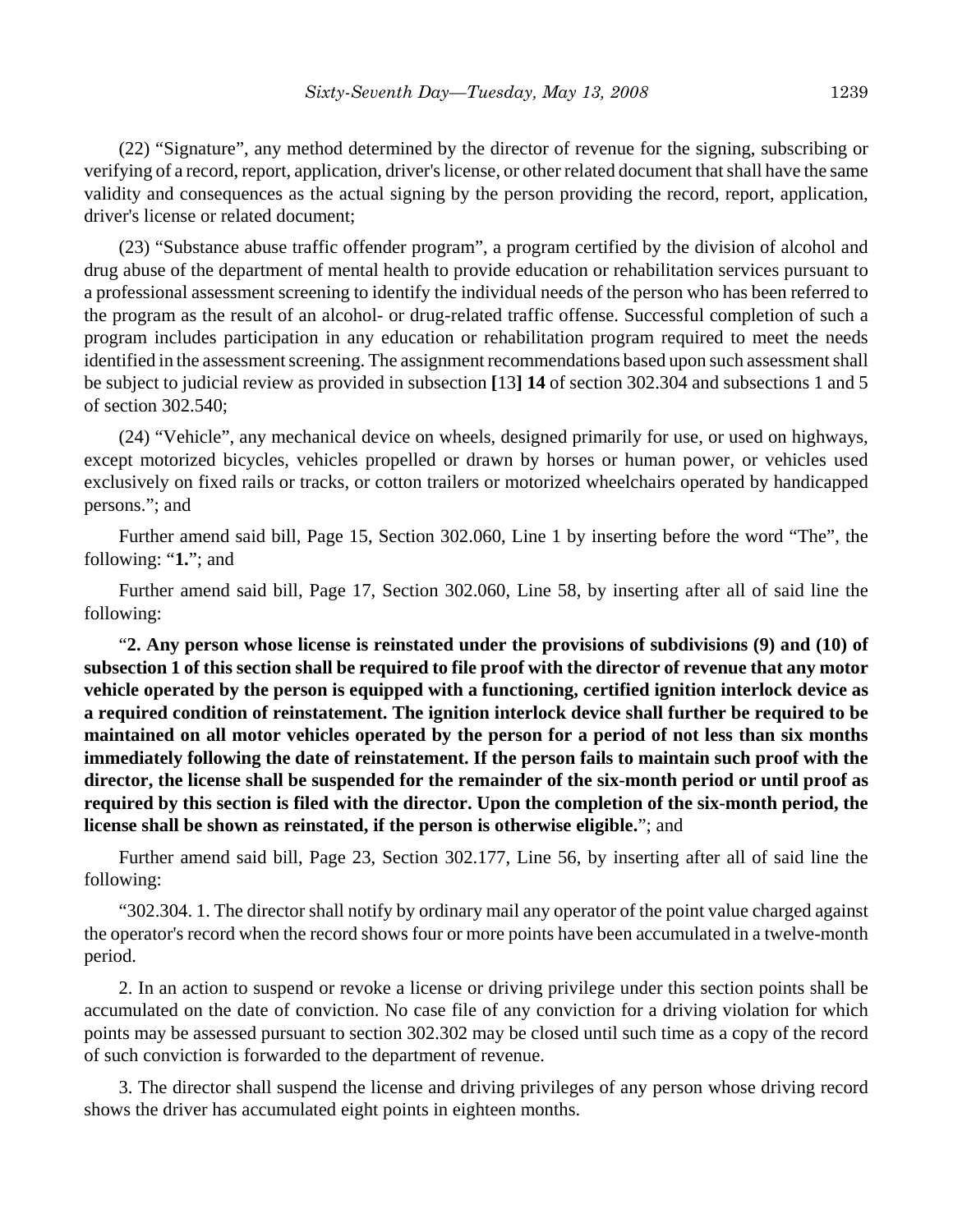(22) “Signature”, any method determined by the director of revenue for the signing, subscribing or verifying of a record, report, application, driver's license, or other related document that shall have the same validity and consequences as the actual signing by the person providing the record, report, application, driver's license or related document;

(23) “Substance abuse traffic offender program”, a program certified by the division of alcohol and drug abuse of the department of mental health to provide education or rehabilitation services pursuant to a professional assessment screening to identify the individual needs of the person who has been referred to the program as the result of an alcohol- or drug-related traffic offense. Successful completion of such a program includes participation in any education or rehabilitation program required to meet the needs identified in the assessment screening. The assignment recommendations based upon such assessment shall be subject to judicial review as provided in subsection **[**13**] 14** of section 302.304 and subsections 1 and 5 of section 302.540;

(24) “Vehicle”, any mechanical device on wheels, designed primarily for use, or used on highways, except motorized bicycles, vehicles propelled or drawn by horses or human power, or vehicles used exclusively on fixed rails or tracks, or cotton trailers or motorized wheelchairs operated by handicapped persons.”; and

Further amend said bill, Page 15, Section 302.060, Line 1 by inserting before the word “The”, the following: “**1.**”; and

Further amend said bill, Page 17, Section 302.060, Line 58, by inserting after all of said line the following:

“**2. Any person whose license is reinstated under the provisions of subdivisions (9) and (10) of subsection 1 of this section shall be required to file proof with the director of revenue that any motor vehicle operated by the person is equipped with a functioning, certified ignition interlock device as a required condition of reinstatement. The ignition interlock device shall further be required to be maintained on all motor vehicles operated by the person for a period of not less than six months immediately following the date of reinstatement. If the person fails to maintain such proof with the director, the license shall be suspended for the remainder of the six-month period or until proof as required by this section is filed with the director. Upon the completion of the six-month period, the license shall be shown as reinstated, if the person is otherwise eligible.**”; and

Further amend said bill, Page 23, Section 302.177, Line 56, by inserting after all of said line the following:

“302.304. 1. The director shall notify by ordinary mail any operator of the point value charged against the operator's record when the record shows four or more points have been accumulated in a twelve-month period.

2. In an action to suspend or revoke a license or driving privilege under this section points shall be accumulated on the date of conviction. No case file of any conviction for a driving violation for which points may be assessed pursuant to section 302.302 may be closed until such time as a copy of the record of such conviction is forwarded to the department of revenue.

3. The director shall suspend the license and driving privileges of any person whose driving record shows the driver has accumulated eight points in eighteen months.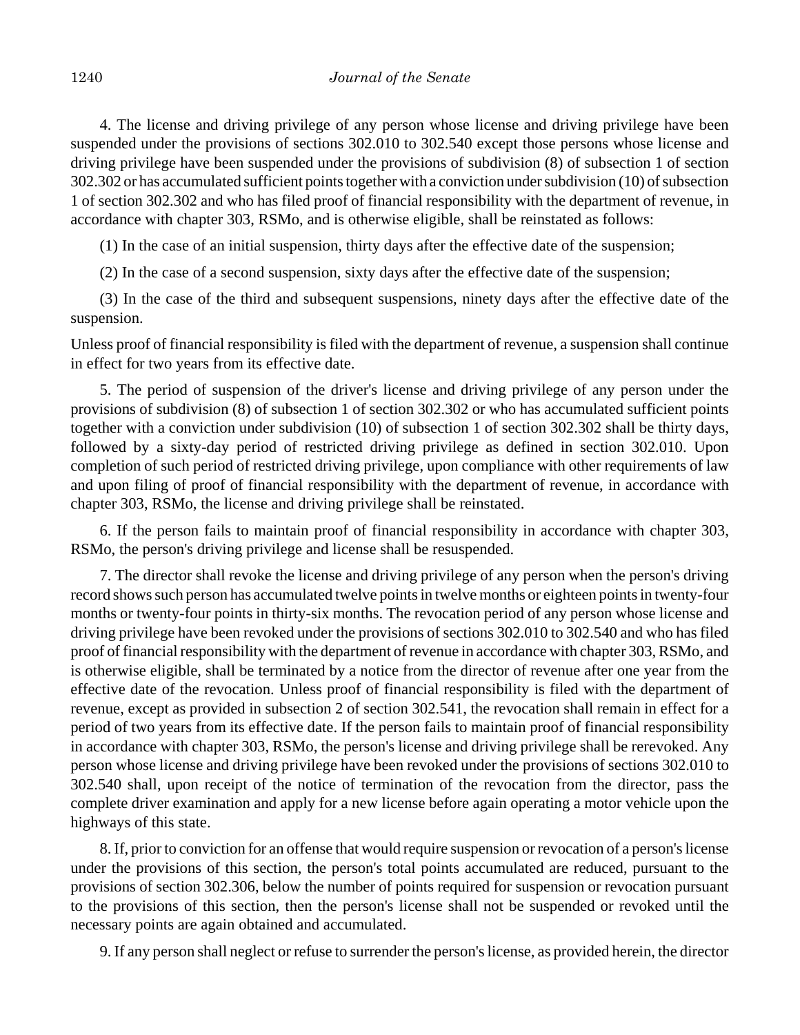4. The license and driving privilege of any person whose license and driving privilege have been suspended under the provisions of sections 302.010 to 302.540 except those persons whose license and driving privilege have been suspended under the provisions of subdivision (8) of subsection 1 of section 302.302 or has accumulated sufficient points together with a conviction under subdivision (10) of subsection 1 of section 302.302 and who has filed proof of financial responsibility with the department of revenue, in accordance with chapter 303, RSMo, and is otherwise eligible, shall be reinstated as follows:

(1) In the case of an initial suspension, thirty days after the effective date of the suspension;

(2) In the case of a second suspension, sixty days after the effective date of the suspension;

(3) In the case of the third and subsequent suspensions, ninety days after the effective date of the suspension.

Unless proof of financial responsibility is filed with the department of revenue, a suspension shall continue in effect for two years from its effective date.

5. The period of suspension of the driver's license and driving privilege of any person under the provisions of subdivision (8) of subsection 1 of section 302.302 or who has accumulated sufficient points together with a conviction under subdivision (10) of subsection 1 of section 302.302 shall be thirty days, followed by a sixty-day period of restricted driving privilege as defined in section 302.010. Upon completion of such period of restricted driving privilege, upon compliance with other requirements of law and upon filing of proof of financial responsibility with the department of revenue, in accordance with chapter 303, RSMo, the license and driving privilege shall be reinstated.

6. If the person fails to maintain proof of financial responsibility in accordance with chapter 303, RSMo, the person's driving privilege and license shall be resuspended.

7. The director shall revoke the license and driving privilege of any person when the person's driving record shows such person has accumulated twelve points in twelve months or eighteen points in twenty-four months or twenty-four points in thirty-six months. The revocation period of any person whose license and driving privilege have been revoked under the provisions of sections 302.010 to 302.540 and who has filed proof of financial responsibility with the department of revenue in accordance with chapter 303, RSMo, and is otherwise eligible, shall be terminated by a notice from the director of revenue after one year from the effective date of the revocation. Unless proof of financial responsibility is filed with the department of revenue, except as provided in subsection 2 of section 302.541, the revocation shall remain in effect for a period of two years from its effective date. If the person fails to maintain proof of financial responsibility in accordance with chapter 303, RSMo, the person's license and driving privilege shall be rerevoked. Any person whose license and driving privilege have been revoked under the provisions of sections 302.010 to 302.540 shall, upon receipt of the notice of termination of the revocation from the director, pass the complete driver examination and apply for a new license before again operating a motor vehicle upon the highways of this state.

8. If, prior to conviction for an offense that would require suspension or revocation of a person's license under the provisions of this section, the person's total points accumulated are reduced, pursuant to the provisions of section 302.306, below the number of points required for suspension or revocation pursuant to the provisions of this section, then the person's license shall not be suspended or revoked until the necessary points are again obtained and accumulated.

9. If any person shall neglect or refuse to surrender the person's license, as provided herein, the director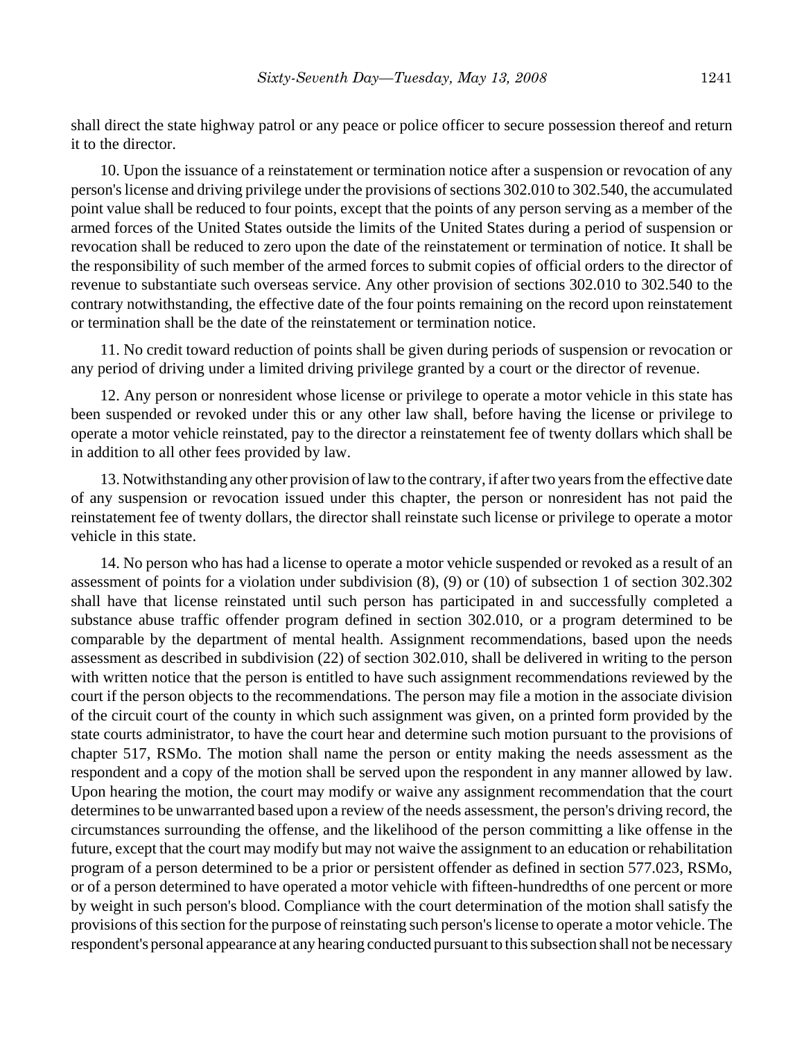shall direct the state highway patrol or any peace or police officer to secure possession thereof and return it to the director.

10. Upon the issuance of a reinstatement or termination notice after a suspension or revocation of any person's license and driving privilege under the provisions of sections 302.010 to 302.540, the accumulated point value shall be reduced to four points, except that the points of any person serving as a member of the armed forces of the United States outside the limits of the United States during a period of suspension or revocation shall be reduced to zero upon the date of the reinstatement or termination of notice. It shall be the responsibility of such member of the armed forces to submit copies of official orders to the director of revenue to substantiate such overseas service. Any other provision of sections 302.010 to 302.540 to the contrary notwithstanding, the effective date of the four points remaining on the record upon reinstatement or termination shall be the date of the reinstatement or termination notice.

11. No credit toward reduction of points shall be given during periods of suspension or revocation or any period of driving under a limited driving privilege granted by a court or the director of revenue.

12. Any person or nonresident whose license or privilege to operate a motor vehicle in this state has been suspended or revoked under this or any other law shall, before having the license or privilege to operate a motor vehicle reinstated, pay to the director a reinstatement fee of twenty dollars which shall be in addition to all other fees provided by law.

13. Notwithstanding any other provision of law to the contrary, if after two years from the effective date of any suspension or revocation issued under this chapter, the person or nonresident has not paid the reinstatement fee of twenty dollars, the director shall reinstate such license or privilege to operate a motor vehicle in this state.

14. No person who has had a license to operate a motor vehicle suspended or revoked as a result of an assessment of points for a violation under subdivision (8), (9) or (10) of subsection 1 of section 302.302 shall have that license reinstated until such person has participated in and successfully completed a substance abuse traffic offender program defined in section 302.010, or a program determined to be comparable by the department of mental health. Assignment recommendations, based upon the needs assessment as described in subdivision (22) of section 302.010, shall be delivered in writing to the person with written notice that the person is entitled to have such assignment recommendations reviewed by the court if the person objects to the recommendations. The person may file a motion in the associate division of the circuit court of the county in which such assignment was given, on a printed form provided by the state courts administrator, to have the court hear and determine such motion pursuant to the provisions of chapter 517, RSMo. The motion shall name the person or entity making the needs assessment as the respondent and a copy of the motion shall be served upon the respondent in any manner allowed by law. Upon hearing the motion, the court may modify or waive any assignment recommendation that the court determines to be unwarranted based upon a review of the needs assessment, the person's driving record, the circumstances surrounding the offense, and the likelihood of the person committing a like offense in the future, except that the court may modify but may not waive the assignment to an education or rehabilitation program of a person determined to be a prior or persistent offender as defined in section 577.023, RSMo, or of a person determined to have operated a motor vehicle with fifteen-hundredths of one percent or more by weight in such person's blood. Compliance with the court determination of the motion shall satisfy the provisions of this section for the purpose of reinstating such person's license to operate a motor vehicle. The respondent's personal appearance at any hearing conducted pursuant to this subsection shall not be necessary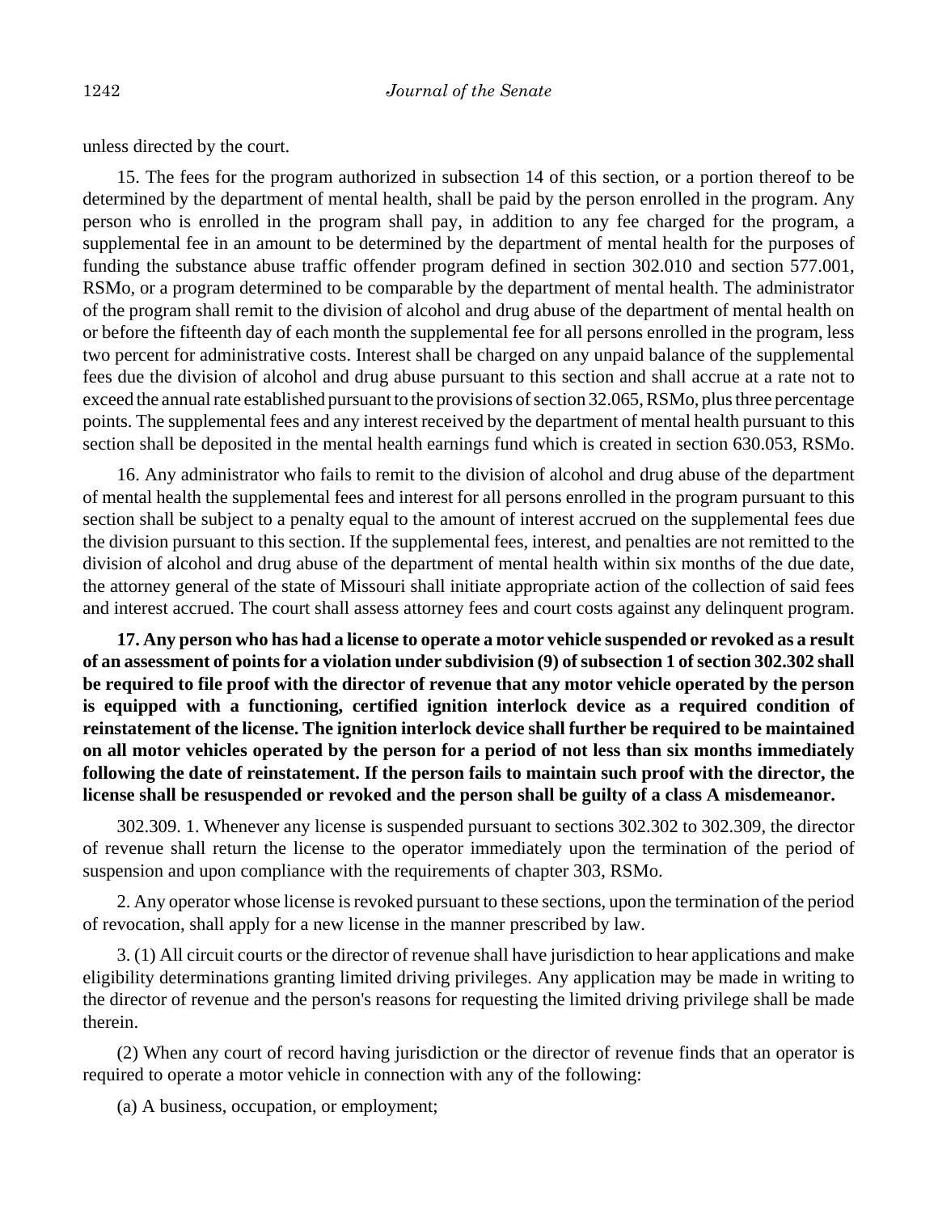unless directed by the court.

15. The fees for the program authorized in subsection 14 of this section, or a portion thereof to be determined by the department of mental health, shall be paid by the person enrolled in the program. Any person who is enrolled in the program shall pay, in addition to any fee charged for the program, a supplemental fee in an amount to be determined by the department of mental health for the purposes of funding the substance abuse traffic offender program defined in section 302.010 and section 577.001, RSMo, or a program determined to be comparable by the department of mental health. The administrator of the program shall remit to the division of alcohol and drug abuse of the department of mental health on or before the fifteenth day of each month the supplemental fee for all persons enrolled in the program, less two percent for administrative costs. Interest shall be charged on any unpaid balance of the supplemental fees due the division of alcohol and drug abuse pursuant to this section and shall accrue at a rate not to exceed the annual rate established pursuant to the provisions of section 32.065, RSMo, plus three percentage points. The supplemental fees and any interest received by the department of mental health pursuant to this section shall be deposited in the mental health earnings fund which is created in section 630.053, RSMo.

16. Any administrator who fails to remit to the division of alcohol and drug abuse of the department of mental health the supplemental fees and interest for all persons enrolled in the program pursuant to this section shall be subject to a penalty equal to the amount of interest accrued on the supplemental fees due the division pursuant to this section. If the supplemental fees, interest, and penalties are not remitted to the division of alcohol and drug abuse of the department of mental health within six months of the due date, the attorney general of the state of Missouri shall initiate appropriate action of the collection of said fees and interest accrued. The court shall assess attorney fees and court costs against any delinquent program.

**17. Any person who has had a license to operate a motor vehicle suspended or revoked as a result of an assessment of points for a violation under subdivision (9) of subsection 1 of section 302.302 shall be required to file proof with the director of revenue that any motor vehicle operated by the person is equipped with a functioning, certified ignition interlock device as a required condition of reinstatement of the license. The ignition interlock device shall further be required to be maintained on all motor vehicles operated by the person for a period of not less than six months immediately following the date of reinstatement. If the person fails to maintain such proof with the director, the license shall be resuspended or revoked and the person shall be guilty of a class A misdemeanor.**

302.309. 1. Whenever any license is suspended pursuant to sections 302.302 to 302.309, the director of revenue shall return the license to the operator immediately upon the termination of the period of suspension and upon compliance with the requirements of chapter 303, RSMo.

2. Any operator whose license is revoked pursuant to these sections, upon the termination of the period of revocation, shall apply for a new license in the manner prescribed by law.

3. (1) All circuit courts or the director of revenue shall have jurisdiction to hear applications and make eligibility determinations granting limited driving privileges. Any application may be made in writing to the director of revenue and the person's reasons for requesting the limited driving privilege shall be made therein.

(2) When any court of record having jurisdiction or the director of revenue finds that an operator is required to operate a motor vehicle in connection with any of the following:

(a) A business, occupation, or employment;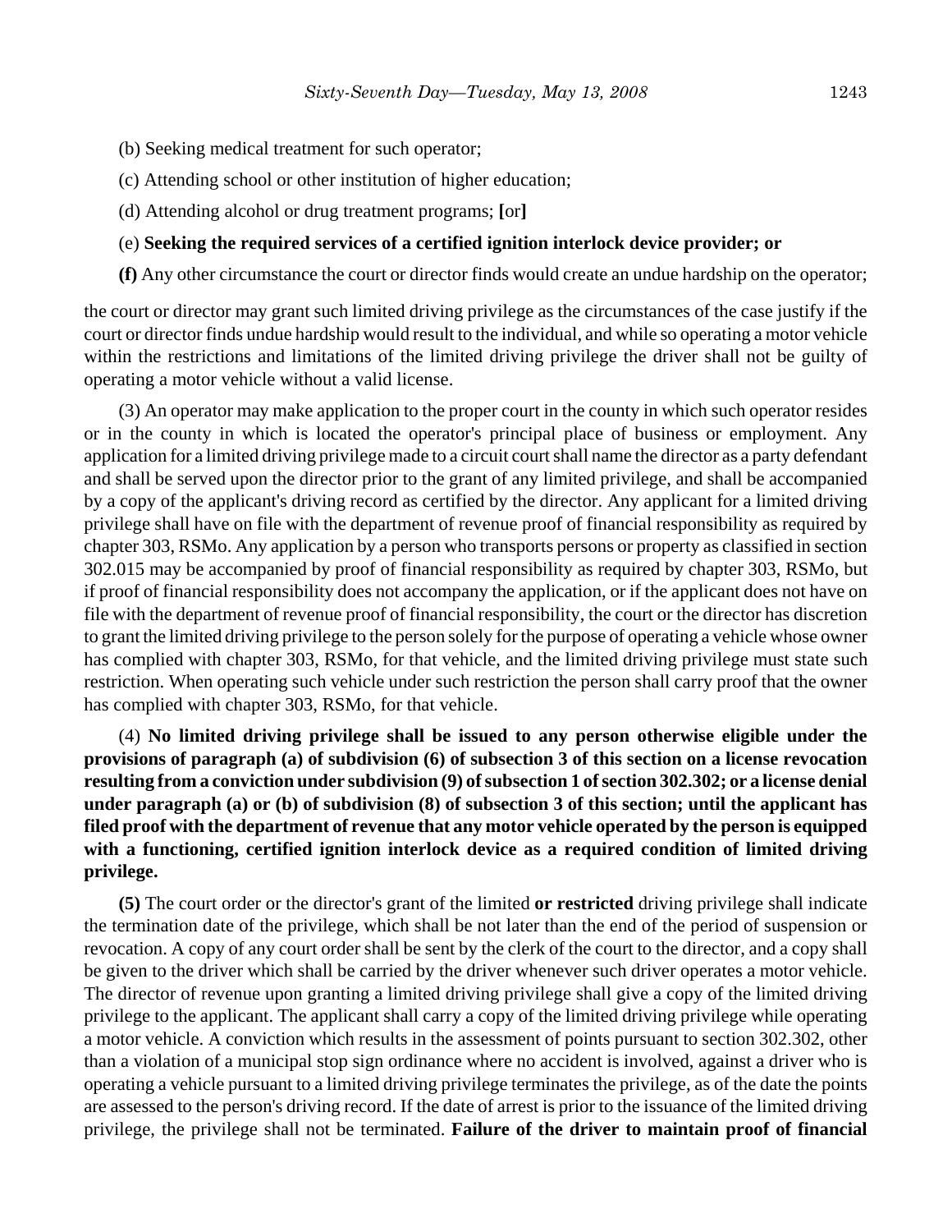(b) Seeking medical treatment for such operator;

(c) Attending school or other institution of higher education;

(d) Attending alcohol or drug treatment programs; **[**or**]**

(e) **Seeking the required services of a certified ignition interlock device provider; or**

**(f)** Any other circumstance the court or director finds would create an undue hardship on the operator;

the court or director may grant such limited driving privilege as the circumstances of the case justify if the court or director finds undue hardship would result to the individual, and while so operating a motor vehicle within the restrictions and limitations of the limited driving privilege the driver shall not be guilty of operating a motor vehicle without a valid license.

(3) An operator may make application to the proper court in the county in which such operator resides or in the county in which is located the operator's principal place of business or employment. Any application for a limited driving privilege made to a circuit court shall name the director as a party defendant and shall be served upon the director prior to the grant of any limited privilege, and shall be accompanied by a copy of the applicant's driving record as certified by the director. Any applicant for a limited driving privilege shall have on file with the department of revenue proof of financial responsibility as required by chapter 303, RSMo. Any application by a person who transports persons or property as classified in section 302.015 may be accompanied by proof of financial responsibility as required by chapter 303, RSMo, but if proof of financial responsibility does not accompany the application, or if the applicant does not have on file with the department of revenue proof of financial responsibility, the court or the director has discretion to grant the limited driving privilege to the person solely for the purpose of operating a vehicle whose owner has complied with chapter 303, RSMo, for that vehicle, and the limited driving privilege must state such restriction. When operating such vehicle under such restriction the person shall carry proof that the owner has complied with chapter 303, RSMo, for that vehicle.

(4) **No limited driving privilege shall be issued to any person otherwise eligible under the provisions of paragraph (a) of subdivision (6) of subsection 3 of this section on a license revocation resulting from a conviction under subdivision (9) of subsection 1 of section 302.302; or a license denial under paragraph (a) or (b) of subdivision (8) of subsection 3 of this section; until the applicant has filed proof with the department of revenue that any motor vehicle operated by the person is equipped with a functioning, certified ignition interlock device as a required condition of limited driving privilege.**

**(5)** The court order or the director's grant of the limited **or restricted** driving privilege shall indicate the termination date of the privilege, which shall be not later than the end of the period of suspension or revocation. A copy of any court order shall be sent by the clerk of the court to the director, and a copy shall be given to the driver which shall be carried by the driver whenever such driver operates a motor vehicle. The director of revenue upon granting a limited driving privilege shall give a copy of the limited driving privilege to the applicant. The applicant shall carry a copy of the limited driving privilege while operating a motor vehicle. A conviction which results in the assessment of points pursuant to section 302.302, other than a violation of a municipal stop sign ordinance where no accident is involved, against a driver who is operating a vehicle pursuant to a limited driving privilege terminates the privilege, as of the date the points are assessed to the person's driving record. If the date of arrest is prior to the issuance of the limited driving privilege, the privilege shall not be terminated. **Failure of the driver to maintain proof of financial**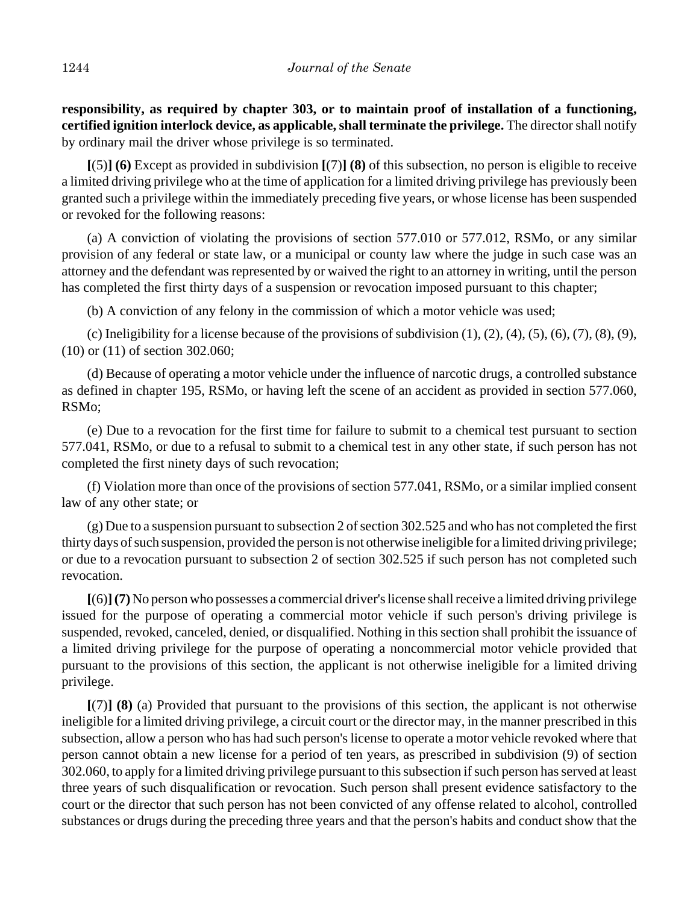**responsibility, as required by chapter 303, or to maintain proof of installation of a functioning, certified ignition interlock device, as applicable, shall terminate the privilege.** The director shall notify by ordinary mail the driver whose privilege is so terminated.

**[**(5)**] (6)** Except as provided in subdivision **[**(7)**] (8)** of this subsection, no person is eligible to receive a limited driving privilege who at the time of application for a limited driving privilege has previously been granted such a privilege within the immediately preceding five years, or whose license has been suspended or revoked for the following reasons:

(a) A conviction of violating the provisions of section 577.010 or 577.012, RSMo, or any similar provision of any federal or state law, or a municipal or county law where the judge in such case was an attorney and the defendant was represented by or waived the right to an attorney in writing, until the person has completed the first thirty days of a suspension or revocation imposed pursuant to this chapter;

(b) A conviction of any felony in the commission of which a motor vehicle was used;

(c) Ineligibility for a license because of the provisions of subdivision (1), (2), (4), (5), (6), (7), (8), (9), (10) or (11) of section 302.060;

(d) Because of operating a motor vehicle under the influence of narcotic drugs, a controlled substance as defined in chapter 195, RSMo, or having left the scene of an accident as provided in section 577.060, RSMo;

(e) Due to a revocation for the first time for failure to submit to a chemical test pursuant to section 577.041, RSMo, or due to a refusal to submit to a chemical test in any other state, if such person has not completed the first ninety days of such revocation;

(f) Violation more than once of the provisions of section 577.041, RSMo, or a similar implied consent law of any other state; or

(g) Due to a suspension pursuant to subsection 2 of section 302.525 and who has not completed the first thirty days of such suspension, provided the person is not otherwise ineligible for a limited driving privilege; or due to a revocation pursuant to subsection 2 of section 302.525 if such person has not completed such revocation.

**[**(6)**] (7)** No person who possesses a commercial driver's license shall receive a limited driving privilege issued for the purpose of operating a commercial motor vehicle if such person's driving privilege is suspended, revoked, canceled, denied, or disqualified. Nothing in this section shall prohibit the issuance of a limited driving privilege for the purpose of operating a noncommercial motor vehicle provided that pursuant to the provisions of this section, the applicant is not otherwise ineligible for a limited driving privilege.

**[**(7)**] (8)** (a) Provided that pursuant to the provisions of this section, the applicant is not otherwise ineligible for a limited driving privilege, a circuit court or the director may, in the manner prescribed in this subsection, allow a person who has had such person's license to operate a motor vehicle revoked where that person cannot obtain a new license for a period of ten years, as prescribed in subdivision (9) of section 302.060, to apply for a limited driving privilege pursuant to this subsection if such person has served at least three years of such disqualification or revocation. Such person shall present evidence satisfactory to the court or the director that such person has not been convicted of any offense related to alcohol, controlled substances or drugs during the preceding three years and that the person's habits and conduct show that the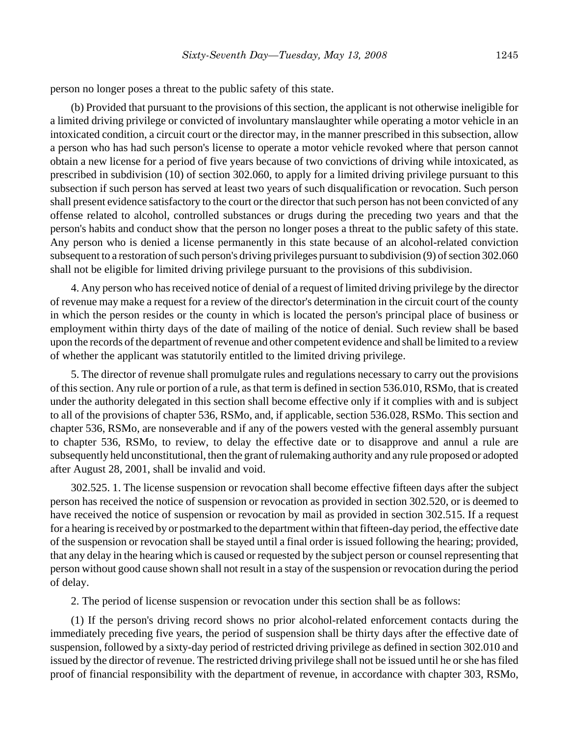person no longer poses a threat to the public safety of this state.

(b) Provided that pursuant to the provisions of this section, the applicant is not otherwise ineligible for a limited driving privilege or convicted of involuntary manslaughter while operating a motor vehicle in an intoxicated condition, a circuit court or the director may, in the manner prescribed in this subsection, allow a person who has had such person's license to operate a motor vehicle revoked where that person cannot obtain a new license for a period of five years because of two convictions of driving while intoxicated, as prescribed in subdivision (10) of section 302.060, to apply for a limited driving privilege pursuant to this subsection if such person has served at least two years of such disqualification or revocation. Such person shall present evidence satisfactory to the court or the director that such person has not been convicted of any offense related to alcohol, controlled substances or drugs during the preceding two years and that the person's habits and conduct show that the person no longer poses a threat to the public safety of this state. Any person who is denied a license permanently in this state because of an alcohol-related conviction subsequent to a restoration of such person's driving privileges pursuant to subdivision (9) of section 302.060 shall not be eligible for limited driving privilege pursuant to the provisions of this subdivision.

4. Any person who has received notice of denial of a request of limited driving privilege by the director of revenue may make a request for a review of the director's determination in the circuit court of the county in which the person resides or the county in which is located the person's principal place of business or employment within thirty days of the date of mailing of the notice of denial. Such review shall be based upon the records of the department of revenue and other competent evidence and shall be limited to a review of whether the applicant was statutorily entitled to the limited driving privilege.

5. The director of revenue shall promulgate rules and regulations necessary to carry out the provisions of this section. Any rule or portion of a rule, as that term is defined in section 536.010, RSMo, that is created under the authority delegated in this section shall become effective only if it complies with and is subject to all of the provisions of chapter 536, RSMo, and, if applicable, section 536.028, RSMo. This section and chapter 536, RSMo, are nonseverable and if any of the powers vested with the general assembly pursuant to chapter 536, RSMo, to review, to delay the effective date or to disapprove and annul a rule are subsequently held unconstitutional, then the grant of rulemaking authority and any rule proposed or adopted after August 28, 2001, shall be invalid and void.

302.525. 1. The license suspension or revocation shall become effective fifteen days after the subject person has received the notice of suspension or revocation as provided in section 302.520, or is deemed to have received the notice of suspension or revocation by mail as provided in section 302.515. If a request for a hearing is received by or postmarked to the department within that fifteen-day period, the effective date of the suspension or revocation shall be stayed until a final order is issued following the hearing; provided, that any delay in the hearing which is caused or requested by the subject person or counsel representing that person without good cause shown shall not result in a stay of the suspension or revocation during the period of delay.

2. The period of license suspension or revocation under this section shall be as follows:

(1) If the person's driving record shows no prior alcohol-related enforcement contacts during the immediately preceding five years, the period of suspension shall be thirty days after the effective date of suspension, followed by a sixty-day period of restricted driving privilege as defined in section 302.010 and issued by the director of revenue. The restricted driving privilege shall not be issued until he or she has filed proof of financial responsibility with the department of revenue, in accordance with chapter 303, RSMo,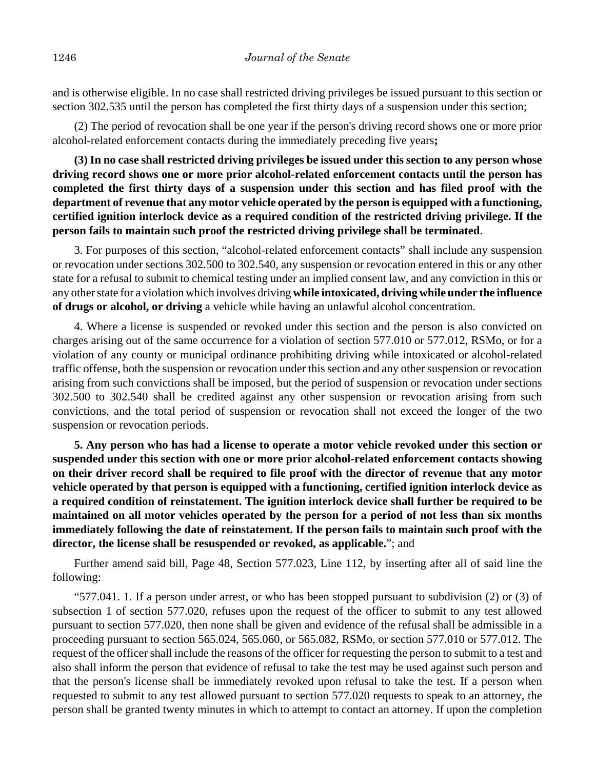and is otherwise eligible. In no case shall restricted driving privileges be issued pursuant to this section or section 302.535 until the person has completed the first thirty days of a suspension under this section;

(2) The period of revocation shall be one year if the person's driving record shows one or more prior alcohol-related enforcement contacts during the immediately preceding five years**;**

**(3) In no case shall restricted driving privileges be issued under this section to any person whose driving record shows one or more prior alcohol-related enforcement contacts until the person has completed the first thirty days of a suspension under this section and has filed proof with the department of revenue that any motor vehicle operated by the person is equipped with a functioning, certified ignition interlock device as a required condition of the restricted driving privilege. If the person fails to maintain such proof the restricted driving privilege shall be terminated**.

3. For purposes of this section, "alcohol-related enforcement contacts" shall include any suspension or revocation under sections 302.500 to 302.540, any suspension or revocation entered in this or any other state for a refusal to submit to chemical testing under an implied consent law, and any conviction in this or any other state for a violation which involves driving **while intoxicated, driving while under the influence of drugs or alcohol, or driving** a vehicle while having an unlawful alcohol concentration.

4. Where a license is suspended or revoked under this section and the person is also convicted on charges arising out of the same occurrence for a violation of section 577.010 or 577.012, RSMo, or for a violation of any county or municipal ordinance prohibiting driving while intoxicated or alcohol-related traffic offense, both the suspension or revocation under this section and any other suspension or revocation arising from such convictions shall be imposed, but the period of suspension or revocation under sections 302.500 to 302.540 shall be credited against any other suspension or revocation arising from such convictions, and the total period of suspension or revocation shall not exceed the longer of the two suspension or revocation periods.

**5. Any person who has had a license to operate a motor vehicle revoked under this section or suspended under this section with one or more prior alcohol-related enforcement contacts showing on their driver record shall be required to file proof with the director of revenue that any motor vehicle operated by that person is equipped with a functioning, certified ignition interlock device as a required condition of reinstatement. The ignition interlock device shall further be required to be maintained on all motor vehicles operated by the person for a period of not less than six months immediately following the date of reinstatement. If the person fails to maintain such proof with the director, the license shall be resuspended or revoked, as applicable.**"; and

Further amend said bill, Page 48, Section 577.023, Line 112, by inserting after all of said line the following:

"577.041. 1. If a person under arrest, or who has been stopped pursuant to subdivision (2) or (3) of subsection 1 of section 577.020, refuses upon the request of the officer to submit to any test allowed pursuant to section 577.020, then none shall be given and evidence of the refusal shall be admissible in a proceeding pursuant to section 565.024, 565.060, or 565.082, RSMo, or section 577.010 or 577.012. The request of the officer shall include the reasons of the officer for requesting the person to submit to a test and also shall inform the person that evidence of refusal to take the test may be used against such person and that the person's license shall be immediately revoked upon refusal to take the test. If a person when requested to submit to any test allowed pursuant to section 577.020 requests to speak to an attorney, the person shall be granted twenty minutes in which to attempt to contact an attorney. If upon the completion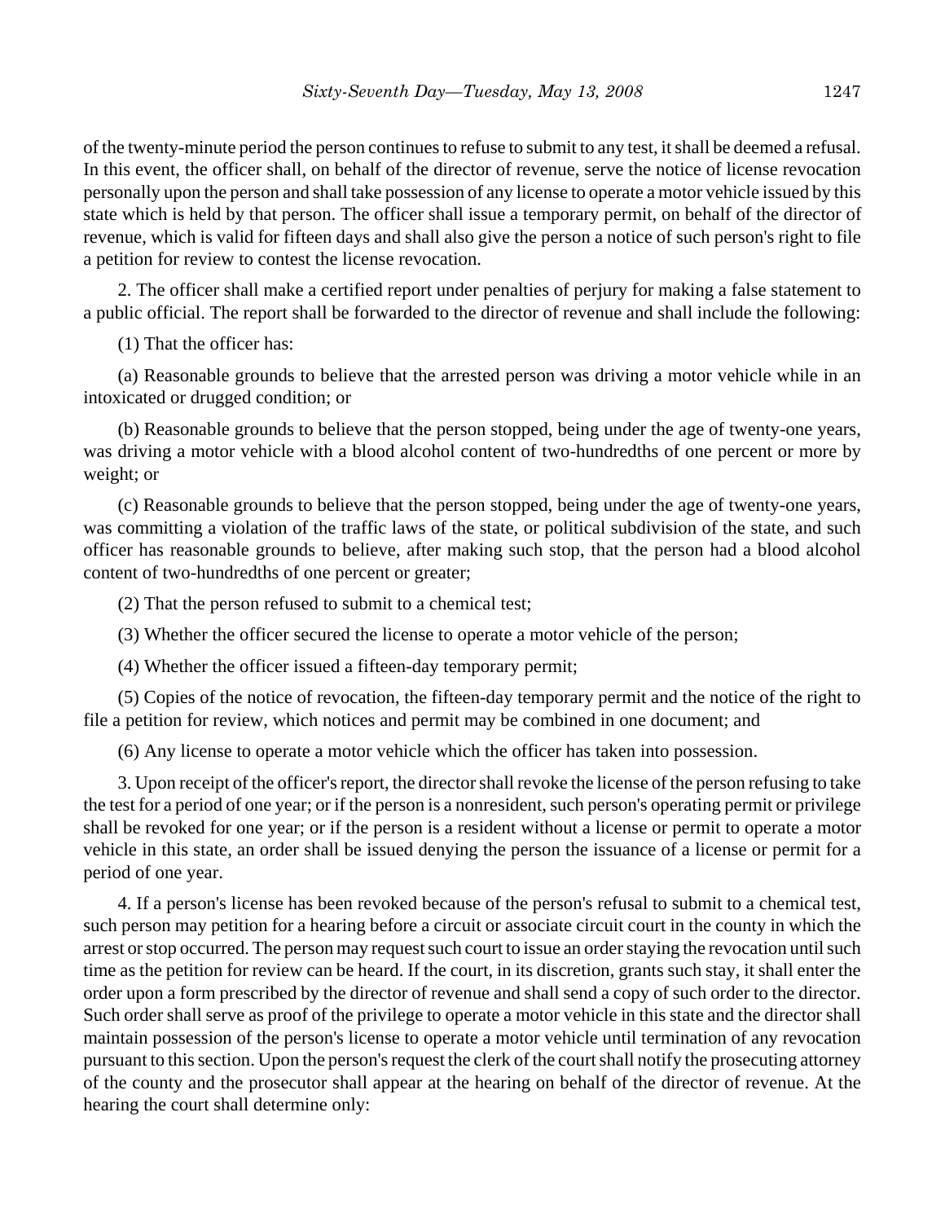of the twenty-minute period the person continues to refuse to submit to any test, it shall be deemed a refusal. In this event, the officer shall, on behalf of the director of revenue, serve the notice of license revocation personally upon the person and shall take possession of any license to operate a motor vehicle issued by this state which is held by that person. The officer shall issue a temporary permit, on behalf of the director of revenue, which is valid for fifteen days and shall also give the person a notice of such person's right to file a petition for review to contest the license revocation.

2. The officer shall make a certified report under penalties of perjury for making a false statement to a public official. The report shall be forwarded to the director of revenue and shall include the following:

(1) That the officer has:

(a) Reasonable grounds to believe that the arrested person was driving a motor vehicle while in an intoxicated or drugged condition; or

(b) Reasonable grounds to believe that the person stopped, being under the age of twenty-one years, was driving a motor vehicle with a blood alcohol content of two-hundredths of one percent or more by weight; or

(c) Reasonable grounds to believe that the person stopped, being under the age of twenty-one years, was committing a violation of the traffic laws of the state, or political subdivision of the state, and such officer has reasonable grounds to believe, after making such stop, that the person had a blood alcohol content of two-hundredths of one percent or greater;

(2) That the person refused to submit to a chemical test;

(3) Whether the officer secured the license to operate a motor vehicle of the person;

(4) Whether the officer issued a fifteen-day temporary permit;

(5) Copies of the notice of revocation, the fifteen-day temporary permit and the notice of the right to file a petition for review, which notices and permit may be combined in one document; and

(6) Any license to operate a motor vehicle which the officer has taken into possession.

3. Upon receipt of the officer's report, the director shall revoke the license of the person refusing to take the test for a period of one year; or if the person is a nonresident, such person's operating permit or privilege shall be revoked for one year; or if the person is a resident without a license or permit to operate a motor vehicle in this state, an order shall be issued denying the person the issuance of a license or permit for a period of one year.

4. If a person's license has been revoked because of the person's refusal to submit to a chemical test, such person may petition for a hearing before a circuit or associate circuit court in the county in which the arrest or stop occurred. The person may request such court to issue an order staying the revocation until such time as the petition for review can be heard. If the court, in its discretion, grants such stay, it shall enter the order upon a form prescribed by the director of revenue and shall send a copy of such order to the director. Such order shall serve as proof of the privilege to operate a motor vehicle in this state and the director shall maintain possession of the person's license to operate a motor vehicle until termination of any revocation pursuant to this section. Upon the person's request the clerk of the court shall notify the prosecuting attorney of the county and the prosecutor shall appear at the hearing on behalf of the director of revenue. At the hearing the court shall determine only: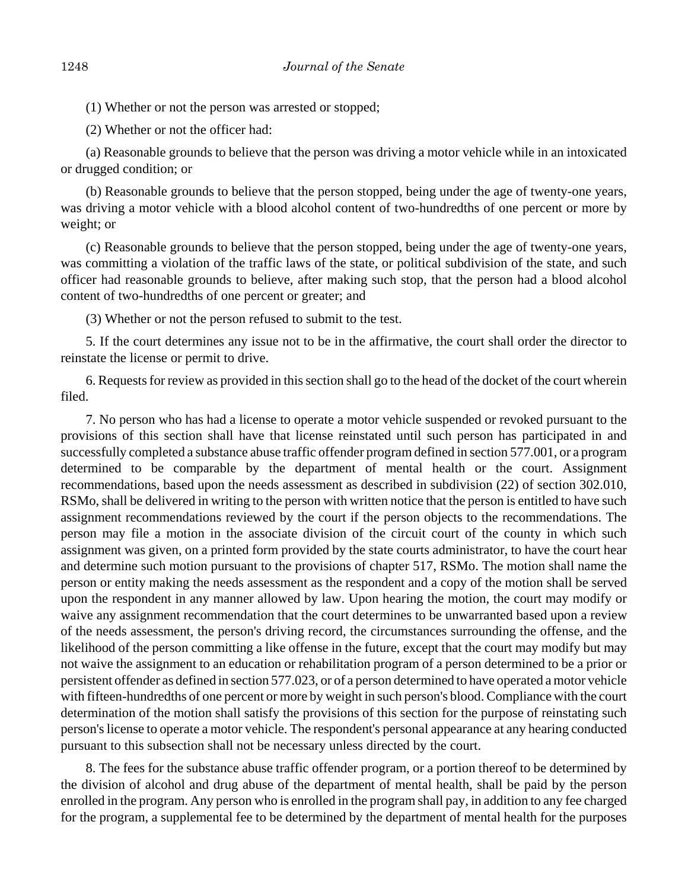(1) Whether or not the person was arrested or stopped;

(2) Whether or not the officer had:

(a) Reasonable grounds to believe that the person was driving a motor vehicle while in an intoxicated or drugged condition; or

(b) Reasonable grounds to believe that the person stopped, being under the age of twenty-one years, was driving a motor vehicle with a blood alcohol content of two-hundredths of one percent or more by weight; or

(c) Reasonable grounds to believe that the person stopped, being under the age of twenty-one years, was committing a violation of the traffic laws of the state, or political subdivision of the state, and such officer had reasonable grounds to believe, after making such stop, that the person had a blood alcohol content of two-hundredths of one percent or greater; and

(3) Whether or not the person refused to submit to the test.

5. If the court determines any issue not to be in the affirmative, the court shall order the director to reinstate the license or permit to drive.

6. Requests for review as provided in this section shall go to the head of the docket of the court wherein filed.

7. No person who has had a license to operate a motor vehicle suspended or revoked pursuant to the provisions of this section shall have that license reinstated until such person has participated in and successfully completed a substance abuse traffic offender program defined in section 577.001, or a program determined to be comparable by the department of mental health or the court. Assignment recommendations, based upon the needs assessment as described in subdivision (22) of section 302.010, RSMo, shall be delivered in writing to the person with written notice that the person is entitled to have such assignment recommendations reviewed by the court if the person objects to the recommendations. The person may file a motion in the associate division of the circuit court of the county in which such assignment was given, on a printed form provided by the state courts administrator, to have the court hear and determine such motion pursuant to the provisions of chapter 517, RSMo. The motion shall name the person or entity making the needs assessment as the respondent and a copy of the motion shall be served upon the respondent in any manner allowed by law. Upon hearing the motion, the court may modify or waive any assignment recommendation that the court determines to be unwarranted based upon a review of the needs assessment, the person's driving record, the circumstances surrounding the offense, and the likelihood of the person committing a like offense in the future, except that the court may modify but may not waive the assignment to an education or rehabilitation program of a person determined to be a prior or persistent offender as defined in section 577.023, or of a person determined to have operated a motor vehicle with fifteen-hundredths of one percent or more by weight in such person's blood. Compliance with the court determination of the motion shall satisfy the provisions of this section for the purpose of reinstating such person's license to operate a motor vehicle. The respondent's personal appearance at any hearing conducted pursuant to this subsection shall not be necessary unless directed by the court.

8. The fees for the substance abuse traffic offender program, or a portion thereof to be determined by the division of alcohol and drug abuse of the department of mental health, shall be paid by the person enrolled in the program. Any person who is enrolled in the program shall pay, in addition to any fee charged for the program, a supplemental fee to be determined by the department of mental health for the purposes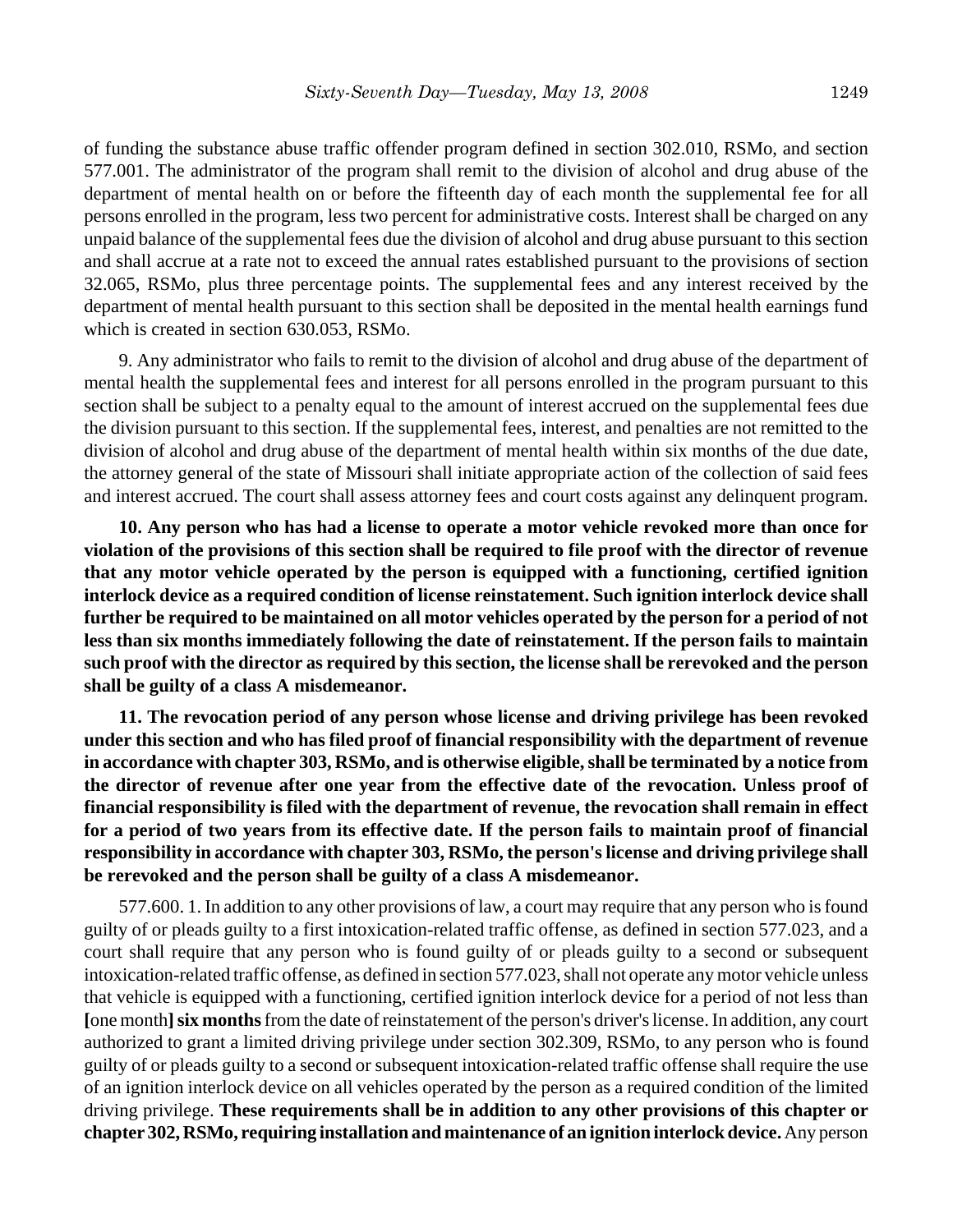of funding the substance abuse traffic offender program defined in section 302.010, RSMo, and section 577.001. The administrator of the program shall remit to the division of alcohol and drug abuse of the department of mental health on or before the fifteenth day of each month the supplemental fee for all persons enrolled in the program, less two percent for administrative costs. Interest shall be charged on any unpaid balance of the supplemental fees due the division of alcohol and drug abuse pursuant to this section and shall accrue at a rate not to exceed the annual rates established pursuant to the provisions of section 32.065, RSMo, plus three percentage points. The supplemental fees and any interest received by the department of mental health pursuant to this section shall be deposited in the mental health earnings fund which is created in section 630.053, RSMo.

9. Any administrator who fails to remit to the division of alcohol and drug abuse of the department of mental health the supplemental fees and interest for all persons enrolled in the program pursuant to this section shall be subject to a penalty equal to the amount of interest accrued on the supplemental fees due the division pursuant to this section. If the supplemental fees, interest, and penalties are not remitted to the division of alcohol and drug abuse of the department of mental health within six months of the due date, the attorney general of the state of Missouri shall initiate appropriate action of the collection of said fees and interest accrued. The court shall assess attorney fees and court costs against any delinquent program.

**10. Any person who has had a license to operate a motor vehicle revoked more than once for violation of the provisions of this section shall be required to file proof with the director of revenue that any motor vehicle operated by the person is equipped with a functioning, certified ignition interlock device as a required condition of license reinstatement. Such ignition interlock device shall further be required to be maintained on all motor vehicles operated by the person for a period of not less than six months immediately following the date of reinstatement. If the person fails to maintain such proof with the director as required by this section, the license shall be rerevoked and the person shall be guilty of a class A misdemeanor.**

**11. The revocation period of any person whose license and driving privilege has been revoked under this section and who has filed proof of financial responsibility with the department of revenue in accordance with chapter 303, RSMo, and is otherwise eligible, shall be terminated by a notice from the director of revenue after one year from the effective date of the revocation. Unless proof of financial responsibility is filed with the department of revenue, the revocation shall remain in effect for a period of two years from its effective date. If the person fails to maintain proof of financial responsibility in accordance with chapter 303, RSMo, the person's license and driving privilege shall be rerevoked and the person shall be guilty of a class A misdemeanor.**

577.600. 1. In addition to any other provisions of law, a court may require that any person who is found guilty of or pleads guilty to a first intoxication-related traffic offense, as defined in section 577.023, and a court shall require that any person who is found guilty of or pleads guilty to a second or subsequent intoxication-related traffic offense, as defined in section 577.023, shall not operate any motor vehicle unless that vehicle is equipped with a functioning, certified ignition interlock device for a period of not less than **[**one month**]** **six months** from the date of reinstatement of the person's driver's license. In addition, any court authorized to grant a limited driving privilege under section 302.309, RSMo, to any person who is found guilty of or pleads guilty to a second or subsequent intoxication-related traffic offense shall require the use of an ignition interlock device on all vehicles operated by the person as a required condition of the limited driving privilege. **These requirements shall be in addition to any other provisions of this chapter or chapter 302, RSMo, requiring installation and maintenance of an ignition interlock device.** Any person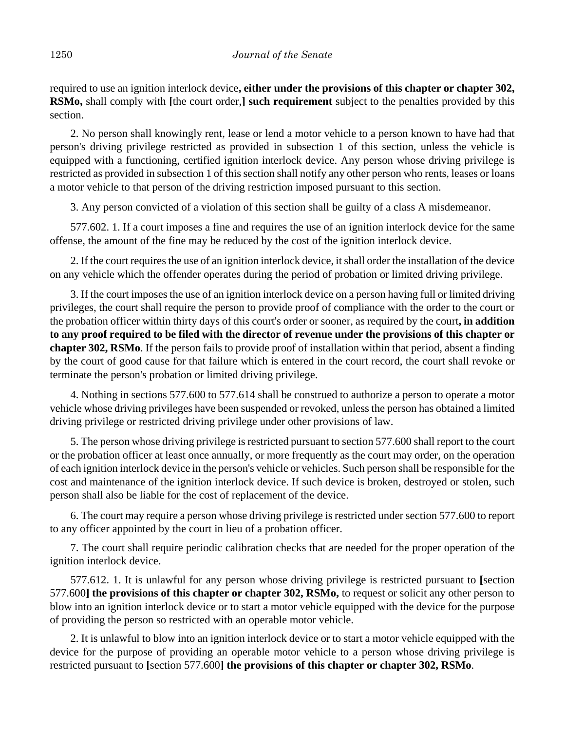required to use an ignition interlock device**, either under the provisions of this chapter or chapter 302, RSMo,** shall comply with **[**the court order,**] such requirement** subject to the penalties provided by this section.

2. No person shall knowingly rent, lease or lend a motor vehicle to a person known to have had that person's driving privilege restricted as provided in subsection 1 of this section, unless the vehicle is equipped with a functioning, certified ignition interlock device. Any person whose driving privilege is restricted as provided in subsection 1 of this section shall notify any other person who rents, leases or loans a motor vehicle to that person of the driving restriction imposed pursuant to this section.

3. Any person convicted of a violation of this section shall be guilty of a class A misdemeanor.

577.602. 1. If a court imposes a fine and requires the use of an ignition interlock device for the same offense, the amount of the fine may be reduced by the cost of the ignition interlock device.

2. If the court requires the use of an ignition interlock device, it shall order the installation of the device on any vehicle which the offender operates during the period of probation or limited driving privilege.

3. If the court imposes the use of an ignition interlock device on a person having full or limited driving privileges, the court shall require the person to provide proof of compliance with the order to the court or the probation officer within thirty days of this court's order or sooner, as required by the court**, in addition to any proof required to be filed with the director of revenue under the provisions of this chapter or chapter 302, RSMo**. If the person fails to provide proof of installation within that period, absent a finding by the court of good cause for that failure which is entered in the court record, the court shall revoke or terminate the person's probation or limited driving privilege.

4. Nothing in sections 577.600 to 577.614 shall be construed to authorize a person to operate a motor vehicle whose driving privileges have been suspended or revoked, unless the person has obtained a limited driving privilege or restricted driving privilege under other provisions of law.

5. The person whose driving privilege is restricted pursuant to section 577.600 shall report to the court or the probation officer at least once annually, or more frequently as the court may order, on the operation of each ignition interlock device in the person's vehicle or vehicles. Such person shall be responsible for the cost and maintenance of the ignition interlock device. If such device is broken, destroyed or stolen, such person shall also be liable for the cost of replacement of the device.

6. The court may require a person whose driving privilege is restricted under section 577.600 to report to any officer appointed by the court in lieu of a probation officer.

7. The court shall require periodic calibration checks that are needed for the proper operation of the ignition interlock device.

577.612. 1. It is unlawful for any person whose driving privilege is restricted pursuant to **[**section 577.600**] the provisions of this chapter or chapter 302, RSMo,** to request or solicit any other person to blow into an ignition interlock device or to start a motor vehicle equipped with the device for the purpose of providing the person so restricted with an operable motor vehicle.

2. It is unlawful to blow into an ignition interlock device or to start a motor vehicle equipped with the device for the purpose of providing an operable motor vehicle to a person whose driving privilege is restricted pursuant to **[**section 577.600**] the provisions of this chapter or chapter 302, RSMo**.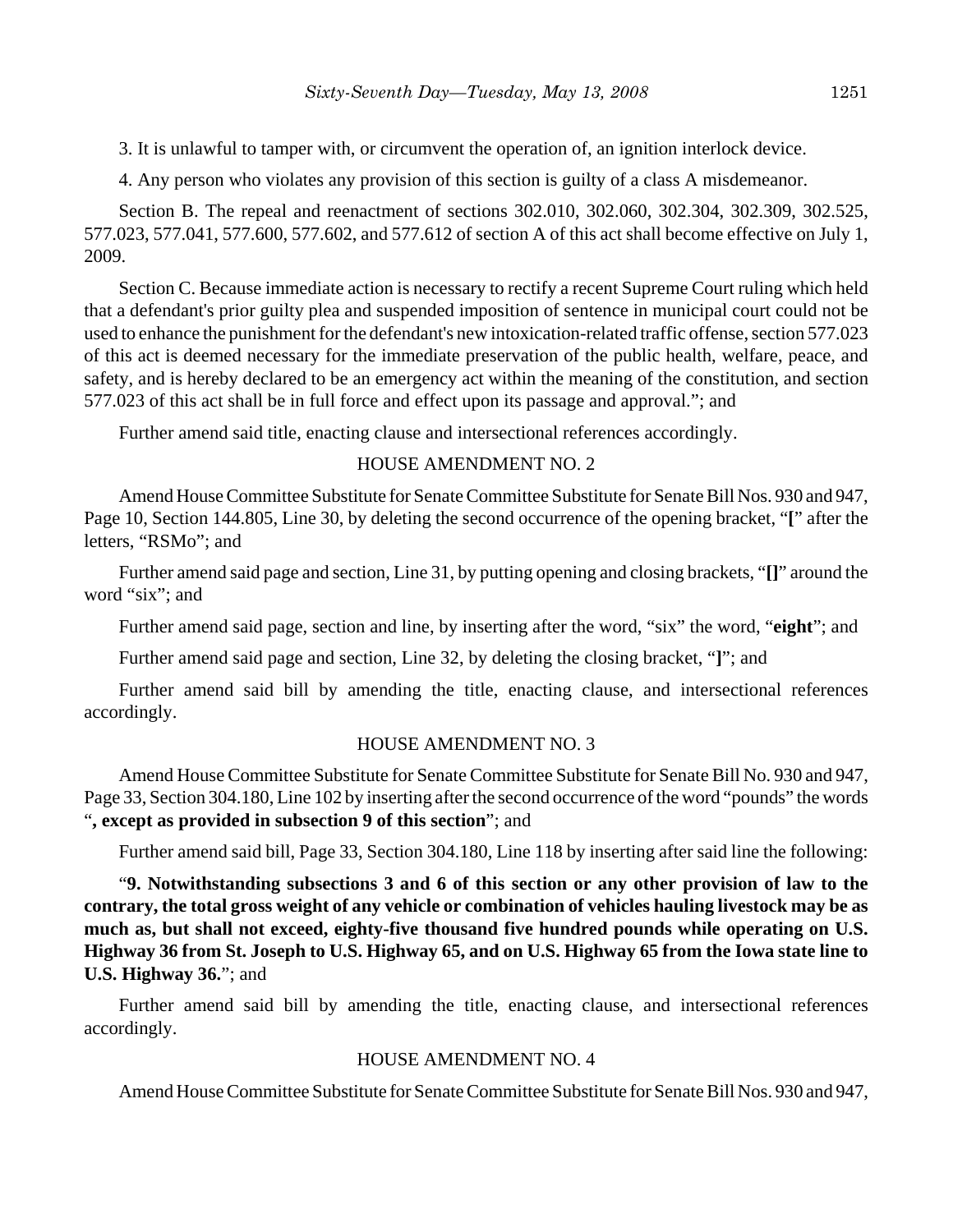3. It is unlawful to tamper with, or circumvent the operation of, an ignition interlock device.

4. Any person who violates any provision of this section is guilty of a class A misdemeanor.

Section B. The repeal and reenactment of sections 302.010, 302.060, 302.304, 302.309, 302.525, 577.023, 577.041, 577.600, 577.602, and 577.612 of section A of this act shall become effective on July 1, 2009.

Section C. Because immediate action is necessary to rectify a recent Supreme Court ruling which held that a defendant's prior guilty plea and suspended imposition of sentence in municipal court could not be used to enhance the punishment for the defendant's new intoxication-related traffic offense, section 577.023 of this act is deemed necessary for the immediate preservation of the public health, welfare, peace, and safety, and is hereby declared to be an emergency act within the meaning of the constitution, and section 577.023 of this act shall be in full force and effect upon its passage and approval."; and

Further amend said title, enacting clause and intersectional references accordingly.

HOUSE AMENDMENT NO. 2

Amend House Committee Substitute for Senate Committee Substitute for Senate Bill Nos. 930 and 947, Page 10, Section 144.805, Line 30, by deleting the second occurrence of the opening bracket, "**[**" after the letters, "RSMo"; and

Further amend said page and section, Line 31, by putting opening and closing brackets, "**[]**" around the word "six"; and

Further amend said page, section and line, by inserting after the word, "six" the word, "**eight**"; and

Further amend said page and section, Line 32, by deleting the closing bracket, "**]**"; and

Further amend said bill by amending the title, enacting clause, and intersectional references accordingly.

HOUSE AMENDMENT NO. 3

Amend House Committee Substitute for Senate Committee Substitute for Senate Bill No. 930 and 947, Page 33, Section 304.180, Line 102 by inserting after the second occurrence of the word "pounds" the words "**, except as provided in subsection 9 of this section**"; and

Further amend said bill, Page 33, Section 304.180, Line 118 by inserting after said line the following:

"**9. Notwithstanding subsections 3 and 6 of this section or any other provision of law to the contrary, the total gross weight of any vehicle or combination of vehicles hauling livestock may be as much as, but shall not exceed, eighty-five thousand five hundred pounds while operating on U.S. Highway 36 from St. Joseph to U.S. Highway 65, and on U.S. Highway 65 from the Iowa state line to U.S. Highway 36.**"; and

Further amend said bill by amending the title, enacting clause, and intersectional references accordingly.

HOUSE AMENDMENT NO. 4

Amend House Committee Substitute for Senate Committee Substitute for Senate Bill Nos. 930 and 947,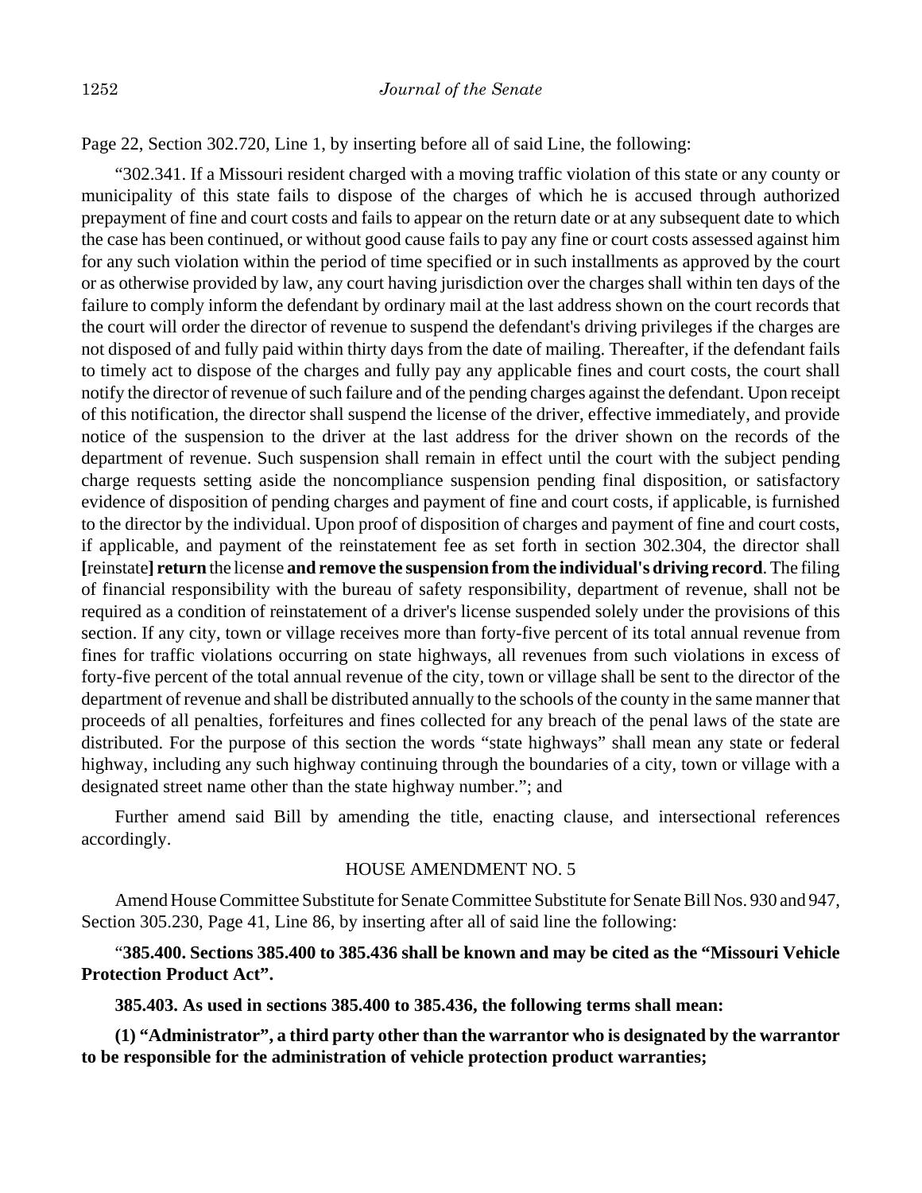Page 22, Section 302.720, Line 1, by inserting before all of said Line, the following:

"302.341. If a Missouri resident charged with a moving traffic violation of this state or any county or municipality of this state fails to dispose of the charges of which he is accused through authorized prepayment of fine and court costs and fails to appear on the return date or at any subsequent date to which the case has been continued, or without good cause fails to pay any fine or court costs assessed against him for any such violation within the period of time specified or in such installments as approved by the court or as otherwise provided by law, any court having jurisdiction over the charges shall within ten days of the failure to comply inform the defendant by ordinary mail at the last address shown on the court records that the court will order the director of revenue to suspend the defendant's driving privileges if the charges are not disposed of and fully paid within thirty days from the date of mailing. Thereafter, if the defendant fails to timely act to dispose of the charges and fully pay any applicable fines and court costs, the court shall notify the director of revenue of such failure and of the pending charges against the defendant. Upon receipt of this notification, the director shall suspend the license of the driver, effective immediately, and provide notice of the suspension to the driver at the last address for the driver shown on the records of the department of revenue. Such suspension shall remain in effect until the court with the subject pending charge requests setting aside the noncompliance suspension pending final disposition, or satisfactory evidence of disposition of pending charges and payment of fine and court costs, if applicable, is furnished to the director by the individual. Upon proof of disposition of charges and payment of fine and court costs, if applicable, and payment of the reinstatement fee as set forth in section 302.304, the director shall **[**reinstate**] return** the license **and remove the suspension from the individual's driving record**. The filing of financial responsibility with the bureau of safety responsibility, department of revenue, shall not be required as a condition of reinstatement of a driver's license suspended solely under the provisions of this section. If any city, town or village receives more than forty-five percent of its total annual revenue from fines for traffic violations occurring on state highways, all revenues from such violations in excess of forty-five percent of the total annual revenue of the city, town or village shall be sent to the director of the department of revenue and shall be distributed annually to the schools of the county in the same manner that proceeds of all penalties, forfeitures and fines collected for any breach of the penal laws of the state are distributed. For the purpose of this section the words "state highways" shall mean any state or federal highway, including any such highway continuing through the boundaries of a city, town or village with a designated street name other than the state highway number."; and

Further amend said Bill by amending the title, enacting clause, and intersectional references accordingly.

HOUSE AMENDMENT NO. 5

Amend House Committee Substitute for Senate Committee Substitute for Senate Bill Nos. 930 and 947, Section 305.230, Page 41, Line 86, by inserting after all of said line the following:

"**385.400. Sections 385.400 to 385.436 shall be known and may be cited as the "Missouri Vehicle Protection Product Act".**

**385.403. As used in sections 385.400 to 385.436, the following terms shall mean:**

**(1) "Administrator", a third party other than the warrantor who is designated by the warrantor to be responsible for the administration of vehicle protection product warranties;**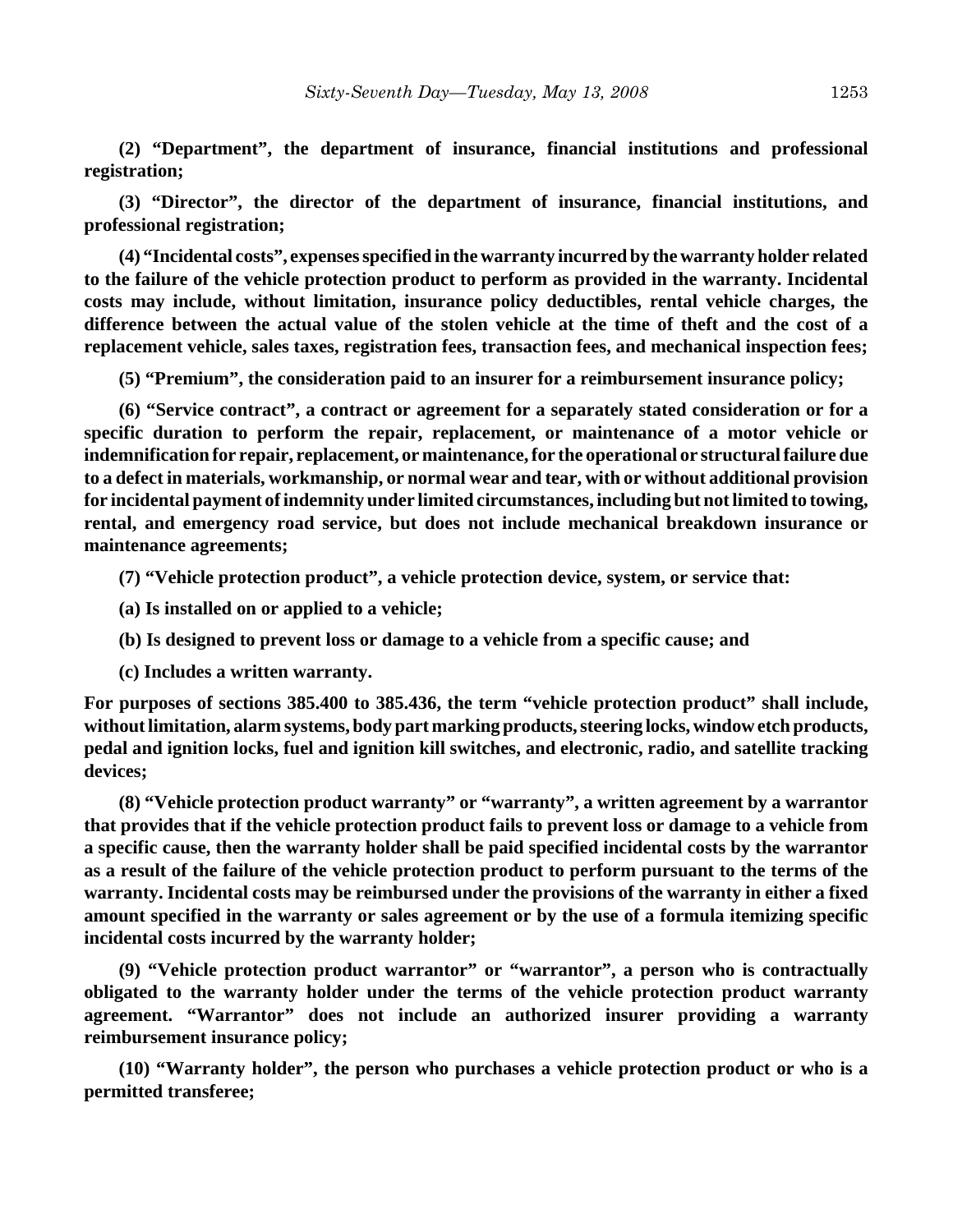**(2) "Department", the department of insurance, financial institutions and professional registration;**

**(3) "Director", the director of the department of insurance, financial institutions, and professional registration;**

**(4) "Incidental costs", expenses specified in the warranty incurred by the warranty holder related to the failure of the vehicle protection product to perform as provided in the warranty. Incidental costs may include, without limitation, insurance policy deductibles, rental vehicle charges, the difference between the actual value of the stolen vehicle at the time of theft and the cost of a replacement vehicle, sales taxes, registration fees, transaction fees, and mechanical inspection fees;**

**(5) "Premium", the consideration paid to an insurer for a reimbursement insurance policy;**

**(6) "Service contract", a contract or agreement for a separately stated consideration or for a specific duration to perform the repair, replacement, or maintenance of a motor vehicle or indemnification for repair, replacement, or maintenance, for the operational or structural failure due to a defect in materials, workmanship, or normal wear and tear, with or without additional provision for incidental payment of indemnity under limited circumstances, including but not limited to towing, rental, and emergency road service, but does not include mechanical breakdown insurance or maintenance agreements;**

**(7) "Vehicle protection product", a vehicle protection device, system, or service that:**

**(a) Is installed on or applied to a vehicle;**

**(b) Is designed to prevent loss or damage to a vehicle from a specific cause; and**

**(c) Includes a written warranty.**

**For purposes of sections 385.400 to 385.436, the term "vehicle protection product" shall include, without limitation, alarm systems, body part marking products, steering locks, window etch products, pedal and ignition locks, fuel and ignition kill switches, and electronic, radio, and satellite tracking devices;**

**(8) "Vehicle protection product warranty" or "warranty", a written agreement by a warrantor that provides that if the vehicle protection product fails to prevent loss or damage to a vehicle from a specific cause, then the warranty holder shall be paid specified incidental costs by the warrantor as a result of the failure of the vehicle protection product to perform pursuant to the terms of the warranty. Incidental costs may be reimbursed under the provisions of the warranty in either a fixed amount specified in the warranty or sales agreement or by the use of a formula itemizing specific incidental costs incurred by the warranty holder;**

**(9) "Vehicle protection product warrantor" or "warrantor", a person who is contractually obligated to the warranty holder under the terms of the vehicle protection product warranty agreement. "Warrantor" does not include an authorized insurer providing a warranty reimbursement insurance policy;**

**(10) "Warranty holder", the person who purchases a vehicle protection product or who is a permitted transferee;**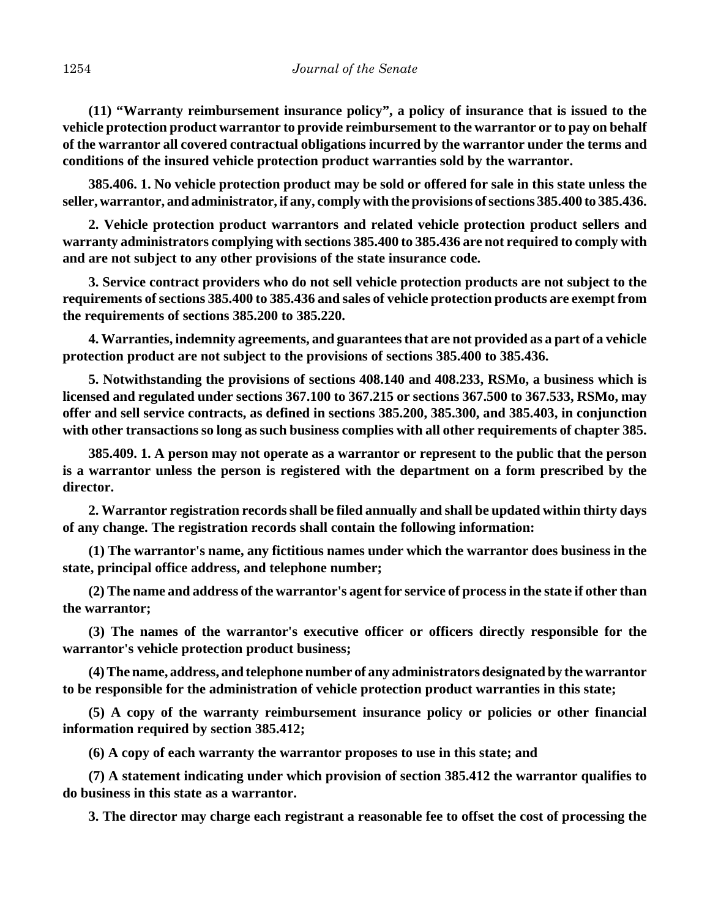**(11) "Warranty reimbursement insurance policy", a policy of insurance that is issued to the vehicle protection product warrantor to provide reimbursement to the warrantor or to pay on behalf of the warrantor all covered contractual obligations incurred by the warrantor under the terms and conditions of the insured vehicle protection product warranties sold by the warrantor.**

**385.406. 1. No vehicle protection product may be sold or offered for sale in this state unless the seller, warrantor, and administrator, if any, comply with the provisions of sections 385.400 to 385.436.**

**2. Vehicle protection product warrantors and related vehicle protection product sellers and warranty administrators complying with sections 385.400 to 385.436 are not required to comply with and are not subject to any other provisions of the state insurance code.**

**3. Service contract providers who do not sell vehicle protection products are not subject to the requirements of sections 385.400 to 385.436 and sales of vehicle protection products are exempt from the requirements of sections 385.200 to 385.220.**

**4. Warranties, indemnity agreements, and guarantees that are not provided as a part of a vehicle protection product are not subject to the provisions of sections 385.400 to 385.436.**

**5. Notwithstanding the provisions of sections 408.140 and 408.233, RSMo, a business which is licensed and regulated under sections 367.100 to 367.215 or sections 367.500 to 367.533, RSMo, may offer and sell service contracts, as defined in sections 385.200, 385.300, and 385.403, in conjunction with other transactions so long as such business complies with all other requirements of chapter 385.**

**385.409. 1. A person may not operate as a warrantor or represent to the public that the person is a warrantor unless the person is registered with the department on a form prescribed by the director.**

**2. Warrantor registration records shall be filed annually and shall be updated within thirty days of any change. The registration records shall contain the following information:**

**(1) The warrantor's name, any fictitious names under which the warrantor does business in the state, principal office address, and telephone number;**

**(2) The name and address of the warrantor's agent for service of process in the state if other than the warrantor;**

**(3) The names of the warrantor's executive officer or officers directly responsible for the warrantor's vehicle protection product business;**

**(4) The name, address, and telephone number of any administrators designated by the warrantor to be responsible for the administration of vehicle protection product warranties in this state;**

**(5) A copy of the warranty reimbursement insurance policy or policies or other financial information required by section 385.412;**

**(6) A copy of each warranty the warrantor proposes to use in this state; and**

**(7) A statement indicating under which provision of section 385.412 the warrantor qualifies to do business in this state as a warrantor.**

**3. The director may charge each registrant a reasonable fee to offset the cost of processing the**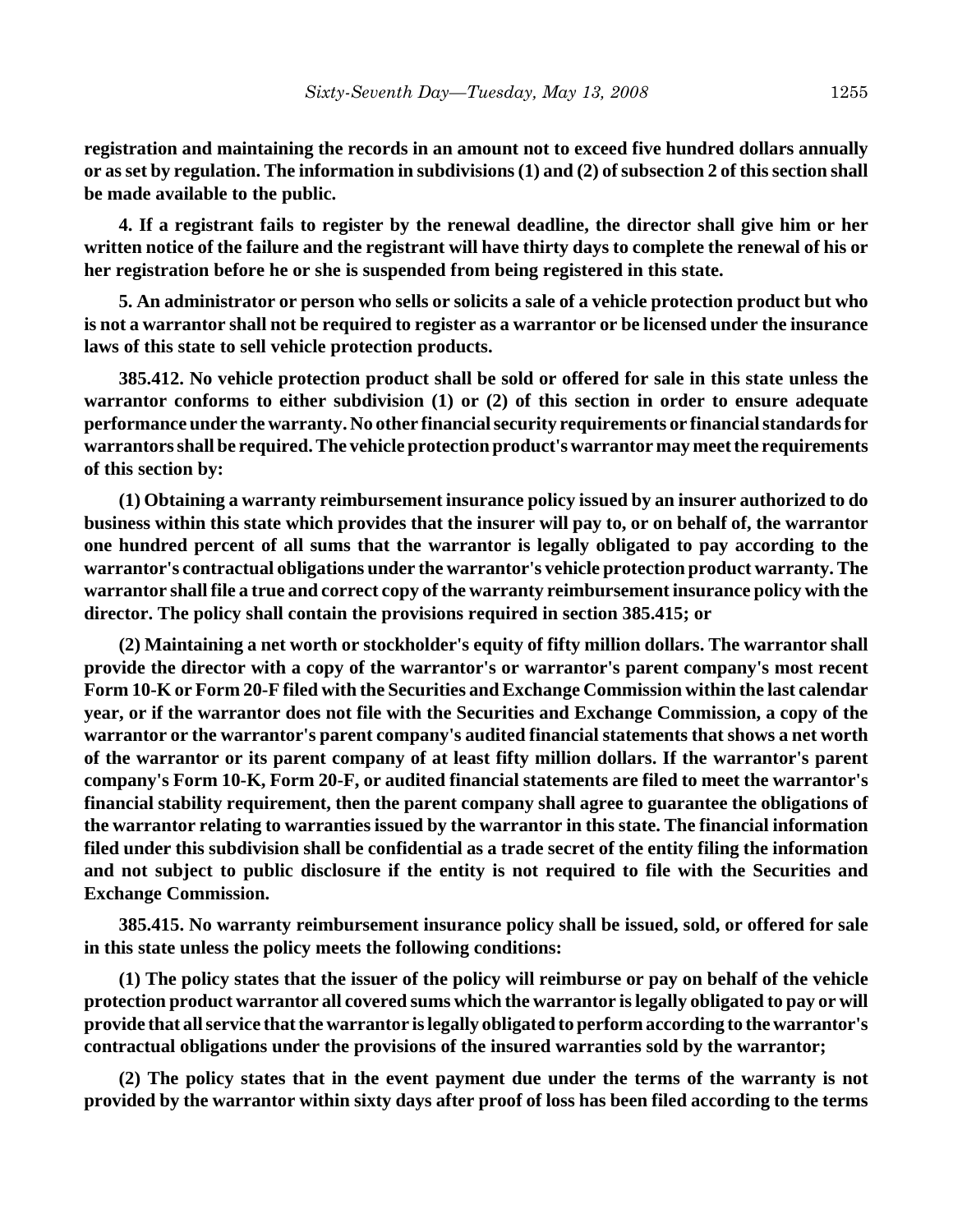**registration and maintaining the records in an amount not to exceed five hundred dollars annually or as set by regulation. The information in subdivisions (1) and (2) of subsection 2 of this section shall be made available to the public.**

**4. If a registrant fails to register by the renewal deadline, the director shall give him or her written notice of the failure and the registrant will have thirty days to complete the renewal of his or her registration before he or she is suspended from being registered in this state.**

**5. An administrator or person who sells or solicits a sale of a vehicle protection product but who is not a warrantor shall not be required to register as a warrantor or be licensed under the insurance laws of this state to sell vehicle protection products.**

**385.412. No vehicle protection product shall be sold or offered for sale in this state unless the warrantor conforms to either subdivision (1) or (2) of this section in order to ensure adequate performance under the warranty. No other financial security requirements or financial standards for warrantors shall be required. The vehicle protection product's warrantor may meet the requirements of this section by:**

**(1) Obtaining a warranty reimbursement insurance policy issued by an insurer authorized to do business within this state which provides that the insurer will pay to, or on behalf of, the warrantor one hundred percent of all sums that the warrantor is legally obligated to pay according to the warrantor's contractual obligations under the warrantor's vehicle protection product warranty. The warrantor shall file a true and correct copy of the warranty reimbursement insurance policy with the director. The policy shall contain the provisions required in section 385.415; or**

**(2) Maintaining a net worth or stockholder's equity of fifty million dollars. The warrantor shall provide the director with a copy of the warrantor's or warrantor's parent company's most recent Form 10-K or Form 20-F filed with the Securities and Exchange Commission within the last calendar year, or if the warrantor does not file with the Securities and Exchange Commission, a copy of the warrantor or the warrantor's parent company's audited financial statements that shows a net worth of the warrantor or its parent company of at least fifty million dollars. If the warrantor's parent company's Form 10-K, Form 20-F, or audited financial statements are filed to meet the warrantor's financial stability requirement, then the parent company shall agree to guarantee the obligations of the warrantor relating to warranties issued by the warrantor in this state. The financial information filed under this subdivision shall be confidential as a trade secret of the entity filing the information and not subject to public disclosure if the entity is not required to file with the Securities and Exchange Commission.**

**385.415. No warranty reimbursement insurance policy shall be issued, sold, or offered for sale in this state unless the policy meets the following conditions:**

**(1) The policy states that the issuer of the policy will reimburse or pay on behalf of the vehicle protection product warrantor all covered sums which the warrantor is legally obligated to pay or will provide that all service that the warrantor is legally obligated to perform according to the warrantor's contractual obligations under the provisions of the insured warranties sold by the warrantor;**

**(2) The policy states that in the event payment due under the terms of the warranty is not provided by the warrantor within sixty days after proof of loss has been filed according to the terms**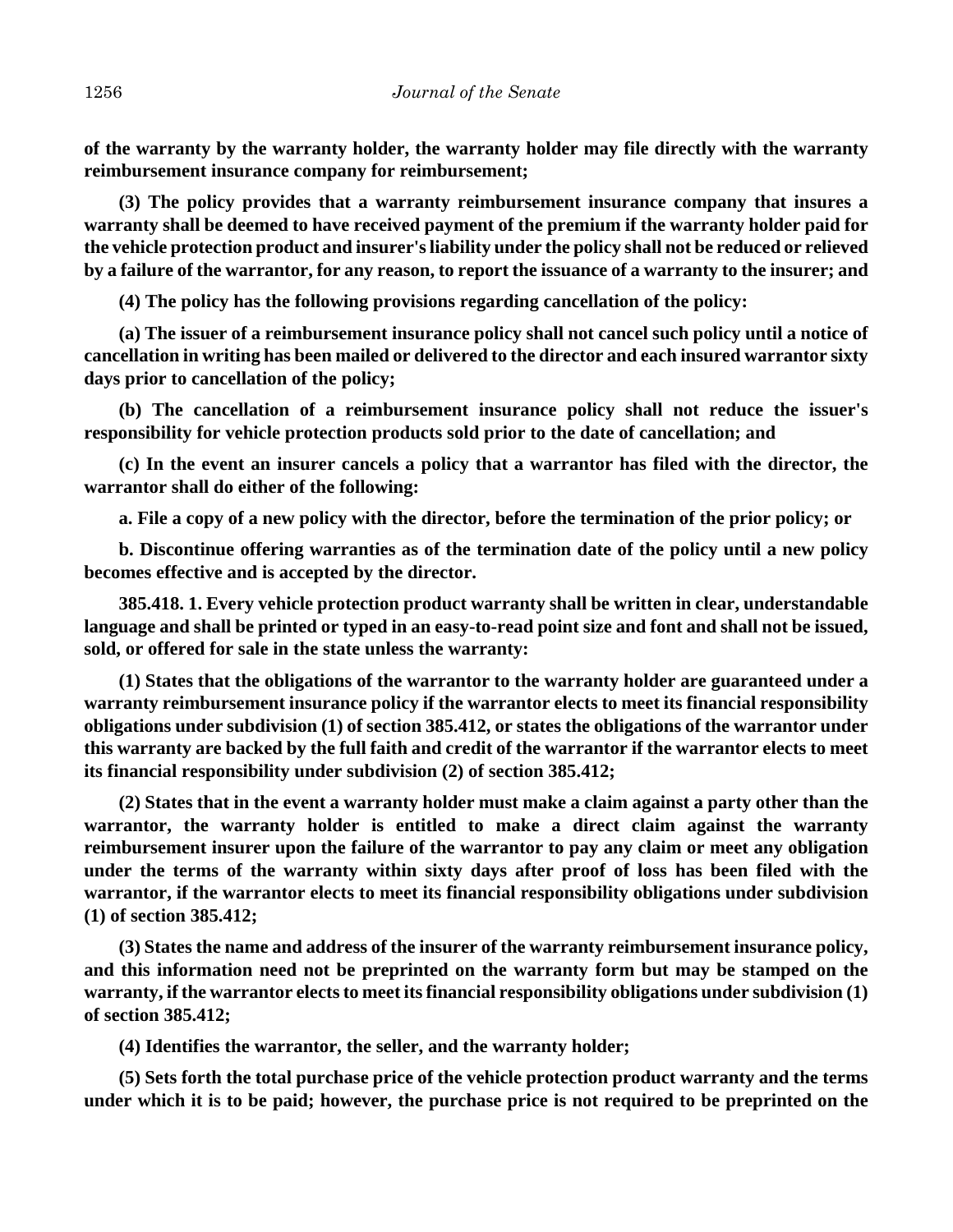**of the warranty by the warranty holder, the warranty holder may file directly with the warranty reimbursement insurance company for reimbursement;**

**(3) The policy provides that a warranty reimbursement insurance company that insures a warranty shall be deemed to have received payment of the premium if the warranty holder paid for the vehicle protection product and insurer's liability under the policy shall not be reduced or relieved by a failure of the warrantor, for any reason, to report the issuance of a warranty to the insurer; and**

**(4) The policy has the following provisions regarding cancellation of the policy:**

**(a) The issuer of a reimbursement insurance policy shall not cancel such policy until a notice of cancellation in writing has been mailed or delivered to the director and each insured warrantor sixty days prior to cancellation of the policy;**

**(b) The cancellation of a reimbursement insurance policy shall not reduce the issuer's responsibility for vehicle protection products sold prior to the date of cancellation; and**

**(c) In the event an insurer cancels a policy that a warrantor has filed with the director, the warrantor shall do either of the following:**

**a. File a copy of a new policy with the director, before the termination of the prior policy; or**

**b. Discontinue offering warranties as of the termination date of the policy until a new policy becomes effective and is accepted by the director.**

**385.418. 1. Every vehicle protection product warranty shall be written in clear, understandable language and shall be printed or typed in an easy-to-read point size and font and shall not be issued, sold, or offered for sale in the state unless the warranty:**

**(1) States that the obligations of the warrantor to the warranty holder are guaranteed under a warranty reimbursement insurance policy if the warrantor elects to meet its financial responsibility obligations under subdivision (1) of section 385.412, or states the obligations of the warrantor under this warranty are backed by the full faith and credit of the warrantor if the warrantor elects to meet its financial responsibility under subdivision (2) of section 385.412;**

**(2) States that in the event a warranty holder must make a claim against a party other than the warrantor, the warranty holder is entitled to make a direct claim against the warranty reimbursement insurer upon the failure of the warrantor to pay any claim or meet any obligation under the terms of the warranty within sixty days after proof of loss has been filed with the warrantor, if the warrantor elects to meet its financial responsibility obligations under subdivision (1) of section 385.412;**

**(3) States the name and address of the insurer of the warranty reimbursement insurance policy, and this information need not be preprinted on the warranty form but may be stamped on the warranty, if the warrantor elects to meet its financial responsibility obligations under subdivision (1) of section 385.412;**

**(4) Identifies the warrantor, the seller, and the warranty holder;**

**(5) Sets forth the total purchase price of the vehicle protection product warranty and the terms under which it is to be paid; however, the purchase price is not required to be preprinted on the**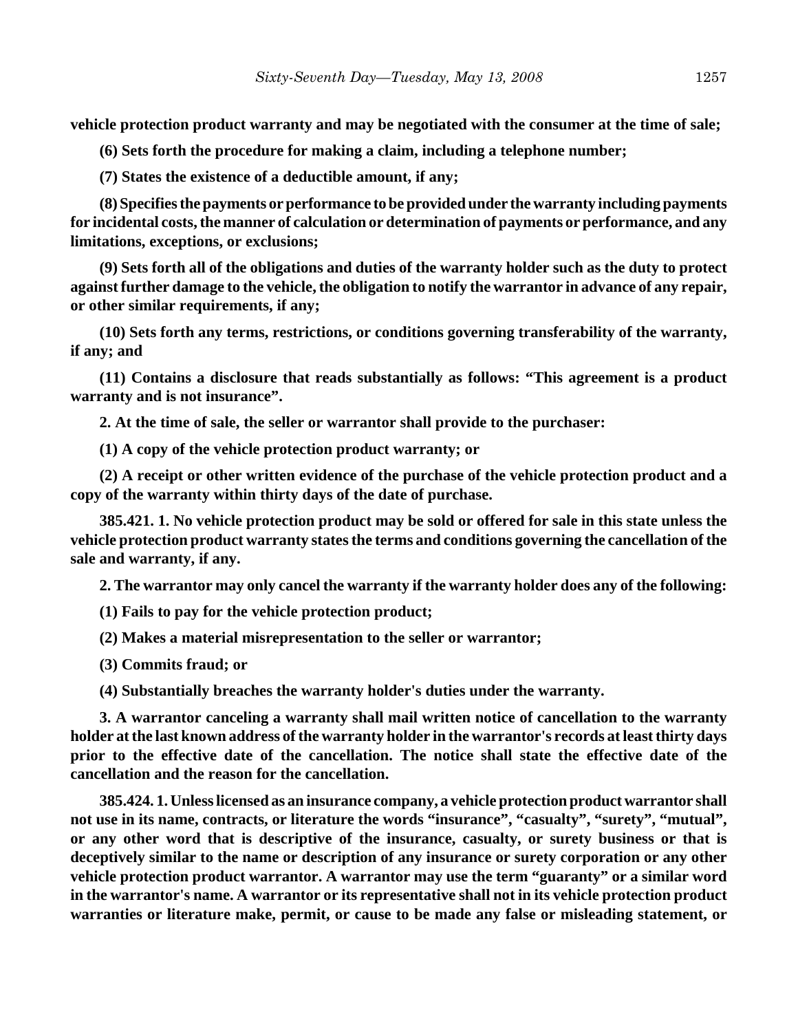**vehicle protection product warranty and may be negotiated with the consumer at the time of sale;**

**(6) Sets forth the procedure for making a claim, including a telephone number;**

**(7) States the existence of a deductible amount, if any;**

**(8) Specifies the payments or performance to be provided under the warranty including payments for incidental costs, the manner of calculation or determination of payments or performance, and any limitations, exceptions, or exclusions;**

**(9) Sets forth all of the obligations and duties of the warranty holder such as the duty to protect against further damage to the vehicle, the obligation to notify the warrantor in advance of any repair, or other similar requirements, if any;**

**(10) Sets forth any terms, restrictions, or conditions governing transferability of the warranty, if any; and**

**(11) Contains a disclosure that reads substantially as follows: "This agreement is a product warranty and is not insurance".**

**2. At the time of sale, the seller or warrantor shall provide to the purchaser:**

**(1) A copy of the vehicle protection product warranty; or**

**(2) A receipt or other written evidence of the purchase of the vehicle protection product and a copy of the warranty within thirty days of the date of purchase.**

**385.421. 1. No vehicle protection product may be sold or offered for sale in this state unless the vehicle protection product warranty states the terms and conditions governing the cancellation of the sale and warranty, if any.**

**2. The warrantor may only cancel the warranty if the warranty holder does any of the following:**

**(1) Fails to pay for the vehicle protection product;**

**(2) Makes a material misrepresentation to the seller or warrantor;**

**(3) Commits fraud; or**

**(4) Substantially breaches the warranty holder's duties under the warranty.**

**3. A warrantor canceling a warranty shall mail written notice of cancellation to the warranty holder at the last known address of the warranty holder in the warrantor's records at least thirty days prior to the effective date of the cancellation. The notice shall state the effective date of the cancellation and the reason for the cancellation.**

**385.424. 1. Unless licensed as an insurance company, a vehicle protection product warrantor shall not use in its name, contracts, or literature the words "insurance", "casualty", "surety", "mutual", or any other word that is descriptive of the insurance, casualty, or surety business or that is deceptively similar to the name or description of any insurance or surety corporation or any other vehicle protection product warrantor. A warrantor may use the term "guaranty" or a similar word in the warrantor's name. A warrantor or its representative shall not in its vehicle protection product warranties or literature make, permit, or cause to be made any false or misleading statement, or**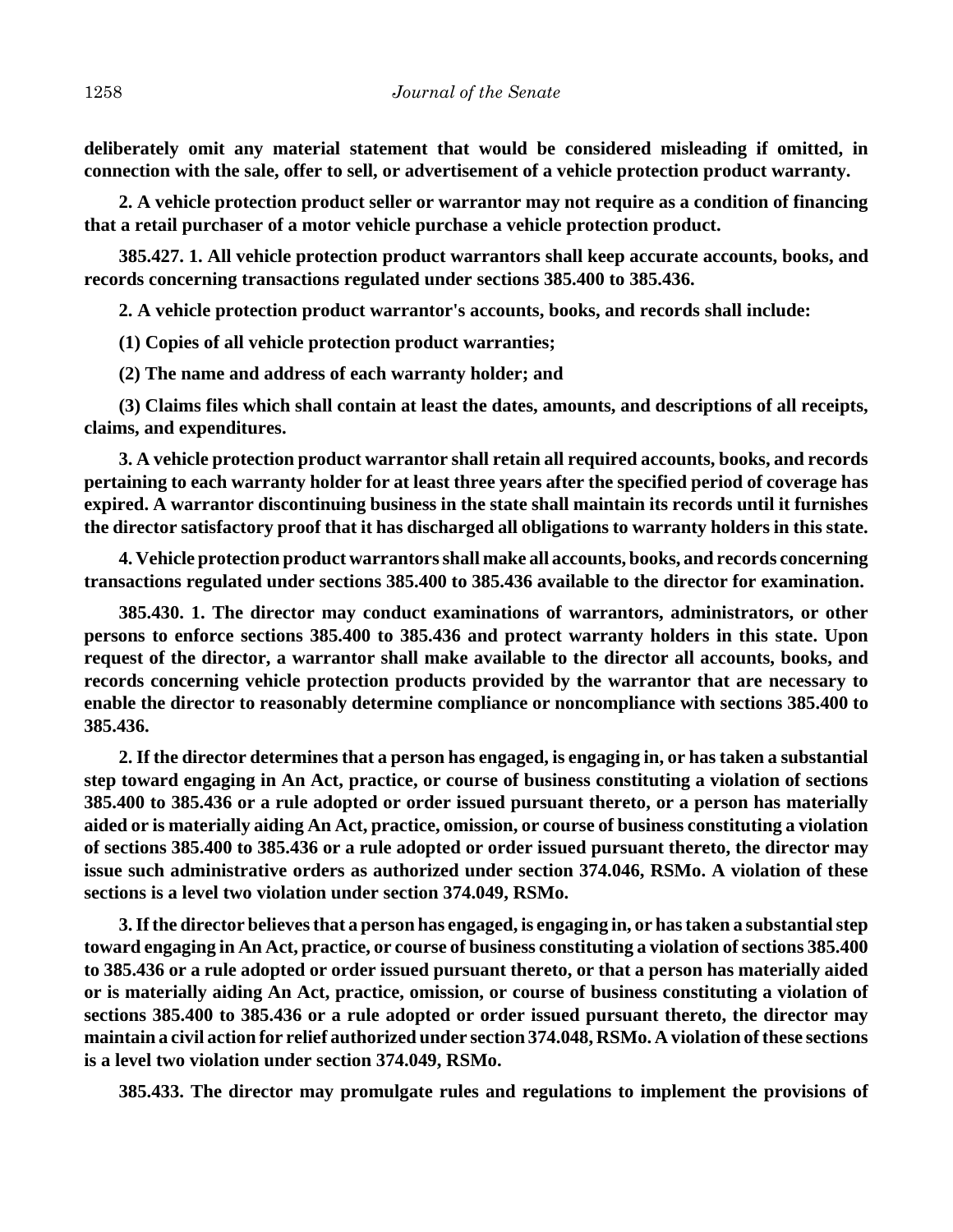**deliberately omit any material statement that would be considered misleading if omitted, in connection with the sale, offer to sell, or advertisement of a vehicle protection product warranty.**

**2. A vehicle protection product seller or warrantor may not require as a condition of financing that a retail purchaser of a motor vehicle purchase a vehicle protection product.**

**385.427. 1. All vehicle protection product warrantors shall keep accurate accounts, books, and records concerning transactions regulated under sections 385.400 to 385.436.**

**2. A vehicle protection product warrantor's accounts, books, and records shall include:**

**(1) Copies of all vehicle protection product warranties;**

**(2) The name and address of each warranty holder; and**

**(3) Claims files which shall contain at least the dates, amounts, and descriptions of all receipts, claims, and expenditures.**

**3. A vehicle protection product warrantor shall retain all required accounts, books, and records pertaining to each warranty holder for at least three years after the specified period of coverage has expired. A warrantor discontinuing business in the state shall maintain its records until it furnishes the director satisfactory proof that it has discharged all obligations to warranty holders in this state.**

**4. Vehicle protection product warrantors shall make all accounts, books, and records concerning transactions regulated under sections 385.400 to 385.436 available to the director for examination.**

**385.430. 1. The director may conduct examinations of warrantors, administrators, or other persons to enforce sections 385.400 to 385.436 and protect warranty holders in this state. Upon request of the director, a warrantor shall make available to the director all accounts, books, and records concerning vehicle protection products provided by the warrantor that are necessary to enable the director to reasonably determine compliance or noncompliance with sections 385.400 to 385.436.**

**2. If the director determines that a person has engaged, is engaging in, or has taken a substantial step toward engaging in An Act, practice, or course of business constituting a violation of sections 385.400 to 385.436 or a rule adopted or order issued pursuant thereto, or a person has materially aided or is materially aiding An Act, practice, omission, or course of business constituting a violation of sections 385.400 to 385.436 or a rule adopted or order issued pursuant thereto, the director may issue such administrative orders as authorized under section 374.046, RSMo. A violation of these sections is a level two violation under section 374.049, RSMo.**

**3. If the director believes that a person has engaged, is engaging in, or has taken a substantial step toward engaging in An Act, practice, or course of business constituting a violation of sections 385.400 to 385.436 or a rule adopted or order issued pursuant thereto, or that a person has materially aided or is materially aiding An Act, practice, omission, or course of business constituting a violation of sections 385.400 to 385.436 or a rule adopted or order issued pursuant thereto, the director may maintain a civil action for relief authorized under section 374.048, RSMo. A violation of these sections is a level two violation under section 374.049, RSMo.**

**385.433. The director may promulgate rules and regulations to implement the provisions of**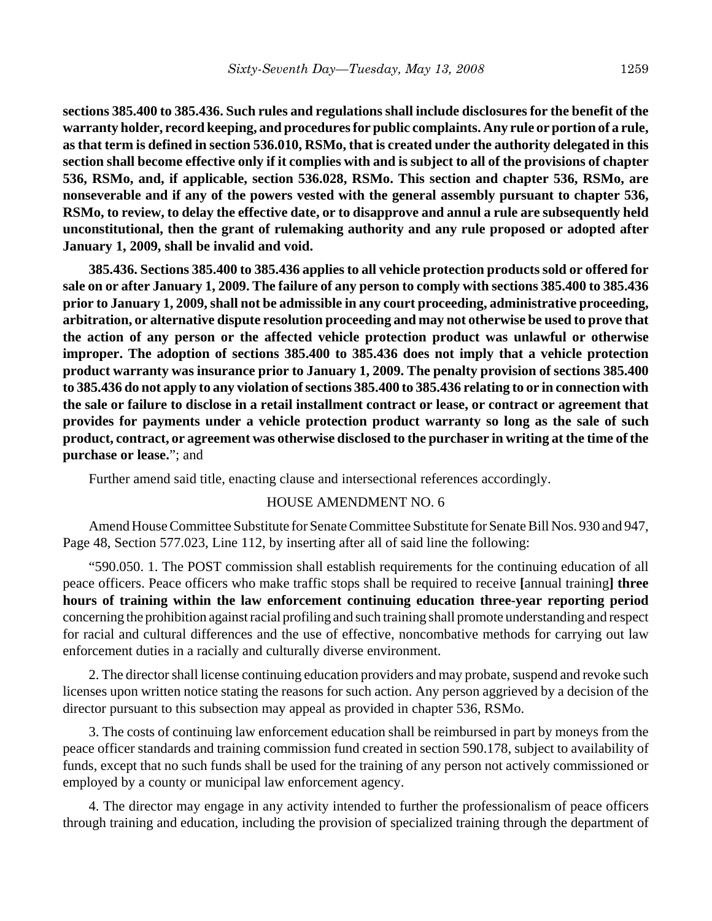**sections 385.400 to 385.436. Such rules and regulations shall include disclosures for the benefit of the warranty holder, record keeping, and procedures for public complaints. Any rule or portion of a rule, as that term is defined in section 536.010, RSMo, that is created under the authority delegated in this section shall become effective only if it complies with and is subject to all of the provisions of chapter 536, RSMo, and, if applicable, section 536.028, RSMo. This section and chapter 536, RSMo, are nonseverable and if any of the powers vested with the general assembly pursuant to chapter 536, RSMo, to review, to delay the effective date, or to disapprove and annul a rule are subsequently held unconstitutional, then the grant of rulemaking authority and any rule proposed or adopted after January 1, 2009, shall be invalid and void.**

**385.436. Sections 385.400 to 385.436 applies to all vehicle protection products sold or offered for sale on or after January 1, 2009. The failure of any person to comply with sections 385.400 to 385.436 prior to January 1, 2009, shall not be admissible in any court proceeding, administrative proceeding, arbitration, or alternative dispute resolution proceeding and may not otherwise be used to prove that the action of any person or the affected vehicle protection product was unlawful or otherwise improper. The adoption of sections 385.400 to 385.436 does not imply that a vehicle protection product warranty was insurance prior to January 1, 2009. The penalty provision of sections 385.400 to 385.436 do not apply to any violation of sections 385.400 to 385.436 relating to or in connection with the sale or failure to disclose in a retail installment contract or lease, or contract or agreement that provides for payments under a vehicle protection product warranty so long as the sale of such product, contract, or agreement was otherwise disclosed to the purchaser in writing at the time of the purchase or lease.**"; and

Further amend said title, enacting clause and intersectional references accordingly.

HOUSE AMENDMENT NO. 6

Amend House Committee Substitute for Senate Committee Substitute for Senate Bill Nos. 930 and 947, Page 48, Section 577.023, Line 112, by inserting after all of said line the following:

"590.050. 1. The POST commission shall establish requirements for the continuing education of all peace officers. Peace officers who make traffic stops shall be required to receive **[**annual training**] three hours of training within the law enforcement continuing education three-year reporting period** concerning the prohibition against racial profiling and such training shall promote understanding and respect for racial and cultural differences and the use of effective, noncombative methods for carrying out law enforcement duties in a racially and culturally diverse environment.

2. The director shall license continuing education providers and may probate, suspend and revoke such licenses upon written notice stating the reasons for such action. Any person aggrieved by a decision of the director pursuant to this subsection may appeal as provided in chapter 536, RSMo.

3. The costs of continuing law enforcement education shall be reimbursed in part by moneys from the peace officer standards and training commission fund created in section 590.178, subject to availability of funds, except that no such funds shall be used for the training of any person not actively commissioned or employed by a county or municipal law enforcement agency.

4. The director may engage in any activity intended to further the professionalism of peace officers through training and education, including the provision of specialized training through the department of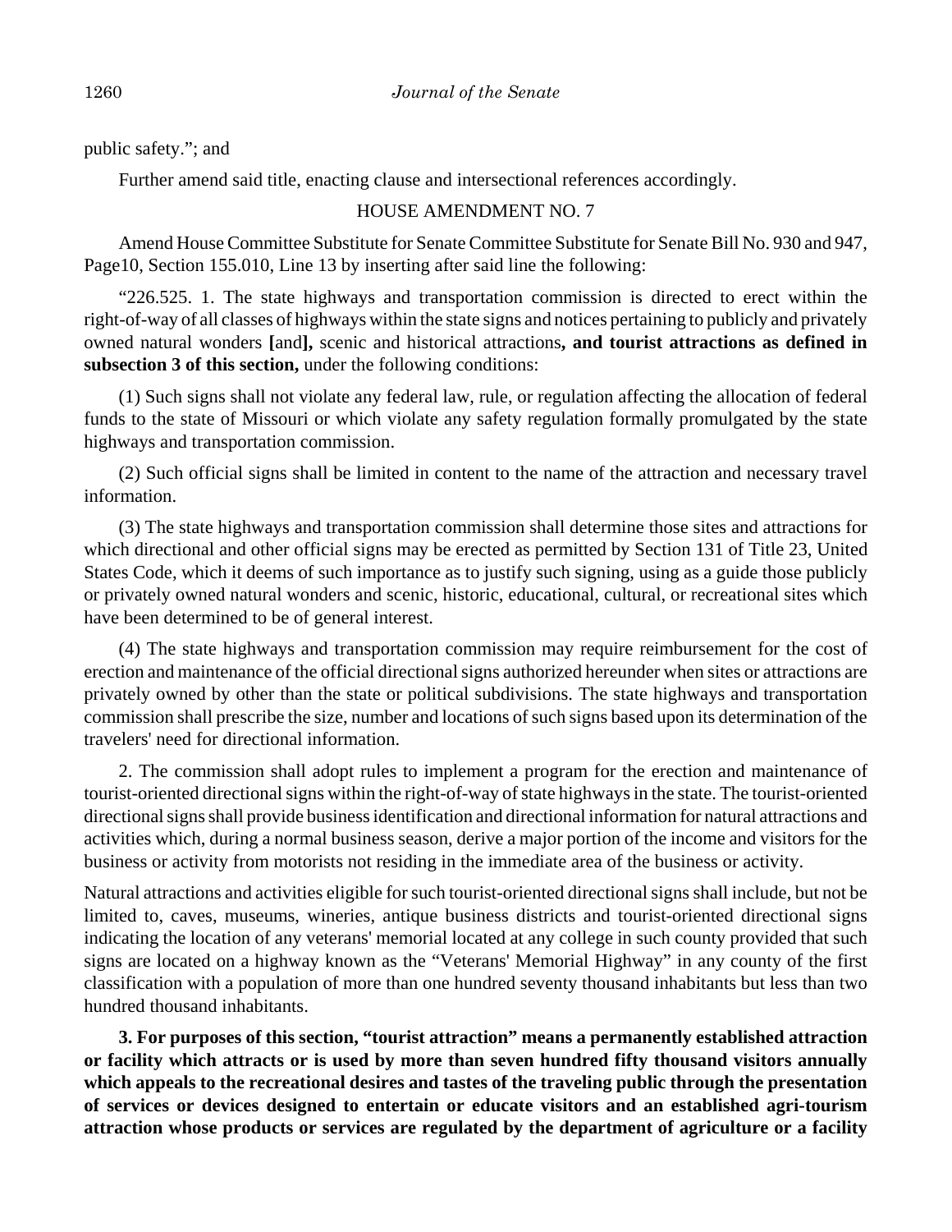public safety."; and

Further amend said title, enacting clause and intersectional references accordingly.

HOUSE AMENDMENT NO. 7

Amend House Committee Substitute for Senate Committee Substitute for Senate Bill No. 930 and 947, Page10, Section 155.010, Line 13 by inserting after said line the following:

"226.525. 1. The state highways and transportation commission is directed to erect within the right-of-way of all classes of highways within the state signs and notices pertaining to publicly and privately owned natural wonders **[**and**]**, scenic and historical attractions**, and tourist attractions as defined in subsection 3 of this section,** under the following conditions:

(1) Such signs shall not violate any federal law, rule, or regulation affecting the allocation of federal funds to the state of Missouri or which violate any safety regulation formally promulgated by the state highways and transportation commission.

(2) Such official signs shall be limited in content to the name of the attraction and necessary travel information.

(3) The state highways and transportation commission shall determine those sites and attractions for which directional and other official signs may be erected as permitted by Section 131 of Title 23, United States Code, which it deems of such importance as to justify such signing, using as a guide those publicly or privately owned natural wonders and scenic, historic, educational, cultural, or recreational sites which have been determined to be of general interest.

(4) The state highways and transportation commission may require reimbursement for the cost of erection and maintenance of the official directional signs authorized hereunder when sites or attractions are privately owned by other than the state or political subdivisions. The state highways and transportation commission shall prescribe the size, number and locations of such signs based upon its determination of the travelers' need for directional information.

2. The commission shall adopt rules to implement a program for the erection and maintenance of tourist-oriented directional signs within the right-of-way of state highways in the state. The tourist-oriented directional signs shall provide business identification and directional information for natural attractions and activities which, during a normal business season, derive a major portion of the income and visitors for the business or activity from motorists not residing in the immediate area of the business or activity.

Natural attractions and activities eligible for such tourist-oriented directional signs shall include, but not be limited to, caves, museums, wineries, antique business districts and tourist-oriented directional signs indicating the location of any veterans' memorial located at any college in such county provided that such signs are located on a highway known as the "Veterans' Memorial Highway" in any county of the first classification with a population of more than one hundred seventy thousand inhabitants but less than two hundred thousand inhabitants.

**3. For purposes of this section, "tourist attraction" means a permanently established attraction or facility which attracts or is used by more than seven hundred fifty thousand visitors annually which appeals to the recreational desires and tastes of the traveling public through the presentation of services or devices designed to entertain or educate visitors and an established agri-tourism attraction whose products or services are regulated by the department of agriculture or a facility**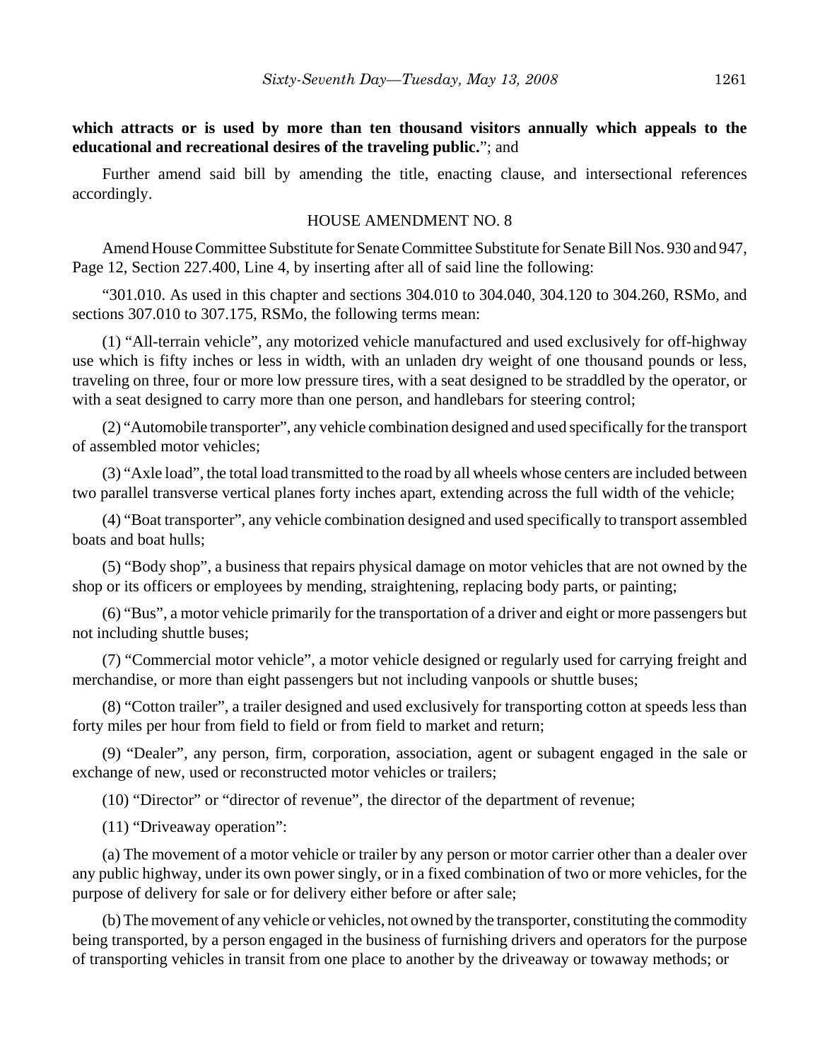**which attracts or is used by more than ten thousand visitors annually which appeals to the educational and recreational desires of the traveling public.**"; and

Further amend said bill by amending the title, enacting clause, and intersectional references accordingly.

HOUSE AMENDMENT NO. 8

Amend House Committee Substitute for Senate Committee Substitute for Senate Bill Nos. 930 and 947, Page 12, Section 227.400, Line 4, by inserting after all of said line the following:

"301.010. As used in this chapter and sections 304.010 to 304.040, 304.120 to 304.260, RSMo, and sections 307.010 to 307.175, RSMo, the following terms mean:

(1) "All-terrain vehicle", any motorized vehicle manufactured and used exclusively for off-highway use which is fifty inches or less in width, with an unladen dry weight of one thousand pounds or less, traveling on three, four or more low pressure tires, with a seat designed to be straddled by the operator, or with a seat designed to carry more than one person, and handlebars for steering control;

(2) "Automobile transporter", any vehicle combination designed and used specifically for the transport of assembled motor vehicles;

(3) "Axle load", the total load transmitted to the road by all wheels whose centers are included between two parallel transverse vertical planes forty inches apart, extending across the full width of the vehicle;

(4) "Boat transporter", any vehicle combination designed and used specifically to transport assembled boats and boat hulls;

(5) "Body shop", a business that repairs physical damage on motor vehicles that are not owned by the shop or its officers or employees by mending, straightening, replacing body parts, or painting;

(6) "Bus", a motor vehicle primarily for the transportation of a driver and eight or more passengers but not including shuttle buses;

(7) "Commercial motor vehicle", a motor vehicle designed or regularly used for carrying freight and merchandise, or more than eight passengers but not including vanpools or shuttle buses;

(8) "Cotton trailer", a trailer designed and used exclusively for transporting cotton at speeds less than forty miles per hour from field to field or from field to market and return;

(9) "Dealer", any person, firm, corporation, association, agent or subagent engaged in the sale or exchange of new, used or reconstructed motor vehicles or trailers;

(10) "Director" or "director of revenue", the director of the department of revenue;

(11) "Driveaway operation":

(a) The movement of a motor vehicle or trailer by any person or motor carrier other than a dealer over any public highway, under its own power singly, or in a fixed combination of two or more vehicles, for the purpose of delivery for sale or for delivery either before or after sale;

(b) The movement of any vehicle or vehicles, not owned by the transporter, constituting the commodity being transported, by a person engaged in the business of furnishing drivers and operators for the purpose of transporting vehicles in transit from one place to another by the driveaway or towaway methods; or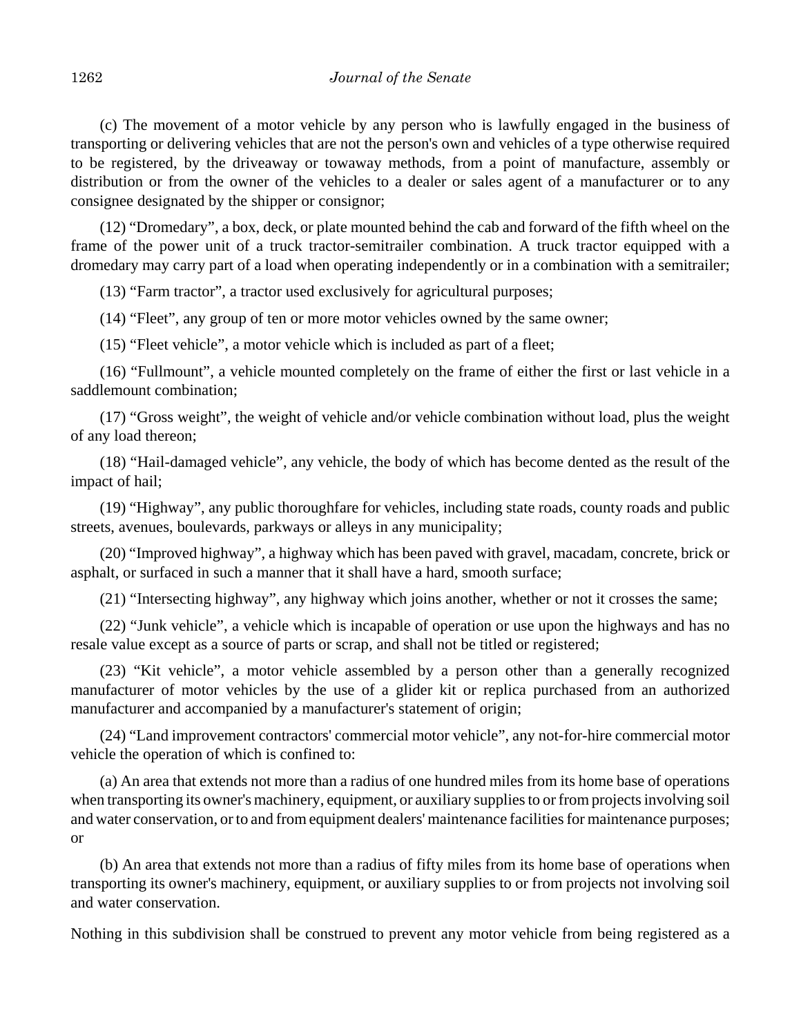(c) The movement of a motor vehicle by any person who is lawfully engaged in the business of transporting or delivering vehicles that are not the person's own and vehicles of a type otherwise required to be registered, by the driveaway or towaway methods, from a point of manufacture, assembly or distribution or from the owner of the vehicles to a dealer or sales agent of a manufacturer or to any consignee designated by the shipper or consignor;

(12) "Dromedary", a box, deck, or plate mounted behind the cab and forward of the fifth wheel on the frame of the power unit of a truck tractor-semitrailer combination. A truck tractor equipped with a dromedary may carry part of a load when operating independently or in a combination with a semitrailer;

(13) "Farm tractor", a tractor used exclusively for agricultural purposes;

(14) "Fleet", any group of ten or more motor vehicles owned by the same owner;

(15) "Fleet vehicle", a motor vehicle which is included as part of a fleet;

(16) "Fullmount", a vehicle mounted completely on the frame of either the first or last vehicle in a saddlemount combination;

(17) "Gross weight", the weight of vehicle and/or vehicle combination without load, plus the weight of any load thereon;

(18) "Hail-damaged vehicle", any vehicle, the body of which has become dented as the result of the impact of hail;

(19) "Highway", any public thoroughfare for vehicles, including state roads, county roads and public streets, avenues, boulevards, parkways or alleys in any municipality;

(20) "Improved highway", a highway which has been paved with gravel, macadam, concrete, brick or asphalt, or surfaced in such a manner that it shall have a hard, smooth surface;

(21) "Intersecting highway", any highway which joins another, whether or not it crosses the same;

(22) "Junk vehicle", a vehicle which is incapable of operation or use upon the highways and has no resale value except as a source of parts or scrap, and shall not be titled or registered;

(23) "Kit vehicle", a motor vehicle assembled by a person other than a generally recognized manufacturer of motor vehicles by the use of a glider kit or replica purchased from an authorized manufacturer and accompanied by a manufacturer's statement of origin;

(24) "Land improvement contractors' commercial motor vehicle", any not-for-hire commercial motor vehicle the operation of which is confined to:

(a) An area that extends not more than a radius of one hundred miles from its home base of operations when transporting its owner's machinery, equipment, or auxiliary supplies to or from projects involving soil and water conservation, or to and from equipment dealers' maintenance facilities for maintenance purposes; or

(b) An area that extends not more than a radius of fifty miles from its home base of operations when transporting its owner's machinery, equipment, or auxiliary supplies to or from projects not involving soil and water conservation.

Nothing in this subdivision shall be construed to prevent any motor vehicle from being registered as a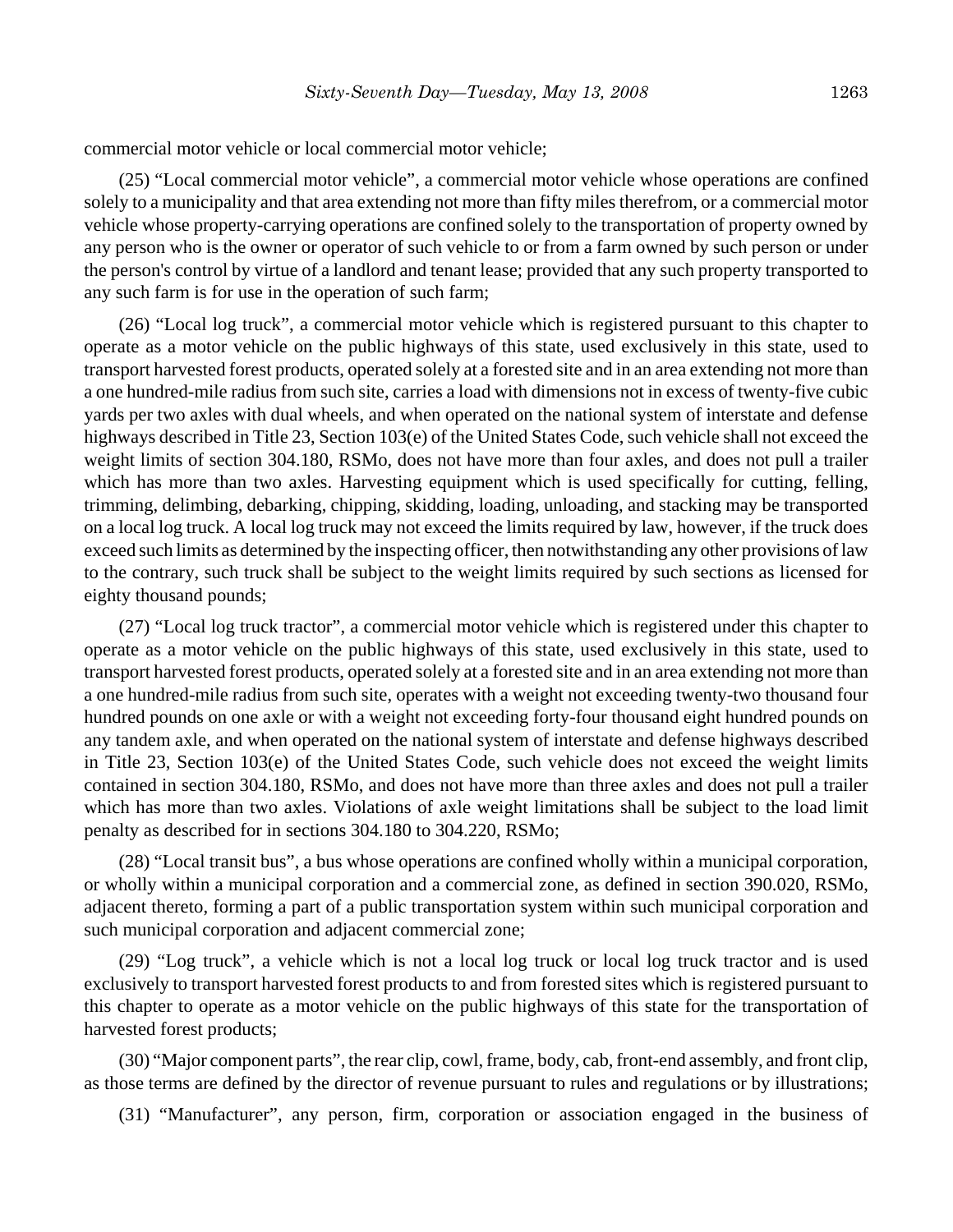commercial motor vehicle or local commercial motor vehicle;

(25) "Local commercial motor vehicle", a commercial motor vehicle whose operations are confined solely to a municipality and that area extending not more than fifty miles therefrom, or a commercial motor vehicle whose property-carrying operations are confined solely to the transportation of property owned by any person who is the owner or operator of such vehicle to or from a farm owned by such person or under the person's control by virtue of a landlord and tenant lease; provided that any such property transported to any such farm is for use in the operation of such farm;

(26) "Local log truck", a commercial motor vehicle which is registered pursuant to this chapter to operate as a motor vehicle on the public highways of this state, used exclusively in this state, used to transport harvested forest products, operated solely at a forested site and in an area extending not more than a one hundred-mile radius from such site, carries a load with dimensions not in excess of twenty-five cubic yards per two axles with dual wheels, and when operated on the national system of interstate and defense highways described in Title 23, Section 103(e) of the United States Code, such vehicle shall not exceed the weight limits of section 304.180, RSMo, does not have more than four axles, and does not pull a trailer which has more than two axles. Harvesting equipment which is used specifically for cutting, felling, trimming, delimbing, debarking, chipping, skidding, loading, unloading, and stacking may be transported on a local log truck. A local log truck may not exceed the limits required by law, however, if the truck does exceed such limits as determined by the inspecting officer, then notwithstanding any other provisions of law to the contrary, such truck shall be subject to the weight limits required by such sections as licensed for eighty thousand pounds;

(27) "Local log truck tractor", a commercial motor vehicle which is registered under this chapter to operate as a motor vehicle on the public highways of this state, used exclusively in this state, used to transport harvested forest products, operated solely at a forested site and in an area extending not more than a one hundred-mile radius from such site, operates with a weight not exceeding twenty-two thousand four hundred pounds on one axle or with a weight not exceeding forty-four thousand eight hundred pounds on any tandem axle, and when operated on the national system of interstate and defense highways described in Title 23, Section 103(e) of the United States Code, such vehicle does not exceed the weight limits contained in section 304.180, RSMo, and does not have more than three axles and does not pull a trailer which has more than two axles. Violations of axle weight limitations shall be subject to the load limit penalty as described for in sections 304.180 to 304.220, RSMo;

(28) "Local transit bus", a bus whose operations are confined wholly within a municipal corporation, or wholly within a municipal corporation and a commercial zone, as defined in section 390.020, RSMo, adjacent thereto, forming a part of a public transportation system within such municipal corporation and such municipal corporation and adjacent commercial zone;

(29) "Log truck", a vehicle which is not a local log truck or local log truck tractor and is used exclusively to transport harvested forest products to and from forested sites which is registered pursuant to this chapter to operate as a motor vehicle on the public highways of this state for the transportation of harvested forest products;

(30) "Major component parts", the rear clip, cowl, frame, body, cab, front-end assembly, and front clip, as those terms are defined by the director of revenue pursuant to rules and regulations or by illustrations;

(31) "Manufacturer", any person, firm, corporation or association engaged in the business of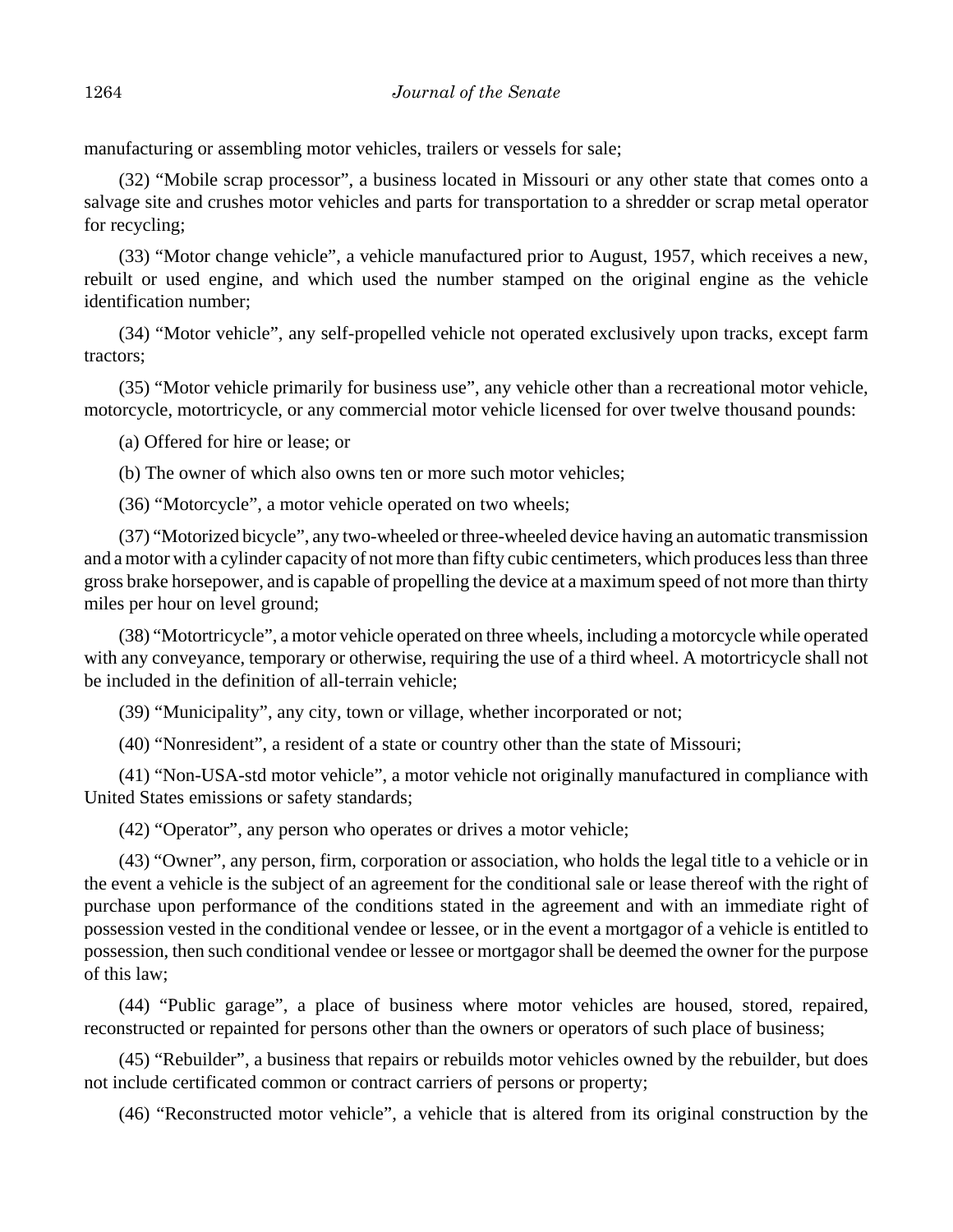manufacturing or assembling motor vehicles, trailers or vessels for sale;

(32) “Mobile scrap processor”, a business located in Missouri or any other state that comes onto a salvage site and crushes motor vehicles and parts for transportation to a shredder or scrap metal operator for recycling;

(33) “Motor change vehicle”, a vehicle manufactured prior to August, 1957, which receives a new, rebuilt or used engine, and which used the number stamped on the original engine as the vehicle identification number;

(34) “Motor vehicle”, any self-propelled vehicle not operated exclusively upon tracks, except farm tractors;

(35) “Motor vehicle primarily for business use”, any vehicle other than a recreational motor vehicle, motorcycle, motortricycle, or any commercial motor vehicle licensed for over twelve thousand pounds:

(a) Offered for hire or lease; or

(b) The owner of which also owns ten or more such motor vehicles;

(36) “Motorcycle”, a motor vehicle operated on two wheels;

(37) “Motorized bicycle”, any two-wheeled or three-wheeled device having an automatic transmission and a motor with a cylinder capacity of not more than fifty cubic centimeters, which produces less than three gross brake horsepower, and is capable of propelling the device at a maximum speed of not more than thirty miles per hour on level ground;

(38) “Motortricycle”, a motor vehicle operated on three wheels, including a motorcycle while operated with any conveyance, temporary or otherwise, requiring the use of a third wheel. A motortricycle shall not be included in the definition of all-terrain vehicle;

(39) “Municipality”, any city, town or village, whether incorporated or not;

(40) “Nonresident”, a resident of a state or country other than the state of Missouri;

(41) “Non-USA-std motor vehicle”, a motor vehicle not originally manufactured in compliance with United States emissions or safety standards;

(42) “Operator”, any person who operates or drives a motor vehicle;

(43) “Owner”, any person, firm, corporation or association, who holds the legal title to a vehicle or in the event a vehicle is the subject of an agreement for the conditional sale or lease thereof with the right of purchase upon performance of the conditions stated in the agreement and with an immediate right of possession vested in the conditional vendee or lessee, or in the event a mortgagor of a vehicle is entitled to possession, then such conditional vendee or lessee or mortgagor shall be deemed the owner for the purpose of this law;

(44) “Public garage”, a place of business where motor vehicles are housed, stored, repaired, reconstructed or repainted for persons other than the owners or operators of such place of business;

(45) “Rebuilder”, a business that repairs or rebuilds motor vehicles owned by the rebuilder, but does not include certificated common or contract carriers of persons or property;

(46) “Reconstructed motor vehicle”, a vehicle that is altered from its original construction by the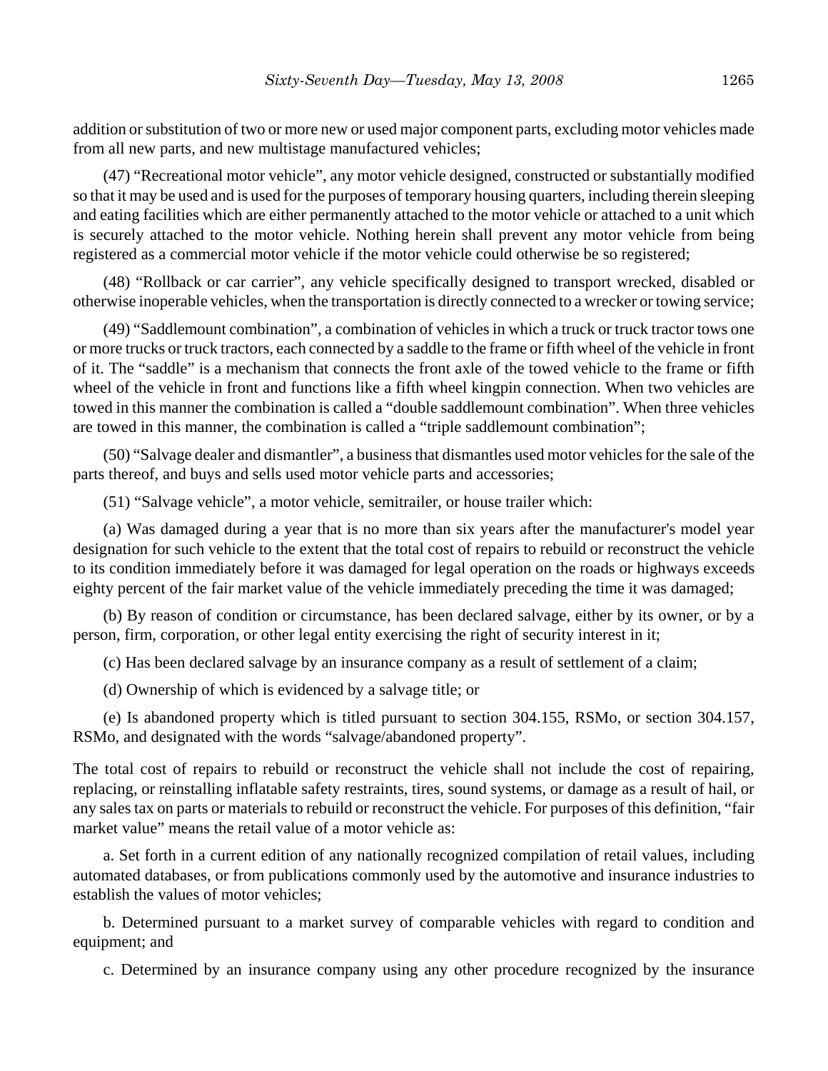addition or substitution of two or more new or used major component parts, excluding motor vehicles made from all new parts, and new multistage manufactured vehicles;

(47) "Recreational motor vehicle", any motor vehicle designed, constructed or substantially modified so that it may be used and is used for the purposes of temporary housing quarters, including therein sleeping and eating facilities which are either permanently attached to the motor vehicle or attached to a unit which is securely attached to the motor vehicle. Nothing herein shall prevent any motor vehicle from being registered as a commercial motor vehicle if the motor vehicle could otherwise be so registered;

(48) "Rollback or car carrier", any vehicle specifically designed to transport wrecked, disabled or otherwise inoperable vehicles, when the transportation is directly connected to a wrecker or towing service;

(49) "Saddlemount combination", a combination of vehicles in which a truck or truck tractor tows one or more trucks or truck tractors, each connected by a saddle to the frame or fifth wheel of the vehicle in front of it. The "saddle" is a mechanism that connects the front axle of the towed vehicle to the frame or fifth wheel of the vehicle in front and functions like a fifth wheel kingpin connection. When two vehicles are towed in this manner the combination is called a "double saddlemount combination". When three vehicles are towed in this manner, the combination is called a "triple saddlemount combination";

(50) "Salvage dealer and dismantler", a business that dismantles used motor vehicles for the sale of the parts thereof, and buys and sells used motor vehicle parts and accessories;

(51) "Salvage vehicle", a motor vehicle, semitrailer, or house trailer which:

(a) Was damaged during a year that is no more than six years after the manufacturer's model year designation for such vehicle to the extent that the total cost of repairs to rebuild or reconstruct the vehicle to its condition immediately before it was damaged for legal operation on the roads or highways exceeds eighty percent of the fair market value of the vehicle immediately preceding the time it was damaged;

(b) By reason of condition or circumstance, has been declared salvage, either by its owner, or by a person, firm, corporation, or other legal entity exercising the right of security interest in it;

(c) Has been declared salvage by an insurance company as a result of settlement of a claim;

(d) Ownership of which is evidenced by a salvage title; or

(e) Is abandoned property which is titled pursuant to section 304.155, RSMo, or section 304.157, RSMo, and designated with the words "salvage/abandoned property".

The total cost of repairs to rebuild or reconstruct the vehicle shall not include the cost of repairing, replacing, or reinstalling inflatable safety restraints, tires, sound systems, or damage as a result of hail, or any sales tax on parts or materials to rebuild or reconstruct the vehicle. For purposes of this definition, "fair market value" means the retail value of a motor vehicle as:

a. Set forth in a current edition of any nationally recognized compilation of retail values, including automated databases, or from publications commonly used by the automotive and insurance industries to establish the values of motor vehicles;

b. Determined pursuant to a market survey of comparable vehicles with regard to condition and equipment; and

c. Determined by an insurance company using any other procedure recognized by the insurance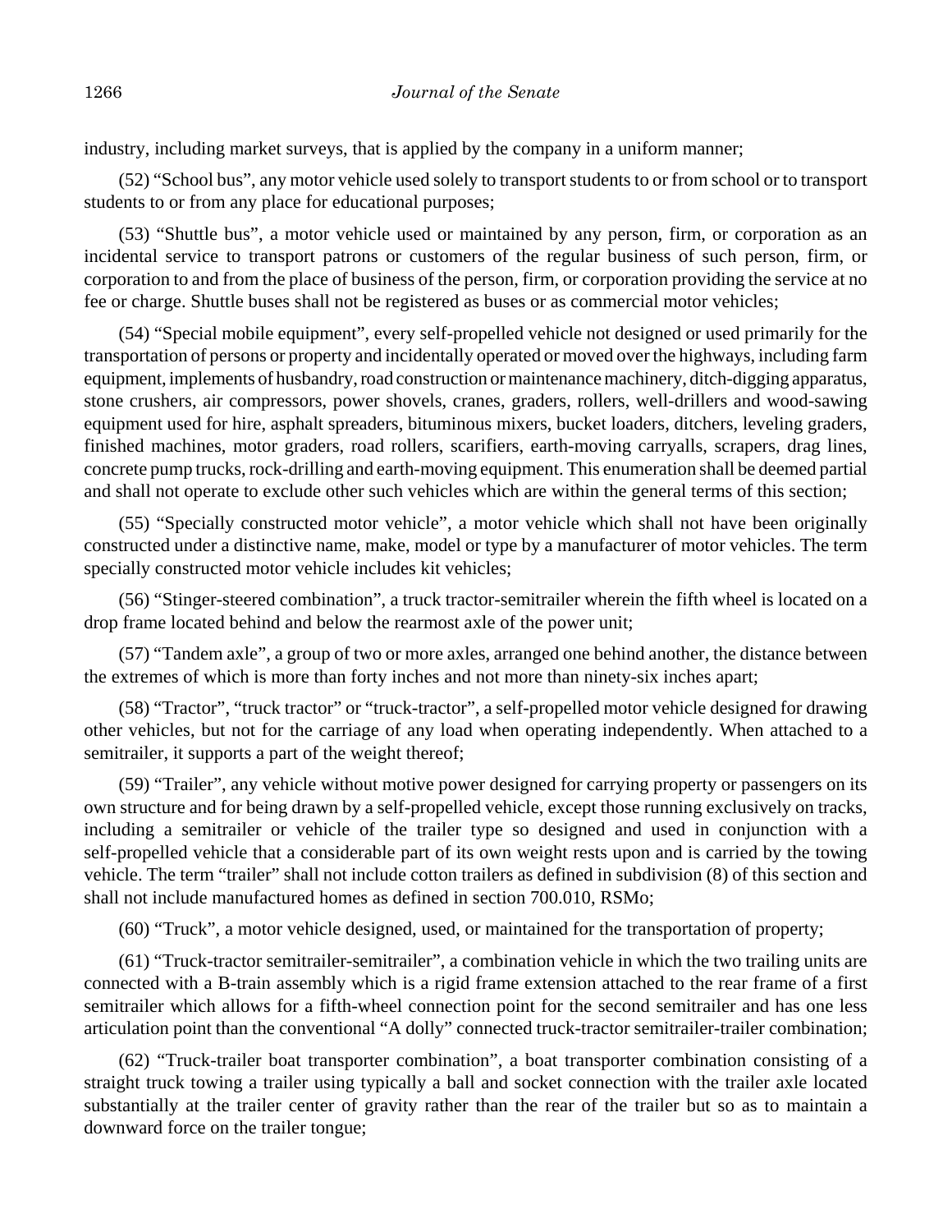industry, including market surveys, that is applied by the company in a uniform manner;

(52) "School bus", any motor vehicle used solely to transport students to or from school or to transport students to or from any place for educational purposes;

(53) "Shuttle bus", a motor vehicle used or maintained by any person, firm, or corporation as an incidental service to transport patrons or customers of the regular business of such person, firm, or corporation to and from the place of business of the person, firm, or corporation providing the service at no fee or charge. Shuttle buses shall not be registered as buses or as commercial motor vehicles;

(54) "Special mobile equipment", every self-propelled vehicle not designed or used primarily for the transportation of persons or property and incidentally operated or moved over the highways, including farm equipment, implements of husbandry, road construction or maintenance machinery, ditch-digging apparatus, stone crushers, air compressors, power shovels, cranes, graders, rollers, well-drillers and wood-sawing equipment used for hire, asphalt spreaders, bituminous mixers, bucket loaders, ditchers, leveling graders, finished machines, motor graders, road rollers, scarifiers, earth-moving carryalls, scrapers, drag lines, concrete pump trucks, rock-drilling and earth-moving equipment. This enumeration shall be deemed partial and shall not operate to exclude other such vehicles which are within the general terms of this section;

(55) "Specially constructed motor vehicle", a motor vehicle which shall not have been originally constructed under a distinctive name, make, model or type by a manufacturer of motor vehicles. The term specially constructed motor vehicle includes kit vehicles;

(56) "Stinger-steered combination", a truck tractor-semitrailer wherein the fifth wheel is located on a drop frame located behind and below the rearmost axle of the power unit;

(57) "Tandem axle", a group of two or more axles, arranged one behind another, the distance between the extremes of which is more than forty inches and not more than ninety-six inches apart;

(58) "Tractor", "truck tractor" or "truck-tractor", a self-propelled motor vehicle designed for drawing other vehicles, but not for the carriage of any load when operating independently. When attached to a semitrailer, it supports a part of the weight thereof;

(59) "Trailer", any vehicle without motive power designed for carrying property or passengers on its own structure and for being drawn by a self-propelled vehicle, except those running exclusively on tracks, including a semitrailer or vehicle of the trailer type so designed and used in conjunction with a self-propelled vehicle that a considerable part of its own weight rests upon and is carried by the towing vehicle. The term "trailer" shall not include cotton trailers as defined in subdivision (8) of this section and shall not include manufactured homes as defined in section 700.010, RSMo;

(60) "Truck", a motor vehicle designed, used, or maintained for the transportation of property;

(61) "Truck-tractor semitrailer-semitrailer", a combination vehicle in which the two trailing units are connected with a B-train assembly which is a rigid frame extension attached to the rear frame of a first semitrailer which allows for a fifth-wheel connection point for the second semitrailer and has one less articulation point than the conventional "A dolly" connected truck-tractor semitrailer-trailer combination;

(62) "Truck-trailer boat transporter combination", a boat transporter combination consisting of a straight truck towing a trailer using typically a ball and socket connection with the trailer axle located substantially at the trailer center of gravity rather than the rear of the trailer but so as to maintain a downward force on the trailer tongue;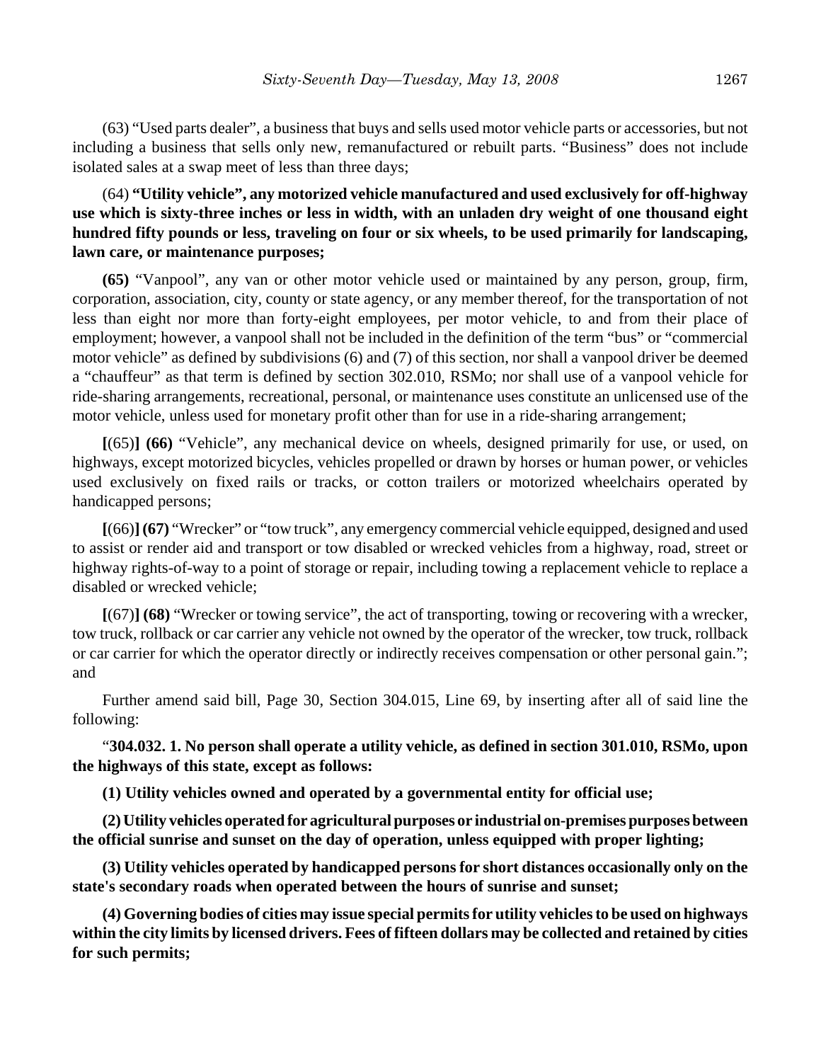(63) "Used parts dealer", a business that buys and sells used motor vehicle parts or accessories, but not including a business that sells only new, remanufactured or rebuilt parts. "Business" does not include isolated sales at a swap meet of less than three days;

(64) **"Utility vehicle", any motorized vehicle manufactured and used exclusively for off-highway use which is sixty-three inches or less in width, with an unladen dry weight of one thousand eight hundred fifty pounds or less, traveling on four or six wheels, to be used primarily for landscaping, lawn care, or maintenance purposes;**

**(65)** "Vanpool", any van or other motor vehicle used or maintained by any person, group, firm, corporation, association, city, county or state agency, or any member thereof, for the transportation of not less than eight nor more than forty-eight employees, per motor vehicle, to and from their place of employment; however, a vanpool shall not be included in the definition of the term "bus" or "commercial motor vehicle" as defined by subdivisions (6) and (7) of this section, nor shall a vanpool driver be deemed a "chauffeur" as that term is defined by section 302.010, RSMo; nor shall use of a vanpool vehicle for ride-sharing arrangements, recreational, personal, or maintenance uses constitute an unlicensed use of the motor vehicle, unless used for monetary profit other than for use in a ride-sharing arrangement;

**[**(65)**] (66)** "Vehicle", any mechanical device on wheels, designed primarily for use, or used, on highways, except motorized bicycles, vehicles propelled or drawn by horses or human power, or vehicles used exclusively on fixed rails or tracks, or cotton trailers or motorized wheelchairs operated by handicapped persons;

**[**(66)**] (67)** "Wrecker" or "tow truck", any emergency commercial vehicle equipped, designed and used to assist or render aid and transport or tow disabled or wrecked vehicles from a highway, road, street or highway rights-of-way to a point of storage or repair, including towing a replacement vehicle to replace a disabled or wrecked vehicle;

**[**(67)**] (68)** "Wrecker or towing service", the act of transporting, towing or recovering with a wrecker, tow truck, rollback or car carrier any vehicle not owned by the operator of the wrecker, tow truck, rollback or car carrier for which the operator directly or indirectly receives compensation or other personal gain."; and

Further amend said bill, Page 30, Section 304.015, Line 69, by inserting after all of said line the following:

"**304.032. 1. No person shall operate a utility vehicle, as defined in section 301.010, RSMo, upon the highways of this state, except as follows:**

**(1) Utility vehicles owned and operated by a governmental entity for official use;**

**(2) Utility vehicles operated for agricultural purposes or industrial on-premises purposes between the official sunrise and sunset on the day of operation, unless equipped with proper lighting;**

**(3) Utility vehicles operated by handicapped persons for short distances occasionally only on the state's secondary roads when operated between the hours of sunrise and sunset;**

**(4) Governing bodies of cities may issue special permits for utility vehicles to be used on highways within the city limits by licensed drivers. Fees of fifteen dollars may be collected and retained by cities for such permits;**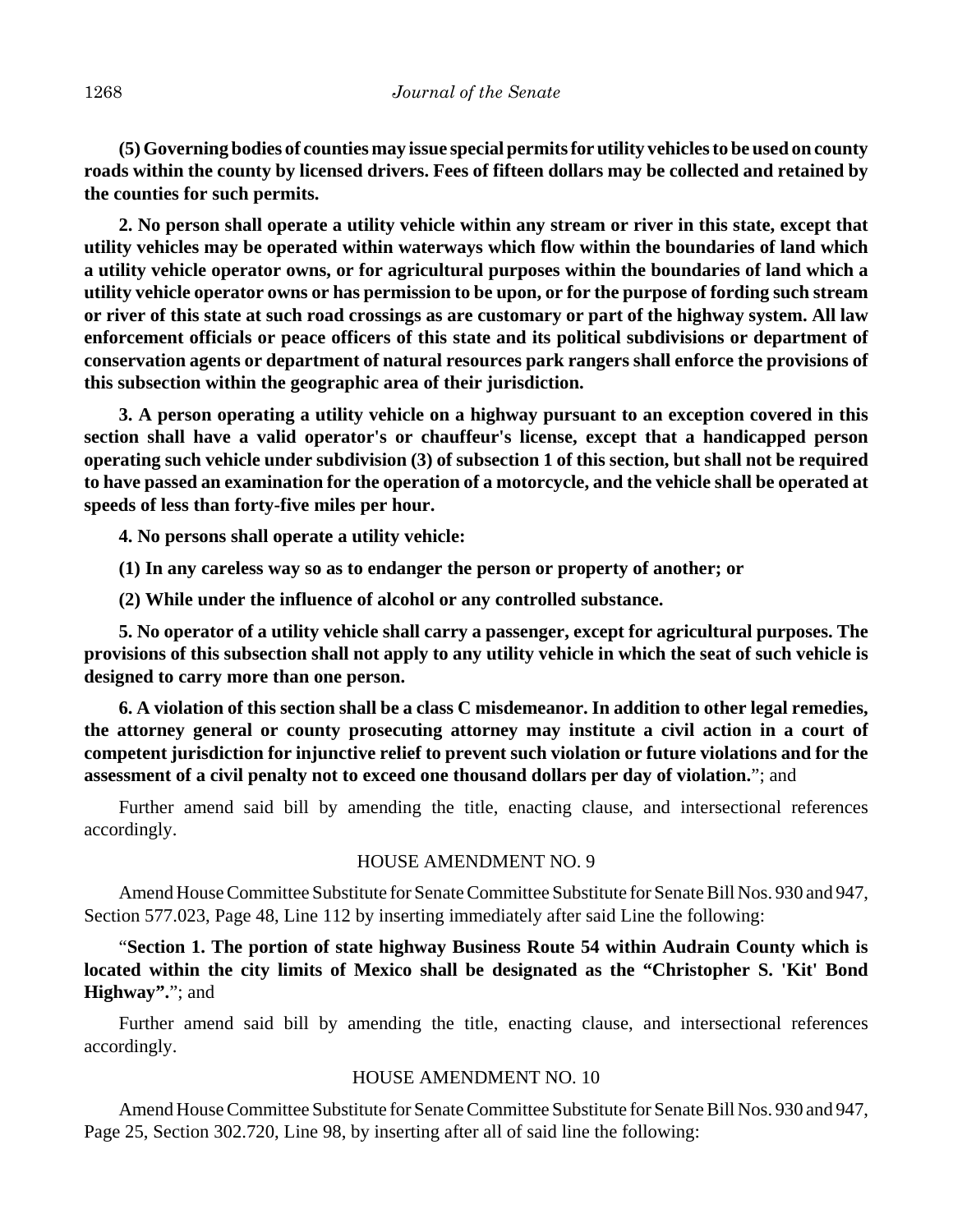**(5) Governing bodies of counties may issue special permits for utility vehicles to be used on county roads within the county by licensed drivers. Fees of fifteen dollars may be collected and retained by the counties for such permits.**

**2. No person shall operate a utility vehicle within any stream or river in this state, except that utility vehicles may be operated within waterways which flow within the boundaries of land which a utility vehicle operator owns, or for agricultural purposes within the boundaries of land which a utility vehicle operator owns or has permission to be upon, or for the purpose of fording such stream or river of this state at such road crossings as are customary or part of the highway system. All law enforcement officials or peace officers of this state and its political subdivisions or department of conservation agents or department of natural resources park rangers shall enforce the provisions of this subsection within the geographic area of their jurisdiction.**

**3. A person operating a utility vehicle on a highway pursuant to an exception covered in this section shall have a valid operator's or chauffeur's license, except that a handicapped person operating such vehicle under subdivision (3) of subsection 1 of this section, but shall not be required to have passed an examination for the operation of a motorcycle, and the vehicle shall be operated at speeds of less than forty-five miles per hour.**

**4. No persons shall operate a utility vehicle:**

**(1) In any careless way so as to endanger the person or property of another; or**

**(2) While under the influence of alcohol or any controlled substance.**

**5. No operator of a utility vehicle shall carry a passenger, except for agricultural purposes. The provisions of this subsection shall not apply to any utility vehicle in which the seat of such vehicle is designed to carry more than one person.**

**6. A violation of this section shall be a class C misdemeanor. In addition to other legal remedies, the attorney general or county prosecuting attorney may institute a civil action in a court of competent jurisdiction for injunctive relief to prevent such violation or future violations and for the assessment of a civil penalty not to exceed one thousand dollars per day of violation.**"; and

Further amend said bill by amending the title, enacting clause, and intersectional references accordingly.

HOUSE AMENDMENT NO. 9

Amend House Committee Substitute for Senate Committee Substitute for Senate Bill Nos. 930 and 947, Section 577.023, Page 48, Line 112 by inserting immediately after said Line the following:

"**Section 1. The portion of state highway Business Route 54 within Audrain County which is located within the city limits of Mexico shall be designated as the "Christopher S. 'Kit' Bond Highway".**"; and

Further amend said bill by amending the title, enacting clause, and intersectional references accordingly.

HOUSE AMENDMENT NO. 10

Amend House Committee Substitute for Senate Committee Substitute for Senate Bill Nos. 930 and 947, Page 25, Section 302.720, Line 98, by inserting after all of said line the following: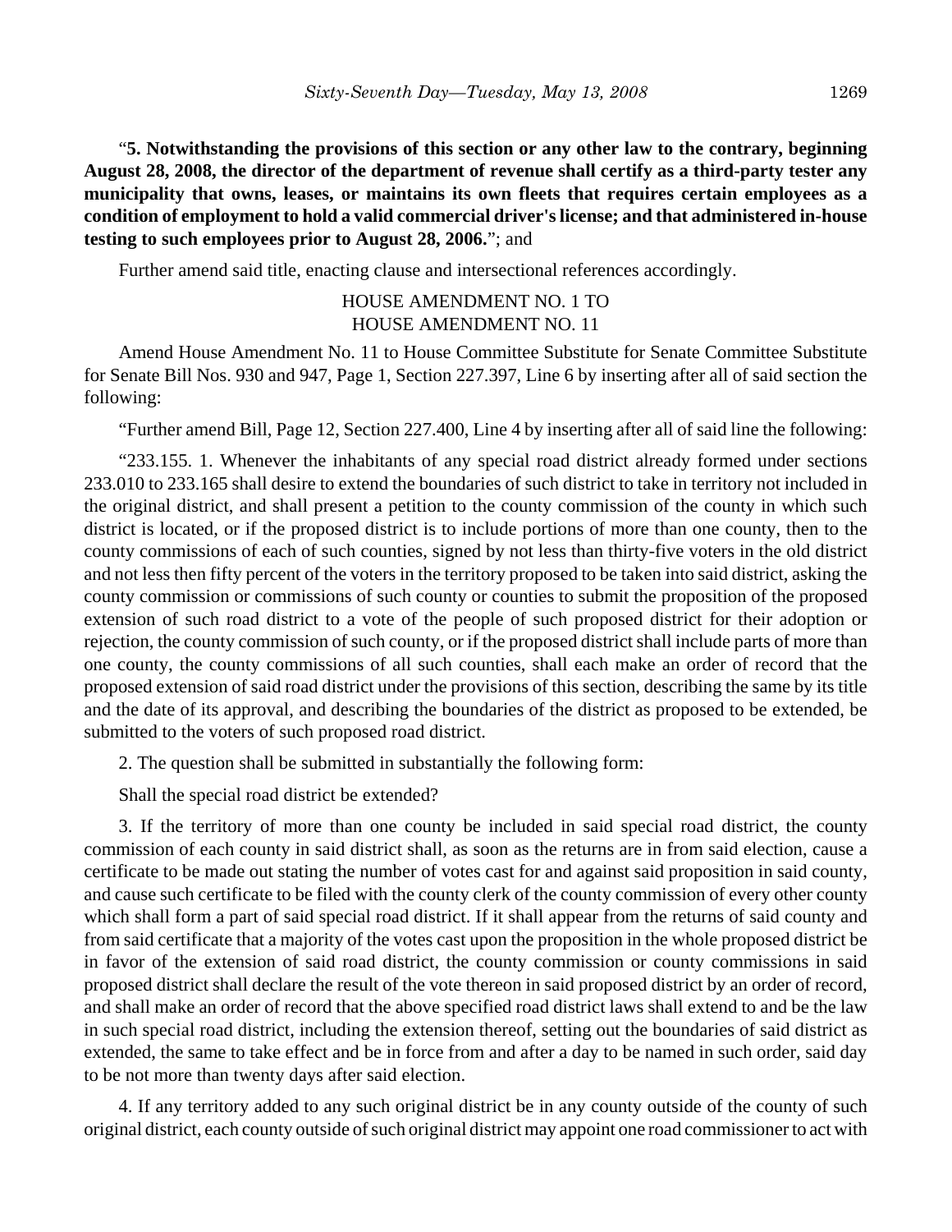"**5. Notwithstanding the provisions of this section or any other law to the contrary, beginning August 28, 2008, the director of the department of revenue shall certify as a third-party tester any municipality that owns, leases, or maintains its own fleets that requires certain employees as a condition of employment to hold a valid commercial driver's license; and that administered in-house testing to such employees prior to August 28, 2006.**"; and

Further amend said title, enacting clause and intersectional references accordingly.

HOUSE AMENDMENT NO. 1 TO
HOUSE AMENDMENT NO. 11

Amend House Amendment No. 11 to House Committee Substitute for Senate Committee Substitute for Senate Bill Nos. 930 and 947, Page 1, Section 227.397, Line 6 by inserting after all of said section the following:

"Further amend Bill, Page 12, Section 227.400, Line 4 by inserting after all of said line the following:

"233.155. 1. Whenever the inhabitants of any special road district already formed under sections 233.010 to 233.165 shall desire to extend the boundaries of such district to take in territory not included in the original district, and shall present a petition to the county commission of the county in which such district is located, or if the proposed district is to include portions of more than one county, then to the county commissions of each of such counties, signed by not less than thirty-five voters in the old district and not less then fifty percent of the voters in the territory proposed to be taken into said district, asking the county commission or commissions of such county or counties to submit the proposition of the proposed extension of such road district to a vote of the people of such proposed district for their adoption or rejection, the county commission of such county, or if the proposed district shall include parts of more than one county, the county commissions of all such counties, shall each make an order of record that the proposed extension of said road district under the provisions of this section, describing the same by its title and the date of its approval, and describing the boundaries of the district as proposed to be extended, be submitted to the voters of such proposed road district.

2. The question shall be submitted in substantially the following form:

Shall the special road district be extended?

3. If the territory of more than one county be included in said special road district, the county commission of each county in said district shall, as soon as the returns are in from said election, cause a certificate to be made out stating the number of votes cast for and against said proposition in said county, and cause such certificate to be filed with the county clerk of the county commission of every other county which shall form a part of said special road district. If it shall appear from the returns of said county and from said certificate that a majority of the votes cast upon the proposition in the whole proposed district be in favor of the extension of said road district, the county commission or county commissions in said proposed district shall declare the result of the vote thereon in said proposed district by an order of record, and shall make an order of record that the above specified road district laws shall extend to and be the law in such special road district, including the extension thereof, setting out the boundaries of said district as extended, the same to take effect and be in force from and after a day to be named in such order, said day to be not more than twenty days after said election.

4. If any territory added to any such original district be in any county outside of the county of such original district, each county outside of such original district may appoint one road commissioner to act with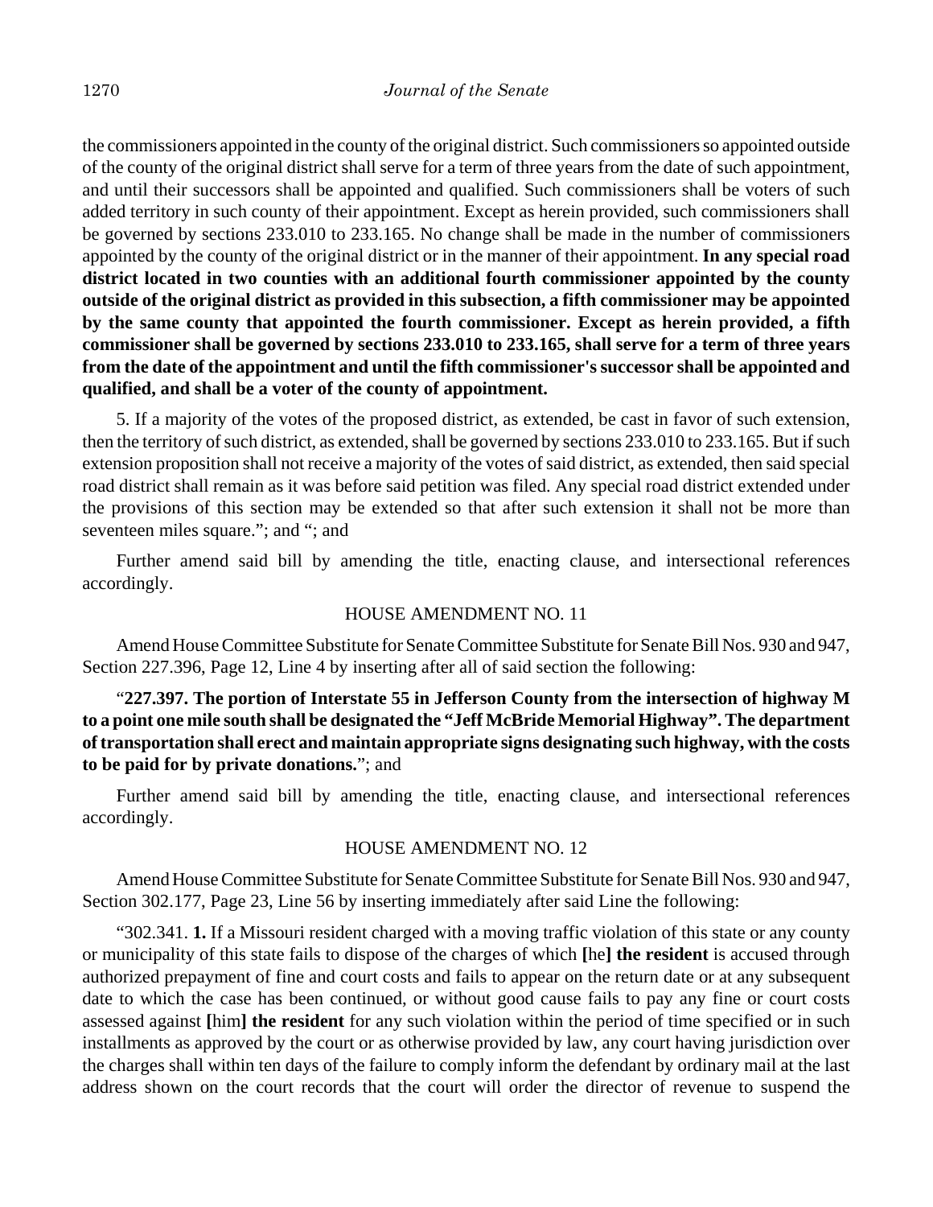the commissioners appointed in the county of the original district. Such commissioners so appointed outside of the county of the original district shall serve for a term of three years from the date of such appointment, and until their successors shall be appointed and qualified. Such commissioners shall be voters of such added territory in such county of their appointment. Except as herein provided, such commissioners shall be governed by sections 233.010 to 233.165. No change shall be made in the number of commissioners appointed by the county of the original district or in the manner of their appointment. **In any special road district located in two counties with an additional fourth commissioner appointed by the county outside of the original district as provided in this subsection, a fifth commissioner may be appointed by the same county that appointed the fourth commissioner. Except as herein provided, a fifth commissioner shall be governed by sections 233.010 to 233.165, shall serve for a term of three years from the date of the appointment and until the fifth commissioner's successor shall be appointed and qualified, and shall be a voter of the county of appointment.**

5. If a majority of the votes of the proposed district, as extended, be cast in favor of such extension, then the territory of such district, as extended, shall be governed by sections 233.010 to 233.165. But if such extension proposition shall not receive a majority of the votes of said district, as extended, then said special road district shall remain as it was before said petition was filed. Any special road district extended under the provisions of this section may be extended so that after such extension it shall not be more than seventeen miles square."; and "; and

Further amend said bill by amending the title, enacting clause, and intersectional references accordingly.

HOUSE AMENDMENT NO. 11

Amend House Committee Substitute for Senate Committee Substitute for Senate Bill Nos. 930 and 947, Section 227.396, Page 12, Line 4 by inserting after all of said section the following:

"**227.397. The portion of Interstate 55 in Jefferson County from the intersection of highway M to a point one mile south shall be designated the "Jeff McBride Memorial Highway". The department of transportation shall erect and maintain appropriate signs designating such highway, with the costs to be paid for by private donations.**"; and

Further amend said bill by amending the title, enacting clause, and intersectional references accordingly.

HOUSE AMENDMENT NO. 12

Amend House Committee Substitute for Senate Committee Substitute for Senate Bill Nos. 930 and 947, Section 302.177, Page 23, Line 56 by inserting immediately after said Line the following:

"302.341. **1.** If a Missouri resident charged with a moving traffic violation of this state or any county or municipality of this state fails to dispose of the charges of which **[**he**] the resident** is accused through authorized prepayment of fine and court costs and fails to appear on the return date or at any subsequent date to which the case has been continued, or without good cause fails to pay any fine or court costs assessed against **[**him**] the resident** for any such violation within the period of time specified or in such installments as approved by the court or as otherwise provided by law, any court having jurisdiction over the charges shall within ten days of the failure to comply inform the defendant by ordinary mail at the last address shown on the court records that the court will order the director of revenue to suspend the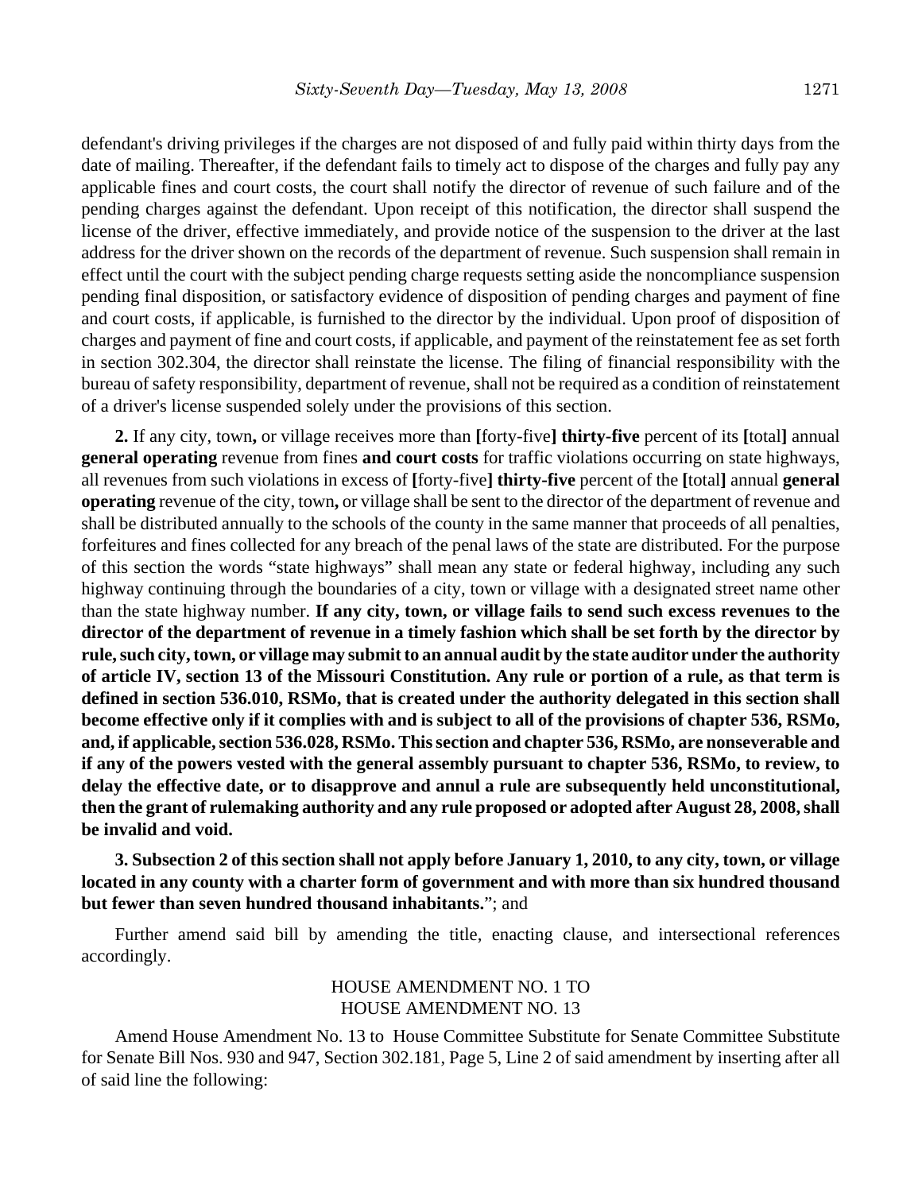defendant's driving privileges if the charges are not disposed of and fully paid within thirty days from the date of mailing. Thereafter, if the defendant fails to timely act to dispose of the charges and fully pay any applicable fines and court costs, the court shall notify the director of revenue of such failure and of the pending charges against the defendant. Upon receipt of this notification, the director shall suspend the license of the driver, effective immediately, and provide notice of the suspension to the driver at the last address for the driver shown on the records of the department of revenue. Such suspension shall remain in effect until the court with the subject pending charge requests setting aside the noncompliance suspension pending final disposition, or satisfactory evidence of disposition of pending charges and payment of fine and court costs, if applicable, is furnished to the director by the individual. Upon proof of disposition of charges and payment of fine and court costs, if applicable, and payment of the reinstatement fee as set forth in section 302.304, the director shall reinstate the license. The filing of financial responsibility with the bureau of safety responsibility, department of revenue, shall not be required as a condition of reinstatement of a driver's license suspended solely under the provisions of this section.

**2.** If any city, town**,** or village receives more than **[**forty-five**] thirty-five** percent of its **[**total**]** annual **general operating** revenue from fines **and court costs** for traffic violations occurring on state highways, all revenues from such violations in excess of **[**forty-five**] thirty-five** percent of the **[**total**]** annual **general operating** revenue of the city, town**,** or village shall be sent to the director of the department of revenue and shall be distributed annually to the schools of the county in the same manner that proceeds of all penalties, forfeitures and fines collected for any breach of the penal laws of the state are distributed. For the purpose of this section the words "state highways" shall mean any state or federal highway, including any such highway continuing through the boundaries of a city, town or village with a designated street name other than the state highway number. **If any city, town, or village fails to send such excess revenues to the director of the department of revenue in a timely fashion which shall be set forth by the director by rule, such city, town, or village may submit to an annual audit by the state auditor under the authority of article IV, section 13 of the Missouri Constitution. Any rule or portion of a rule, as that term is defined in section 536.010, RSMo, that is created under the authority delegated in this section shall become effective only if it complies with and is subject to all of the provisions of chapter 536, RSMo, and, if applicable, section 536.028, RSMo. This section and chapter 536, RSMo, are nonseverable and if any of the powers vested with the general assembly pursuant to chapter 536, RSMo, to review, to delay the effective date, or to disapprove and annul a rule are subsequently held unconstitutional, then the grant of rulemaking authority and any rule proposed or adopted after August 28, 2008, shall be invalid and void.**

**3. Subsection 2 of this section shall not apply before January 1, 2010, to any city, town, or village located in any county with a charter form of government and with more than six hundred thousand but fewer than seven hundred thousand inhabitants.**"; and

Further amend said bill by amending the title, enacting clause, and intersectional references accordingly.

HOUSE AMENDMENT NO. 1 TO
HOUSE AMENDMENT NO. 13

Amend House Amendment No. 13 to House Committee Substitute for Senate Committee Substitute for Senate Bill Nos. 930 and 947, Section 302.181, Page 5, Line 2 of said amendment by inserting after all of said line the following: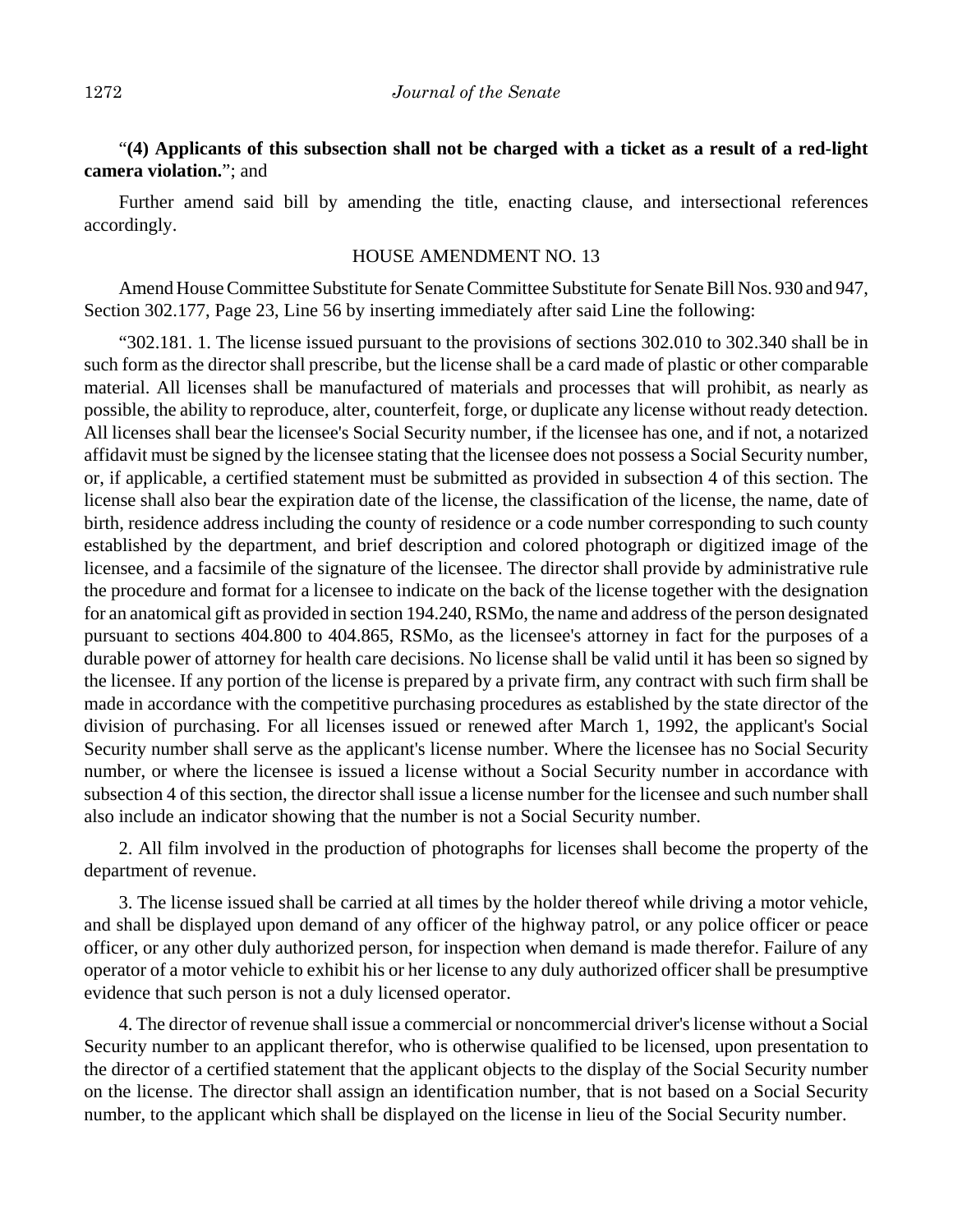"**(4) Applicants of this subsection shall not be charged with a ticket as a result of a red-light camera violation.**"; and

Further amend said bill by amending the title, enacting clause, and intersectional references accordingly.

HOUSE AMENDMENT NO. 13

Amend House Committee Substitute for Senate Committee Substitute for Senate Bill Nos. 930 and 947, Section 302.177, Page 23, Line 56 by inserting immediately after said Line the following:

"302.181. 1. The license issued pursuant to the provisions of sections 302.010 to 302.340 shall be in such form as the director shall prescribe, but the license shall be a card made of plastic or other comparable material. All licenses shall be manufactured of materials and processes that will prohibit, as nearly as possible, the ability to reproduce, alter, counterfeit, forge, or duplicate any license without ready detection. All licenses shall bear the licensee's Social Security number, if the licensee has one, and if not, a notarized affidavit must be signed by the licensee stating that the licensee does not possess a Social Security number, or, if applicable, a certified statement must be submitted as provided in subsection 4 of this section. The license shall also bear the expiration date of the license, the classification of the license, the name, date of birth, residence address including the county of residence or a code number corresponding to such county established by the department, and brief description and colored photograph or digitized image of the licensee, and a facsimile of the signature of the licensee. The director shall provide by administrative rule the procedure and format for a licensee to indicate on the back of the license together with the designation for an anatomical gift as provided in section 194.240, RSMo, the name and address of the person designated pursuant to sections 404.800 to 404.865, RSMo, as the licensee's attorney in fact for the purposes of a durable power of attorney for health care decisions. No license shall be valid until it has been so signed by the licensee. If any portion of the license is prepared by a private firm, any contract with such firm shall be made in accordance with the competitive purchasing procedures as established by the state director of the division of purchasing. For all licenses issued or renewed after March 1, 1992, the applicant's Social Security number shall serve as the applicant's license number. Where the licensee has no Social Security number, or where the licensee is issued a license without a Social Security number in accordance with subsection 4 of this section, the director shall issue a license number for the licensee and such number shall also include an indicator showing that the number is not a Social Security number.

2. All film involved in the production of photographs for licenses shall become the property of the department of revenue.

3. The license issued shall be carried at all times by the holder thereof while driving a motor vehicle, and shall be displayed upon demand of any officer of the highway patrol, or any police officer or peace officer, or any other duly authorized person, for inspection when demand is made therefor. Failure of any operator of a motor vehicle to exhibit his or her license to any duly authorized officer shall be presumptive evidence that such person is not a duly licensed operator.

4. The director of revenue shall issue a commercial or noncommercial driver's license without a Social Security number to an applicant therefor, who is otherwise qualified to be licensed, upon presentation to the director of a certified statement that the applicant objects to the display of the Social Security number on the license. The director shall assign an identification number, that is not based on a Social Security number, to the applicant which shall be displayed on the license in lieu of the Social Security number.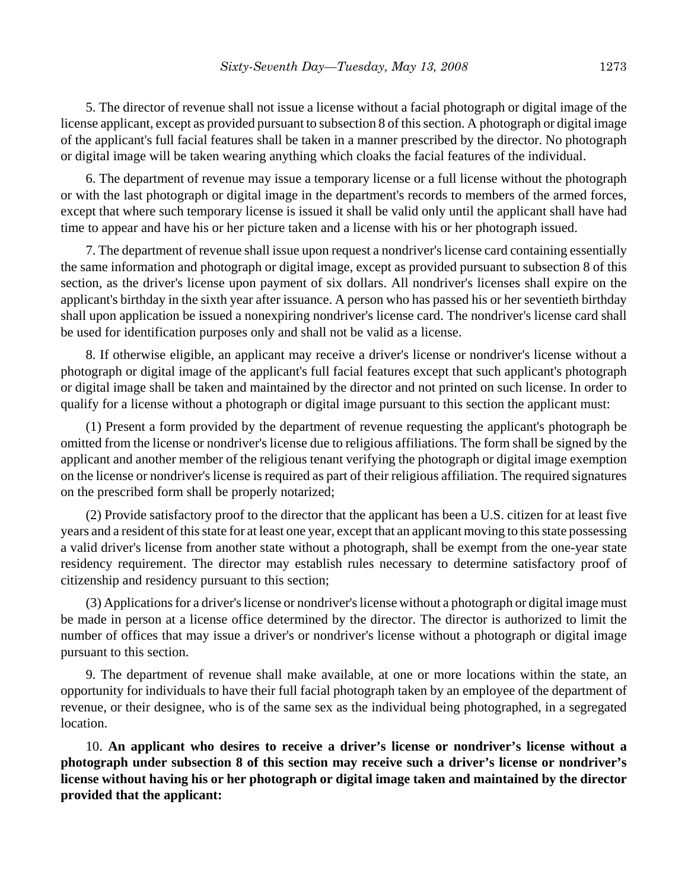5. The director of revenue shall not issue a license without a facial photograph or digital image of the license applicant, except as provided pursuant to subsection 8 of this section. A photograph or digital image of the applicant's full facial features shall be taken in a manner prescribed by the director. No photograph or digital image will be taken wearing anything which cloaks the facial features of the individual.

6. The department of revenue may issue a temporary license or a full license without the photograph or with the last photograph or digital image in the department's records to members of the armed forces, except that where such temporary license is issued it shall be valid only until the applicant shall have had time to appear and have his or her picture taken and a license with his or her photograph issued.

7. The department of revenue shall issue upon request a nondriver's license card containing essentially the same information and photograph or digital image, except as provided pursuant to subsection 8 of this section, as the driver's license upon payment of six dollars. All nondriver's licenses shall expire on the applicant's birthday in the sixth year after issuance. A person who has passed his or her seventieth birthday shall upon application be issued a nonexpiring nondriver's license card. The nondriver's license card shall be used for identification purposes only and shall not be valid as a license.

8. If otherwise eligible, an applicant may receive a driver's license or nondriver's license without a photograph or digital image of the applicant's full facial features except that such applicant's photograph or digital image shall be taken and maintained by the director and not printed on such license. In order to qualify for a license without a photograph or digital image pursuant to this section the applicant must:

(1) Present a form provided by the department of revenue requesting the applicant's photograph be omitted from the license or nondriver's license due to religious affiliations. The form shall be signed by the applicant and another member of the religious tenant verifying the photograph or digital image exemption on the license or nondriver's license is required as part of their religious affiliation. The required signatures on the prescribed form shall be properly notarized;

(2) Provide satisfactory proof to the director that the applicant has been a U.S. citizen for at least five years and a resident of this state for at least one year, except that an applicant moving to this state possessing a valid driver's license from another state without a photograph, shall be exempt from the one-year state residency requirement. The director may establish rules necessary to determine satisfactory proof of citizenship and residency pursuant to this section;

(3) Applications for a driver's license or nondriver's license without a photograph or digital image must be made in person at a license office determined by the director. The director is authorized to limit the number of offices that may issue a driver's or nondriver's license without a photograph or digital image pursuant to this section.

9. The department of revenue shall make available, at one or more locations within the state, an opportunity for individuals to have their full facial photograph taken by an employee of the department of revenue, or their designee, who is of the same sex as the individual being photographed, in a segregated location.

10. **An applicant who desires to receive a driver's license or nondriver's license without a photograph under subsection 8 of this section may receive such a driver's license or nondriver's license without having his or her photograph or digital image taken and maintained by the director provided that the applicant:**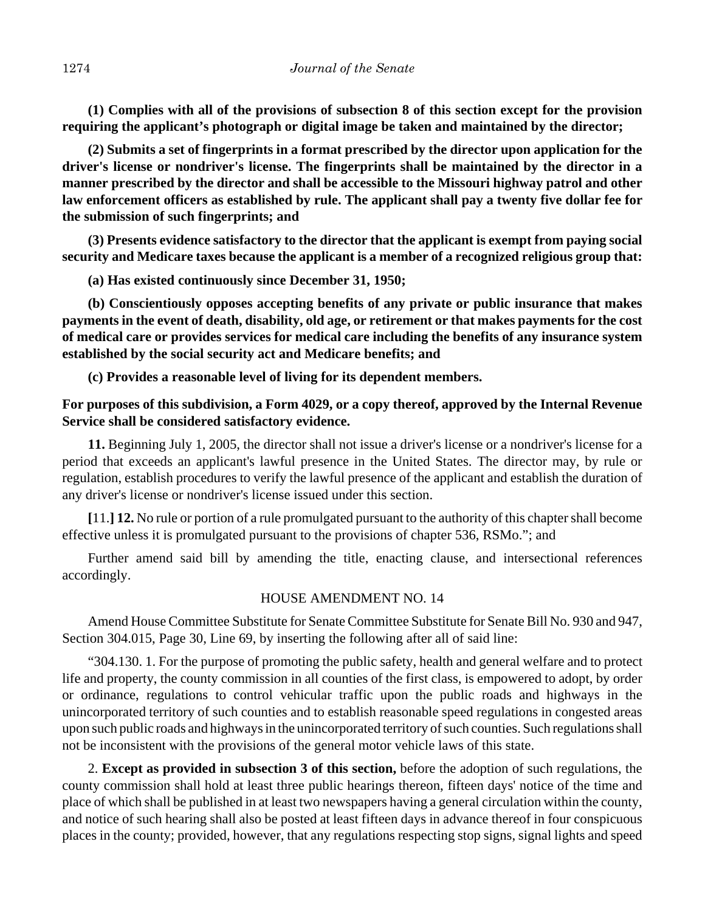**(1) Complies with all of the provisions of subsection 8 of this section except for the provision requiring the applicant's photograph or digital image be taken and maintained by the director;**

**(2) Submits a set of fingerprints in a format prescribed by the director upon application for the driver's license or nondriver's license. The fingerprints shall be maintained by the director in a manner prescribed by the director and shall be accessible to the Missouri highway patrol and other law enforcement officers as established by rule. The applicant shall pay a twenty five dollar fee for the submission of such fingerprints; and**

**(3) Presents evidence satisfactory to the director that the applicant is exempt from paying social security and Medicare taxes because the applicant is a member of a recognized religious group that:**

**(a) Has existed continuously since December 31, 1950;**

**(b) Conscientiously opposes accepting benefits of any private or public insurance that makes payments in the event of death, disability, old age, or retirement or that makes payments for the cost of medical care or provides services for medical care including the benefits of any insurance system established by the social security act and Medicare benefits; and**

**(c) Provides a reasonable level of living for its dependent members.**

**For purposes of this subdivision, a Form 4029, or a copy thereof, approved by the Internal Revenue Service shall be considered satisfactory evidence.**

**11.** Beginning July 1, 2005, the director shall not issue a driver's license or a nondriver's license for a period that exceeds an applicant's lawful presence in the United States. The director may, by rule or regulation, establish procedures to verify the lawful presence of the applicant and establish the duration of any driver's license or nondriver's license issued under this section.

**[**11.**] 12.** No rule or portion of a rule promulgated pursuant to the authority of this chapter shall become effective unless it is promulgated pursuant to the provisions of chapter 536, RSMo."; and

Further amend said bill by amending the title, enacting clause, and intersectional references accordingly.

HOUSE AMENDMENT NO. 14

Amend House Committee Substitute for Senate Committee Substitute for Senate Bill No. 930 and 947, Section 304.015, Page 30, Line 69, by inserting the following after all of said line:

"304.130. 1. For the purpose of promoting the public safety, health and general welfare and to protect life and property, the county commission in all counties of the first class, is empowered to adopt, by order or ordinance, regulations to control vehicular traffic upon the public roads and highways in the unincorporated territory of such counties and to establish reasonable speed regulations in congested areas upon such public roads and highways in the unincorporated territory of such counties. Such regulations shall not be inconsistent with the provisions of the general motor vehicle laws of this state.

2. **Except as provided in subsection 3 of this section,** before the adoption of such regulations, the county commission shall hold at least three public hearings thereon, fifteen days' notice of the time and place of which shall be published in at least two newspapers having a general circulation within the county, and notice of such hearing shall also be posted at least fifteen days in advance thereof in four conspicuous places in the county; provided, however, that any regulations respecting stop signs, signal lights and speed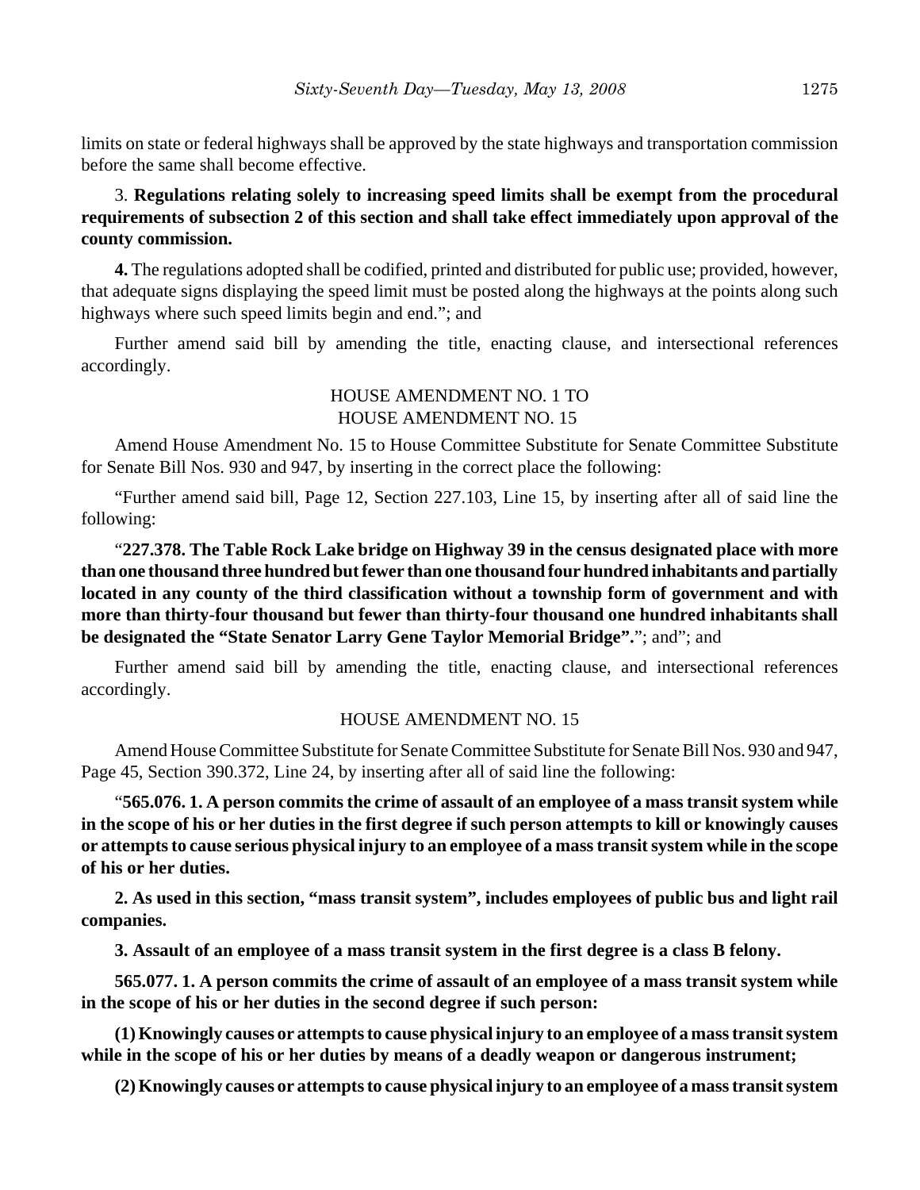limits on state or federal highways shall be approved by the state highways and transportation commission before the same shall become effective.

3. **Regulations relating solely to increasing speed limits shall be exempt from the procedural requirements of subsection 2 of this section and shall take effect immediately upon approval of the county commission.**

**4.** The regulations adopted shall be codified, printed and distributed for public use; provided, however, that adequate signs displaying the speed limit must be posted along the highways at the points along such highways where such speed limits begin and end."; and

Further amend said bill by amending the title, enacting clause, and intersectional references accordingly.

HOUSE AMENDMENT NO. 1 TO
HOUSE AMENDMENT NO. 15

Amend House Amendment No. 15 to House Committee Substitute for Senate Committee Substitute for Senate Bill Nos. 930 and 947, by inserting in the correct place the following:

"Further amend said bill, Page 12, Section 227.103, Line 15, by inserting after all of said line the following:

"**227.378. The Table Rock Lake bridge on Highway 39 in the census designated place with more than one thousand three hundred but fewer than one thousand four hundred inhabitants and partially located in any county of the third classification without a township form of government and with more than thirty-four thousand but fewer than thirty-four thousand one hundred inhabitants shall be designated the "State Senator Larry Gene Taylor Memorial Bridge".**"; and"; and

Further amend said bill by amending the title, enacting clause, and intersectional references accordingly.

HOUSE AMENDMENT NO. 15

Amend House Committee Substitute for Senate Committee Substitute for Senate Bill Nos. 930 and 947, Page 45, Section 390.372, Line 24, by inserting after all of said line the following:

"**565.076. 1. A person commits the crime of assault of an employee of a mass transit system while in the scope of his or her duties in the first degree if such person attempts to kill or knowingly causes or attempts to cause serious physical injury to an employee of a mass transit system while in the scope of his or her duties.**

**2. As used in this section, "mass transit system", includes employees of public bus and light rail companies.**

**3. Assault of an employee of a mass transit system in the first degree is a class B felony.**

**565.077. 1. A person commits the crime of assault of an employee of a mass transit system while in the scope of his or her duties in the second degree if such person:**

**(1) Knowingly causes or attempts to cause physical injury to an employee of a mass transit system while in the scope of his or her duties by means of a deadly weapon or dangerous instrument;**

**(2) Knowingly causes or attempts to cause physical injury to an employee of a mass transit system**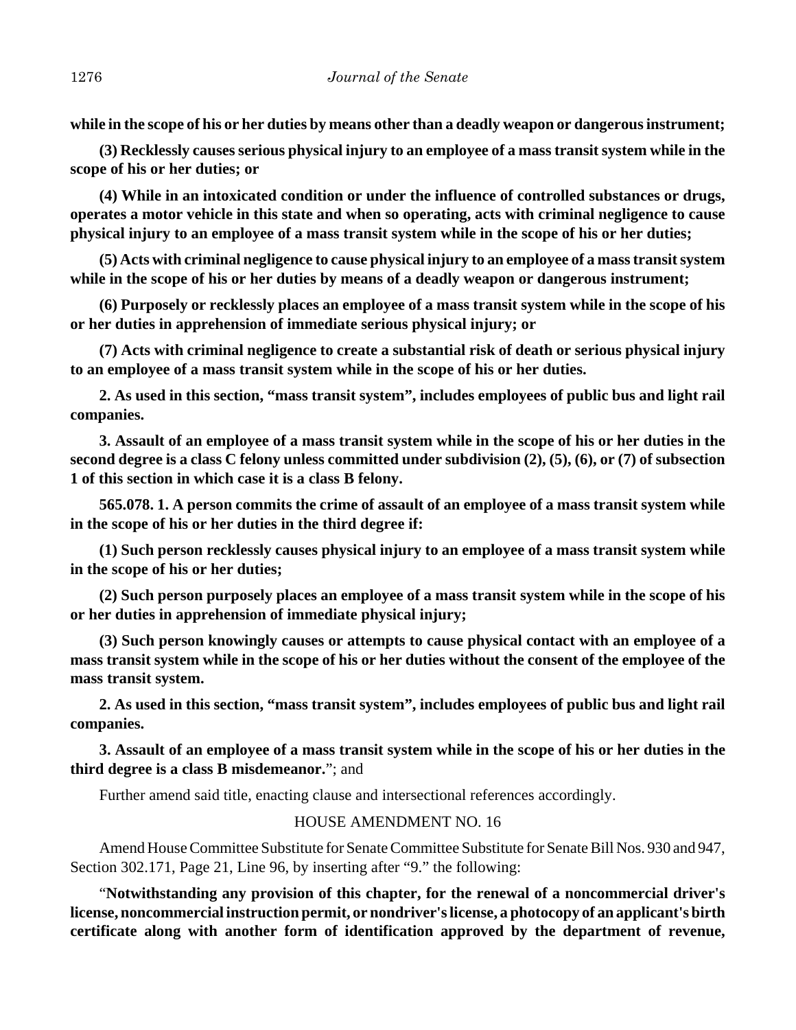**while in the scope of his or her duties by means other than a deadly weapon or dangerous instrument;**

**(3) Recklessly causes serious physical injury to an employee of a mass transit system while in the scope of his or her duties; or**

**(4) While in an intoxicated condition or under the influence of controlled substances or drugs, operates a motor vehicle in this state and when so operating, acts with criminal negligence to cause physical injury to an employee of a mass transit system while in the scope of his or her duties;**

**(5) Acts with criminal negligence to cause physical injury to an employee of a mass transit system while in the scope of his or her duties by means of a deadly weapon or dangerous instrument;**

**(6) Purposely or recklessly places an employee of a mass transit system while in the scope of his or her duties in apprehension of immediate serious physical injury; or**

**(7) Acts with criminal negligence to create a substantial risk of death or serious physical injury to an employee of a mass transit system while in the scope of his or her duties.**

**2. As used in this section, "mass transit system", includes employees of public bus and light rail companies.**

**3. Assault of an employee of a mass transit system while in the scope of his or her duties in the second degree is a class C felony unless committed under subdivision (2), (5), (6), or (7) of subsection 1 of this section in which case it is a class B felony.**

**565.078. 1. A person commits the crime of assault of an employee of a mass transit system while in the scope of his or her duties in the third degree if:**

**(1) Such person recklessly causes physical injury to an employee of a mass transit system while in the scope of his or her duties;**

**(2) Such person purposely places an employee of a mass transit system while in the scope of his or her duties in apprehension of immediate physical injury;**

**(3) Such person knowingly causes or attempts to cause physical contact with an employee of a mass transit system while in the scope of his or her duties without the consent of the employee of the mass transit system.**

**2. As used in this section, "mass transit system", includes employees of public bus and light rail companies.**

**3. Assault of an employee of a mass transit system while in the scope of his or her duties in the third degree is a class B misdemeanor.**"; and

Further amend said title, enacting clause and intersectional references accordingly.

HOUSE AMENDMENT NO. 16

Amend House Committee Substitute for Senate Committee Substitute for Senate Bill Nos. 930 and 947, Section 302.171, Page 21, Line 96, by inserting after "9." the following:

"**Notwithstanding any provision of this chapter, for the renewal of a noncommercial driver's license, noncommercial instruction permit, or nondriver's license, a photocopy of an applicant's birth certificate along with another form of identification approved by the department of revenue,**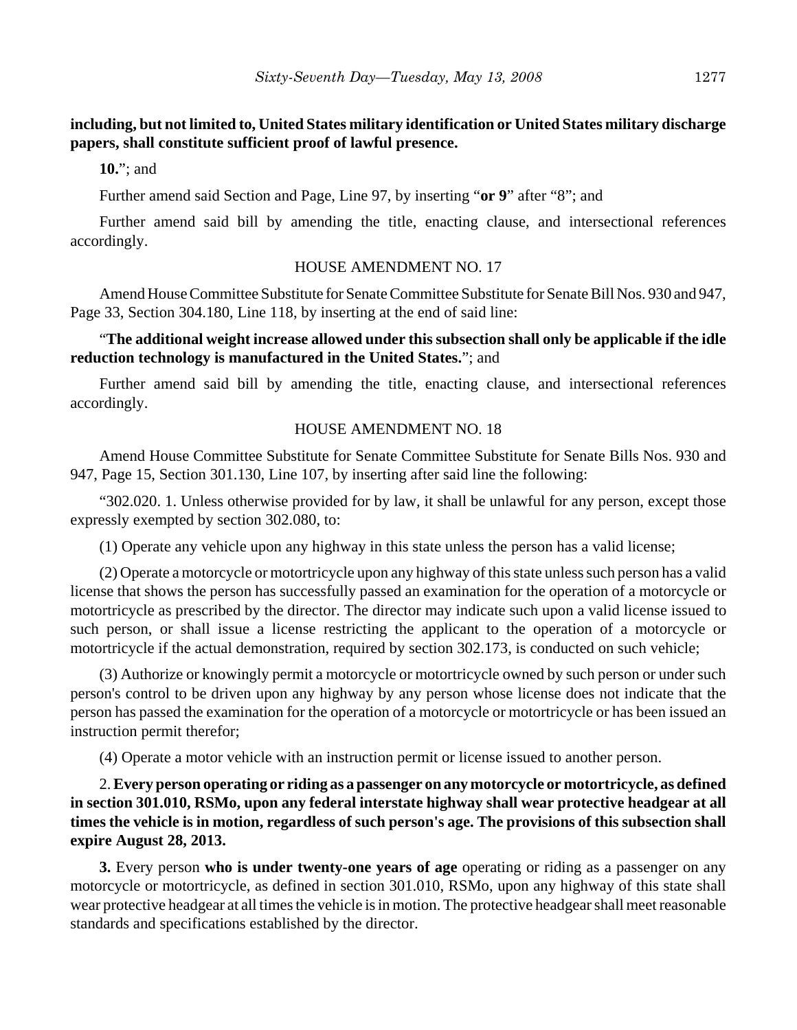**including, but not limited to, United States military identification or United States military discharge papers, shall constitute sufficient proof of lawful presence.**

**10.**"; and

Further amend said Section and Page, Line 97, by inserting "**or 9**" after "8"; and

Further amend said bill by amending the title, enacting clause, and intersectional references accordingly.

HOUSE AMENDMENT NO. 17

Amend House Committee Substitute for Senate Committee Substitute for Senate Bill Nos. 930 and 947, Page 33, Section 304.180, Line 118, by inserting at the end of said line:

"**The additional weight increase allowed under this subsection shall only be applicable if the idle reduction technology is manufactured in the United States.**"; and

Further amend said bill by amending the title, enacting clause, and intersectional references accordingly.

HOUSE AMENDMENT NO. 18

Amend House Committee Substitute for Senate Committee Substitute for Senate Bills Nos. 930 and 947, Page 15, Section 301.130, Line 107, by inserting after said line the following:

"302.020. 1. Unless otherwise provided for by law, it shall be unlawful for any person, except those expressly exempted by section 302.080, to:

(1) Operate any vehicle upon any highway in this state unless the person has a valid license;

(2) Operate a motorcycle or motortricycle upon any highway of this state unless such person has a valid license that shows the person has successfully passed an examination for the operation of a motorcycle or motortricycle as prescribed by the director. The director may indicate such upon a valid license issued to such person, or shall issue a license restricting the applicant to the operation of a motorcycle or motortricycle if the actual demonstration, required by section 302.173, is conducted on such vehicle;

(3) Authorize or knowingly permit a motorcycle or motortricycle owned by such person or under such person's control to be driven upon any highway by any person whose license does not indicate that the person has passed the examination for the operation of a motorcycle or motortricycle or has been issued an instruction permit therefor;

(4) Operate a motor vehicle with an instruction permit or license issued to another person.

2. **Every person operating or riding as a passenger on any motorcycle or motortricycle, as defined in section 301.010, RSMo, upon any federal interstate highway shall wear protective headgear at all times the vehicle is in motion, regardless of such person's age. The provisions of this subsection shall expire August 28, 2013.**

**3.** Every person **who is under twenty-one years of age** operating or riding as a passenger on any motorcycle or motortricycle, as defined in section 301.010, RSMo, upon any highway of this state shall wear protective headgear at all times the vehicle is in motion. The protective headgear shall meet reasonable standards and specifications established by the director.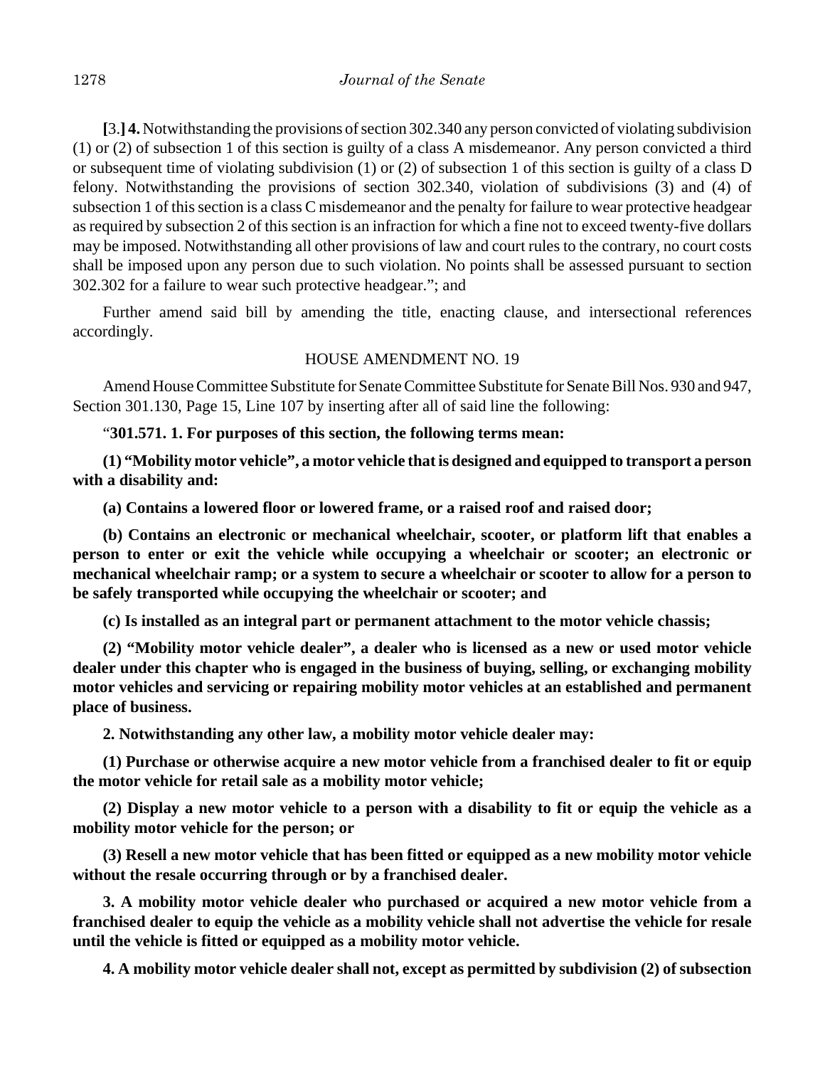**[**3.**] 4.** Notwithstanding the provisions of section 302.340 any person convicted of violating subdivision (1) or (2) of subsection 1 of this section is guilty of a class A misdemeanor. Any person convicted a third or subsequent time of violating subdivision (1) or (2) of subsection 1 of this section is guilty of a class D felony. Notwithstanding the provisions of section 302.340, violation of subdivisions (3) and (4) of subsection 1 of this section is a class C misdemeanor and the penalty for failure to wear protective headgear as required by subsection 2 of this section is an infraction for which a fine not to exceed twenty-five dollars may be imposed. Notwithstanding all other provisions of law and court rules to the contrary, no court costs shall be imposed upon any person due to such violation. No points shall be assessed pursuant to section 302.302 for a failure to wear such protective headgear."; and

Further amend said bill by amending the title, enacting clause, and intersectional references accordingly.

HOUSE AMENDMENT NO. 19

Amend House Committee Substitute for Senate Committee Substitute for Senate Bill Nos. 930 and 947, Section 301.130, Page 15, Line 107 by inserting after all of said line the following:

"**301.571. 1. For purposes of this section, the following terms mean:**

**(1) "Mobility motor vehicle", a motor vehicle that is designed and equipped to transport a person with a disability and:**

**(a) Contains a lowered floor or lowered frame, or a raised roof and raised door;**

**(b) Contains an electronic or mechanical wheelchair, scooter, or platform lift that enables a person to enter or exit the vehicle while occupying a wheelchair or scooter; an electronic or mechanical wheelchair ramp; or a system to secure a wheelchair or scooter to allow for a person to be safely transported while occupying the wheelchair or scooter; and**

**(c) Is installed as an integral part or permanent attachment to the motor vehicle chassis;**

**(2) "Mobility motor vehicle dealer", a dealer who is licensed as a new or used motor vehicle dealer under this chapter who is engaged in the business of buying, selling, or exchanging mobility motor vehicles and servicing or repairing mobility motor vehicles at an established and permanent place of business.**

**2. Notwithstanding any other law, a mobility motor vehicle dealer may:**

**(1) Purchase or otherwise acquire a new motor vehicle from a franchised dealer to fit or equip the motor vehicle for retail sale as a mobility motor vehicle;**

**(2) Display a new motor vehicle to a person with a disability to fit or equip the vehicle as a mobility motor vehicle for the person; or**

**(3) Resell a new motor vehicle that has been fitted or equipped as a new mobility motor vehicle without the resale occurring through or by a franchised dealer.**

**3. A mobility motor vehicle dealer who purchased or acquired a new motor vehicle from a franchised dealer to equip the vehicle as a mobility vehicle shall not advertise the vehicle for resale until the vehicle is fitted or equipped as a mobility motor vehicle.**

**4. A mobility motor vehicle dealer shall not, except as permitted by subdivision (2) of subsection**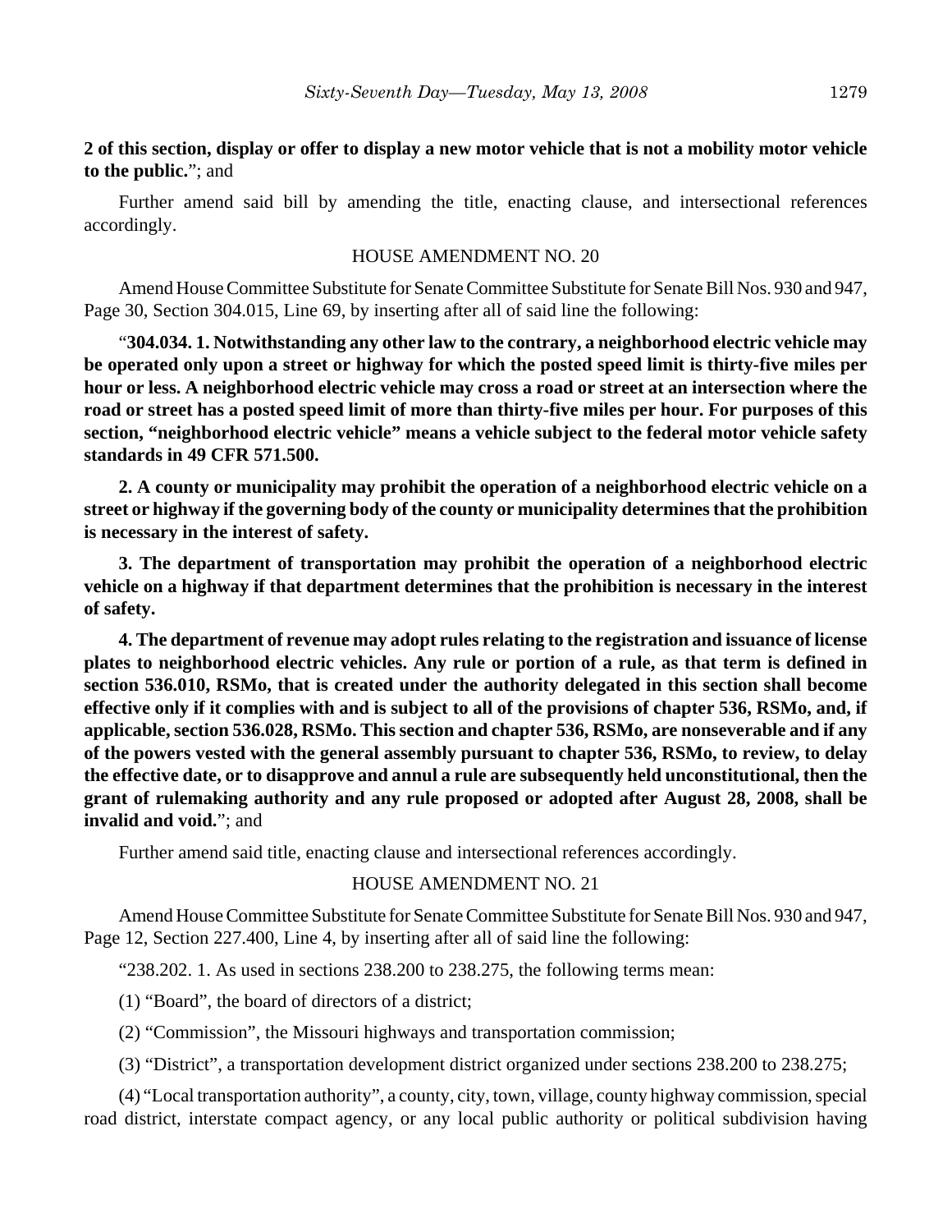**2 of this section, display or offer to display a new motor vehicle that is not a mobility motor vehicle to the public.**"; and

Further amend said bill by amending the title, enacting clause, and intersectional references accordingly.

HOUSE AMENDMENT NO. 20

Amend House Committee Substitute for Senate Committee Substitute for Senate Bill Nos. 930 and 947, Page 30, Section 304.015, Line 69, by inserting after all of said line the following:

"**304.034. 1. Notwithstanding any other law to the contrary, a neighborhood electric vehicle may be operated only upon a street or highway for which the posted speed limit is thirty-five miles per hour or less. A neighborhood electric vehicle may cross a road or street at an intersection where the road or street has a posted speed limit of more than thirty-five miles per hour. For purposes of this section, "neighborhood electric vehicle" means a vehicle subject to the federal motor vehicle safety standards in 49 CFR 571.500.**

**2. A county or municipality may prohibit the operation of a neighborhood electric vehicle on a street or highway if the governing body of the county or municipality determines that the prohibition is necessary in the interest of safety.**

**3. The department of transportation may prohibit the operation of a neighborhood electric vehicle on a highway if that department determines that the prohibition is necessary in the interest of safety.**

**4. The department of revenue may adopt rules relating to the registration and issuance of license plates to neighborhood electric vehicles. Any rule or portion of a rule, as that term is defined in section 536.010, RSMo, that is created under the authority delegated in this section shall become effective only if it complies with and is subject to all of the provisions of chapter 536, RSMo, and, if applicable, section 536.028, RSMo. This section and chapter 536, RSMo, are nonseverable and if any of the powers vested with the general assembly pursuant to chapter 536, RSMo, to review, to delay the effective date, or to disapprove and annul a rule are subsequently held unconstitutional, then the grant of rulemaking authority and any rule proposed or adopted after August 28, 2008, shall be invalid and void.**"; and

Further amend said title, enacting clause and intersectional references accordingly.

HOUSE AMENDMENT NO. 21

Amend House Committee Substitute for Senate Committee Substitute for Senate Bill Nos. 930 and 947, Page 12, Section 227.400, Line 4, by inserting after all of said line the following:

"238.202. 1. As used in sections 238.200 to 238.275, the following terms mean:

(1) "Board", the board of directors of a district;

(2) "Commission", the Missouri highways and transportation commission;

(3) "District", a transportation development district organized under sections 238.200 to 238.275;

(4) "Local transportation authority", a county, city, town, village, county highway commission, special road district, interstate compact agency, or any local public authority or political subdivision having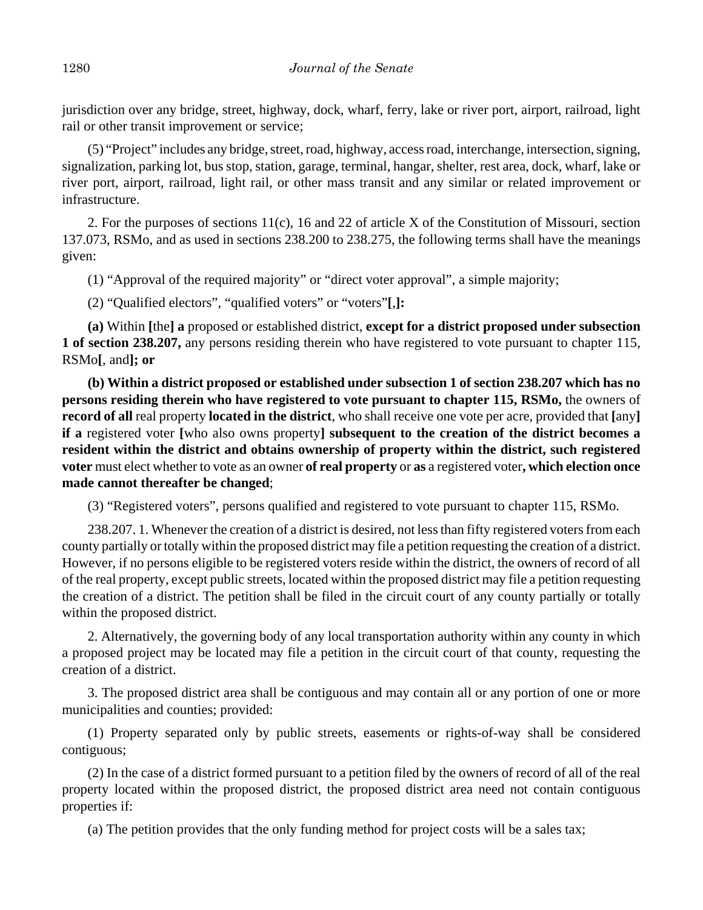jurisdiction over any bridge, street, highway, dock, wharf, ferry, lake or river port, airport, railroad, light rail or other transit improvement or service;

(5) "Project" includes any bridge, street, road, highway, access road, interchange, intersection, signing, signalization, parking lot, bus stop, station, garage, terminal, hangar, shelter, rest area, dock, wharf, lake or river port, airport, railroad, light rail, or other mass transit and any similar or related improvement or infrastructure.

2. For the purposes of sections 11(c), 16 and 22 of article X of the Constitution of Missouri, section 137.073, RSMo, and as used in sections 238.200 to 238.275, the following terms shall have the meanings given:

(1) "Approval of the required majority" or "direct voter approval", a simple majority;

(2) "Qualified electors", "qualified voters" or "voters"**[**,**]:**

**(a)** Within **[**the**] a** proposed or established district, **except for a district proposed under subsection 1 of section 238.207,** any persons residing therein who have registered to vote pursuant to chapter 115, RSMo**[**, and**]; or**

**(b) Within a district proposed or established under subsection 1 of section 238.207 which has no persons residing therein who have registered to vote pursuant to chapter 115, RSMo,** the owners of **record of all** real property **located in the district**, who shall receive one vote per acre, provided that **[**any**] if a** registered voter **[**who also owns property**] subsequent to the creation of the district becomes a resident within the district and obtains ownership of property within the district, such registered voter** must elect whether to vote as an owner **of real property** or **as** a registered voter**, which election once made cannot thereafter be changed**;

(3) "Registered voters", persons qualified and registered to vote pursuant to chapter 115, RSMo.

238.207. 1. Whenever the creation of a district is desired, not less than fifty registered voters from each county partially or totally within the proposed district may file a petition requesting the creation of a district. However, if no persons eligible to be registered voters reside within the district, the owners of record of all of the real property, except public streets, located within the proposed district may file a petition requesting the creation of a district. The petition shall be filed in the circuit court of any county partially or totally within the proposed district.

2. Alternatively, the governing body of any local transportation authority within any county in which a proposed project may be located may file a petition in the circuit court of that county, requesting the creation of a district.

3. The proposed district area shall be contiguous and may contain all or any portion of one or more municipalities and counties; provided:

(1) Property separated only by public streets, easements or rights-of-way shall be considered contiguous;

(2) In the case of a district formed pursuant to a petition filed by the owners of record of all of the real property located within the proposed district, the proposed district area need not contain contiguous properties if:

(a) The petition provides that the only funding method for project costs will be a sales tax;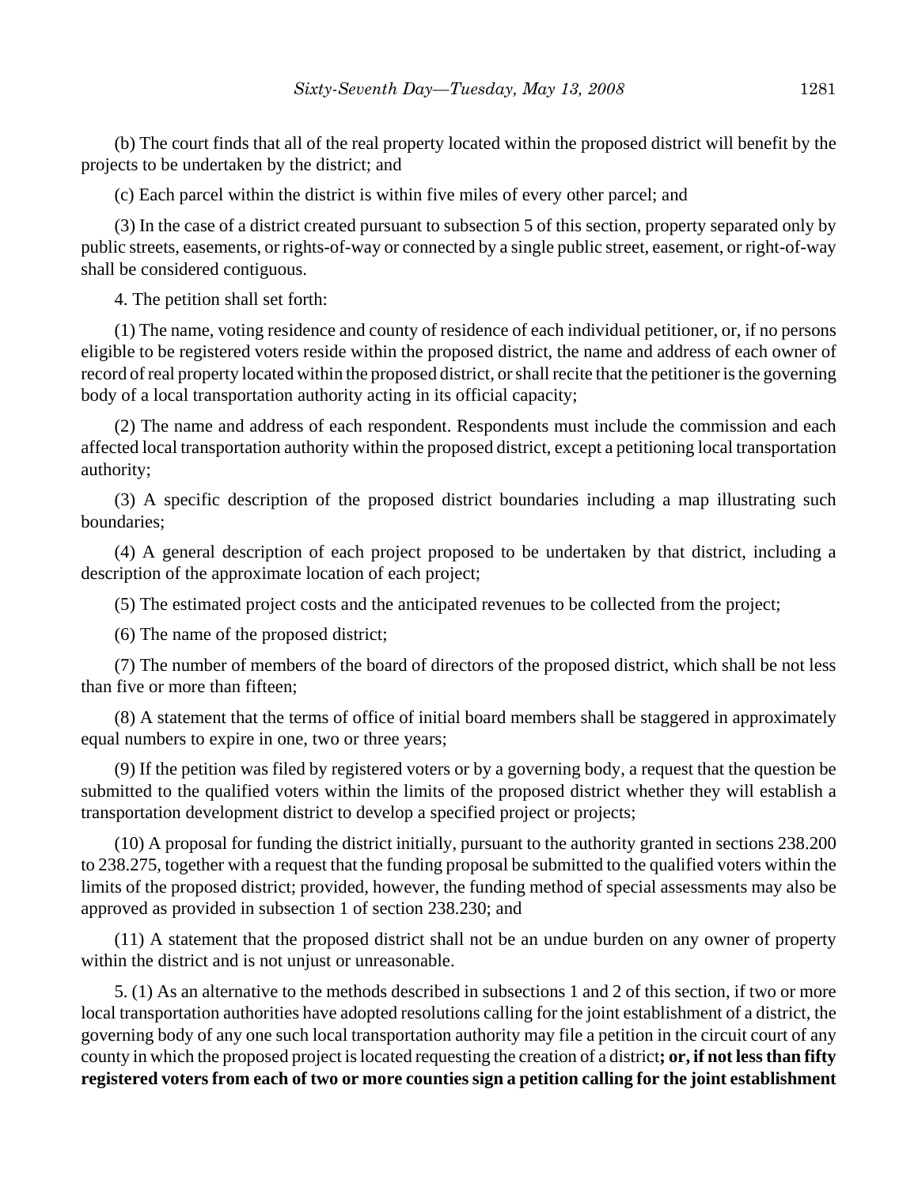(b) The court finds that all of the real property located within the proposed district will benefit by the projects to be undertaken by the district; and

(c) Each parcel within the district is within five miles of every other parcel; and

(3) In the case of a district created pursuant to subsection 5 of this section, property separated only by public streets, easements, or rights-of-way or connected by a single public street, easement, or right-of-way shall be considered contiguous.

4. The petition shall set forth:

(1) The name, voting residence and county of residence of each individual petitioner, or, if no persons eligible to be registered voters reside within the proposed district, the name and address of each owner of record of real property located within the proposed district, or shall recite that the petitioner is the governing body of a local transportation authority acting in its official capacity;

(2) The name and address of each respondent. Respondents must include the commission and each affected local transportation authority within the proposed district, except a petitioning local transportation authority;

(3) A specific description of the proposed district boundaries including a map illustrating such boundaries;

(4) A general description of each project proposed to be undertaken by that district, including a description of the approximate location of each project;

(5) The estimated project costs and the anticipated revenues to be collected from the project;

(6) The name of the proposed district;

(7) The number of members of the board of directors of the proposed district, which shall be not less than five or more than fifteen;

(8) A statement that the terms of office of initial board members shall be staggered in approximately equal numbers to expire in one, two or three years;

(9) If the petition was filed by registered voters or by a governing body, a request that the question be submitted to the qualified voters within the limits of the proposed district whether they will establish a transportation development district to develop a specified project or projects;

(10) A proposal for funding the district initially, pursuant to the authority granted in sections 238.200 to 238.275, together with a request that the funding proposal be submitted to the qualified voters within the limits of the proposed district; provided, however, the funding method of special assessments may also be approved as provided in subsection 1 of section 238.230; and

(11) A statement that the proposed district shall not be an undue burden on any owner of property within the district and is not unjust or unreasonable.

5. (1) As an alternative to the methods described in subsections 1 and 2 of this section, if two or more local transportation authorities have adopted resolutions calling for the joint establishment of a district, the governing body of any one such local transportation authority may file a petition in the circuit court of any county in which the proposed project is located requesting the creation of a district**; or, if not less than fifty registered voters from each of two or more counties sign a petition calling for the joint establishment**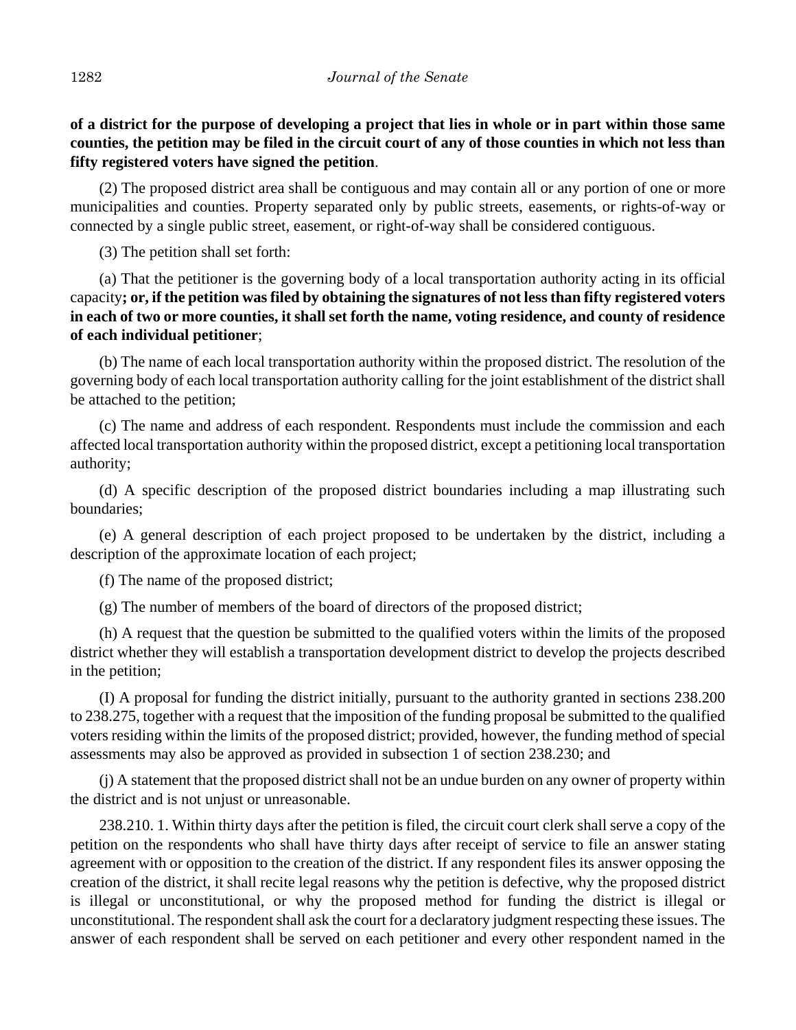**of a district for the purpose of developing a project that lies in whole or in part within those same counties, the petition may be filed in the circuit court of any of those counties in which not less than fifty registered voters have signed the petition**.

(2) The proposed district area shall be contiguous and may contain all or any portion of one or more municipalities and counties. Property separated only by public streets, easements, or rights-of-way or connected by a single public street, easement, or right-of-way shall be considered contiguous.

(3) The petition shall set forth:

(a) That the petitioner is the governing body of a local transportation authority acting in its official capacity**; or, if the petition was filed by obtaining the signatures of not less than fifty registered voters in each of two or more counties, it shall set forth the name, voting residence, and county of residence of each individual petitioner**;

(b) The name of each local transportation authority within the proposed district. The resolution of the governing body of each local transportation authority calling for the joint establishment of the district shall be attached to the petition;

(c) The name and address of each respondent. Respondents must include the commission and each affected local transportation authority within the proposed district, except a petitioning local transportation authority;

(d) A specific description of the proposed district boundaries including a map illustrating such boundaries;

(e) A general description of each project proposed to be undertaken by the district, including a description of the approximate location of each project;

(f) The name of the proposed district;

(g) The number of members of the board of directors of the proposed district;

(h) A request that the question be submitted to the qualified voters within the limits of the proposed district whether they will establish a transportation development district to develop the projects described in the petition;

(I) A proposal for funding the district initially, pursuant to the authority granted in sections 238.200 to 238.275, together with a request that the imposition of the funding proposal be submitted to the qualified voters residing within the limits of the proposed district; provided, however, the funding method of special assessments may also be approved as provided in subsection 1 of section 238.230; and

(j) A statement that the proposed district shall not be an undue burden on any owner of property within the district and is not unjust or unreasonable.

238.210. 1. Within thirty days after the petition is filed, the circuit court clerk shall serve a copy of the petition on the respondents who shall have thirty days after receipt of service to file an answer stating agreement with or opposition to the creation of the district. If any respondent files its answer opposing the creation of the district, it shall recite legal reasons why the petition is defective, why the proposed district is illegal or unconstitutional, or why the proposed method for funding the district is illegal or unconstitutional. The respondent shall ask the court for a declaratory judgment respecting these issues. The answer of each respondent shall be served on each petitioner and every other respondent named in the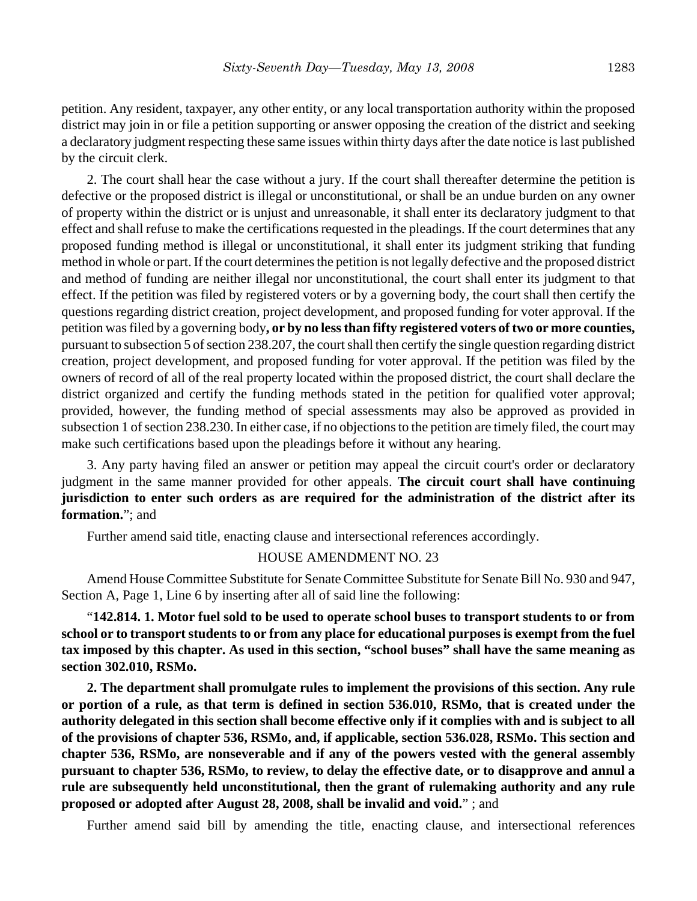petition. Any resident, taxpayer, any other entity, or any local transportation authority within the proposed district may join in or file a petition supporting or answer opposing the creation of the district and seeking a declaratory judgment respecting these same issues within thirty days after the date notice is last published by the circuit clerk.

2. The court shall hear the case without a jury. If the court shall thereafter determine the petition is defective or the proposed district is illegal or unconstitutional, or shall be an undue burden on any owner of property within the district or is unjust and unreasonable, it shall enter its declaratory judgment to that effect and shall refuse to make the certifications requested in the pleadings. If the court determines that any proposed funding method is illegal or unconstitutional, it shall enter its judgment striking that funding method in whole or part. If the court determines the petition is not legally defective and the proposed district and method of funding are neither illegal nor unconstitutional, the court shall enter its judgment to that effect. If the petition was filed by registered voters or by a governing body, the court shall then certify the questions regarding district creation, project development, and proposed funding for voter approval. If the petition was filed by a governing body**, or by no less than fifty registered voters of two or more counties,** pursuant to subsection 5 of section 238.207, the court shall then certify the single question regarding district creation, project development, and proposed funding for voter approval. If the petition was filed by the owners of record of all of the real property located within the proposed district, the court shall declare the district organized and certify the funding methods stated in the petition for qualified voter approval; provided, however, the funding method of special assessments may also be approved as provided in subsection 1 of section 238.230. In either case, if no objections to the petition are timely filed, the court may make such certifications based upon the pleadings before it without any hearing.

3. Any party having filed an answer or petition may appeal the circuit court's order or declaratory judgment in the same manner provided for other appeals. **The circuit court shall have continuing jurisdiction to enter such orders as are required for the administration of the district after its formation.**"; and

Further amend said title, enacting clause and intersectional references accordingly.

HOUSE AMENDMENT NO. 23

Amend House Committee Substitute for Senate Committee Substitute for Senate Bill No. 930 and 947, Section A, Page 1, Line 6 by inserting after all of said line the following:

"**142.814. 1. Motor fuel sold to be used to operate school buses to transport students to or from school or to transport students to or from any place for educational purposes is exempt from the fuel tax imposed by this chapter. As used in this section, "school buses" shall have the same meaning as section 302.010, RSMo.**

**2. The department shall promulgate rules to implement the provisions of this section. Any rule or portion of a rule, as that term is defined in section 536.010, RSMo, that is created under the authority delegated in this section shall become effective only if it complies with and is subject to all of the provisions of chapter 536, RSMo, and, if applicable, section 536.028, RSMo. This section and chapter 536, RSMo, are nonseverable and if any of the powers vested with the general assembly pursuant to chapter 536, RSMo, to review, to delay the effective date, or to disapprove and annul a rule are subsequently held unconstitutional, then the grant of rulemaking authority and any rule proposed or adopted after August 28, 2008, shall be invalid and void.**" ; and

Further amend said bill by amending the title, enacting clause, and intersectional references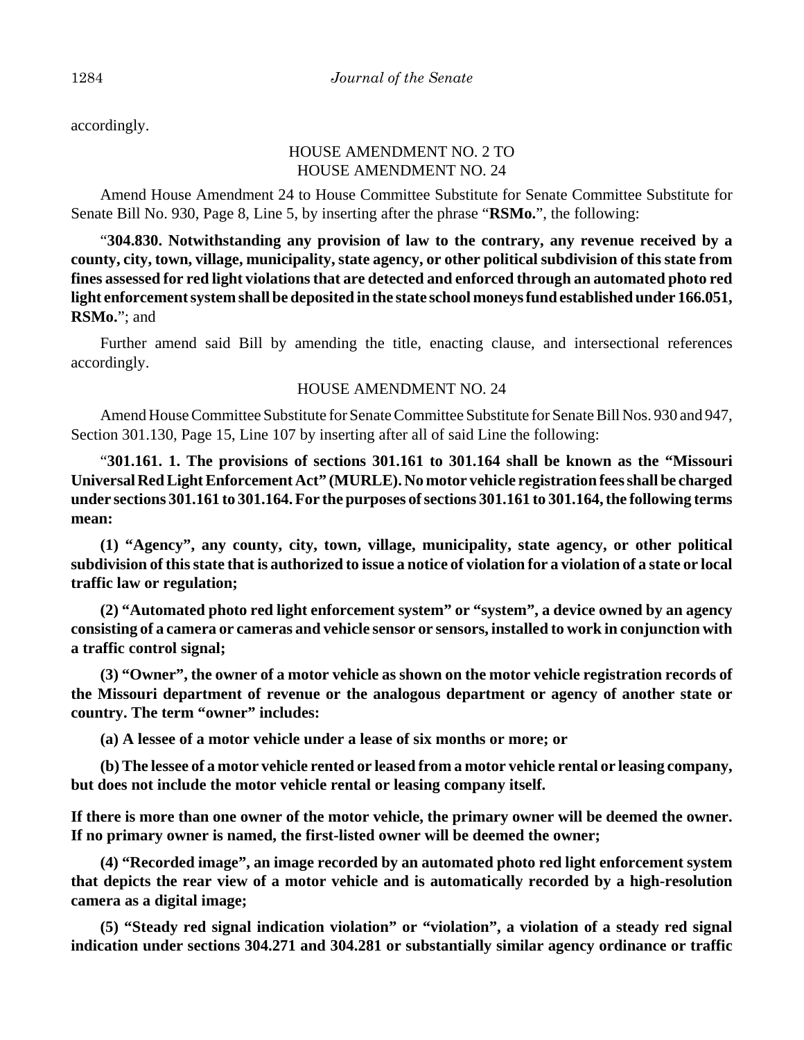accordingly.

HOUSE AMENDMENT NO. 2 TO
HOUSE AMENDMENT NO. 24

Amend House Amendment 24 to House Committee Substitute for Senate Committee Substitute for Senate Bill No. 930, Page 8, Line 5, by inserting after the phrase "**RSMo.**", the following:

"**304.830. Notwithstanding any provision of law to the contrary, any revenue received by a county, city, town, village, municipality, state agency, or other political subdivision of this state from fines assessed for red light violations that are detected and enforced through an automated photo red light enforcement system shall be deposited in the state school moneys fund established under 166.051, RSMo.**"; and

Further amend said Bill by amending the title, enacting clause, and intersectional references accordingly.

HOUSE AMENDMENT NO. 24

Amend House Committee Substitute for Senate Committee Substitute for Senate Bill Nos. 930 and 947, Section 301.130, Page 15, Line 107 by inserting after all of said Line the following:

"**301.161. 1. The provisions of sections 301.161 to 301.164 shall be known as the "Missouri Universal Red Light Enforcement Act" (MURLE). No motor vehicle registration fees shall be charged under sections 301.161 to 301.164. For the purposes of sections 301.161 to 301.164, the following terms mean:**

**(1) "Agency", any county, city, town, village, municipality, state agency, or other political subdivision of this state that is authorized to issue a notice of violation for a violation of a state or local traffic law or regulation;**

**(2) "Automated photo red light enforcement system" or "system", a device owned by an agency consisting of a camera or cameras and vehicle sensor or sensors, installed to work in conjunction with a traffic control signal;**

**(3) "Owner", the owner of a motor vehicle as shown on the motor vehicle registration records of the Missouri department of revenue or the analogous department or agency of another state or country. The term "owner" includes:**

**(a) A lessee of a motor vehicle under a lease of six months or more; or**

**(b) The lessee of a motor vehicle rented or leased from a motor vehicle rental or leasing company, but does not include the motor vehicle rental or leasing company itself.**

**If there is more than one owner of the motor vehicle, the primary owner will be deemed the owner. If no primary owner is named, the first-listed owner will be deemed the owner;**

**(4) "Recorded image", an image recorded by an automated photo red light enforcement system that depicts the rear view of a motor vehicle and is automatically recorded by a high-resolution camera as a digital image;**

**(5) "Steady red signal indication violation" or "violation", a violation of a steady red signal indication under sections 304.271 and 304.281 or substantially similar agency ordinance or traffic**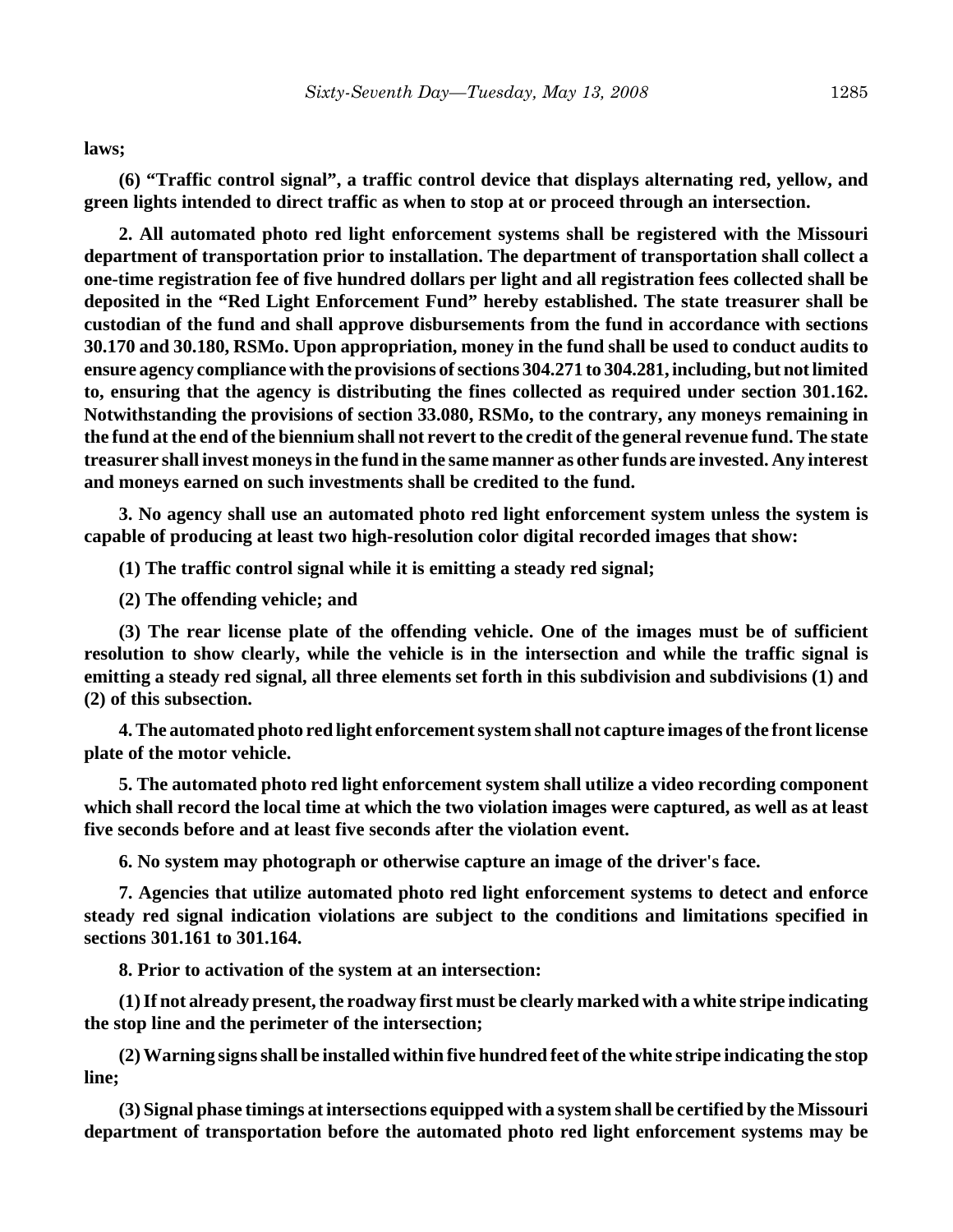**laws;**

**(6) “Traffic control signal”, a traffic control device that displays alternating red, yellow, and green lights intended to direct traffic as when to stop at or proceed through an intersection.**

**2. All automated photo red light enforcement systems shall be registered with the Missouri department of transportation prior to installation. The department of transportation shall collect a one-time registration fee of five hundred dollars per light and all registration fees collected shall be deposited in the “Red Light Enforcement Fund” hereby established. The state treasurer shall be custodian of the fund and shall approve disbursements from the fund in accordance with sections 30.170 and 30.180, RSMo. Upon appropriation, money in the fund shall be used to conduct audits to ensure agency compliance with the provisions of sections 304.271 to 304.281, including, but not limited to, ensuring that the agency is distributing the fines collected as required under section 301.162. Notwithstanding the provisions of section 33.080, RSMo, to the contrary, any moneys remaining in the fund at the end of the biennium shall not revert to the credit of the general revenue fund. The state treasurer shall invest moneys in the fund in the same manner as other funds are invested. Any interest and moneys earned on such investments shall be credited to the fund.**

**3. No agency shall use an automated photo red light enforcement system unless the system is capable of producing at least two high-resolution color digital recorded images that show:**

**(1) The traffic control signal while it is emitting a steady red signal;**

**(2) The offending vehicle; and**

**(3) The rear license plate of the offending vehicle. One of the images must be of sufficient resolution to show clearly, while the vehicle is in the intersection and while the traffic signal is emitting a steady red signal, all three elements set forth in this subdivision and subdivisions (1) and (2) of this subsection.**

**4. The automated photo red light enforcement system shall not capture images of the front license plate of the motor vehicle.**

**5. The automated photo red light enforcement system shall utilize a video recording component which shall record the local time at which the two violation images were captured, as well as at least five seconds before and at least five seconds after the violation event.**

**6. No system may photograph or otherwise capture an image of the driver's face.**

**7. Agencies that utilize automated photo red light enforcement systems to detect and enforce steady red signal indication violations are subject to the conditions and limitations specified in sections 301.161 to 301.164.**

**8. Prior to activation of the system at an intersection:**

**(1) If not already present, the roadway first must be clearly marked with a white stripe indicating the stop line and the perimeter of the intersection;**

**(2) Warning signs shall be installed within five hundred feet of the white stripe indicating the stop line;**

**(3) Signal phase timings at intersections equipped with a system shall be certified by the Missouri department of transportation before the automated photo red light enforcement systems may be**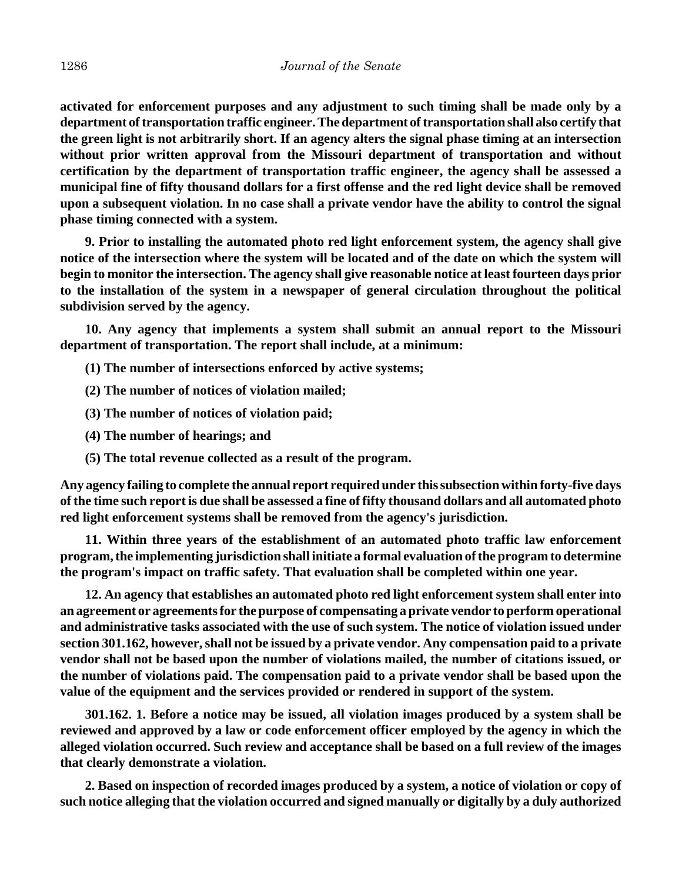**activated for enforcement purposes and any adjustment to such timing shall be made only by a department of transportation traffic engineer. The department of transportation shall also certify that the green light is not arbitrarily short. If an agency alters the signal phase timing at an intersection without prior written approval from the Missouri department of transportation and without certification by the department of transportation traffic engineer, the agency shall be assessed a municipal fine of fifty thousand dollars for a first offense and the red light device shall be removed upon a subsequent violation. In no case shall a private vendor have the ability to control the signal phase timing connected with a system.**

**9. Prior to installing the automated photo red light enforcement system, the agency shall give notice of the intersection where the system will be located and of the date on which the system will begin to monitor the intersection. The agency shall give reasonable notice at least fourteen days prior to the installation of the system in a newspaper of general circulation throughout the political subdivision served by the agency.**

**10. Any agency that implements a system shall submit an annual report to the Missouri department of transportation. The report shall include, at a minimum:**

**(1) The number of intersections enforced by active systems;**

**(2) The number of notices of violation mailed;**

**(3) The number of notices of violation paid;**

**(4) The number of hearings; and**

**(5) The total revenue collected as a result of the program.**

**Any agency failing to complete the annual report required under this subsection within forty-five days of the time such report is due shall be assessed a fine of fifty thousand dollars and all automated photo red light enforcement systems shall be removed from the agency's jurisdiction.**

**11. Within three years of the establishment of an automated photo traffic law enforcement program, the implementing jurisdiction shall initiate a formal evaluation of the program to determine the program's impact on traffic safety. That evaluation shall be completed within one year.**

**12. An agency that establishes an automated photo red light enforcement system shall enter into an agreement or agreements for the purpose of compensating a private vendor to perform operational and administrative tasks associated with the use of such system. The notice of violation issued under section 301.162, however, shall not be issued by a private vendor. Any compensation paid to a private vendor shall not be based upon the number of violations mailed, the number of citations issued, or the number of violations paid. The compensation paid to a private vendor shall be based upon the value of the equipment and the services provided or rendered in support of the system.**

**301.162. 1. Before a notice may be issued, all violation images produced by a system shall be reviewed and approved by a law or code enforcement officer employed by the agency in which the alleged violation occurred. Such review and acceptance shall be based on a full review of the images that clearly demonstrate a violation.**

**2. Based on inspection of recorded images produced by a system, a notice of violation or copy of such notice alleging that the violation occurred and signed manually or digitally by a duly authorized**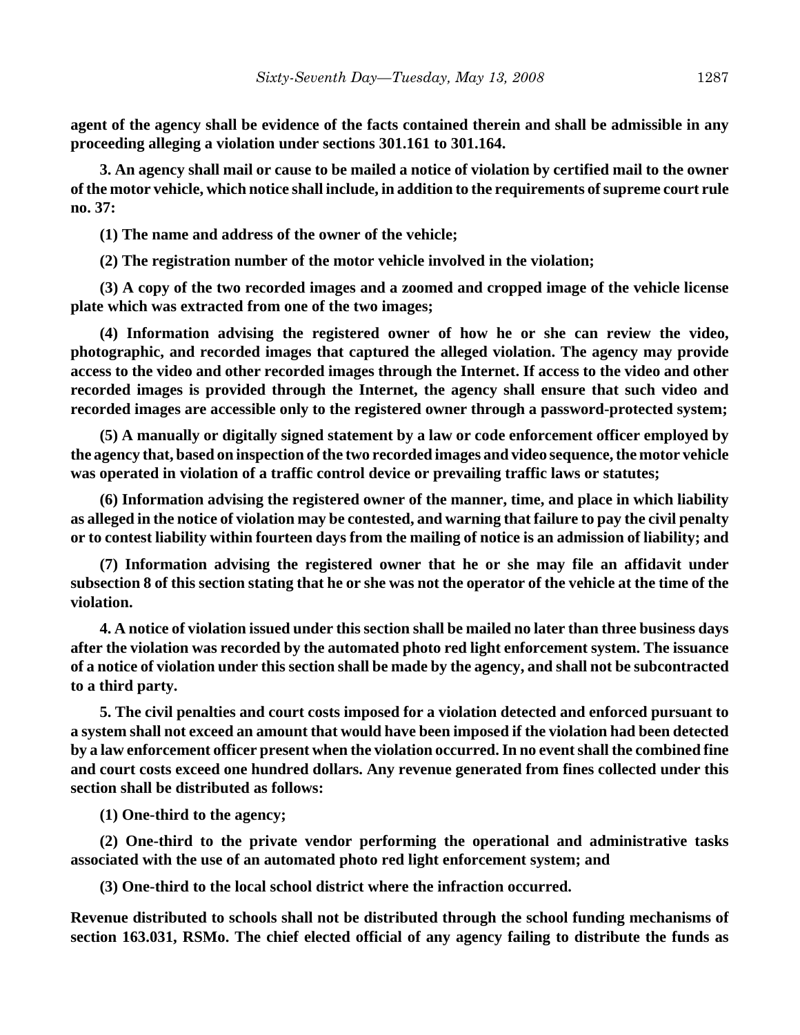**agent of the agency shall be evidence of the facts contained therein and shall be admissible in any proceeding alleging a violation under sections 301.161 to 301.164.**

**3. An agency shall mail or cause to be mailed a notice of violation by certified mail to the owner of the motor vehicle, which notice shall include, in addition to the requirements of supreme court rule no. 37:**

**(1) The name and address of the owner of the vehicle;**

**(2) The registration number of the motor vehicle involved in the violation;**

**(3) A copy of the two recorded images and a zoomed and cropped image of the vehicle license plate which was extracted from one of the two images;**

**(4) Information advising the registered owner of how he or she can review the video, photographic, and recorded images that captured the alleged violation. The agency may provide access to the video and other recorded images through the Internet. If access to the video and other recorded images is provided through the Internet, the agency shall ensure that such video and recorded images are accessible only to the registered owner through a password-protected system;**

**(5) A manually or digitally signed statement by a law or code enforcement officer employed by the agency that, based on inspection of the two recorded images and video sequence, the motor vehicle was operated in violation of a traffic control device or prevailing traffic laws or statutes;**

**(6) Information advising the registered owner of the manner, time, and place in which liability as alleged in the notice of violation may be contested, and warning that failure to pay the civil penalty or to contest liability within fourteen days from the mailing of notice is an admission of liability; and**

**(7) Information advising the registered owner that he or she may file an affidavit under subsection 8 of this section stating that he or she was not the operator of the vehicle at the time of the violation.**

**4. A notice of violation issued under this section shall be mailed no later than three business days after the violation was recorded by the automated photo red light enforcement system. The issuance of a notice of violation under this section shall be made by the agency, and shall not be subcontracted to a third party.**

**5. The civil penalties and court costs imposed for a violation detected and enforced pursuant to a system shall not exceed an amount that would have been imposed if the violation had been detected by a law enforcement officer present when the violation occurred. In no event shall the combined fine and court costs exceed one hundred dollars. Any revenue generated from fines collected under this section shall be distributed as follows:**

**(1) One-third to the agency;**

**(2) One-third to the private vendor performing the operational and administrative tasks associated with the use of an automated photo red light enforcement system; and**

**(3) One-third to the local school district where the infraction occurred.**

**Revenue distributed to schools shall not be distributed through the school funding mechanisms of section 163.031, RSMo. The chief elected official of any agency failing to distribute the funds as**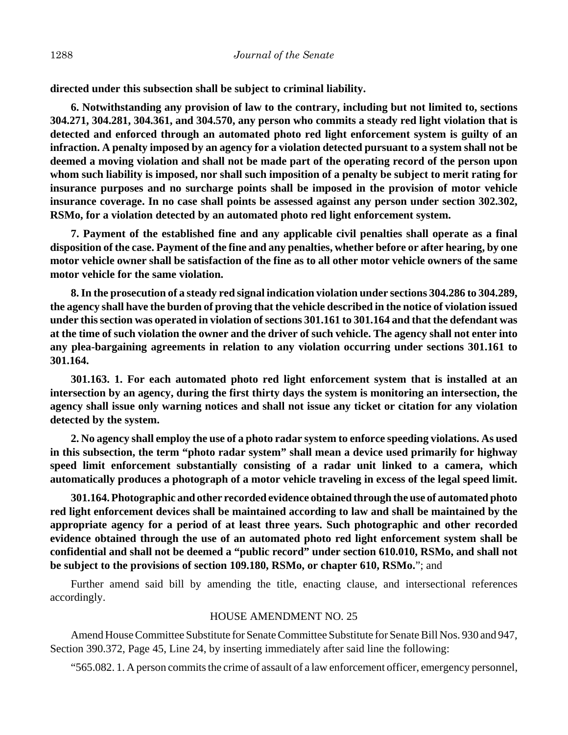**directed under this subsection shall be subject to criminal liability.**

**6. Notwithstanding any provision of law to the contrary, including but not limited to, sections 304.271, 304.281, 304.361, and 304.570, any person who commits a steady red light violation that is detected and enforced through an automated photo red light enforcement system is guilty of an infraction. A penalty imposed by an agency for a violation detected pursuant to a system shall not be deemed a moving violation and shall not be made part of the operating record of the person upon whom such liability is imposed, nor shall such imposition of a penalty be subject to merit rating for insurance purposes and no surcharge points shall be imposed in the provision of motor vehicle insurance coverage. In no case shall points be assessed against any person under section 302.302, RSMo, for a violation detected by an automated photo red light enforcement system.**

**7. Payment of the established fine and any applicable civil penalties shall operate as a final disposition of the case. Payment of the fine and any penalties, whether before or after hearing, by one motor vehicle owner shall be satisfaction of the fine as to all other motor vehicle owners of the same motor vehicle for the same violation.**

**8. In the prosecution of a steady red signal indication violation under sections 304.286 to 304.289, the agency shall have the burden of proving that the vehicle described in the notice of violation issued under this section was operated in violation of sections 301.161 to 301.164 and that the defendant was at the time of such violation the owner and the driver of such vehicle. The agency shall not enter into any plea-bargaining agreements in relation to any violation occurring under sections 301.161 to 301.164.**

**301.163. 1. For each automated photo red light enforcement system that is installed at an intersection by an agency, during the first thirty days the system is monitoring an intersection, the agency shall issue only warning notices and shall not issue any ticket or citation for any violation detected by the system.**

**2. No agency shall employ the use of a photo radar system to enforce speeding violations. As used in this subsection, the term "photo radar system" shall mean a device used primarily for highway speed limit enforcement substantially consisting of a radar unit linked to a camera, which automatically produces a photograph of a motor vehicle traveling in excess of the legal speed limit.**

**301.164. Photographic and other recorded evidence obtained through the use of automated photo red light enforcement devices shall be maintained according to law and shall be maintained by the appropriate agency for a period of at least three years. Such photographic and other recorded evidence obtained through the use of an automated photo red light enforcement system shall be confidential and shall not be deemed a "public record" under section 610.010, RSMo, and shall not be subject to the provisions of section 109.180, RSMo, or chapter 610, RSMo.**"; and

Further amend said bill by amending the title, enacting clause, and intersectional references accordingly.

HOUSE AMENDMENT NO. 25

Amend House Committee Substitute for Senate Committee Substitute for Senate Bill Nos. 930 and 947, Section 390.372, Page 45, Line 24, by inserting immediately after said line the following:

"565.082. 1. A person commits the crime of assault of a law enforcement officer, emergency personnel,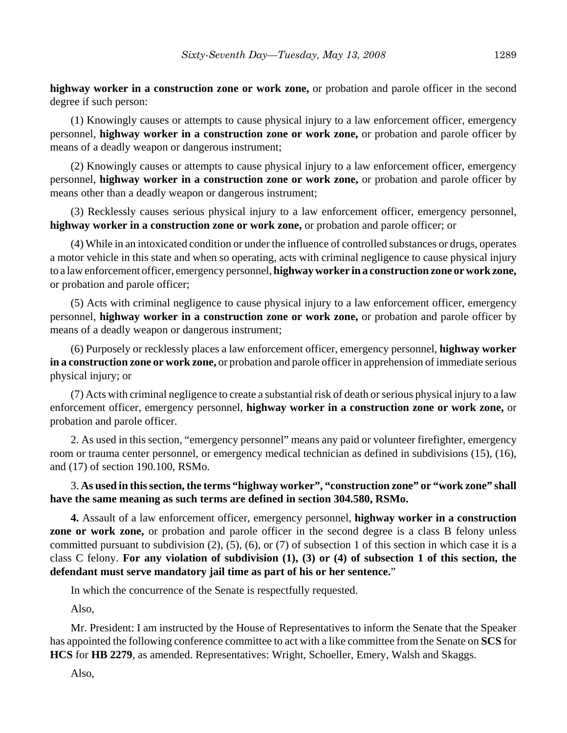**highway worker in a construction zone or work zone,** or probation and parole officer in the second degree if such person:

(1) Knowingly causes or attempts to cause physical injury to a law enforcement officer, emergency personnel, **highway worker in a construction zone or work zone,** or probation and parole officer by means of a deadly weapon or dangerous instrument;

(2) Knowingly causes or attempts to cause physical injury to a law enforcement officer, emergency personnel, **highway worker in a construction zone or work zone,** or probation and parole officer by means other than a deadly weapon or dangerous instrument;

(3) Recklessly causes serious physical injury to a law enforcement officer, emergency personnel, **highway worker in a construction zone or work zone,** or probation and parole officer; or

(4) While in an intoxicated condition or under the influence of controlled substances or drugs, operates a motor vehicle in this state and when so operating, acts with criminal negligence to cause physical injury to a law enforcement officer, emergency personnel, **highway worker in a construction zone or work zone,** or probation and parole officer;

(5) Acts with criminal negligence to cause physical injury to a law enforcement officer, emergency personnel, **highway worker in a construction zone or work zone,** or probation and parole officer by means of a deadly weapon or dangerous instrument;

(6) Purposely or recklessly places a law enforcement officer, emergency personnel, **highway worker in a construction zone or work zone,** or probation and parole officer in apprehension of immediate serious physical injury; or

(7) Acts with criminal negligence to create a substantial risk of death or serious physical injury to a law enforcement officer, emergency personnel, **highway worker in a construction zone or work zone,** or probation and parole officer.

2. As used in this section, "emergency personnel" means any paid or volunteer firefighter, emergency room or trauma center personnel, or emergency medical technician as defined in subdivisions (15), (16), and (17) of section 190.100, RSMo.

3. **As used in this section, the terms "highway worker", "construction zone" or "work zone" shall have the same meaning as such terms are defined in section 304.580, RSMo.**

**4.** Assault of a law enforcement officer, emergency personnel, **highway worker in a construction zone or work zone,** or probation and parole officer in the second degree is a class B felony unless committed pursuant to subdivision (2), (5), (6), or (7) of subsection 1 of this section in which case it is a class C felony. **For any violation of subdivision (1), (3) or (4) of subsection 1 of this section, the defendant must serve mandatory jail time as part of his or her sentence.**"

In which the concurrence of the Senate is respectfully requested.

Also,

Mr. President: I am instructed by the House of Representatives to inform the Senate that the Speaker has appointed the following conference committee to act with a like committee from the Senate on **SCS** for **HCS** for **HB 2279**, as amended. Representatives: Wright, Schoeller, Emery, Walsh and Skaggs.

Also,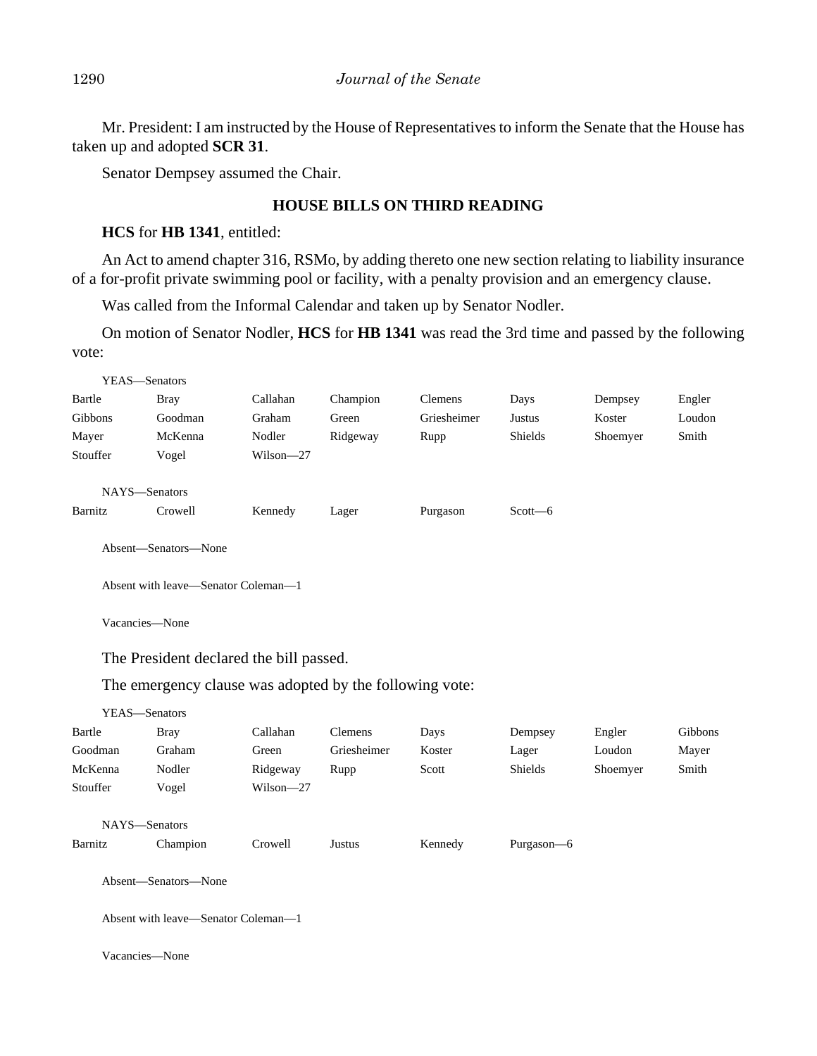Mr. President: I am instructed by the House of Representatives to inform the Senate that the House has taken up and adopted **SCR 31**.

Senator Dempsey assumed the Chair.

## HOUSE BILLS ON THIRD READING

**HCS** for **HB 1341**, entitled:

An Act to amend chapter 316, RSMo, by adding thereto one new section relating to liability insurance of a for-profit private swimming pool or facility, with a penalty provision and an emergency clause.

Was called from the Informal Calendar and taken up by Senator Nodler.

On motion of Senator Nodler, **HCS** for **HB 1341** was read the 3rd time and passed by the following vote:

YEAS—Senators

| | | | | | | | |
|---|---|---|---|---|---|---|---|
| Bartle | Bray | Callahan | Champion | Clemens | Days | Dempsey | Engler |
| Gibbons | Goodman | Graham | Green | Griesheimer | Justus | Koster | Loudon |
| Mayer | McKenna | Nodler | Ridgeway | Rupp | Shields | Shoemyer | Smith |
| Stouffer | Vogel | Wilson—27 | | | | | |

NAYS—Senators

| | | | | | |
|---|---|---|---|---|---|
| Barnitz | Crowell | Kennedy | Lager | Purgason | Scott—6 |

Absent—Senators—None

Absent with leave—Senator Coleman—1

Vacancies—None

The President declared the bill passed.

The emergency clause was adopted by the following vote:

YEAS—Senators

| | | | | | | | |
|---|---|---|---|---|---|---|---|
| Bartle | Bray | Callahan | Clemens | Days | Dempsey | Engler | Gibbons |
| Goodman | Graham | Green | Griesheimer | Koster | Lager | Loudon | Mayer |
| McKenna | Nodler | Ridgeway | Rupp | Scott | Shields | Shoemyer | Smith |
| Stouffer | Vogel | Wilson—27 | | | | | |

NAYS—Senators

| | | | | | |
|---|---|---|---|---|---|
| Barnitz | Champion | Crowell | Justus | Kennedy | Purgason—6 |

Absent—Senators—None

Absent with leave—Senator Coleman—1

Vacancies—None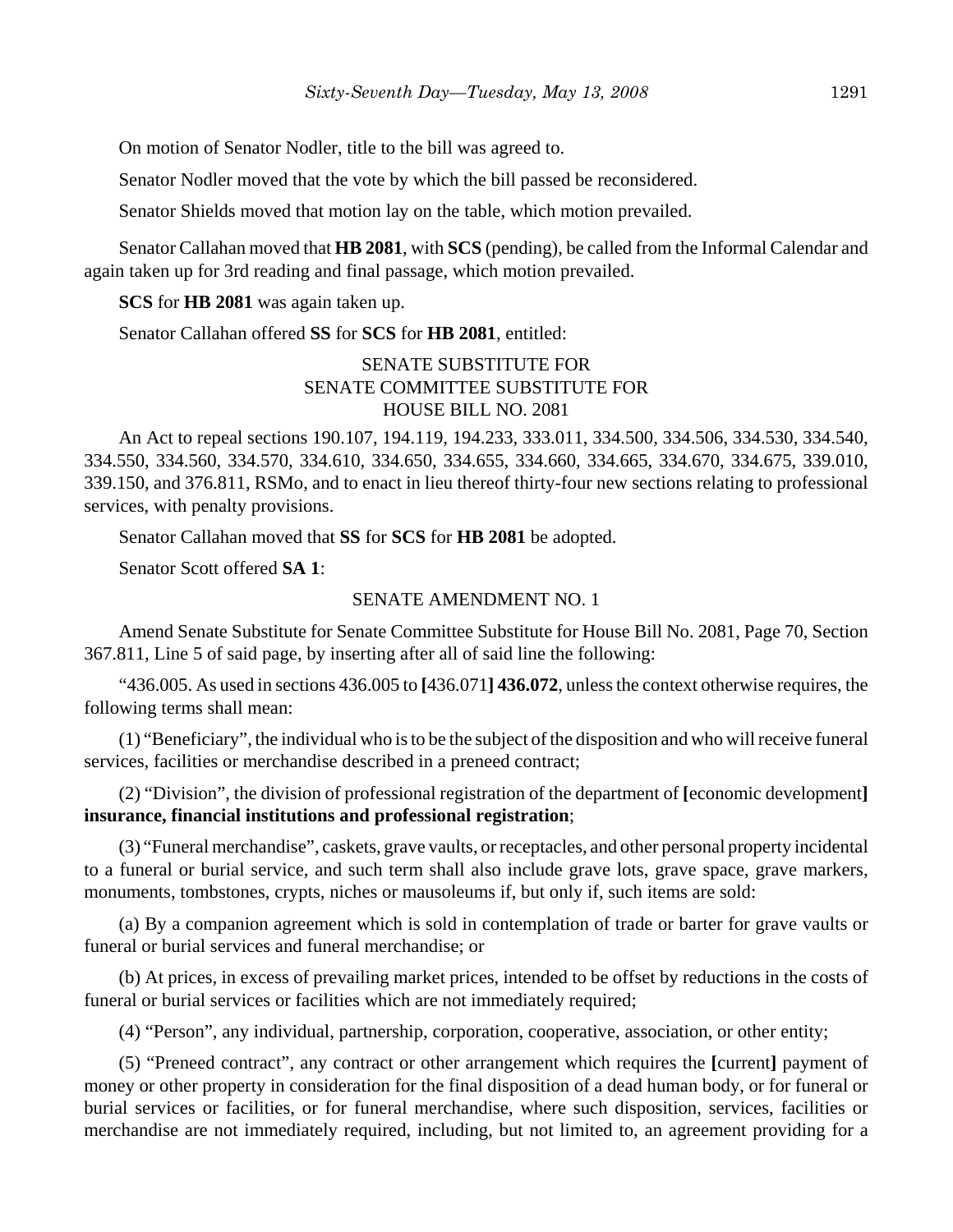On motion of Senator Nodler, title to the bill was agreed to.

Senator Nodler moved that the vote by which the bill passed be reconsidered.

Senator Shields moved that motion lay on the table, which motion prevailed.

Senator Callahan moved that **HB 2081**, with **SCS** (pending), be called from the Informal Calendar and again taken up for 3rd reading and final passage, which motion prevailed.

**SCS** for **HB 2081** was again taken up.

Senator Callahan offered **SS** for **SCS** for **HB 2081**, entitled:

SENATE SUBSTITUTE FOR
SENATE COMMITTEE SUBSTITUTE FOR
HOUSE BILL NO. 2081

An Act to repeal sections 190.107, 194.119, 194.233, 333.011, 334.500, 334.506, 334.530, 334.540, 334.550, 334.560, 334.570, 334.610, 334.650, 334.655, 334.660, 334.665, 334.670, 334.675, 339.010, 339.150, and 376.811, RSMo, and to enact in lieu thereof thirty-four new sections relating to professional services, with penalty provisions.

Senator Callahan moved that **SS** for **SCS** for **HB 2081** be adopted.

Senator Scott offered **SA 1**:

SENATE AMENDMENT NO. 1

Amend Senate Substitute for Senate Committee Substitute for House Bill No. 2081, Page 70, Section 367.811, Line 5 of said page, by inserting after all of said line the following:

"436.005. As used in sections 436.005 to **[**436.071**] 436.072**, unless the context otherwise requires, the following terms shall mean:

(1) "Beneficiary", the individual who is to be the subject of the disposition and who will receive funeral services, facilities or merchandise described in a preneed contract;

(2) "Division", the division of professional registration of the department of **[**economic development**] insurance, financial institutions and professional registration**;

(3) "Funeral merchandise", caskets, grave vaults, or receptacles, and other personal property incidental to a funeral or burial service, and such term shall also include grave lots, grave space, grave markers, monuments, tombstones, crypts, niches or mausoleums if, but only if, such items are sold:

(a) By a companion agreement which is sold in contemplation of trade or barter for grave vaults or funeral or burial services and funeral merchandise; or

(b) At prices, in excess of prevailing market prices, intended to be offset by reductions in the costs of funeral or burial services or facilities which are not immediately required;

(4) "Person", any individual, partnership, corporation, cooperative, association, or other entity;

(5) "Preneed contract", any contract or other arrangement which requires the **[**current**]** payment of money or other property in consideration for the final disposition of a dead human body, or for funeral or burial services or facilities, or for funeral merchandise, where such disposition, services, facilities or merchandise are not immediately required, including, but not limited to, an agreement providing for a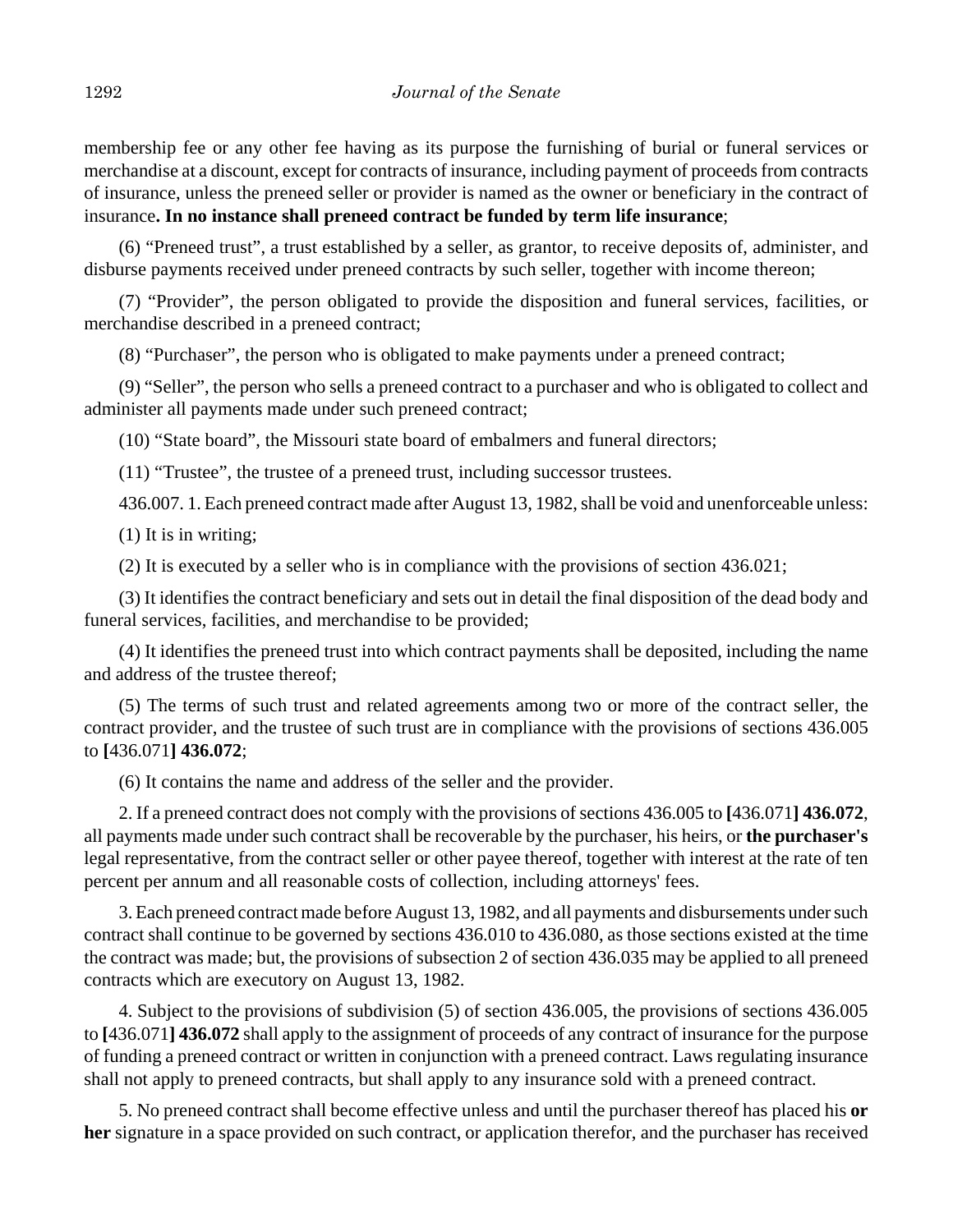membership fee or any other fee having as its purpose the furnishing of burial or funeral services or merchandise at a discount, except for contracts of insurance, including payment of proceeds from contracts of insurance, unless the preneed seller or provider is named as the owner or beneficiary in the contract of insurance**. In no instance shall preneed contract be funded by term life insurance**;

(6) "Preneed trust", a trust established by a seller, as grantor, to receive deposits of, administer, and disburse payments received under preneed contracts by such seller, together with income thereon;

(7) "Provider", the person obligated to provide the disposition and funeral services, facilities, or merchandise described in a preneed contract;

(8) "Purchaser", the person who is obligated to make payments under a preneed contract;

(9) "Seller", the person who sells a preneed contract to a purchaser and who is obligated to collect and administer all payments made under such preneed contract;

(10) "State board", the Missouri state board of embalmers and funeral directors;

(11) "Trustee", the trustee of a preneed trust, including successor trustees.

436.007. 1. Each preneed contract made after August 13, 1982, shall be void and unenforceable unless:

(1) It is in writing;

(2) It is executed by a seller who is in compliance with the provisions of section 436.021;

(3) It identifies the contract beneficiary and sets out in detail the final disposition of the dead body and funeral services, facilities, and merchandise to be provided;

(4) It identifies the preneed trust into which contract payments shall be deposited, including the name and address of the trustee thereof;

(5) The terms of such trust and related agreements among two or more of the contract seller, the contract provider, and the trustee of such trust are in compliance with the provisions of sections 436.005 to **[**436.071**] 436.072**;

(6) It contains the name and address of the seller and the provider.

2. If a preneed contract does not comply with the provisions of sections 436.005 to **[**436.071**] 436.072**, all payments made under such contract shall be recoverable by the purchaser, his heirs, or **the purchaser's** legal representative, from the contract seller or other payee thereof, together with interest at the rate of ten percent per annum and all reasonable costs of collection, including attorneys' fees.

3. Each preneed contract made before August 13, 1982, and all payments and disbursements under such contract shall continue to be governed by sections 436.010 to 436.080, as those sections existed at the time the contract was made; but, the provisions of subsection 2 of section 436.035 may be applied to all preneed contracts which are executory on August 13, 1982.

4. Subject to the provisions of subdivision (5) of section 436.005, the provisions of sections 436.005 to **[**436.071**] 436.072** shall apply to the assignment of proceeds of any contract of insurance for the purpose of funding a preneed contract or written in conjunction with a preneed contract. Laws regulating insurance shall not apply to preneed contracts, but shall apply to any insurance sold with a preneed contract.

5. No preneed contract shall become effective unless and until the purchaser thereof has placed his **or her** signature in a space provided on such contract, or application therefor, and the purchaser has received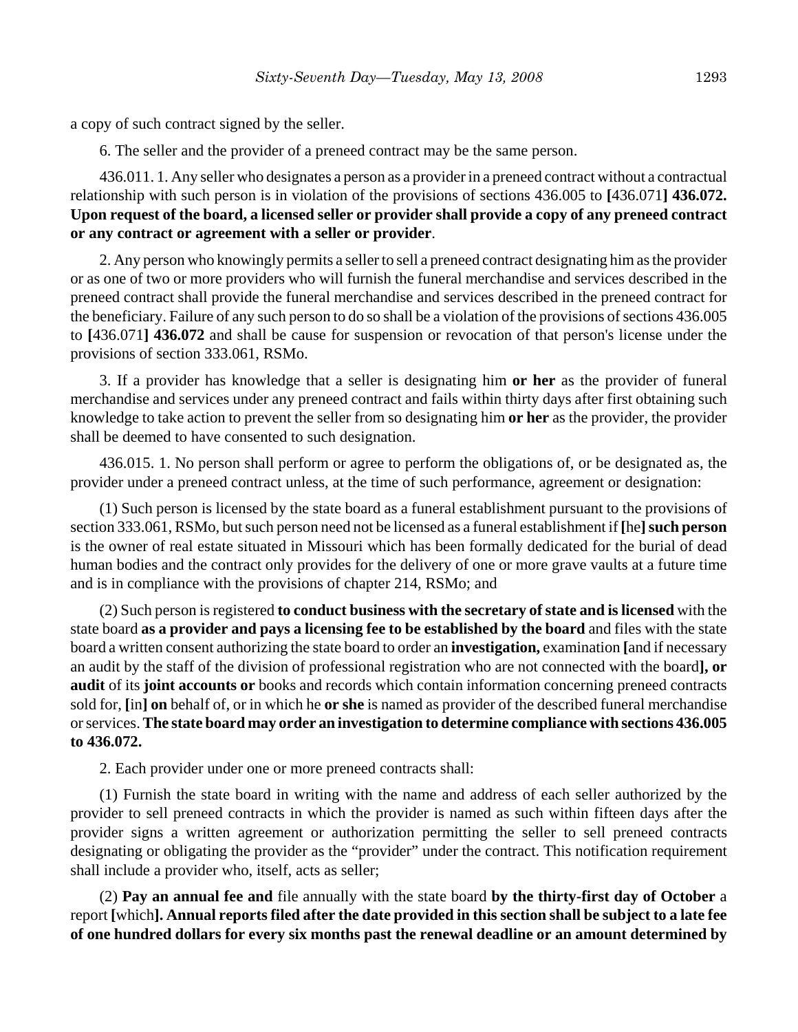a copy of such contract signed by the seller.

6. The seller and the provider of a preneed contract may be the same person.

436.011. 1. Any seller who designates a person as a provider in a preneed contract without a contractual relationship with such person is in violation of the provisions of sections 436.005 to **[**436.071**] 436.072. Upon request of the board, a licensed seller or provider shall provide a copy of any preneed contract or any contract or agreement with a seller or provider**.

2. Any person who knowingly permits a seller to sell a preneed contract designating him as the provider or as one of two or more providers who will furnish the funeral merchandise and services described in the preneed contract shall provide the funeral merchandise and services described in the preneed contract for the beneficiary. Failure of any such person to do so shall be a violation of the provisions of sections 436.005 to **[**436.071**] 436.072** and shall be cause for suspension or revocation of that person's license under the provisions of section 333.061, RSMo.

3. If a provider has knowledge that a seller is designating him **or her** as the provider of funeral merchandise and services under any preneed contract and fails within thirty days after first obtaining such knowledge to take action to prevent the seller from so designating him **or her** as the provider, the provider shall be deemed to have consented to such designation.

436.015. 1. No person shall perform or agree to perform the obligations of, or be designated as, the provider under a preneed contract unless, at the time of such performance, agreement or designation:

(1) Such person is licensed by the state board as a funeral establishment pursuant to the provisions of section 333.061, RSMo, but such person need not be licensed as a funeral establishment if **[**he**] such person** is the owner of real estate situated in Missouri which has been formally dedicated for the burial of dead human bodies and the contract only provides for the delivery of one or more grave vaults at a future time and is in compliance with the provisions of chapter 214, RSMo; and

(2) Such person is registered **to conduct business with the secretary of state and is licensed** with the state board **as a provider and pays a licensing fee to be established by the board** and files with the state board a written consent authorizing the state board to order an **investigation,** examination **[**and if necessary an audit by the staff of the division of professional registration who are not connected with the board**], or audit** of its **joint accounts or** books and records which contain information concerning preneed contracts sold for, **[**in**] on** behalf of, or in which he **or she** is named as provider of the described funeral merchandise or services. **The state board may order an investigation to determine compliance with sections 436.005 to 436.072.**

2. Each provider under one or more preneed contracts shall:

(1) Furnish the state board in writing with the name and address of each seller authorized by the provider to sell preneed contracts in which the provider is named as such within fifteen days after the provider signs a written agreement or authorization permitting the seller to sell preneed contracts designating or obligating the provider as the "provider" under the contract. This notification requirement shall include a provider who, itself, acts as seller;

(2) **Pay an annual fee and** file annually with the state board **by the thirty-first day of October** a report **[**which**]. Annual reports filed after the date provided in this section shall be subject to a late fee of one hundred dollars for every six months past the renewal deadline or an amount determined by**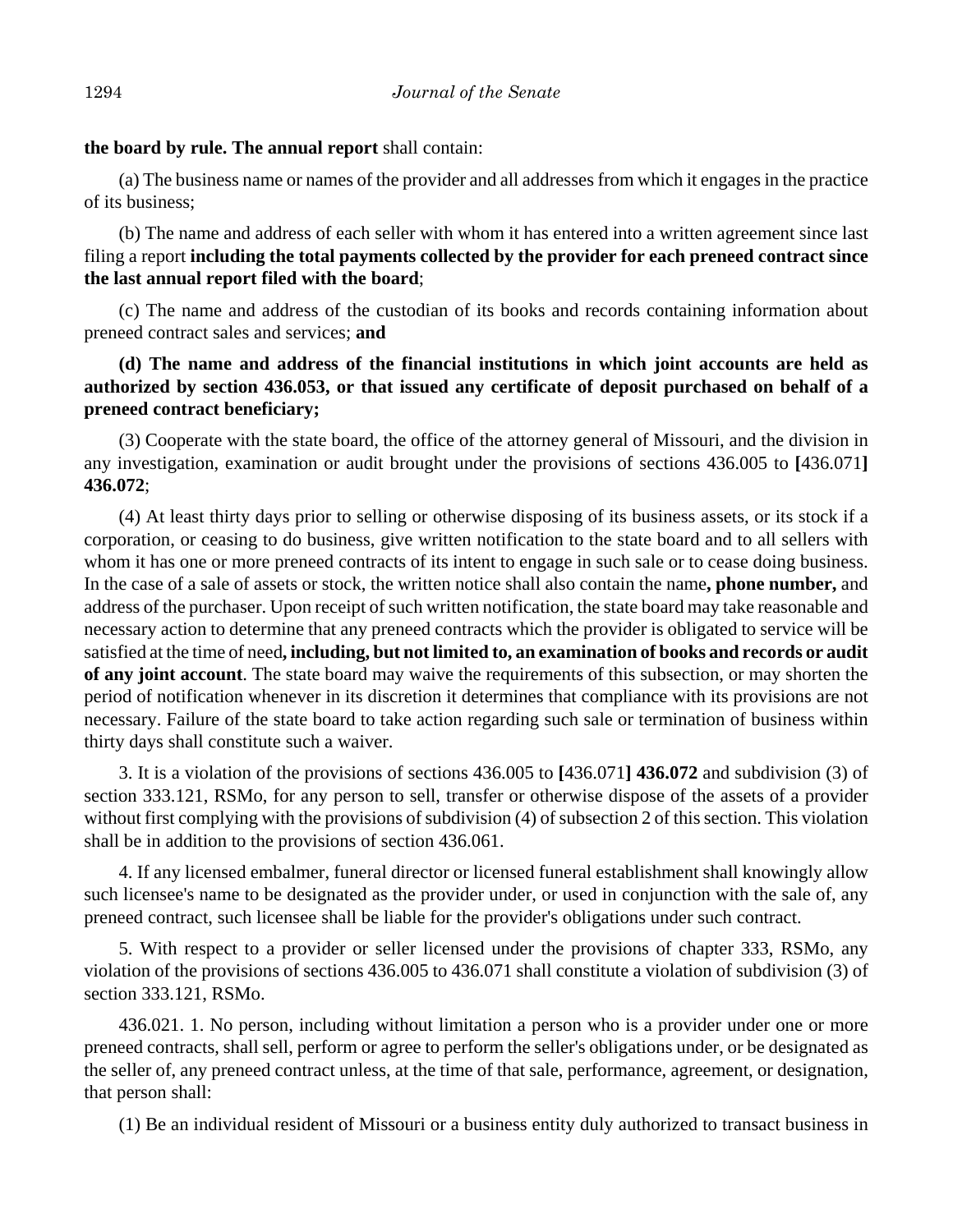**the board by rule. The annual report** shall contain:

(a) The business name or names of the provider and all addresses from which it engages in the practice of its business;

(b) The name and address of each seller with whom it has entered into a written agreement since last filing a report **including the total payments collected by the provider for each preneed contract since the last annual report filed with the board**;

(c) The name and address of the custodian of its books and records containing information about preneed contract sales and services; **and**

**(d) The name and address of the financial institutions in which joint accounts are held as authorized by section 436.053, or that issued any certificate of deposit purchased on behalf of a preneed contract beneficiary;**

(3) Cooperate with the state board, the office of the attorney general of Missouri, and the division in any investigation, examination or audit brought under the provisions of sections 436.005 to **[**436.071**] 436.072**;

(4) At least thirty days prior to selling or otherwise disposing of its business assets, or its stock if a corporation, or ceasing to do business, give written notification to the state board and to all sellers with whom it has one or more preneed contracts of its intent to engage in such sale or to cease doing business. In the case of a sale of assets or stock, the written notice shall also contain the name**, phone number,** and address of the purchaser. Upon receipt of such written notification, the state board may take reasonable and necessary action to determine that any preneed contracts which the provider is obligated to service will be satisfied at the time of need**, including, but not limited to, an examination of books and records or audit of any joint account**. The state board may waive the requirements of this subsection, or may shorten the period of notification whenever in its discretion it determines that compliance with its provisions are not necessary. Failure of the state board to take action regarding such sale or termination of business within thirty days shall constitute such a waiver.

3. It is a violation of the provisions of sections 436.005 to **[**436.071**] 436.072** and subdivision (3) of section 333.121, RSMo, for any person to sell, transfer or otherwise dispose of the assets of a provider without first complying with the provisions of subdivision (4) of subsection 2 of this section. This violation shall be in addition to the provisions of section 436.061.

4. If any licensed embalmer, funeral director or licensed funeral establishment shall knowingly allow such licensee's name to be designated as the provider under, or used in conjunction with the sale of, any preneed contract, such licensee shall be liable for the provider's obligations under such contract.

5. With respect to a provider or seller licensed under the provisions of chapter 333, RSMo, any violation of the provisions of sections 436.005 to 436.071 shall constitute a violation of subdivision (3) of section 333.121, RSMo.

436.021. 1. No person, including without limitation a person who is a provider under one or more preneed contracts, shall sell, perform or agree to perform the seller's obligations under, or be designated as the seller of, any preneed contract unless, at the time of that sale, performance, agreement, or designation, that person shall:

(1) Be an individual resident of Missouri or a business entity duly authorized to transact business in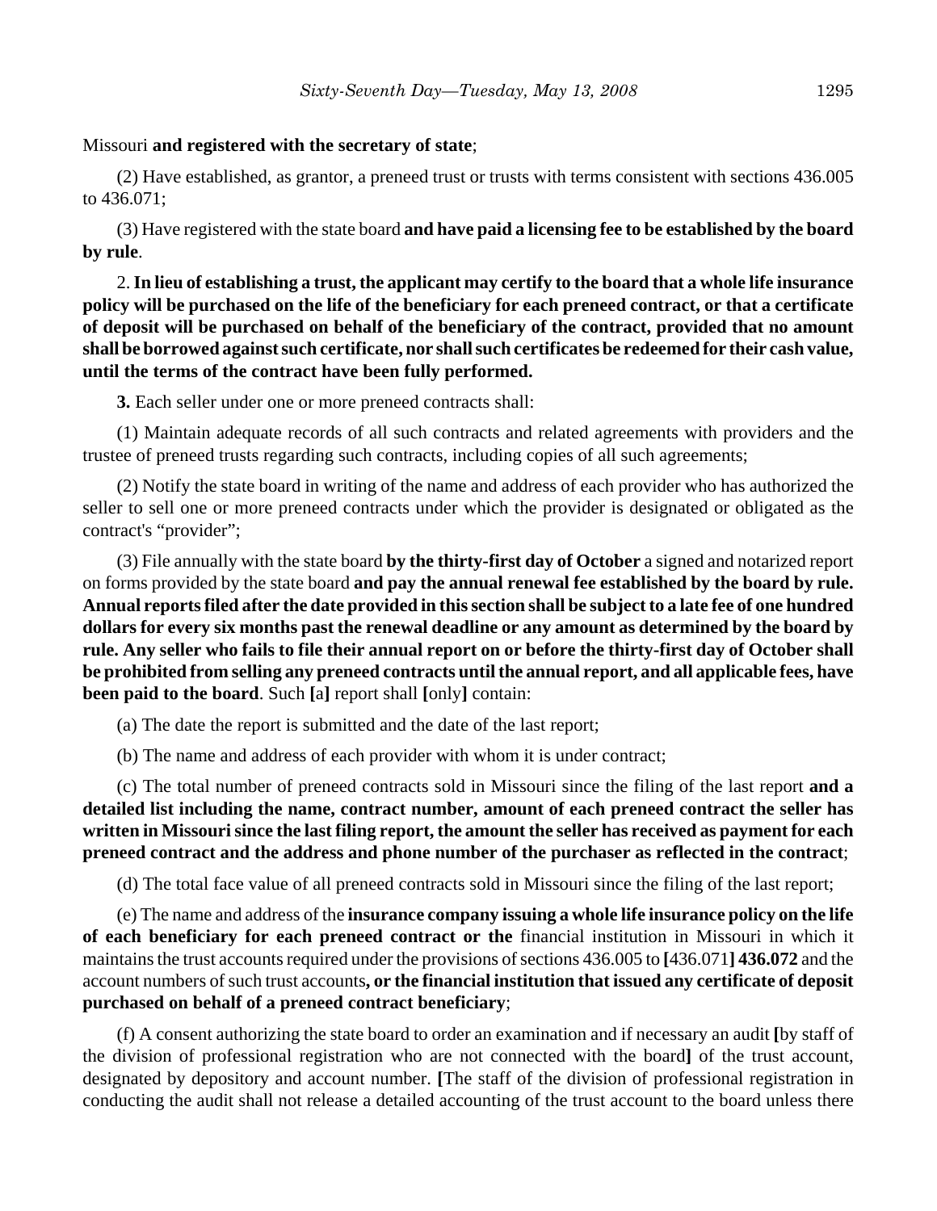Missouri **and registered with the secretary of state**;

(2) Have established, as grantor, a preneed trust or trusts with terms consistent with sections 436.005 to 436.071;

(3) Have registered with the state board **and have paid a licensing fee to be established by the board by rule**.

2. **In lieu of establishing a trust, the applicant may certify to the board that a whole life insurance policy will be purchased on the life of the beneficiary for each preneed contract, or that a certificate of deposit will be purchased on behalf of the beneficiary of the contract, provided that no amount shall be borrowed against such certificate, nor shall such certificates be redeemed for their cash value, until the terms of the contract have been fully performed.**

**3.** Each seller under one or more preneed contracts shall:

(1) Maintain adequate records of all such contracts and related agreements with providers and the trustee of preneed trusts regarding such contracts, including copies of all such agreements;

(2) Notify the state board in writing of the name and address of each provider who has authorized the seller to sell one or more preneed contracts under which the provider is designated or obligated as the contract's "provider";

(3) File annually with the state board **by the thirty-first day of October** a signed and notarized report on forms provided by the state board **and pay the annual renewal fee established by the board by rule. Annual reports filed after the date provided in this section shall be subject to a late fee of one hundred dollars for every six months past the renewal deadline or any amount as determined by the board by rule. Any seller who fails to file their annual report on or before the thirty-first day of October shall be prohibited from selling any preneed contracts until the annual report, and all applicable fees, have been paid to the board**. Such **[**a**]** report shall **[**only**]** contain:

(a) The date the report is submitted and the date of the last report;

(b) The name and address of each provider with whom it is under contract;

(c) The total number of preneed contracts sold in Missouri since the filing of the last report **and a detailed list including the name, contract number, amount of each preneed contract the seller has written in Missouri since the last filing report, the amount the seller has received as payment for each preneed contract and the address and phone number of the purchaser as reflected in the contract**;

(d) The total face value of all preneed contracts sold in Missouri since the filing of the last report;

(e) The name and address of the **insurance company issuing a whole life insurance policy on the life of each beneficiary for each preneed contract or the** financial institution in Missouri in which it maintains the trust accounts required under the provisions of sections 436.005 to **[**436.071**] 436.072** and the account numbers of such trust accounts**, or the financial institution that issued any certificate of deposit purchased on behalf of a preneed contract beneficiary**;

(f) A consent authorizing the state board to order an examination and if necessary an audit **[**by staff of the division of professional registration who are not connected with the board**]** of the trust account, designated by depository and account number. **[**The staff of the division of professional registration in conducting the audit shall not release a detailed accounting of the trust account to the board unless there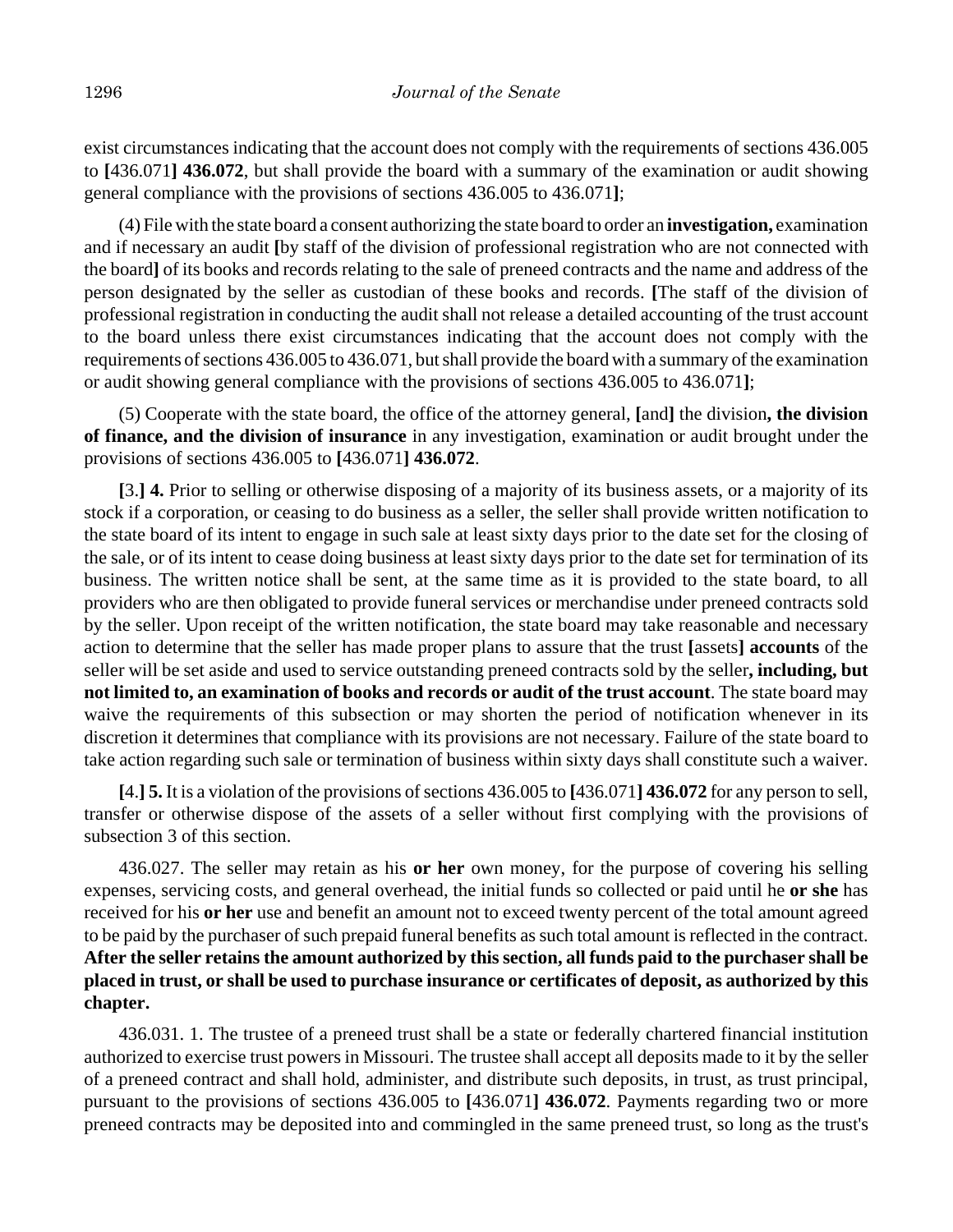exist circumstances indicating that the account does not comply with the requirements of sections 436.005 to [436.071] **436.072**, but shall provide the board with a summary of the examination or audit showing general compliance with the provisions of sections 436.005 to 436.071];

(4) File with the state board a consent authorizing the state board to order an **investigation,** examination and if necessary an audit [by staff of the division of professional registration who are not connected with the board] of its books and records relating to the sale of preneed contracts and the name and address of the person designated by the seller as custodian of these books and records. [The staff of the division of professional registration in conducting the audit shall not release a detailed accounting of the trust account to the board unless there exist circumstances indicating that the account does not comply with the requirements of sections 436.005 to 436.071, but shall provide the board with a summary of the examination or audit showing general compliance with the provisions of sections 436.005 to 436.071];

(5) Cooperate with the state board, the office of the attorney general, [and] the division**, the division of finance, and the division of insurance** in any investigation, examination or audit brought under the provisions of sections 436.005 to [436.071] **436.072**.

[3.] **4.** Prior to selling or otherwise disposing of a majority of its business assets, or a majority of its stock if a corporation, or ceasing to do business as a seller, the seller shall provide written notification to the state board of its intent to engage in such sale at least sixty days prior to the date set for the closing of the sale, or of its intent to cease doing business at least sixty days prior to the date set for termination of its business. The written notice shall be sent, at the same time as it is provided to the state board, to all providers who are then obligated to provide funeral services or merchandise under preneed contracts sold by the seller. Upon receipt of the written notification, the state board may take reasonable and necessary action to determine that the seller has made proper plans to assure that the trust [assets] **accounts** of the seller will be set aside and used to service outstanding preneed contracts sold by the seller**, including, but not limited to, an examination of books and records or audit of the trust account**. The state board may waive the requirements of this subsection or may shorten the period of notification whenever in its discretion it determines that compliance with its provisions are not necessary. Failure of the state board to take action regarding such sale or termination of business within sixty days shall constitute such a waiver.

[4.] **5.** It is a violation of the provisions of sections 436.005 to [436.071] **436.072** for any person to sell, transfer or otherwise dispose of the assets of a seller without first complying with the provisions of subsection 3 of this section.

436.027. The seller may retain as his **or her** own money, for the purpose of covering his selling expenses, servicing costs, and general overhead, the initial funds so collected or paid until he **or she** has received for his **or her** use and benefit an amount not to exceed twenty percent of the total amount agreed to be paid by the purchaser of such prepaid funeral benefits as such total amount is reflected in the contract. **After the seller retains the amount authorized by this section, all funds paid to the purchaser shall be placed in trust, or shall be used to purchase insurance or certificates of deposit, as authorized by this chapter.**

436.031. 1. The trustee of a preneed trust shall be a state or federally chartered financial institution authorized to exercise trust powers in Missouri. The trustee shall accept all deposits made to it by the seller of a preneed contract and shall hold, administer, and distribute such deposits, in trust, as trust principal, pursuant to the provisions of sections 436.005 to [436.071] **436.072**. Payments regarding two or more preneed contracts may be deposited into and commingled in the same preneed trust, so long as the trust's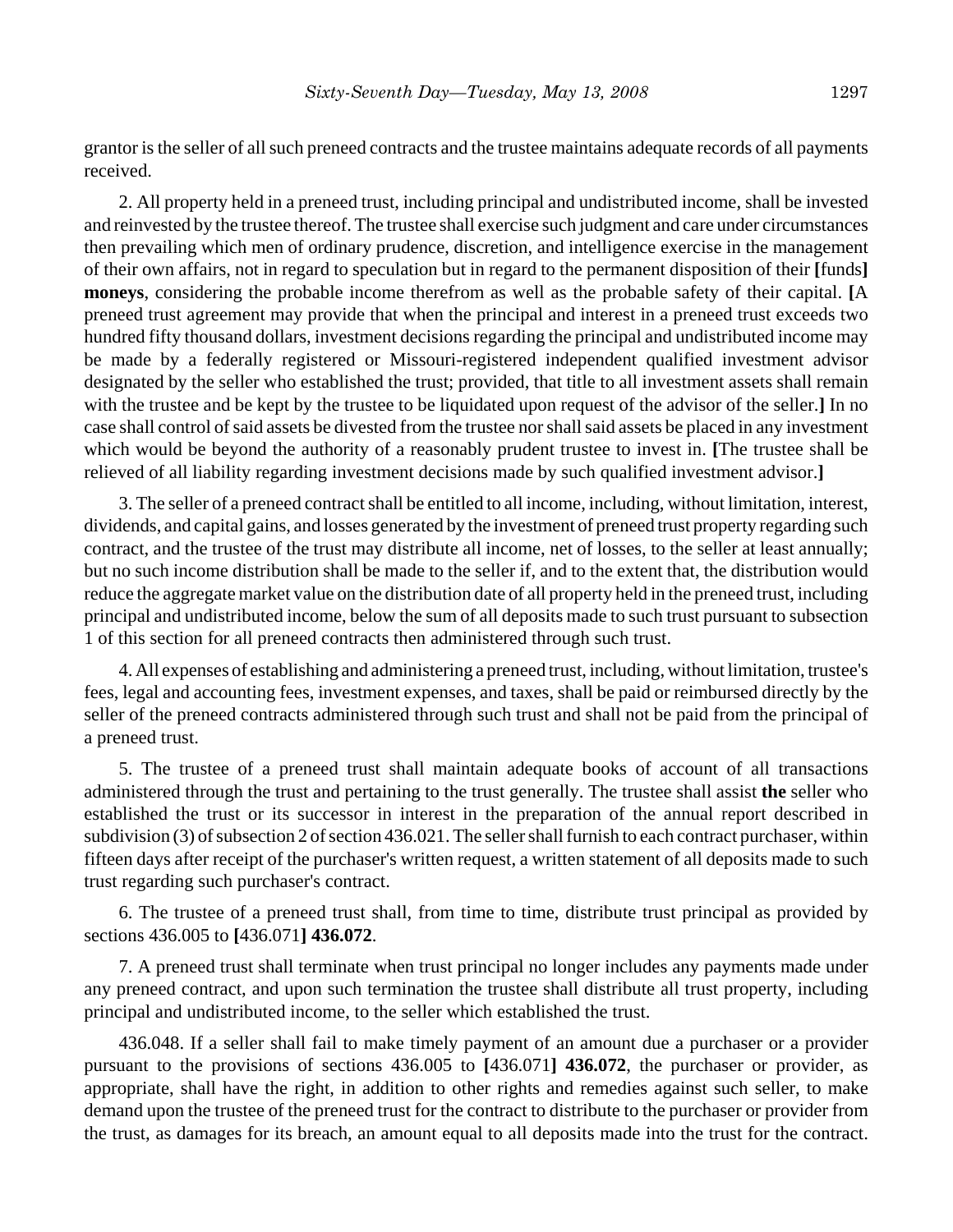grantor is the seller of all such preneed contracts and the trustee maintains adequate records of all payments received.

2. All property held in a preneed trust, including principal and undistributed income, shall be invested and reinvested by the trustee thereof. The trustee shall exercise such judgment and care under circumstances then prevailing which men of ordinary prudence, discretion, and intelligence exercise in the management of their own affairs, not in regard to speculation but in regard to the permanent disposition of their **[**funds**]** **moneys**, considering the probable income therefrom as well as the probable safety of their capital. **[**A preneed trust agreement may provide that when the principal and interest in a preneed trust exceeds two hundred fifty thousand dollars, investment decisions regarding the principal and undistributed income may be made by a federally registered or Missouri-registered independent qualified investment advisor designated by the seller who established the trust; provided, that title to all investment assets shall remain with the trustee and be kept by the trustee to be liquidated upon request of the advisor of the seller.**]** In no case shall control of said assets be divested from the trustee nor shall said assets be placed in any investment which would be beyond the authority of a reasonably prudent trustee to invest in. **[**The trustee shall be relieved of all liability regarding investment decisions made by such qualified investment advisor.**]**

3. The seller of a preneed contract shall be entitled to all income, including, without limitation, interest, dividends, and capital gains, and losses generated by the investment of preneed trust property regarding such contract, and the trustee of the trust may distribute all income, net of losses, to the seller at least annually; but no such income distribution shall be made to the seller if, and to the extent that, the distribution would reduce the aggregate market value on the distribution date of all property held in the preneed trust, including principal and undistributed income, below the sum of all deposits made to such trust pursuant to subsection 1 of this section for all preneed contracts then administered through such trust.

4. All expenses of establishing and administering a preneed trust, including, without limitation, trustee's fees, legal and accounting fees, investment expenses, and taxes, shall be paid or reimbursed directly by the seller of the preneed contracts administered through such trust and shall not be paid from the principal of a preneed trust.

5. The trustee of a preneed trust shall maintain adequate books of account of all transactions administered through the trust and pertaining to the trust generally. The trustee shall assist **the** seller who established the trust or its successor in interest in the preparation of the annual report described in subdivision (3) of subsection 2 of section 436.021. The seller shall furnish to each contract purchaser, within fifteen days after receipt of the purchaser's written request, a written statement of all deposits made to such trust regarding such purchaser's contract.

6. The trustee of a preneed trust shall, from time to time, distribute trust principal as provided by sections 436.005 to **[**436.071**]** **436.072**.

7. A preneed trust shall terminate when trust principal no longer includes any payments made under any preneed contract, and upon such termination the trustee shall distribute all trust property, including principal and undistributed income, to the seller which established the trust.

436.048. If a seller shall fail to make timely payment of an amount due a purchaser or a provider pursuant to the provisions of sections 436.005 to **[**436.071**]** **436.072**, the purchaser or provider, as appropriate, shall have the right, in addition to other rights and remedies against such seller, to make demand upon the trustee of the preneed trust for the contract to distribute to the purchaser or provider from the trust, as damages for its breach, an amount equal to all deposits made into the trust for the contract.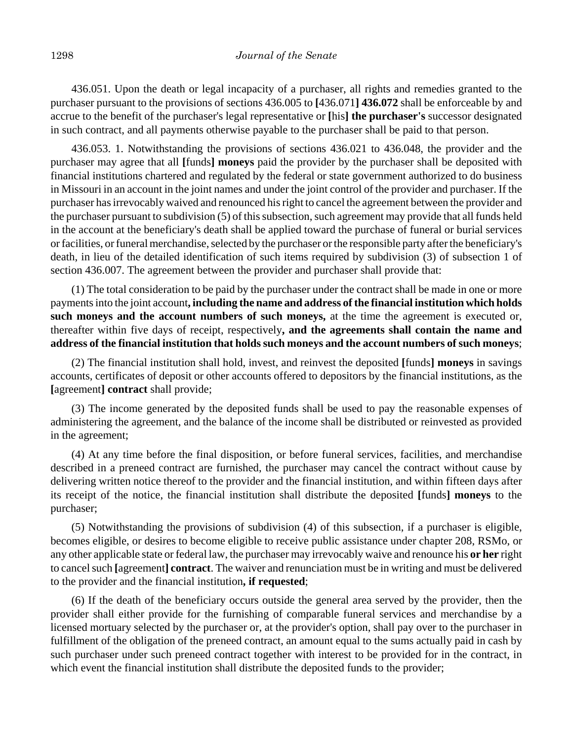436.051. Upon the death or legal incapacity of a purchaser, all rights and remedies granted to the purchaser pursuant to the provisions of sections 436.005 to **[**436.071**] 436.072** shall be enforceable by and accrue to the benefit of the purchaser's legal representative or **[**his**] the purchaser's** successor designated in such contract, and all payments otherwise payable to the purchaser shall be paid to that person.

436.053. 1. Notwithstanding the provisions of sections 436.021 to 436.048, the provider and the purchaser may agree that all **[**funds**] moneys** paid the provider by the purchaser shall be deposited with financial institutions chartered and regulated by the federal or state government authorized to do business in Missouri in an account in the joint names and under the joint control of the provider and purchaser. If the purchaser has irrevocably waived and renounced his right to cancel the agreement between the provider and the purchaser pursuant to subdivision (5) of this subsection, such agreement may provide that all funds held in the account at the beneficiary's death shall be applied toward the purchase of funeral or burial services or facilities, or funeral merchandise, selected by the purchaser or the responsible party after the beneficiary's death, in lieu of the detailed identification of such items required by subdivision (3) of subsection 1 of section 436.007. The agreement between the provider and purchaser shall provide that:

(1) The total consideration to be paid by the purchaser under the contract shall be made in one or more payments into the joint account**, including the name and address of the financial institution which holds such moneys and the account numbers of such moneys,** at the time the agreement is executed or, thereafter within five days of receipt, respectively**, and the agreements shall contain the name and address of the financial institution that holds such moneys and the account numbers of such moneys**;

(2) The financial institution shall hold, invest, and reinvest the deposited **[**funds**] moneys** in savings accounts, certificates of deposit or other accounts offered to depositors by the financial institutions, as the **[**agreement**] contract** shall provide;

(3) The income generated by the deposited funds shall be used to pay the reasonable expenses of administering the agreement, and the balance of the income shall be distributed or reinvested as provided in the agreement;

(4) At any time before the final disposition, or before funeral services, facilities, and merchandise described in a preneed contract are furnished, the purchaser may cancel the contract without cause by delivering written notice thereof to the provider and the financial institution, and within fifteen days after its receipt of the notice, the financial institution shall distribute the deposited **[**funds**] moneys** to the purchaser;

(5) Notwithstanding the provisions of subdivision (4) of this subsection, if a purchaser is eligible, becomes eligible, or desires to become eligible to receive public assistance under chapter 208, RSMo, or any other applicable state or federal law, the purchaser may irrevocably waive and renounce his **or her** right to cancel such **[**agreement**] contract**. The waiver and renunciation must be in writing and must be delivered to the provider and the financial institution**, if requested**;

(6) If the death of the beneficiary occurs outside the general area served by the provider, then the provider shall either provide for the furnishing of comparable funeral services and merchandise by a licensed mortuary selected by the purchaser or, at the provider's option, shall pay over to the purchaser in fulfillment of the obligation of the preneed contract, an amount equal to the sums actually paid in cash by such purchaser under such preneed contract together with interest to be provided for in the contract, in which event the financial institution shall distribute the deposited funds to the provider;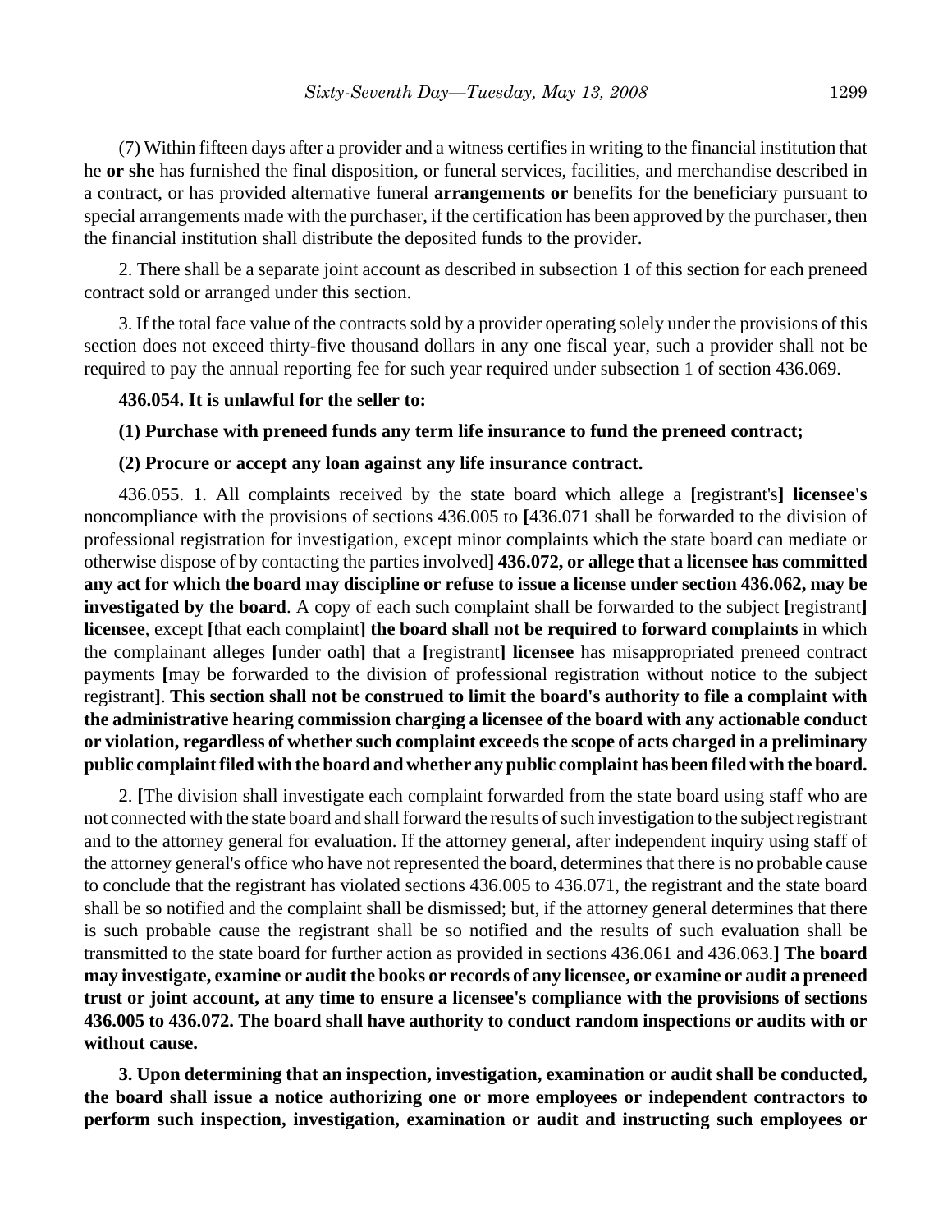(7) Within fifteen days after a provider and a witness certifies in writing to the financial institution that he **or she** has furnished the final disposition, or funeral services, facilities, and merchandise described in a contract, or has provided alternative funeral **arrangements or** benefits for the beneficiary pursuant to special arrangements made with the purchaser, if the certification has been approved by the purchaser, then the financial institution shall distribute the deposited funds to the provider.

2. There shall be a separate joint account as described in subsection 1 of this section for each preneed contract sold or arranged under this section.

3. If the total face value of the contracts sold by a provider operating solely under the provisions of this section does not exceed thirty-five thousand dollars in any one fiscal year, such a provider shall not be required to pay the annual reporting fee for such year required under subsection 1 of section 436.069.

**436.054. It is unlawful for the seller to:**

**(1) Purchase with preneed funds any term life insurance to fund the preneed contract;**

**(2) Procure or accept any loan against any life insurance contract.**

436.055. 1. All complaints received by the state board which allege a **[**registrant's**] licensee's** noncompliance with the provisions of sections 436.005 to **[**436.071 shall be forwarded to the division of professional registration for investigation, except minor complaints which the state board can mediate or otherwise dispose of by contacting the parties involved**] 436.072, or allege that a licensee has committed any act for which the board may discipline or refuse to issue a license under section 436.062, may be investigated by the board**. A copy of each such complaint shall be forwarded to the subject **[**registrant**] licensee**, except **[**that each complaint**] the board shall not be required to forward complaints** in which the complainant alleges **[**under oath**]** that a **[**registrant**] licensee** has misappropriated preneed contract payments **[**may be forwarded to the division of professional registration without notice to the subject registrant**]**. **This section shall not be construed to limit the board's authority to file a complaint with the administrative hearing commission charging a licensee of the board with any actionable conduct or violation, regardless of whether such complaint exceeds the scope of acts charged in a preliminary public complaint filed with the board and whether any public complaint has been filed with the board.**

2. **[**The division shall investigate each complaint forwarded from the state board using staff who are not connected with the state board and shall forward the results of such investigation to the subject registrant and to the attorney general for evaluation. If the attorney general, after independent inquiry using staff of the attorney general's office who have not represented the board, determines that there is no probable cause to conclude that the registrant has violated sections 436.005 to 436.071, the registrant and the state board shall be so notified and the complaint shall be dismissed; but, if the attorney general determines that there is such probable cause the registrant shall be so notified and the results of such evaluation shall be transmitted to the state board for further action as provided in sections 436.061 and 436.063.**] The board may investigate, examine or audit the books or records of any licensee, or examine or audit a preneed trust or joint account, at any time to ensure a licensee's compliance with the provisions of sections 436.005 to 436.072. The board shall have authority to conduct random inspections or audits with or without cause.**

**3. Upon determining that an inspection, investigation, examination or audit shall be conducted, the board shall issue a notice authorizing one or more employees or independent contractors to perform such inspection, investigation, examination or audit and instructing such employees or**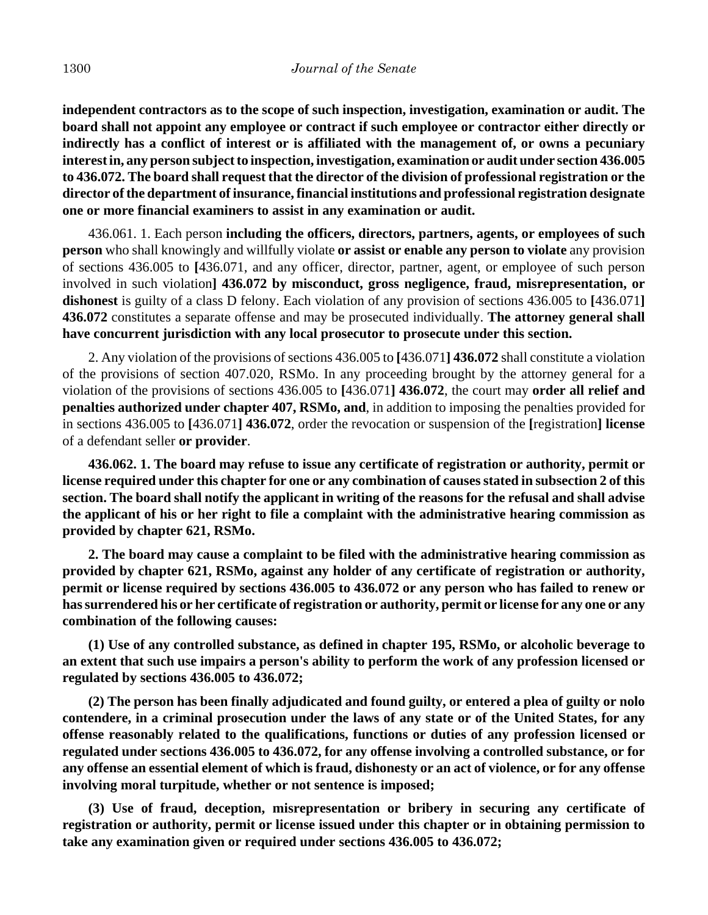**independent contractors as to the scope of such inspection, investigation, examination or audit. The board shall not appoint any employee or contract if such employee or contractor either directly or indirectly has a conflict of interest or is affiliated with the management of, or owns a pecuniary interest in, any person subject to inspection, investigation, examination or audit under section 436.005 to 436.072. The board shall request that the director of the division of professional registration or the director of the department of insurance, financial institutions and professional registration designate one or more financial examiners to assist in any examination or audit.**

436.061. 1. Each person **including the officers, directors, partners, agents, or employees of such person** who shall knowingly and willfully violate **or assist or enable any person to violate** any provision of sections 436.005 to **[**436.071, and any officer, director, partner, agent, or employee of such person involved in such violation**] 436.072 by misconduct, gross negligence, fraud, misrepresentation, or dishonest** is guilty of a class D felony. Each violation of any provision of sections 436.005 to **[**436.071**] 436.072** constitutes a separate offense and may be prosecuted individually. **The attorney general shall have concurrent jurisdiction with any local prosecutor to prosecute under this section.**

2. Any violation of the provisions of sections 436.005 to **[**436.071**] 436.072** shall constitute a violation of the provisions of section 407.020, RSMo. In any proceeding brought by the attorney general for a violation of the provisions of sections 436.005 to **[**436.071**] 436.072**, the court may **order all relief and penalties authorized under chapter 407, RSMo, and**, in addition to imposing the penalties provided for in sections 436.005 to **[**436.071**] 436.072**, order the revocation or suspension of the **[**registration**] license** of a defendant seller **or provider**.

**436.062. 1. The board may refuse to issue any certificate of registration or authority, permit or license required under this chapter for one or any combination of causes stated in subsection 2 of this section. The board shall notify the applicant in writing of the reasons for the refusal and shall advise the applicant of his or her right to file a complaint with the administrative hearing commission as provided by chapter 621, RSMo.**

**2. The board may cause a complaint to be filed with the administrative hearing commission as provided by chapter 621, RSMo, against any holder of any certificate of registration or authority, permit or license required by sections 436.005 to 436.072 or any person who has failed to renew or has surrendered his or her certificate of registration or authority, permit or license for any one or any combination of the following causes:**

**(1) Use of any controlled substance, as defined in chapter 195, RSMo, or alcoholic beverage to an extent that such use impairs a person's ability to perform the work of any profession licensed or regulated by sections 436.005 to 436.072;**

**(2) The person has been finally adjudicated and found guilty, or entered a plea of guilty or nolo contendere, in a criminal prosecution under the laws of any state or of the United States, for any offense reasonably related to the qualifications, functions or duties of any profession licensed or regulated under sections 436.005 to 436.072, for any offense involving a controlled substance, or for any offense an essential element of which is fraud, dishonesty or an act of violence, or for any offense involving moral turpitude, whether or not sentence is imposed;**

**(3) Use of fraud, deception, misrepresentation or bribery in securing any certificate of registration or authority, permit or license issued under this chapter or in obtaining permission to take any examination given or required under sections 436.005 to 436.072;**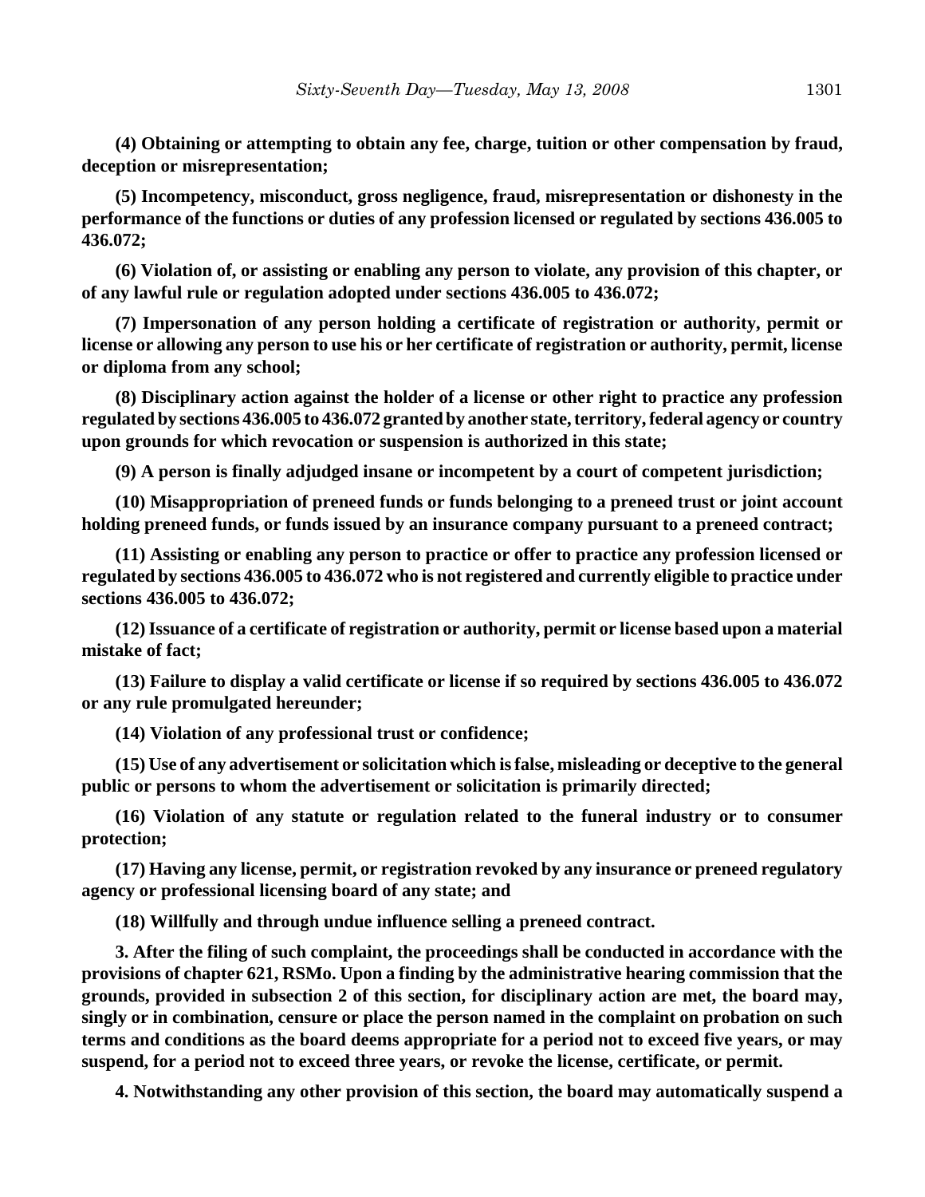**(4) Obtaining or attempting to obtain any fee, charge, tuition or other compensation by fraud, deception or misrepresentation;**

**(5) Incompetency, misconduct, gross negligence, fraud, misrepresentation or dishonesty in the performance of the functions or duties of any profession licensed or regulated by sections 436.005 to 436.072;**

**(6) Violation of, or assisting or enabling any person to violate, any provision of this chapter, or of any lawful rule or regulation adopted under sections 436.005 to 436.072;**

**(7) Impersonation of any person holding a certificate of registration or authority, permit or license or allowing any person to use his or her certificate of registration or authority, permit, license or diploma from any school;**

**(8) Disciplinary action against the holder of a license or other right to practice any profession regulated by sections 436.005 to 436.072 granted by another state, territory, federal agency or country upon grounds for which revocation or suspension is authorized in this state;**

**(9) A person is finally adjudged insane or incompetent by a court of competent jurisdiction;**

**(10) Misappropriation of preneed funds or funds belonging to a preneed trust or joint account holding preneed funds, or funds issued by an insurance company pursuant to a preneed contract;**

**(11) Assisting or enabling any person to practice or offer to practice any profession licensed or regulated by sections 436.005 to 436.072 who is not registered and currently eligible to practice under sections 436.005 to 436.072;**

**(12) Issuance of a certificate of registration or authority, permit or license based upon a material mistake of fact;**

**(13) Failure to display a valid certificate or license if so required by sections 436.005 to 436.072 or any rule promulgated hereunder;**

**(14) Violation of any professional trust or confidence;**

**(15) Use of any advertisement or solicitation which is false, misleading or deceptive to the general public or persons to whom the advertisement or solicitation is primarily directed;**

**(16) Violation of any statute or regulation related to the funeral industry or to consumer protection;**

**(17) Having any license, permit, or registration revoked by any insurance or preneed regulatory agency or professional licensing board of any state; and**

**(18) Willfully and through undue influence selling a preneed contract.**

**3. After the filing of such complaint, the proceedings shall be conducted in accordance with the provisions of chapter 621, RSMo. Upon a finding by the administrative hearing commission that the grounds, provided in subsection 2 of this section, for disciplinary action are met, the board may, singly or in combination, censure or place the person named in the complaint on probation on such terms and conditions as the board deems appropriate for a period not to exceed five years, or may suspend, for a period not to exceed three years, or revoke the license, certificate, or permit.**

**4. Notwithstanding any other provision of this section, the board may automatically suspend a**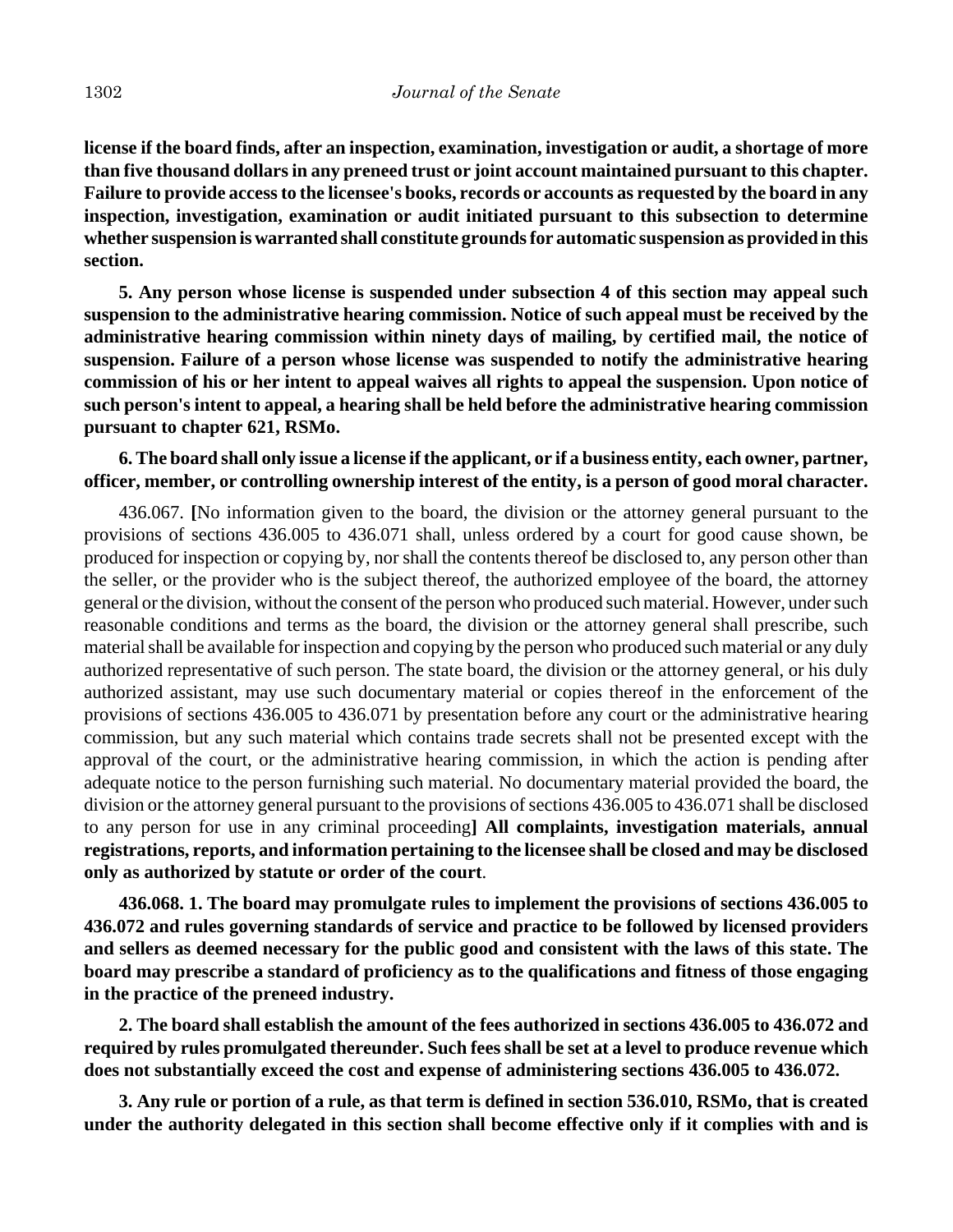**license if the board finds, after an inspection, examination, investigation or audit, a shortage of more than five thousand dollars in any preneed trust or joint account maintained pursuant to this chapter. Failure to provide access to the licensee's books, records or accounts as requested by the board in any inspection, investigation, examination or audit initiated pursuant to this subsection to determine whether suspension is warranted shall constitute grounds for automatic suspension as provided in this section.**

**5. Any person whose license is suspended under subsection 4 of this section may appeal such suspension to the administrative hearing commission. Notice of such appeal must be received by the administrative hearing commission within ninety days of mailing, by certified mail, the notice of suspension. Failure of a person whose license was suspended to notify the administrative hearing commission of his or her intent to appeal waives all rights to appeal the suspension. Upon notice of such person's intent to appeal, a hearing shall be held before the administrative hearing commission pursuant to chapter 621, RSMo.**

**6. The board shall only issue a license if the applicant, or if a business entity, each owner, partner, officer, member, or controlling ownership interest of the entity, is a person of good moral character.**

436.067. **[**No information given to the board, the division or the attorney general pursuant to the provisions of sections 436.005 to 436.071 shall, unless ordered by a court for good cause shown, be produced for inspection or copying by, nor shall the contents thereof be disclosed to, any person other than the seller, or the provider who is the subject thereof, the authorized employee of the board, the attorney general or the division, without the consent of the person who produced such material. However, under such reasonable conditions and terms as the board, the division or the attorney general shall prescribe, such material shall be available for inspection and copying by the person who produced such material or any duly authorized representative of such person. The state board, the division or the attorney general, or his duly authorized assistant, may use such documentary material or copies thereof in the enforcement of the provisions of sections 436.005 to 436.071 by presentation before any court or the administrative hearing commission, but any such material which contains trade secrets shall not be presented except with the approval of the court, or the administrative hearing commission, in which the action is pending after adequate notice to the person furnishing such material. No documentary material provided the board, the division or the attorney general pursuant to the provisions of sections 436.005 to 436.071 shall be disclosed to any person for use in any criminal proceeding**] All complaints, investigation materials, annual registrations, reports, and information pertaining to the licensee shall be closed and may be disclosed only as authorized by statute or order of the court**.

**436.068. 1. The board may promulgate rules to implement the provisions of sections 436.005 to 436.072 and rules governing standards of service and practice to be followed by licensed providers and sellers as deemed necessary for the public good and consistent with the laws of this state. The board may prescribe a standard of proficiency as to the qualifications and fitness of those engaging in the practice of the preneed industry.**

**2. The board shall establish the amount of the fees authorized in sections 436.005 to 436.072 and required by rules promulgated thereunder. Such fees shall be set at a level to produce revenue which does not substantially exceed the cost and expense of administering sections 436.005 to 436.072.**

**3. Any rule or portion of a rule, as that term is defined in section 536.010, RSMo, that is created under the authority delegated in this section shall become effective only if it complies with and is**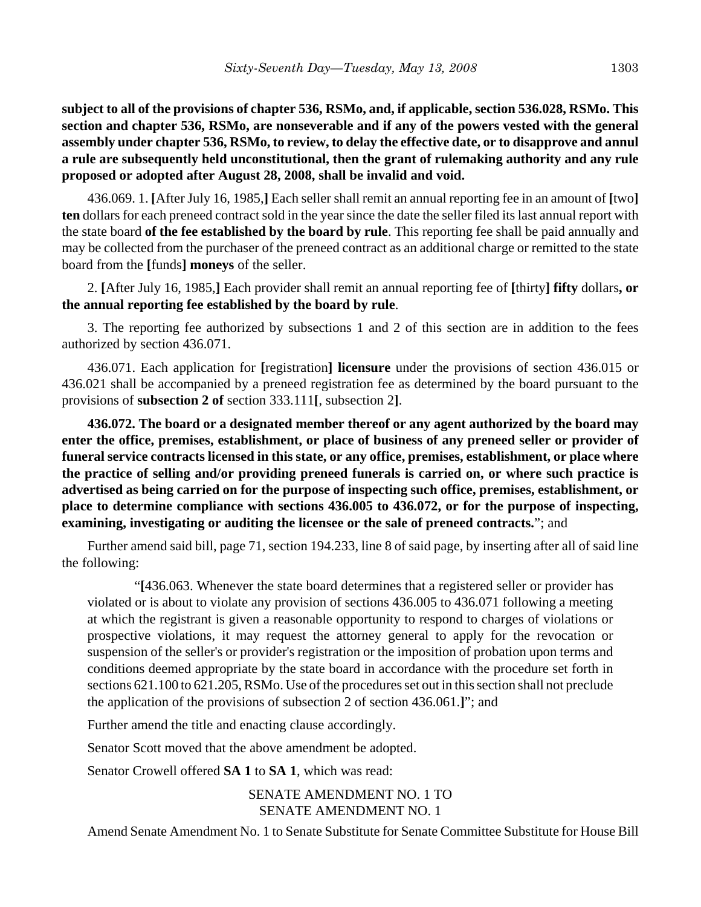**subject to all of the provisions of chapter 536, RSMo, and, if applicable, section 536.028, RSMo. This section and chapter 536, RSMo, are nonseverable and if any of the powers vested with the general assembly under chapter 536, RSMo, to review, to delay the effective date, or to disapprove and annul a rule are subsequently held unconstitutional, then the grant of rulemaking authority and any rule proposed or adopted after August 28, 2008, shall be invalid and void.**

436.069. 1. **[**After July 16, 1985,**]** Each seller shall remit an annual reporting fee in an amount of **[**two**]** **ten** dollars for each preneed contract sold in the year since the date the seller filed its last annual report with the state board **of the fee established by the board by rule**. This reporting fee shall be paid annually and may be collected from the purchaser of the preneed contract as an additional charge or remitted to the state board from the **[**funds**]** **moneys** of the seller.

2. **[**After July 16, 1985,**]** Each provider shall remit an annual reporting fee of **[**thirty**]** **fifty** dollars**, or the annual reporting fee established by the board by rule**.

3. The reporting fee authorized by subsections 1 and 2 of this section are in addition to the fees authorized by section 436.071.

436.071. Each application for **[**registration**]** **licensure** under the provisions of section 436.015 or 436.021 shall be accompanied by a preneed registration fee as determined by the board pursuant to the provisions of **subsection 2 of** section 333.111**[**, subsection 2**]**.

**436.072. The board or a designated member thereof or any agent authorized by the board may enter the office, premises, establishment, or place of business of any preneed seller or provider of funeral service contracts licensed in this state, or any office, premises, establishment, or place where the practice of selling and/or providing preneed funerals is carried on, or where such practice is advertised as being carried on for the purpose of inspecting such office, premises, establishment, or place to determine compliance with sections 436.005 to 436.072, or for the purpose of inspecting, examining, investigating or auditing the licensee or the sale of preneed contracts.**"; and

Further amend said bill, page 71, section 194.233, line 8 of said page, by inserting after all of said line the following:

"**[**436.063. Whenever the state board determines that a registered seller or provider has violated or is about to violate any provision of sections 436.005 to 436.071 following a meeting at which the registrant is given a reasonable opportunity to respond to charges of violations or prospective violations, it may request the attorney general to apply for the revocation or suspension of the seller's or provider's registration or the imposition of probation upon terms and conditions deemed appropriate by the state board in accordance with the procedure set forth in sections 621.100 to 621.205, RSMo. Use of the procedures set out in this section shall not preclude the application of the provisions of subsection 2 of section 436.061.**]**"; and

Further amend the title and enacting clause accordingly.

Senator Scott moved that the above amendment be adopted.

Senator Crowell offered **SA 1** to **SA 1**, which was read:

SENATE AMENDMENT NO. 1 TO
SENATE AMENDMENT NO. 1

Amend Senate Amendment No. 1 to Senate Substitute for Senate Committee Substitute for House Bill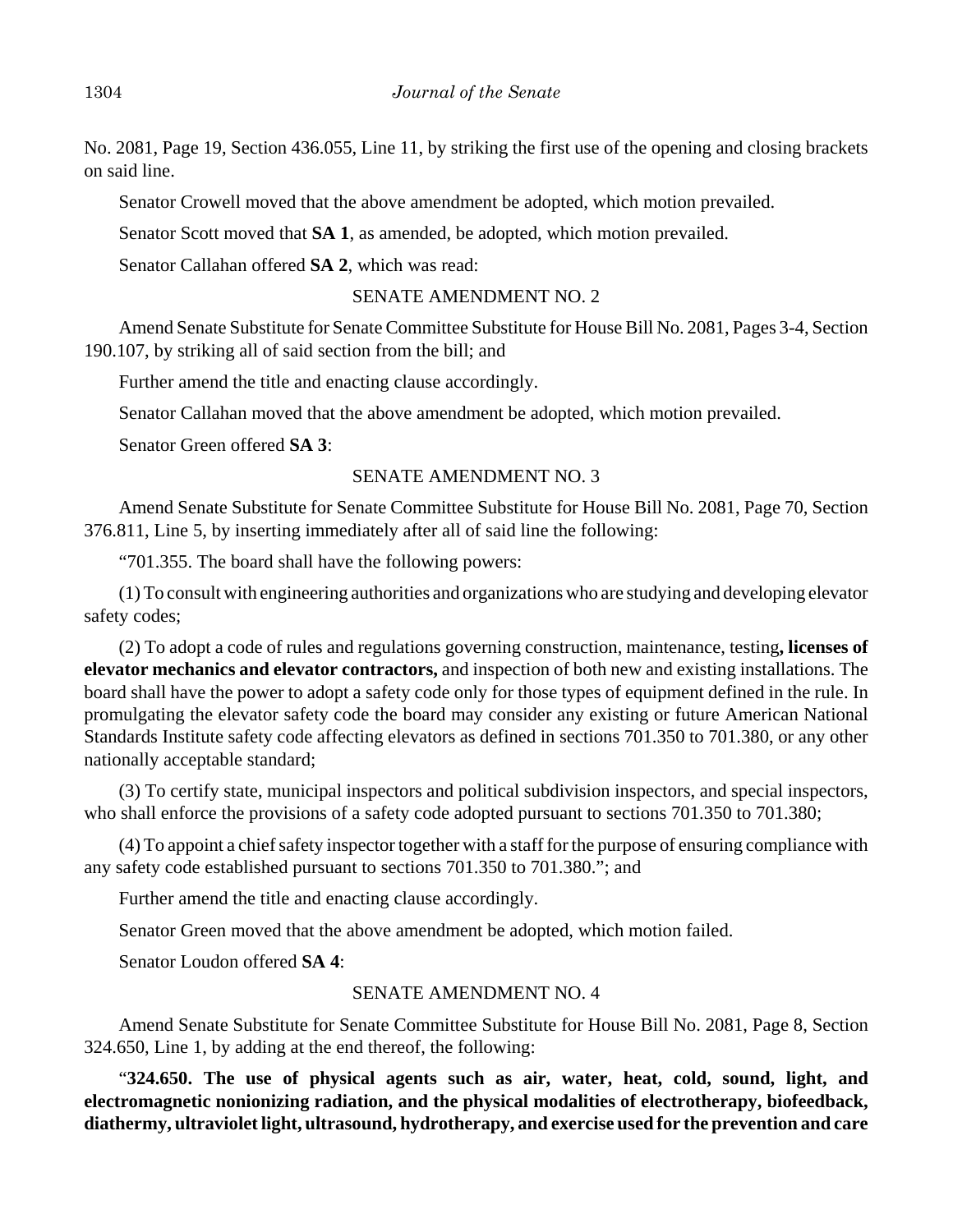No. 2081, Page 19, Section 436.055, Line 11, by striking the first use of the opening and closing brackets on said line.

Senator Crowell moved that the above amendment be adopted, which motion prevailed.

Senator Scott moved that **SA 1**, as amended, be adopted, which motion prevailed.

Senator Callahan offered **SA 2**, which was read:

SENATE AMENDMENT NO. 2

Amend Senate Substitute for Senate Committee Substitute for House Bill No. 2081, Pages 3-4, Section 190.107, by striking all of said section from the bill; and

Further amend the title and enacting clause accordingly.

Senator Callahan moved that the above amendment be adopted, which motion prevailed.

Senator Green offered **SA 3**:

SENATE AMENDMENT NO. 3

Amend Senate Substitute for Senate Committee Substitute for House Bill No. 2081, Page 70, Section 376.811, Line 5, by inserting immediately after all of said line the following:

"701.355. The board shall have the following powers:

(1) To consult with engineering authorities and organizations who are studying and developing elevator safety codes;

(2) To adopt a code of rules and regulations governing construction, maintenance, testing**, licenses of elevator mechanics and elevator contractors,** and inspection of both new and existing installations. The board shall have the power to adopt a safety code only for those types of equipment defined in the rule. In promulgating the elevator safety code the board may consider any existing or future American National Standards Institute safety code affecting elevators as defined in sections 701.350 to 701.380, or any other nationally acceptable standard;

(3) To certify state, municipal inspectors and political subdivision inspectors, and special inspectors, who shall enforce the provisions of a safety code adopted pursuant to sections 701.350 to 701.380;

(4) To appoint a chief safety inspector together with a staff for the purpose of ensuring compliance with any safety code established pursuant to sections 701.350 to 701.380."; and

Further amend the title and enacting clause accordingly.

Senator Green moved that the above amendment be adopted, which motion failed.

Senator Loudon offered **SA 4**:

SENATE AMENDMENT NO. 4

Amend Senate Substitute for Senate Committee Substitute for House Bill No. 2081, Page 8, Section 324.650, Line 1, by adding at the end thereof, the following:

"**324.650. The use of physical agents such as air, water, heat, cold, sound, light, and electromagnetic nonionizing radiation, and the physical modalities of electrotherapy, biofeedback, diathermy, ultraviolet light, ultrasound, hydrotherapy, and exercise used for the prevention and care**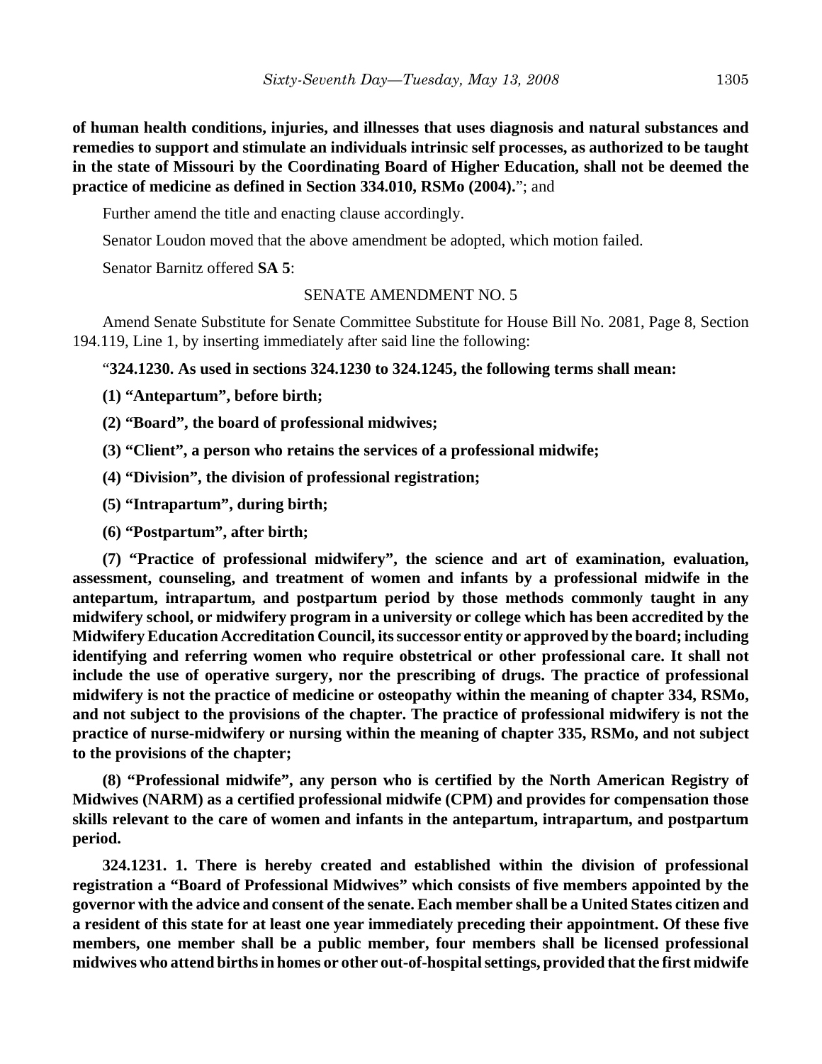**of human health conditions, injuries, and illnesses that uses diagnosis and natural substances and remedies to support and stimulate an individuals intrinsic self processes, as authorized to be taught in the state of Missouri by the Coordinating Board of Higher Education, shall not be deemed the practice of medicine as defined in Section 334.010, RSMo (2004).**"; and

Further amend the title and enacting clause accordingly.

Senator Loudon moved that the above amendment be adopted, which motion failed.

Senator Barnitz offered **SA 5**:

SENATE AMENDMENT NO. 5

Amend Senate Substitute for Senate Committee Substitute for House Bill No. 2081, Page 8, Section 194.119, Line 1, by inserting immediately after said line the following:

"**324.1230. As used in sections 324.1230 to 324.1245, the following terms shall mean:**

**(1) "Antepartum", before birth;**

**(2) "Board", the board of professional midwives;**

**(3) "Client", a person who retains the services of a professional midwife;**

**(4) "Division", the division of professional registration;**

**(5) "Intrapartum", during birth;**

**(6) "Postpartum", after birth;**

**(7) "Practice of professional midwifery", the science and art of examination, evaluation, assessment, counseling, and treatment of women and infants by a professional midwife in the antepartum, intrapartum, and postpartum period by those methods commonly taught in any midwifery school, or midwifery program in a university or college which has been accredited by the Midwifery Education Accreditation Council, its successor entity or approved by the board; including identifying and referring women who require obstetrical or other professional care. It shall not include the use of operative surgery, nor the prescribing of drugs. The practice of professional midwifery is not the practice of medicine or osteopathy within the meaning of chapter 334, RSMo, and not subject to the provisions of the chapter. The practice of professional midwifery is not the practice of nurse-midwifery or nursing within the meaning of chapter 335, RSMo, and not subject to the provisions of the chapter;**

**(8) "Professional midwife", any person who is certified by the North American Registry of Midwives (NARM) as a certified professional midwife (CPM) and provides for compensation those skills relevant to the care of women and infants in the antepartum, intrapartum, and postpartum period.**

**324.1231. 1. There is hereby created and established within the division of professional registration a "Board of Professional Midwives" which consists of five members appointed by the governor with the advice and consent of the senate. Each member shall be a United States citizen and a resident of this state for at least one year immediately preceding their appointment. Of these five members, one member shall be a public member, four members shall be licensed professional midwives who attend births in homes or other out-of-hospital settings, provided that the first midwife**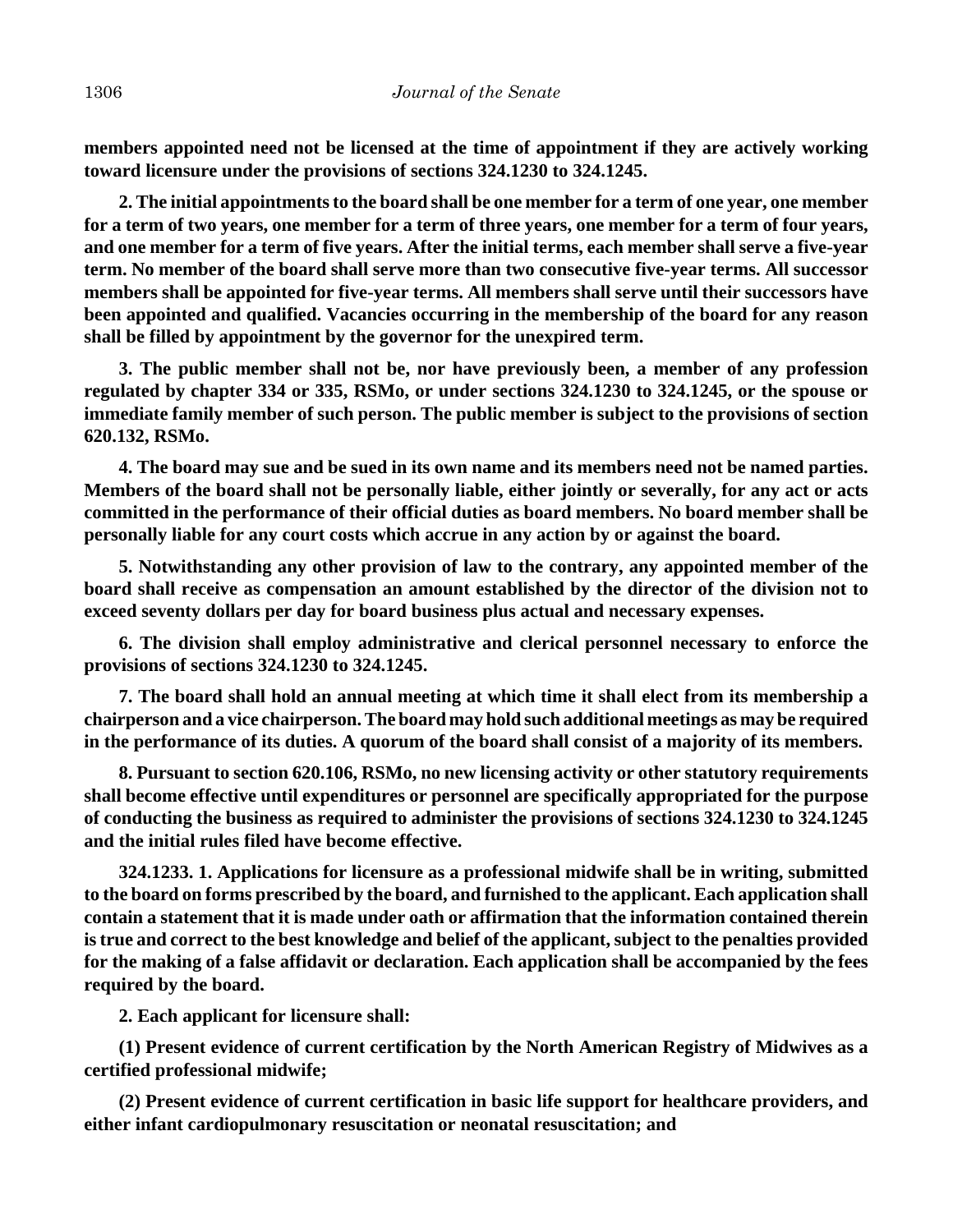**members appointed need not be licensed at the time of appointment if they are actively working toward licensure under the provisions of sections 324.1230 to 324.1245.**

**2. The initial appointments to the board shall be one member for a term of one year, one member for a term of two years, one member for a term of three years, one member for a term of four years, and one member for a term of five years. After the initial terms, each member shall serve a five-year term. No member of the board shall serve more than two consecutive five-year terms. All successor members shall be appointed for five-year terms. All members shall serve until their successors have been appointed and qualified. Vacancies occurring in the membership of the board for any reason shall be filled by appointment by the governor for the unexpired term.**

**3. The public member shall not be, nor have previously been, a member of any profession regulated by chapter 334 or 335, RSMo, or under sections 324.1230 to 324.1245, or the spouse or immediate family member of such person. The public member is subject to the provisions of section 620.132, RSMo.**

**4. The board may sue and be sued in its own name and its members need not be named parties. Members of the board shall not be personally liable, either jointly or severally, for any act or acts committed in the performance of their official duties as board members. No board member shall be personally liable for any court costs which accrue in any action by or against the board.**

**5. Notwithstanding any other provision of law to the contrary, any appointed member of the board shall receive as compensation an amount established by the director of the division not to exceed seventy dollars per day for board business plus actual and necessary expenses.**

**6. The division shall employ administrative and clerical personnel necessary to enforce the provisions of sections 324.1230 to 324.1245.**

**7. The board shall hold an annual meeting at which time it shall elect from its membership a chairperson and a vice chairperson. The board may hold such additional meetings as may be required in the performance of its duties. A quorum of the board shall consist of a majority of its members.**

**8. Pursuant to section 620.106, RSMo, no new licensing activity or other statutory requirements shall become effective until expenditures or personnel are specifically appropriated for the purpose of conducting the business as required to administer the provisions of sections 324.1230 to 324.1245 and the initial rules filed have become effective.**

**324.1233. 1. Applications for licensure as a professional midwife shall be in writing, submitted to the board on forms prescribed by the board, and furnished to the applicant. Each application shall contain a statement that it is made under oath or affirmation that the information contained therein is true and correct to the best knowledge and belief of the applicant, subject to the penalties provided for the making of a false affidavit or declaration. Each application shall be accompanied by the fees required by the board.**

**2. Each applicant for licensure shall:**

**(1) Present evidence of current certification by the North American Registry of Midwives as a certified professional midwife;**

**(2) Present evidence of current certification in basic life support for healthcare providers, and either infant cardiopulmonary resuscitation or neonatal resuscitation; and**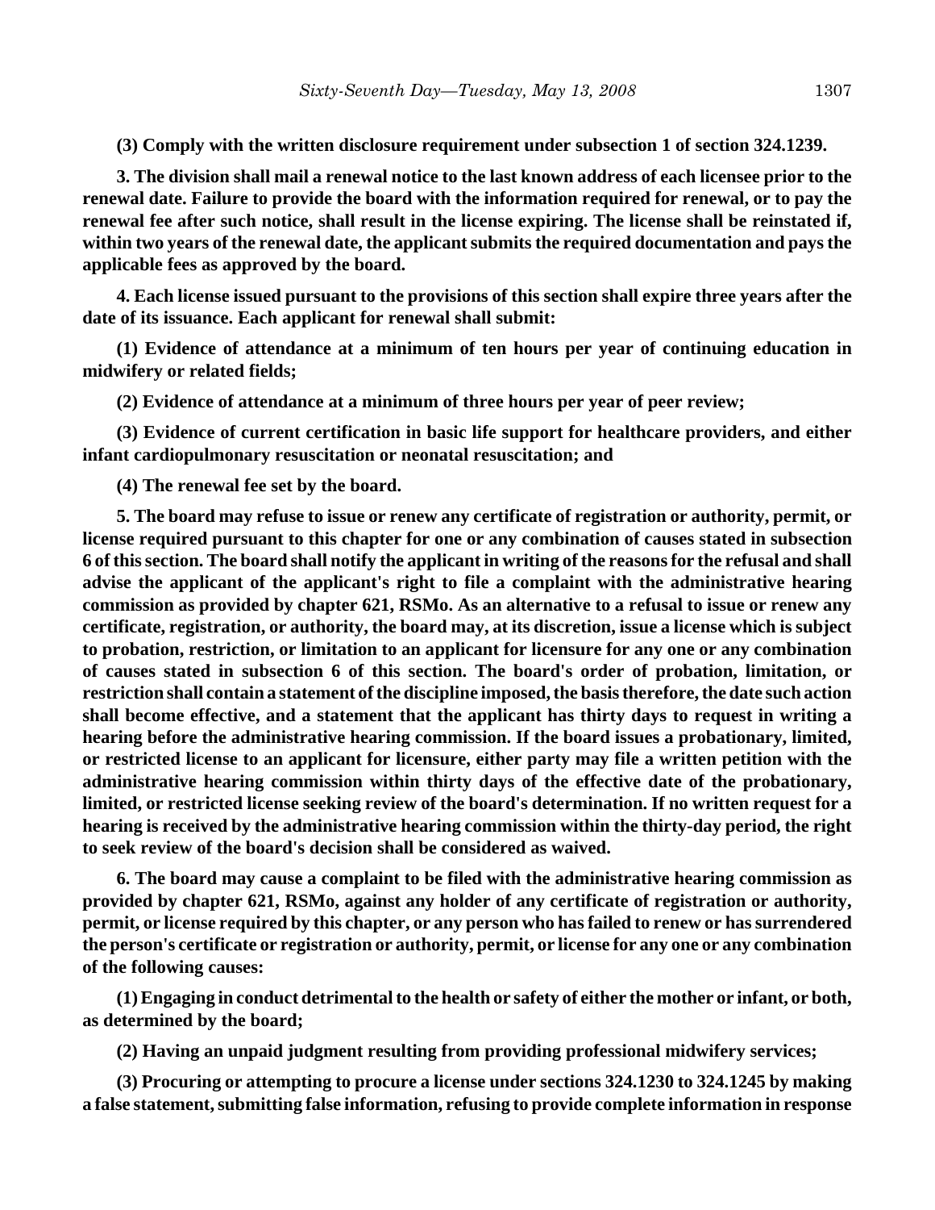**(3) Comply with the written disclosure requirement under subsection 1 of section 324.1239.**

**3. The division shall mail a renewal notice to the last known address of each licensee prior to the renewal date. Failure to provide the board with the information required for renewal, or to pay the renewal fee after such notice, shall result in the license expiring. The license shall be reinstated if, within two years of the renewal date, the applicant submits the required documentation and pays the applicable fees as approved by the board.**

**4. Each license issued pursuant to the provisions of this section shall expire three years after the date of its issuance. Each applicant for renewal shall submit:**

**(1) Evidence of attendance at a minimum of ten hours per year of continuing education in midwifery or related fields;**

**(2) Evidence of attendance at a minimum of three hours per year of peer review;**

**(3) Evidence of current certification in basic life support for healthcare providers, and either infant cardiopulmonary resuscitation or neonatal resuscitation; and**

**(4) The renewal fee set by the board.**

**5. The board may refuse to issue or renew any certificate of registration or authority, permit, or license required pursuant to this chapter for one or any combination of causes stated in subsection 6 of this section. The board shall notify the applicant in writing of the reasons for the refusal and shall advise the applicant of the applicant's right to file a complaint with the administrative hearing commission as provided by chapter 621, RSMo. As an alternative to a refusal to issue or renew any certificate, registration, or authority, the board may, at its discretion, issue a license which is subject to probation, restriction, or limitation to an applicant for licensure for any one or any combination of causes stated in subsection 6 of this section. The board's order of probation, limitation, or restriction shall contain a statement of the discipline imposed, the basis therefore, the date such action shall become effective, and a statement that the applicant has thirty days to request in writing a hearing before the administrative hearing commission. If the board issues a probationary, limited, or restricted license to an applicant for licensure, either party may file a written petition with the administrative hearing commission within thirty days of the effective date of the probationary, limited, or restricted license seeking review of the board's determination. If no written request for a hearing is received by the administrative hearing commission within the thirty-day period, the right to seek review of the board's decision shall be considered as waived.**

**6. The board may cause a complaint to be filed with the administrative hearing commission as provided by chapter 621, RSMo, against any holder of any certificate of registration or authority, permit, or license required by this chapter, or any person who has failed to renew or has surrendered the person's certificate or registration or authority, permit, or license for any one or any combination of the following causes:**

**(1) Engaging in conduct detrimental to the health or safety of either the mother or infant, or both, as determined by the board;**

**(2) Having an unpaid judgment resulting from providing professional midwifery services;**

**(3) Procuring or attempting to procure a license under sections 324.1230 to 324.1245 by making a false statement, submitting false information, refusing to provide complete information in response**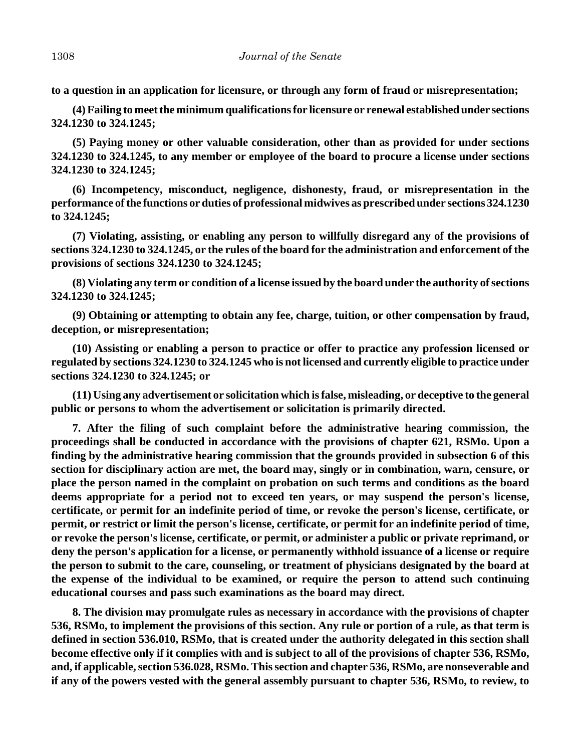**to a question in an application for licensure, or through any form of fraud or misrepresentation;**

**(4) Failing to meet the minimum qualifications for licensure or renewal established under sections 324.1230 to 324.1245;**

**(5) Paying money or other valuable consideration, other than as provided for under sections 324.1230 to 324.1245, to any member or employee of the board to procure a license under sections 324.1230 to 324.1245;**

**(6) Incompetency, misconduct, negligence, dishonesty, fraud, or misrepresentation in the performance of the functions or duties of professional midwives as prescribed under sections 324.1230 to 324.1245;**

**(7) Violating, assisting, or enabling any person to willfully disregard any of the provisions of sections 324.1230 to 324.1245, or the rules of the board for the administration and enforcement of the provisions of sections 324.1230 to 324.1245;**

**(8) Violating any term or condition of a license issued by the board under the authority of sections 324.1230 to 324.1245;**

**(9) Obtaining or attempting to obtain any fee, charge, tuition, or other compensation by fraud, deception, or misrepresentation;**

**(10) Assisting or enabling a person to practice or offer to practice any profession licensed or regulated by sections 324.1230 to 324.1245 who is not licensed and currently eligible to practice under sections 324.1230 to 324.1245; or**

**(11) Using any advertisement or solicitation which is false, misleading, or deceptive to the general public or persons to whom the advertisement or solicitation is primarily directed.**

**7. After the filing of such complaint before the administrative hearing commission, the proceedings shall be conducted in accordance with the provisions of chapter 621, RSMo. Upon a finding by the administrative hearing commission that the grounds provided in subsection 6 of this section for disciplinary action are met, the board may, singly or in combination, warn, censure, or place the person named in the complaint on probation on such terms and conditions as the board deems appropriate for a period not to exceed ten years, or may suspend the person's license, certificate, or permit for an indefinite period of time, or revoke the person's license, certificate, or permit, or restrict or limit the person's license, certificate, or permit for an indefinite period of time, or revoke the person's license, certificate, or permit, or administer a public or private reprimand, or deny the person's application for a license, or permanently withhold issuance of a license or require the person to submit to the care, counseling, or treatment of physicians designated by the board at the expense of the individual to be examined, or require the person to attend such continuing educational courses and pass such examinations as the board may direct.**

**8. The division may promulgate rules as necessary in accordance with the provisions of chapter 536, RSMo, to implement the provisions of this section. Any rule or portion of a rule, as that term is defined in section 536.010, RSMo, that is created under the authority delegated in this section shall become effective only if it complies with and is subject to all of the provisions of chapter 536, RSMo, and, if applicable, section 536.028, RSMo. This section and chapter 536, RSMo, are nonseverable and if any of the powers vested with the general assembly pursuant to chapter 536, RSMo, to review, to**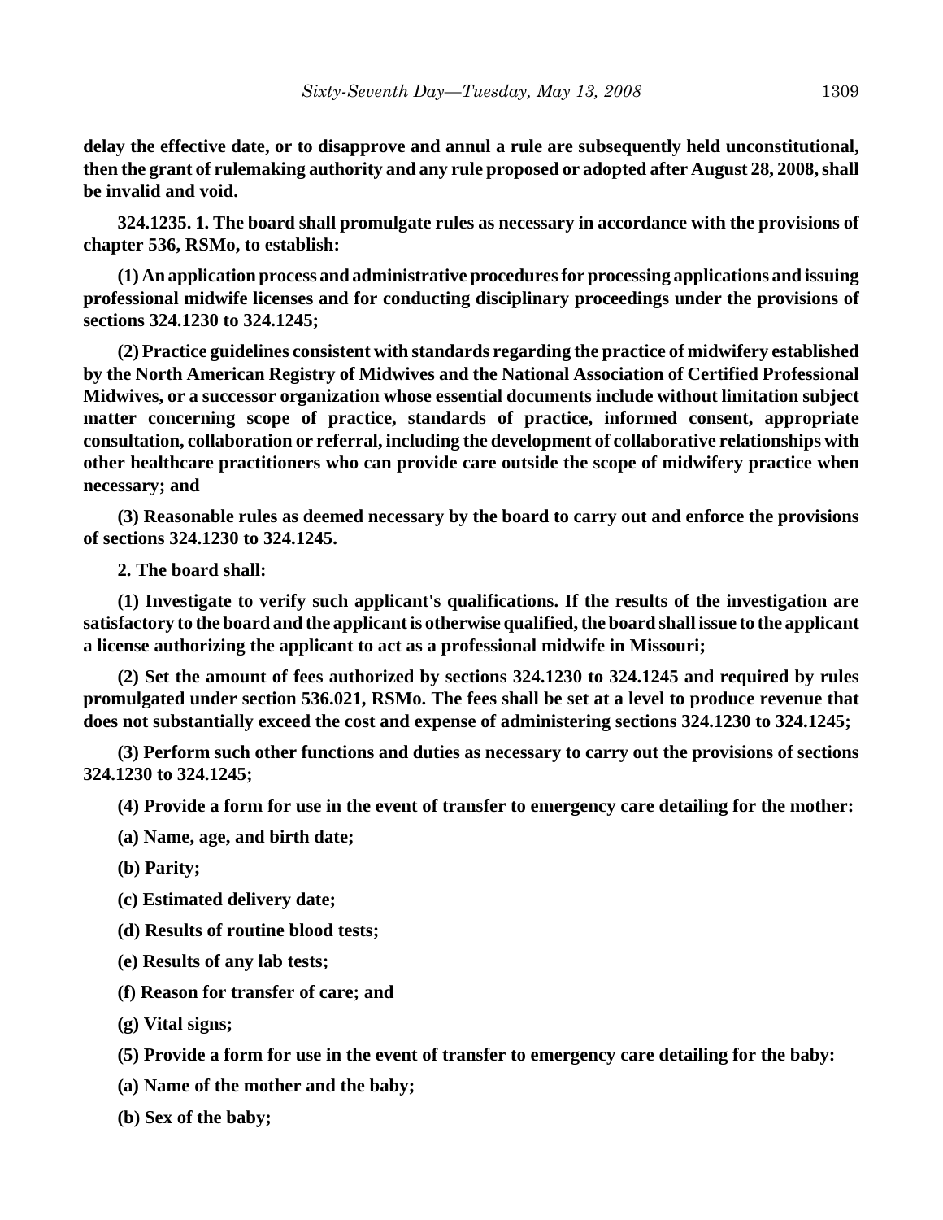**delay the effective date, or to disapprove and annul a rule are subsequently held unconstitutional, then the grant of rulemaking authority and any rule proposed or adopted after August 28, 2008, shall be invalid and void.**

**324.1235. 1. The board shall promulgate rules as necessary in accordance with the provisions of chapter 536, RSMo, to establish:**

**(1) An application process and administrative procedures for processing applications and issuing professional midwife licenses and for conducting disciplinary proceedings under the provisions of sections 324.1230 to 324.1245;**

**(2) Practice guidelines consistent with standards regarding the practice of midwifery established by the North American Registry of Midwives and the National Association of Certified Professional Midwives, or a successor organization whose essential documents include without limitation subject matter concerning scope of practice, standards of practice, informed consent, appropriate consultation, collaboration or referral, including the development of collaborative relationships with other healthcare practitioners who can provide care outside the scope of midwifery practice when necessary; and**

**(3) Reasonable rules as deemed necessary by the board to carry out and enforce the provisions of sections 324.1230 to 324.1245.**

**2. The board shall:**

**(1) Investigate to verify such applicant's qualifications. If the results of the investigation are satisfactory to the board and the applicant is otherwise qualified, the board shall issue to the applicant a license authorizing the applicant to act as a professional midwife in Missouri;**

**(2) Set the amount of fees authorized by sections 324.1230 to 324.1245 and required by rules promulgated under section 536.021, RSMo. The fees shall be set at a level to produce revenue that does not substantially exceed the cost and expense of administering sections 324.1230 to 324.1245;**

**(3) Perform such other functions and duties as necessary to carry out the provisions of sections 324.1230 to 324.1245;**

**(4) Provide a form for use in the event of transfer to emergency care detailing for the mother:**

**(a) Name, age, and birth date;**

**(b) Parity;**

**(c) Estimated delivery date;**

**(d) Results of routine blood tests;**

**(e) Results of any lab tests;**

**(f) Reason for transfer of care; and**

**(g) Vital signs;**

**(5) Provide a form for use in the event of transfer to emergency care detailing for the baby:**

**(a) Name of the mother and the baby;**

**(b) Sex of the baby;**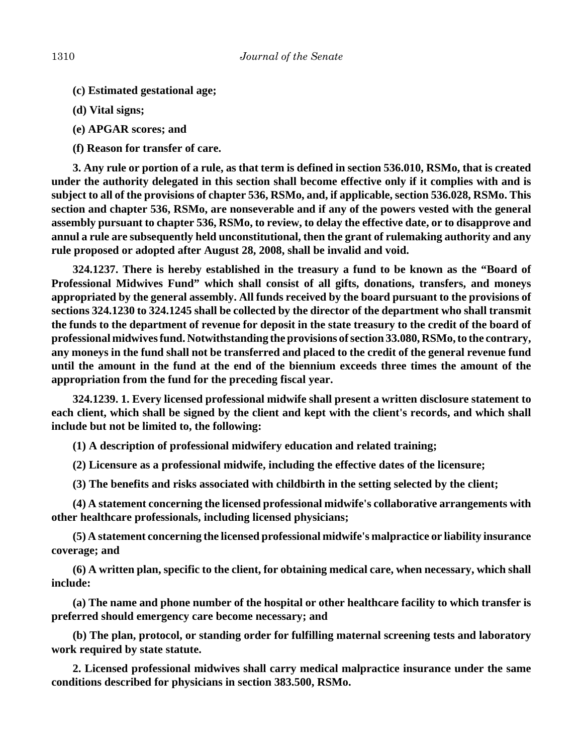**(c) Estimated gestational age;**

**(d) Vital signs;**

**(e) APGAR scores; and**

**(f) Reason for transfer of care.**

**3. Any rule or portion of a rule, as that term is defined in section 536.010, RSMo, that is created under the authority delegated in this section shall become effective only if it complies with and is subject to all of the provisions of chapter 536, RSMo, and, if applicable, section 536.028, RSMo. This section and chapter 536, RSMo, are nonseverable and if any of the powers vested with the general assembly pursuant to chapter 536, RSMo, to review, to delay the effective date, or to disapprove and annul a rule are subsequently held unconstitutional, then the grant of rulemaking authority and any rule proposed or adopted after August 28, 2008, shall be invalid and void.**

**324.1237. There is hereby established in the treasury a fund to be known as the "Board of Professional Midwives Fund" which shall consist of all gifts, donations, transfers, and moneys appropriated by the general assembly. All funds received by the board pursuant to the provisions of sections 324.1230 to 324.1245 shall be collected by the director of the department who shall transmit the funds to the department of revenue for deposit in the state treasury to the credit of the board of professional midwives fund. Notwithstanding the provisions of section 33.080, RSMo, to the contrary, any moneys in the fund shall not be transferred and placed to the credit of the general revenue fund until the amount in the fund at the end of the biennium exceeds three times the amount of the appropriation from the fund for the preceding fiscal year.**

**324.1239. 1. Every licensed professional midwife shall present a written disclosure statement to each client, which shall be signed by the client and kept with the client's records, and which shall include but not be limited to, the following:**

**(1) A description of professional midwifery education and related training;**

**(2) Licensure as a professional midwife, including the effective dates of the licensure;**

**(3) The benefits and risks associated with childbirth in the setting selected by the client;**

**(4) A statement concerning the licensed professional midwife's collaborative arrangements with other healthcare professionals, including licensed physicians;**

**(5) A statement concerning the licensed professional midwife's malpractice or liability insurance coverage; and**

**(6) A written plan, specific to the client, for obtaining medical care, when necessary, which shall include:**

**(a) The name and phone number of the hospital or other healthcare facility to which transfer is preferred should emergency care become necessary; and**

**(b) The plan, protocol, or standing order for fulfilling maternal screening tests and laboratory work required by state statute.**

**2. Licensed professional midwives shall carry medical malpractice insurance under the same conditions described for physicians in section 383.500, RSMo.**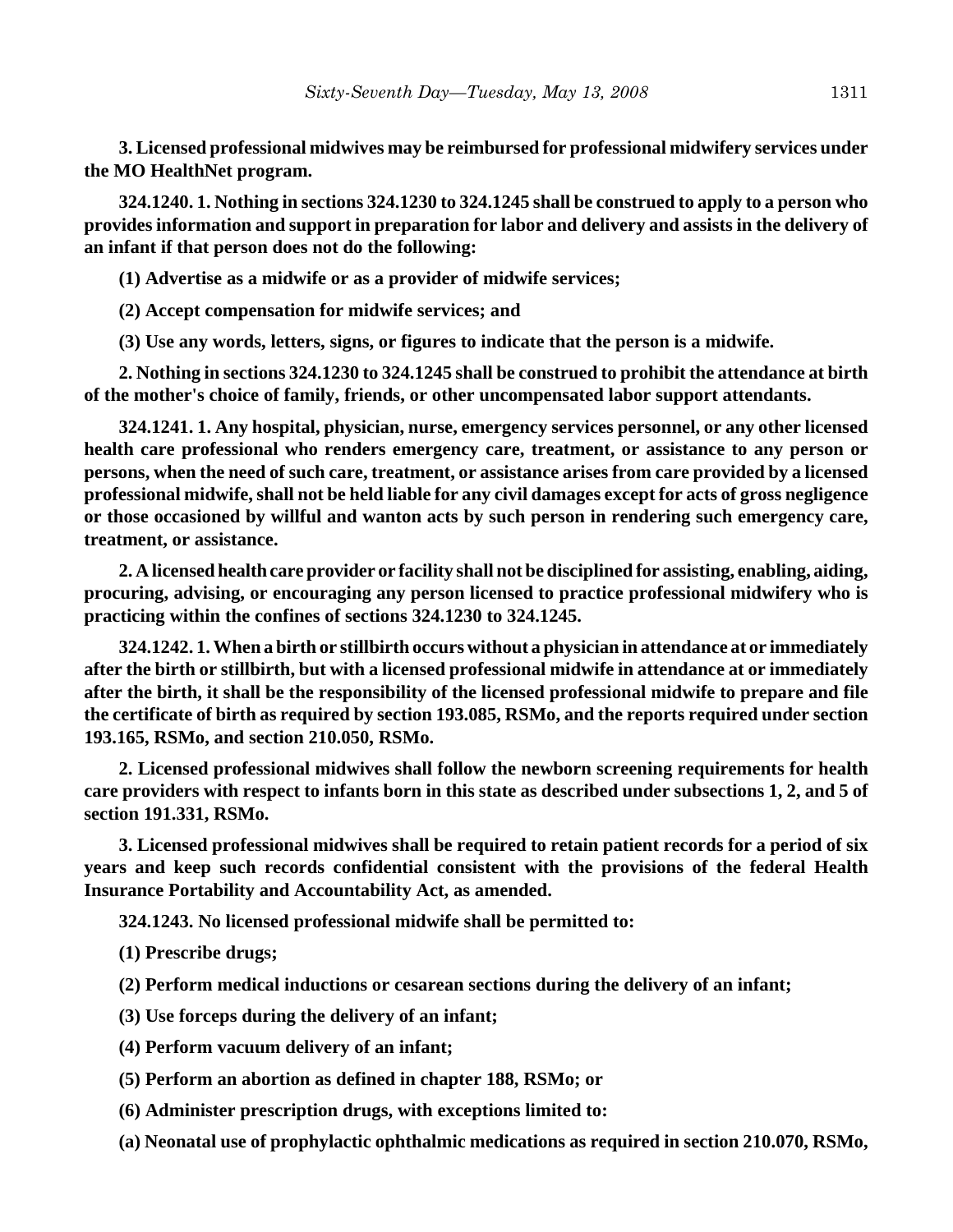**3. Licensed professional midwives may be reimbursed for professional midwifery services under the MO HealthNet program.**

**324.1240. 1. Nothing in sections 324.1230 to 324.1245 shall be construed to apply to a person who provides information and support in preparation for labor and delivery and assists in the delivery of an infant if that person does not do the following:**

**(1) Advertise as a midwife or as a provider of midwife services;**

**(2) Accept compensation for midwife services; and**

**(3) Use any words, letters, signs, or figures to indicate that the person is a midwife.**

**2. Nothing in sections 324.1230 to 324.1245 shall be construed to prohibit the attendance at birth of the mother's choice of family, friends, or other uncompensated labor support attendants.**

**324.1241. 1. Any hospital, physician, nurse, emergency services personnel, or any other licensed health care professional who renders emergency care, treatment, or assistance to any person or persons, when the need of such care, treatment, or assistance arises from care provided by a licensed professional midwife, shall not be held liable for any civil damages except for acts of gross negligence or those occasioned by willful and wanton acts by such person in rendering such emergency care, treatment, or assistance.**

**2. A licensed health care provider or facility shall not be disciplined for assisting, enabling, aiding, procuring, advising, or encouraging any person licensed to practice professional midwifery who is practicing within the confines of sections 324.1230 to 324.1245.**

**324.1242. 1. When a birth or stillbirth occurs without a physician in attendance at or immediately after the birth or stillbirth, but with a licensed professional midwife in attendance at or immediately after the birth, it shall be the responsibility of the licensed professional midwife to prepare and file the certificate of birth as required by section 193.085, RSMo, and the reports required under section 193.165, RSMo, and section 210.050, RSMo.**

**2. Licensed professional midwives shall follow the newborn screening requirements for health care providers with respect to infants born in this state as described under subsections 1, 2, and 5 of section 191.331, RSMo.**

**3. Licensed professional midwives shall be required to retain patient records for a period of six years and keep such records confidential consistent with the provisions of the federal Health Insurance Portability and Accountability Act, as amended.**

**324.1243. No licensed professional midwife shall be permitted to:**

**(1) Prescribe drugs;**

**(2) Perform medical inductions or cesarean sections during the delivery of an infant;**

**(3) Use forceps during the delivery of an infant;**

**(4) Perform vacuum delivery of an infant;**

**(5) Perform an abortion as defined in chapter 188, RSMo; or**

**(6) Administer prescription drugs, with exceptions limited to:**

**(a) Neonatal use of prophylactic ophthalmic medications as required in section 210.070, RSMo,**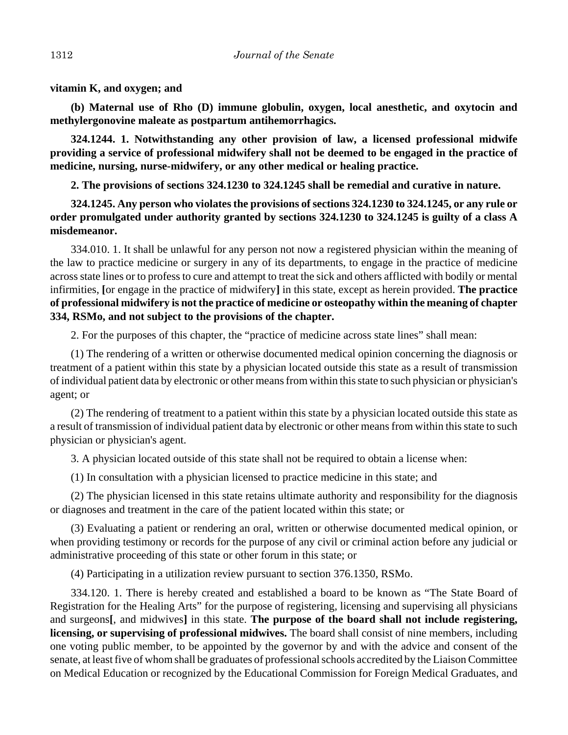**vitamin K, and oxygen; and**

**(b) Maternal use of Rho (D) immune globulin, oxygen, local anesthetic, and oxytocin and methylergonovine maleate as postpartum antihemorrhagics.**

**324.1244. 1. Notwithstanding any other provision of law, a licensed professional midwife providing a service of professional midwifery shall not be deemed to be engaged in the practice of medicine, nursing, nurse-midwifery, or any other medical or healing practice.**

**2. The provisions of sections 324.1230 to 324.1245 shall be remedial and curative in nature.**

**324.1245. Any person who violates the provisions of sections 324.1230 to 324.1245, or any rule or order promulgated under authority granted by sections 324.1230 to 324.1245 is guilty of a class A misdemeanor.**

334.010. 1. It shall be unlawful for any person not now a registered physician within the meaning of the law to practice medicine or surgery in any of its departments, to engage in the practice of medicine across state lines or to profess to cure and attempt to treat the sick and others afflicted with bodily or mental infirmities, **[**or engage in the practice of midwifery**]** in this state, except as herein provided. **The practice of professional midwifery is not the practice of medicine or osteopathy within the meaning of chapter 334, RSMo, and not subject to the provisions of the chapter.**

2. For the purposes of this chapter, the "practice of medicine across state lines" shall mean:

(1) The rendering of a written or otherwise documented medical opinion concerning the diagnosis or treatment of a patient within this state by a physician located outside this state as a result of transmission of individual patient data by electronic or other means from within this state to such physician or physician's agent; or

(2) The rendering of treatment to a patient within this state by a physician located outside this state as a result of transmission of individual patient data by electronic or other means from within this state to such physician or physician's agent.

3. A physician located outside of this state shall not be required to obtain a license when:

(1) In consultation with a physician licensed to practice medicine in this state; and

(2) The physician licensed in this state retains ultimate authority and responsibility for the diagnosis or diagnoses and treatment in the care of the patient located within this state; or

(3) Evaluating a patient or rendering an oral, written or otherwise documented medical opinion, or when providing testimony or records for the purpose of any civil or criminal action before any judicial or administrative proceeding of this state or other forum in this state; or

(4) Participating in a utilization review pursuant to section 376.1350, RSMo.

334.120. 1. There is hereby created and established a board to be known as "The State Board of Registration for the Healing Arts" for the purpose of registering, licensing and supervising all physicians and surgeons**[**, and midwives**]** in this state. **The purpose of the board shall not include registering, licensing, or supervising of professional midwives.** The board shall consist of nine members, including one voting public member, to be appointed by the governor by and with the advice and consent of the senate, at least five of whom shall be graduates of professional schools accredited by the Liaison Committee on Medical Education or recognized by the Educational Commission for Foreign Medical Graduates, and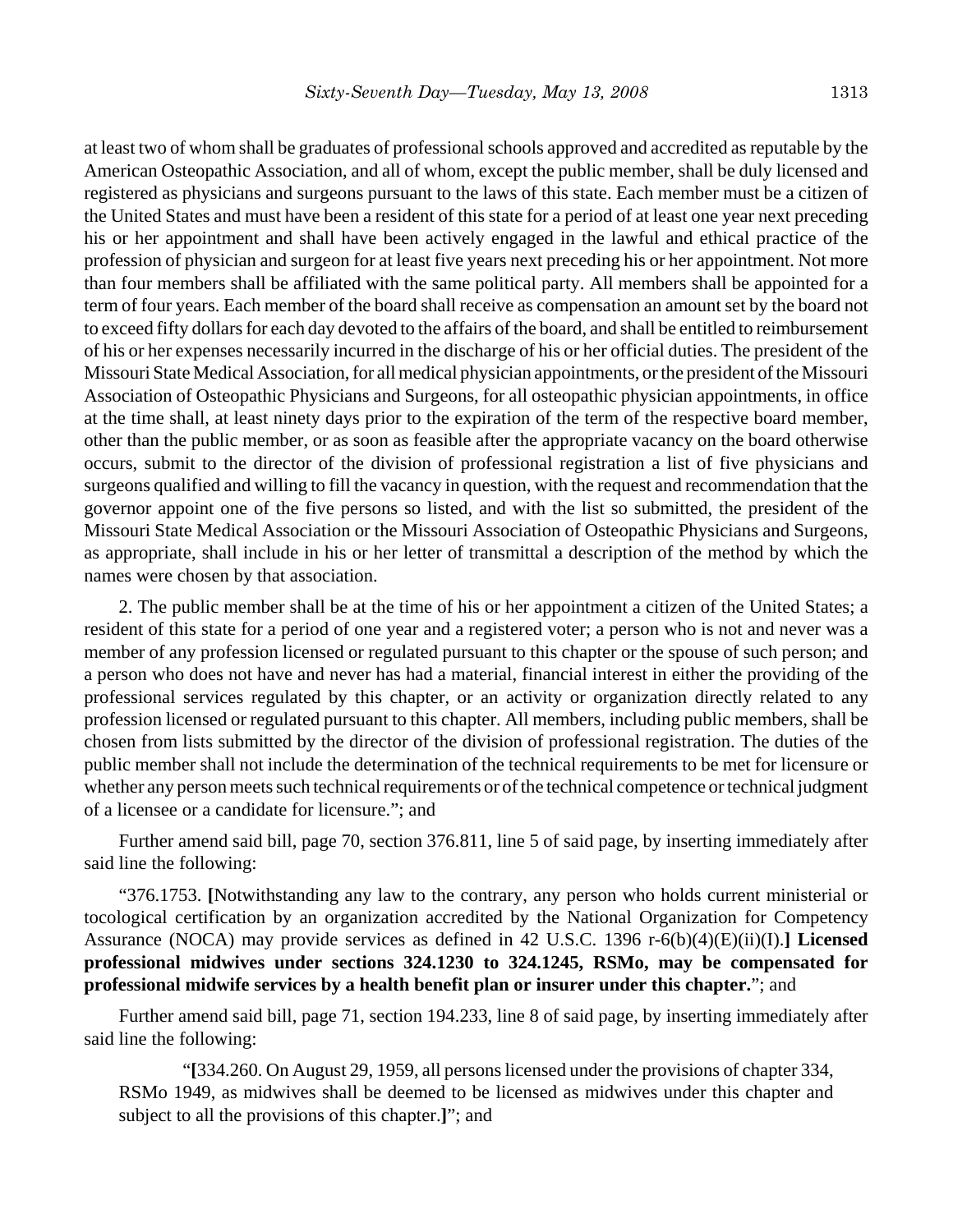at least two of whom shall be graduates of professional schools approved and accredited as reputable by the American Osteopathic Association, and all of whom, except the public member, shall be duly licensed and registered as physicians and surgeons pursuant to the laws of this state. Each member must be a citizen of the United States and must have been a resident of this state for a period of at least one year next preceding his or her appointment and shall have been actively engaged in the lawful and ethical practice of the profession of physician and surgeon for at least five years next preceding his or her appointment. Not more than four members shall be affiliated with the same political party. All members shall be appointed for a term of four years. Each member of the board shall receive as compensation an amount set by the board not to exceed fifty dollars for each day devoted to the affairs of the board, and shall be entitled to reimbursement of his or her expenses necessarily incurred in the discharge of his or her official duties. The president of the Missouri State Medical Association, for all medical physician appointments, or the president of the Missouri Association of Osteopathic Physicians and Surgeons, for all osteopathic physician appointments, in office at the time shall, at least ninety days prior to the expiration of the term of the respective board member, other than the public member, or as soon as feasible after the appropriate vacancy on the board otherwise occurs, submit to the director of the division of professional registration a list of five physicians and surgeons qualified and willing to fill the vacancy in question, with the request and recommendation that the governor appoint one of the five persons so listed, and with the list so submitted, the president of the Missouri State Medical Association or the Missouri Association of Osteopathic Physicians and Surgeons, as appropriate, shall include in his or her letter of transmittal a description of the method by which the names were chosen by that association.

2. The public member shall be at the time of his or her appointment a citizen of the United States; a resident of this state for a period of one year and a registered voter; a person who is not and never was a member of any profession licensed or regulated pursuant to this chapter or the spouse of such person; and a person who does not have and never has had a material, financial interest in either the providing of the professional services regulated by this chapter, or an activity or organization directly related to any profession licensed or regulated pursuant to this chapter. All members, including public members, shall be chosen from lists submitted by the director of the division of professional registration. The duties of the public member shall not include the determination of the technical requirements to be met for licensure or whether any person meets such technical requirements or of the technical competence or technical judgment of a licensee or a candidate for licensure."; and

Further amend said bill, page 70, section 376.811, line 5 of said page, by inserting immediately after said line the following:

"376.1753. **[**Notwithstanding any law to the contrary, any person who holds current ministerial or tocological certification by an organization accredited by the National Organization for Competency Assurance (NOCA) may provide services as defined in 42 U.S.C. 1396 r-6(b)(4)(E)(ii)(I).**] Licensed professional midwives under sections 324.1230 to 324.1245, RSMo, may be compensated for professional midwife services by a health benefit plan or insurer under this chapter.**"; and

Further amend said bill, page 71, section 194.233, line 8 of said page, by inserting immediately after said line the following:

"**[**334.260. On August 29, 1959, all persons licensed under the provisions of chapter 334, RSMo 1949, as midwives shall be deemed to be licensed as midwives under this chapter and subject to all the provisions of this chapter.**]**"; and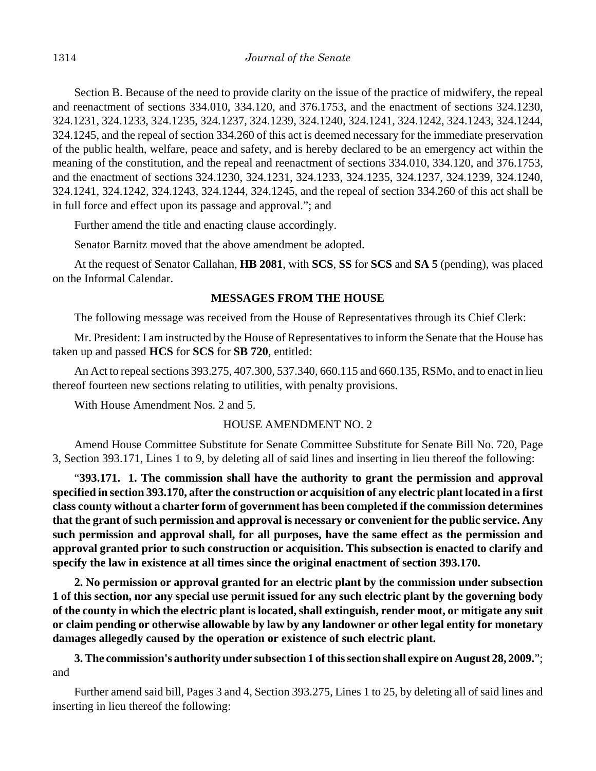Section B. Because of the need to provide clarity on the issue of the practice of midwifery, the repeal and reenactment of sections 334.010, 334.120, and 376.1753, and the enactment of sections 324.1230, 324.1231, 324.1233, 324.1235, 324.1237, 324.1239, 324.1240, 324.1241, 324.1242, 324.1243, 324.1244, 324.1245, and the repeal of section 334.260 of this act is deemed necessary for the immediate preservation of the public health, welfare, peace and safety, and is hereby declared to be an emergency act within the meaning of the constitution, and the repeal and reenactment of sections 334.010, 334.120, and 376.1753, and the enactment of sections 324.1230, 324.1231, 324.1233, 324.1235, 324.1237, 324.1239, 324.1240, 324.1241, 324.1242, 324.1243, 324.1244, 324.1245, and the repeal of section 334.260 of this act shall be in full force and effect upon its passage and approval."; and

Further amend the title and enacting clause accordingly.

Senator Barnitz moved that the above amendment be adopted.

At the request of Senator Callahan, **HB 2081**, with **SCS**, **SS** for **SCS** and **SA 5** (pending), was placed on the Informal Calendar.

## MESSAGES FROM THE HOUSE

The following message was received from the House of Representatives through its Chief Clerk:

Mr. President: I am instructed by the House of Representatives to inform the Senate that the House has taken up and passed **HCS** for **SCS** for **SB 720**, entitled:

An Act to repeal sections 393.275, 407.300, 537.340, 660.115 and 660.135, RSMo, and to enact in lieu thereof fourteen new sections relating to utilities, with penalty provisions.

With House Amendment Nos. 2 and 5.

HOUSE AMENDMENT NO. 2

Amend House Committee Substitute for Senate Committee Substitute for Senate Bill No. 720, Page 3, Section 393.171, Lines 1 to 9, by deleting all of said lines and inserting in lieu thereof the following:

"**393.171. 1. The commission shall have the authority to grant the permission and approval specified in section 393.170, after the construction or acquisition of any electric plant located in a first class county without a charter form of government has been completed if the commission determines that the grant of such permission and approval is necessary or convenient for the public service. Any such permission and approval shall, for all purposes, have the same effect as the permission and approval granted prior to such construction or acquisition. This subsection is enacted to clarify and specify the law in existence at all times since the original enactment of section 393.170.**

**2. No permission or approval granted for an electric plant by the commission under subsection 1 of this section, nor any special use permit issued for any such electric plant by the governing body of the county in which the electric plant is located, shall extinguish, render moot, or mitigate any suit or claim pending or otherwise allowable by law by any landowner or other legal entity for monetary damages allegedly caused by the operation or existence of such electric plant.**

**3. The commission's authority under subsection 1 of this section shall expire on August 28, 2009.**"; and

Further amend said bill, Pages 3 and 4, Section 393.275, Lines 1 to 25, by deleting all of said lines and inserting in lieu thereof the following: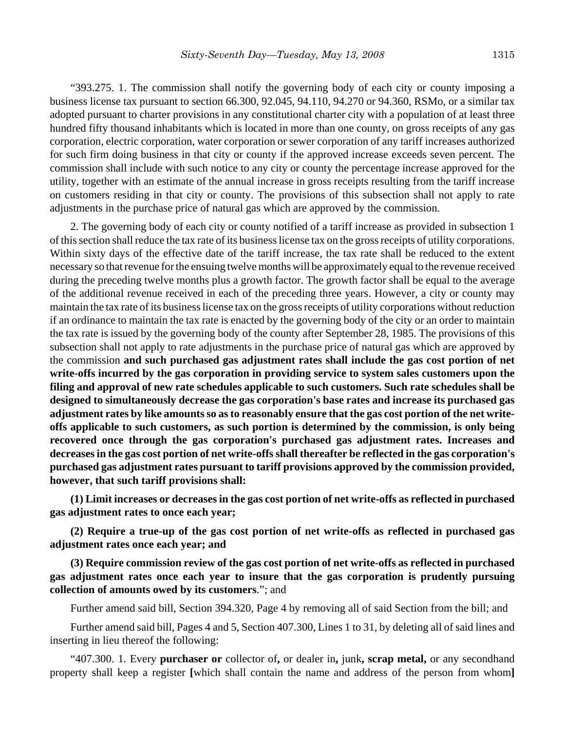"393.275. 1. The commission shall notify the governing body of each city or county imposing a business license tax pursuant to section 66.300, 92.045, 94.110, 94.270 or 94.360, RSMo, or a similar tax adopted pursuant to charter provisions in any constitutional charter city with a population of at least three hundred fifty thousand inhabitants which is located in more than one county, on gross receipts of any gas corporation, electric corporation, water corporation or sewer corporation of any tariff increases authorized for such firm doing business in that city or county if the approved increase exceeds seven percent. The commission shall include with such notice to any city or county the percentage increase approved for the utility, together with an estimate of the annual increase in gross receipts resulting from the tariff increase on customers residing in that city or county. The provisions of this subsection shall not apply to rate adjustments in the purchase price of natural gas which are approved by the commission.

2. The governing body of each city or county notified of a tariff increase as provided in subsection 1 of this section shall reduce the tax rate of its business license tax on the gross receipts of utility corporations. Within sixty days of the effective date of the tariff increase, the tax rate shall be reduced to the extent necessary so that revenue for the ensuing twelve months will be approximately equal to the revenue received during the preceding twelve months plus a growth factor. The growth factor shall be equal to the average of the additional revenue received in each of the preceding three years. However, a city or county may maintain the tax rate of its business license tax on the gross receipts of utility corporations without reduction if an ordinance to maintain the tax rate is enacted by the governing body of the city or an order to maintain the tax rate is issued by the governing body of the county after September 28, 1985. The provisions of this subsection shall not apply to rate adjustments in the purchase price of natural gas which are approved by the commission **and such purchased gas adjustment rates shall include the gas cost portion of net write-offs incurred by the gas corporation in providing service to system sales customers upon the filing and approval of new rate schedules applicable to such customers. Such rate schedules shall be designed to simultaneously decrease the gas corporation's base rates and increase its purchased gas adjustment rates by like amounts so as to reasonably ensure that the gas cost portion of the net write-offs applicable to such customers, as such portion is determined by the commission, is only being recovered once through the gas corporation's purchased gas adjustment rates. Increases and decreases in the gas cost portion of net write-offs shall thereafter be reflected in the gas corporation's purchased gas adjustment rates pursuant to tariff provisions approved by the commission provided, however, that such tariff provisions shall:**

**(1) Limit increases or decreases in the gas cost portion of net write-offs as reflected in purchased gas adjustment rates to once each year;**

**(2) Require a true-up of the gas cost portion of net write-offs as reflected in purchased gas adjustment rates once each year; and**

**(3) Require commission review of the gas cost portion of net write-offs as reflected in purchased gas adjustment rates once each year to insure that the gas corporation is prudently pursuing collection of amounts owed by its customers**."; and

Further amend said bill, Section 394.320, Page 4 by removing all of said Section from the bill; and

Further amend said bill, Pages 4 and 5, Section 407.300, Lines 1 to 31, by deleting all of said lines and inserting in lieu thereof the following:

"407.300. 1. Every **purchaser or** collector of**,** or dealer in**,** junk**, scrap metal,** or any secondhand property shall keep a register **[**which shall contain the name and address of the person from whom**]**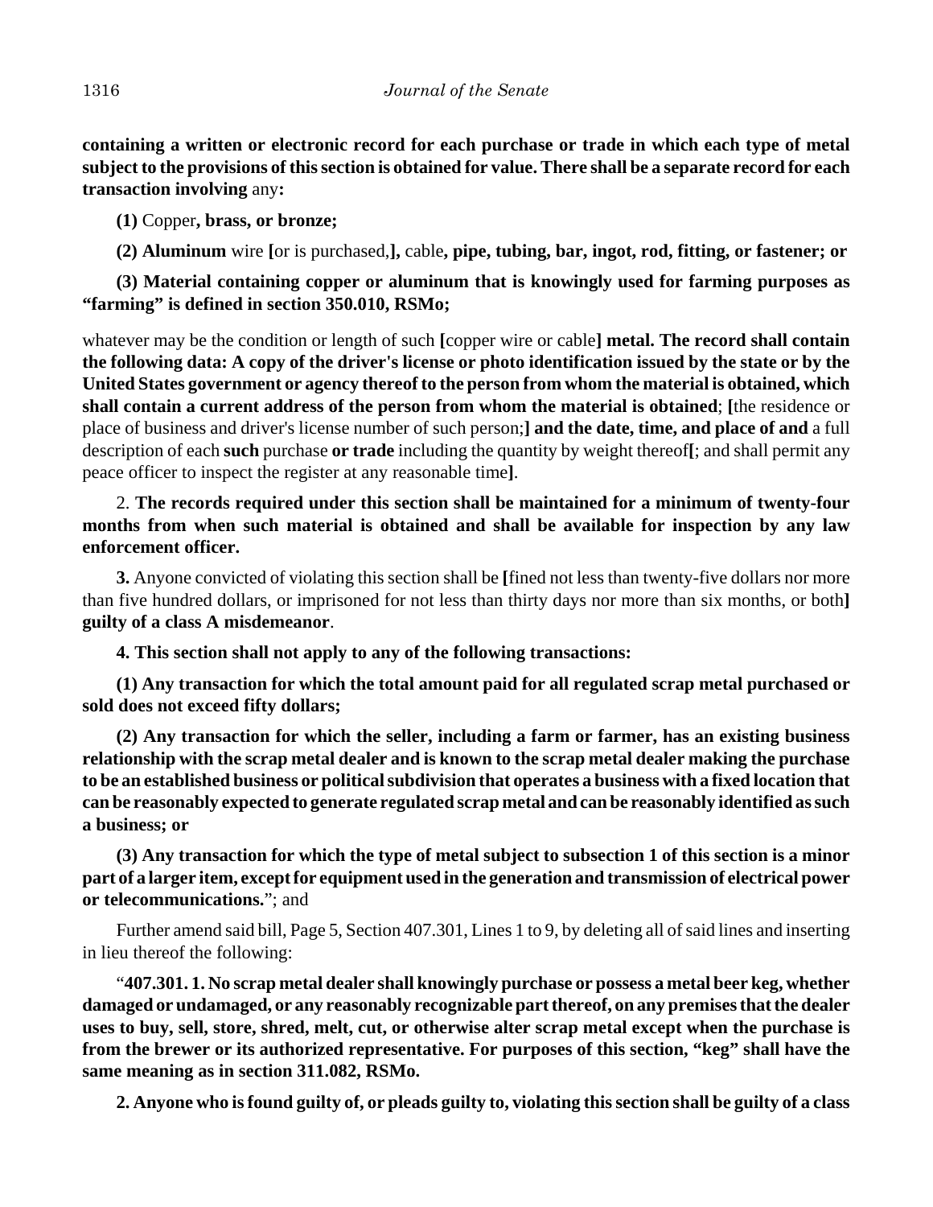**containing a written or electronic record for each purchase or trade in which each type of metal subject to the provisions of this section is obtained for value. There shall be a separate record for each transaction involving** any**:**

**(1)** Copper**, brass, or bronze;**

**(2) Aluminum** wire **[**or is purchased,**],** cable**, pipe, tubing, bar, ingot, rod, fitting, or fastener; or**

**(3) Material containing copper or aluminum that is knowingly used for farming purposes as "farming" is defined in section 350.010, RSMo;**

whatever may be the condition or length of such **[**copper wire or cable**] metal. The record shall contain the following data: A copy of the driver's license or photo identification issued by the state or by the United States government or agency thereof to the person from whom the material is obtained, which shall contain a current address of the person from whom the material is obtained**; **[**the residence or place of business and driver's license number of such person;**] and the date, time, and place of and** a full description of each **such** purchase **or trade** including the quantity by weight thereof**[**; and shall permit any peace officer to inspect the register at any reasonable time**]**.

2. **The records required under this section shall be maintained for a minimum of twenty-four months from when such material is obtained and shall be available for inspection by any law enforcement officer.**

**3.** Anyone convicted of violating this section shall be **[**fined not less than twenty-five dollars nor more than five hundred dollars, or imprisoned for not less than thirty days nor more than six months, or both**] guilty of a class A misdemeanor**.

**4. This section shall not apply to any of the following transactions:**

**(1) Any transaction for which the total amount paid for all regulated scrap metal purchased or sold does not exceed fifty dollars;**

**(2) Any transaction for which the seller, including a farm or farmer, has an existing business relationship with the scrap metal dealer and is known to the scrap metal dealer making the purchase to be an established business or political subdivision that operates a business with a fixed location that can be reasonably expected to generate regulated scrap metal and can be reasonably identified as such a business; or**

**(3) Any transaction for which the type of metal subject to subsection 1 of this section is a minor part of a larger item, except for equipment used in the generation and transmission of electrical power or telecommunications.**"; and

Further amend said bill, Page 5, Section 407.301, Lines 1 to 9, by deleting all of said lines and inserting in lieu thereof the following:

"**407.301. 1. No scrap metal dealer shall knowingly purchase or possess a metal beer keg, whether damaged or undamaged, or any reasonably recognizable part thereof, on any premises that the dealer uses to buy, sell, store, shred, melt, cut, or otherwise alter scrap metal except when the purchase is from the brewer or its authorized representative. For purposes of this section, "keg" shall have the same meaning as in section 311.082, RSMo.**

**2. Anyone who is found guilty of, or pleads guilty to, violating this section shall be guilty of a class**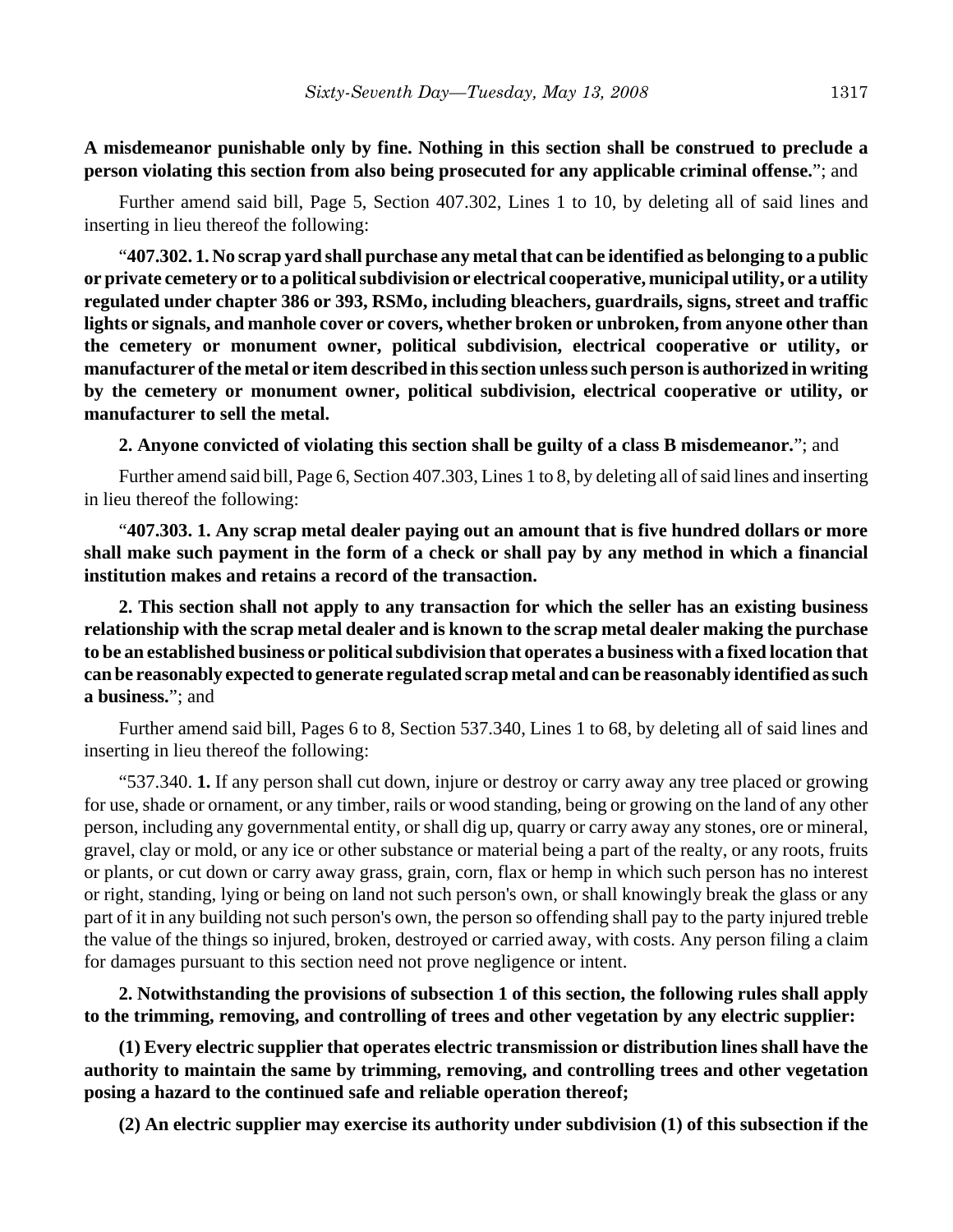**A misdemeanor punishable only by fine. Nothing in this section shall be construed to preclude a person violating this section from also being prosecuted for any applicable criminal offense.**"; and

Further amend said bill, Page 5, Section 407.302, Lines 1 to 10, by deleting all of said lines and inserting in lieu thereof the following:

"**407.302. 1. No scrap yard shall purchase any metal that can be identified as belonging to a public or private cemetery or to a political subdivision or electrical cooperative, municipal utility, or a utility regulated under chapter 386 or 393, RSMo, including bleachers, guardrails, signs, street and traffic lights or signals, and manhole cover or covers, whether broken or unbroken, from anyone other than the cemetery or monument owner, political subdivision, electrical cooperative or utility, or manufacturer of the metal or item described in this section unless such person is authorized in writing by the cemetery or monument owner, political subdivision, electrical cooperative or utility, or manufacturer to sell the metal.**

**2. Anyone convicted of violating this section shall be guilty of a class B misdemeanor.**"; and

Further amend said bill, Page 6, Section 407.303, Lines 1 to 8, by deleting all of said lines and inserting in lieu thereof the following:

"**407.303. 1. Any scrap metal dealer paying out an amount that is five hundred dollars or more shall make such payment in the form of a check or shall pay by any method in which a financial institution makes and retains a record of the transaction.**

**2. This section shall not apply to any transaction for which the seller has an existing business relationship with the scrap metal dealer and is known to the scrap metal dealer making the purchase to be an established business or political subdivision that operates a business with a fixed location that can be reasonably expected to generate regulated scrap metal and can be reasonably identified as such a business.**"; and

Further amend said bill, Pages 6 to 8, Section 537.340, Lines 1 to 68, by deleting all of said lines and inserting in lieu thereof the following:

"537.340. **1.** If any person shall cut down, injure or destroy or carry away any tree placed or growing for use, shade or ornament, or any timber, rails or wood standing, being or growing on the land of any other person, including any governmental entity, or shall dig up, quarry or carry away any stones, ore or mineral, gravel, clay or mold, or any ice or other substance or material being a part of the realty, or any roots, fruits or plants, or cut down or carry away grass, grain, corn, flax or hemp in which such person has no interest or right, standing, lying or being on land not such person's own, or shall knowingly break the glass or any part of it in any building not such person's own, the person so offending shall pay to the party injured treble the value of the things so injured, broken, destroyed or carried away, with costs. Any person filing a claim for damages pursuant to this section need not prove negligence or intent.

**2. Notwithstanding the provisions of subsection 1 of this section, the following rules shall apply to the trimming, removing, and controlling of trees and other vegetation by any electric supplier:**

**(1) Every electric supplier that operates electric transmission or distribution lines shall have the authority to maintain the same by trimming, removing, and controlling trees and other vegetation posing a hazard to the continued safe and reliable operation thereof;**

**(2) An electric supplier may exercise its authority under subdivision (1) of this subsection if the**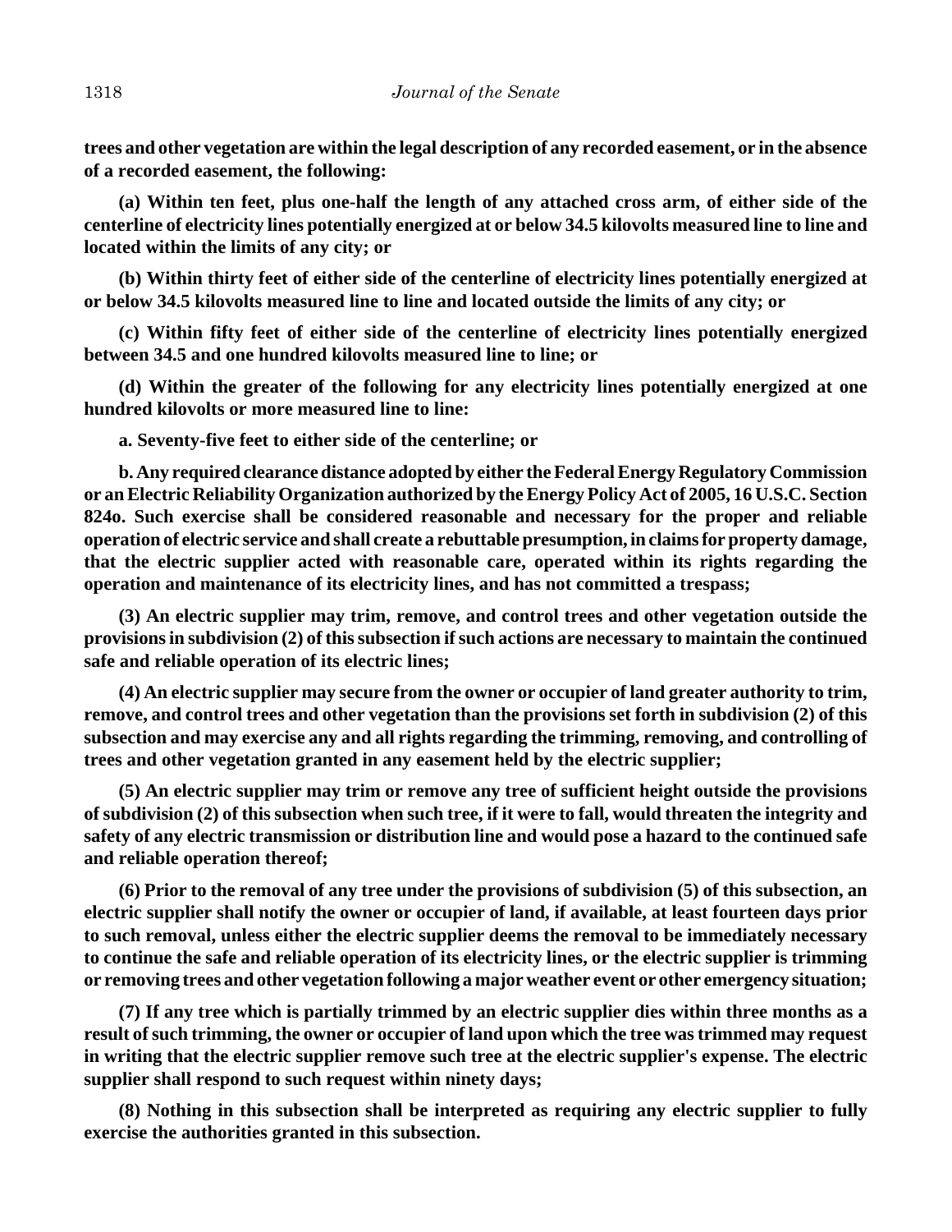**trees and other vegetation are within the legal description of any recorded easement, or in the absence of a recorded easement, the following:**

**(a) Within ten feet, plus one-half the length of any attached cross arm, of either side of the centerline of electricity lines potentially energized at or below 34.5 kilovolts measured line to line and located within the limits of any city; or**

**(b) Within thirty feet of either side of the centerline of electricity lines potentially energized at or below 34.5 kilovolts measured line to line and located outside the limits of any city; or**

**(c) Within fifty feet of either side of the centerline of electricity lines potentially energized between 34.5 and one hundred kilovolts measured line to line; or**

**(d) Within the greater of the following for any electricity lines potentially energized at one hundred kilovolts or more measured line to line:**

**a. Seventy-five feet to either side of the centerline; or**

**b. Any required clearance distance adopted by either the Federal Energy Regulatory Commission or an Electric Reliability Organization authorized by the Energy Policy Act of 2005, 16 U.S.C. Section 824o. Such exercise shall be considered reasonable and necessary for the proper and reliable operation of electric service and shall create a rebuttable presumption, in claims for property damage, that the electric supplier acted with reasonable care, operated within its rights regarding the operation and maintenance of its electricity lines, and has not committed a trespass;**

**(3) An electric supplier may trim, remove, and control trees and other vegetation outside the provisions in subdivision (2) of this subsection if such actions are necessary to maintain the continued safe and reliable operation of its electric lines;**

**(4) An electric supplier may secure from the owner or occupier of land greater authority to trim, remove, and control trees and other vegetation than the provisions set forth in subdivision (2) of this subsection and may exercise any and all rights regarding the trimming, removing, and controlling of trees and other vegetation granted in any easement held by the electric supplier;**

**(5) An electric supplier may trim or remove any tree of sufficient height outside the provisions of subdivision (2) of this subsection when such tree, if it were to fall, would threaten the integrity and safety of any electric transmission or distribution line and would pose a hazard to the continued safe and reliable operation thereof;**

**(6) Prior to the removal of any tree under the provisions of subdivision (5) of this subsection, an electric supplier shall notify the owner or occupier of land, if available, at least fourteen days prior to such removal, unless either the electric supplier deems the removal to be immediately necessary to continue the safe and reliable operation of its electricity lines, or the electric supplier is trimming or removing trees and other vegetation following a major weather event or other emergency situation;**

**(7) If any tree which is partially trimmed by an electric supplier dies within three months as a result of such trimming, the owner or occupier of land upon which the tree was trimmed may request in writing that the electric supplier remove such tree at the electric supplier's expense. The electric supplier shall respond to such request within ninety days;**

**(8) Nothing in this subsection shall be interpreted as requiring any electric supplier to fully exercise the authorities granted in this subsection.**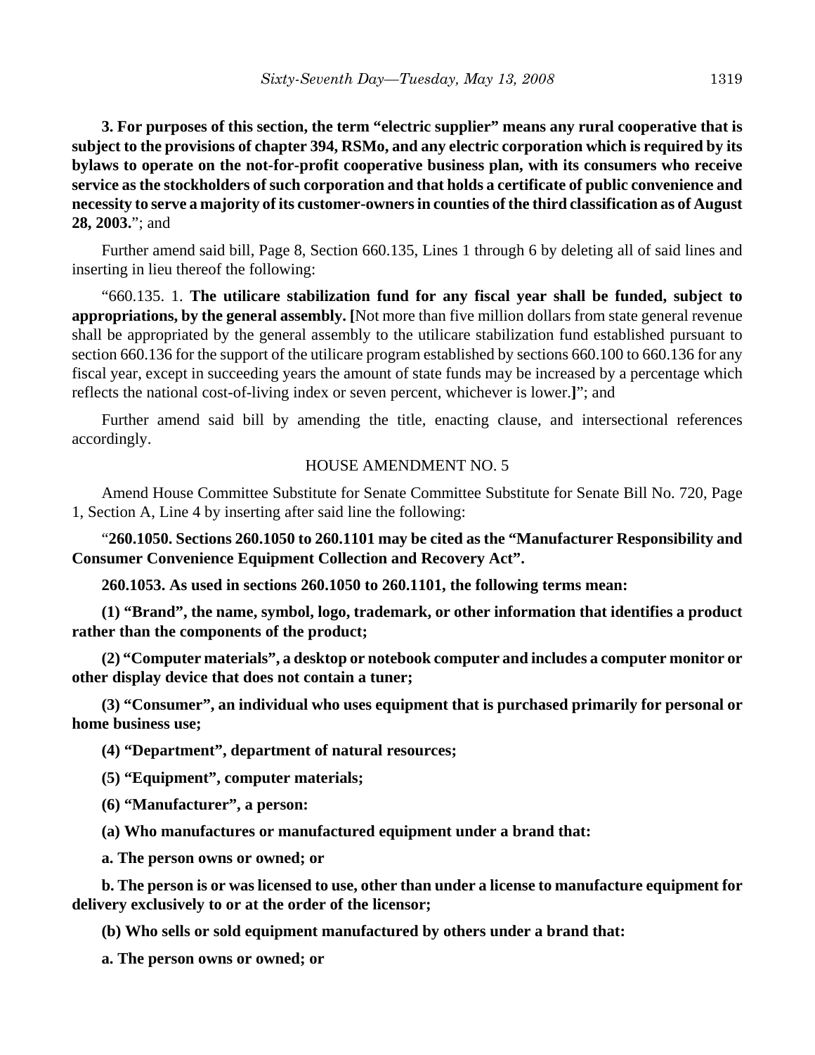**3. For purposes of this section, the term "electric supplier" means any rural cooperative that is subject to the provisions of chapter 394, RSMo, and any electric corporation which is required by its bylaws to operate on the not-for-profit cooperative business plan, with its consumers who receive service as the stockholders of such corporation and that holds a certificate of public convenience and necessity to serve a majority of its customer-owners in counties of the third classification as of August 28, 2003.**"; and

Further amend said bill, Page 8, Section 660.135, Lines 1 through 6 by deleting all of said lines and inserting in lieu thereof the following:

"660.135. 1. **The utilicare stabilization fund for any fiscal year shall be funded, subject to appropriations, by the general assembly. [**Not more than five million dollars from state general revenue shall be appropriated by the general assembly to the utilicare stabilization fund established pursuant to section 660.136 for the support of the utilicare program established by sections 660.100 to 660.136 for any fiscal year, except in succeeding years the amount of state funds may be increased by a percentage which reflects the national cost-of-living index or seven percent, whichever is lower.**]**"; and

Further amend said bill by amending the title, enacting clause, and intersectional references accordingly.

HOUSE AMENDMENT NO. 5

Amend House Committee Substitute for Senate Committee Substitute for Senate Bill No. 720, Page 1, Section A, Line 4 by inserting after said line the following:

"**260.1050. Sections 260.1050 to 260.1101 may be cited as the "Manufacturer Responsibility and Consumer Convenience Equipment Collection and Recovery Act".**

**260.1053. As used in sections 260.1050 to 260.1101, the following terms mean:**

**(1) "Brand", the name, symbol, logo, trademark, or other information that identifies a product rather than the components of the product;**

**(2) "Computer materials", a desktop or notebook computer and includes a computer monitor or other display device that does not contain a tuner;**

**(3) "Consumer", an individual who uses equipment that is purchased primarily for personal or home business use;**

**(4) "Department", department of natural resources;**

**(5) "Equipment", computer materials;**

**(6) "Manufacturer", a person:**

**(a) Who manufactures or manufactured equipment under a brand that:**

**a. The person owns or owned; or**

**b. The person is or was licensed to use, other than under a license to manufacture equipment for delivery exclusively to or at the order of the licensor;**

**(b) Who sells or sold equipment manufactured by others under a brand that:**

**a. The person owns or owned; or**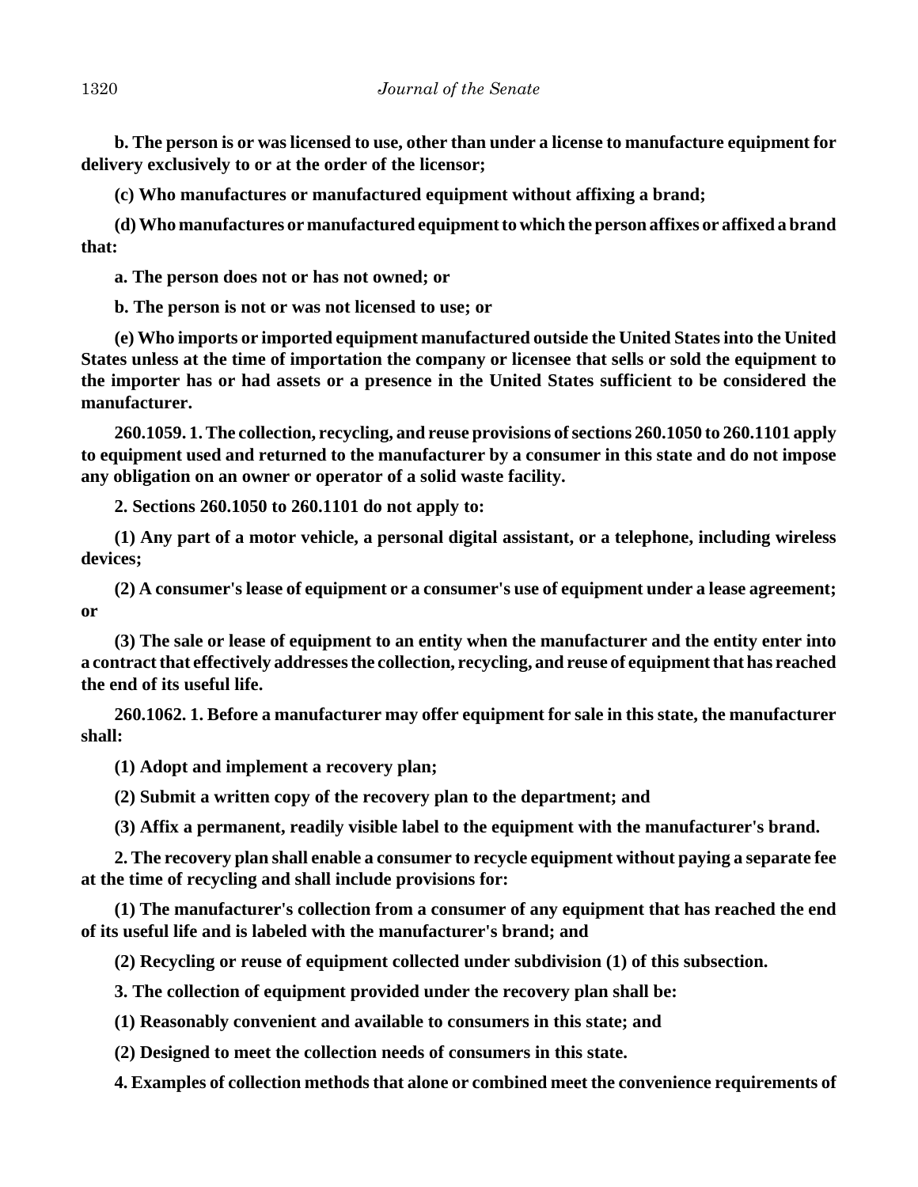**b. The person is or was licensed to use, other than under a license to manufacture equipment for delivery exclusively to or at the order of the licensor;**

**(c) Who manufactures or manufactured equipment without affixing a brand;**

**(d) Who manufactures or manufactured equipment to which the person affixes or affixed a brand that:**

**a. The person does not or has not owned; or**

**b. The person is not or was not licensed to use; or**

**(e) Who imports or imported equipment manufactured outside the United States into the United States unless at the time of importation the company or licensee that sells or sold the equipment to the importer has or had assets or a presence in the United States sufficient to be considered the manufacturer.**

**260.1059. 1. The collection, recycling, and reuse provisions of sections 260.1050 to 260.1101 apply to equipment used and returned to the manufacturer by a consumer in this state and do not impose any obligation on an owner or operator of a solid waste facility.**

**2. Sections 260.1050 to 260.1101 do not apply to:**

**(1) Any part of a motor vehicle, a personal digital assistant, or a telephone, including wireless devices;**

**(2) A consumer's lease of equipment or a consumer's use of equipment under a lease agreement; or**

**(3) The sale or lease of equipment to an entity when the manufacturer and the entity enter into a contract that effectively addresses the collection, recycling, and reuse of equipment that has reached the end of its useful life.**

**260.1062. 1. Before a manufacturer may offer equipment for sale in this state, the manufacturer shall:**

**(1) Adopt and implement a recovery plan;**

**(2) Submit a written copy of the recovery plan to the department; and**

**(3) Affix a permanent, readily visible label to the equipment with the manufacturer's brand.**

**2. The recovery plan shall enable a consumer to recycle equipment without paying a separate fee at the time of recycling and shall include provisions for:**

**(1) The manufacturer's collection from a consumer of any equipment that has reached the end of its useful life and is labeled with the manufacturer's brand; and**

**(2) Recycling or reuse of equipment collected under subdivision (1) of this subsection.**

**3. The collection of equipment provided under the recovery plan shall be:**

**(1) Reasonably convenient and available to consumers in this state; and**

**(2) Designed to meet the collection needs of consumers in this state.**

**4. Examples of collection methods that alone or combined meet the convenience requirements of**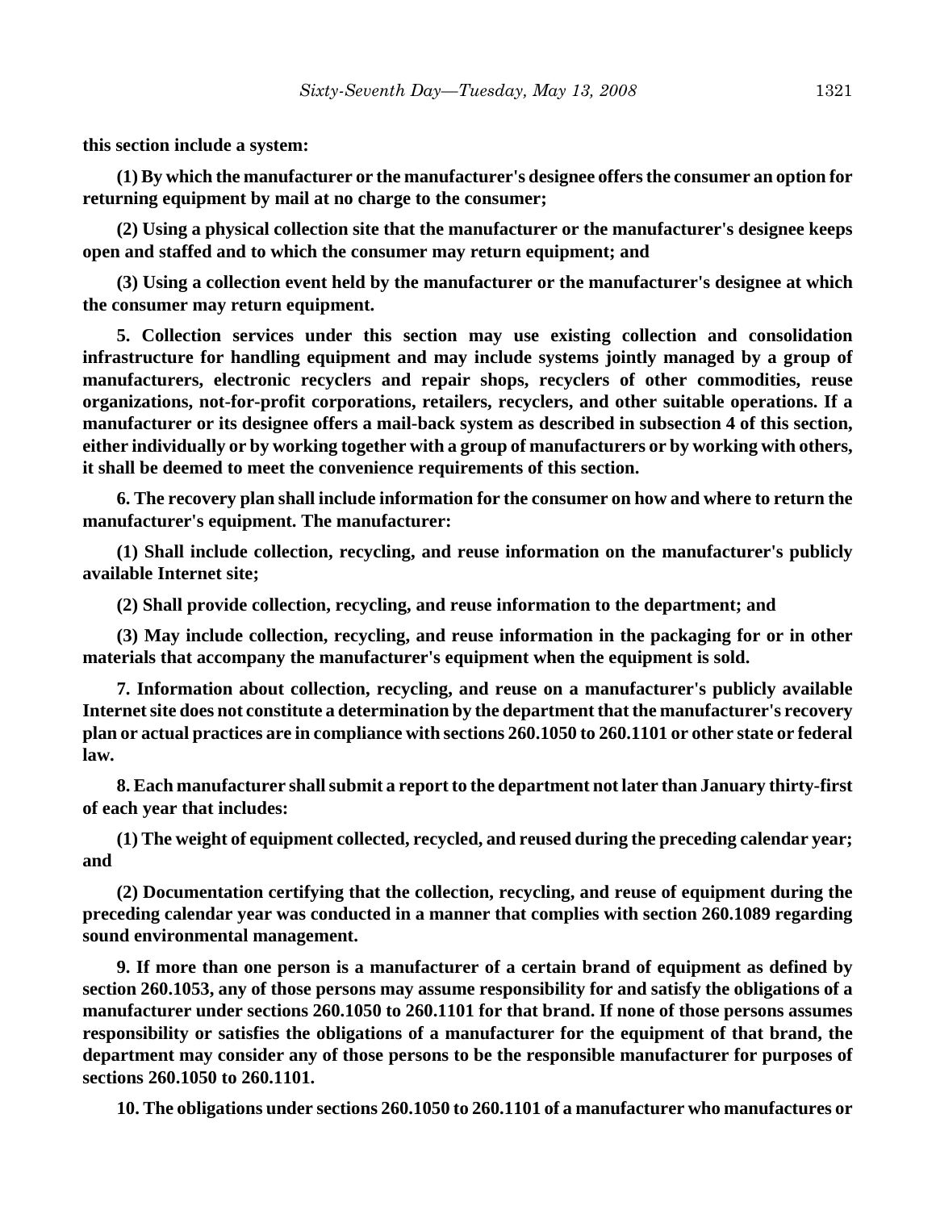**this section include a system:**

**(1) By which the manufacturer or the manufacturer's designee offers the consumer an option for returning equipment by mail at no charge to the consumer;**

**(2) Using a physical collection site that the manufacturer or the manufacturer's designee keeps open and staffed and to which the consumer may return equipment; and**

**(3) Using a collection event held by the manufacturer or the manufacturer's designee at which the consumer may return equipment.**

**5. Collection services under this section may use existing collection and consolidation infrastructure for handling equipment and may include systems jointly managed by a group of manufacturers, electronic recyclers and repair shops, recyclers of other commodities, reuse organizations, not-for-profit corporations, retailers, recyclers, and other suitable operations. If a manufacturer or its designee offers a mail-back system as described in subsection 4 of this section, either individually or by working together with a group of manufacturers or by working with others, it shall be deemed to meet the convenience requirements of this section.**

**6. The recovery plan shall include information for the consumer on how and where to return the manufacturer's equipment. The manufacturer:**

**(1) Shall include collection, recycling, and reuse information on the manufacturer's publicly available Internet site;**

**(2) Shall provide collection, recycling, and reuse information to the department; and**

**(3) May include collection, recycling, and reuse information in the packaging for or in other materials that accompany the manufacturer's equipment when the equipment is sold.**

**7. Information about collection, recycling, and reuse on a manufacturer's publicly available Internet site does not constitute a determination by the department that the manufacturer's recovery plan or actual practices are in compliance with sections 260.1050 to 260.1101 or other state or federal law.**

**8. Each manufacturer shall submit a report to the department not later than January thirty-first of each year that includes:**

**(1) The weight of equipment collected, recycled, and reused during the preceding calendar year; and**

**(2) Documentation certifying that the collection, recycling, and reuse of equipment during the preceding calendar year was conducted in a manner that complies with section 260.1089 regarding sound environmental management.**

**9. If more than one person is a manufacturer of a certain brand of equipment as defined by section 260.1053, any of those persons may assume responsibility for and satisfy the obligations of a manufacturer under sections 260.1050 to 260.1101 for that brand. If none of those persons assumes responsibility or satisfies the obligations of a manufacturer for the equipment of that brand, the department may consider any of those persons to be the responsible manufacturer for purposes of sections 260.1050 to 260.1101.**

**10. The obligations under sections 260.1050 to 260.1101 of a manufacturer who manufactures or**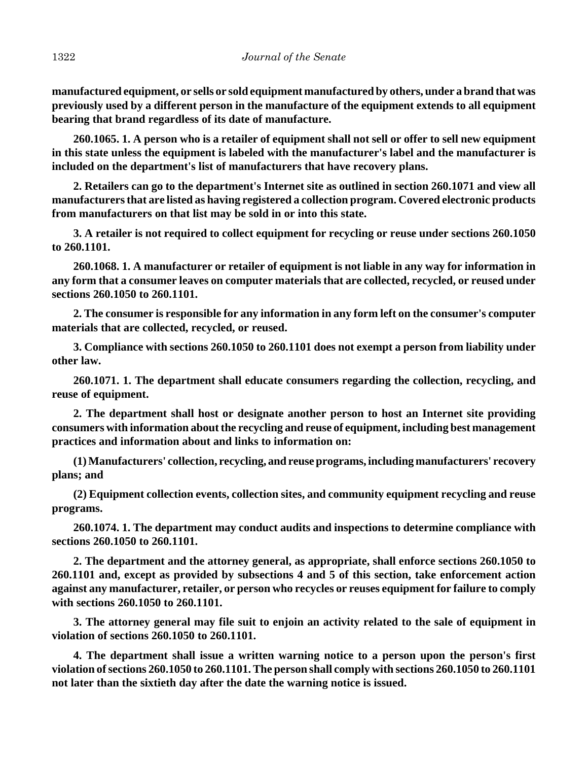**manufactured equipment, or sells or sold equipment manufactured by others, under a brand that was previously used by a different person in the manufacture of the equipment extends to all equipment bearing that brand regardless of its date of manufacture.**

**260.1065. 1. A person who is a retailer of equipment shall not sell or offer to sell new equipment in this state unless the equipment is labeled with the manufacturer's label and the manufacturer is included on the department's list of manufacturers that have recovery plans.**

**2. Retailers can go to the department's Internet site as outlined in section 260.1071 and view all manufacturers that are listed as having registered a collection program. Covered electronic products from manufacturers on that list may be sold in or into this state.**

**3. A retailer is not required to collect equipment for recycling or reuse under sections 260.1050 to 260.1101.**

**260.1068. 1. A manufacturer or retailer of equipment is not liable in any way for information in any form that a consumer leaves on computer materials that are collected, recycled, or reused under sections 260.1050 to 260.1101.**

**2. The consumer is responsible for any information in any form left on the consumer's computer materials that are collected, recycled, or reused.**

**3. Compliance with sections 260.1050 to 260.1101 does not exempt a person from liability under other law.**

**260.1071. 1. The department shall educate consumers regarding the collection, recycling, and reuse of equipment.**

**2. The department shall host or designate another person to host an Internet site providing consumers with information about the recycling and reuse of equipment, including best management practices and information about and links to information on:**

**(1) Manufacturers' collection, recycling, and reuse programs, including manufacturers' recovery plans; and**

**(2) Equipment collection events, collection sites, and community equipment recycling and reuse programs.**

**260.1074. 1. The department may conduct audits and inspections to determine compliance with sections 260.1050 to 260.1101.**

**2. The department and the attorney general, as appropriate, shall enforce sections 260.1050 to 260.1101 and, except as provided by subsections 4 and 5 of this section, take enforcement action against any manufacturer, retailer, or person who recycles or reuses equipment for failure to comply with sections 260.1050 to 260.1101.**

**3. The attorney general may file suit to enjoin an activity related to the sale of equipment in violation of sections 260.1050 to 260.1101.**

**4. The department shall issue a written warning notice to a person upon the person's first violation of sections 260.1050 to 260.1101. The person shall comply with sections 260.1050 to 260.1101 not later than the sixtieth day after the date the warning notice is issued.**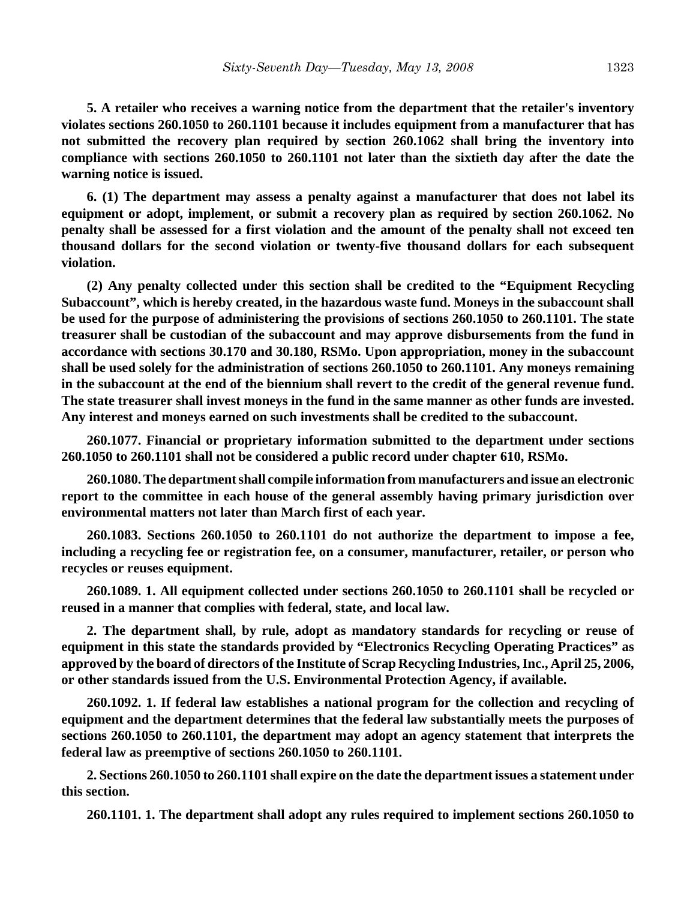**5. A retailer who receives a warning notice from the department that the retailer's inventory violates sections 260.1050 to 260.1101 because it includes equipment from a manufacturer that has not submitted the recovery plan required by section 260.1062 shall bring the inventory into compliance with sections 260.1050 to 260.1101 not later than the sixtieth day after the date the warning notice is issued.**

**6. (1) The department may assess a penalty against a manufacturer that does not label its equipment or adopt, implement, or submit a recovery plan as required by section 260.1062. No penalty shall be assessed for a first violation and the amount of the penalty shall not exceed ten thousand dollars for the second violation or twenty-five thousand dollars for each subsequent violation.**

**(2) Any penalty collected under this section shall be credited to the "Equipment Recycling Subaccount", which is hereby created, in the hazardous waste fund. Moneys in the subaccount shall be used for the purpose of administering the provisions of sections 260.1050 to 260.1101. The state treasurer shall be custodian of the subaccount and may approve disbursements from the fund in accordance with sections 30.170 and 30.180, RSMo. Upon appropriation, money in the subaccount shall be used solely for the administration of sections 260.1050 to 260.1101. Any moneys remaining in the subaccount at the end of the biennium shall revert to the credit of the general revenue fund. The state treasurer shall invest moneys in the fund in the same manner as other funds are invested. Any interest and moneys earned on such investments shall be credited to the subaccount.**

**260.1077. Financial or proprietary information submitted to the department under sections 260.1050 to 260.1101 shall not be considered a public record under chapter 610, RSMo.**

**260.1080. The department shall compile information from manufacturers and issue an electronic report to the committee in each house of the general assembly having primary jurisdiction over environmental matters not later than March first of each year.**

**260.1083. Sections 260.1050 to 260.1101 do not authorize the department to impose a fee, including a recycling fee or registration fee, on a consumer, manufacturer, retailer, or person who recycles or reuses equipment.**

**260.1089. 1. All equipment collected under sections 260.1050 to 260.1101 shall be recycled or reused in a manner that complies with federal, state, and local law.**

**2. The department shall, by rule, adopt as mandatory standards for recycling or reuse of equipment in this state the standards provided by "Electronics Recycling Operating Practices" as approved by the board of directors of the Institute of Scrap Recycling Industries, Inc., April 25, 2006, or other standards issued from the U.S. Environmental Protection Agency, if available.**

**260.1092. 1. If federal law establishes a national program for the collection and recycling of equipment and the department determines that the federal law substantially meets the purposes of sections 260.1050 to 260.1101, the department may adopt an agency statement that interprets the federal law as preemptive of sections 260.1050 to 260.1101.**

**2. Sections 260.1050 to 260.1101 shall expire on the date the department issues a statement under this section.**

**260.1101. 1. The department shall adopt any rules required to implement sections 260.1050 to**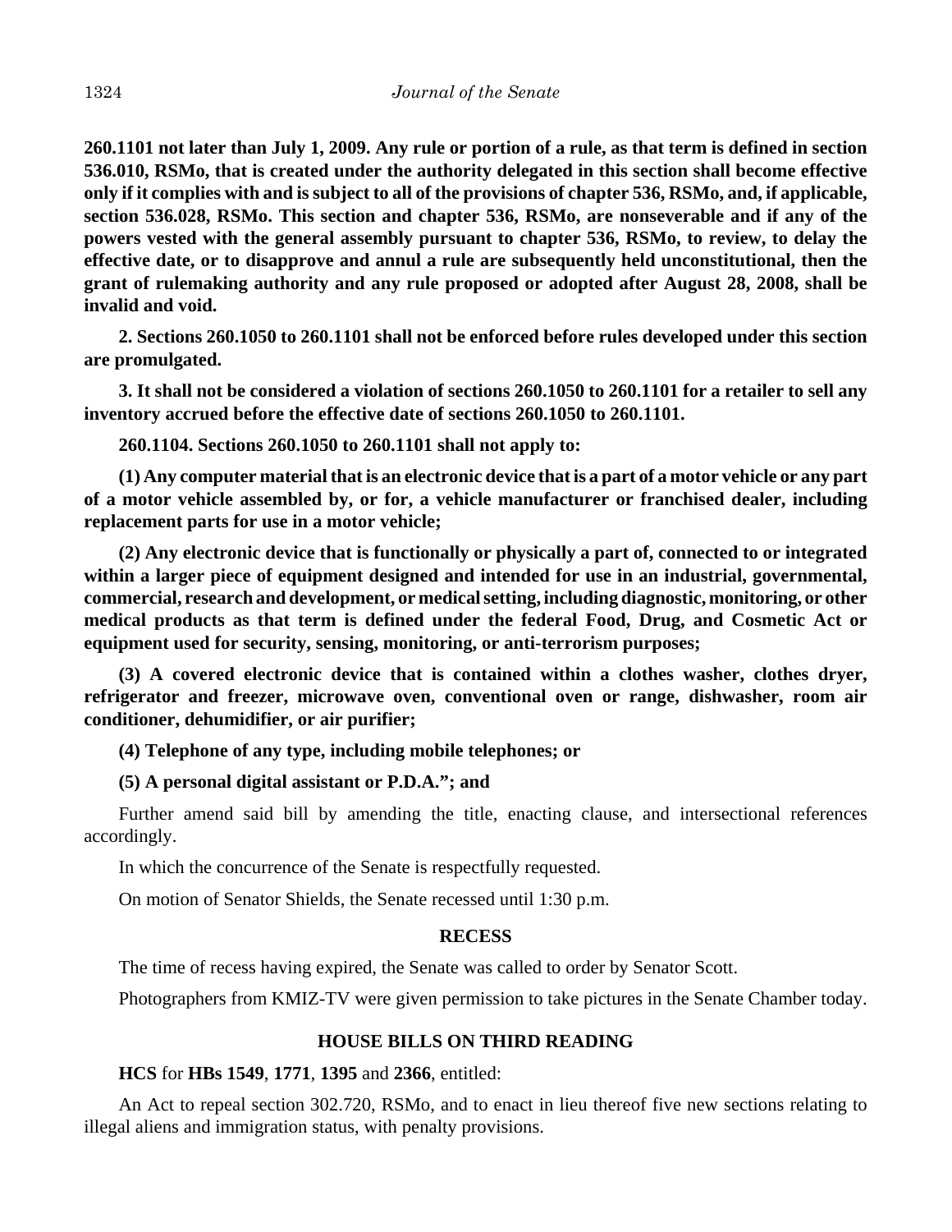**260.1101 not later than July 1, 2009. Any rule or portion of a rule, as that term is defined in section 536.010, RSMo, that is created under the authority delegated in this section shall become effective only if it complies with and is subject to all of the provisions of chapter 536, RSMo, and, if applicable, section 536.028, RSMo. This section and chapter 536, RSMo, are nonseverable and if any of the powers vested with the general assembly pursuant to chapter 536, RSMo, to review, to delay the effective date, or to disapprove and annul a rule are subsequently held unconstitutional, then the grant of rulemaking authority and any rule proposed or adopted after August 28, 2008, shall be invalid and void.**

**2. Sections 260.1050 to 260.1101 shall not be enforced before rules developed under this section are promulgated.**

**3. It shall not be considered a violation of sections 260.1050 to 260.1101 for a retailer to sell any inventory accrued before the effective date of sections 260.1050 to 260.1101.**

**260.1104. Sections 260.1050 to 260.1101 shall not apply to:**

**(1) Any computer material that is an electronic device that is a part of a motor vehicle or any part of a motor vehicle assembled by, or for, a vehicle manufacturer or franchised dealer, including replacement parts for use in a motor vehicle;**

**(2) Any electronic device that is functionally or physically a part of, connected to or integrated within a larger piece of equipment designed and intended for use in an industrial, governmental, commercial, research and development, or medical setting, including diagnostic, monitoring, or other medical products as that term is defined under the federal Food, Drug, and Cosmetic Act or equipment used for security, sensing, monitoring, or anti-terrorism purposes;**

**(3) A covered electronic device that is contained within a clothes washer, clothes dryer, refrigerator and freezer, microwave oven, conventional oven or range, dishwasher, room air conditioner, dehumidifier, or air purifier;**

**(4) Telephone of any type, including mobile telephones; or**

**(5) A personal digital assistant or P.D.A.”; and**

Further amend said bill by amending the title, enacting clause, and intersectional references accordingly.

In which the concurrence of the Senate is respectfully requested.

On motion of Senator Shields, the Senate recessed until 1:30 p.m.

## RECESS

The time of recess having expired, the Senate was called to order by Senator Scott.

Photographers from KMIZ-TV were given permission to take pictures in the Senate Chamber today.

## HOUSE BILLS ON THIRD READING

**HCS** for **HBs 1549**, **1771**, **1395** and **2366**, entitled:

An Act to repeal section 302.720, RSMo, and to enact in lieu thereof five new sections relating to illegal aliens and immigration status, with penalty provisions.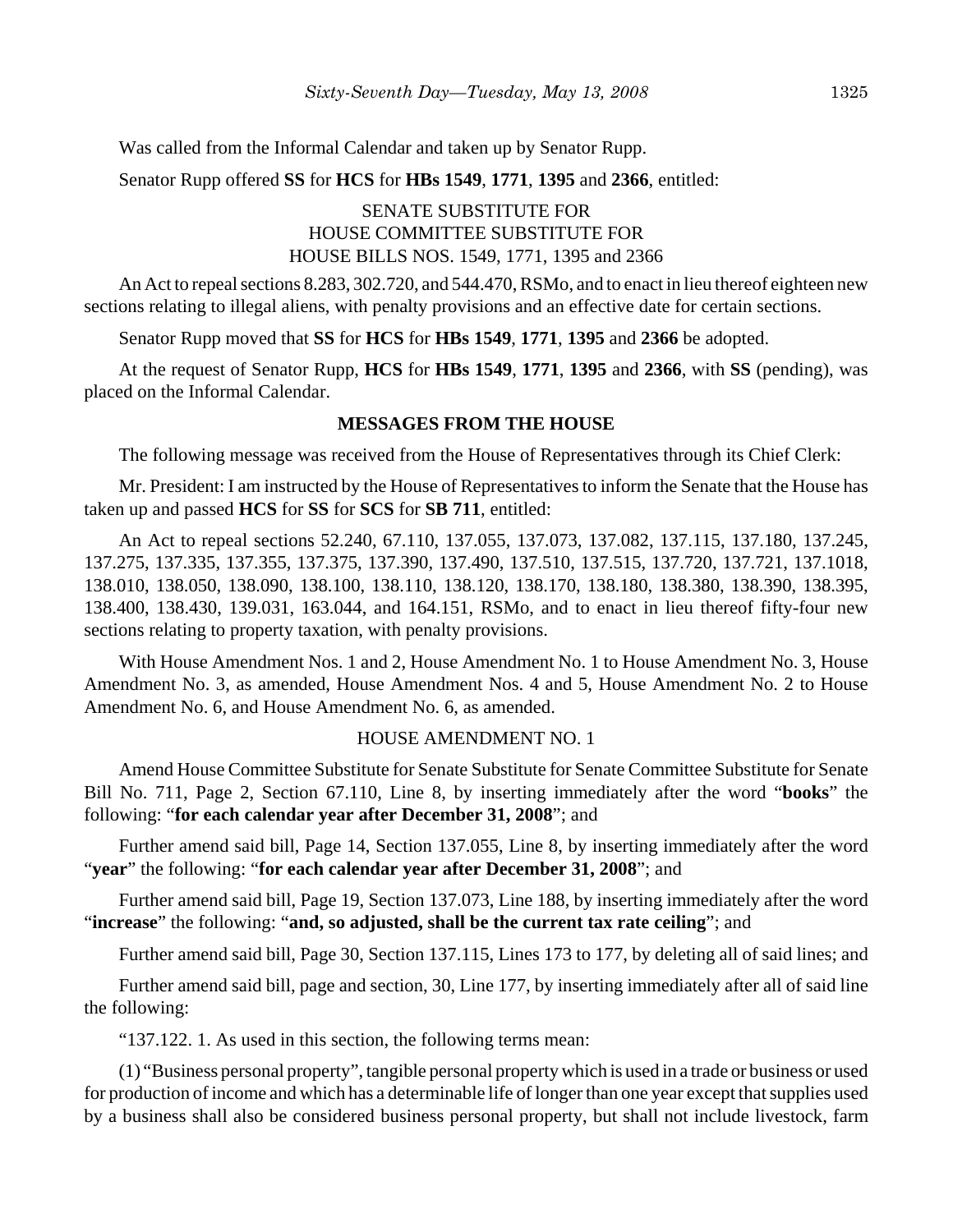Was called from the Informal Calendar and taken up by Senator Rupp.

Senator Rupp offered **SS** for **HCS** for **HBs 1549**, **1771**, **1395** and **2366**, entitled:

SENATE SUBSTITUTE FOR
HOUSE COMMITTEE SUBSTITUTE FOR
HOUSE BILLS NOS. 1549, 1771, 1395 and 2366

An Act to repeal sections 8.283, 302.720, and 544.470, RSMo, and to enact in lieu thereof eighteen new sections relating to illegal aliens, with penalty provisions and an effective date for certain sections.

Senator Rupp moved that **SS** for **HCS** for **HBs 1549**, **1771**, **1395** and **2366** be adopted.

At the request of Senator Rupp, **HCS** for **HBs 1549**, **1771**, **1395** and **2366**, with **SS** (pending), was placed on the Informal Calendar.

## MESSAGES FROM THE HOUSE

The following message was received from the House of Representatives through its Chief Clerk:

Mr. President: I am instructed by the House of Representatives to inform the Senate that the House has taken up and passed **HCS** for **SS** for **SCS** for **SB 711**, entitled:

An Act to repeal sections 52.240, 67.110, 137.055, 137.073, 137.082, 137.115, 137.180, 137.245, 137.275, 137.335, 137.355, 137.375, 137.390, 137.490, 137.510, 137.515, 137.720, 137.721, 137.1018, 138.010, 138.050, 138.090, 138.100, 138.110, 138.120, 138.170, 138.180, 138.380, 138.390, 138.395, 138.400, 138.430, 139.031, 163.044, and 164.151, RSMo, and to enact in lieu thereof fifty-four new sections relating to property taxation, with penalty provisions.

With House Amendment Nos. 1 and 2, House Amendment No. 1 to House Amendment No. 3, House Amendment No. 3, as amended, House Amendment Nos. 4 and 5, House Amendment No. 2 to House Amendment No. 6, and House Amendment No. 6, as amended.

HOUSE AMENDMENT NO. 1

Amend House Committee Substitute for Senate Substitute for Senate Committee Substitute for Senate Bill No. 711, Page 2, Section 67.110, Line 8, by inserting immediately after the word "**books**" the following: "**for each calendar year after December 31, 2008**"; and

Further amend said bill, Page 14, Section 137.055, Line 8, by inserting immediately after the word "**year**" the following: "**for each calendar year after December 31, 2008**"; and

Further amend said bill, Page 19, Section 137.073, Line 188, by inserting immediately after the word "**increase**" the following: "**and, so adjusted, shall be the current tax rate ceiling**"; and

Further amend said bill, Page 30, Section 137.115, Lines 173 to 177, by deleting all of said lines; and

Further amend said bill, page and section, 30, Line 177, by inserting immediately after all of said line the following:

"137.122. 1. As used in this section, the following terms mean:

(1) "Business personal property", tangible personal property which is used in a trade or business or used for production of income and which has a determinable life of longer than one year except that supplies used by a business shall also be considered business personal property, but shall not include livestock, farm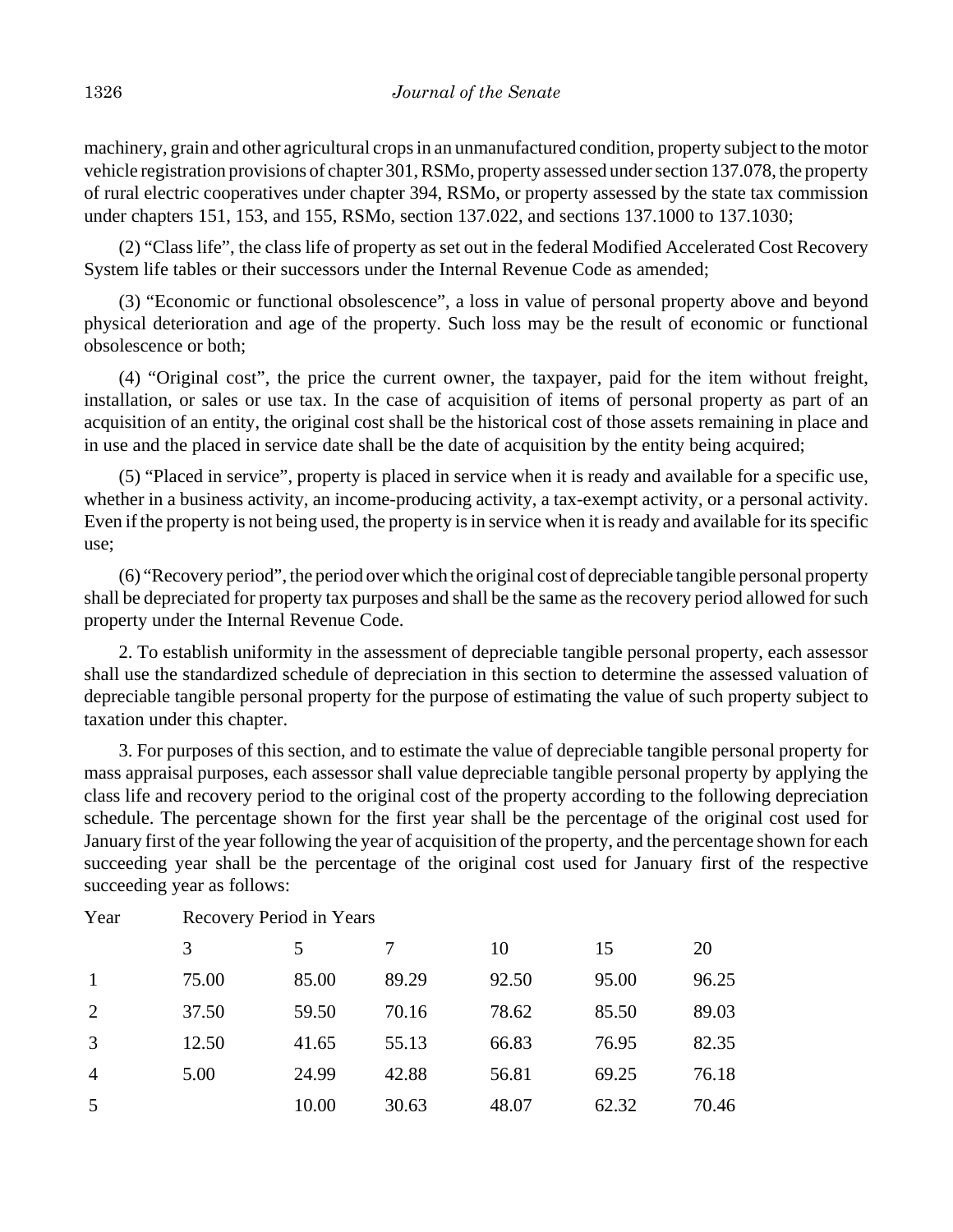machinery, grain and other agricultural crops in an unmanufactured condition, property subject to the motor vehicle registration provisions of chapter 301, RSMo, property assessed under section 137.078, the property of rural electric cooperatives under chapter 394, RSMo, or property assessed by the state tax commission under chapters 151, 153, and 155, RSMo, section 137.022, and sections 137.1000 to 137.1030;

(2) "Class life", the class life of property as set out in the federal Modified Accelerated Cost Recovery System life tables or their successors under the Internal Revenue Code as amended;

(3) "Economic or functional obsolescence", a loss in value of personal property above and beyond physical deterioration and age of the property. Such loss may be the result of economic or functional obsolescence or both;

(4) "Original cost", the price the current owner, the taxpayer, paid for the item without freight, installation, or sales or use tax. In the case of acquisition of items of personal property as part of an acquisition of an entity, the original cost shall be the historical cost of those assets remaining in place and in use and the placed in service date shall be the date of acquisition by the entity being acquired;

(5) "Placed in service", property is placed in service when it is ready and available for a specific use, whether in a business activity, an income-producing activity, a tax-exempt activity, or a personal activity. Even if the property is not being used, the property is in service when it is ready and available for its specific use;

(6) "Recovery period", the period over which the original cost of depreciable tangible personal property shall be depreciated for property tax purposes and shall be the same as the recovery period allowed for such property under the Internal Revenue Code.

2. To establish uniformity in the assessment of depreciable tangible personal property, each assessor shall use the standardized schedule of depreciation in this section to determine the assessed valuation of depreciable tangible personal property for the purpose of estimating the value of such property subject to taxation under this chapter.

3. For purposes of this section, and to estimate the value of depreciable tangible personal property for mass appraisal purposes, each assessor shall value depreciable tangible personal property by applying the class life and recovery period to the original cost of the property according to the following depreciation schedule. The percentage shown for the first year shall be the percentage of the original cost used for January first of the year following the year of acquisition of the property, and the percentage shown for each succeeding year shall be the percentage of the original cost used for January first of the respective succeeding year as follows:

| Year | Recovery Period in Years | | | | | |
|---|---|---|---|---|---|---|
| | 3 | 5 | 7 | 10 | 15 | 20 |
| 1 | 75.00 | 85.00 | 89.29 | 92.50 | 95.00 | 96.25 |
| 2 | 37.50 | 59.50 | 70.16 | 78.62 | 85.50 | 89.03 |
| 3 | 12.50 | 41.65 | 55.13 | 66.83 | 76.95 | 82.35 |
| 4 | 5.00 | 24.99 | 42.88 | 56.81 | 69.25 | 76.18 |
| 5 | | 10.00 | 30.63 | 48.07 | 62.32 | 70.46 |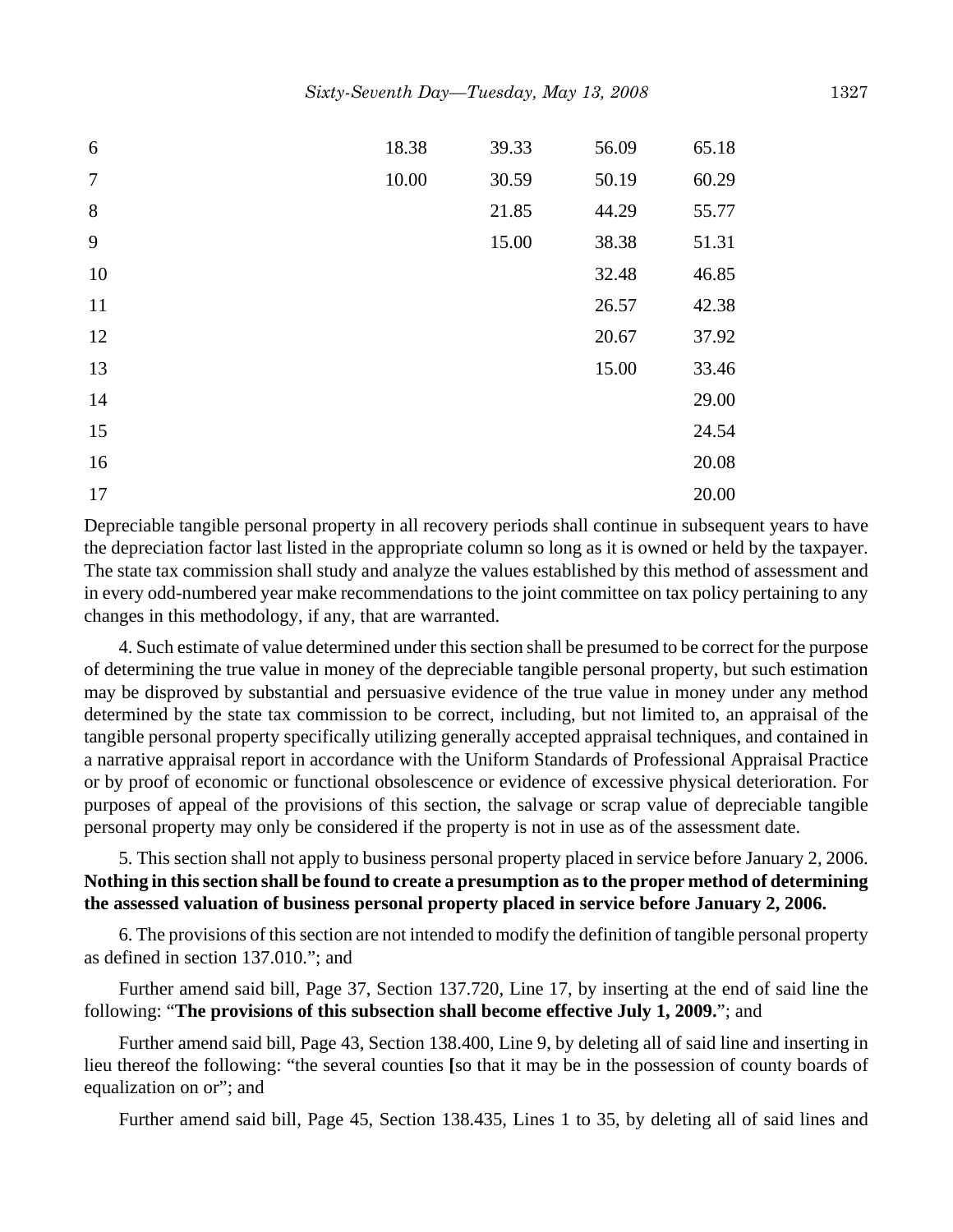| | | | | |
|---|---|---|---|---|
| 6 | 18.38 | 39.33 | 56.09 | 65.18 |
| 7 | 10.00 | 30.59 | 50.19 | 60.29 |
| 8 | | 21.85 | 44.29 | 55.77 |
| 9 | | 15.00 | 38.38 | 51.31 |
| 10 | | | 32.48 | 46.85 |
| 11 | | | 26.57 | 42.38 |
| 12 | | | 20.67 | 37.92 |
| 13 | | | 15.00 | 33.46 |
| 14 | | | | 29.00 |
| 15 | | | | 24.54 |
| 16 | | | | 20.08 |
| 17 | | | | 20.00 |

Depreciable tangible personal property in all recovery periods shall continue in subsequent years to have the depreciation factor last listed in the appropriate column so long as it is owned or held by the taxpayer. The state tax commission shall study and analyze the values established by this method of assessment and in every odd-numbered year make recommendations to the joint committee on tax policy pertaining to any changes in this methodology, if any, that are warranted.

4. Such estimate of value determined under this section shall be presumed to be correct for the purpose of determining the true value in money of the depreciable tangible personal property, but such estimation may be disproved by substantial and persuasive evidence of the true value in money under any method determined by the state tax commission to be correct, including, but not limited to, an appraisal of the tangible personal property specifically utilizing generally accepted appraisal techniques, and contained in a narrative appraisal report in accordance with the Uniform Standards of Professional Appraisal Practice or by proof of economic or functional obsolescence or evidence of excessive physical deterioration. For purposes of appeal of the provisions of this section, the salvage or scrap value of depreciable tangible personal property may only be considered if the property is not in use as of the assessment date.

5. This section shall not apply to business personal property placed in service before January 2, 2006. **Nothing in this section shall be found to create a presumption as to the proper method of determining the assessed valuation of business personal property placed in service before January 2, 2006.**

6. The provisions of this section are not intended to modify the definition of tangible personal property as defined in section 137.010."; and

Further amend said bill, Page 37, Section 137.720, Line 17, by inserting at the end of said line the following: "**The provisions of this subsection shall become effective July 1, 2009.**"; and

Further amend said bill, Page 43, Section 138.400, Line 9, by deleting all of said line and inserting in lieu thereof the following: "the several counties **[**so that it may be in the possession of county boards of equalization on or"; and

Further amend said bill, Page 45, Section 138.435, Lines 1 to 35, by deleting all of said lines and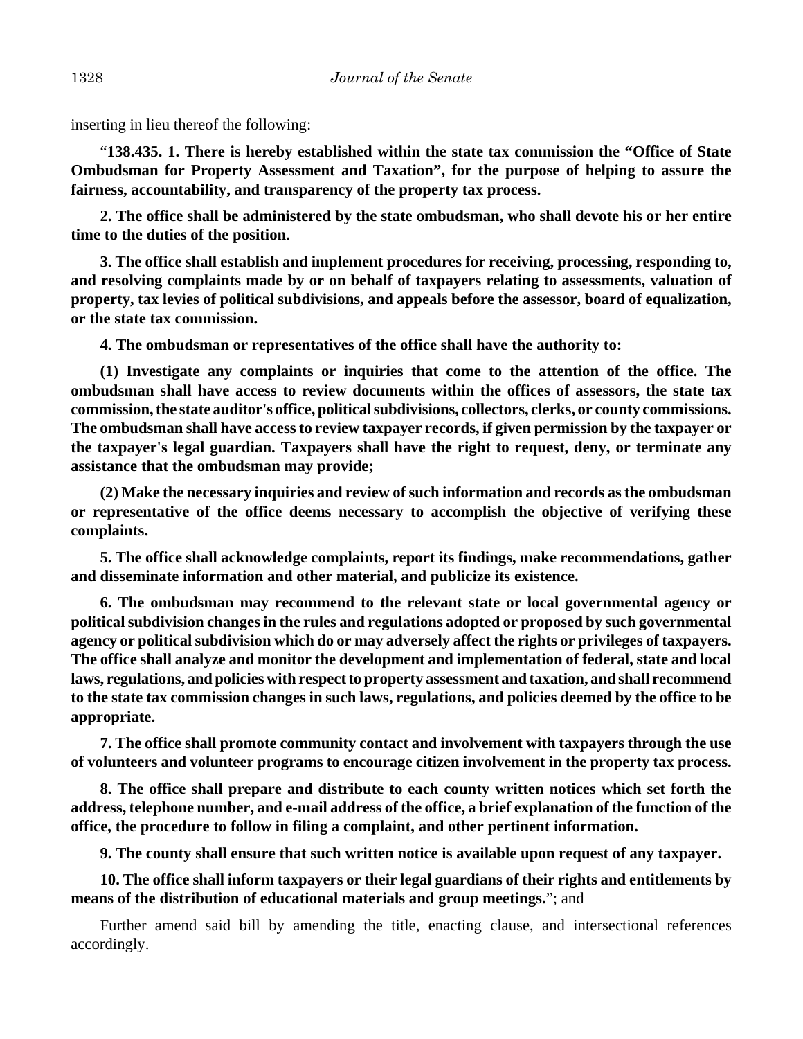inserting in lieu thereof the following:

"**138.435. 1. There is hereby established within the state tax commission the "Office of State Ombudsman for Property Assessment and Taxation", for the purpose of helping to assure the fairness, accountability, and transparency of the property tax process.**

**2. The office shall be administered by the state ombudsman, who shall devote his or her entire time to the duties of the position.**

**3. The office shall establish and implement procedures for receiving, processing, responding to, and resolving complaints made by or on behalf of taxpayers relating to assessments, valuation of property, tax levies of political subdivisions, and appeals before the assessor, board of equalization, or the state tax commission.**

**4. The ombudsman or representatives of the office shall have the authority to:**

**(1) Investigate any complaints or inquiries that come to the attention of the office. The ombudsman shall have access to review documents within the offices of assessors, the state tax commission, the state auditor's office, political subdivisions, collectors, clerks, or county commissions. The ombudsman shall have access to review taxpayer records, if given permission by the taxpayer or the taxpayer's legal guardian. Taxpayers shall have the right to request, deny, or terminate any assistance that the ombudsman may provide;**

**(2) Make the necessary inquiries and review of such information and records as the ombudsman or representative of the office deems necessary to accomplish the objective of verifying these complaints.**

**5. The office shall acknowledge complaints, report its findings, make recommendations, gather and disseminate information and other material, and publicize its existence.**

**6. The ombudsman may recommend to the relevant state or local governmental agency or political subdivision changes in the rules and regulations adopted or proposed by such governmental agency or political subdivision which do or may adversely affect the rights or privileges of taxpayers. The office shall analyze and monitor the development and implementation of federal, state and local laws, regulations, and policies with respect to property assessment and taxation, and shall recommend to the state tax commission changes in such laws, regulations, and policies deemed by the office to be appropriate.**

**7. The office shall promote community contact and involvement with taxpayers through the use of volunteers and volunteer programs to encourage citizen involvement in the property tax process.**

**8. The office shall prepare and distribute to each county written notices which set forth the address, telephone number, and e-mail address of the office, a brief explanation of the function of the office, the procedure to follow in filing a complaint, and other pertinent information.**

**9. The county shall ensure that such written notice is available upon request of any taxpayer.**

**10. The office shall inform taxpayers or their legal guardians of their rights and entitlements by means of the distribution of educational materials and group meetings.**"; and

Further amend said bill by amending the title, enacting clause, and intersectional references accordingly.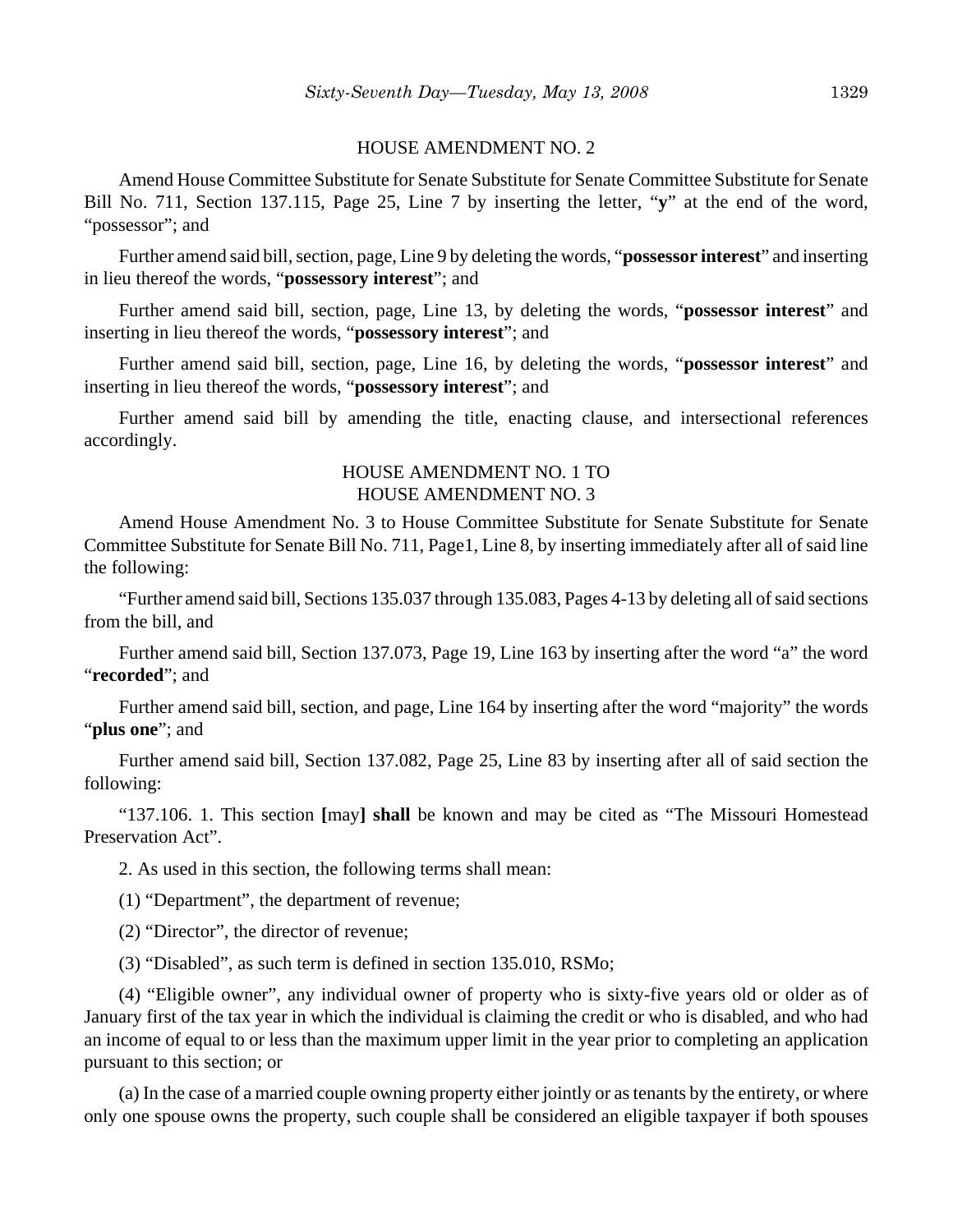HOUSE AMENDMENT NO. 2

Amend House Committee Substitute for Senate Substitute for Senate Committee Substitute for Senate Bill No. 711, Section 137.115, Page 25, Line 7 by inserting the letter, "**y**" at the end of the word, "possessor"; and

Further amend said bill, section, page, Line 9 by deleting the words, "**possessor interest**" and inserting in lieu thereof the words, "**possessory interest**"; and

Further amend said bill, section, page, Line 13, by deleting the words, "**possessor interest**" and inserting in lieu thereof the words, "**possessory interest**"; and

Further amend said bill, section, page, Line 16, by deleting the words, "**possessor interest**" and inserting in lieu thereof the words, "**possessory interest**"; and

Further amend said bill by amending the title, enacting clause, and intersectional references accordingly.

HOUSE AMENDMENT NO. 1 TO
HOUSE AMENDMENT NO. 3

Amend House Amendment No. 3 to House Committee Substitute for Senate Substitute for Senate Committee Substitute for Senate Bill No. 711, Page1, Line 8, by inserting immediately after all of said line the following:

"Further amend said bill, Sections 135.037 through 135.083, Pages 4-13 by deleting all of said sections from the bill, and

Further amend said bill, Section 137.073, Page 19, Line 163 by inserting after the word "a" the word "**recorded**"; and

Further amend said bill, section, and page, Line 164 by inserting after the word "majority" the words "**plus one**"; and

Further amend said bill, Section 137.082, Page 25, Line 83 by inserting after all of said section the following:

"137.106. 1. This section **[**may**] shall** be known and may be cited as "The Missouri Homestead Preservation Act".

2. As used in this section, the following terms shall mean:

(1) "Department", the department of revenue;

(2) "Director", the director of revenue;

(3) "Disabled", as such term is defined in section 135.010, RSMo;

(4) "Eligible owner", any individual owner of property who is sixty-five years old or older as of January first of the tax year in which the individual is claiming the credit or who is disabled, and who had an income of equal to or less than the maximum upper limit in the year prior to completing an application pursuant to this section; or

(a) In the case of a married couple owning property either jointly or as tenants by the entirety, or where only one spouse owns the property, such couple shall be considered an eligible taxpayer if both spouses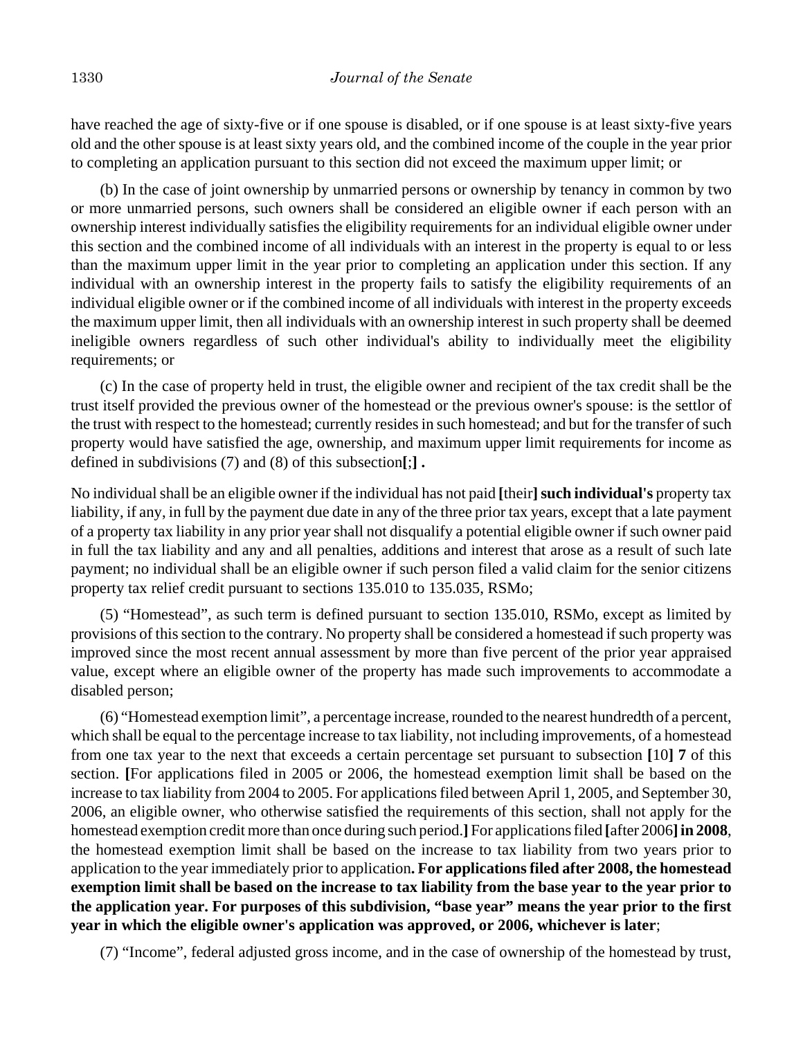have reached the age of sixty-five or if one spouse is disabled, or if one spouse is at least sixty-five years old and the other spouse is at least sixty years old, and the combined income of the couple in the year prior to completing an application pursuant to this section did not exceed the maximum upper limit; or

(b) In the case of joint ownership by unmarried persons or ownership by tenancy in common by two or more unmarried persons, such owners shall be considered an eligible owner if each person with an ownership interest individually satisfies the eligibility requirements for an individual eligible owner under this section and the combined income of all individuals with an interest in the property is equal to or less than the maximum upper limit in the year prior to completing an application under this section. If any individual with an ownership interest in the property fails to satisfy the eligibility requirements of an individual eligible owner or if the combined income of all individuals with interest in the property exceeds the maximum upper limit, then all individuals with an ownership interest in such property shall be deemed ineligible owners regardless of such other individual's ability to individually meet the eligibility requirements; or

(c) In the case of property held in trust, the eligible owner and recipient of the tax credit shall be the trust itself provided the previous owner of the homestead or the previous owner's spouse: is the settlor of the trust with respect to the homestead; currently resides in such homestead; and but for the transfer of such property would have satisfied the age, ownership, and maximum upper limit requirements for income as defined in subdivisions (7) and (8) of this subsection**[**;**] .**

No individual shall be an eligible owner if the individual has not paid **[**their**] such individual's** property tax liability, if any, in full by the payment due date in any of the three prior tax years, except that a late payment of a property tax liability in any prior year shall not disqualify a potential eligible owner if such owner paid in full the tax liability and any and all penalties, additions and interest that arose as a result of such late payment; no individual shall be an eligible owner if such person filed a valid claim for the senior citizens property tax relief credit pursuant to sections 135.010 to 135.035, RSMo;

(5) "Homestead", as such term is defined pursuant to section 135.010, RSMo, except as limited by provisions of this section to the contrary. No property shall be considered a homestead if such property was improved since the most recent annual assessment by more than five percent of the prior year appraised value, except where an eligible owner of the property has made such improvements to accommodate a disabled person;

(6) "Homestead exemption limit", a percentage increase, rounded to the nearest hundredth of a percent, which shall be equal to the percentage increase to tax liability, not including improvements, of a homestead from one tax year to the next that exceeds a certain percentage set pursuant to subsection **[**10**] 7** of this section. **[**For applications filed in 2005 or 2006, the homestead exemption limit shall be based on the increase to tax liability from 2004 to 2005. For applications filed between April 1, 2005, and September 30, 2006, an eligible owner, who otherwise satisfied the requirements of this section, shall not apply for the homestead exemption credit more than once during such period.**]** For applications filed **[**after 2006**] in 2008**, the homestead exemption limit shall be based on the increase to tax liability from two years prior to application to the year immediately prior to application**. For applications filed after 2008, the homestead exemption limit shall be based on the increase to tax liability from the base year to the year prior to the application year. For purposes of this subdivision, "base year" means the year prior to the first year in which the eligible owner's application was approved, or 2006, whichever is later**;

(7) "Income", federal adjusted gross income, and in the case of ownership of the homestead by trust,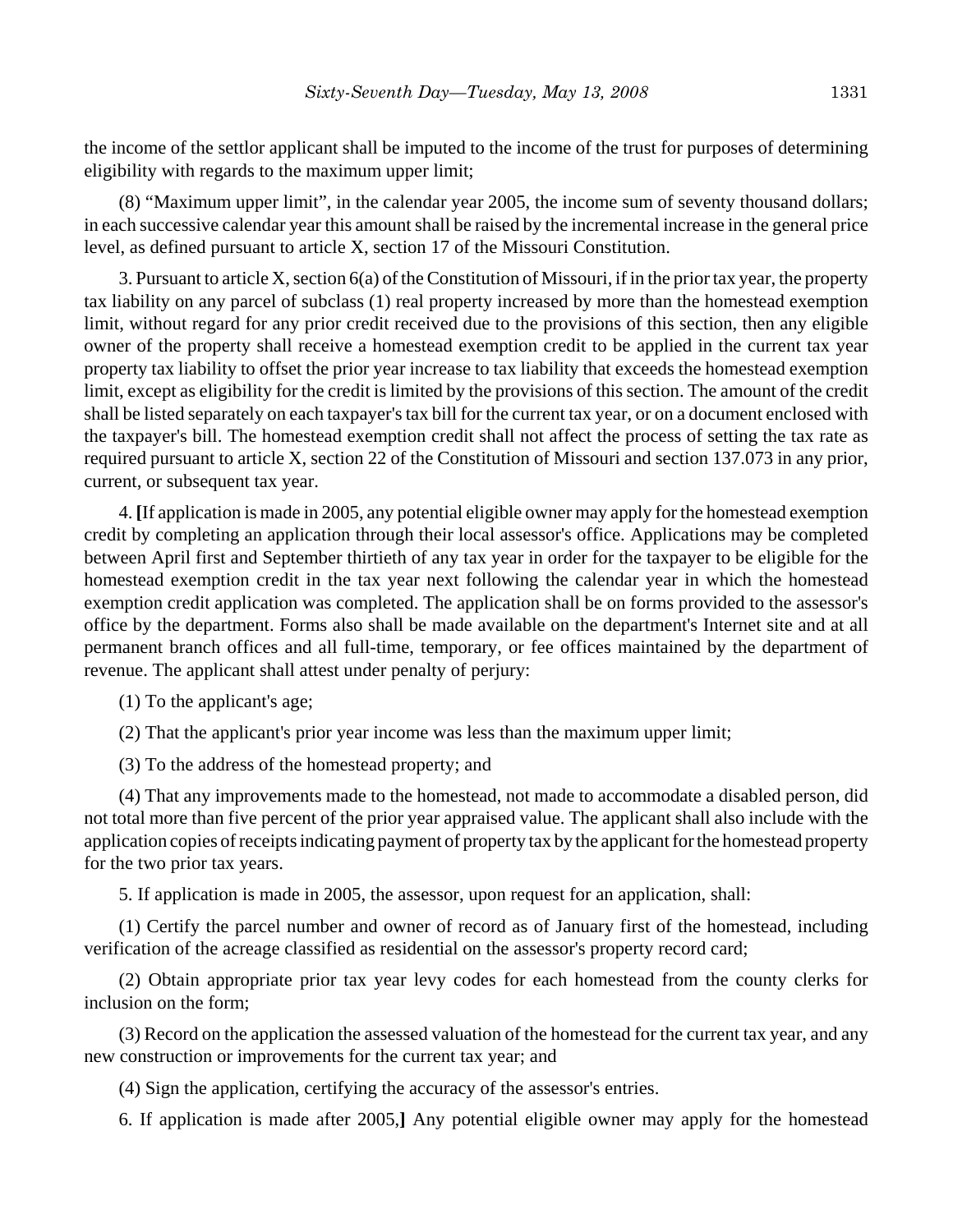the income of the settlor applicant shall be imputed to the income of the trust for purposes of determining eligibility with regards to the maximum upper limit;

(8) "Maximum upper limit", in the calendar year 2005, the income sum of seventy thousand dollars; in each successive calendar year this amount shall be raised by the incremental increase in the general price level, as defined pursuant to article X, section 17 of the Missouri Constitution.

3. Pursuant to article X, section 6(a) of the Constitution of Missouri, if in the prior tax year, the property tax liability on any parcel of subclass (1) real property increased by more than the homestead exemption limit, without regard for any prior credit received due to the provisions of this section, then any eligible owner of the property shall receive a homestead exemption credit to be applied in the current tax year property tax liability to offset the prior year increase to tax liability that exceeds the homestead exemption limit, except as eligibility for the credit is limited by the provisions of this section. The amount of the credit shall be listed separately on each taxpayer's tax bill for the current tax year, or on a document enclosed with the taxpayer's bill. The homestead exemption credit shall not affect the process of setting the tax rate as required pursuant to article X, section 22 of the Constitution of Missouri and section 137.073 in any prior, current, or subsequent tax year.

4. **[**If application is made in 2005, any potential eligible owner may apply for the homestead exemption credit by completing an application through their local assessor's office. Applications may be completed between April first and September thirtieth of any tax year in order for the taxpayer to be eligible for the homestead exemption credit in the tax year next following the calendar year in which the homestead exemption credit application was completed. The application shall be on forms provided to the assessor's office by the department. Forms also shall be made available on the department's Internet site and at all permanent branch offices and all full-time, temporary, or fee offices maintained by the department of revenue. The applicant shall attest under penalty of perjury:

(1) To the applicant's age;

(2) That the applicant's prior year income was less than the maximum upper limit;

(3) To the address of the homestead property; and

(4) That any improvements made to the homestead, not made to accommodate a disabled person, did not total more than five percent of the prior year appraised value. The applicant shall also include with the application copies of receipts indicating payment of property tax by the applicant for the homestead property for the two prior tax years.

5. If application is made in 2005, the assessor, upon request for an application, shall:

(1) Certify the parcel number and owner of record as of January first of the homestead, including verification of the acreage classified as residential on the assessor's property record card;

(2) Obtain appropriate prior tax year levy codes for each homestead from the county clerks for inclusion on the form;

(3) Record on the application the assessed valuation of the homestead for the current tax year, and any new construction or improvements for the current tax year; and

(4) Sign the application, certifying the accuracy of the assessor's entries.

6. If application is made after 2005,**]** Any potential eligible owner may apply for the homestead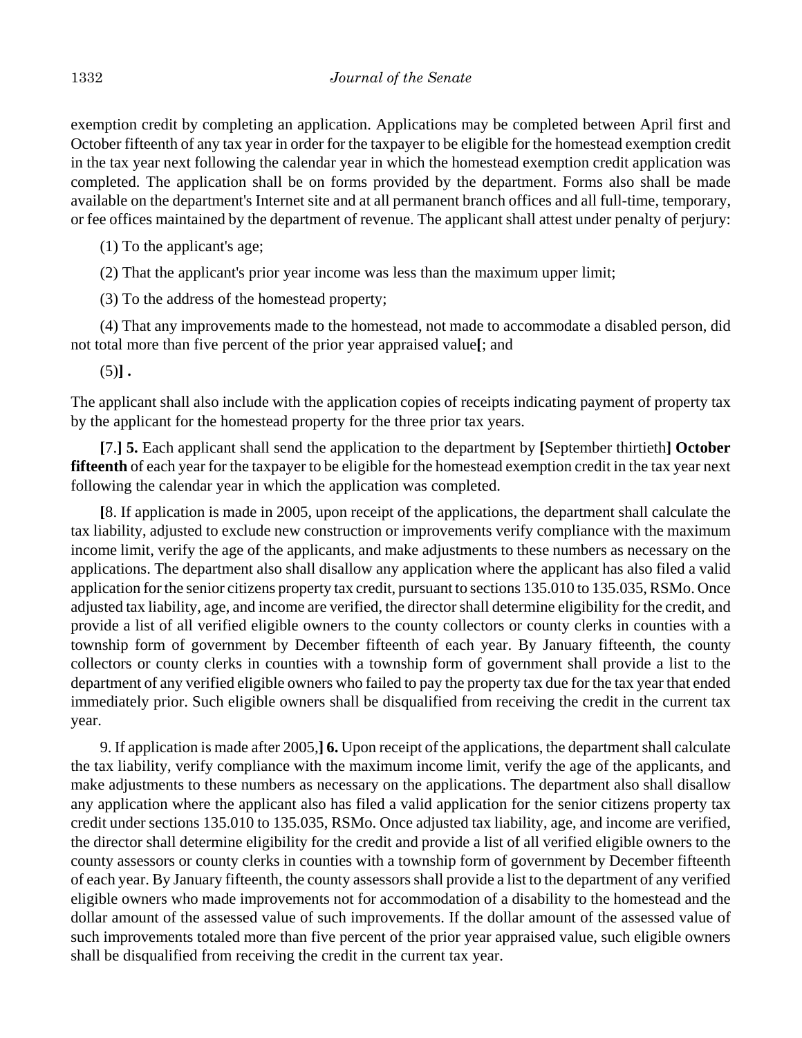exemption credit by completing an application. Applications may be completed between April first and October fifteenth of any tax year in order for the taxpayer to be eligible for the homestead exemption credit in the tax year next following the calendar year in which the homestead exemption credit application was completed. The application shall be on forms provided by the department. Forms also shall be made available on the department's Internet site and at all permanent branch offices and all full-time, temporary, or fee offices maintained by the department of revenue. The applicant shall attest under penalty of perjury:

(1) To the applicant's age;

(2) That the applicant's prior year income was less than the maximum upper limit;

(3) To the address of the homestead property;

(4) That any improvements made to the homestead, not made to accommodate a disabled person, did not total more than five percent of the prior year appraised value**[**; and

(5)**] .**

The applicant shall also include with the application copies of receipts indicating payment of property tax by the applicant for the homestead property for the three prior tax years.

**[**7.**] 5.** Each applicant shall send the application to the department by **[**September thirtieth**] October fifteenth** of each year for the taxpayer to be eligible for the homestead exemption credit in the tax year next following the calendar year in which the application was completed.

**[**8. If application is made in 2005, upon receipt of the applications, the department shall calculate the tax liability, adjusted to exclude new construction or improvements verify compliance with the maximum income limit, verify the age of the applicants, and make adjustments to these numbers as necessary on the applications. The department also shall disallow any application where the applicant has also filed a valid application for the senior citizens property tax credit, pursuant to sections 135.010 to 135.035, RSMo. Once adjusted tax liability, age, and income are verified, the director shall determine eligibility for the credit, and provide a list of all verified eligible owners to the county collectors or county clerks in counties with a township form of government by December fifteenth of each year. By January fifteenth, the county collectors or county clerks in counties with a township form of government shall provide a list to the department of any verified eligible owners who failed to pay the property tax due for the tax year that ended immediately prior. Such eligible owners shall be disqualified from receiving the credit in the current tax year.

9. If application is made after 2005,**] 6.** Upon receipt of the applications, the department shall calculate the tax liability, verify compliance with the maximum income limit, verify the age of the applicants, and make adjustments to these numbers as necessary on the applications. The department also shall disallow any application where the applicant also has filed a valid application for the senior citizens property tax credit under sections 135.010 to 135.035, RSMo. Once adjusted tax liability, age, and income are verified, the director shall determine eligibility for the credit and provide a list of all verified eligible owners to the county assessors or county clerks in counties with a township form of government by December fifteenth of each year. By January fifteenth, the county assessors shall provide a list to the department of any verified eligible owners who made improvements not for accommodation of a disability to the homestead and the dollar amount of the assessed value of such improvements. If the dollar amount of the assessed value of such improvements totaled more than five percent of the prior year appraised value, such eligible owners shall be disqualified from receiving the credit in the current tax year.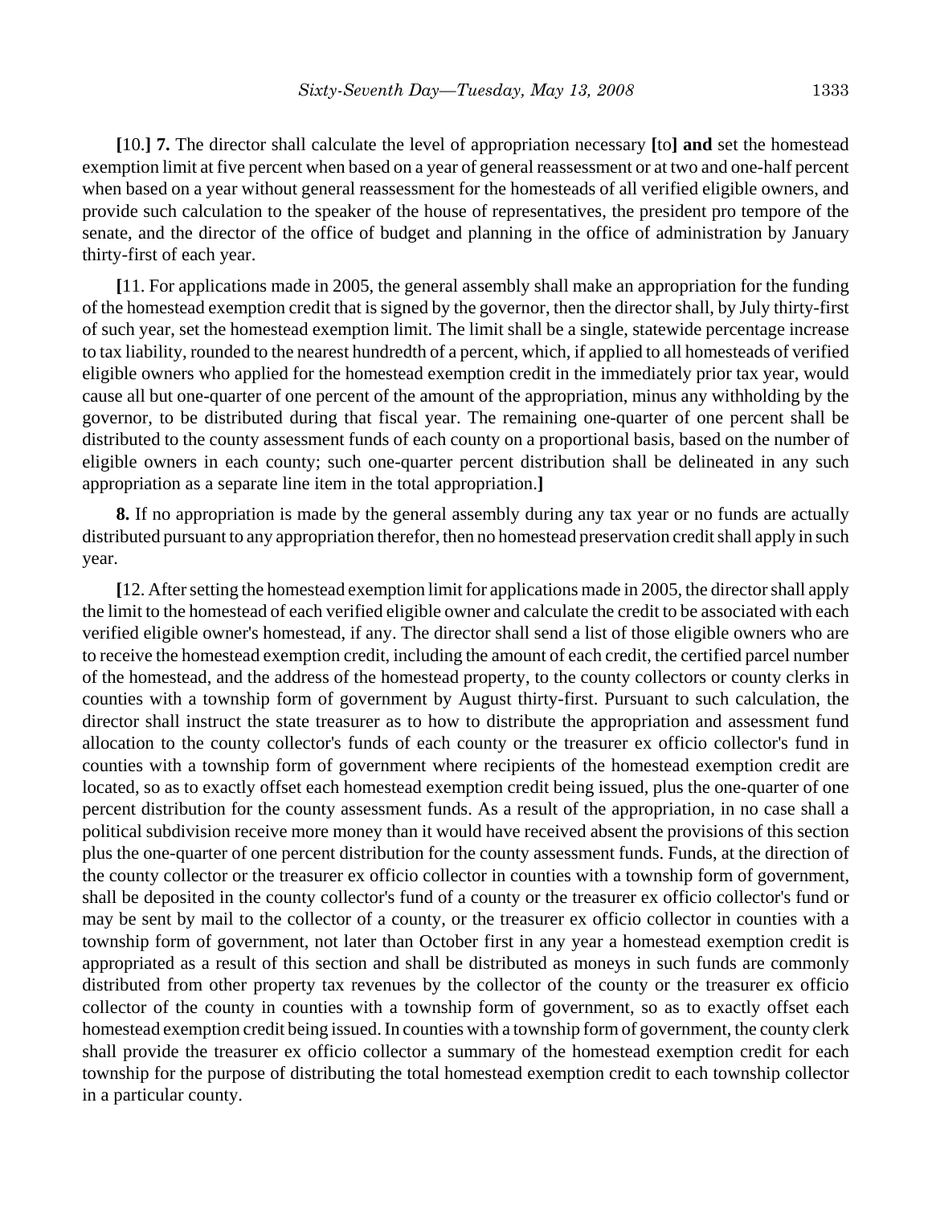**[**10.**]** **7.** The director shall calculate the level of appropriation necessary **[**to**]** **and** set the homestead exemption limit at five percent when based on a year of general reassessment or at two and one-half percent when based on a year without general reassessment for the homesteads of all verified eligible owners, and provide such calculation to the speaker of the house of representatives, the president pro tempore of the senate, and the director of the office of budget and planning in the office of administration by January thirty-first of each year.

**[**11. For applications made in 2005, the general assembly shall make an appropriation for the funding of the homestead exemption credit that is signed by the governor, then the director shall, by July thirty-first of such year, set the homestead exemption limit. The limit shall be a single, statewide percentage increase to tax liability, rounded to the nearest hundredth of a percent, which, if applied to all homesteads of verified eligible owners who applied for the homestead exemption credit in the immediately prior tax year, would cause all but one-quarter of one percent of the amount of the appropriation, minus any withholding by the governor, to be distributed during that fiscal year. The remaining one-quarter of one percent shall be distributed to the county assessment funds of each county on a proportional basis, based on the number of eligible owners in each county; such one-quarter percent distribution shall be delineated in any such appropriation as a separate line item in the total appropriation.**]**

**8.** If no appropriation is made by the general assembly during any tax year or no funds are actually distributed pursuant to any appropriation therefor, then no homestead preservation credit shall apply in such year.

**[**12. After setting the homestead exemption limit for applications made in 2005, the director shall apply the limit to the homestead of each verified eligible owner and calculate the credit to be associated with each verified eligible owner's homestead, if any. The director shall send a list of those eligible owners who are to receive the homestead exemption credit, including the amount of each credit, the certified parcel number of the homestead, and the address of the homestead property, to the county collectors or county clerks in counties with a township form of government by August thirty-first. Pursuant to such calculation, the director shall instruct the state treasurer as to how to distribute the appropriation and assessment fund allocation to the county collector's funds of each county or the treasurer ex officio collector's fund in counties with a township form of government where recipients of the homestead exemption credit are located, so as to exactly offset each homestead exemption credit being issued, plus the one-quarter of one percent distribution for the county assessment funds. As a result of the appropriation, in no case shall a political subdivision receive more money than it would have received absent the provisions of this section plus the one-quarter of one percent distribution for the county assessment funds. Funds, at the direction of the county collector or the treasurer ex officio collector in counties with a township form of government, shall be deposited in the county collector's fund of a county or the treasurer ex officio collector's fund or may be sent by mail to the collector of a county, or the treasurer ex officio collector in counties with a township form of government, not later than October first in any year a homestead exemption credit is appropriated as a result of this section and shall be distributed as moneys in such funds are commonly distributed from other property tax revenues by the collector of the county or the treasurer ex officio collector of the county in counties with a township form of government, so as to exactly offset each homestead exemption credit being issued. In counties with a township form of government, the county clerk shall provide the treasurer ex officio collector a summary of the homestead exemption credit for each township for the purpose of distributing the total homestead exemption credit to each township collector in a particular county.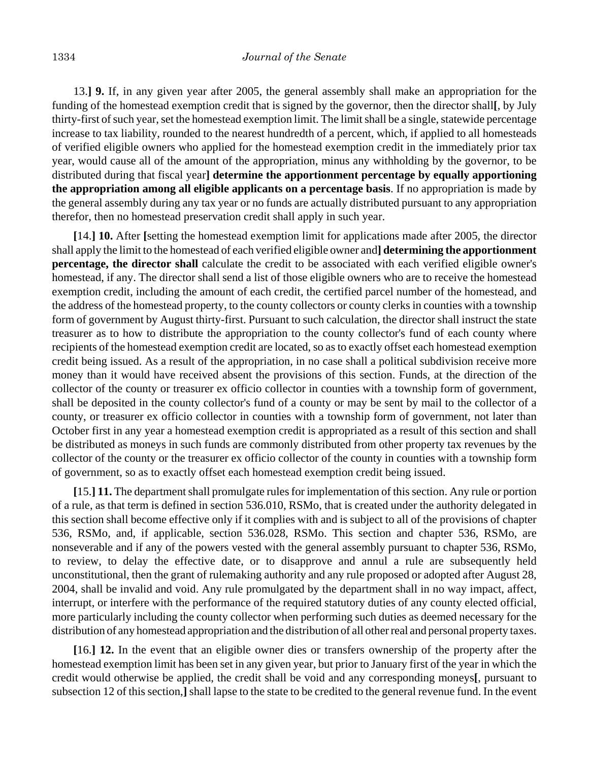13.] **9.** If, in any given year after 2005, the general assembly shall make an appropriation for the funding of the homestead exemption credit that is signed by the governor, then the director shall[, by July thirty-first of such year, set the homestead exemption limit. The limit shall be a single, statewide percentage increase to tax liability, rounded to the nearest hundredth of a percent, which, if applied to all homesteads of verified eligible owners who applied for the homestead exemption credit in the immediately prior tax year, would cause all of the amount of the appropriation, minus any withholding by the governor, to be distributed during that fiscal year] **determine the apportionment percentage by equally apportioning the appropriation among all eligible applicants on a percentage basis**. If no appropriation is made by the general assembly during any tax year or no funds are actually distributed pursuant to any appropriation therefor, then no homestead preservation credit shall apply in such year.

[14.] **10.** After [setting the homestead exemption limit for applications made after 2005, the director shall apply the limit to the homestead of each verified eligible owner and] **determining the apportionment percentage, the director shall** calculate the credit to be associated with each verified eligible owner's homestead, if any. The director shall send a list of those eligible owners who are to receive the homestead exemption credit, including the amount of each credit, the certified parcel number of the homestead, and the address of the homestead property, to the county collectors or county clerks in counties with a township form of government by August thirty-first. Pursuant to such calculation, the director shall instruct the state treasurer as to how to distribute the appropriation to the county collector's fund of each county where recipients of the homestead exemption credit are located, so as to exactly offset each homestead exemption credit being issued. As a result of the appropriation, in no case shall a political subdivision receive more money than it would have received absent the provisions of this section. Funds, at the direction of the collector of the county or treasurer ex officio collector in counties with a township form of government, shall be deposited in the county collector's fund of a county or may be sent by mail to the collector of a county, or treasurer ex officio collector in counties with a township form of government, not later than October first in any year a homestead exemption credit is appropriated as a result of this section and shall be distributed as moneys in such funds are commonly distributed from other property tax revenues by the collector of the county or the treasurer ex officio collector of the county in counties with a township form of government, so as to exactly offset each homestead exemption credit being issued.

[15.] **11.** The department shall promulgate rules for implementation of this section. Any rule or portion of a rule, as that term is defined in section 536.010, RSMo, that is created under the authority delegated in this section shall become effective only if it complies with and is subject to all of the provisions of chapter 536, RSMo, and, if applicable, section 536.028, RSMo. This section and chapter 536, RSMo, are nonseverable and if any of the powers vested with the general assembly pursuant to chapter 536, RSMo, to review, to delay the effective date, or to disapprove and annul a rule are subsequently held unconstitutional, then the grant of rulemaking authority and any rule proposed or adopted after August 28, 2004, shall be invalid and void. Any rule promulgated by the department shall in no way impact, affect, interrupt, or interfere with the performance of the required statutory duties of any county elected official, more particularly including the county collector when performing such duties as deemed necessary for the distribution of any homestead appropriation and the distribution of all other real and personal property taxes.

[16.] **12.** In the event that an eligible owner dies or transfers ownership of the property after the homestead exemption limit has been set in any given year, but prior to January first of the year in which the credit would otherwise be applied, the credit shall be void and any corresponding moneys[, pursuant to subsection 12 of this section,] shall lapse to the state to be credited to the general revenue fund. In the event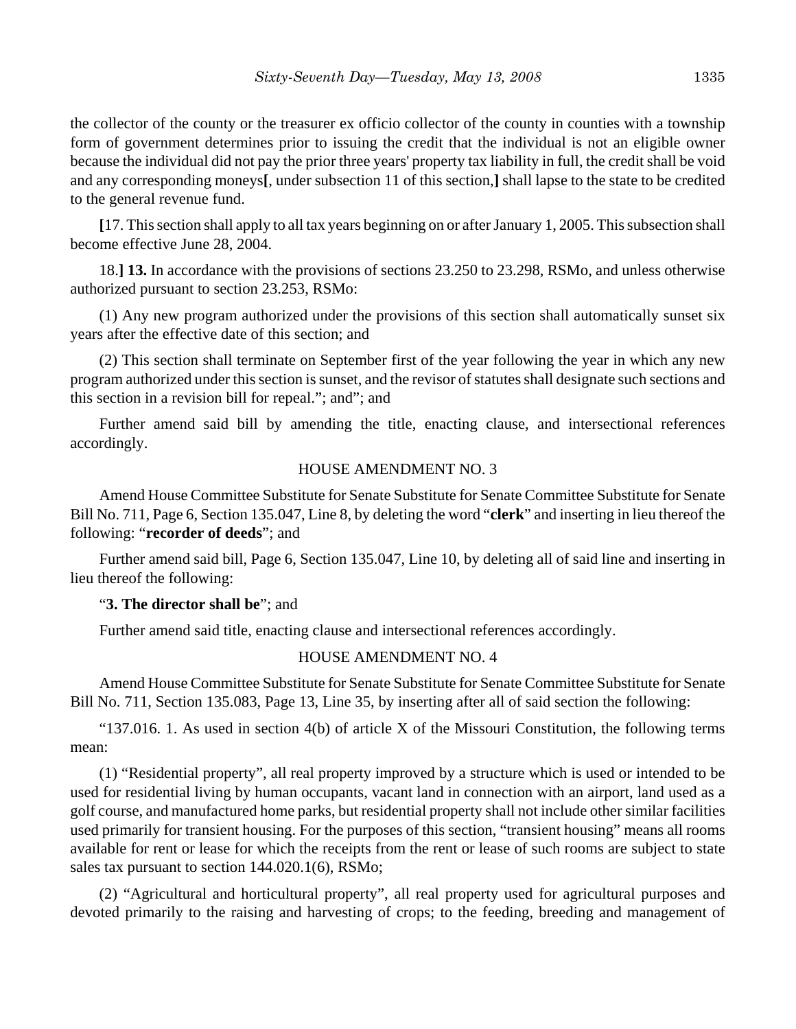the collector of the county or the treasurer ex officio collector of the county in counties with a township form of government determines prior to issuing the credit that the individual is not an eligible owner because the individual did not pay the prior three years' property tax liability in full, the credit shall be void and any corresponding moneys**[**, under subsection 11 of this section,**]** shall lapse to the state to be credited to the general revenue fund.

**[**17. This section shall apply to all tax years beginning on or after January 1, 2005. This subsection shall become effective June 28, 2004.

18.**] 13.** In accordance with the provisions of sections 23.250 to 23.298, RSMo, and unless otherwise authorized pursuant to section 23.253, RSMo:

(1) Any new program authorized under the provisions of this section shall automatically sunset six years after the effective date of this section; and

(2) This section shall terminate on September first of the year following the year in which any new program authorized under this section is sunset, and the revisor of statutes shall designate such sections and this section in a revision bill for repeal."; and"; and

Further amend said bill by amending the title, enacting clause, and intersectional references accordingly.

HOUSE AMENDMENT NO. 3

Amend House Committee Substitute for Senate Substitute for Senate Committee Substitute for Senate Bill No. 711, Page 6, Section 135.047, Line 8, by deleting the word "**clerk**" and inserting in lieu thereof the following: "**recorder of deeds**"; and

Further amend said bill, Page 6, Section 135.047, Line 10, by deleting all of said line and inserting in lieu thereof the following:

"**3. The director shall be**"; and

Further amend said title, enacting clause and intersectional references accordingly.

HOUSE AMENDMENT NO. 4

Amend House Committee Substitute for Senate Substitute for Senate Committee Substitute for Senate Bill No. 711, Section 135.083, Page 13, Line 35, by inserting after all of said section the following:

"137.016. 1. As used in section 4(b) of article X of the Missouri Constitution, the following terms mean:

(1) "Residential property", all real property improved by a structure which is used or intended to be used for residential living by human occupants, vacant land in connection with an airport, land used as a golf course, and manufactured home parks, but residential property shall not include other similar facilities used primarily for transient housing. For the purposes of this section, "transient housing" means all rooms available for rent or lease for which the receipts from the rent or lease of such rooms are subject to state sales tax pursuant to section 144.020.1(6), RSMo;

(2) "Agricultural and horticultural property", all real property used for agricultural purposes and devoted primarily to the raising and harvesting of crops; to the feeding, breeding and management of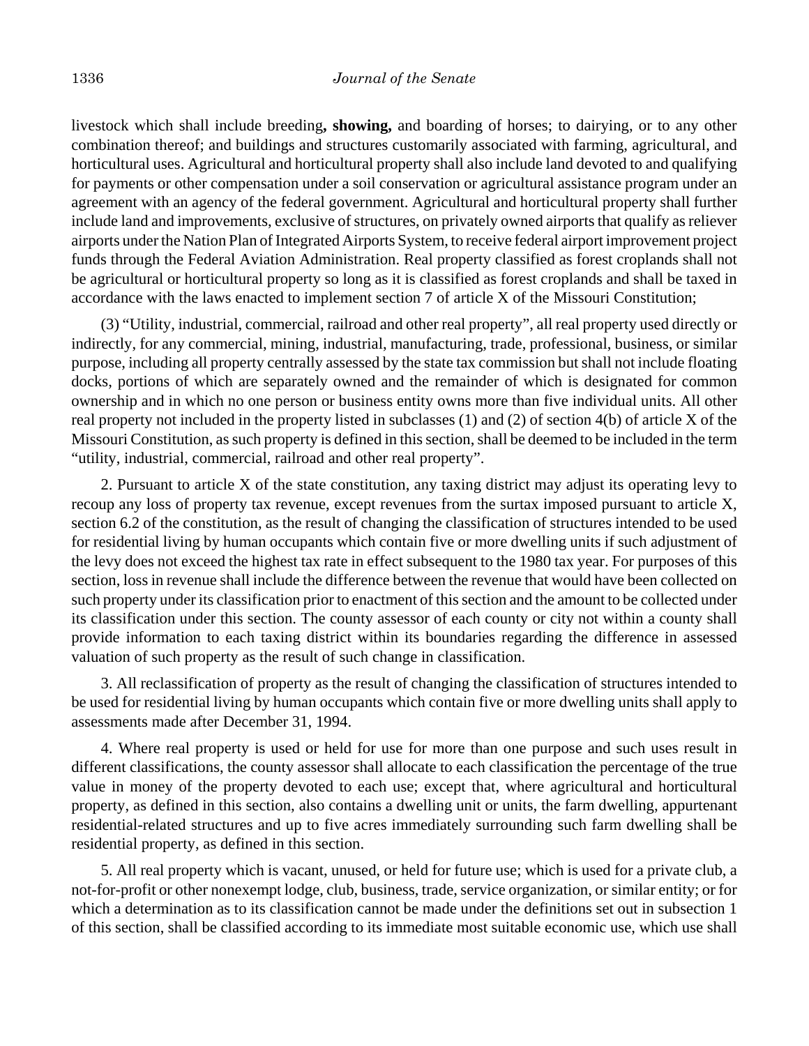livestock which shall include breeding**, showing,** and boarding of horses; to dairying, or to any other combination thereof; and buildings and structures customarily associated with farming, agricultural, and horticultural uses. Agricultural and horticultural property shall also include land devoted to and qualifying for payments or other compensation under a soil conservation or agricultural assistance program under an agreement with an agency of the federal government. Agricultural and horticultural property shall further include land and improvements, exclusive of structures, on privately owned airports that qualify as reliever airports under the Nation Plan of Integrated Airports System, to receive federal airport improvement project funds through the Federal Aviation Administration. Real property classified as forest croplands shall not be agricultural or horticultural property so long as it is classified as forest croplands and shall be taxed in accordance with the laws enacted to implement section 7 of article X of the Missouri Constitution;

(3) "Utility, industrial, commercial, railroad and other real property", all real property used directly or indirectly, for any commercial, mining, industrial, manufacturing, trade, professional, business, or similar purpose, including all property centrally assessed by the state tax commission but shall not include floating docks, portions of which are separately owned and the remainder of which is designated for common ownership and in which no one person or business entity owns more than five individual units. All other real property not included in the property listed in subclasses (1) and (2) of section 4(b) of article X of the Missouri Constitution, as such property is defined in this section, shall be deemed to be included in the term "utility, industrial, commercial, railroad and other real property".

2. Pursuant to article X of the state constitution, any taxing district may adjust its operating levy to recoup any loss of property tax revenue, except revenues from the surtax imposed pursuant to article X, section 6.2 of the constitution, as the result of changing the classification of structures intended to be used for residential living by human occupants which contain five or more dwelling units if such adjustment of the levy does not exceed the highest tax rate in effect subsequent to the 1980 tax year. For purposes of this section, loss in revenue shall include the difference between the revenue that would have been collected on such property under its classification prior to enactment of this section and the amount to be collected under its classification under this section. The county assessor of each county or city not within a county shall provide information to each taxing district within its boundaries regarding the difference in assessed valuation of such property as the result of such change in classification.

3. All reclassification of property as the result of changing the classification of structures intended to be used for residential living by human occupants which contain five or more dwelling units shall apply to assessments made after December 31, 1994.

4. Where real property is used or held for use for more than one purpose and such uses result in different classifications, the county assessor shall allocate to each classification the percentage of the true value in money of the property devoted to each use; except that, where agricultural and horticultural property, as defined in this section, also contains a dwelling unit or units, the farm dwelling, appurtenant residential-related structures and up to five acres immediately surrounding such farm dwelling shall be residential property, as defined in this section.

5. All real property which is vacant, unused, or held for future use; which is used for a private club, a not-for-profit or other nonexempt lodge, club, business, trade, service organization, or similar entity; or for which a determination as to its classification cannot be made under the definitions set out in subsection 1 of this section, shall be classified according to its immediate most suitable economic use, which use shall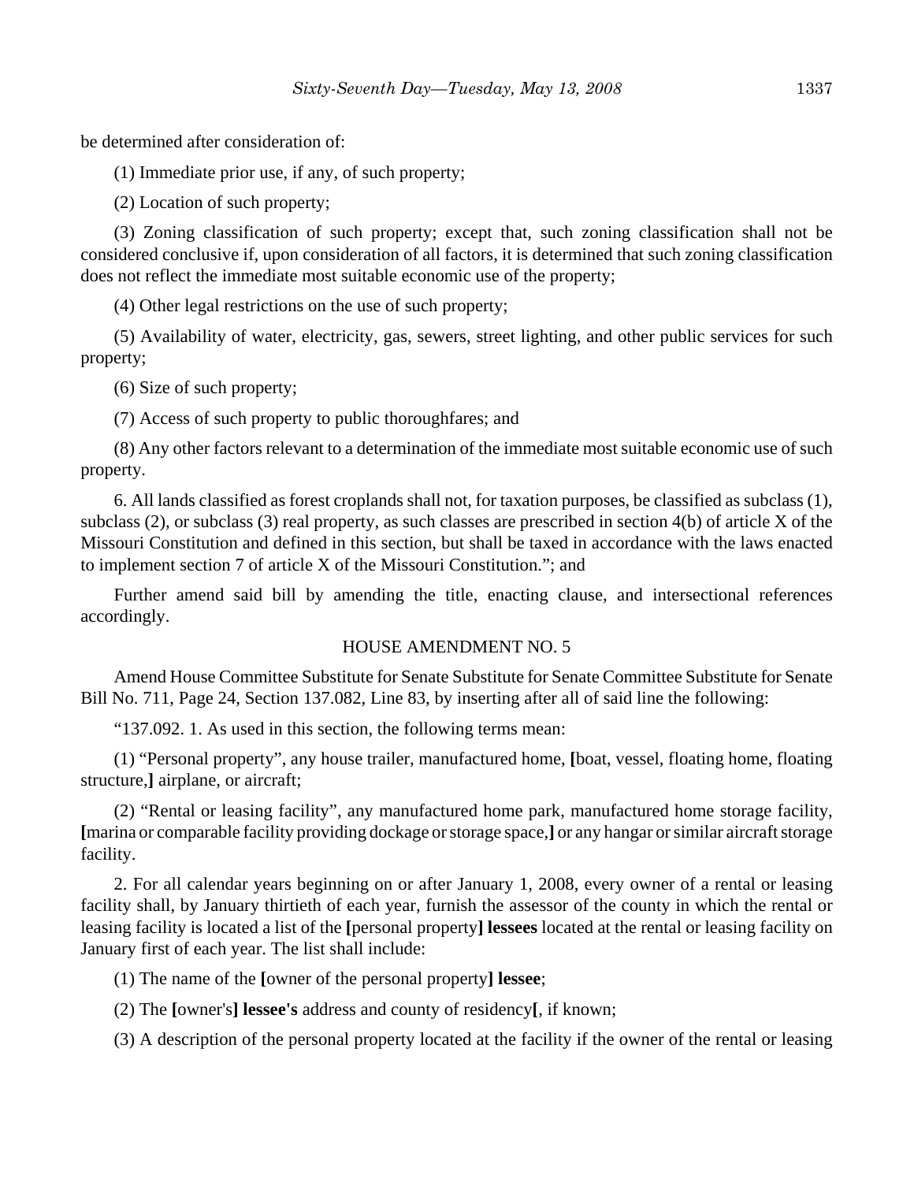be determined after consideration of:

(1) Immediate prior use, if any, of such property;

(2) Location of such property;

(3) Zoning classification of such property; except that, such zoning classification shall not be considered conclusive if, upon consideration of all factors, it is determined that such zoning classification does not reflect the immediate most suitable economic use of the property;

(4) Other legal restrictions on the use of such property;

(5) Availability of water, electricity, gas, sewers, street lighting, and other public services for such property;

(6) Size of such property;

(7) Access of such property to public thoroughfares; and

(8) Any other factors relevant to a determination of the immediate most suitable economic use of such property.

6. All lands classified as forest croplands shall not, for taxation purposes, be classified as subclass (1), subclass (2), or subclass (3) real property, as such classes are prescribed in section 4(b) of article X of the Missouri Constitution and defined in this section, but shall be taxed in accordance with the laws enacted to implement section 7 of article X of the Missouri Constitution."; and

Further amend said bill by amending the title, enacting clause, and intersectional references accordingly.

HOUSE AMENDMENT NO. 5

Amend House Committee Substitute for Senate Substitute for Senate Committee Substitute for Senate Bill No. 711, Page 24, Section 137.082, Line 83, by inserting after all of said line the following:

"137.092. 1. As used in this section, the following terms mean:

(1) "Personal property", any house trailer, manufactured home, **[**boat, vessel, floating home, floating structure,**]** airplane, or aircraft;

(2) "Rental or leasing facility", any manufactured home park, manufactured home storage facility, **[**marina or comparable facility providing dockage or storage space,**]** or any hangar or similar aircraft storage facility.

2. For all calendar years beginning on or after January 1, 2008, every owner of a rental or leasing facility shall, by January thirtieth of each year, furnish the assessor of the county in which the rental or leasing facility is located a list of the **[**personal property**]** **lessees** located at the rental or leasing facility on January first of each year. The list shall include:

(1) The name of the **[**owner of the personal property**]** **lessee**;

(2) The **[**owner's**]** **lessee's** address and county of residency**[**, if known;

(3) A description of the personal property located at the facility if the owner of the rental or leasing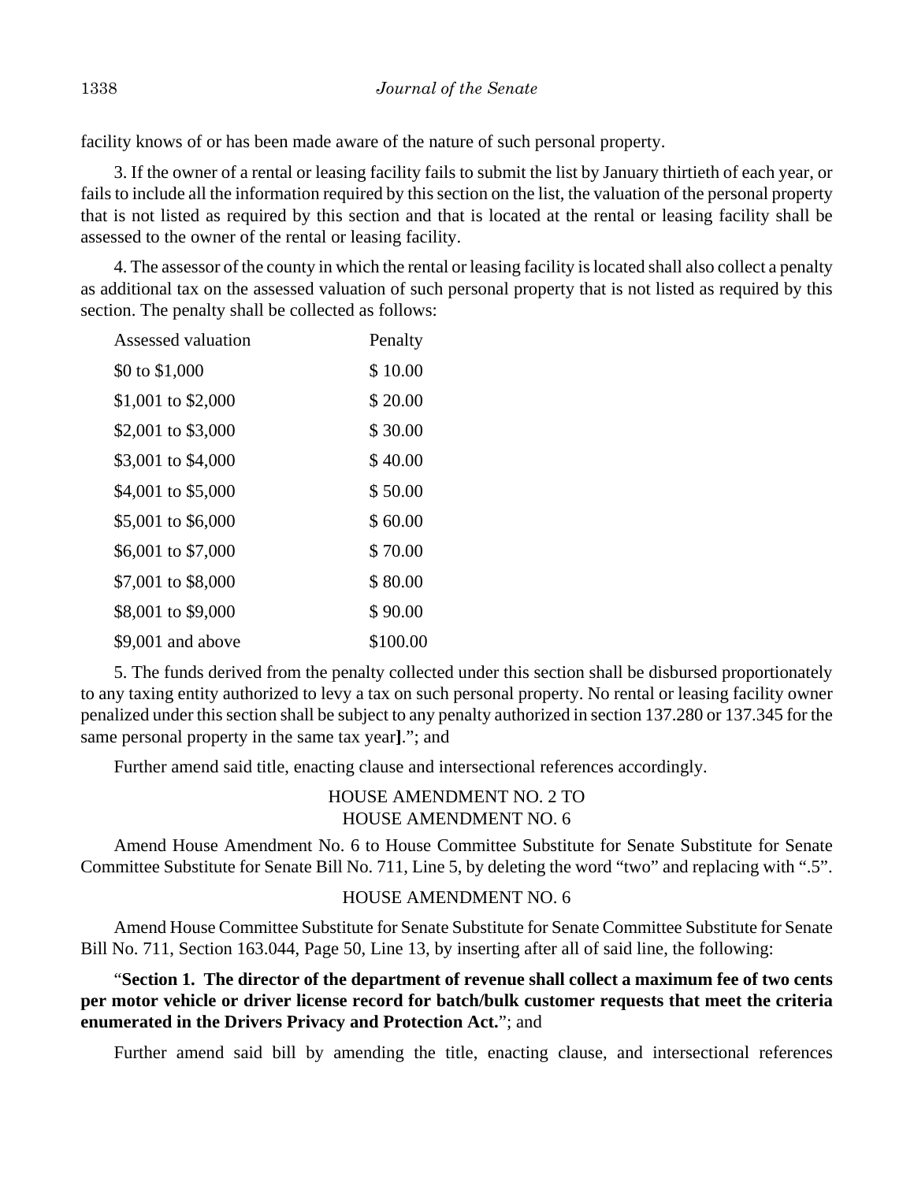facility knows of or has been made aware of the nature of such personal property.

3. If the owner of a rental or leasing facility fails to submit the list by January thirtieth of each year, or fails to include all the information required by this section on the list, the valuation of the personal property that is not listed as required by this section and that is located at the rental or leasing facility shall be assessed to the owner of the rental or leasing facility.

4. The assessor of the county in which the rental or leasing facility is located shall also collect a penalty as additional tax on the assessed valuation of such personal property that is not listed as required by this section. The penalty shall be collected as follows:

| Assessed valuation | Penalty |
|---|---|
| $0 to $1,000 | $ 10.00 |
| $1,001 to $2,000 | $ 20.00 |
| $2,001 to $3,000 | $ 30.00 |
| $3,001 to $4,000 | $ 40.00 |
| $4,001 to $5,000 | $ 50.00 |
| $5,001 to $6,000 | $ 60.00 |
| $6,001 to $7,000 | $ 70.00 |
| $7,001 to $8,000 | $ 80.00 |
| $8,001 to $9,000 | $ 90.00 |
| $9,001 and above | $100.00 |

5. The funds derived from the penalty collected under this section shall be disbursed proportionately to any taxing entity authorized to levy a tax on such personal property. No rental or leasing facility owner penalized under this section shall be subject to any penalty authorized in section 137.280 or 137.345 for the same personal property in the same tax year**]**."; and

Further amend said title, enacting clause and intersectional references accordingly.

HOUSE AMENDMENT NO. 2 TO
HOUSE AMENDMENT NO. 6

Amend House Amendment No. 6 to House Committee Substitute for Senate Substitute for Senate Committee Substitute for Senate Bill No. 711, Line 5, by deleting the word "two" and replacing with ".5".

HOUSE AMENDMENT NO. 6

Amend House Committee Substitute for Senate Substitute for Senate Committee Substitute for Senate Bill No. 711, Section 163.044, Page 50, Line 13, by inserting after all of said line, the following:

"**Section 1. The director of the department of revenue shall collect a maximum fee of two cents per motor vehicle or driver license record for batch/bulk customer requests that meet the criteria enumerated in the Drivers Privacy and Protection Act.**"; and

Further amend said bill by amending the title, enacting clause, and intersectional references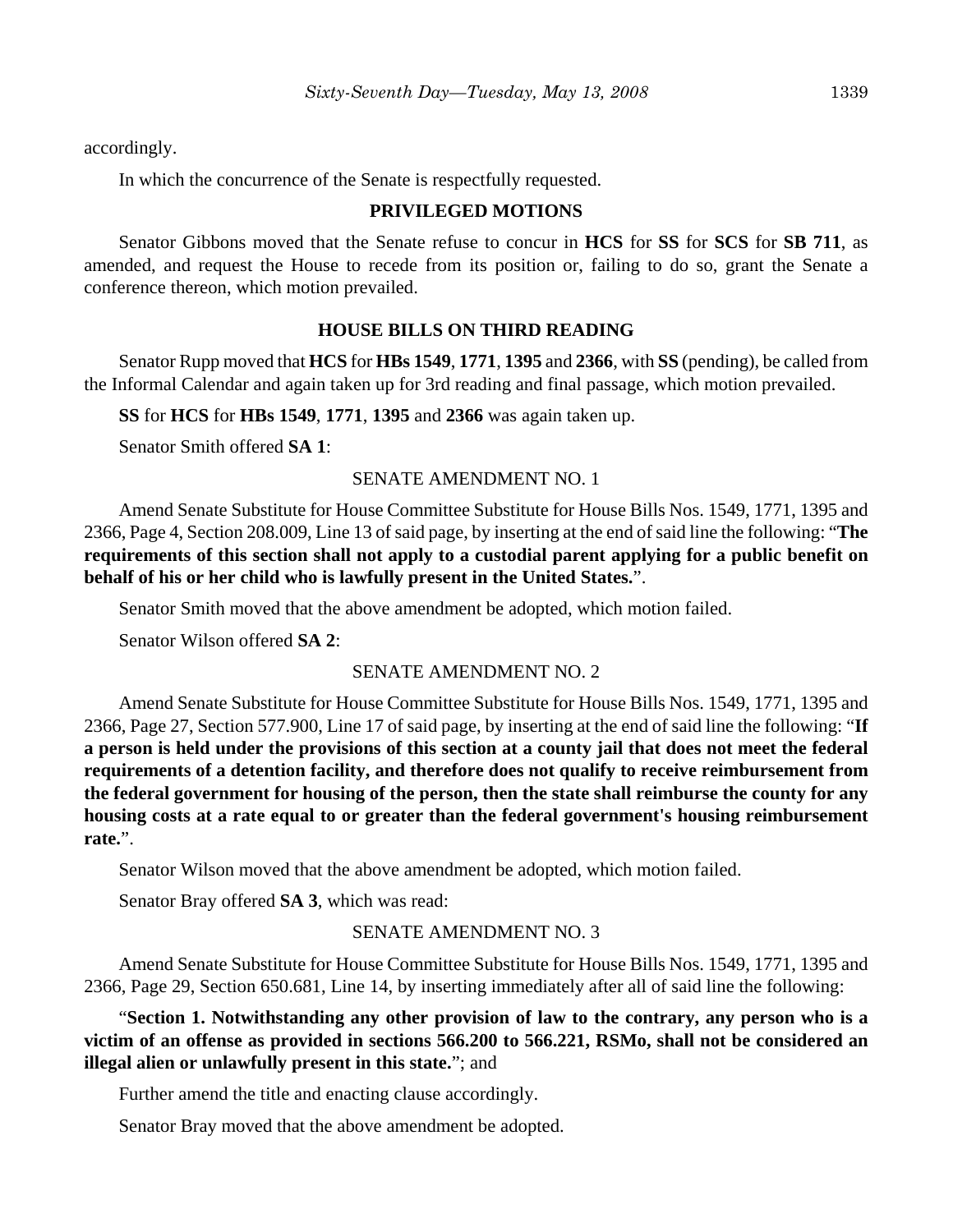accordingly.

In which the concurrence of the Senate is respectfully requested.

## PRIVILEGED MOTIONS

Senator Gibbons moved that the Senate refuse to concur in **HCS** for **SS** for **SCS** for **SB 711**, as amended, and request the House to recede from its position or, failing to do so, grant the Senate a conference thereon, which motion prevailed.

## HOUSE BILLS ON THIRD READING

Senator Rupp moved that **HCS** for **HBs 1549**, **1771**, **1395** and **2366**, with **SS** (pending), be called from the Informal Calendar and again taken up for 3rd reading and final passage, which motion prevailed.

**SS** for **HCS** for **HBs 1549**, **1771**, **1395** and **2366** was again taken up.

Senator Smith offered **SA 1**:

SENATE AMENDMENT NO. 1

Amend Senate Substitute for House Committee Substitute for House Bills Nos. 1549, 1771, 1395 and 2366, Page 4, Section 208.009, Line 13 of said page, by inserting at the end of said line the following: "**The requirements of this section shall not apply to a custodial parent applying for a public benefit on behalf of his or her child who is lawfully present in the United States.**".

Senator Smith moved that the above amendment be adopted, which motion failed.

Senator Wilson offered **SA 2**:

SENATE AMENDMENT NO. 2

Amend Senate Substitute for House Committee Substitute for House Bills Nos. 1549, 1771, 1395 and 2366, Page 27, Section 577.900, Line 17 of said page, by inserting at the end of said line the following: "**If a person is held under the provisions of this section at a county jail that does not meet the federal requirements of a detention facility, and therefore does not qualify to receive reimbursement from the federal government for housing of the person, then the state shall reimburse the county for any housing costs at a rate equal to or greater than the federal government's housing reimbursement rate.**".

Senator Wilson moved that the above amendment be adopted, which motion failed.

Senator Bray offered **SA 3**, which was read:

SENATE AMENDMENT NO. 3

Amend Senate Substitute for House Committee Substitute for House Bills Nos. 1549, 1771, 1395 and 2366, Page 29, Section 650.681, Line 14, by inserting immediately after all of said line the following:

"**Section 1. Notwithstanding any other provision of law to the contrary, any person who is a victim of an offense as provided in sections 566.200 to 566.221, RSMo, shall not be considered an illegal alien or unlawfully present in this state.**"; and

Further amend the title and enacting clause accordingly.

Senator Bray moved that the above amendment be adopted.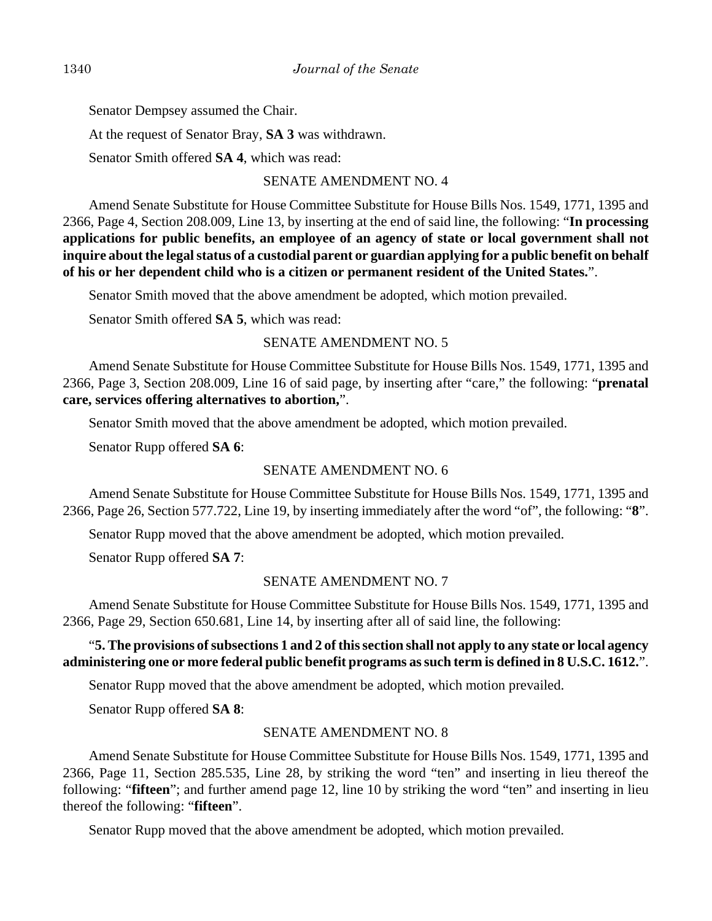Senator Dempsey assumed the Chair.

At the request of Senator Bray, **SA 3** was withdrawn.

Senator Smith offered **SA 4**, which was read:

SENATE AMENDMENT NO. 4

Amend Senate Substitute for House Committee Substitute for House Bills Nos. 1549, 1771, 1395 and 2366, Page 4, Section 208.009, Line 13, by inserting at the end of said line, the following: "**In processing applications for public benefits, an employee of an agency of state or local government shall not inquire about the legal status of a custodial parent or guardian applying for a public benefit on behalf of his or her dependent child who is a citizen or permanent resident of the United States.**".

Senator Smith moved that the above amendment be adopted, which motion prevailed.

Senator Smith offered **SA 5**, which was read:

SENATE AMENDMENT NO. 5

Amend Senate Substitute for House Committee Substitute for House Bills Nos. 1549, 1771, 1395 and 2366, Page 3, Section 208.009, Line 16 of said page, by inserting after "care," the following: "**prenatal care, services offering alternatives to abortion,**".

Senator Smith moved that the above amendment be adopted, which motion prevailed.

Senator Rupp offered **SA 6**:

SENATE AMENDMENT NO. 6

Amend Senate Substitute for House Committee Substitute for House Bills Nos. 1549, 1771, 1395 and 2366, Page 26, Section 577.722, Line 19, by inserting immediately after the word "of", the following: "**8**".

Senator Rupp moved that the above amendment be adopted, which motion prevailed.

Senator Rupp offered **SA 7**:

SENATE AMENDMENT NO. 7

Amend Senate Substitute for House Committee Substitute for House Bills Nos. 1549, 1771, 1395 and 2366, Page 29, Section 650.681, Line 14, by inserting after all of said line, the following:

"**5. The provisions of subsections 1 and 2 of this section shall not apply to any state or local agency administering one or more federal public benefit programs as such term is defined in 8 U.S.C. 1612.**".

Senator Rupp moved that the above amendment be adopted, which motion prevailed.

Senator Rupp offered **SA 8**:

SENATE AMENDMENT NO. 8

Amend Senate Substitute for House Committee Substitute for House Bills Nos. 1549, 1771, 1395 and 2366, Page 11, Section 285.535, Line 28, by striking the word "ten" and inserting in lieu thereof the following: "**fifteen**"; and further amend page 12, line 10 by striking the word "ten" and inserting in lieu thereof the following: "**fifteen**".

Senator Rupp moved that the above amendment be adopted, which motion prevailed.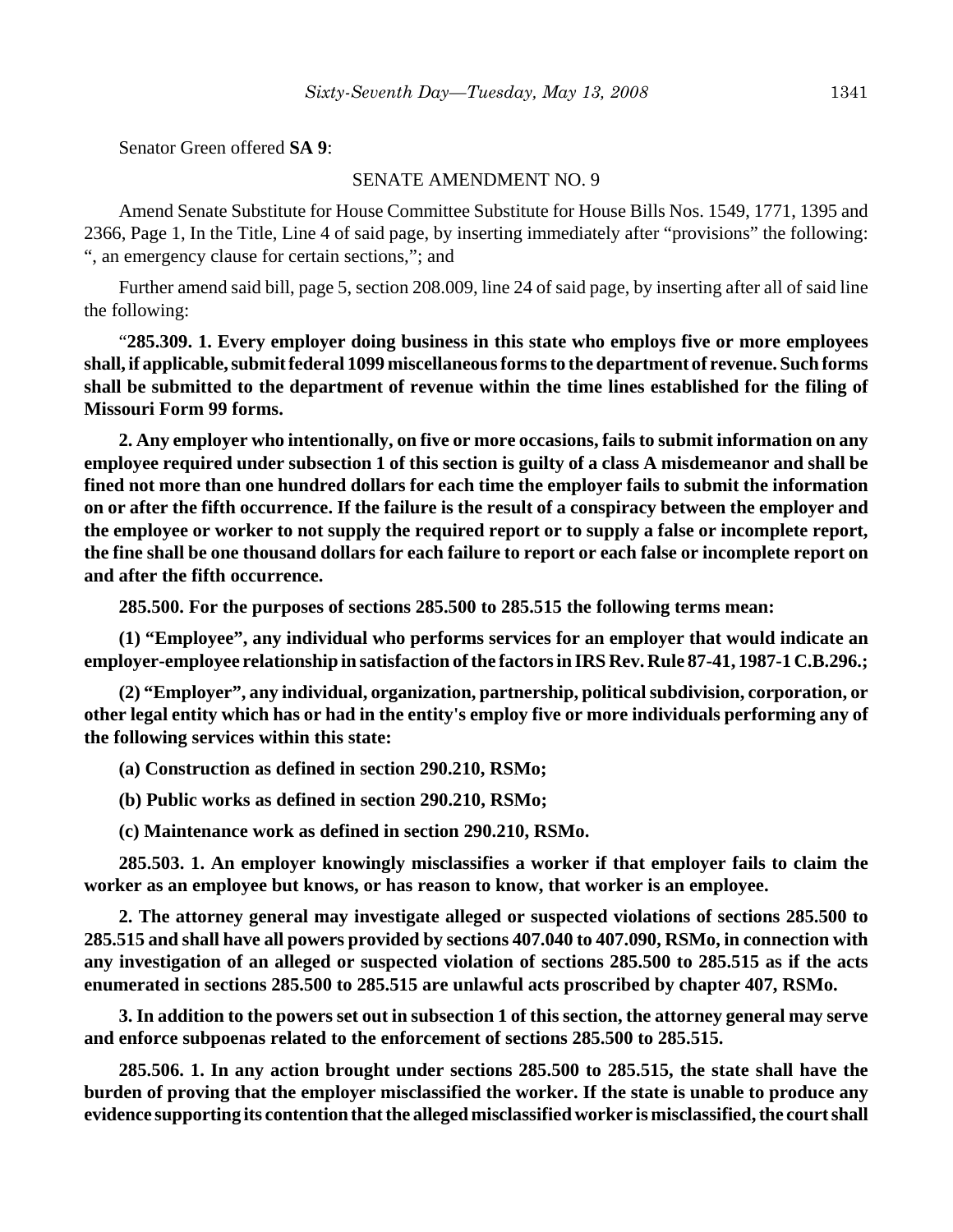Senator Green offered **SA 9**:

SENATE AMENDMENT NO. 9

Amend Senate Substitute for House Committee Substitute for House Bills Nos. 1549, 1771, 1395 and 2366, Page 1, In the Title, Line 4 of said page, by inserting immediately after "provisions" the following: ", an emergency clause for certain sections,"; and

Further amend said bill, page 5, section 208.009, line 24 of said page, by inserting after all of said line the following:

"**285.309. 1. Every employer doing business in this state who employs five or more employees shall, if applicable, submit federal 1099 miscellaneous forms to the department of revenue. Such forms shall be submitted to the department of revenue within the time lines established for the filing of Missouri Form 99 forms.**

**2. Any employer who intentionally, on five or more occasions, fails to submit information on any employee required under subsection 1 of this section is guilty of a class A misdemeanor and shall be fined not more than one hundred dollars for each time the employer fails to submit the information on or after the fifth occurrence. If the failure is the result of a conspiracy between the employer and the employee or worker to not supply the required report or to supply a false or incomplete report, the fine shall be one thousand dollars for each failure to report or each false or incomplete report on and after the fifth occurrence.**

**285.500. For the purposes of sections 285.500 to 285.515 the following terms mean:**

**(1) "Employee", any individual who performs services for an employer that would indicate an employer-employee relationship in satisfaction of the factors in IRS Rev. Rule 87-41, 1987-1 C.B.296.;**

**(2) "Employer", any individual, organization, partnership, political subdivision, corporation, or other legal entity which has or had in the entity's employ five or more individuals performing any of the following services within this state:**

**(a) Construction as defined in section 290.210, RSMo;**

**(b) Public works as defined in section 290.210, RSMo;**

**(c) Maintenance work as defined in section 290.210, RSMo.**

**285.503. 1. An employer knowingly misclassifies a worker if that employer fails to claim the worker as an employee but knows, or has reason to know, that worker is an employee.**

**2. The attorney general may investigate alleged or suspected violations of sections 285.500 to 285.515 and shall have all powers provided by sections 407.040 to 407.090, RSMo, in connection with any investigation of an alleged or suspected violation of sections 285.500 to 285.515 as if the acts enumerated in sections 285.500 to 285.515 are unlawful acts proscribed by chapter 407, RSMo.**

**3. In addition to the powers set out in subsection 1 of this section, the attorney general may serve and enforce subpoenas related to the enforcement of sections 285.500 to 285.515.**

**285.506. 1. In any action brought under sections 285.500 to 285.515, the state shall have the burden of proving that the employer misclassified the worker. If the state is unable to produce any evidence supporting its contention that the alleged misclassified worker is misclassified, the court shall**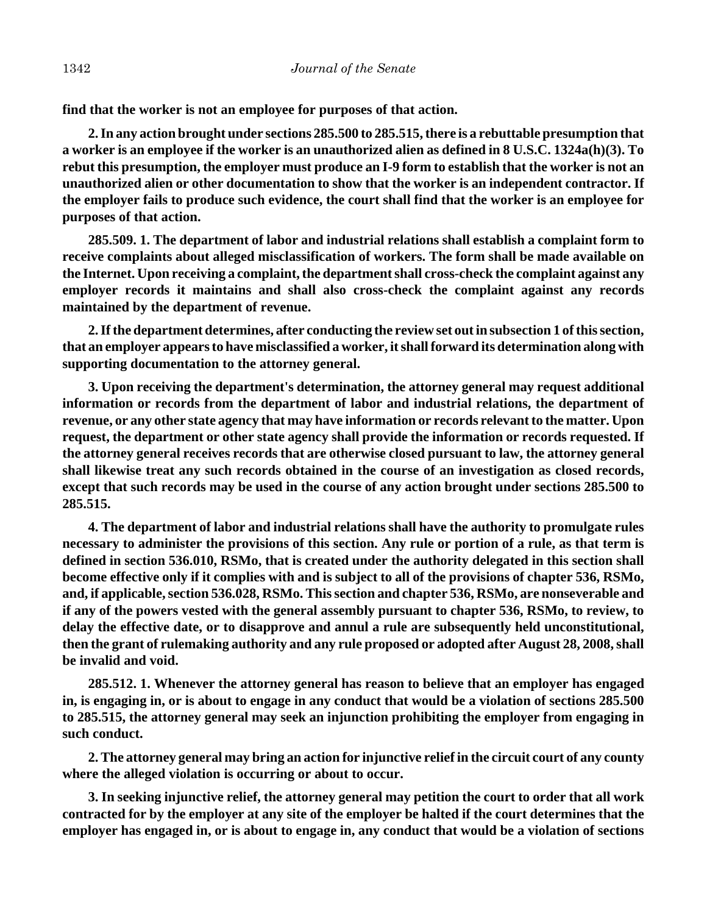**find that the worker is not an employee for purposes of that action.**

**2. In any action brought under sections 285.500 to 285.515, there is a rebuttable presumption that a worker is an employee if the worker is an unauthorized alien as defined in 8 U.S.C. 1324a(h)(3). To rebut this presumption, the employer must produce an I-9 form to establish that the worker is not an unauthorized alien or other documentation to show that the worker is an independent contractor. If the employer fails to produce such evidence, the court shall find that the worker is an employee for purposes of that action.**

**285.509. 1. The department of labor and industrial relations shall establish a complaint form to receive complaints about alleged misclassification of workers. The form shall be made available on the Internet. Upon receiving a complaint, the department shall cross-check the complaint against any employer records it maintains and shall also cross-check the complaint against any records maintained by the department of revenue.**

**2. If the department determines, after conducting the review set out in subsection 1 of this section, that an employer appears to have misclassified a worker, it shall forward its determination along with supporting documentation to the attorney general.**

**3. Upon receiving the department's determination, the attorney general may request additional information or records from the department of labor and industrial relations, the department of revenue, or any other state agency that may have information or records relevant to the matter. Upon request, the department or other state agency shall provide the information or records requested. If the attorney general receives records that are otherwise closed pursuant to law, the attorney general shall likewise treat any such records obtained in the course of an investigation as closed records, except that such records may be used in the course of any action brought under sections 285.500 to 285.515.**

**4. The department of labor and industrial relations shall have the authority to promulgate rules necessary to administer the provisions of this section. Any rule or portion of a rule, as that term is defined in section 536.010, RSMo, that is created under the authority delegated in this section shall become effective only if it complies with and is subject to all of the provisions of chapter 536, RSMo, and, if applicable, section 536.028, RSMo. This section and chapter 536, RSMo, are nonseverable and if any of the powers vested with the general assembly pursuant to chapter 536, RSMo, to review, to delay the effective date, or to disapprove and annul a rule are subsequently held unconstitutional, then the grant of rulemaking authority and any rule proposed or adopted after August 28, 2008, shall be invalid and void.**

**285.512. 1. Whenever the attorney general has reason to believe that an employer has engaged in, is engaging in, or is about to engage in any conduct that would be a violation of sections 285.500 to 285.515, the attorney general may seek an injunction prohibiting the employer from engaging in such conduct.**

**2. The attorney general may bring an action for injunctive relief in the circuit court of any county where the alleged violation is occurring or about to occur.**

**3. In seeking injunctive relief, the attorney general may petition the court to order that all work contracted for by the employer at any site of the employer be halted if the court determines that the employer has engaged in, or is about to engage in, any conduct that would be a violation of sections**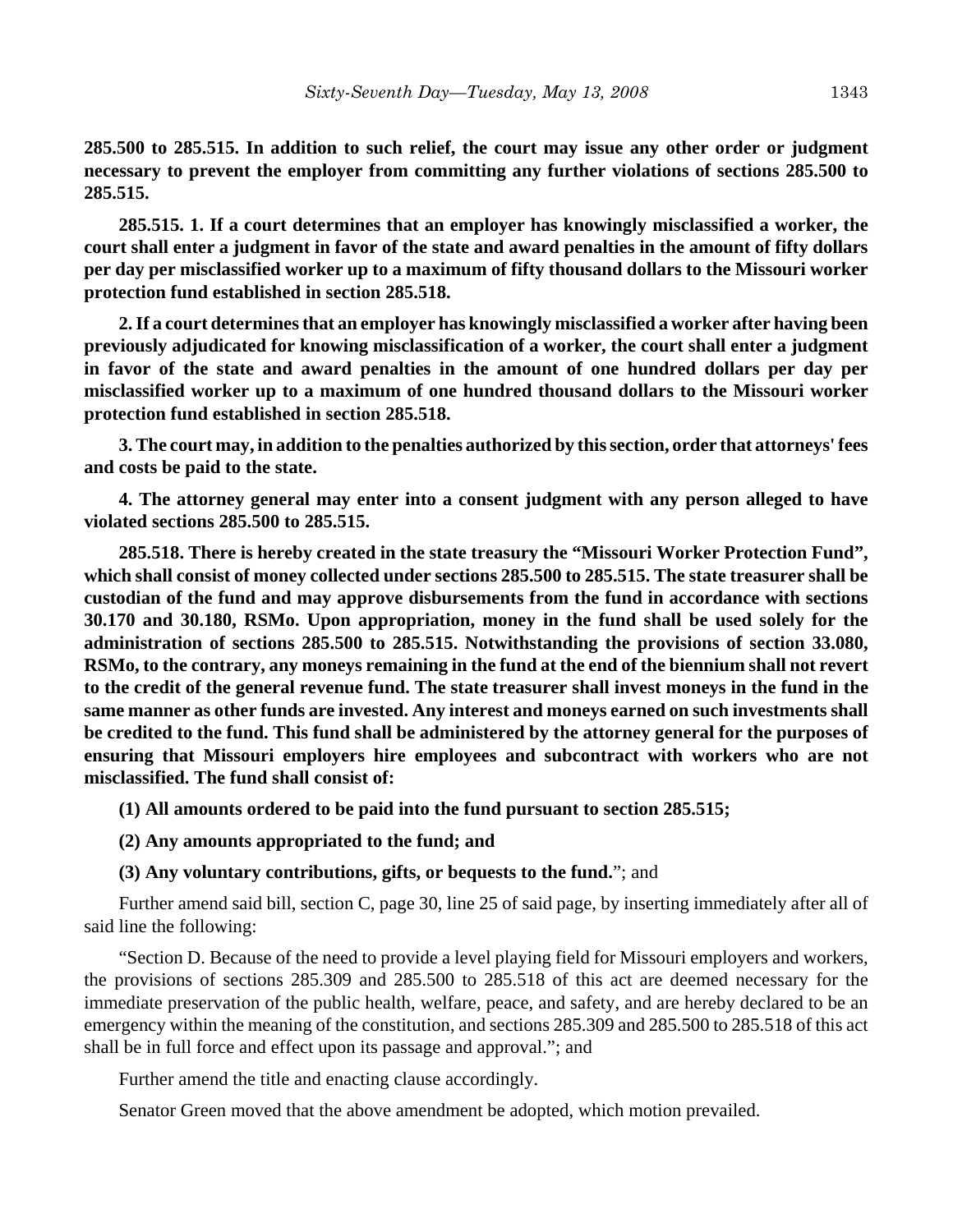**285.500 to 285.515. In addition to such relief, the court may issue any other order or judgment necessary to prevent the employer from committing any further violations of sections 285.500 to 285.515.**

**285.515. 1. If a court determines that an employer has knowingly misclassified a worker, the court shall enter a judgment in favor of the state and award penalties in the amount of fifty dollars per day per misclassified worker up to a maximum of fifty thousand dollars to the Missouri worker protection fund established in section 285.518.**

**2. If a court determines that an employer has knowingly misclassified a worker after having been previously adjudicated for knowing misclassification of a worker, the court shall enter a judgment in favor of the state and award penalties in the amount of one hundred dollars per day per misclassified worker up to a maximum of one hundred thousand dollars to the Missouri worker protection fund established in section 285.518.**

**3. The court may, in addition to the penalties authorized by this section, order that attorneys' fees and costs be paid to the state.**

**4. The attorney general may enter into a consent judgment with any person alleged to have violated sections 285.500 to 285.515.**

**285.518. There is hereby created in the state treasury the "Missouri Worker Protection Fund", which shall consist of money collected under sections 285.500 to 285.515. The state treasurer shall be custodian of the fund and may approve disbursements from the fund in accordance with sections 30.170 and 30.180, RSMo. Upon appropriation, money in the fund shall be used solely for the administration of sections 285.500 to 285.515. Notwithstanding the provisions of section 33.080, RSMo, to the contrary, any moneys remaining in the fund at the end of the biennium shall not revert to the credit of the general revenue fund. The state treasurer shall invest moneys in the fund in the same manner as other funds are invested. Any interest and moneys earned on such investments shall be credited to the fund. This fund shall be administered by the attorney general for the purposes of ensuring that Missouri employers hire employees and subcontract with workers who are not misclassified. The fund shall consist of:**

**(1) All amounts ordered to be paid into the fund pursuant to section 285.515;**

**(2) Any amounts appropriated to the fund; and**

**(3) Any voluntary contributions, gifts, or bequests to the fund.**"; and

Further amend said bill, section C, page 30, line 25 of said page, by inserting immediately after all of said line the following:

"Section D. Because of the need to provide a level playing field for Missouri employers and workers, the provisions of sections 285.309 and 285.500 to 285.518 of this act are deemed necessary for the immediate preservation of the public health, welfare, peace, and safety, and are hereby declared to be an emergency within the meaning of the constitution, and sections 285.309 and 285.500 to 285.518 of this act shall be in full force and effect upon its passage and approval."; and

Further amend the title and enacting clause accordingly.

Senator Green moved that the above amendment be adopted, which motion prevailed.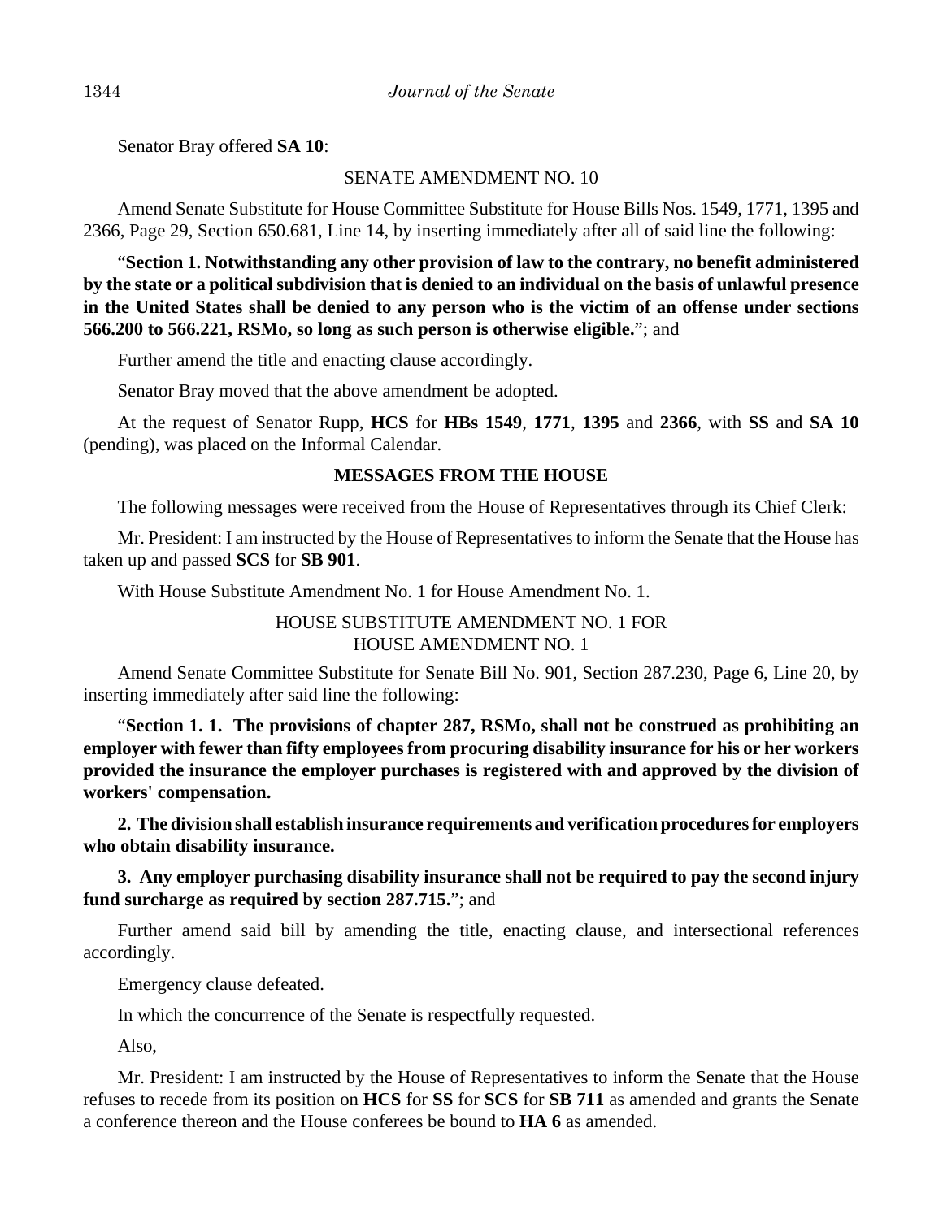Senator Bray offered **SA 10**:

SENATE AMENDMENT NO. 10

Amend Senate Substitute for House Committee Substitute for House Bills Nos. 1549, 1771, 1395 and 2366, Page 29, Section 650.681, Line 14, by inserting immediately after all of said line the following:

"**Section 1. Notwithstanding any other provision of law to the contrary, no benefit administered by the state or a political subdivision that is denied to an individual on the basis of unlawful presence in the United States shall be denied to any person who is the victim of an offense under sections 566.200 to 566.221, RSMo, so long as such person is otherwise eligible.**"; and

Further amend the title and enacting clause accordingly.

Senator Bray moved that the above amendment be adopted.

At the request of Senator Rupp, **HCS** for **HBs 1549**, **1771**, **1395** and **2366**, with **SS** and **SA 10** (pending), was placed on the Informal Calendar.

## MESSAGES FROM THE HOUSE

The following messages were received from the House of Representatives through its Chief Clerk:

Mr. President: I am instructed by the House of Representatives to inform the Senate that the House has taken up and passed **SCS** for **SB 901**.

With House Substitute Amendment No. 1 for House Amendment No. 1.

HOUSE SUBSTITUTE AMENDMENT NO. 1 FOR
HOUSE AMENDMENT NO. 1

Amend Senate Committee Substitute for Senate Bill No. 901, Section 287.230, Page 6, Line 20, by inserting immediately after said line the following:

"**Section 1. 1. The provisions of chapter 287, RSMo, shall not be construed as prohibiting an employer with fewer than fifty employees from procuring disability insurance for his or her workers provided the insurance the employer purchases is registered with and approved by the division of workers' compensation.**

**2. The division shall establish insurance requirements and verification procedures for employers who obtain disability insurance.**

**3. Any employer purchasing disability insurance shall not be required to pay the second injury fund surcharge as required by section 287.715.**"; and

Further amend said bill by amending the title, enacting clause, and intersectional references accordingly.

Emergency clause defeated.

In which the concurrence of the Senate is respectfully requested.

Also,

Mr. President: I am instructed by the House of Representatives to inform the Senate that the House refuses to recede from its position on **HCS** for **SS** for **SCS** for **SB 711** as amended and grants the Senate a conference thereon and the House conferees be bound to **HA 6** as amended.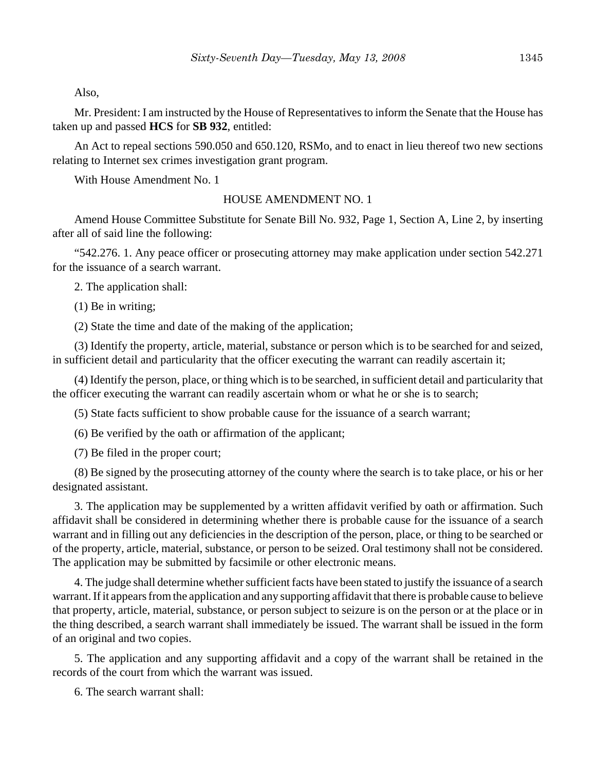Also,

Mr. President: I am instructed by the House of Representatives to inform the Senate that the House has taken up and passed **HCS** for **SB 932**, entitled:

An Act to repeal sections 590.050 and 650.120, RSMo, and to enact in lieu thereof two new sections relating to Internet sex crimes investigation grant program.

With House Amendment No. 1

HOUSE AMENDMENT NO. 1

Amend House Committee Substitute for Senate Bill No. 932, Page 1, Section A, Line 2, by inserting after all of said line the following:

"542.276. 1. Any peace officer or prosecuting attorney may make application under section 542.271 for the issuance of a search warrant.

2. The application shall:

(1) Be in writing;

(2) State the time and date of the making of the application;

(3) Identify the property, article, material, substance or person which is to be searched for and seized, in sufficient detail and particularity that the officer executing the warrant can readily ascertain it;

(4) Identify the person, place, or thing which is to be searched, in sufficient detail and particularity that the officer executing the warrant can readily ascertain whom or what he or she is to search;

(5) State facts sufficient to show probable cause for the issuance of a search warrant;

(6) Be verified by the oath or affirmation of the applicant;

(7) Be filed in the proper court;

(8) Be signed by the prosecuting attorney of the county where the search is to take place, or his or her designated assistant.

3. The application may be supplemented by a written affidavit verified by oath or affirmation. Such affidavit shall be considered in determining whether there is probable cause for the issuance of a search warrant and in filling out any deficiencies in the description of the person, place, or thing to be searched or of the property, article, material, substance, or person to be seized. Oral testimony shall not be considered. The application may be submitted by facsimile or other electronic means.

4. The judge shall determine whether sufficient facts have been stated to justify the issuance of a search warrant. If it appears from the application and any supporting affidavit that there is probable cause to believe that property, article, material, substance, or person subject to seizure is on the person or at the place or in the thing described, a search warrant shall immediately be issued. The warrant shall be issued in the form of an original and two copies.

5. The application and any supporting affidavit and a copy of the warrant shall be retained in the records of the court from which the warrant was issued.

6. The search warrant shall: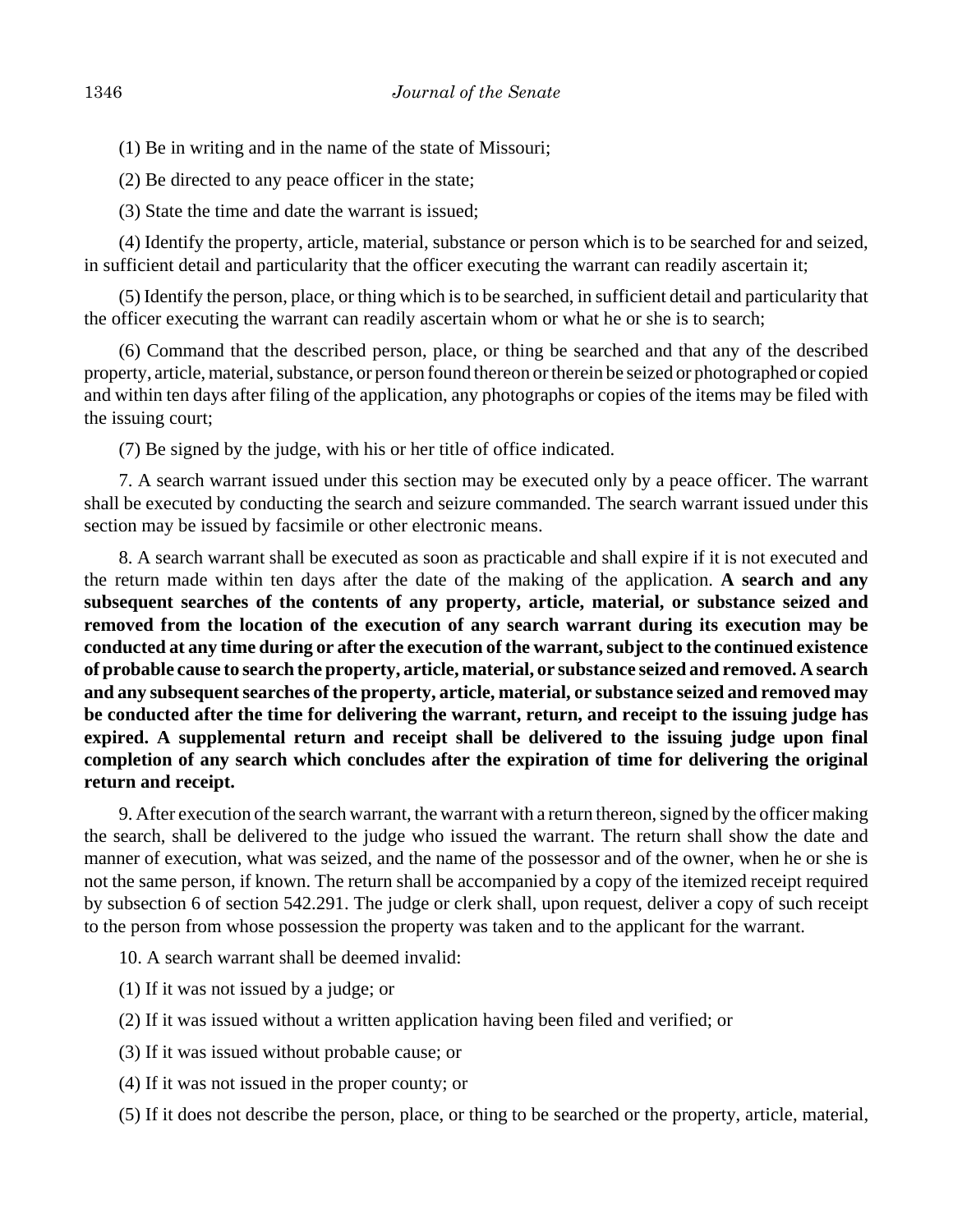(1) Be in writing and in the name of the state of Missouri;

(2) Be directed to any peace officer in the state;

(3) State the time and date the warrant is issued;

(4) Identify the property, article, material, substance or person which is to be searched for and seized, in sufficient detail and particularity that the officer executing the warrant can readily ascertain it;

(5) Identify the person, place, or thing which is to be searched, in sufficient detail and particularity that the officer executing the warrant can readily ascertain whom or what he or she is to search;

(6) Command that the described person, place, or thing be searched and that any of the described property, article, material, substance, or person found thereon or therein be seized or photographed or copied and within ten days after filing of the application, any photographs or copies of the items may be filed with the issuing court;

(7) Be signed by the judge, with his or her title of office indicated.

7. A search warrant issued under this section may be executed only by a peace officer. The warrant shall be executed by conducting the search and seizure commanded. The search warrant issued under this section may be issued by facsimile or other electronic means.

8. A search warrant shall be executed as soon as practicable and shall expire if it is not executed and the return made within ten days after the date of the making of the application. **A search and any subsequent searches of the contents of any property, article, material, or substance seized and removed from the location of the execution of any search warrant during its execution may be conducted at any time during or after the execution of the warrant, subject to the continued existence of probable cause to search the property, article, material, or substance seized and removed. A search and any subsequent searches of the property, article, material, or substance seized and removed may be conducted after the time for delivering the warrant, return, and receipt to the issuing judge has expired. A supplemental return and receipt shall be delivered to the issuing judge upon final completion of any search which concludes after the expiration of time for delivering the original return and receipt.**

9. After execution of the search warrant, the warrant with a return thereon, signed by the officer making the search, shall be delivered to the judge who issued the warrant. The return shall show the date and manner of execution, what was seized, and the name of the possessor and of the owner, when he or she is not the same person, if known. The return shall be accompanied by a copy of the itemized receipt required by subsection 6 of section 542.291. The judge or clerk shall, upon request, deliver a copy of such receipt to the person from whose possession the property was taken and to the applicant for the warrant.

10. A search warrant shall be deemed invalid:

(1) If it was not issued by a judge; or

(2) If it was issued without a written application having been filed and verified; or

(3) If it was issued without probable cause; or

(4) If it was not issued in the proper county; or

(5) If it does not describe the person, place, or thing to be searched or the property, article, material,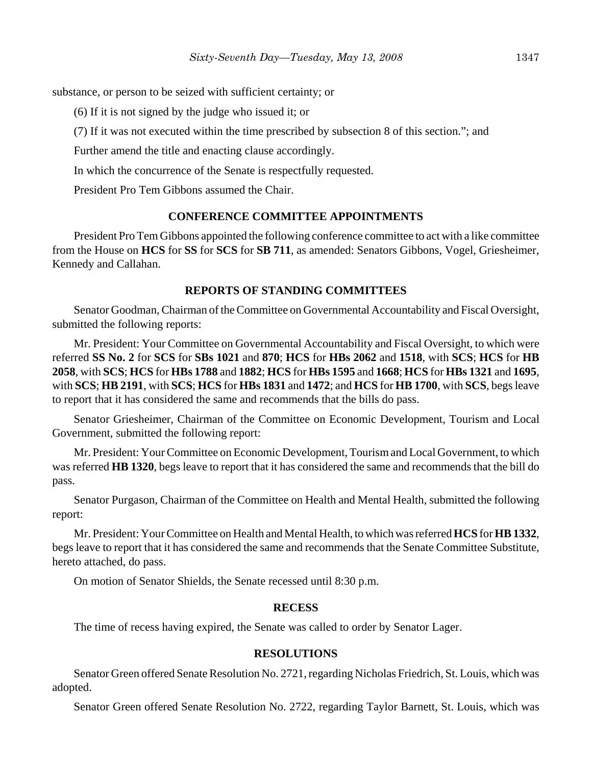substance, or person to be seized with sufficient certainty; or

(6) If it is not signed by the judge who issued it; or

(7) If it was not executed within the time prescribed by subsection 8 of this section."; and

Further amend the title and enacting clause accordingly.

In which the concurrence of the Senate is respectfully requested.

President Pro Tem Gibbons assumed the Chair.

## CONFERENCE COMMITTEE APPOINTMENTS

President Pro Tem Gibbons appointed the following conference committee to act with a like committee from the House on **HCS** for **SS** for **SCS** for **SB 711**, as amended: Senators Gibbons, Vogel, Griesheimer, Kennedy and Callahan.

## REPORTS OF STANDING COMMITTEES

Senator Goodman, Chairman of the Committee on Governmental Accountability and Fiscal Oversight, submitted the following reports:

Mr. President: Your Committee on Governmental Accountability and Fiscal Oversight, to which were referred **SS No. 2** for **SCS** for **SBs 1021** and **870**; **HCS** for **HBs 2062** and **1518**, with **SCS**; **HCS** for **HB 2058**, with **SCS**; **HCS** for **HBs 1788** and **1882**; **HCS** for **HBs 1595** and **1668**; **HCS** for **HBs 1321** and **1695**, with **SCS**; **HB 2191**, with **SCS**; **HCS** for **HBs 1831** and **1472**; and **HCS** for **HB 1700**, with **SCS**, begs leave to report that it has considered the same and recommends that the bills do pass.

Senator Griesheimer, Chairman of the Committee on Economic Development, Tourism and Local Government, submitted the following report:

Mr. President: Your Committee on Economic Development, Tourism and Local Government, to which was referred **HB 1320**, begs leave to report that it has considered the same and recommends that the bill do pass.

Senator Purgason, Chairman of the Committee on Health and Mental Health, submitted the following report:

Mr. President: Your Committee on Health and Mental Health, to which was referred **HCS** for **HB 1332**, begs leave to report that it has considered the same and recommends that the Senate Committee Substitute, hereto attached, do pass.

On motion of Senator Shields, the Senate recessed until 8:30 p.m.

## RECESS

The time of recess having expired, the Senate was called to order by Senator Lager.

## RESOLUTIONS

Senator Green offered Senate Resolution No. 2721, regarding Nicholas Friedrich, St. Louis, which was adopted.

Senator Green offered Senate Resolution No. 2722, regarding Taylor Barnett, St. Louis, which was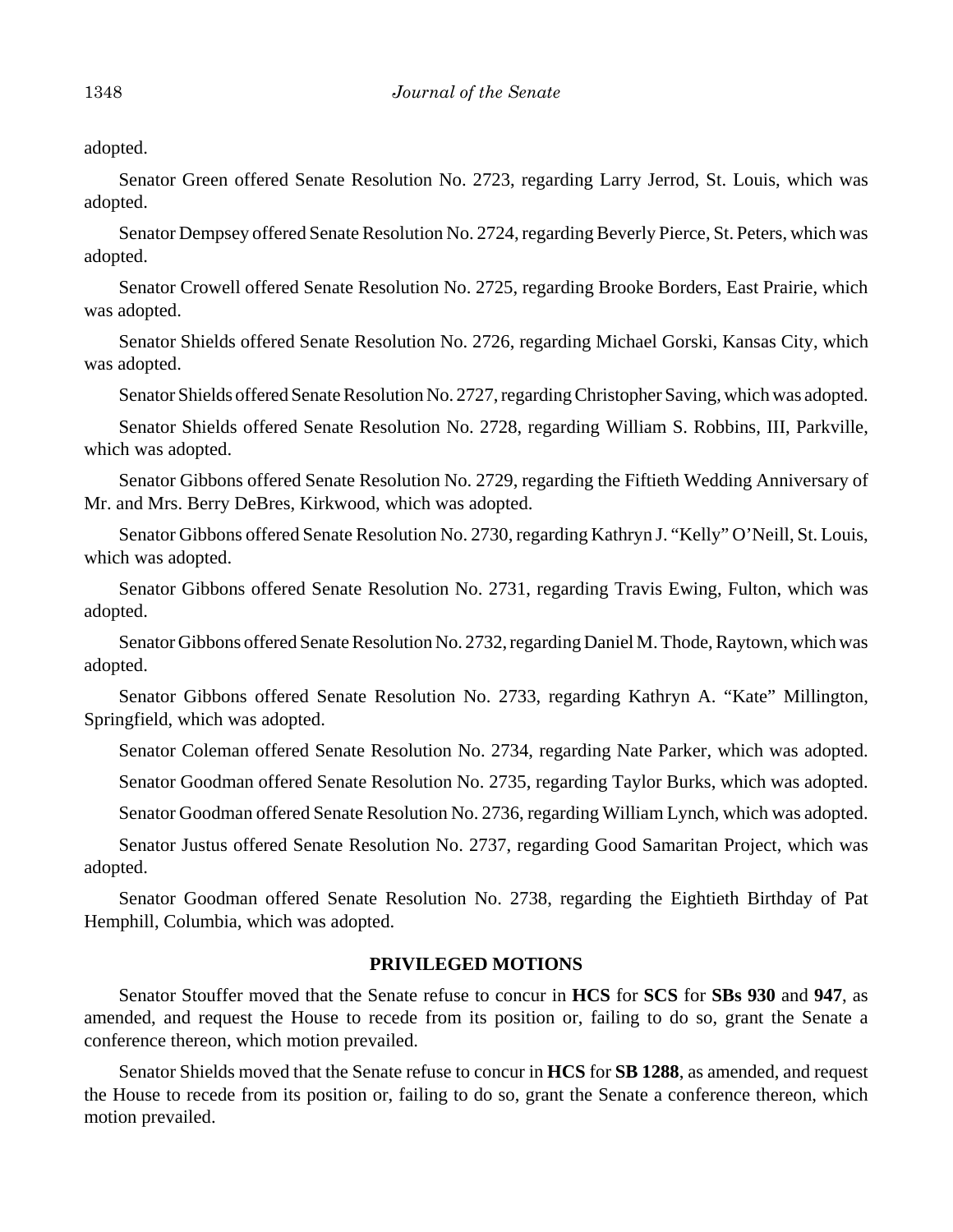adopted.

Senator Green offered Senate Resolution No. 2723, regarding Larry Jerrod, St. Louis, which was adopted.

Senator Dempsey offered Senate Resolution No. 2724, regarding Beverly Pierce, St. Peters, which was adopted.

Senator Crowell offered Senate Resolution No. 2725, regarding Brooke Borders, East Prairie, which was adopted.

Senator Shields offered Senate Resolution No. 2726, regarding Michael Gorski, Kansas City, which was adopted.

Senator Shields offered Senate Resolution No. 2727, regarding Christopher Saving, which was adopted.

Senator Shields offered Senate Resolution No. 2728, regarding William S. Robbins, III, Parkville, which was adopted.

Senator Gibbons offered Senate Resolution No. 2729, regarding the Fiftieth Wedding Anniversary of Mr. and Mrs. Berry DeBres, Kirkwood, which was adopted.

Senator Gibbons offered Senate Resolution No. 2730, regarding Kathryn J. "Kelly" O'Neill, St. Louis, which was adopted.

Senator Gibbons offered Senate Resolution No. 2731, regarding Travis Ewing, Fulton, which was adopted.

Senator Gibbons offered Senate Resolution No. 2732, regarding Daniel M. Thode, Raytown, which was adopted.

Senator Gibbons offered Senate Resolution No. 2733, regarding Kathryn A. "Kate" Millington, Springfield, which was adopted.

Senator Coleman offered Senate Resolution No. 2734, regarding Nate Parker, which was adopted.

Senator Goodman offered Senate Resolution No. 2735, regarding Taylor Burks, which was adopted.

Senator Goodman offered Senate Resolution No. 2736, regarding William Lynch, which was adopted.

Senator Justus offered Senate Resolution No. 2737, regarding Good Samaritan Project, which was adopted.

Senator Goodman offered Senate Resolution No. 2738, regarding the Eightieth Birthday of Pat Hemphill, Columbia, which was adopted.

## PRIVILEGED MOTIONS

Senator Stouffer moved that the Senate refuse to concur in **HCS** for **SCS** for **SBs 930** and **947**, as amended, and request the House to recede from its position or, failing to do so, grant the Senate a conference thereon, which motion prevailed.

Senator Shields moved that the Senate refuse to concur in **HCS** for **SB 1288**, as amended, and request the House to recede from its position or, failing to do so, grant the Senate a conference thereon, which motion prevailed.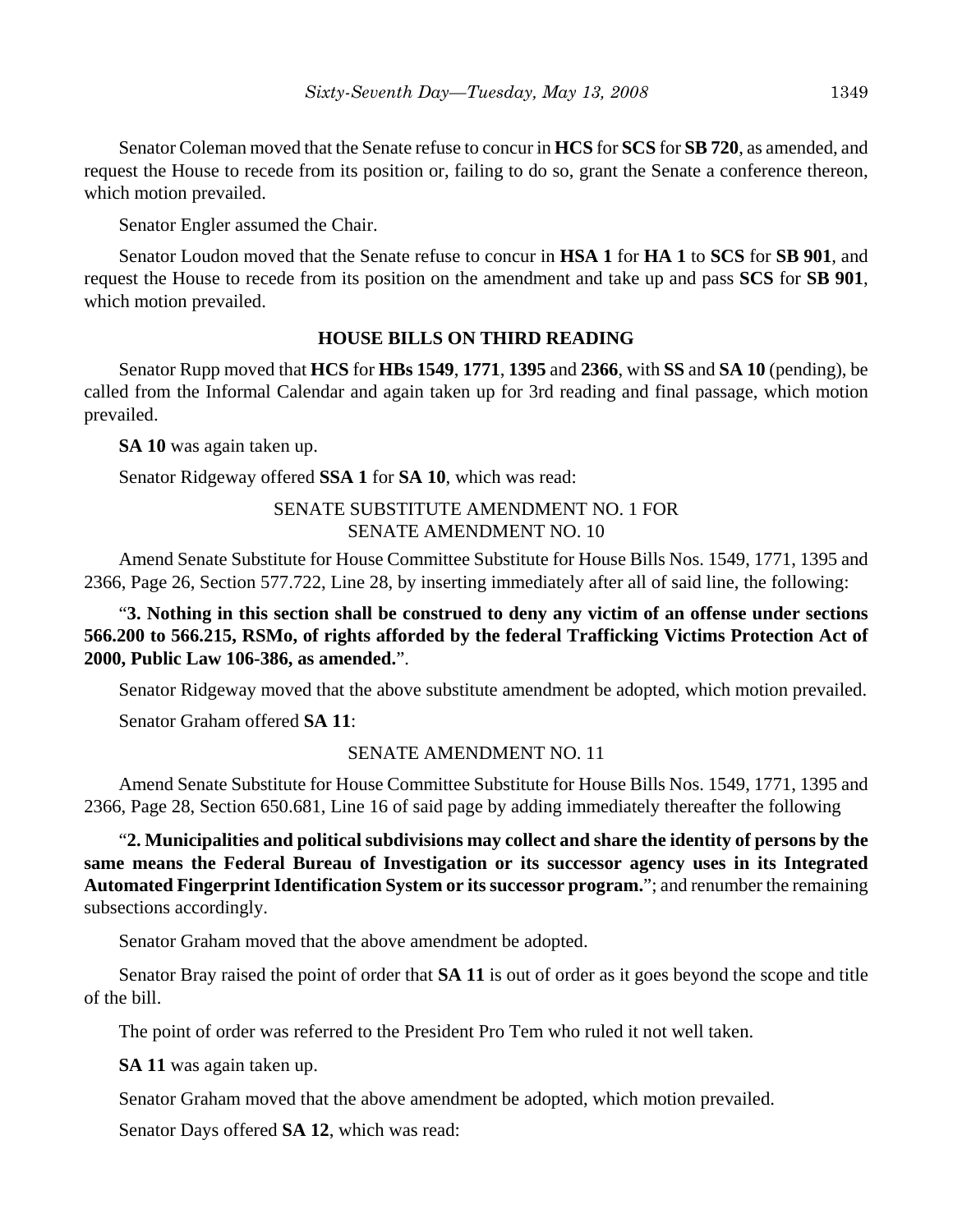Senator Coleman moved that the Senate refuse to concur in **HCS** for **SCS** for **SB 720**, as amended, and request the House to recede from its position or, failing to do so, grant the Senate a conference thereon, which motion prevailed.

Senator Engler assumed the Chair.

Senator Loudon moved that the Senate refuse to concur in **HSA 1** for **HA 1** to **SCS** for **SB 901**, and request the House to recede from its position on the amendment and take up and pass **SCS** for **SB 901**, which motion prevailed.

## HOUSE BILLS ON THIRD READING

Senator Rupp moved that **HCS** for **HBs 1549**, **1771**, **1395** and **2366**, with **SS** and **SA 10** (pending), be called from the Informal Calendar and again taken up for 3rd reading and final passage, which motion prevailed.

**SA 10** was again taken up.

Senator Ridgeway offered **SSA 1** for **SA 10**, which was read:

SENATE SUBSTITUTE AMENDMENT NO. 1 FOR
SENATE AMENDMENT NO. 10

Amend Senate Substitute for House Committee Substitute for House Bills Nos. 1549, 1771, 1395 and 2366, Page 26, Section 577.722, Line 28, by inserting immediately after all of said line, the following:

"**3. Nothing in this section shall be construed to deny any victim of an offense under sections 566.200 to 566.215, RSMo, of rights afforded by the federal Trafficking Victims Protection Act of 2000, Public Law 106-386, as amended.**".

Senator Ridgeway moved that the above substitute amendment be adopted, which motion prevailed.

Senator Graham offered **SA 11**:

SENATE AMENDMENT NO. 11

Amend Senate Substitute for House Committee Substitute for House Bills Nos. 1549, 1771, 1395 and 2366, Page 28, Section 650.681, Line 16 of said page by adding immediately thereafter the following

"**2. Municipalities and political subdivisions may collect and share the identity of persons by the same means the Federal Bureau of Investigation or its successor agency uses in its Integrated Automated Fingerprint Identification System or its successor program.**"; and renumber the remaining subsections accordingly.

Senator Graham moved that the above amendment be adopted.

Senator Bray raised the point of order that **SA 11** is out of order as it goes beyond the scope and title of the bill.

The point of order was referred to the President Pro Tem who ruled it not well taken.

**SA 11** was again taken up.

Senator Graham moved that the above amendment be adopted, which motion prevailed.

Senator Days offered **SA 12**, which was read: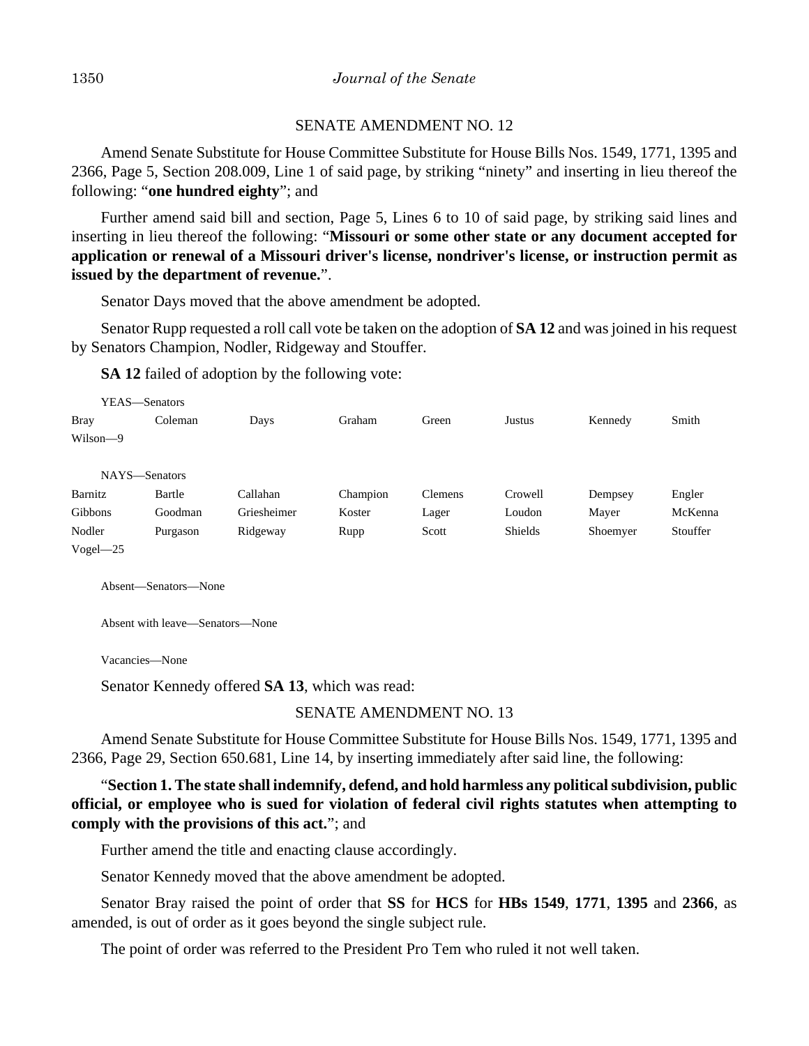SENATE AMENDMENT NO. 12

Amend Senate Substitute for House Committee Substitute for House Bills Nos. 1549, 1771, 1395 and 2366, Page 5, Section 208.009, Line 1 of said page, by striking “ninety” and inserting in lieu thereof the following: “**one hundred eighty**”; and

Further amend said bill and section, Page 5, Lines 6 to 10 of said page, by striking said lines and inserting in lieu thereof the following: “**Missouri or some other state or any document accepted for application or renewal of a Missouri driver's license, nondriver's license, or instruction permit as issued by the department of revenue.**”.

Senator Days moved that the above amendment be adopted.

Senator Rupp requested a roll call vote be taken on the adoption of **SA 12** and was joined in his request by Senators Champion, Nodler, Ridgeway and Stouffer.

**SA 12** failed of adoption by the following vote:

YEAS—Senators

| | | | | | | | |
|---|---|---|---|---|---|---|---|
| Bray | Coleman | Days | Graham | Green | Justus | Kennedy | Smith |
| Wilson—9 | | | | | | | |

NAYS—Senators

| | | | | | | | |
|---|---|---|---|---|---|---|---|
| Barnitz | Bartle | Callahan | Champion | Clemens | Crowell | Dempsey | Engler |
| Gibbons | Goodman | Griesheimer | Koster | Lager | Loudon | Mayer | McKenna |
| Nodler | Purgason | Ridgeway | Rupp | Scott | Shields | Shoemyer | Stouffer |
| Vogel—25 | | | | | | | |

Absent—Senators—None

Absent with leave—Senators—None

Vacancies—None

Senator Kennedy offered **SA 13**, which was read:

SENATE AMENDMENT NO. 13

Amend Senate Substitute for House Committee Substitute for House Bills Nos. 1549, 1771, 1395 and 2366, Page 29, Section 650.681, Line 14, by inserting immediately after said line, the following:

“**Section 1. The state shall indemnify, defend, and hold harmless any political subdivision, public official, or employee who is sued for violation of federal civil rights statutes when attempting to comply with the provisions of this act.**”; and

Further amend the title and enacting clause accordingly.

Senator Kennedy moved that the above amendment be adopted.

Senator Bray raised the point of order that **SS** for **HCS** for **HBs 1549**, **1771**, **1395** and **2366**, as amended, is out of order as it goes beyond the single subject rule.

The point of order was referred to the President Pro Tem who ruled it not well taken.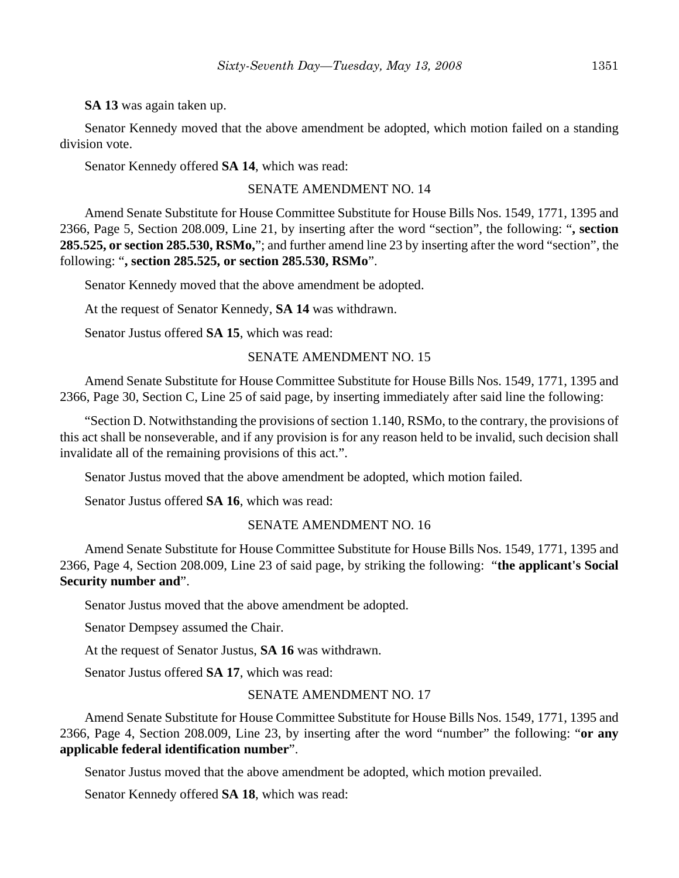**SA 13** was again taken up.

Senator Kennedy moved that the above amendment be adopted, which motion failed on a standing division vote.

Senator Kennedy offered **SA 14**, which was read:

SENATE AMENDMENT NO. 14

Amend Senate Substitute for House Committee Substitute for House Bills Nos. 1549, 1771, 1395 and 2366, Page 5, Section 208.009, Line 21, by inserting after the word "section", the following: "**, section 285.525, or section 285.530, RSMo,**"; and further amend line 23 by inserting after the word "section", the following: "**, section 285.525, or section 285.530, RSMo**".

Senator Kennedy moved that the above amendment be adopted.

At the request of Senator Kennedy, **SA 14** was withdrawn.

Senator Justus offered **SA 15**, which was read:

SENATE AMENDMENT NO. 15

Amend Senate Substitute for House Committee Substitute for House Bills Nos. 1549, 1771, 1395 and 2366, Page 30, Section C, Line 25 of said page, by inserting immediately after said line the following:

"Section D. Notwithstanding the provisions of section 1.140, RSMo, to the contrary, the provisions of this act shall be nonseverable, and if any provision is for any reason held to be invalid, such decision shall invalidate all of the remaining provisions of this act.".

Senator Justus moved that the above amendment be adopted, which motion failed.

Senator Justus offered **SA 16**, which was read:

SENATE AMENDMENT NO. 16

Amend Senate Substitute for House Committee Substitute for House Bills Nos. 1549, 1771, 1395 and 2366, Page 4, Section 208.009, Line 23 of said page, by striking the following: "**the applicant's Social Security number and**".

Senator Justus moved that the above amendment be adopted.

Senator Dempsey assumed the Chair.

At the request of Senator Justus, **SA 16** was withdrawn.

Senator Justus offered **SA 17**, which was read:

SENATE AMENDMENT NO. 17

Amend Senate Substitute for House Committee Substitute for House Bills Nos. 1549, 1771, 1395 and 2366, Page 4, Section 208.009, Line 23, by inserting after the word "number" the following: "**or any applicable federal identification number**".

Senator Justus moved that the above amendment be adopted, which motion prevailed.

Senator Kennedy offered **SA 18**, which was read: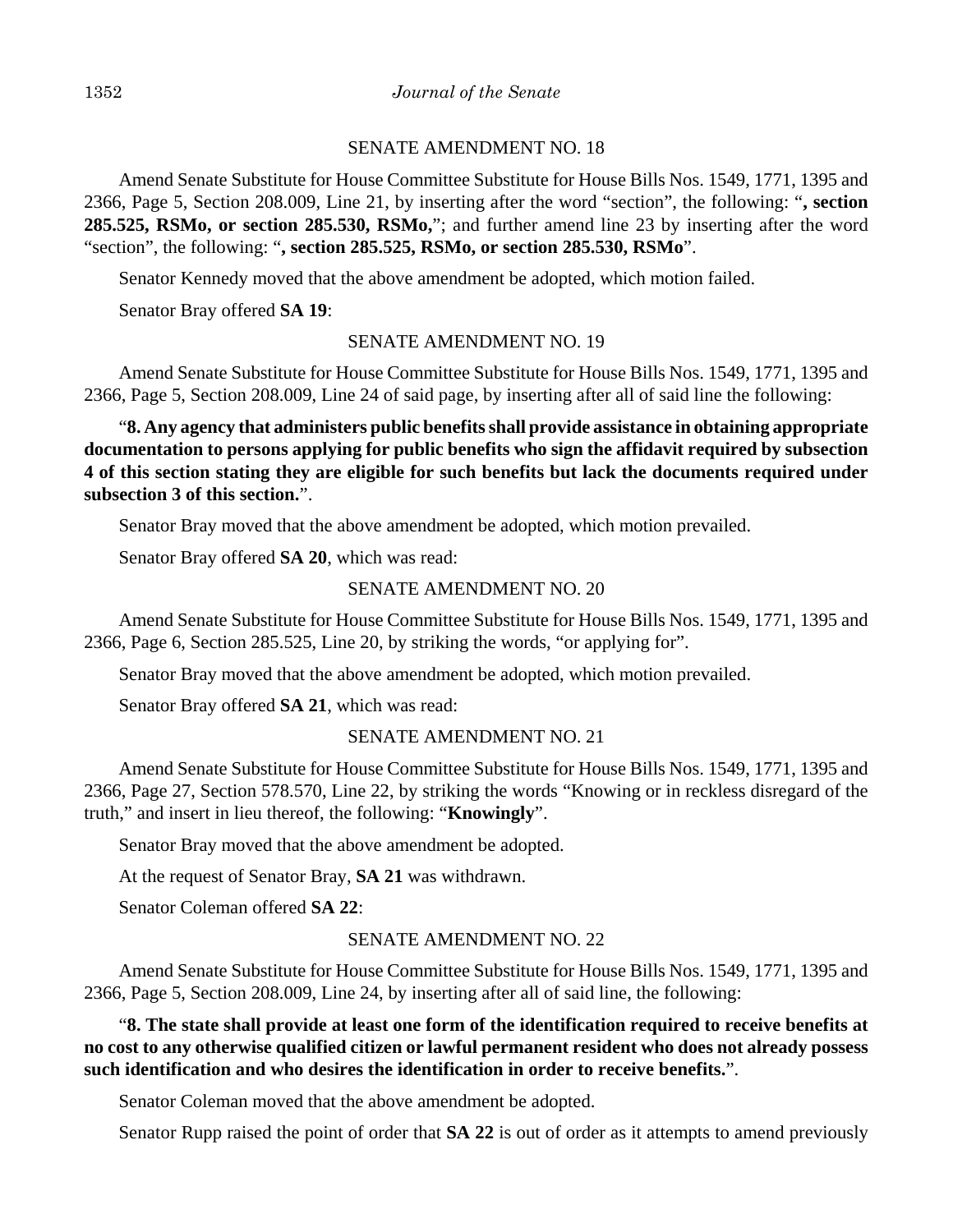SENATE AMENDMENT NO. 18

Amend Senate Substitute for House Committee Substitute for House Bills Nos. 1549, 1771, 1395 and 2366, Page 5, Section 208.009, Line 21, by inserting after the word "section", the following: "**, section 285.525, RSMo, or section 285.530, RSMo,**"; and further amend line 23 by inserting after the word "section", the following: "**, section 285.525, RSMo, or section 285.530, RSMo**".

Senator Kennedy moved that the above amendment be adopted, which motion failed.

Senator Bray offered **SA 19**:

SENATE AMENDMENT NO. 19

Amend Senate Substitute for House Committee Substitute for House Bills Nos. 1549, 1771, 1395 and 2366, Page 5, Section 208.009, Line 24 of said page, by inserting after all of said line the following:

"**8. Any agency that administers public benefits shall provide assistance in obtaining appropriate documentation to persons applying for public benefits who sign the affidavit required by subsection 4 of this section stating they are eligible for such benefits but lack the documents required under subsection 3 of this section.**".

Senator Bray moved that the above amendment be adopted, which motion prevailed.

Senator Bray offered **SA 20**, which was read:

SENATE AMENDMENT NO. 20

Amend Senate Substitute for House Committee Substitute for House Bills Nos. 1549, 1771, 1395 and 2366, Page 6, Section 285.525, Line 20, by striking the words, "or applying for".

Senator Bray moved that the above amendment be adopted, which motion prevailed.

Senator Bray offered **SA 21**, which was read:

SENATE AMENDMENT NO. 21

Amend Senate Substitute for House Committee Substitute for House Bills Nos. 1549, 1771, 1395 and 2366, Page 27, Section 578.570, Line 22, by striking the words "Knowing or in reckless disregard of the truth," and insert in lieu thereof, the following: "**Knowingly**".

Senator Bray moved that the above amendment be adopted.

At the request of Senator Bray, **SA 21** was withdrawn.

Senator Coleman offered **SA 22**:

SENATE AMENDMENT NO. 22

Amend Senate Substitute for House Committee Substitute for House Bills Nos. 1549, 1771, 1395 and 2366, Page 5, Section 208.009, Line 24, by inserting after all of said line, the following:

"**8. The state shall provide at least one form of the identification required to receive benefits at no cost to any otherwise qualified citizen or lawful permanent resident who does not already possess such identification and who desires the identification in order to receive benefits.**".

Senator Coleman moved that the above amendment be adopted.

Senator Rupp raised the point of order that **SA 22** is out of order as it attempts to amend previously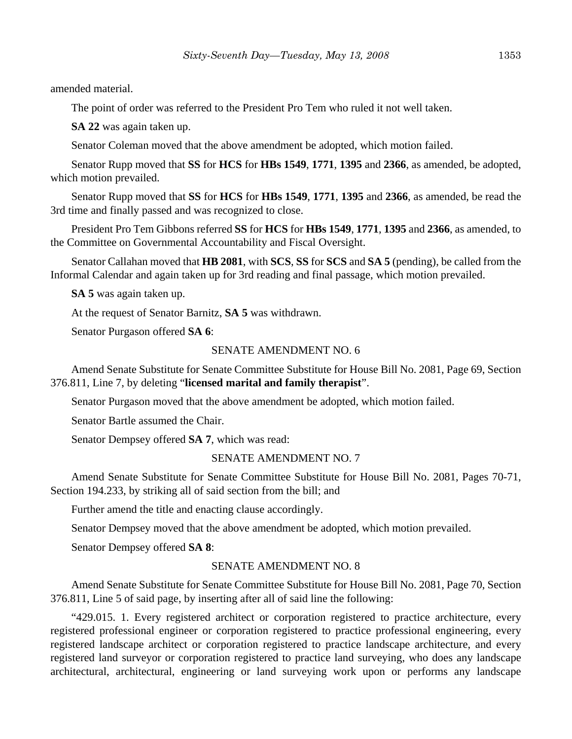amended material.

The point of order was referred to the President Pro Tem who ruled it not well taken.

**SA 22** was again taken up.

Senator Coleman moved that the above amendment be adopted, which motion failed.

Senator Rupp moved that **SS** for **HCS** for **HBs 1549**, **1771**, **1395** and **2366**, as amended, be adopted, which motion prevailed.

Senator Rupp moved that **SS** for **HCS** for **HBs 1549**, **1771**, **1395** and **2366**, as amended, be read the 3rd time and finally passed and was recognized to close.

President Pro Tem Gibbons referred **SS** for **HCS** for **HBs 1549**, **1771**, **1395** and **2366**, as amended, to the Committee on Governmental Accountability and Fiscal Oversight.

Senator Callahan moved that **HB 2081**, with **SCS**, **SS** for **SCS** and **SA 5** (pending), be called from the Informal Calendar and again taken up for 3rd reading and final passage, which motion prevailed.

**SA 5** was again taken up.

At the request of Senator Barnitz, **SA 5** was withdrawn.

Senator Purgason offered **SA 6**:

SENATE AMENDMENT NO. 6

Amend Senate Substitute for Senate Committee Substitute for House Bill No. 2081, Page 69, Section 376.811, Line 7, by deleting "**licensed marital and family therapist**".

Senator Purgason moved that the above amendment be adopted, which motion failed.

Senator Bartle assumed the Chair.

Senator Dempsey offered **SA 7**, which was read:

SENATE AMENDMENT NO. 7

Amend Senate Substitute for Senate Committee Substitute for House Bill No. 2081, Pages 70-71, Section 194.233, by striking all of said section from the bill; and

Further amend the title and enacting clause accordingly.

Senator Dempsey moved that the above amendment be adopted, which motion prevailed.

Senator Dempsey offered **SA 8**:

SENATE AMENDMENT NO. 8

Amend Senate Substitute for Senate Committee Substitute for House Bill No. 2081, Page 70, Section 376.811, Line 5 of said page, by inserting after all of said line the following:

"429.015. 1. Every registered architect or corporation registered to practice architecture, every registered professional engineer or corporation registered to practice professional engineering, every registered landscape architect or corporation registered to practice landscape architecture, and every registered land surveyor or corporation registered to practice land surveying, who does any landscape architectural, architectural, engineering or land surveying work upon or performs any landscape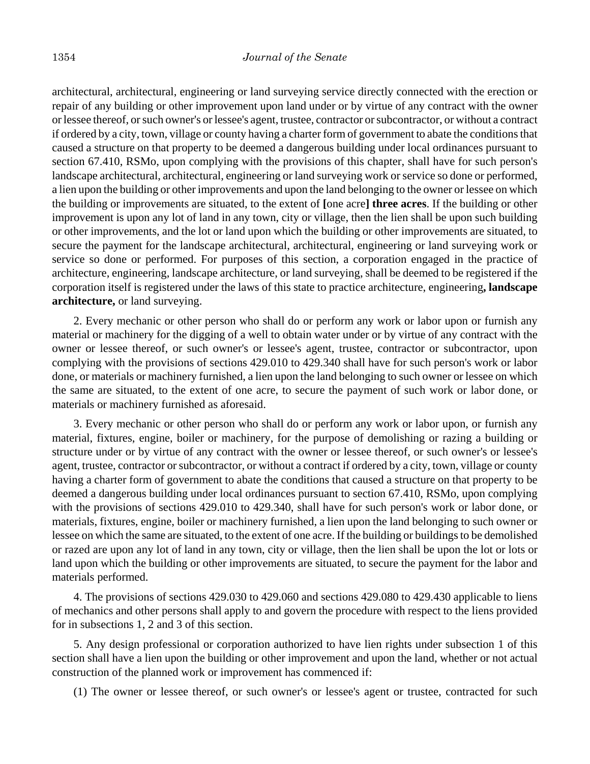architectural, architectural, engineering or land surveying service directly connected with the erection or repair of any building or other improvement upon land under or by virtue of any contract with the owner or lessee thereof, or such owner's or lessee's agent, trustee, contractor or subcontractor, or without a contract if ordered by a city, town, village or county having a charter form of government to abate the conditions that caused a structure on that property to be deemed a dangerous building under local ordinances pursuant to section 67.410, RSMo, upon complying with the provisions of this chapter, shall have for such person's landscape architectural, architectural, engineering or land surveying work or service so done or performed, a lien upon the building or other improvements and upon the land belonging to the owner or lessee on which the building or improvements are situated, to the extent of **[**one acre**] three acres**. If the building or other improvement is upon any lot of land in any town, city or village, then the lien shall be upon such building or other improvements, and the lot or land upon which the building or other improvements are situated, to secure the payment for the landscape architectural, architectural, engineering or land surveying work or service so done or performed. For purposes of this section, a corporation engaged in the practice of architecture, engineering, landscape architecture, or land surveying, shall be deemed to be registered if the corporation itself is registered under the laws of this state to practice architecture, engineering**, landscape architecture,** or land surveying.

2. Every mechanic or other person who shall do or perform any work or labor upon or furnish any material or machinery for the digging of a well to obtain water under or by virtue of any contract with the owner or lessee thereof, or such owner's or lessee's agent, trustee, contractor or subcontractor, upon complying with the provisions of sections 429.010 to 429.340 shall have for such person's work or labor done, or materials or machinery furnished, a lien upon the land belonging to such owner or lessee on which the same are situated, to the extent of one acre, to secure the payment of such work or labor done, or materials or machinery furnished as aforesaid.

3. Every mechanic or other person who shall do or perform any work or labor upon, or furnish any material, fixtures, engine, boiler or machinery, for the purpose of demolishing or razing a building or structure under or by virtue of any contract with the owner or lessee thereof, or such owner's or lessee's agent, trustee, contractor or subcontractor, or without a contract if ordered by a city, town, village or county having a charter form of government to abate the conditions that caused a structure on that property to be deemed a dangerous building under local ordinances pursuant to section 67.410, RSMo, upon complying with the provisions of sections 429.010 to 429.340, shall have for such person's work or labor done, or materials, fixtures, engine, boiler or machinery furnished, a lien upon the land belonging to such owner or lessee on which the same are situated, to the extent of one acre. If the building or buildings to be demolished or razed are upon any lot of land in any town, city or village, then the lien shall be upon the lot or lots or land upon which the building or other improvements are situated, to secure the payment for the labor and materials performed.

4. The provisions of sections 429.030 to 429.060 and sections 429.080 to 429.430 applicable to liens of mechanics and other persons shall apply to and govern the procedure with respect to the liens provided for in subsections 1, 2 and 3 of this section.

5. Any design professional or corporation authorized to have lien rights under subsection 1 of this section shall have a lien upon the building or other improvement and upon the land, whether or not actual construction of the planned work or improvement has commenced if:

(1) The owner or lessee thereof, or such owner's or lessee's agent or trustee, contracted for such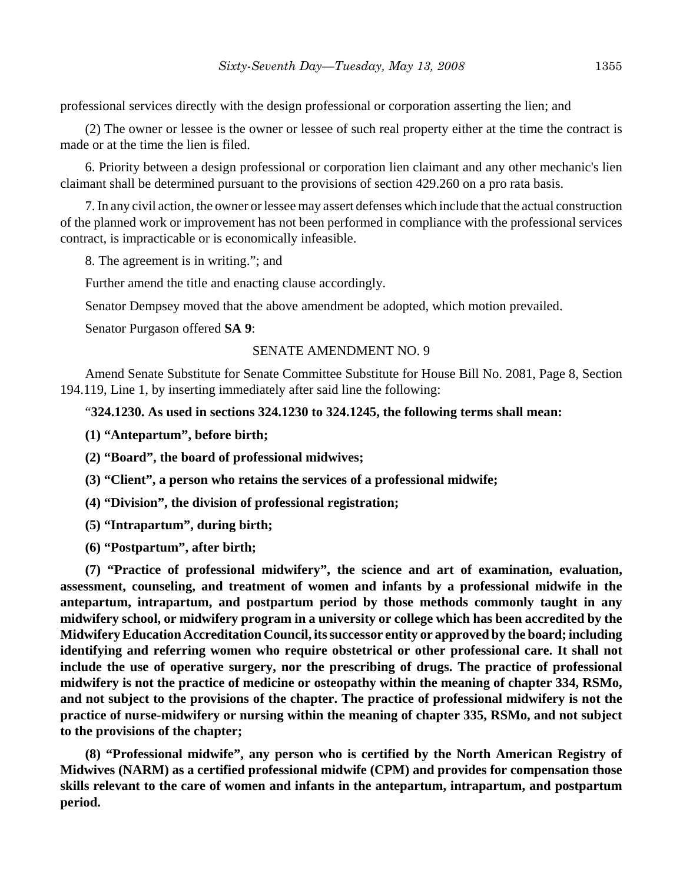professional services directly with the design professional or corporation asserting the lien; and

(2) The owner or lessee is the owner or lessee of such real property either at the time the contract is made or at the time the lien is filed.

6. Priority between a design professional or corporation lien claimant and any other mechanic's lien claimant shall be determined pursuant to the provisions of section 429.260 on a pro rata basis.

7. In any civil action, the owner or lessee may assert defenses which include that the actual construction of the planned work or improvement has not been performed in compliance with the professional services contract, is impracticable or is economically infeasible.

8. The agreement is in writing."; and

Further amend the title and enacting clause accordingly.

Senator Dempsey moved that the above amendment be adopted, which motion prevailed.

Senator Purgason offered **SA 9**:

SENATE AMENDMENT NO. 9

Amend Senate Substitute for Senate Committee Substitute for House Bill No. 2081, Page 8, Section 194.119, Line 1, by inserting immediately after said line the following:

"**324.1230. As used in sections 324.1230 to 324.1245, the following terms shall mean:**

**(1) "Antepartum", before birth;**

**(2) "Board", the board of professional midwives;**

**(3) "Client", a person who retains the services of a professional midwife;**

**(4) "Division", the division of professional registration;**

**(5) "Intrapartum", during birth;**

**(6) "Postpartum", after birth;**

**(7) "Practice of professional midwifery", the science and art of examination, evaluation, assessment, counseling, and treatment of women and infants by a professional midwife in the antepartum, intrapartum, and postpartum period by those methods commonly taught in any midwifery school, or midwifery program in a university or college which has been accredited by the Midwifery Education Accreditation Council, its successor entity or approved by the board; including identifying and referring women who require obstetrical or other professional care. It shall not include the use of operative surgery, nor the prescribing of drugs. The practice of professional midwifery is not the practice of medicine or osteopathy within the meaning of chapter 334, RSMo, and not subject to the provisions of the chapter. The practice of professional midwifery is not the practice of nurse-midwifery or nursing within the meaning of chapter 335, RSMo, and not subject to the provisions of the chapter;**

**(8) "Professional midwife", any person who is certified by the North American Registry of Midwives (NARM) as a certified professional midwife (CPM) and provides for compensation those skills relevant to the care of women and infants in the antepartum, intrapartum, and postpartum period.**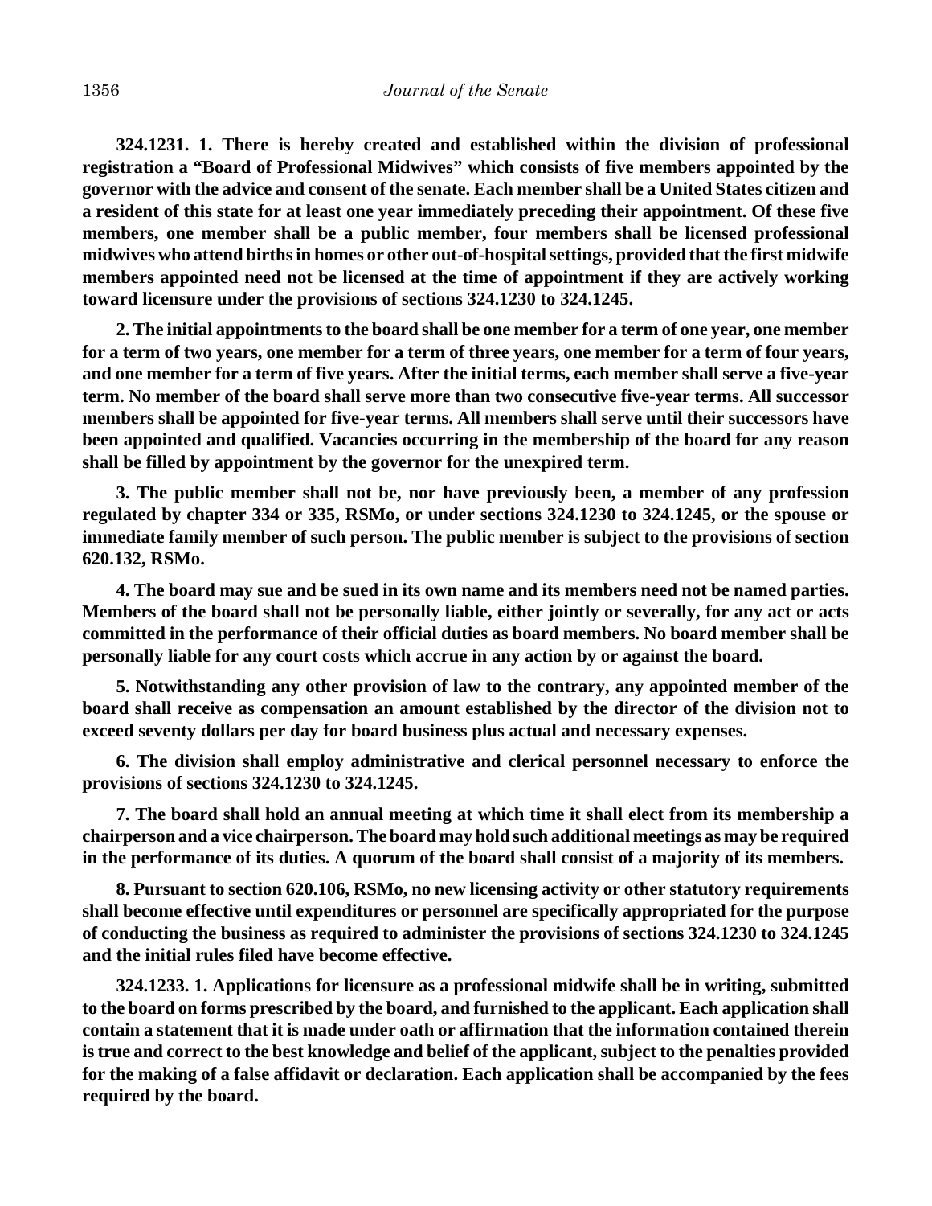**324.1231. 1. There is hereby created and established within the division of professional registration a "Board of Professional Midwives" which consists of five members appointed by the governor with the advice and consent of the senate. Each member shall be a United States citizen and a resident of this state for at least one year immediately preceding their appointment. Of these five members, one member shall be a public member, four members shall be licensed professional midwives who attend births in homes or other out-of-hospital settings, provided that the first midwife members appointed need not be licensed at the time of appointment if they are actively working toward licensure under the provisions of sections 324.1230 to 324.1245.**

**2. The initial appointments to the board shall be one member for a term of one year, one member for a term of two years, one member for a term of three years, one member for a term of four years, and one member for a term of five years. After the initial terms, each member shall serve a five-year term. No member of the board shall serve more than two consecutive five-year terms. All successor members shall be appointed for five-year terms. All members shall serve until their successors have been appointed and qualified. Vacancies occurring in the membership of the board for any reason shall be filled by appointment by the governor for the unexpired term.**

**3. The public member shall not be, nor have previously been, a member of any profession regulated by chapter 334 or 335, RSMo, or under sections 324.1230 to 324.1245, or the spouse or immediate family member of such person. The public member is subject to the provisions of section 620.132, RSMo.**

**4. The board may sue and be sued in its own name and its members need not be named parties. Members of the board shall not be personally liable, either jointly or severally, for any act or acts committed in the performance of their official duties as board members. No board member shall be personally liable for any court costs which accrue in any action by or against the board.**

**5. Notwithstanding any other provision of law to the contrary, any appointed member of the board shall receive as compensation an amount established by the director of the division not to exceed seventy dollars per day for board business plus actual and necessary expenses.**

**6. The division shall employ administrative and clerical personnel necessary to enforce the provisions of sections 324.1230 to 324.1245.**

**7. The board shall hold an annual meeting at which time it shall elect from its membership a chairperson and a vice chairperson. The board may hold such additional meetings as may be required in the performance of its duties. A quorum of the board shall consist of a majority of its members.**

**8. Pursuant to section 620.106, RSMo, no new licensing activity or other statutory requirements shall become effective until expenditures or personnel are specifically appropriated for the purpose of conducting the business as required to administer the provisions of sections 324.1230 to 324.1245 and the initial rules filed have become effective.**

**324.1233. 1. Applications for licensure as a professional midwife shall be in writing, submitted to the board on forms prescribed by the board, and furnished to the applicant. Each application shall contain a statement that it is made under oath or affirmation that the information contained therein is true and correct to the best knowledge and belief of the applicant, subject to the penalties provided for the making of a false affidavit or declaration. Each application shall be accompanied by the fees required by the board.**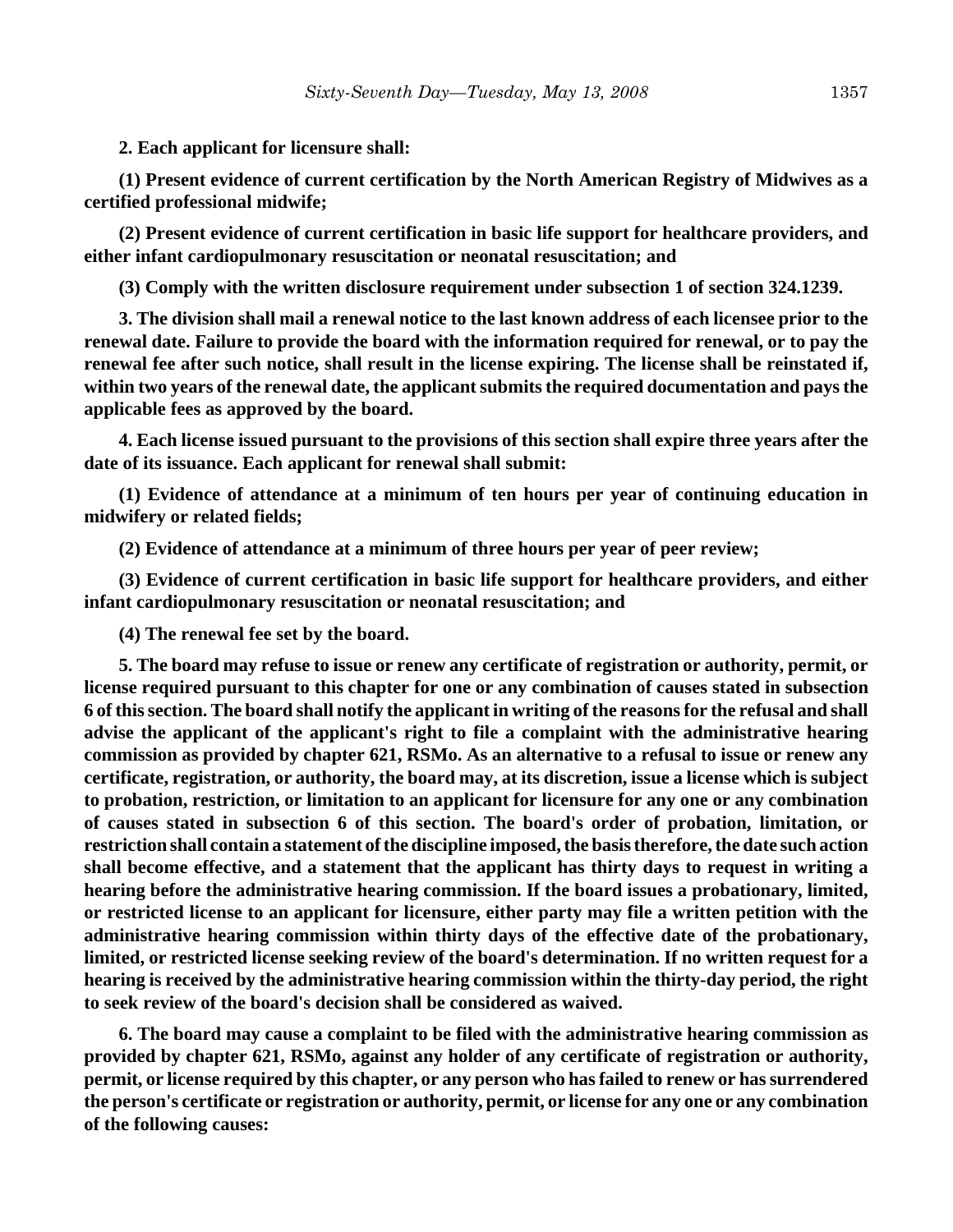**2. Each applicant for licensure shall:**

**(1) Present evidence of current certification by the North American Registry of Midwives as a certified professional midwife;**

**(2) Present evidence of current certification in basic life support for healthcare providers, and either infant cardiopulmonary resuscitation or neonatal resuscitation; and**

**(3) Comply with the written disclosure requirement under subsection 1 of section 324.1239.**

**3. The division shall mail a renewal notice to the last known address of each licensee prior to the renewal date. Failure to provide the board with the information required for renewal, or to pay the renewal fee after such notice, shall result in the license expiring. The license shall be reinstated if, within two years of the renewal date, the applicant submits the required documentation and pays the applicable fees as approved by the board.**

**4. Each license issued pursuant to the provisions of this section shall expire three years after the date of its issuance. Each applicant for renewal shall submit:**

**(1) Evidence of attendance at a minimum of ten hours per year of continuing education in midwifery or related fields;**

**(2) Evidence of attendance at a minimum of three hours per year of peer review;**

**(3) Evidence of current certification in basic life support for healthcare providers, and either infant cardiopulmonary resuscitation or neonatal resuscitation; and**

**(4) The renewal fee set by the board.**

**5. The board may refuse to issue or renew any certificate of registration or authority, permit, or license required pursuant to this chapter for one or any combination of causes stated in subsection 6 of this section. The board shall notify the applicant in writing of the reasons for the refusal and shall advise the applicant of the applicant's right to file a complaint with the administrative hearing commission as provided by chapter 621, RSMo. As an alternative to a refusal to issue or renew any certificate, registration, or authority, the board may, at its discretion, issue a license which is subject to probation, restriction, or limitation to an applicant for licensure for any one or any combination of causes stated in subsection 6 of this section. The board's order of probation, limitation, or restriction shall contain a statement of the discipline imposed, the basis therefore, the date such action shall become effective, and a statement that the applicant has thirty days to request in writing a hearing before the administrative hearing commission. If the board issues a probationary, limited, or restricted license to an applicant for licensure, either party may file a written petition with the administrative hearing commission within thirty days of the effective date of the probationary, limited, or restricted license seeking review of the board's determination. If no written request for a hearing is received by the administrative hearing commission within the thirty-day period, the right to seek review of the board's decision shall be considered as waived.**

**6. The board may cause a complaint to be filed with the administrative hearing commission as provided by chapter 621, RSMo, against any holder of any certificate of registration or authority, permit, or license required by this chapter, or any person who has failed to renew or has surrendered the person's certificate or registration or authority, permit, or license for any one or any combination of the following causes:**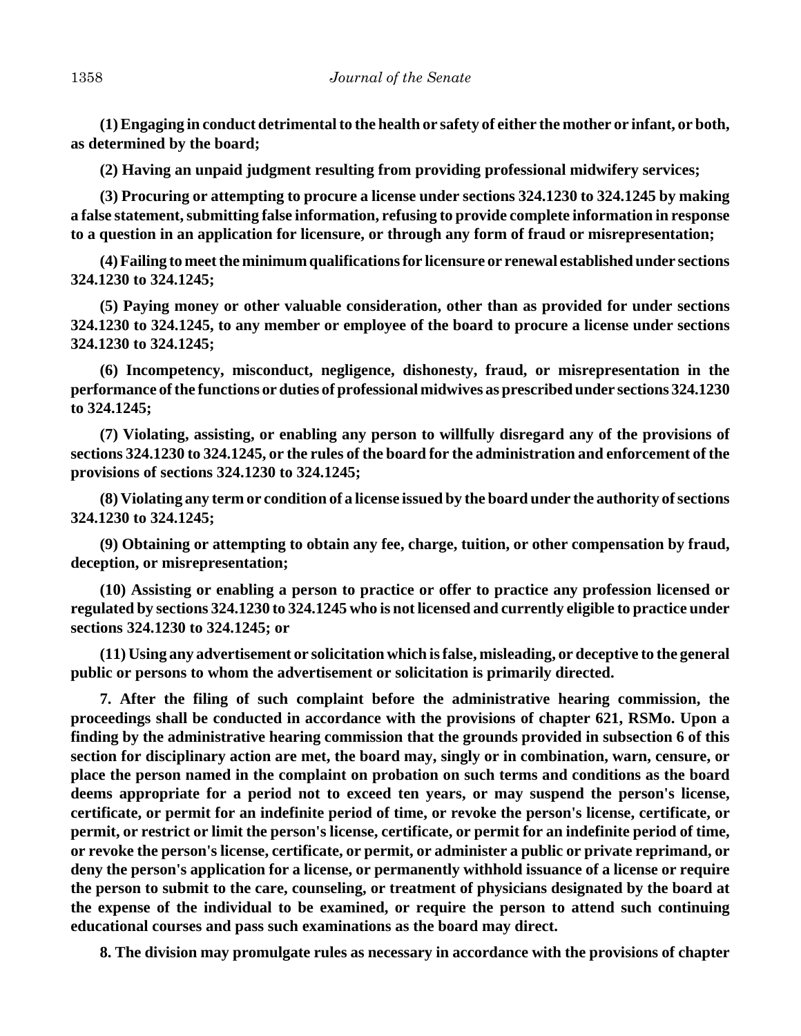**(1) Engaging in conduct detrimental to the health or safety of either the mother or infant, or both, as determined by the board;**

**(2) Having an unpaid judgment resulting from providing professional midwifery services;**

**(3) Procuring or attempting to procure a license under sections 324.1230 to 324.1245 by making a false statement, submitting false information, refusing to provide complete information in response to a question in an application for licensure, or through any form of fraud or misrepresentation;**

**(4) Failing to meet the minimum qualifications for licensure or renewal established under sections 324.1230 to 324.1245;**

**(5) Paying money or other valuable consideration, other than as provided for under sections 324.1230 to 324.1245, to any member or employee of the board to procure a license under sections 324.1230 to 324.1245;**

**(6) Incompetency, misconduct, negligence, dishonesty, fraud, or misrepresentation in the performance of the functions or duties of professional midwives as prescribed under sections 324.1230 to 324.1245;**

**(7) Violating, assisting, or enabling any person to willfully disregard any of the provisions of sections 324.1230 to 324.1245, or the rules of the board for the administration and enforcement of the provisions of sections 324.1230 to 324.1245;**

**(8) Violating any term or condition of a license issued by the board under the authority of sections 324.1230 to 324.1245;**

**(9) Obtaining or attempting to obtain any fee, charge, tuition, or other compensation by fraud, deception, or misrepresentation;**

**(10) Assisting or enabling a person to practice or offer to practice any profession licensed or regulated by sections 324.1230 to 324.1245 who is not licensed and currently eligible to practice under sections 324.1230 to 324.1245; or**

**(11) Using any advertisement or solicitation which is false, misleading, or deceptive to the general public or persons to whom the advertisement or solicitation is primarily directed.**

**7. After the filing of such complaint before the administrative hearing commission, the proceedings shall be conducted in accordance with the provisions of chapter 621, RSMo. Upon a finding by the administrative hearing commission that the grounds provided in subsection 6 of this section for disciplinary action are met, the board may, singly or in combination, warn, censure, or place the person named in the complaint on probation on such terms and conditions as the board deems appropriate for a period not to exceed ten years, or may suspend the person's license, certificate, or permit for an indefinite period of time, or revoke the person's license, certificate, or permit, or restrict or limit the person's license, certificate, or permit for an indefinite period of time, or revoke the person's license, certificate, or permit, or administer a public or private reprimand, or deny the person's application for a license, or permanently withhold issuance of a license or require the person to submit to the care, counseling, or treatment of physicians designated by the board at the expense of the individual to be examined, or require the person to attend such continuing educational courses and pass such examinations as the board may direct.**

**8. The division may promulgate rules as necessary in accordance with the provisions of chapter**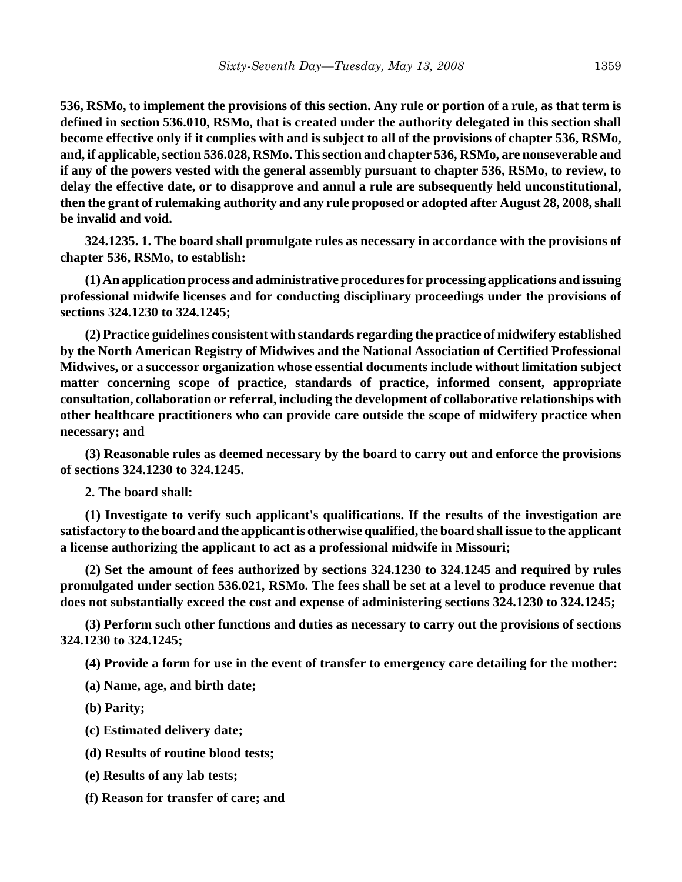**536, RSMo, to implement the provisions of this section. Any rule or portion of a rule, as that term is defined in section 536.010, RSMo, that is created under the authority delegated in this section shall become effective only if it complies with and is subject to all of the provisions of chapter 536, RSMo, and, if applicable, section 536.028, RSMo. This section and chapter 536, RSMo, are nonseverable and if any of the powers vested with the general assembly pursuant to chapter 536, RSMo, to review, to delay the effective date, or to disapprove and annul a rule are subsequently held unconstitutional, then the grant of rulemaking authority and any rule proposed or adopted after August 28, 2008, shall be invalid and void.**

**324.1235. 1. The board shall promulgate rules as necessary in accordance with the provisions of chapter 536, RSMo, to establish:**

**(1) An application process and administrative procedures for processing applications and issuing professional midwife licenses and for conducting disciplinary proceedings under the provisions of sections 324.1230 to 324.1245;**

**(2) Practice guidelines consistent with standards regarding the practice of midwifery established by the North American Registry of Midwives and the National Association of Certified Professional Midwives, or a successor organization whose essential documents include without limitation subject matter concerning scope of practice, standards of practice, informed consent, appropriate consultation, collaboration or referral, including the development of collaborative relationships with other healthcare practitioners who can provide care outside the scope of midwifery practice when necessary; and**

**(3) Reasonable rules as deemed necessary by the board to carry out and enforce the provisions of sections 324.1230 to 324.1245.**

**2. The board shall:**

**(1) Investigate to verify such applicant's qualifications. If the results of the investigation are satisfactory to the board and the applicant is otherwise qualified, the board shall issue to the applicant a license authorizing the applicant to act as a professional midwife in Missouri;**

**(2) Set the amount of fees authorized by sections 324.1230 to 324.1245 and required by rules promulgated under section 536.021, RSMo. The fees shall be set at a level to produce revenue that does not substantially exceed the cost and expense of administering sections 324.1230 to 324.1245;**

**(3) Perform such other functions and duties as necessary to carry out the provisions of sections 324.1230 to 324.1245;**

**(4) Provide a form for use in the event of transfer to emergency care detailing for the mother:**

**(a) Name, age, and birth date;**

**(b) Parity;**

**(c) Estimated delivery date;**

**(d) Results of routine blood tests;**

**(e) Results of any lab tests;**

**(f) Reason for transfer of care; and**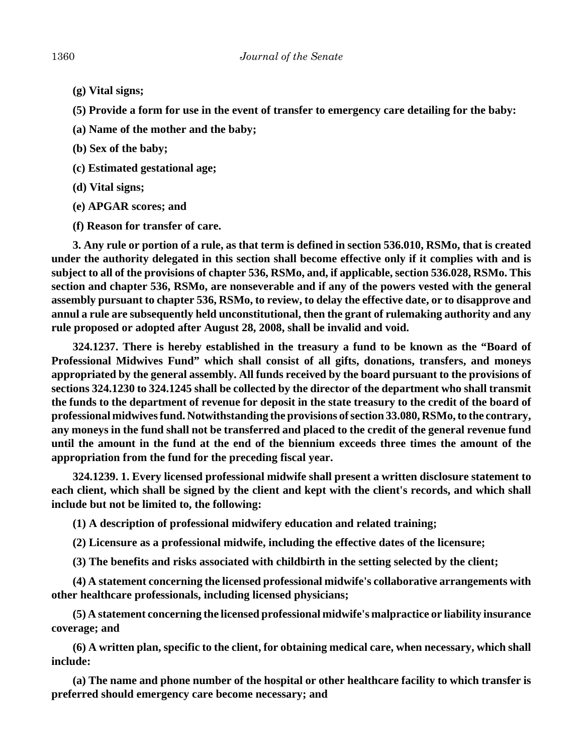**(g) Vital signs;**

**(5) Provide a form for use in the event of transfer to emergency care detailing for the baby:**

**(a) Name of the mother and the baby;**

**(b) Sex of the baby;**

**(c) Estimated gestational age;**

**(d) Vital signs;**

**(e) APGAR scores; and**

**(f) Reason for transfer of care.**

**3. Any rule or portion of a rule, as that term is defined in section 536.010, RSMo, that is created under the authority delegated in this section shall become effective only if it complies with and is subject to all of the provisions of chapter 536, RSMo, and, if applicable, section 536.028, RSMo. This section and chapter 536, RSMo, are nonseverable and if any of the powers vested with the general assembly pursuant to chapter 536, RSMo, to review, to delay the effective date, or to disapprove and annul a rule are subsequently held unconstitutional, then the grant of rulemaking authority and any rule proposed or adopted after August 28, 2008, shall be invalid and void.**

**324.1237. There is hereby established in the treasury a fund to be known as the "Board of Professional Midwives Fund" which shall consist of all gifts, donations, transfers, and moneys appropriated by the general assembly. All funds received by the board pursuant to the provisions of sections 324.1230 to 324.1245 shall be collected by the director of the department who shall transmit the funds to the department of revenue for deposit in the state treasury to the credit of the board of professional midwives fund. Notwithstanding the provisions of section 33.080, RSMo, to the contrary, any moneys in the fund shall not be transferred and placed to the credit of the general revenue fund until the amount in the fund at the end of the biennium exceeds three times the amount of the appropriation from the fund for the preceding fiscal year.**

**324.1239. 1. Every licensed professional midwife shall present a written disclosure statement to each client, which shall be signed by the client and kept with the client's records, and which shall include but not be limited to, the following:**

**(1) A description of professional midwifery education and related training;**

**(2) Licensure as a professional midwife, including the effective dates of the licensure;**

**(3) The benefits and risks associated with childbirth in the setting selected by the client;**

**(4) A statement concerning the licensed professional midwife's collaborative arrangements with other healthcare professionals, including licensed physicians;**

**(5) A statement concerning the licensed professional midwife's malpractice or liability insurance coverage; and**

**(6) A written plan, specific to the client, for obtaining medical care, when necessary, which shall include:**

**(a) The name and phone number of the hospital or other healthcare facility to which transfer is preferred should emergency care become necessary; and**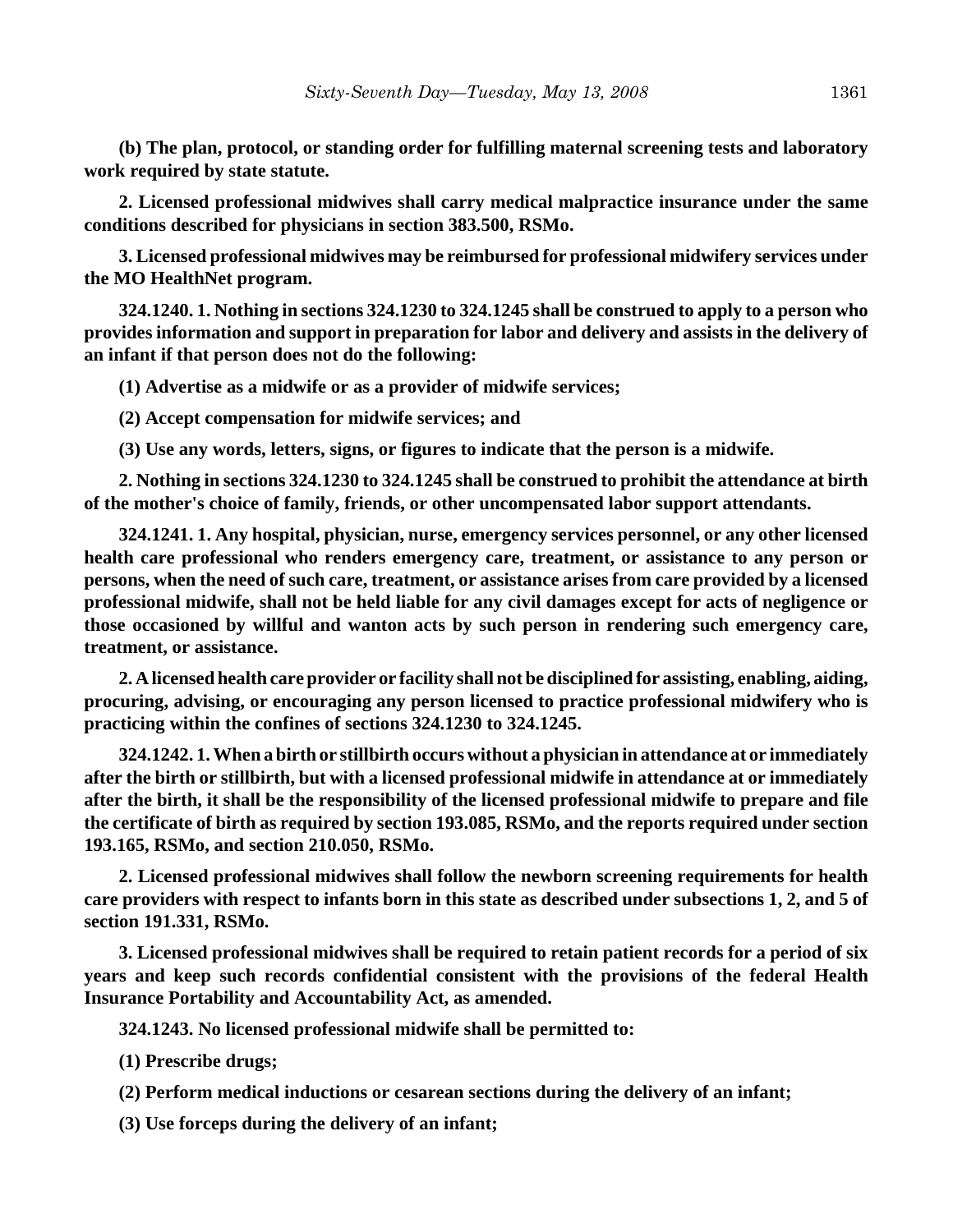**(b) The plan, protocol, or standing order for fulfilling maternal screening tests and laboratory work required by state statute.**

**2. Licensed professional midwives shall carry medical malpractice insurance under the same conditions described for physicians in section 383.500, RSMo.**

**3. Licensed professional midwives may be reimbursed for professional midwifery services under the MO HealthNet program.**

**324.1240. 1. Nothing in sections 324.1230 to 324.1245 shall be construed to apply to a person who provides information and support in preparation for labor and delivery and assists in the delivery of an infant if that person does not do the following:**

**(1) Advertise as a midwife or as a provider of midwife services;**

**(2) Accept compensation for midwife services; and**

**(3) Use any words, letters, signs, or figures to indicate that the person is a midwife.**

**2. Nothing in sections 324.1230 to 324.1245 shall be construed to prohibit the attendance at birth of the mother's choice of family, friends, or other uncompensated labor support attendants.**

**324.1241. 1. Any hospital, physician, nurse, emergency services personnel, or any other licensed health care professional who renders emergency care, treatment, or assistance to any person or persons, when the need of such care, treatment, or assistance arises from care provided by a licensed professional midwife, shall not be held liable for any civil damages except for acts of negligence or those occasioned by willful and wanton acts by such person in rendering such emergency care, treatment, or assistance.**

**2. A licensed health care provider or facility shall not be disciplined for assisting, enabling, aiding, procuring, advising, or encouraging any person licensed to practice professional midwifery who is practicing within the confines of sections 324.1230 to 324.1245.**

**324.1242. 1. When a birth or stillbirth occurs without a physician in attendance at or immediately after the birth or stillbirth, but with a licensed professional midwife in attendance at or immediately after the birth, it shall be the responsibility of the licensed professional midwife to prepare and file the certificate of birth as required by section 193.085, RSMo, and the reports required under section 193.165, RSMo, and section 210.050, RSMo.**

**2. Licensed professional midwives shall follow the newborn screening requirements for health care providers with respect to infants born in this state as described under subsections 1, 2, and 5 of section 191.331, RSMo.**

**3. Licensed professional midwives shall be required to retain patient records for a period of six years and keep such records confidential consistent with the provisions of the federal Health Insurance Portability and Accountability Act, as amended.**

**324.1243. No licensed professional midwife shall be permitted to:**

**(1) Prescribe drugs;**

**(2) Perform medical inductions or cesarean sections during the delivery of an infant;**

**(3) Use forceps during the delivery of an infant;**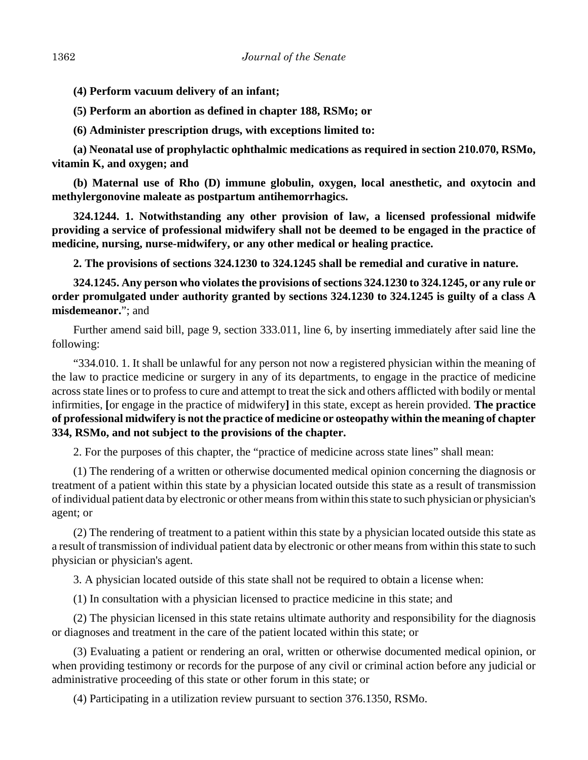**(4) Perform vacuum delivery of an infant;**

**(5) Perform an abortion as defined in chapter 188, RSMo; or**

**(6) Administer prescription drugs, with exceptions limited to:**

**(a) Neonatal use of prophylactic ophthalmic medications as required in section 210.070, RSMo, vitamin K, and oxygen; and**

**(b) Maternal use of Rho (D) immune globulin, oxygen, local anesthetic, and oxytocin and methylergonovine maleate as postpartum antihemorrhagics.**

**324.1244. 1. Notwithstanding any other provision of law, a licensed professional midwife providing a service of professional midwifery shall not be deemed to be engaged in the practice of medicine, nursing, nurse-midwifery, or any other medical or healing practice.**

**2. The provisions of sections 324.1230 to 324.1245 shall be remedial and curative in nature.**

**324.1245. Any person who violates the provisions of sections 324.1230 to 324.1245, or any rule or order promulgated under authority granted by sections 324.1230 to 324.1245 is guilty of a class A misdemeanor.**"; and

Further amend said bill, page 9, section 333.011, line 6, by inserting immediately after said line the following:

"334.010. 1. It shall be unlawful for any person not now a registered physician within the meaning of the law to practice medicine or surgery in any of its departments, to engage in the practice of medicine across state lines or to profess to cure and attempt to treat the sick and others afflicted with bodily or mental infirmities, **[**or engage in the practice of midwifery**]** in this state, except as herein provided. **The practice of professional midwifery is not the practice of medicine or osteopathy within the meaning of chapter 334, RSMo, and not subject to the provisions of the chapter.**

2. For the purposes of this chapter, the "practice of medicine across state lines" shall mean:

(1) The rendering of a written or otherwise documented medical opinion concerning the diagnosis or treatment of a patient within this state by a physician located outside this state as a result of transmission of individual patient data by electronic or other means from within this state to such physician or physician's agent; or

(2) The rendering of treatment to a patient within this state by a physician located outside this state as a result of transmission of individual patient data by electronic or other means from within this state to such physician or physician's agent.

3. A physician located outside of this state shall not be required to obtain a license when:

(1) In consultation with a physician licensed to practice medicine in this state; and

(2) The physician licensed in this state retains ultimate authority and responsibility for the diagnosis or diagnoses and treatment in the care of the patient located within this state; or

(3) Evaluating a patient or rendering an oral, written or otherwise documented medical opinion, or when providing testimony or records for the purpose of any civil or criminal action before any judicial or administrative proceeding of this state or other forum in this state; or

(4) Participating in a utilization review pursuant to section 376.1350, RSMo.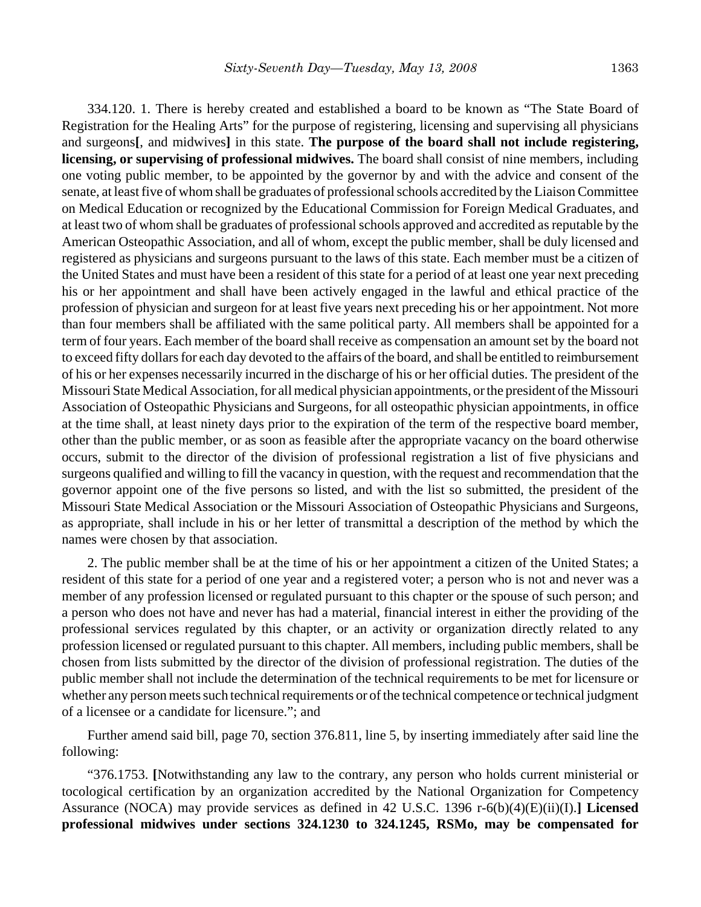334.120. 1. There is hereby created and established a board to be known as "The State Board of Registration for the Healing Arts" for the purpose of registering, licensing and supervising all physicians and surgeons**[**, and midwives**]** in this state. **The purpose of the board shall not include registering, licensing, or supervising of professional midwives.** The board shall consist of nine members, including one voting public member, to be appointed by the governor by and with the advice and consent of the senate, at least five of whom shall be graduates of professional schools accredited by the Liaison Committee on Medical Education or recognized by the Educational Commission for Foreign Medical Graduates, and at least two of whom shall be graduates of professional schools approved and accredited as reputable by the American Osteopathic Association, and all of whom, except the public member, shall be duly licensed and registered as physicians and surgeons pursuant to the laws of this state. Each member must be a citizen of the United States and must have been a resident of this state for a period of at least one year next preceding his or her appointment and shall have been actively engaged in the lawful and ethical practice of the profession of physician and surgeon for at least five years next preceding his or her appointment. Not more than four members shall be affiliated with the same political party. All members shall be appointed for a term of four years. Each member of the board shall receive as compensation an amount set by the board not to exceed fifty dollars for each day devoted to the affairs of the board, and shall be entitled to reimbursement of his or her expenses necessarily incurred in the discharge of his or her official duties. The president of the Missouri State Medical Association, for all medical physician appointments, or the president of the Missouri Association of Osteopathic Physicians and Surgeons, for all osteopathic physician appointments, in office at the time shall, at least ninety days prior to the expiration of the term of the respective board member, other than the public member, or as soon as feasible after the appropriate vacancy on the board otherwise occurs, submit to the director of the division of professional registration a list of five physicians and surgeons qualified and willing to fill the vacancy in question, with the request and recommendation that the governor appoint one of the five persons so listed, and with the list so submitted, the president of the Missouri State Medical Association or the Missouri Association of Osteopathic Physicians and Surgeons, as appropriate, shall include in his or her letter of transmittal a description of the method by which the names were chosen by that association.

2. The public member shall be at the time of his or her appointment a citizen of the United States; a resident of this state for a period of one year and a registered voter; a person who is not and never was a member of any profession licensed or regulated pursuant to this chapter or the spouse of such person; and a person who does not have and never has had a material, financial interest in either the providing of the professional services regulated by this chapter, or an activity or organization directly related to any profession licensed or regulated pursuant to this chapter. All members, including public members, shall be chosen from lists submitted by the director of the division of professional registration. The duties of the public member shall not include the determination of the technical requirements to be met for licensure or whether any person meets such technical requirements or of the technical competence or technical judgment of a licensee or a candidate for licensure."; and

Further amend said bill, page 70, section 376.811, line 5, by inserting immediately after said line the following:

"376.1753. **[**Notwithstanding any law to the contrary, any person who holds current ministerial or tocological certification by an organization accredited by the National Organization for Competency Assurance (NOCA) may provide services as defined in 42 U.S.C. 1396 r-6(b)(4)(E)(ii)(I).**]** **Licensed professional midwives under sections 324.1230 to 324.1245, RSMo, may be compensated for**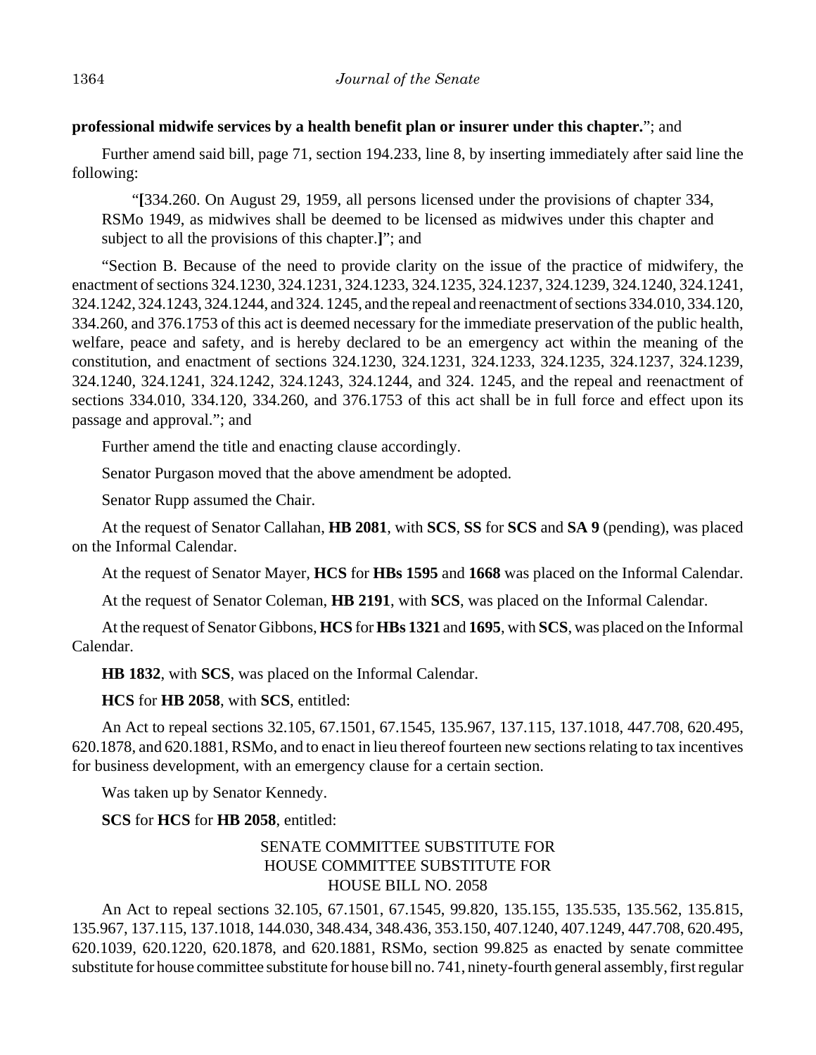**professional midwife services by a health benefit plan or insurer under this chapter.**"; and

Further amend said bill, page 71, section 194.233, line 8, by inserting immediately after said line the following:

> "**[**334.260. On August 29, 1959, all persons licensed under the provisions of chapter 334, RSMo 1949, as midwives shall be deemed to be licensed as midwives under this chapter and subject to all the provisions of this chapter.**]**"; and

"Section B. Because of the need to provide clarity on the issue of the practice of midwifery, the enactment of sections 324.1230, 324.1231, 324.1233, 324.1235, 324.1237, 324.1239, 324.1240, 324.1241, 324.1242, 324.1243, 324.1244, and 324. 1245, and the repeal and reenactment of sections 334.010, 334.120, 334.260, and 376.1753 of this act is deemed necessary for the immediate preservation of the public health, welfare, peace and safety, and is hereby declared to be an emergency act within the meaning of the constitution, and enactment of sections 324.1230, 324.1231, 324.1233, 324.1235, 324.1237, 324.1239, 324.1240, 324.1241, 324.1242, 324.1243, 324.1244, and 324. 1245, and the repeal and reenactment of sections 334.010, 334.120, 334.260, and 376.1753 of this act shall be in full force and effect upon its passage and approval."; and

Further amend the title and enacting clause accordingly.

Senator Purgason moved that the above amendment be adopted.

Senator Rupp assumed the Chair.

At the request of Senator Callahan, **HB 2081**, with **SCS**, **SS** for **SCS** and **SA 9** (pending), was placed on the Informal Calendar.

At the request of Senator Mayer, **HCS** for **HBs 1595** and **1668** was placed on the Informal Calendar.

At the request of Senator Coleman, **HB 2191**, with **SCS**, was placed on the Informal Calendar.

At the request of Senator Gibbons, **HCS** for **HBs 1321** and **1695**, with **SCS**, was placed on the Informal Calendar.

**HB 1832**, with **SCS**, was placed on the Informal Calendar.

**HCS** for **HB 2058**, with **SCS**, entitled:

An Act to repeal sections 32.105, 67.1501, 67.1545, 135.967, 137.115, 137.1018, 447.708, 620.495, 620.1878, and 620.1881, RSMo, and to enact in lieu thereof fourteen new sections relating to tax incentives for business development, with an emergency clause for a certain section.

Was taken up by Senator Kennedy.

**SCS** for **HCS** for **HB 2058**, entitled:

SENATE COMMITTEE SUBSTITUTE FOR
HOUSE COMMITTEE SUBSTITUTE FOR
HOUSE BILL NO. 2058

An Act to repeal sections 32.105, 67.1501, 67.1545, 99.820, 135.155, 135.535, 135.562, 135.815, 135.967, 137.115, 137.1018, 144.030, 348.434, 348.436, 353.150, 407.1240, 407.1249, 447.708, 620.495, 620.1039, 620.1220, 620.1878, and 620.1881, RSMo, section 99.825 as enacted by senate committee substitute for house committee substitute for house bill no. 741, ninety-fourth general assembly, first regular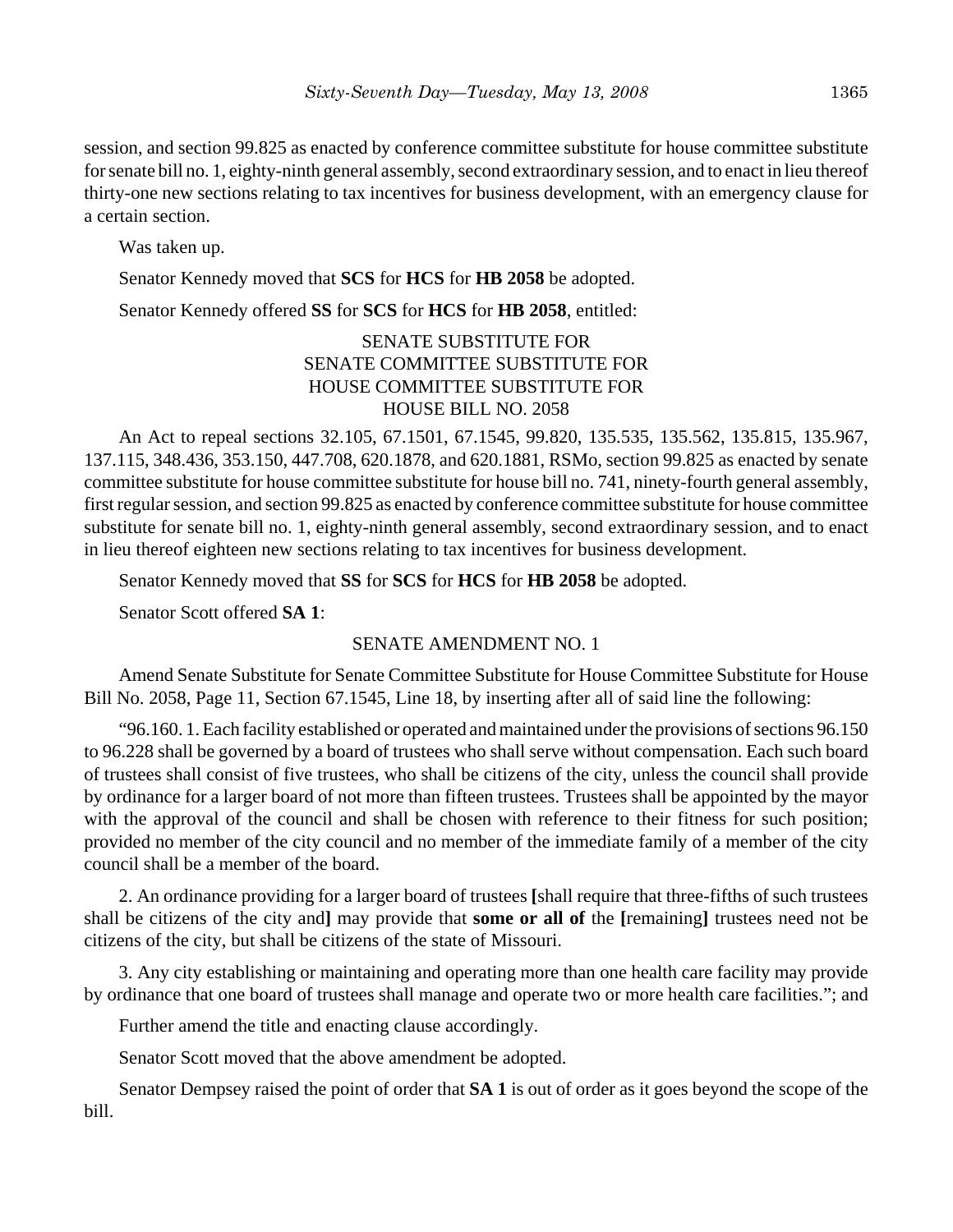session, and section 99.825 as enacted by conference committee substitute for house committee substitute for senate bill no. 1, eighty-ninth general assembly, second extraordinary session, and to enact in lieu thereof thirty-one new sections relating to tax incentives for business development, with an emergency clause for a certain section.

Was taken up.

Senator Kennedy moved that **SCS** for **HCS** for **HB 2058** be adopted.

Senator Kennedy offered **SS** for **SCS** for **HCS** for **HB 2058**, entitled:

SENATE SUBSTITUTE FOR
SENATE COMMITTEE SUBSTITUTE FOR
HOUSE COMMITTEE SUBSTITUTE FOR
HOUSE BILL NO. 2058

An Act to repeal sections 32.105, 67.1501, 67.1545, 99.820, 135.535, 135.562, 135.815, 135.967, 137.115, 348.436, 353.150, 447.708, 620.1878, and 620.1881, RSMo, section 99.825 as enacted by senate committee substitute for house committee substitute for house bill no. 741, ninety-fourth general assembly, first regular session, and section 99.825 as enacted by conference committee substitute for house committee substitute for senate bill no. 1, eighty-ninth general assembly, second extraordinary session, and to enact in lieu thereof eighteen new sections relating to tax incentives for business development.

Senator Kennedy moved that **SS** for **SCS** for **HCS** for **HB 2058** be adopted.

Senator Scott offered **SA 1**:

SENATE AMENDMENT NO. 1

Amend Senate Substitute for Senate Committee Substitute for House Committee Substitute for House Bill No. 2058, Page 11, Section 67.1545, Line 18, by inserting after all of said line the following:

"96.160. 1. Each facility established or operated and maintained under the provisions of sections 96.150 to 96.228 shall be governed by a board of trustees who shall serve without compensation. Each such board of trustees shall consist of five trustees, who shall be citizens of the city, unless the council shall provide by ordinance for a larger board of not more than fifteen trustees. Trustees shall be appointed by the mayor with the approval of the council and shall be chosen with reference to their fitness for such position; provided no member of the city council and no member of the immediate family of a member of the city council shall be a member of the board.

2. An ordinance providing for a larger board of trustees **[**shall require that three-fifths of such trustees shall be citizens of the city and**]** may provide that **some or all of** the **[**remaining**]** trustees need not be citizens of the city, but shall be citizens of the state of Missouri.

3. Any city establishing or maintaining and operating more than one health care facility may provide by ordinance that one board of trustees shall manage and operate two or more health care facilities."; and

Further amend the title and enacting clause accordingly.

Senator Scott moved that the above amendment be adopted.

Senator Dempsey raised the point of order that **SA 1** is out of order as it goes beyond the scope of the bill.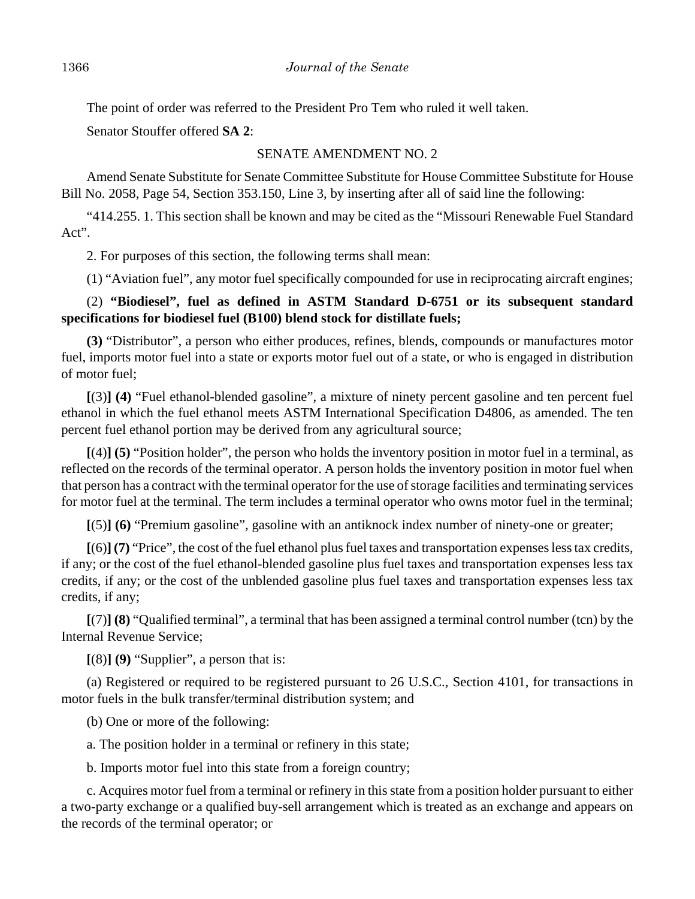The point of order was referred to the President Pro Tem who ruled it well taken.

Senator Stouffer offered **SA 2**:

SENATE AMENDMENT NO. 2

Amend Senate Substitute for Senate Committee Substitute for House Committee Substitute for House Bill No. 2058, Page 54, Section 353.150, Line 3, by inserting after all of said line the following:

"414.255. 1. This section shall be known and may be cited as the "Missouri Renewable Fuel Standard Act".

2. For purposes of this section, the following terms shall mean:

(1) "Aviation fuel", any motor fuel specifically compounded for use in reciprocating aircraft engines;

(2) **"Biodiesel", fuel as defined in ASTM Standard D-6751 or its subsequent standard specifications for biodiesel fuel (B100) blend stock for distillate fuels;**

**(3)** "Distributor", a person who either produces, refines, blends, compounds or manufactures motor fuel, imports motor fuel into a state or exports motor fuel out of a state, or who is engaged in distribution of motor fuel;

**[**(3)**] (4)** "Fuel ethanol-blended gasoline", a mixture of ninety percent gasoline and ten percent fuel ethanol in which the fuel ethanol meets ASTM International Specification D4806, as amended. The ten percent fuel ethanol portion may be derived from any agricultural source;

**[**(4)**] (5)** "Position holder", the person who holds the inventory position in motor fuel in a terminal, as reflected on the records of the terminal operator. A person holds the inventory position in motor fuel when that person has a contract with the terminal operator for the use of storage facilities and terminating services for motor fuel at the terminal. The term includes a terminal operator who owns motor fuel in the terminal;

**[**(5)**] (6)** "Premium gasoline", gasoline with an antiknock index number of ninety-one or greater;

**[**(6)**] (7)** "Price", the cost of the fuel ethanol plus fuel taxes and transportation expenses less tax credits, if any; or the cost of the fuel ethanol-blended gasoline plus fuel taxes and transportation expenses less tax credits, if any; or the cost of the unblended gasoline plus fuel taxes and transportation expenses less tax credits, if any;

**[**(7)**] (8)** "Qualified terminal", a terminal that has been assigned a terminal control number (tcn) by the Internal Revenue Service;

**[**(8)**] (9)** "Supplier", a person that is:

(a) Registered or required to be registered pursuant to 26 U.S.C., Section 4101, for transactions in motor fuels in the bulk transfer/terminal distribution system; and

(b) One or more of the following:

a. The position holder in a terminal or refinery in this state;

b. Imports motor fuel into this state from a foreign country;

c. Acquires motor fuel from a terminal or refinery in this state from a position holder pursuant to either a two-party exchange or a qualified buy-sell arrangement which is treated as an exchange and appears on the records of the terminal operator; or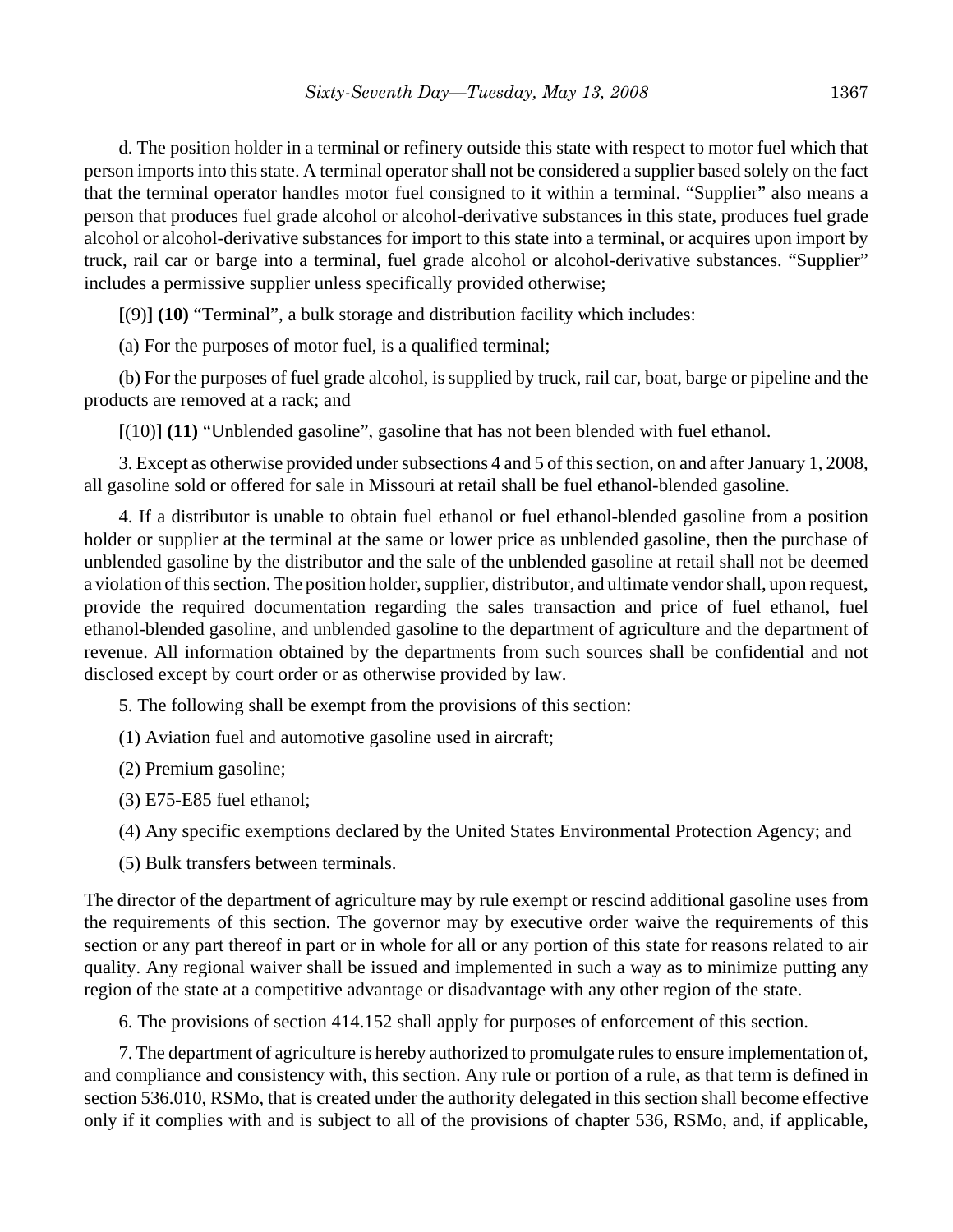d. The position holder in a terminal or refinery outside this state with respect to motor fuel which that person imports into this state. A terminal operator shall not be considered a supplier based solely on the fact that the terminal operator handles motor fuel consigned to it within a terminal. "Supplier" also means a person that produces fuel grade alcohol or alcohol-derivative substances in this state, produces fuel grade alcohol or alcohol-derivative substances for import to this state into a terminal, or acquires upon import by truck, rail car or barge into a terminal, fuel grade alcohol or alcohol-derivative substances. "Supplier" includes a permissive supplier unless specifically provided otherwise;

**[**(9)**] (10)** "Terminal", a bulk storage and distribution facility which includes:

(a) For the purposes of motor fuel, is a qualified terminal;

(b) For the purposes of fuel grade alcohol, is supplied by truck, rail car, boat, barge or pipeline and the products are removed at a rack; and

**[**(10)**] (11)** "Unblended gasoline", gasoline that has not been blended with fuel ethanol.

3. Except as otherwise provided under subsections 4 and 5 of this section, on and after January 1, 2008, all gasoline sold or offered for sale in Missouri at retail shall be fuel ethanol-blended gasoline.

4. If a distributor is unable to obtain fuel ethanol or fuel ethanol-blended gasoline from a position holder or supplier at the terminal at the same or lower price as unblended gasoline, then the purchase of unblended gasoline by the distributor and the sale of the unblended gasoline at retail shall not be deemed a violation of this section. The position holder, supplier, distributor, and ultimate vendor shall, upon request, provide the required documentation regarding the sales transaction and price of fuel ethanol, fuel ethanol-blended gasoline, and unblended gasoline to the department of agriculture and the department of revenue. All information obtained by the departments from such sources shall be confidential and not disclosed except by court order or as otherwise provided by law.

5. The following shall be exempt from the provisions of this section:

(1) Aviation fuel and automotive gasoline used in aircraft;

(2) Premium gasoline;

(3) E75-E85 fuel ethanol;

(4) Any specific exemptions declared by the United States Environmental Protection Agency; and

(5) Bulk transfers between terminals.

The director of the department of agriculture may by rule exempt or rescind additional gasoline uses from the requirements of this section. The governor may by executive order waive the requirements of this section or any part thereof in part or in whole for all or any portion of this state for reasons related to air quality. Any regional waiver shall be issued and implemented in such a way as to minimize putting any region of the state at a competitive advantage or disadvantage with any other region of the state.

6. The provisions of section 414.152 shall apply for purposes of enforcement of this section.

7. The department of agriculture is hereby authorized to promulgate rules to ensure implementation of, and compliance and consistency with, this section. Any rule or portion of a rule, as that term is defined in section 536.010, RSMo, that is created under the authority delegated in this section shall become effective only if it complies with and is subject to all of the provisions of chapter 536, RSMo, and, if applicable,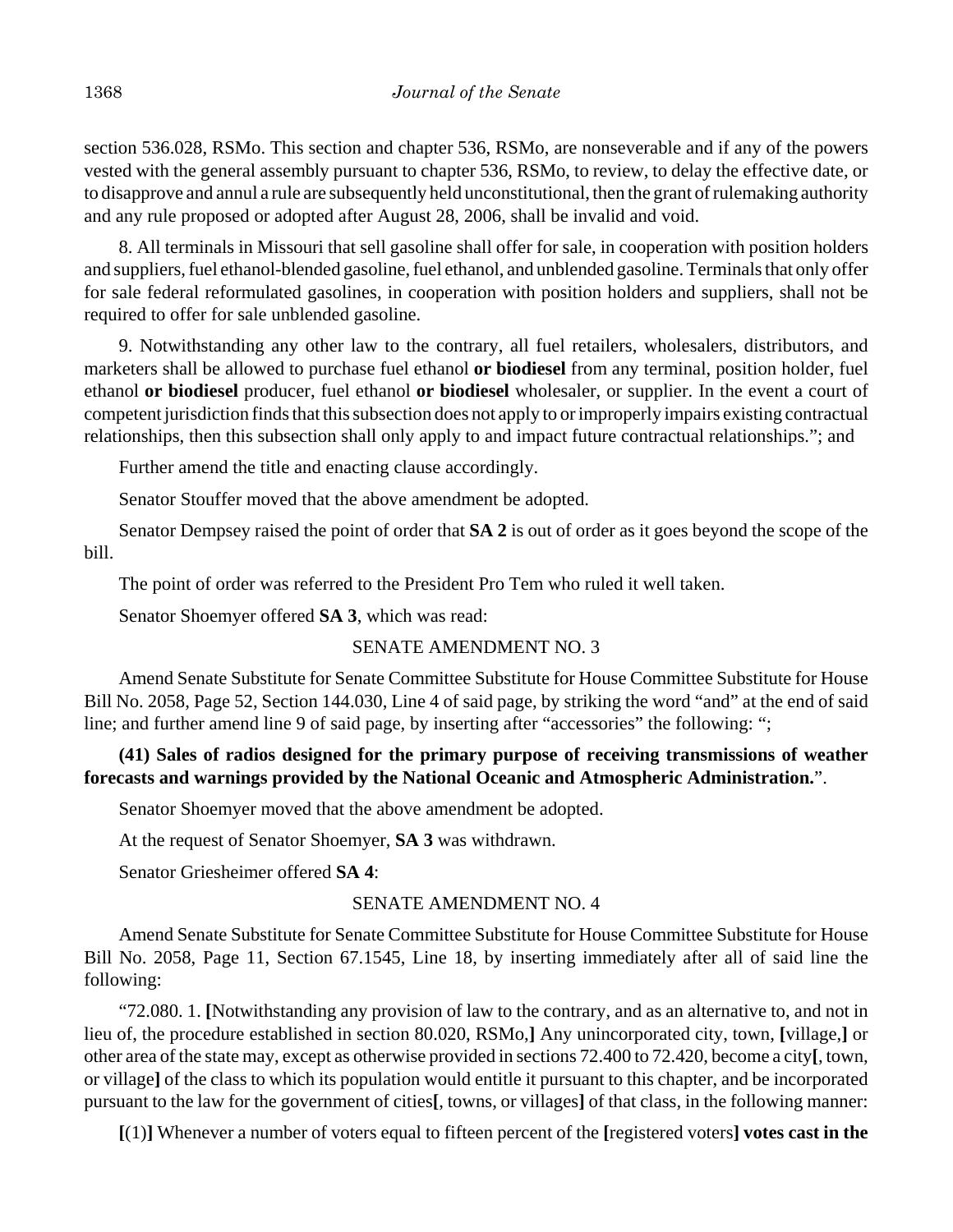section 536.028, RSMo. This section and chapter 536, RSMo, are nonseverable and if any of the powers vested with the general assembly pursuant to chapter 536, RSMo, to review, to delay the effective date, or to disapprove and annul a rule are subsequently held unconstitutional, then the grant of rulemaking authority and any rule proposed or adopted after August 28, 2006, shall be invalid and void.

8. All terminals in Missouri that sell gasoline shall offer for sale, in cooperation with position holders and suppliers, fuel ethanol-blended gasoline, fuel ethanol, and unblended gasoline. Terminals that only offer for sale federal reformulated gasolines, in cooperation with position holders and suppliers, shall not be required to offer for sale unblended gasoline.

9. Notwithstanding any other law to the contrary, all fuel retailers, wholesalers, distributors, and marketers shall be allowed to purchase fuel ethanol **or biodiesel** from any terminal, position holder, fuel ethanol **or biodiesel** producer, fuel ethanol **or biodiesel** wholesaler, or supplier. In the event a court of competent jurisdiction finds that this subsection does not apply to or improperly impairs existing contractual relationships, then this subsection shall only apply to and impact future contractual relationships."; and

Further amend the title and enacting clause accordingly.

Senator Stouffer moved that the above amendment be adopted.

Senator Dempsey raised the point of order that **SA 2** is out of order as it goes beyond the scope of the bill.

The point of order was referred to the President Pro Tem who ruled it well taken.

Senator Shoemyer offered **SA 3**, which was read:

SENATE AMENDMENT NO. 3

Amend Senate Substitute for Senate Committee Substitute for House Committee Substitute for House Bill No. 2058, Page 52, Section 144.030, Line 4 of said page, by striking the word "and" at the end of said line; and further amend line 9 of said page, by inserting after "accessories" the following: ";

**(41) Sales of radios designed for the primary purpose of receiving transmissions of weather forecasts and warnings provided by the National Oceanic and Atmospheric Administration.**".

Senator Shoemyer moved that the above amendment be adopted.

At the request of Senator Shoemyer, **SA 3** was withdrawn.

Senator Griesheimer offered **SA 4**:

SENATE AMENDMENT NO. 4

Amend Senate Substitute for Senate Committee Substitute for House Committee Substitute for House Bill No. 2058, Page 11, Section 67.1545, Line 18, by inserting immediately after all of said line the following:

"72.080. 1. **[**Notwithstanding any provision of law to the contrary, and as an alternative to, and not in lieu of, the procedure established in section 80.020, RSMo,**]** Any unincorporated city, town, **[**village,**]** or other area of the state may, except as otherwise provided in sections 72.400 to 72.420, become a city**[**, town, or village**]** of the class to which its population would entitle it pursuant to this chapter, and be incorporated pursuant to the law for the government of cities**[**, towns, or villages**]** of that class, in the following manner:

**[**(1)**]** Whenever a number of voters equal to fifteen percent of the **[**registered voters**]** **votes cast in the**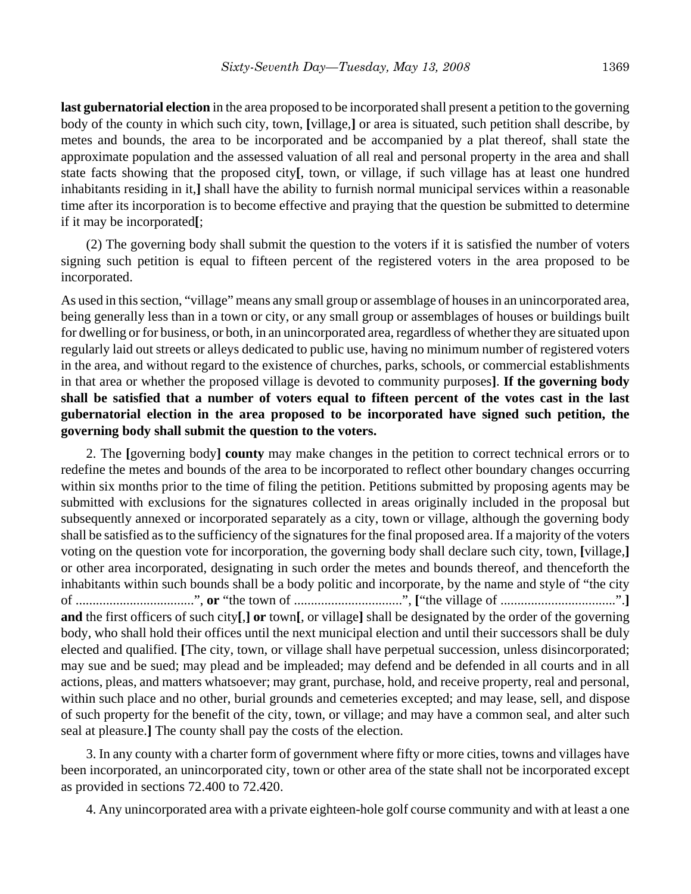**last gubernatorial election** in the area proposed to be incorporated shall present a petition to the governing body of the county in which such city, town, **[**village,**]** or area is situated, such petition shall describe, by metes and bounds, the area to be incorporated and be accompanied by a plat thereof, shall state the approximate population and the assessed valuation of all real and personal property in the area and shall state facts showing that the proposed city**[**, town, or village, if such village has at least one hundred inhabitants residing in it,**]** shall have the ability to furnish normal municipal services within a reasonable time after its incorporation is to become effective and praying that the question be submitted to determine if it may be incorporated**[**;

(2) The governing body shall submit the question to the voters if it is satisfied the number of voters signing such petition is equal to fifteen percent of the registered voters in the area proposed to be incorporated.

As used in this section, "village" means any small group or assemblage of houses in an unincorporated area, being generally less than in a town or city, or any small group or assemblages of houses or buildings built for dwelling or for business, or both, in an unincorporated area, regardless of whether they are situated upon regularly laid out streets or alleys dedicated to public use, having no minimum number of registered voters in the area, and without regard to the existence of churches, parks, schools, or commercial establishments in that area or whether the proposed village is devoted to community purposes**]**. **If the governing body shall be satisfied that a number of voters equal to fifteen percent of the votes cast in the last gubernatorial election in the area proposed to be incorporated have signed such petition, the governing body shall submit the question to the voters.**

2. The **[**governing body**] county** may make changes in the petition to correct technical errors or to redefine the metes and bounds of the area to be incorporated to reflect other boundary changes occurring within six months prior to the time of filing the petition. Petitions submitted by proposing agents may be submitted with exclusions for the signatures collected in areas originally included in the proposal but subsequently annexed or incorporated separately as a city, town or village, although the governing body shall be satisfied as to the sufficiency of the signatures for the final proposed area. If a majority of the voters voting on the question vote for incorporation, the governing body shall declare such city, town, **[**village,**]** or other area incorporated, designating in such order the metes and bounds thereof, and thenceforth the inhabitants within such bounds shall be a body politic and incorporate, by the name and style of "the city of ..................................", **or** "the town of ................................", **[**"the village of ..................................".**]** **and** the first officers of such city**[**,**] or** town**[**, or village**]** shall be designated by the order of the governing body, who shall hold their offices until the next municipal election and until their successors shall be duly elected and qualified. **[**The city, town, or village shall have perpetual succession, unless disincorporated; may sue and be sued; may plead and be impleaded; may defend and be defended in all courts and in all actions, pleas, and matters whatsoever; may grant, purchase, hold, and receive property, real and personal, within such place and no other, burial grounds and cemeteries excepted; and may lease, sell, and dispose of such property for the benefit of the city, town, or village; and may have a common seal, and alter such seal at pleasure.**]** The county shall pay the costs of the election.

3. In any county with a charter form of government where fifty or more cities, towns and villages have been incorporated, an unincorporated city, town or other area of the state shall not be incorporated except as provided in sections 72.400 to 72.420.

4. Any unincorporated area with a private eighteen-hole golf course community and with at least a one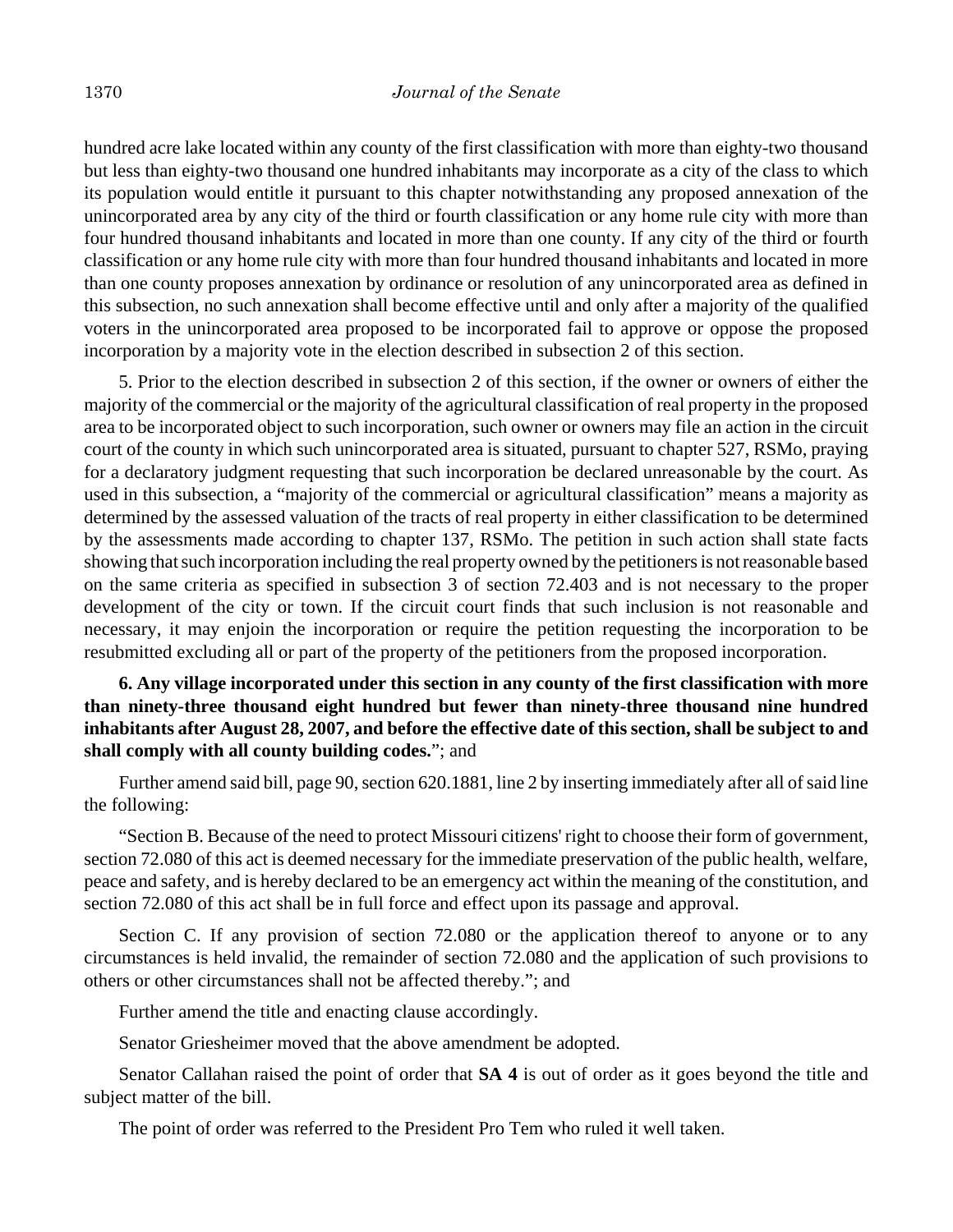hundred acre lake located within any county of the first classification with more than eighty-two thousand but less than eighty-two thousand one hundred inhabitants may incorporate as a city of the class to which its population would entitle it pursuant to this chapter notwithstanding any proposed annexation of the unincorporated area by any city of the third or fourth classification or any home rule city with more than four hundred thousand inhabitants and located in more than one county. If any city of the third or fourth classification or any home rule city with more than four hundred thousand inhabitants and located in more than one county proposes annexation by ordinance or resolution of any unincorporated area as defined in this subsection, no such annexation shall become effective until and only after a majority of the qualified voters in the unincorporated area proposed to be incorporated fail to approve or oppose the proposed incorporation by a majority vote in the election described in subsection 2 of this section.

5. Prior to the election described in subsection 2 of this section, if the owner or owners of either the majority of the commercial or the majority of the agricultural classification of real property in the proposed area to be incorporated object to such incorporation, such owner or owners may file an action in the circuit court of the county in which such unincorporated area is situated, pursuant to chapter 527, RSMo, praying for a declaratory judgment requesting that such incorporation be declared unreasonable by the court. As used in this subsection, a "majority of the commercial or agricultural classification" means a majority as determined by the assessed valuation of the tracts of real property in either classification to be determined by the assessments made according to chapter 137, RSMo. The petition in such action shall state facts showing that such incorporation including the real property owned by the petitioners is not reasonable based on the same criteria as specified in subsection 3 of section 72.403 and is not necessary to the proper development of the city or town. If the circuit court finds that such inclusion is not reasonable and necessary, it may enjoin the incorporation or require the petition requesting the incorporation to be resubmitted excluding all or part of the property of the petitioners from the proposed incorporation.

**6. Any village incorporated under this section in any county of the first classification with more than ninety-three thousand eight hundred but fewer than ninety-three thousand nine hundred inhabitants after August 28, 2007, and before the effective date of this section, shall be subject to and shall comply with all county building codes.**"; and

Further amend said bill, page 90, section 620.1881, line 2 by inserting immediately after all of said line the following:

"Section B. Because of the need to protect Missouri citizens' right to choose their form of government, section 72.080 of this act is deemed necessary for the immediate preservation of the public health, welfare, peace and safety, and is hereby declared to be an emergency act within the meaning of the constitution, and section 72.080 of this act shall be in full force and effect upon its passage and approval.

Section C. If any provision of section 72.080 or the application thereof to anyone or to any circumstances is held invalid, the remainder of section 72.080 and the application of such provisions to others or other circumstances shall not be affected thereby."; and

Further amend the title and enacting clause accordingly.

Senator Griesheimer moved that the above amendment be adopted.

Senator Callahan raised the point of order that **SA 4** is out of order as it goes beyond the title and subject matter of the bill.

The point of order was referred to the President Pro Tem who ruled it well taken.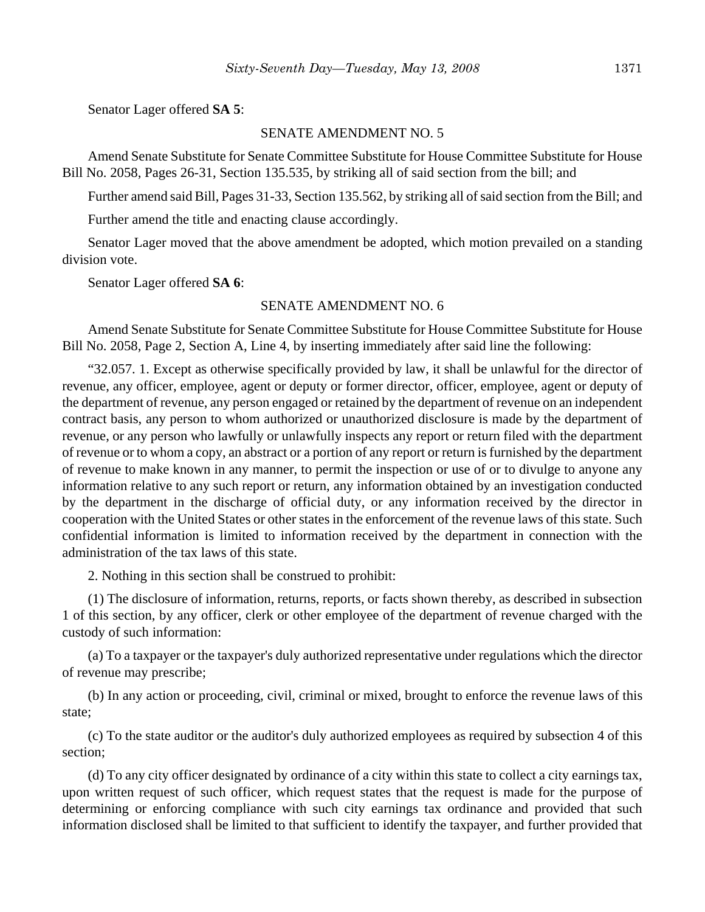Senator Lager offered **SA 5**:

SENATE AMENDMENT NO. 5

Amend Senate Substitute for Senate Committee Substitute for House Committee Substitute for House Bill No. 2058, Pages 26-31, Section 135.535, by striking all of said section from the bill; and

Further amend said Bill, Pages 31-33, Section 135.562, by striking all of said section from the Bill; and

Further amend the title and enacting clause accordingly.

Senator Lager moved that the above amendment be adopted, which motion prevailed on a standing division vote.

Senator Lager offered **SA 6**:

SENATE AMENDMENT NO. 6

Amend Senate Substitute for Senate Committee Substitute for House Committee Substitute for House Bill No. 2058, Page 2, Section A, Line 4, by inserting immediately after said line the following:

"32.057. 1. Except as otherwise specifically provided by law, it shall be unlawful for the director of revenue, any officer, employee, agent or deputy or former director, officer, employee, agent or deputy of the department of revenue, any person engaged or retained by the department of revenue on an independent contract basis, any person to whom authorized or unauthorized disclosure is made by the department of revenue, or any person who lawfully or unlawfully inspects any report or return filed with the department of revenue or to whom a copy, an abstract or a portion of any report or return is furnished by the department of revenue to make known in any manner, to permit the inspection or use of or to divulge to anyone any information relative to any such report or return, any information obtained by an investigation conducted by the department in the discharge of official duty, or any information received by the director in cooperation with the United States or other states in the enforcement of the revenue laws of this state. Such confidential information is limited to information received by the department in connection with the administration of the tax laws of this state.

2. Nothing in this section shall be construed to prohibit:

(1) The disclosure of information, returns, reports, or facts shown thereby, as described in subsection 1 of this section, by any officer, clerk or other employee of the department of revenue charged with the custody of such information:

(a) To a taxpayer or the taxpayer's duly authorized representative under regulations which the director of revenue may prescribe;

(b) In any action or proceeding, civil, criminal or mixed, brought to enforce the revenue laws of this state;

(c) To the state auditor or the auditor's duly authorized employees as required by subsection 4 of this section;

(d) To any city officer designated by ordinance of a city within this state to collect a city earnings tax, upon written request of such officer, which request states that the request is made for the purpose of determining or enforcing compliance with such city earnings tax ordinance and provided that such information disclosed shall be limited to that sufficient to identify the taxpayer, and further provided that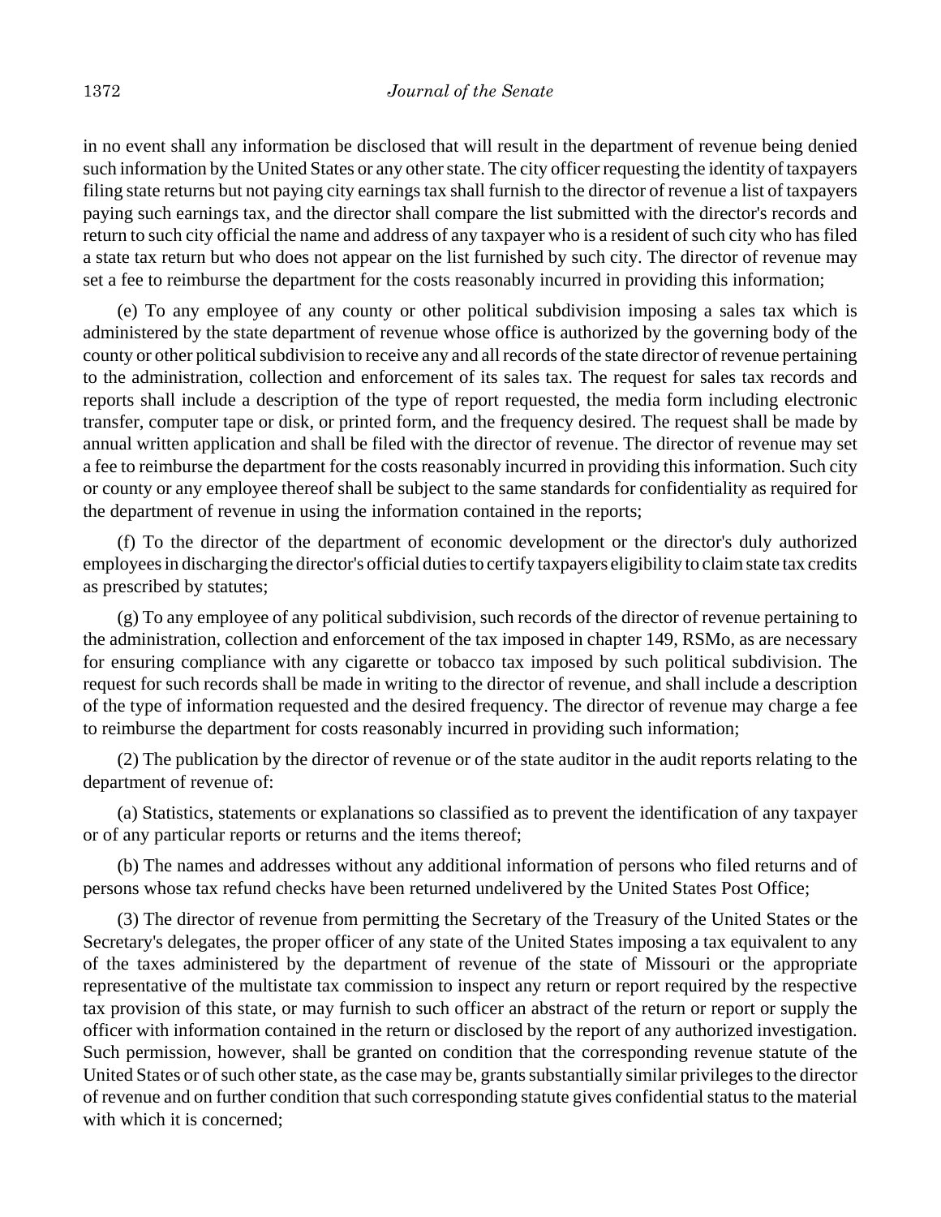in no event shall any information be disclosed that will result in the department of revenue being denied such information by the United States or any other state. The city officer requesting the identity of taxpayers filing state returns but not paying city earnings tax shall furnish to the director of revenue a list of taxpayers paying such earnings tax, and the director shall compare the list submitted with the director's records and return to such city official the name and address of any taxpayer who is a resident of such city who has filed a state tax return but who does not appear on the list furnished by such city. The director of revenue may set a fee to reimburse the department for the costs reasonably incurred in providing this information;

(e) To any employee of any county or other political subdivision imposing a sales tax which is administered by the state department of revenue whose office is authorized by the governing body of the county or other political subdivision to receive any and all records of the state director of revenue pertaining to the administration, collection and enforcement of its sales tax. The request for sales tax records and reports shall include a description of the type of report requested, the media form including electronic transfer, computer tape or disk, or printed form, and the frequency desired. The request shall be made by annual written application and shall be filed with the director of revenue. The director of revenue may set a fee to reimburse the department for the costs reasonably incurred in providing this information. Such city or county or any employee thereof shall be subject to the same standards for confidentiality as required for the department of revenue in using the information contained in the reports;

(f) To the director of the department of economic development or the director's duly authorized employees in discharging the director's official duties to certify taxpayers eligibility to claim state tax credits as prescribed by statutes;

(g) To any employee of any political subdivision, such records of the director of revenue pertaining to the administration, collection and enforcement of the tax imposed in chapter 149, RSMo, as are necessary for ensuring compliance with any cigarette or tobacco tax imposed by such political subdivision. The request for such records shall be made in writing to the director of revenue, and shall include a description of the type of information requested and the desired frequency. The director of revenue may charge a fee to reimburse the department for costs reasonably incurred in providing such information;

(2) The publication by the director of revenue or of the state auditor in the audit reports relating to the department of revenue of:

(a) Statistics, statements or explanations so classified as to prevent the identification of any taxpayer or of any particular reports or returns and the items thereof;

(b) The names and addresses without any additional information of persons who filed returns and of persons whose tax refund checks have been returned undelivered by the United States Post Office;

(3) The director of revenue from permitting the Secretary of the Treasury of the United States or the Secretary's delegates, the proper officer of any state of the United States imposing a tax equivalent to any of the taxes administered by the department of revenue of the state of Missouri or the appropriate representative of the multistate tax commission to inspect any return or report required by the respective tax provision of this state, or may furnish to such officer an abstract of the return or report or supply the officer with information contained in the return or disclosed by the report of any authorized investigation. Such permission, however, shall be granted on condition that the corresponding revenue statute of the United States or of such other state, as the case may be, grants substantially similar privileges to the director of revenue and on further condition that such corresponding statute gives confidential status to the material with which it is concerned;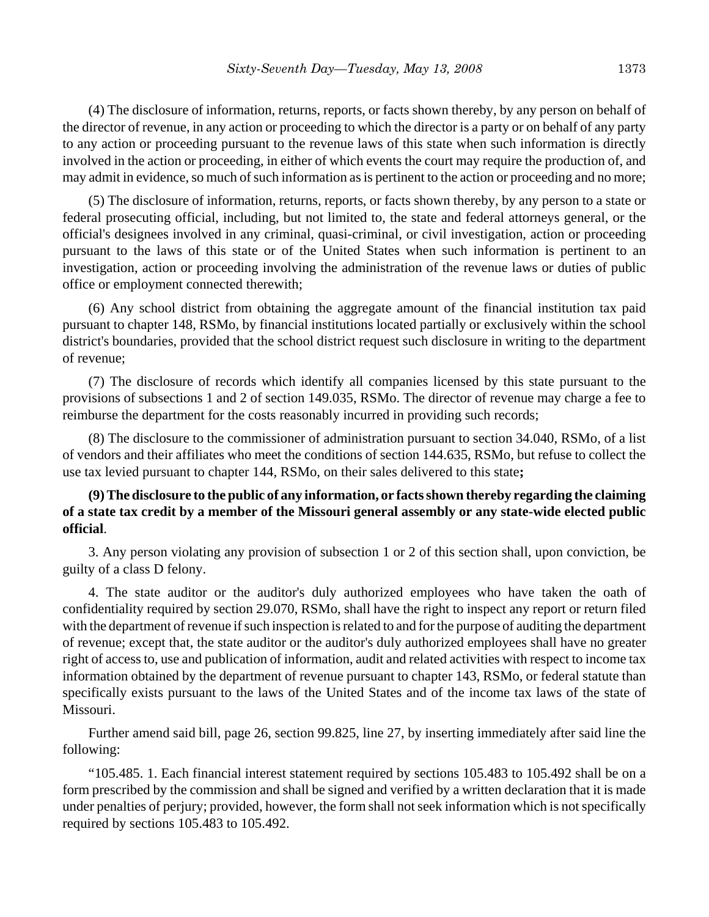(4) The disclosure of information, returns, reports, or facts shown thereby, by any person on behalf of the director of revenue, in any action or proceeding to which the director is a party or on behalf of any party to any action or proceeding pursuant to the revenue laws of this state when such information is directly involved in the action or proceeding, in either of which events the court may require the production of, and may admit in evidence, so much of such information as is pertinent to the action or proceeding and no more;

(5) The disclosure of information, returns, reports, or facts shown thereby, by any person to a state or federal prosecuting official, including, but not limited to, the state and federal attorneys general, or the official's designees involved in any criminal, quasi-criminal, or civil investigation, action or proceeding pursuant to the laws of this state or of the United States when such information is pertinent to an investigation, action or proceeding involving the administration of the revenue laws or duties of public office or employment connected therewith;

(6) Any school district from obtaining the aggregate amount of the financial institution tax paid pursuant to chapter 148, RSMo, by financial institutions located partially or exclusively within the school district's boundaries, provided that the school district request such disclosure in writing to the department of revenue;

(7) The disclosure of records which identify all companies licensed by this state pursuant to the provisions of subsections 1 and 2 of section 149.035, RSMo. The director of revenue may charge a fee to reimburse the department for the costs reasonably incurred in providing such records;

(8) The disclosure to the commissioner of administration pursuant to section 34.040, RSMo, of a list of vendors and their affiliates who meet the conditions of section 144.635, RSMo, but refuse to collect the use tax levied pursuant to chapter 144, RSMo, on their sales delivered to this state**;**

**(9) The disclosure to the public of any information, or facts shown thereby regarding the claiming of a state tax credit by a member of the Missouri general assembly or any state-wide elected public official**.

3. Any person violating any provision of subsection 1 or 2 of this section shall, upon conviction, be guilty of a class D felony.

4. The state auditor or the auditor's duly authorized employees who have taken the oath of confidentiality required by section 29.070, RSMo, shall have the right to inspect any report or return filed with the department of revenue if such inspection is related to and for the purpose of auditing the department of revenue; except that, the state auditor or the auditor's duly authorized employees shall have no greater right of access to, use and publication of information, audit and related activities with respect to income tax information obtained by the department of revenue pursuant to chapter 143, RSMo, or federal statute than specifically exists pursuant to the laws of the United States and of the income tax laws of the state of Missouri.

Further amend said bill, page 26, section 99.825, line 27, by inserting immediately after said line the following:

"105.485. 1. Each financial interest statement required by sections 105.483 to 105.492 shall be on a form prescribed by the commission and shall be signed and verified by a written declaration that it is made under penalties of perjury; provided, however, the form shall not seek information which is not specifically required by sections 105.483 to 105.492.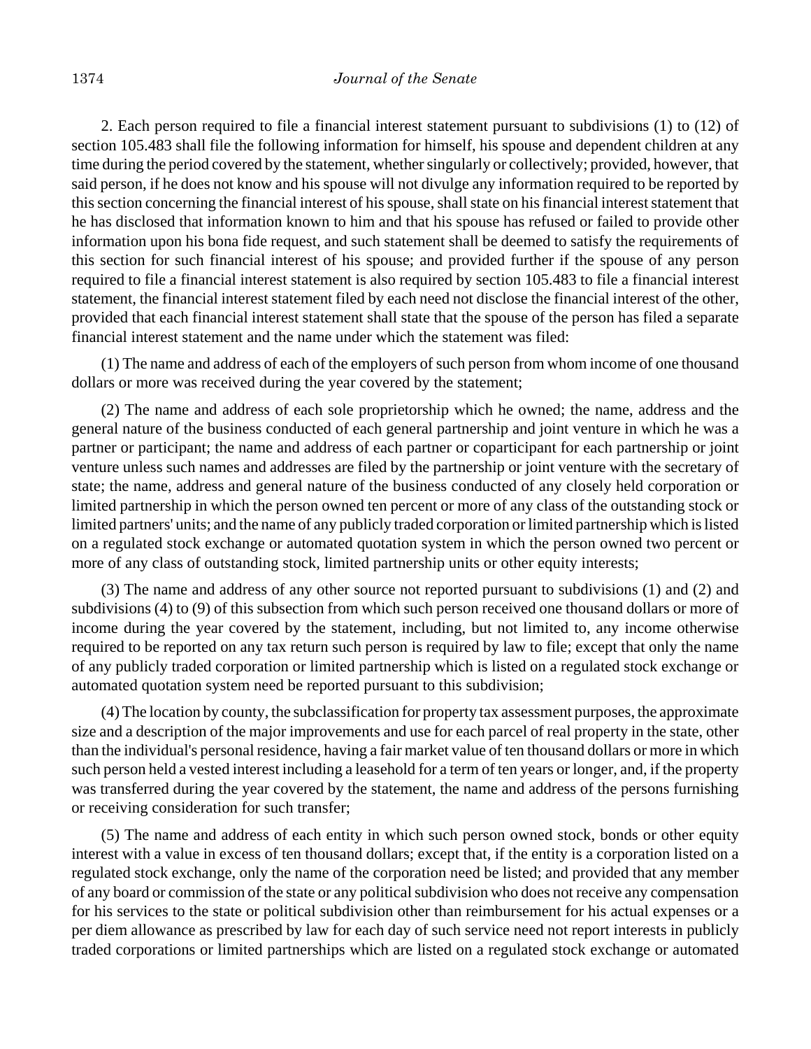2. Each person required to file a financial interest statement pursuant to subdivisions (1) to (12) of section 105.483 shall file the following information for himself, his spouse and dependent children at any time during the period covered by the statement, whether singularly or collectively; provided, however, that said person, if he does not know and his spouse will not divulge any information required to be reported by this section concerning the financial interest of his spouse, shall state on his financial interest statement that he has disclosed that information known to him and that his spouse has refused or failed to provide other information upon his bona fide request, and such statement shall be deemed to satisfy the requirements of this section for such financial interest of his spouse; and provided further if the spouse of any person required to file a financial interest statement is also required by section 105.483 to file a financial interest statement, the financial interest statement filed by each need not disclose the financial interest of the other, provided that each financial interest statement shall state that the spouse of the person has filed a separate financial interest statement and the name under which the statement was filed:

(1) The name and address of each of the employers of such person from whom income of one thousand dollars or more was received during the year covered by the statement;

(2) The name and address of each sole proprietorship which he owned; the name, address and the general nature of the business conducted of each general partnership and joint venture in which he was a partner or participant; the name and address of each partner or coparticipant for each partnership or joint venture unless such names and addresses are filed by the partnership or joint venture with the secretary of state; the name, address and general nature of the business conducted of any closely held corporation or limited partnership in which the person owned ten percent or more of any class of the outstanding stock or limited partners' units; and the name of any publicly traded corporation or limited partnership which is listed on a regulated stock exchange or automated quotation system in which the person owned two percent or more of any class of outstanding stock, limited partnership units or other equity interests;

(3) The name and address of any other source not reported pursuant to subdivisions (1) and (2) and subdivisions (4) to (9) of this subsection from which such person received one thousand dollars or more of income during the year covered by the statement, including, but not limited to, any income otherwise required to be reported on any tax return such person is required by law to file; except that only the name of any publicly traded corporation or limited partnership which is listed on a regulated stock exchange or automated quotation system need be reported pursuant to this subdivision;

(4) The location by county, the subclassification for property tax assessment purposes, the approximate size and a description of the major improvements and use for each parcel of real property in the state, other than the individual's personal residence, having a fair market value of ten thousand dollars or more in which such person held a vested interest including a leasehold for a term of ten years or longer, and, if the property was transferred during the year covered by the statement, the name and address of the persons furnishing or receiving consideration for such transfer;

(5) The name and address of each entity in which such person owned stock, bonds or other equity interest with a value in excess of ten thousand dollars; except that, if the entity is a corporation listed on a regulated stock exchange, only the name of the corporation need be listed; and provided that any member of any board or commission of the state or any political subdivision who does not receive any compensation for his services to the state or political subdivision other than reimbursement for his actual expenses or a per diem allowance as prescribed by law for each day of such service need not report interests in publicly traded corporations or limited partnerships which are listed on a regulated stock exchange or automated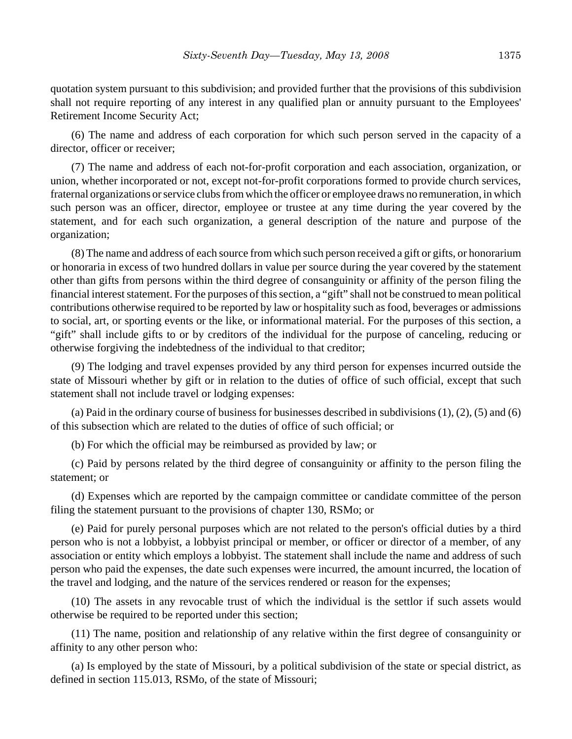quotation system pursuant to this subdivision; and provided further that the provisions of this subdivision shall not require reporting of any interest in any qualified plan or annuity pursuant to the Employees' Retirement Income Security Act;

(6) The name and address of each corporation for which such person served in the capacity of a director, officer or receiver;

(7) The name and address of each not-for-profit corporation and each association, organization, or union, whether incorporated or not, except not-for-profit corporations formed to provide church services, fraternal organizations or service clubs from which the officer or employee draws no remuneration, in which such person was an officer, director, employee or trustee at any time during the year covered by the statement, and for each such organization, a general description of the nature and purpose of the organization;

(8) The name and address of each source from which such person received a gift or gifts, or honorarium or honoraria in excess of two hundred dollars in value per source during the year covered by the statement other than gifts from persons within the third degree of consanguinity or affinity of the person filing the financial interest statement. For the purposes of this section, a "gift" shall not be construed to mean political contributions otherwise required to be reported by law or hospitality such as food, beverages or admissions to social, art, or sporting events or the like, or informational material. For the purposes of this section, a "gift" shall include gifts to or by creditors of the individual for the purpose of canceling, reducing or otherwise forgiving the indebtedness of the individual to that creditor;

(9) The lodging and travel expenses provided by any third person for expenses incurred outside the state of Missouri whether by gift or in relation to the duties of office of such official, except that such statement shall not include travel or lodging expenses:

(a) Paid in the ordinary course of business for businesses described in subdivisions (1), (2), (5) and (6) of this subsection which are related to the duties of office of such official; or

(b) For which the official may be reimbursed as provided by law; or

(c) Paid by persons related by the third degree of consanguinity or affinity to the person filing the statement; or

(d) Expenses which are reported by the campaign committee or candidate committee of the person filing the statement pursuant to the provisions of chapter 130, RSMo; or

(e) Paid for purely personal purposes which are not related to the person's official duties by a third person who is not a lobbyist, a lobbyist principal or member, or officer or director of a member, of any association or entity which employs a lobbyist. The statement shall include the name and address of such person who paid the expenses, the date such expenses were incurred, the amount incurred, the location of the travel and lodging, and the nature of the services rendered or reason for the expenses;

(10) The assets in any revocable trust of which the individual is the settlor if such assets would otherwise be required to be reported under this section;

(11) The name, position and relationship of any relative within the first degree of consanguinity or affinity to any other person who:

(a) Is employed by the state of Missouri, by a political subdivision of the state or special district, as defined in section 115.013, RSMo, of the state of Missouri;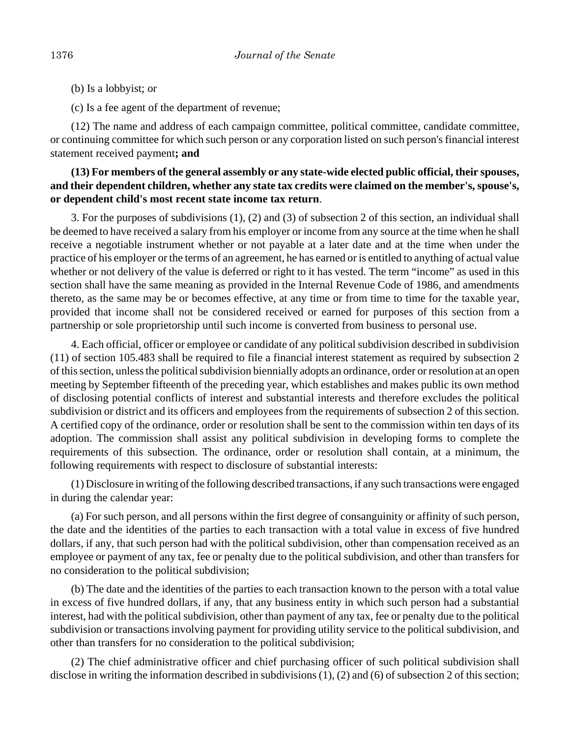(b) Is a lobbyist; or

(c) Is a fee agent of the department of revenue;

(12) The name and address of each campaign committee, political committee, candidate committee, or continuing committee for which such person or any corporation listed on such person's financial interest statement received payment**; and**

**(13) For members of the general assembly or any state-wide elected public official, their spouses, and their dependent children, whether any state tax credits were claimed on the member's, spouse's, or dependent child's most recent state income tax return**.

3. For the purposes of subdivisions (1), (2) and (3) of subsection 2 of this section, an individual shall be deemed to have received a salary from his employer or income from any source at the time when he shall receive a negotiable instrument whether or not payable at a later date and at the time when under the practice of his employer or the terms of an agreement, he has earned or is entitled to anything of actual value whether or not delivery of the value is deferred or right to it has vested. The term "income" as used in this section shall have the same meaning as provided in the Internal Revenue Code of 1986, and amendments thereto, as the same may be or becomes effective, at any time or from time to time for the taxable year, provided that income shall not be considered received or earned for purposes of this section from a partnership or sole proprietorship until such income is converted from business to personal use.

4. Each official, officer or employee or candidate of any political subdivision described in subdivision (11) of section 105.483 shall be required to file a financial interest statement as required by subsection 2 of this section, unless the political subdivision biennially adopts an ordinance, order or resolution at an open meeting by September fifteenth of the preceding year, which establishes and makes public its own method of disclosing potential conflicts of interest and substantial interests and therefore excludes the political subdivision or district and its officers and employees from the requirements of subsection 2 of this section. A certified copy of the ordinance, order or resolution shall be sent to the commission within ten days of its adoption. The commission shall assist any political subdivision in developing forms to complete the requirements of this subsection. The ordinance, order or resolution shall contain, at a minimum, the following requirements with respect to disclosure of substantial interests:

(1) Disclosure in writing of the following described transactions, if any such transactions were engaged in during the calendar year:

(a) For such person, and all persons within the first degree of consanguinity or affinity of such person, the date and the identities of the parties to each transaction with a total value in excess of five hundred dollars, if any, that such person had with the political subdivision, other than compensation received as an employee or payment of any tax, fee or penalty due to the political subdivision, and other than transfers for no consideration to the political subdivision;

(b) The date and the identities of the parties to each transaction known to the person with a total value in excess of five hundred dollars, if any, that any business entity in which such person had a substantial interest, had with the political subdivision, other than payment of any tax, fee or penalty due to the political subdivision or transactions involving payment for providing utility service to the political subdivision, and other than transfers for no consideration to the political subdivision;

(2) The chief administrative officer and chief purchasing officer of such political subdivision shall disclose in writing the information described in subdivisions (1), (2) and (6) of subsection 2 of this section;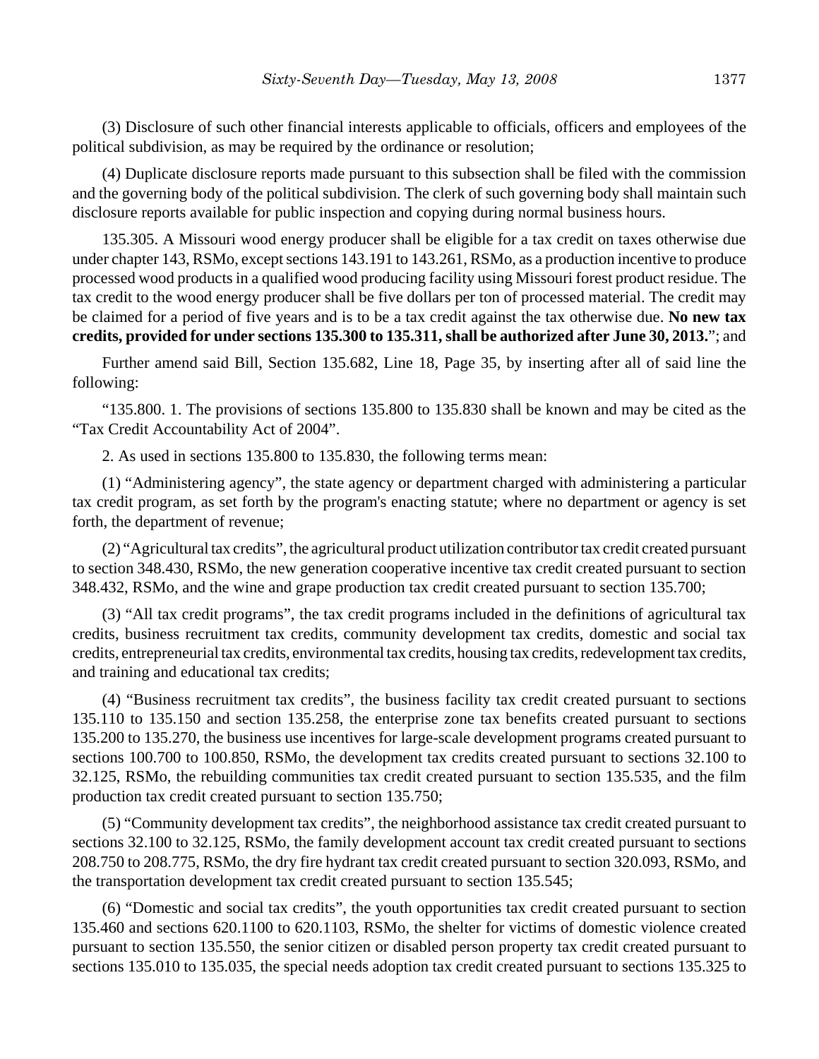(3) Disclosure of such other financial interests applicable to officials, officers and employees of the political subdivision, as may be required by the ordinance or resolution;

(4) Duplicate disclosure reports made pursuant to this subsection shall be filed with the commission and the governing body of the political subdivision. The clerk of such governing body shall maintain such disclosure reports available for public inspection and copying during normal business hours.

135.305. A Missouri wood energy producer shall be eligible for a tax credit on taxes otherwise due under chapter 143, RSMo, except sections 143.191 to 143.261, RSMo, as a production incentive to produce processed wood products in a qualified wood producing facility using Missouri forest product residue. The tax credit to the wood energy producer shall be five dollars per ton of processed material. The credit may be claimed for a period of five years and is to be a tax credit against the tax otherwise due. **No new tax credits, provided for under sections 135.300 to 135.311, shall be authorized after June 30, 2013.**"; and

Further amend said Bill, Section 135.682, Line 18, Page 35, by inserting after all of said line the following:

"135.800. 1. The provisions of sections 135.800 to 135.830 shall be known and may be cited as the "Tax Credit Accountability Act of 2004".

2. As used in sections 135.800 to 135.830, the following terms mean:

(1) "Administering agency", the state agency or department charged with administering a particular tax credit program, as set forth by the program's enacting statute; where no department or agency is set forth, the department of revenue;

(2) "Agricultural tax credits", the agricultural product utilization contributor tax credit created pursuant to section 348.430, RSMo, the new generation cooperative incentive tax credit created pursuant to section 348.432, RSMo, and the wine and grape production tax credit created pursuant to section 135.700;

(3) "All tax credit programs", the tax credit programs included in the definitions of agricultural tax credits, business recruitment tax credits, community development tax credits, domestic and social tax credits, entrepreneurial tax credits, environmental tax credits, housing tax credits, redevelopment tax credits, and training and educational tax credits;

(4) "Business recruitment tax credits", the business facility tax credit created pursuant to sections 135.110 to 135.150 and section 135.258, the enterprise zone tax benefits created pursuant to sections 135.200 to 135.270, the business use incentives for large-scale development programs created pursuant to sections 100.700 to 100.850, RSMo, the development tax credits created pursuant to sections 32.100 to 32.125, RSMo, the rebuilding communities tax credit created pursuant to section 135.535, and the film production tax credit created pursuant to section 135.750;

(5) "Community development tax credits", the neighborhood assistance tax credit created pursuant to sections 32.100 to 32.125, RSMo, the family development account tax credit created pursuant to sections 208.750 to 208.775, RSMo, the dry fire hydrant tax credit created pursuant to section 320.093, RSMo, and the transportation development tax credit created pursuant to section 135.545;

(6) "Domestic and social tax credits", the youth opportunities tax credit created pursuant to section 135.460 and sections 620.1100 to 620.1103, RSMo, the shelter for victims of domestic violence created pursuant to section 135.550, the senior citizen or disabled person property tax credit created pursuant to sections 135.010 to 135.035, the special needs adoption tax credit created pursuant to sections 135.325 to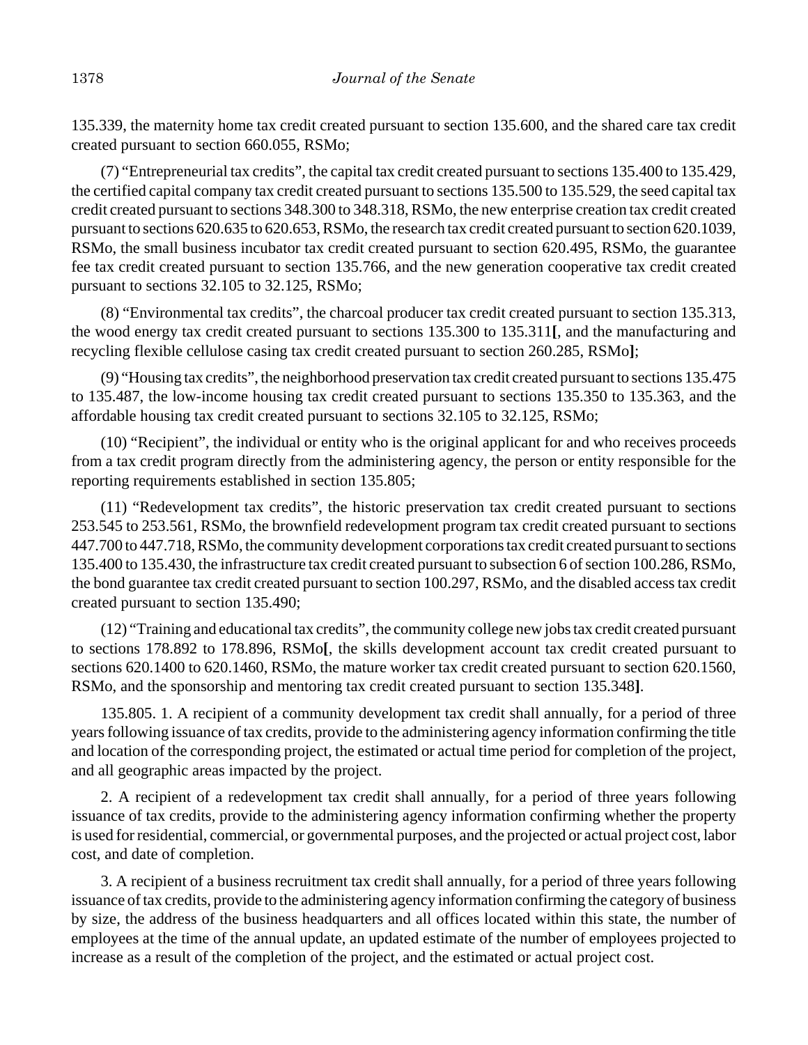135.339, the maternity home tax credit created pursuant to section 135.600, and the shared care tax credit created pursuant to section 660.055, RSMo;

(7) "Entrepreneurial tax credits", the capital tax credit created pursuant to sections 135.400 to 135.429, the certified capital company tax credit created pursuant to sections 135.500 to 135.529, the seed capital tax credit created pursuant to sections 348.300 to 348.318, RSMo, the new enterprise creation tax credit created pursuant to sections 620.635 to 620.653, RSMo, the research tax credit created pursuant to section 620.1039, RSMo, the small business incubator tax credit created pursuant to section 620.495, RSMo, the guarantee fee tax credit created pursuant to section 135.766, and the new generation cooperative tax credit created pursuant to sections 32.105 to 32.125, RSMo;

(8) "Environmental tax credits", the charcoal producer tax credit created pursuant to section 135.313, the wood energy tax credit created pursuant to sections 135.300 to 135.311**[**, and the manufacturing and recycling flexible cellulose casing tax credit created pursuant to section 260.285, RSMo**]**;

(9) "Housing tax credits", the neighborhood preservation tax credit created pursuant to sections 135.475 to 135.487, the low-income housing tax credit created pursuant to sections 135.350 to 135.363, and the affordable housing tax credit created pursuant to sections 32.105 to 32.125, RSMo;

(10) "Recipient", the individual or entity who is the original applicant for and who receives proceeds from a tax credit program directly from the administering agency, the person or entity responsible for the reporting requirements established in section 135.805;

(11) "Redevelopment tax credits", the historic preservation tax credit created pursuant to sections 253.545 to 253.561, RSMo, the brownfield redevelopment program tax credit created pursuant to sections 447.700 to 447.718, RSMo, the community development corporations tax credit created pursuant to sections 135.400 to 135.430, the infrastructure tax credit created pursuant to subsection 6 of section 100.286, RSMo, the bond guarantee tax credit created pursuant to section 100.297, RSMo, and the disabled access tax credit created pursuant to section 135.490;

(12) "Training and educational tax credits", the community college new jobs tax credit created pursuant to sections 178.892 to 178.896, RSMo**[**, the skills development account tax credit created pursuant to sections 620.1400 to 620.1460, RSMo, the mature worker tax credit created pursuant to section 620.1560, RSMo, and the sponsorship and mentoring tax credit created pursuant to section 135.348**]**.

135.805. 1. A recipient of a community development tax credit shall annually, for a period of three years following issuance of tax credits, provide to the administering agency information confirming the title and location of the corresponding project, the estimated or actual time period for completion of the project, and all geographic areas impacted by the project.

2. A recipient of a redevelopment tax credit shall annually, for a period of three years following issuance of tax credits, provide to the administering agency information confirming whether the property is used for residential, commercial, or governmental purposes, and the projected or actual project cost, labor cost, and date of completion.

3. A recipient of a business recruitment tax credit shall annually, for a period of three years following issuance of tax credits, provide to the administering agency information confirming the category of business by size, the address of the business headquarters and all offices located within this state, the number of employees at the time of the annual update, an updated estimate of the number of employees projected to increase as a result of the completion of the project, and the estimated or actual project cost.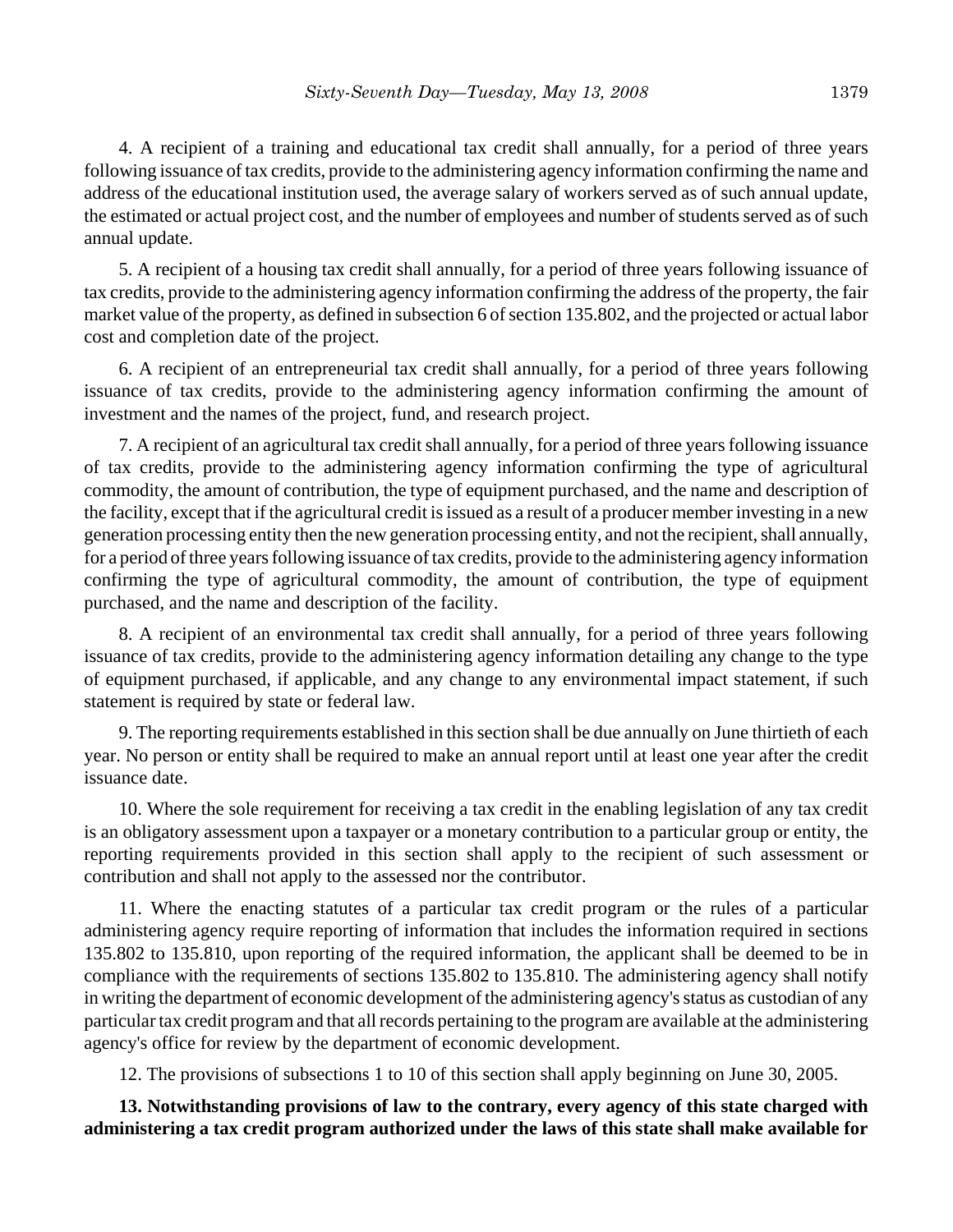4. A recipient of a training and educational tax credit shall annually, for a period of three years following issuance of tax credits, provide to the administering agency information confirming the name and address of the educational institution used, the average salary of workers served as of such annual update, the estimated or actual project cost, and the number of employees and number of students served as of such annual update.

5. A recipient of a housing tax credit shall annually, for a period of three years following issuance of tax credits, provide to the administering agency information confirming the address of the property, the fair market value of the property, as defined in subsection 6 of section 135.802, and the projected or actual labor cost and completion date of the project.

6. A recipient of an entrepreneurial tax credit shall annually, for a period of three years following issuance of tax credits, provide to the administering agency information confirming the amount of investment and the names of the project, fund, and research project.

7. A recipient of an agricultural tax credit shall annually, for a period of three years following issuance of tax credits, provide to the administering agency information confirming the type of agricultural commodity, the amount of contribution, the type of equipment purchased, and the name and description of the facility, except that if the agricultural credit is issued as a result of a producer member investing in a new generation processing entity then the new generation processing entity, and not the recipient, shall annually, for a period of three years following issuance of tax credits, provide to the administering agency information confirming the type of agricultural commodity, the amount of contribution, the type of equipment purchased, and the name and description of the facility.

8. A recipient of an environmental tax credit shall annually, for a period of three years following issuance of tax credits, provide to the administering agency information detailing any change to the type of equipment purchased, if applicable, and any change to any environmental impact statement, if such statement is required by state or federal law.

9. The reporting requirements established in this section shall be due annually on June thirtieth of each year. No person or entity shall be required to make an annual report until at least one year after the credit issuance date.

10. Where the sole requirement for receiving a tax credit in the enabling legislation of any tax credit is an obligatory assessment upon a taxpayer or a monetary contribution to a particular group or entity, the reporting requirements provided in this section shall apply to the recipient of such assessment or contribution and shall not apply to the assessed nor the contributor.

11. Where the enacting statutes of a particular tax credit program or the rules of a particular administering agency require reporting of information that includes the information required in sections 135.802 to 135.810, upon reporting of the required information, the applicant shall be deemed to be in compliance with the requirements of sections 135.802 to 135.810. The administering agency shall notify in writing the department of economic development of the administering agency's status as custodian of any particular tax credit program and that all records pertaining to the program are available at the administering agency's office for review by the department of economic development.

12. The provisions of subsections 1 to 10 of this section shall apply beginning on June 30, 2005.

**13. Notwithstanding provisions of law to the contrary, every agency of this state charged with administering a tax credit program authorized under the laws of this state shall make available for**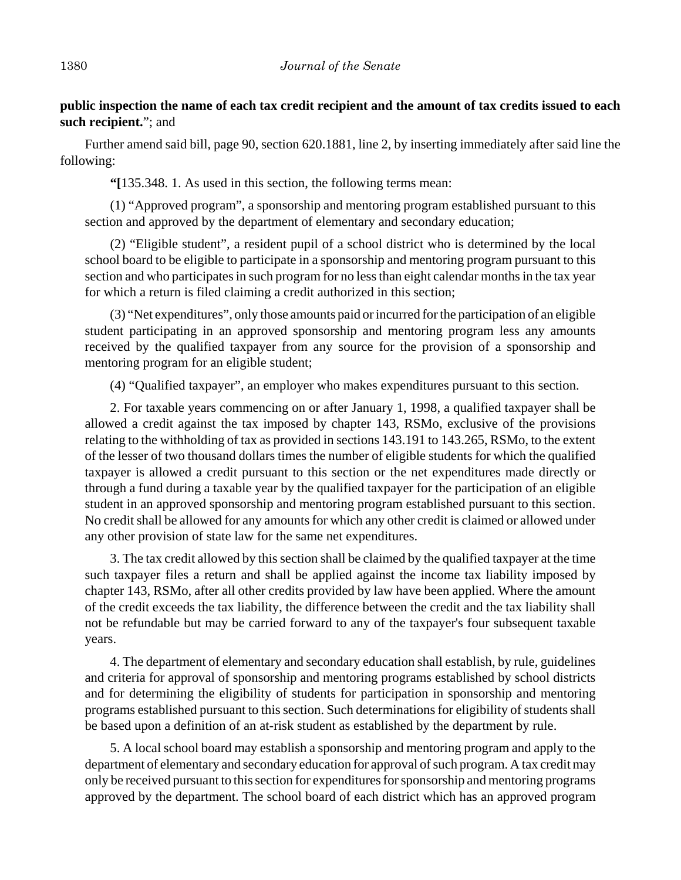**public inspection the name of each tax credit recipient and the amount of tax credits issued to each such recipient.**"; and

Further amend said bill, page 90, section 620.1881, line 2, by inserting immediately after said line the following:

"**[**135.348. 1. As used in this section, the following terms mean:

(1) "Approved program", a sponsorship and mentoring program established pursuant to this section and approved by the department of elementary and secondary education;

(2) "Eligible student", a resident pupil of a school district who is determined by the local school board to be eligible to participate in a sponsorship and mentoring program pursuant to this section and who participates in such program for no less than eight calendar months in the tax year for which a return is filed claiming a credit authorized in this section;

(3) "Net expenditures", only those amounts paid or incurred for the participation of an eligible student participating in an approved sponsorship and mentoring program less any amounts received by the qualified taxpayer from any source for the provision of a sponsorship and mentoring program for an eligible student;

(4) "Qualified taxpayer", an employer who makes expenditures pursuant to this section.

2. For taxable years commencing on or after January 1, 1998, a qualified taxpayer shall be allowed a credit against the tax imposed by chapter 143, RSMo, exclusive of the provisions relating to the withholding of tax as provided in sections 143.191 to 143.265, RSMo, to the extent of the lesser of two thousand dollars times the number of eligible students for which the qualified taxpayer is allowed a credit pursuant to this section or the net expenditures made directly or through a fund during a taxable year by the qualified taxpayer for the participation of an eligible student in an approved sponsorship and mentoring program established pursuant to this section. No credit shall be allowed for any amounts for which any other credit is claimed or allowed under any other provision of state law for the same net expenditures.

3. The tax credit allowed by this section shall be claimed by the qualified taxpayer at the time such taxpayer files a return and shall be applied against the income tax liability imposed by chapter 143, RSMo, after all other credits provided by law have been applied. Where the amount of the credit exceeds the tax liability, the difference between the credit and the tax liability shall not be refundable but may be carried forward to any of the taxpayer's four subsequent taxable years.

4. The department of elementary and secondary education shall establish, by rule, guidelines and criteria for approval of sponsorship and mentoring programs established by school districts and for determining the eligibility of students for participation in sponsorship and mentoring programs established pursuant to this section. Such determinations for eligibility of students shall be based upon a definition of an at-risk student as established by the department by rule.

5. A local school board may establish a sponsorship and mentoring program and apply to the department of elementary and secondary education for approval of such program. A tax credit may only be received pursuant to this section for expenditures for sponsorship and mentoring programs approved by the department. The school board of each district which has an approved program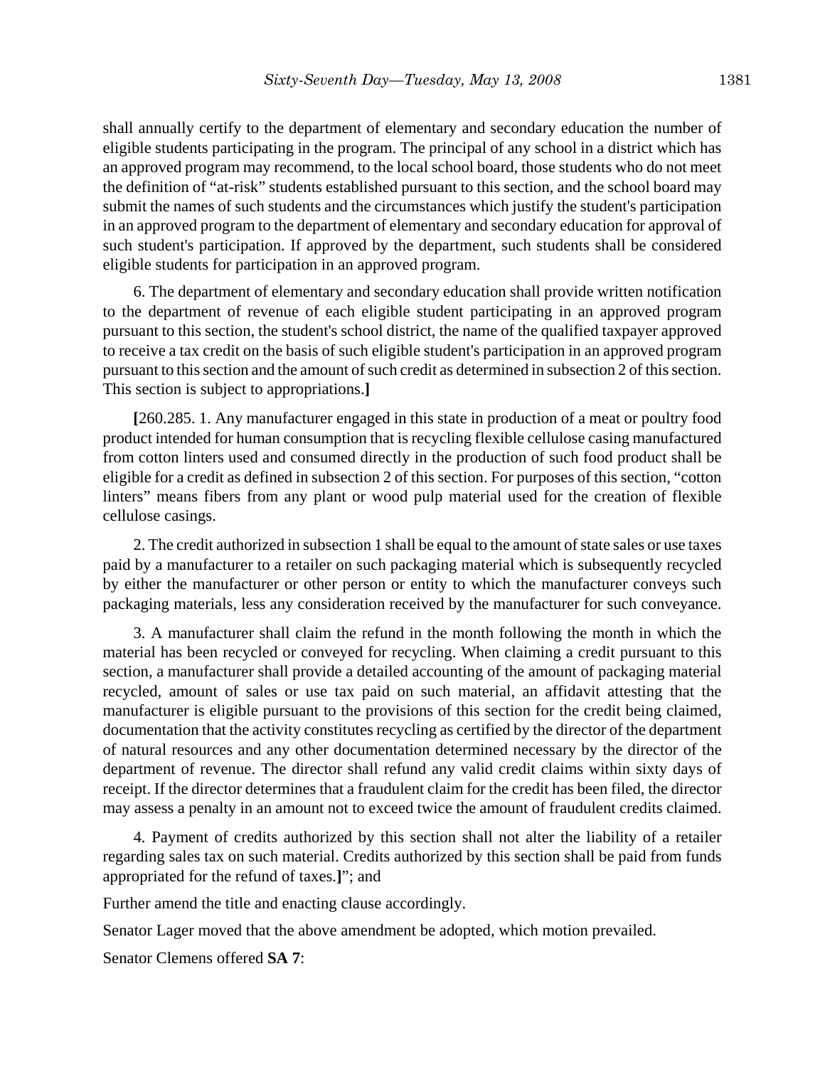shall annually certify to the department of elementary and secondary education the number of eligible students participating in the program. The principal of any school in a district which has an approved program may recommend, to the local school board, those students who do not meet the definition of "at-risk" students established pursuant to this section, and the school board may submit the names of such students and the circumstances which justify the student's participation in an approved program to the department of elementary and secondary education for approval of such student's participation. If approved by the department, such students shall be considered eligible students for participation in an approved program.

6. The department of elementary and secondary education shall provide written notification to the department of revenue of each eligible student participating in an approved program pursuant to this section, the student's school district, the name of the qualified taxpayer approved to receive a tax credit on the basis of such eligible student's participation in an approved program pursuant to this section and the amount of such credit as determined in subsection 2 of this section. This section is subject to appropriations.**]**

**[**260.285. 1. Any manufacturer engaged in this state in production of a meat or poultry food product intended for human consumption that is recycling flexible cellulose casing manufactured from cotton linters used and consumed directly in the production of such food product shall be eligible for a credit as defined in subsection 2 of this section. For purposes of this section, "cotton linters" means fibers from any plant or wood pulp material used for the creation of flexible cellulose casings.

2. The credit authorized in subsection 1 shall be equal to the amount of state sales or use taxes paid by a manufacturer to a retailer on such packaging material which is subsequently recycled by either the manufacturer or other person or entity to which the manufacturer conveys such packaging materials, less any consideration received by the manufacturer for such conveyance.

3. A manufacturer shall claim the refund in the month following the month in which the material has been recycled or conveyed for recycling. When claiming a credit pursuant to this section, a manufacturer shall provide a detailed accounting of the amount of packaging material recycled, amount of sales or use tax paid on such material, an affidavit attesting that the manufacturer is eligible pursuant to the provisions of this section for the credit being claimed, documentation that the activity constitutes recycling as certified by the director of the department of natural resources and any other documentation determined necessary by the director of the department of revenue. The director shall refund any valid credit claims within sixty days of receipt. If the director determines that a fraudulent claim for the credit has been filed, the director may assess a penalty in an amount not to exceed twice the amount of fraudulent credits claimed.

4. Payment of credits authorized by this section shall not alter the liability of a retailer regarding sales tax on such material. Credits authorized by this section shall be paid from funds appropriated for the refund of taxes.**]**"; and

Further amend the title and enacting clause accordingly.

Senator Lager moved that the above amendment be adopted, which motion prevailed.

Senator Clemens offered **SA 7**: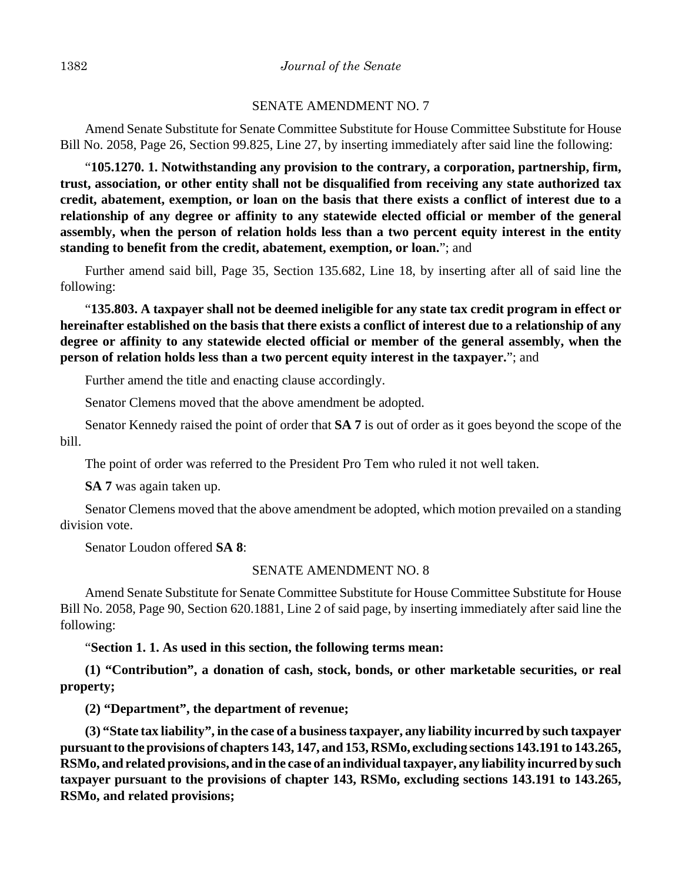SENATE AMENDMENT NO. 7

Amend Senate Substitute for Senate Committee Substitute for House Committee Substitute for House Bill No. 2058, Page 26, Section 99.825, Line 27, by inserting immediately after said line the following:

"**105.1270. 1. Notwithstanding any provision to the contrary, a corporation, partnership, firm, trust, association, or other entity shall not be disqualified from receiving any state authorized tax credit, abatement, exemption, or loan on the basis that there exists a conflict of interest due to a relationship of any degree or affinity to any statewide elected official or member of the general assembly, when the person of relation holds less than a two percent equity interest in the entity standing to benefit from the credit, abatement, exemption, or loan.**"; and

Further amend said bill, Page 35, Section 135.682, Line 18, by inserting after all of said line the following:

"**135.803. A taxpayer shall not be deemed ineligible for any state tax credit program in effect or hereinafter established on the basis that there exists a conflict of interest due to a relationship of any degree or affinity to any statewide elected official or member of the general assembly, when the person of relation holds less than a two percent equity interest in the taxpayer.**"; and

Further amend the title and enacting clause accordingly.

Senator Clemens moved that the above amendment be adopted.

Senator Kennedy raised the point of order that **SA 7** is out of order as it goes beyond the scope of the bill.

The point of order was referred to the President Pro Tem who ruled it not well taken.

**SA 7** was again taken up.

Senator Clemens moved that the above amendment be adopted, which motion prevailed on a standing division vote.

Senator Loudon offered **SA 8**:

SENATE AMENDMENT NO. 8

Amend Senate Substitute for Senate Committee Substitute for House Committee Substitute for House Bill No. 2058, Page 90, Section 620.1881, Line 2 of said page, by inserting immediately after said line the following:

"**Section 1. 1. As used in this section, the following terms mean:**

**(1) "Contribution", a donation of cash, stock, bonds, or other marketable securities, or real property;**

**(2) "Department", the department of revenue;**

**(3) "State tax liability", in the case of a business taxpayer, any liability incurred by such taxpayer pursuant to the provisions of chapters 143, 147, and 153, RSMo, excluding sections 143.191 to 143.265, RSMo, and related provisions, and in the case of an individual taxpayer, any liability incurred by such taxpayer pursuant to the provisions of chapter 143, RSMo, excluding sections 143.191 to 143.265, RSMo, and related provisions;**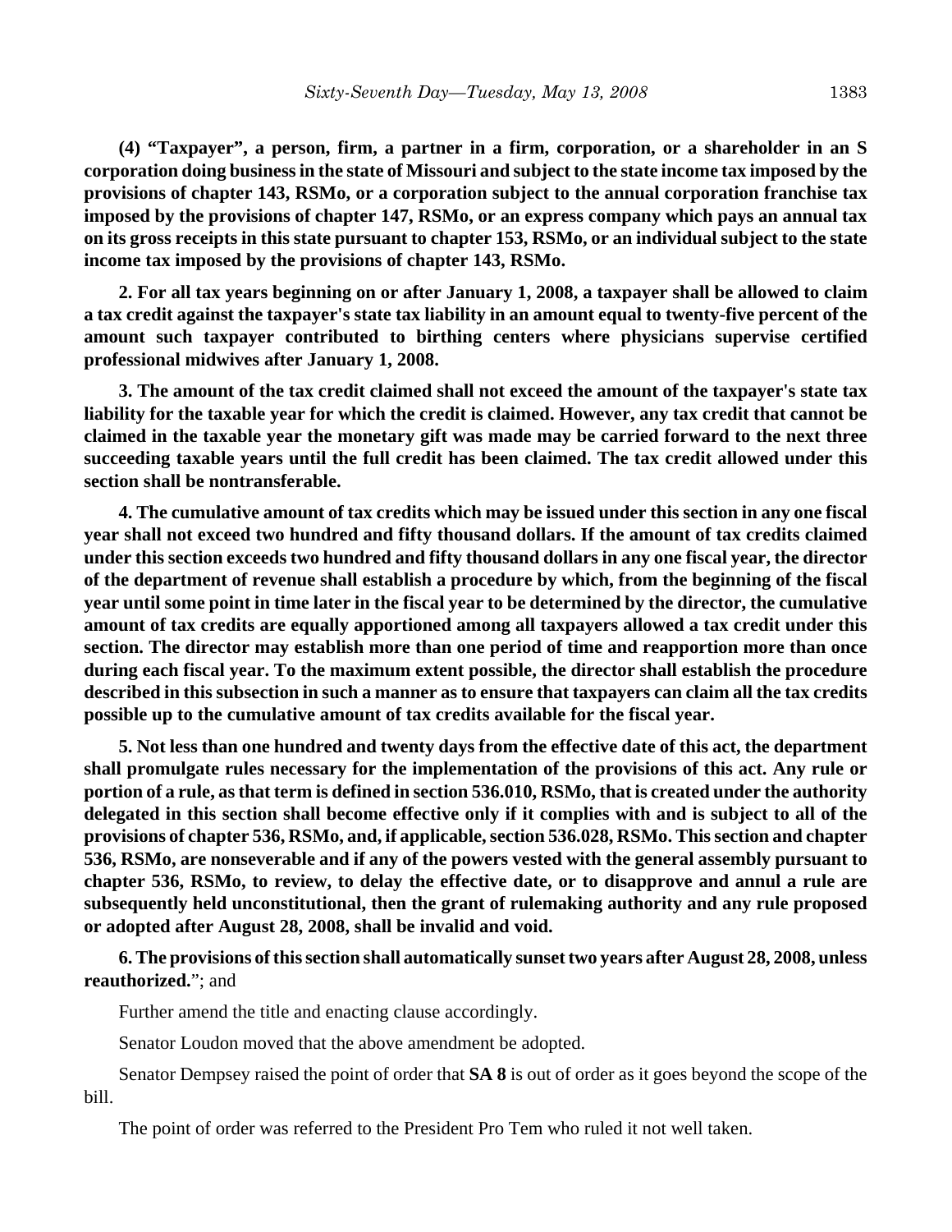**(4) "Taxpayer", a person, firm, a partner in a firm, corporation, or a shareholder in an S corporation doing business in the state of Missouri and subject to the state income tax imposed by the provisions of chapter 143, RSMo, or a corporation subject to the annual corporation franchise tax imposed by the provisions of chapter 147, RSMo, or an express company which pays an annual tax on its gross receipts in this state pursuant to chapter 153, RSMo, or an individual subject to the state income tax imposed by the provisions of chapter 143, RSMo.**

**2. For all tax years beginning on or after January 1, 2008, a taxpayer shall be allowed to claim a tax credit against the taxpayer's state tax liability in an amount equal to twenty-five percent of the amount such taxpayer contributed to birthing centers where physicians supervise certified professional midwives after January 1, 2008.**

**3. The amount of the tax credit claimed shall not exceed the amount of the taxpayer's state tax liability for the taxable year for which the credit is claimed. However, any tax credit that cannot be claimed in the taxable year the monetary gift was made may be carried forward to the next three succeeding taxable years until the full credit has been claimed. The tax credit allowed under this section shall be nontransferable.**

**4. The cumulative amount of tax credits which may be issued under this section in any one fiscal year shall not exceed two hundred and fifty thousand dollars. If the amount of tax credits claimed under this section exceeds two hundred and fifty thousand dollars in any one fiscal year, the director of the department of revenue shall establish a procedure by which, from the beginning of the fiscal year until some point in time later in the fiscal year to be determined by the director, the cumulative amount of tax credits are equally apportioned among all taxpayers allowed a tax credit under this section. The director may establish more than one period of time and reapportion more than once during each fiscal year. To the maximum extent possible, the director shall establish the procedure described in this subsection in such a manner as to ensure that taxpayers can claim all the tax credits possible up to the cumulative amount of tax credits available for the fiscal year.**

**5. Not less than one hundred and twenty days from the effective date of this act, the department shall promulgate rules necessary for the implementation of the provisions of this act. Any rule or portion of a rule, as that term is defined in section 536.010, RSMo, that is created under the authority delegated in this section shall become effective only if it complies with and is subject to all of the provisions of chapter 536, RSMo, and, if applicable, section 536.028, RSMo. This section and chapter 536, RSMo, are nonseverable and if any of the powers vested with the general assembly pursuant to chapter 536, RSMo, to review, to delay the effective date, or to disapprove and annul a rule are subsequently held unconstitutional, then the grant of rulemaking authority and any rule proposed or adopted after August 28, 2008, shall be invalid and void.**

**6. The provisions of this section shall automatically sunset two years after August 28, 2008, unless reauthorized.**"; and

Further amend the title and enacting clause accordingly.

Senator Loudon moved that the above amendment be adopted.

Senator Dempsey raised the point of order that **SA 8** is out of order as it goes beyond the scope of the bill.

The point of order was referred to the President Pro Tem who ruled it not well taken.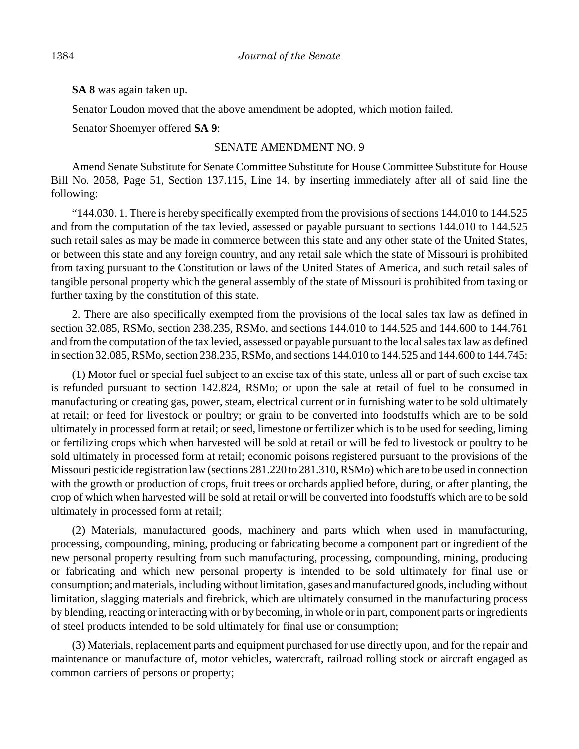**SA 8** was again taken up.

Senator Loudon moved that the above amendment be adopted, which motion failed.

Senator Shoemyer offered **SA 9**:

SENATE AMENDMENT NO. 9

Amend Senate Substitute for Senate Committee Substitute for House Committee Substitute for House Bill No. 2058, Page 51, Section 137.115, Line 14, by inserting immediately after all of said line the following:

"144.030. 1. There is hereby specifically exempted from the provisions of sections 144.010 to 144.525 and from the computation of the tax levied, assessed or payable pursuant to sections 144.010 to 144.525 such retail sales as may be made in commerce between this state and any other state of the United States, or between this state and any foreign country, and any retail sale which the state of Missouri is prohibited from taxing pursuant to the Constitution or laws of the United States of America, and such retail sales of tangible personal property which the general assembly of the state of Missouri is prohibited from taxing or further taxing by the constitution of this state.

2. There are also specifically exempted from the provisions of the local sales tax law as defined in section 32.085, RSMo, section 238.235, RSMo, and sections 144.010 to 144.525 and 144.600 to 144.761 and from the computation of the tax levied, assessed or payable pursuant to the local sales tax law as defined in section 32.085, RSMo, section 238.235, RSMo, and sections 144.010 to 144.525 and 144.600 to 144.745:

(1) Motor fuel or special fuel subject to an excise tax of this state, unless all or part of such excise tax is refunded pursuant to section 142.824, RSMo; or upon the sale at retail of fuel to be consumed in manufacturing or creating gas, power, steam, electrical current or in furnishing water to be sold ultimately at retail; or feed for livestock or poultry; or grain to be converted into foodstuffs which are to be sold ultimately in processed form at retail; or seed, limestone or fertilizer which is to be used for seeding, liming or fertilizing crops which when harvested will be sold at retail or will be fed to livestock or poultry to be sold ultimately in processed form at retail; economic poisons registered pursuant to the provisions of the Missouri pesticide registration law (sections 281.220 to 281.310, RSMo) which are to be used in connection with the growth or production of crops, fruit trees or orchards applied before, during, or after planting, the crop of which when harvested will be sold at retail or will be converted into foodstuffs which are to be sold ultimately in processed form at retail;

(2) Materials, manufactured goods, machinery and parts which when used in manufacturing, processing, compounding, mining, producing or fabricating become a component part or ingredient of the new personal property resulting from such manufacturing, processing, compounding, mining, producing or fabricating and which new personal property is intended to be sold ultimately for final use or consumption; and materials, including without limitation, gases and manufactured goods, including without limitation, slagging materials and firebrick, which are ultimately consumed in the manufacturing process by blending, reacting or interacting with or by becoming, in whole or in part, component parts or ingredients of steel products intended to be sold ultimately for final use or consumption;

(3) Materials, replacement parts and equipment purchased for use directly upon, and for the repair and maintenance or manufacture of, motor vehicles, watercraft, railroad rolling stock or aircraft engaged as common carriers of persons or property;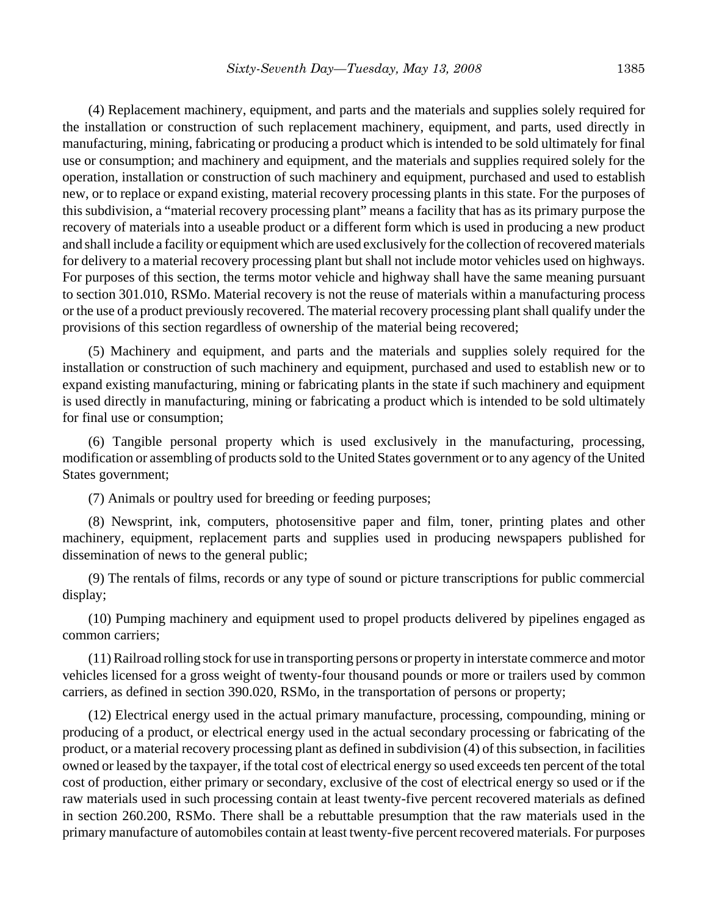(4) Replacement machinery, equipment, and parts and the materials and supplies solely required for the installation or construction of such replacement machinery, equipment, and parts, used directly in manufacturing, mining, fabricating or producing a product which is intended to be sold ultimately for final use or consumption; and machinery and equipment, and the materials and supplies required solely for the operation, installation or construction of such machinery and equipment, purchased and used to establish new, or to replace or expand existing, material recovery processing plants in this state. For the purposes of this subdivision, a "material recovery processing plant" means a facility that has as its primary purpose the recovery of materials into a useable product or a different form which is used in producing a new product and shall include a facility or equipment which are used exclusively for the collection of recovered materials for delivery to a material recovery processing plant but shall not include motor vehicles used on highways. For purposes of this section, the terms motor vehicle and highway shall have the same meaning pursuant to section 301.010, RSMo. Material recovery is not the reuse of materials within a manufacturing process or the use of a product previously recovered. The material recovery processing plant shall qualify under the provisions of this section regardless of ownership of the material being recovered;

(5) Machinery and equipment, and parts and the materials and supplies solely required for the installation or construction of such machinery and equipment, purchased and used to establish new or to expand existing manufacturing, mining or fabricating plants in the state if such machinery and equipment is used directly in manufacturing, mining or fabricating a product which is intended to be sold ultimately for final use or consumption;

(6) Tangible personal property which is used exclusively in the manufacturing, processing, modification or assembling of products sold to the United States government or to any agency of the United States government;

(7) Animals or poultry used for breeding or feeding purposes;

(8) Newsprint, ink, computers, photosensitive paper and film, toner, printing plates and other machinery, equipment, replacement parts and supplies used in producing newspapers published for dissemination of news to the general public;

(9) The rentals of films, records or any type of sound or picture transcriptions for public commercial display;

(10) Pumping machinery and equipment used to propel products delivered by pipelines engaged as common carriers;

(11) Railroad rolling stock for use in transporting persons or property in interstate commerce and motor vehicles licensed for a gross weight of twenty-four thousand pounds or more or trailers used by common carriers, as defined in section 390.020, RSMo, in the transportation of persons or property;

(12) Electrical energy used in the actual primary manufacture, processing, compounding, mining or producing of a product, or electrical energy used in the actual secondary processing or fabricating of the product, or a material recovery processing plant as defined in subdivision (4) of this subsection, in facilities owned or leased by the taxpayer, if the total cost of electrical energy so used exceeds ten percent of the total cost of production, either primary or secondary, exclusive of the cost of electrical energy so used or if the raw materials used in such processing contain at least twenty-five percent recovered materials as defined in section 260.200, RSMo. There shall be a rebuttable presumption that the raw materials used in the primary manufacture of automobiles contain at least twenty-five percent recovered materials. For purposes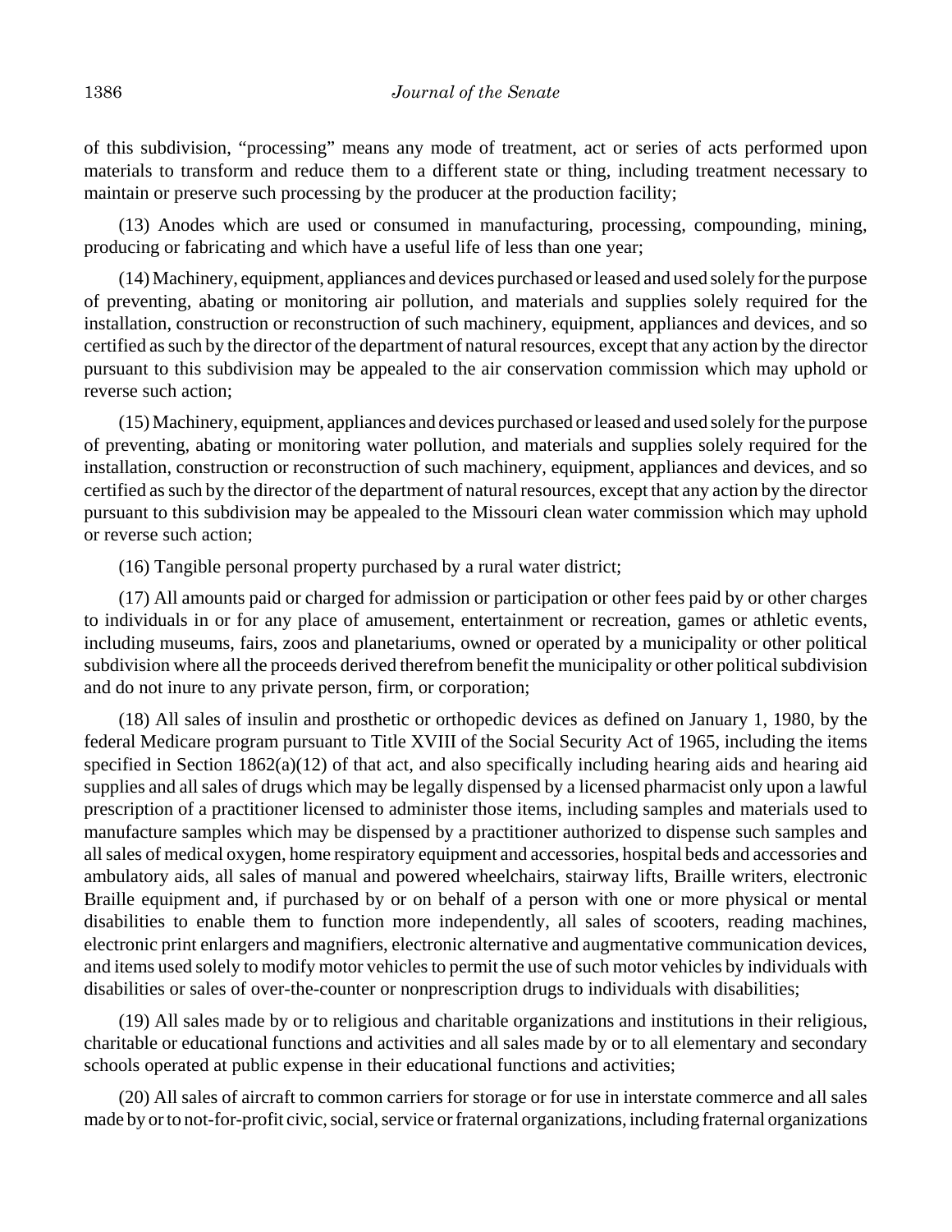of this subdivision, "processing" means any mode of treatment, act or series of acts performed upon materials to transform and reduce them to a different state or thing, including treatment necessary to maintain or preserve such processing by the producer at the production facility;

(13) Anodes which are used or consumed in manufacturing, processing, compounding, mining, producing or fabricating and which have a useful life of less than one year;

(14) Machinery, equipment, appliances and devices purchased or leased and used solely for the purpose of preventing, abating or monitoring air pollution, and materials and supplies solely required for the installation, construction or reconstruction of such machinery, equipment, appliances and devices, and so certified as such by the director of the department of natural resources, except that any action by the director pursuant to this subdivision may be appealed to the air conservation commission which may uphold or reverse such action;

(15) Machinery, equipment, appliances and devices purchased or leased and used solely for the purpose of preventing, abating or monitoring water pollution, and materials and supplies solely required for the installation, construction or reconstruction of such machinery, equipment, appliances and devices, and so certified as such by the director of the department of natural resources, except that any action by the director pursuant to this subdivision may be appealed to the Missouri clean water commission which may uphold or reverse such action;

(16) Tangible personal property purchased by a rural water district;

(17) All amounts paid or charged for admission or participation or other fees paid by or other charges to individuals in or for any place of amusement, entertainment or recreation, games or athletic events, including museums, fairs, zoos and planetariums, owned or operated by a municipality or other political subdivision where all the proceeds derived therefrom benefit the municipality or other political subdivision and do not inure to any private person, firm, or corporation;

(18) All sales of insulin and prosthetic or orthopedic devices as defined on January 1, 1980, by the federal Medicare program pursuant to Title XVIII of the Social Security Act of 1965, including the items specified in Section 1862(a)(12) of that act, and also specifically including hearing aids and hearing aid supplies and all sales of drugs which may be legally dispensed by a licensed pharmacist only upon a lawful prescription of a practitioner licensed to administer those items, including samples and materials used to manufacture samples which may be dispensed by a practitioner authorized to dispense such samples and all sales of medical oxygen, home respiratory equipment and accessories, hospital beds and accessories and ambulatory aids, all sales of manual and powered wheelchairs, stairway lifts, Braille writers, electronic Braille equipment and, if purchased by or on behalf of a person with one or more physical or mental disabilities to enable them to function more independently, all sales of scooters, reading machines, electronic print enlargers and magnifiers, electronic alternative and augmentative communication devices, and items used solely to modify motor vehicles to permit the use of such motor vehicles by individuals with disabilities or sales of over-the-counter or nonprescription drugs to individuals with disabilities;

(19) All sales made by or to religious and charitable organizations and institutions in their religious, charitable or educational functions and activities and all sales made by or to all elementary and secondary schools operated at public expense in their educational functions and activities;

(20) All sales of aircraft to common carriers for storage or for use in interstate commerce and all sales made by or to not-for-profit civic, social, service or fraternal organizations, including fraternal organizations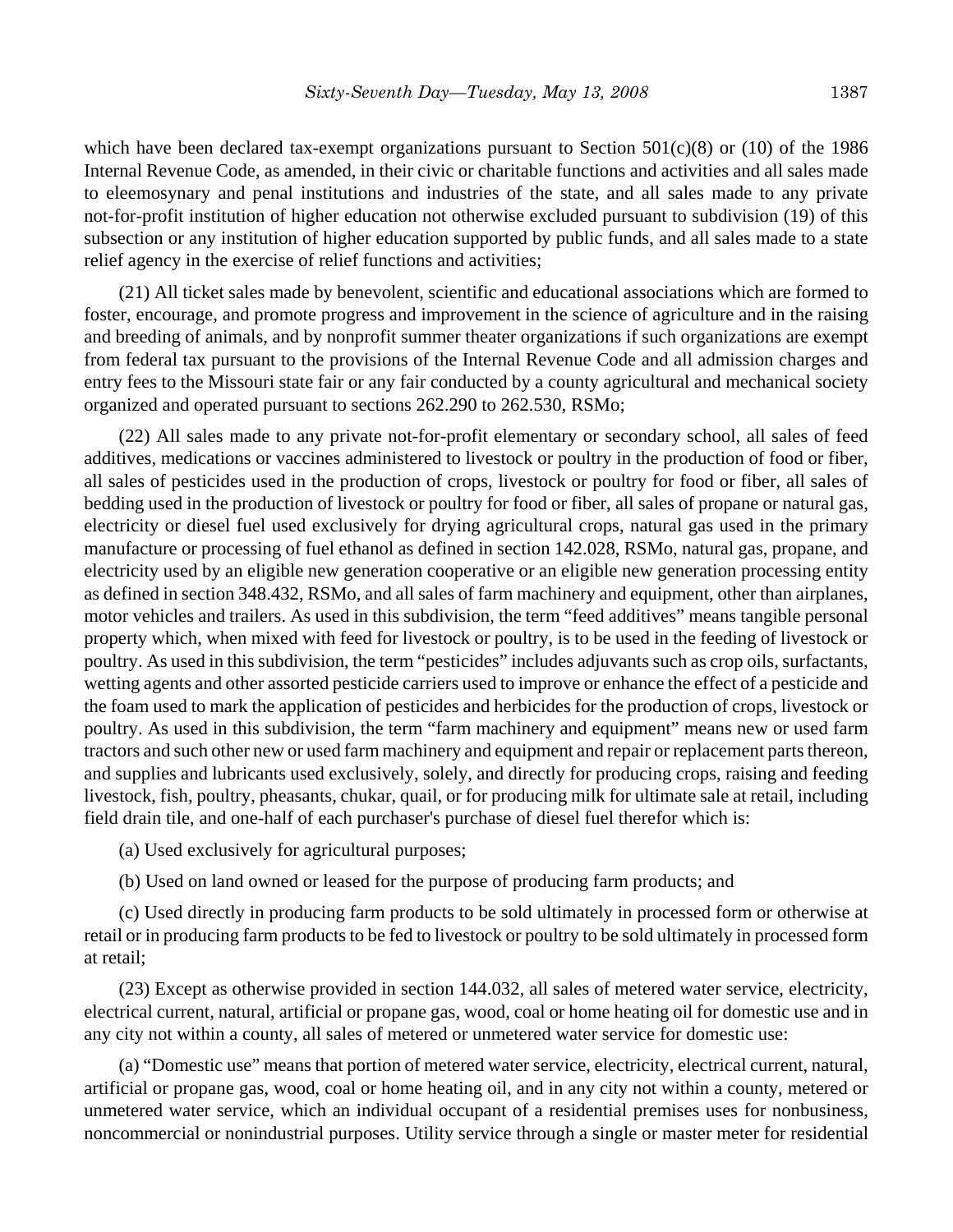which have been declared tax-exempt organizations pursuant to Section 501(c)(8) or (10) of the 1986 Internal Revenue Code, as amended, in their civic or charitable functions and activities and all sales made to eleemosynary and penal institutions and industries of the state, and all sales made to any private not-for-profit institution of higher education not otherwise excluded pursuant to subdivision (19) of this subsection or any institution of higher education supported by public funds, and all sales made to a state relief agency in the exercise of relief functions and activities;

(21) All ticket sales made by benevolent, scientific and educational associations which are formed to foster, encourage, and promote progress and improvement in the science of agriculture and in the raising and breeding of animals, and by nonprofit summer theater organizations if such organizations are exempt from federal tax pursuant to the provisions of the Internal Revenue Code and all admission charges and entry fees to the Missouri state fair or any fair conducted by a county agricultural and mechanical society organized and operated pursuant to sections 262.290 to 262.530, RSMo;

(22) All sales made to any private not-for-profit elementary or secondary school, all sales of feed additives, medications or vaccines administered to livestock or poultry in the production of food or fiber, all sales of pesticides used in the production of crops, livestock or poultry for food or fiber, all sales of bedding used in the production of livestock or poultry for food or fiber, all sales of propane or natural gas, electricity or diesel fuel used exclusively for drying agricultural crops, natural gas used in the primary manufacture or processing of fuel ethanol as defined in section 142.028, RSMo, natural gas, propane, and electricity used by an eligible new generation cooperative or an eligible new generation processing entity as defined in section 348.432, RSMo, and all sales of farm machinery and equipment, other than airplanes, motor vehicles and trailers. As used in this subdivision, the term "feed additives" means tangible personal property which, when mixed with feed for livestock or poultry, is to be used in the feeding of livestock or poultry. As used in this subdivision, the term "pesticides" includes adjuvants such as crop oils, surfactants, wetting agents and other assorted pesticide carriers used to improve or enhance the effect of a pesticide and the foam used to mark the application of pesticides and herbicides for the production of crops, livestock or poultry. As used in this subdivision, the term "farm machinery and equipment" means new or used farm tractors and such other new or used farm machinery and equipment and repair or replacement parts thereon, and supplies and lubricants used exclusively, solely, and directly for producing crops, raising and feeding livestock, fish, poultry, pheasants, chukar, quail, or for producing milk for ultimate sale at retail, including field drain tile, and one-half of each purchaser's purchase of diesel fuel therefor which is:

(a) Used exclusively for agricultural purposes;

(b) Used on land owned or leased for the purpose of producing farm products; and

(c) Used directly in producing farm products to be sold ultimately in processed form or otherwise at retail or in producing farm products to be fed to livestock or poultry to be sold ultimately in processed form at retail;

(23) Except as otherwise provided in section 144.032, all sales of metered water service, electricity, electrical current, natural, artificial or propane gas, wood, coal or home heating oil for domestic use and in any city not within a county, all sales of metered or unmetered water service for domestic use:

(a) "Domestic use" means that portion of metered water service, electricity, electrical current, natural, artificial or propane gas, wood, coal or home heating oil, and in any city not within a county, metered or unmetered water service, which an individual occupant of a residential premises uses for nonbusiness, noncommercial or nonindustrial purposes. Utility service through a single or master meter for residential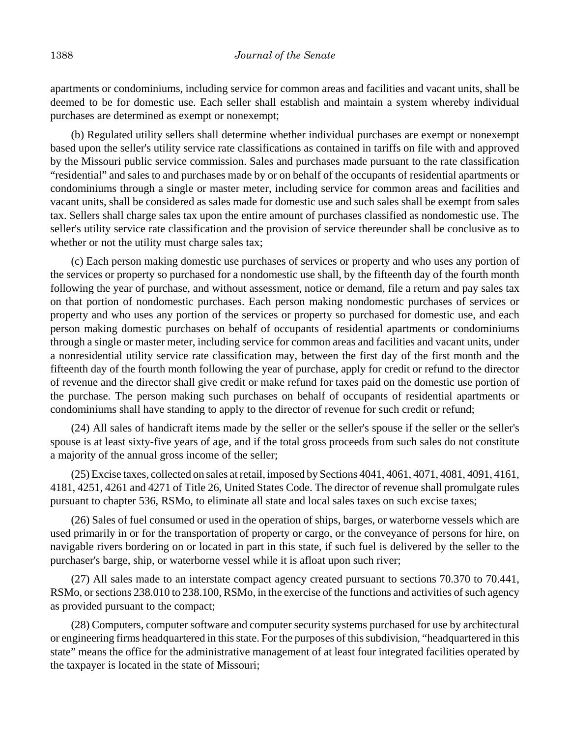apartments or condominiums, including service for common areas and facilities and vacant units, shall be deemed to be for domestic use. Each seller shall establish and maintain a system whereby individual purchases are determined as exempt or nonexempt;

(b) Regulated utility sellers shall determine whether individual purchases are exempt or nonexempt based upon the seller's utility service rate classifications as contained in tariffs on file with and approved by the Missouri public service commission. Sales and purchases made pursuant to the rate classification "residential" and sales to and purchases made by or on behalf of the occupants of residential apartments or condominiums through a single or master meter, including service for common areas and facilities and vacant units, shall be considered as sales made for domestic use and such sales shall be exempt from sales tax. Sellers shall charge sales tax upon the entire amount of purchases classified as nondomestic use. The seller's utility service rate classification and the provision of service thereunder shall be conclusive as to whether or not the utility must charge sales tax;

(c) Each person making domestic use purchases of services or property and who uses any portion of the services or property so purchased for a nondomestic use shall, by the fifteenth day of the fourth month following the year of purchase, and without assessment, notice or demand, file a return and pay sales tax on that portion of nondomestic purchases. Each person making nondomestic purchases of services or property and who uses any portion of the services or property so purchased for domestic use, and each person making domestic purchases on behalf of occupants of residential apartments or condominiums through a single or master meter, including service for common areas and facilities and vacant units, under a nonresidential utility service rate classification may, between the first day of the first month and the fifteenth day of the fourth month following the year of purchase, apply for credit or refund to the director of revenue and the director shall give credit or make refund for taxes paid on the domestic use portion of the purchase. The person making such purchases on behalf of occupants of residential apartments or condominiums shall have standing to apply to the director of revenue for such credit or refund;

(24) All sales of handicraft items made by the seller or the seller's spouse if the seller or the seller's spouse is at least sixty-five years of age, and if the total gross proceeds from such sales do not constitute a majority of the annual gross income of the seller;

(25) Excise taxes, collected on sales at retail, imposed by Sections 4041, 4061, 4071, 4081, 4091, 4161, 4181, 4251, 4261 and 4271 of Title 26, United States Code. The director of revenue shall promulgate rules pursuant to chapter 536, RSMo, to eliminate all state and local sales taxes on such excise taxes;

(26) Sales of fuel consumed or used in the operation of ships, barges, or waterborne vessels which are used primarily in or for the transportation of property or cargo, or the conveyance of persons for hire, on navigable rivers bordering on or located in part in this state, if such fuel is delivered by the seller to the purchaser's barge, ship, or waterborne vessel while it is afloat upon such river;

(27) All sales made to an interstate compact agency created pursuant to sections 70.370 to 70.441, RSMo, or sections 238.010 to 238.100, RSMo, in the exercise of the functions and activities of such agency as provided pursuant to the compact;

(28) Computers, computer software and computer security systems purchased for use by architectural or engineering firms headquartered in this state. For the purposes of this subdivision, "headquartered in this state" means the office for the administrative management of at least four integrated facilities operated by the taxpayer is located in the state of Missouri;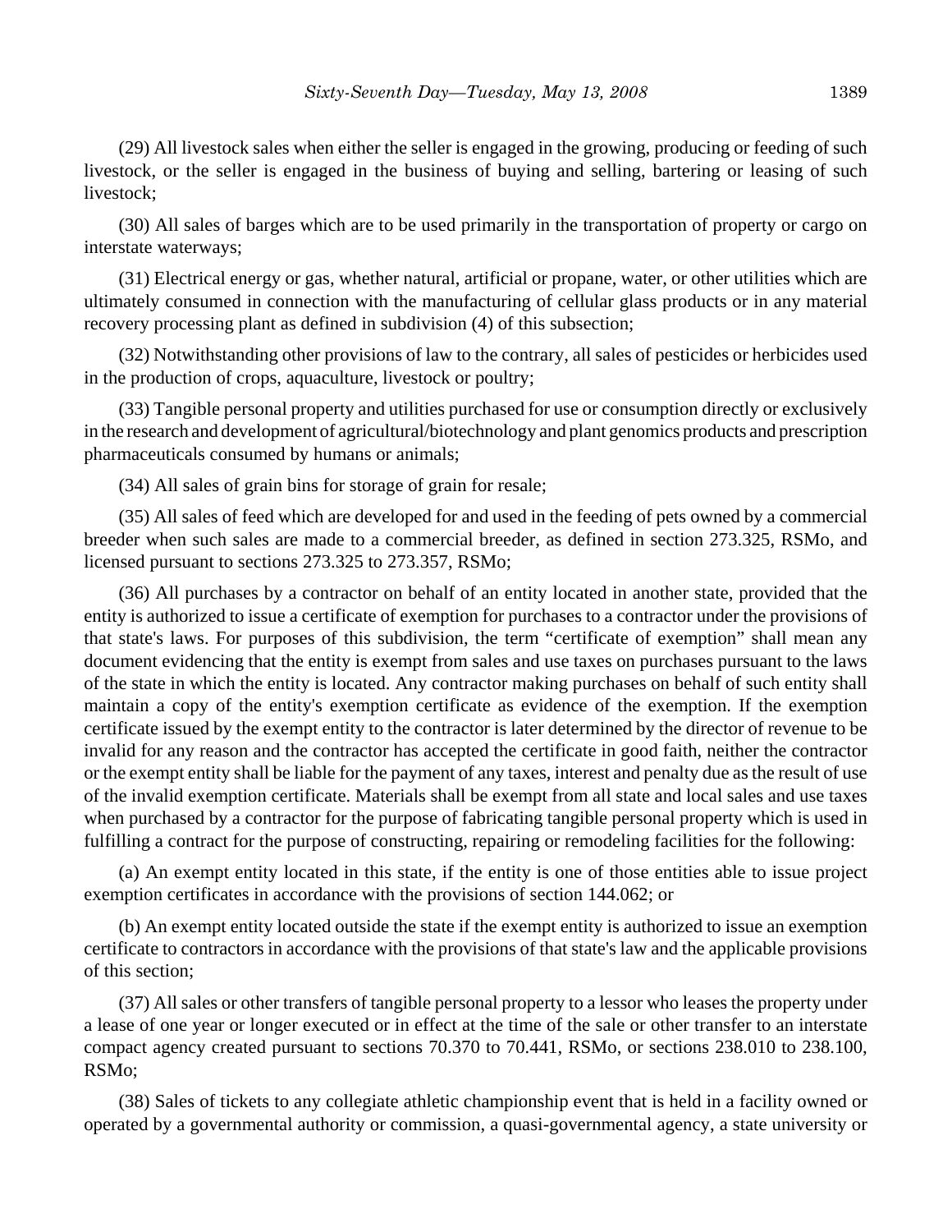(29) All livestock sales when either the seller is engaged in the growing, producing or feeding of such livestock, or the seller is engaged in the business of buying and selling, bartering or leasing of such livestock;

(30) All sales of barges which are to be used primarily in the transportation of property or cargo on interstate waterways;

(31) Electrical energy or gas, whether natural, artificial or propane, water, or other utilities which are ultimately consumed in connection with the manufacturing of cellular glass products or in any material recovery processing plant as defined in subdivision (4) of this subsection;

(32) Notwithstanding other provisions of law to the contrary, all sales of pesticides or herbicides used in the production of crops, aquaculture, livestock or poultry;

(33) Tangible personal property and utilities purchased for use or consumption directly or exclusively in the research and development of agricultural/biotechnology and plant genomics products and prescription pharmaceuticals consumed by humans or animals;

(34) All sales of grain bins for storage of grain for resale;

(35) All sales of feed which are developed for and used in the feeding of pets owned by a commercial breeder when such sales are made to a commercial breeder, as defined in section 273.325, RSMo, and licensed pursuant to sections 273.325 to 273.357, RSMo;

(36) All purchases by a contractor on behalf of an entity located in another state, provided that the entity is authorized to issue a certificate of exemption for purchases to a contractor under the provisions of that state's laws. For purposes of this subdivision, the term "certificate of exemption" shall mean any document evidencing that the entity is exempt from sales and use taxes on purchases pursuant to the laws of the state in which the entity is located. Any contractor making purchases on behalf of such entity shall maintain a copy of the entity's exemption certificate as evidence of the exemption. If the exemption certificate issued by the exempt entity to the contractor is later determined by the director of revenue to be invalid for any reason and the contractor has accepted the certificate in good faith, neither the contractor or the exempt entity shall be liable for the payment of any taxes, interest and penalty due as the result of use of the invalid exemption certificate. Materials shall be exempt from all state and local sales and use taxes when purchased by a contractor for the purpose of fabricating tangible personal property which is used in fulfilling a contract for the purpose of constructing, repairing or remodeling facilities for the following:

(a) An exempt entity located in this state, if the entity is one of those entities able to issue project exemption certificates in accordance with the provisions of section 144.062; or

(b) An exempt entity located outside the state if the exempt entity is authorized to issue an exemption certificate to contractors in accordance with the provisions of that state's law and the applicable provisions of this section;

(37) All sales or other transfers of tangible personal property to a lessor who leases the property under a lease of one year or longer executed or in effect at the time of the sale or other transfer to an interstate compact agency created pursuant to sections 70.370 to 70.441, RSMo, or sections 238.010 to 238.100, RSMo;

(38) Sales of tickets to any collegiate athletic championship event that is held in a facility owned or operated by a governmental authority or commission, a quasi-governmental agency, a state university or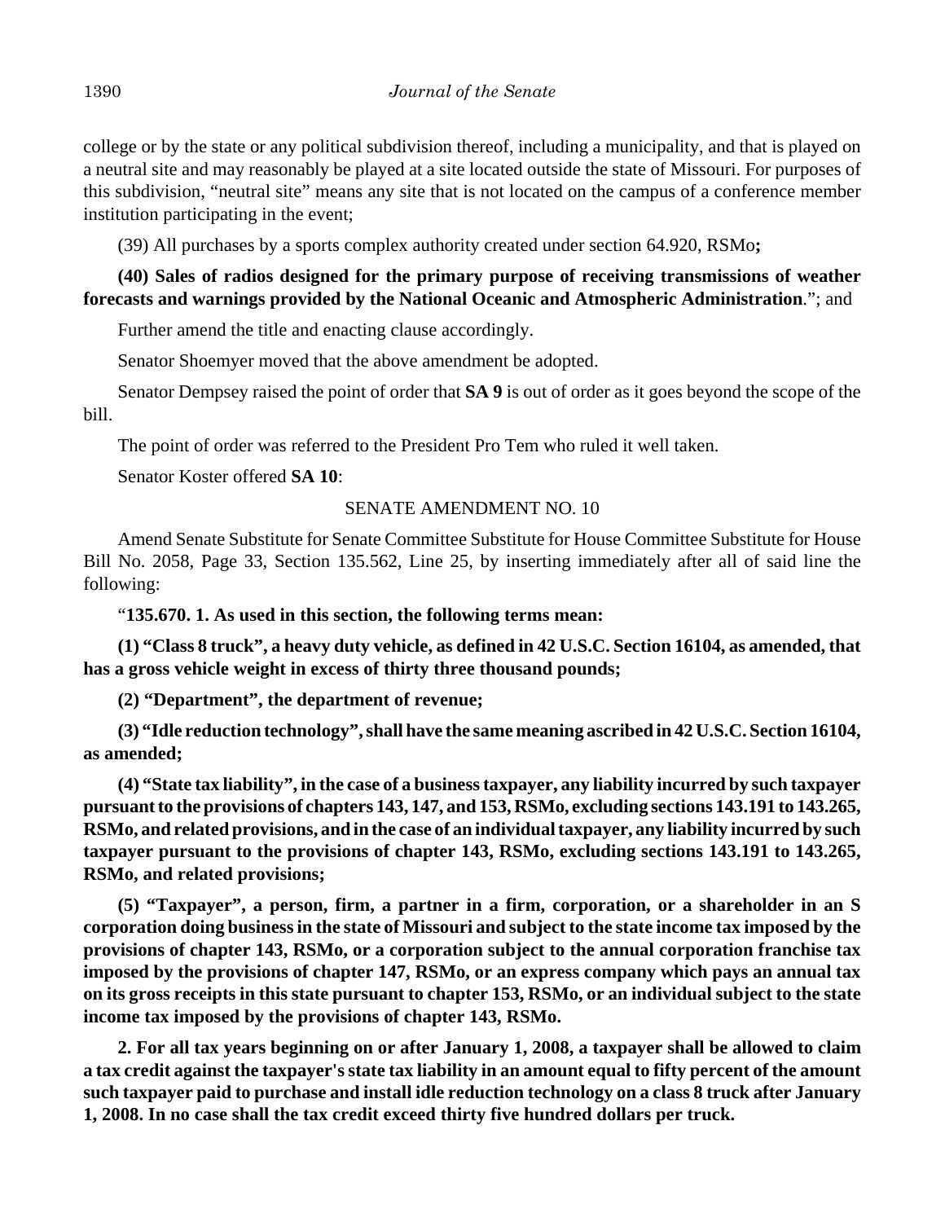college or by the state or any political subdivision thereof, including a municipality, and that is played on a neutral site and may reasonably be played at a site located outside the state of Missouri. For purposes of this subdivision, "neutral site" means any site that is not located on the campus of a conference member institution participating in the event;

(39) All purchases by a sports complex authority created under section 64.920, RSMo**;**

**(40) Sales of radios designed for the primary purpose of receiving transmissions of weather forecasts and warnings provided by the National Oceanic and Atmospheric Administration**."; and

Further amend the title and enacting clause accordingly.

Senator Shoemyer moved that the above amendment be adopted.

Senator Dempsey raised the point of order that **SA 9** is out of order as it goes beyond the scope of the bill.

The point of order was referred to the President Pro Tem who ruled it well taken.

Senator Koster offered **SA 10**:

SENATE AMENDMENT NO. 10

Amend Senate Substitute for Senate Committee Substitute for House Committee Substitute for House Bill No. 2058, Page 33, Section 135.562, Line 25, by inserting immediately after all of said line the following:

"**135.670. 1. As used in this section, the following terms mean:**

**(1) "Class 8 truck", a heavy duty vehicle, as defined in 42 U.S.C. Section 16104, as amended, that has a gross vehicle weight in excess of thirty three thousand pounds;**

**(2) "Department", the department of revenue;**

**(3) "Idle reduction technology", shall have the same meaning ascribed in 42 U.S.C. Section 16104, as amended;**

**(4) "State tax liability", in the case of a business taxpayer, any liability incurred by such taxpayer pursuant to the provisions of chapters 143, 147, and 153, RSMo, excluding sections 143.191 to 143.265, RSMo, and related provisions, and in the case of an individual taxpayer, any liability incurred by such taxpayer pursuant to the provisions of chapter 143, RSMo, excluding sections 143.191 to 143.265, RSMo, and related provisions;**

**(5) "Taxpayer", a person, firm, a partner in a firm, corporation, or a shareholder in an S corporation doing business in the state of Missouri and subject to the state income tax imposed by the provisions of chapter 143, RSMo, or a corporation subject to the annual corporation franchise tax imposed by the provisions of chapter 147, RSMo, or an express company which pays an annual tax on its gross receipts in this state pursuant to chapter 153, RSMo, or an individual subject to the state income tax imposed by the provisions of chapter 143, RSMo.**

**2. For all tax years beginning on or after January 1, 2008, a taxpayer shall be allowed to claim a tax credit against the taxpayer's state tax liability in an amount equal to fifty percent of the amount such taxpayer paid to purchase and install idle reduction technology on a class 8 truck after January 1, 2008. In no case shall the tax credit exceed thirty five hundred dollars per truck.**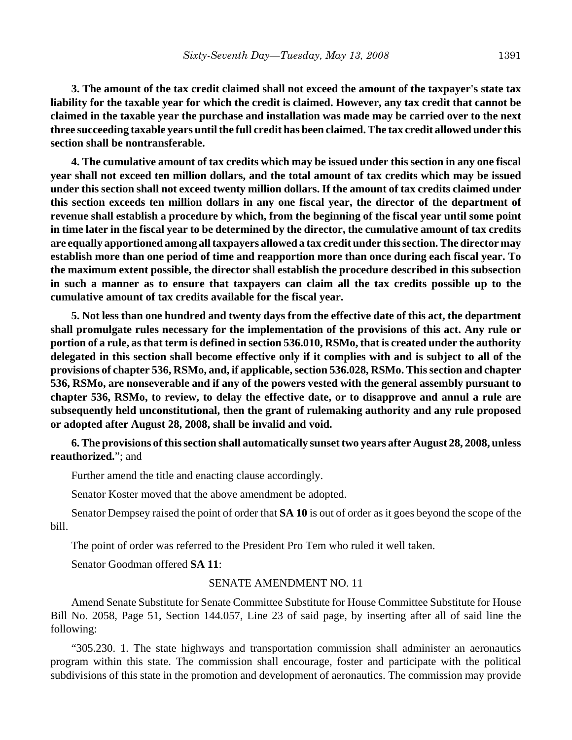**3. The amount of the tax credit claimed shall not exceed the amount of the taxpayer's state tax liability for the taxable year for which the credit is claimed. However, any tax credit that cannot be claimed in the taxable year the purchase and installation was made may be carried over to the next three succeeding taxable years until the full credit has been claimed. The tax credit allowed under this section shall be nontransferable.**

**4. The cumulative amount of tax credits which may be issued under this section in any one fiscal year shall not exceed ten million dollars, and the total amount of tax credits which may be issued under this section shall not exceed twenty million dollars. If the amount of tax credits claimed under this section exceeds ten million dollars in any one fiscal year, the director of the department of revenue shall establish a procedure by which, from the beginning of the fiscal year until some point in time later in the fiscal year to be determined by the director, the cumulative amount of tax credits are equally apportioned among all taxpayers allowed a tax credit under this section. The director may establish more than one period of time and reapportion more than once during each fiscal year. To the maximum extent possible, the director shall establish the procedure described in this subsection in such a manner as to ensure that taxpayers can claim all the tax credits possible up to the cumulative amount of tax credits available for the fiscal year.**

**5. Not less than one hundred and twenty days from the effective date of this act, the department shall promulgate rules necessary for the implementation of the provisions of this act. Any rule or portion of a rule, as that term is defined in section 536.010, RSMo, that is created under the authority delegated in this section shall become effective only if it complies with and is subject to all of the provisions of chapter 536, RSMo, and, if applicable, section 536.028, RSMo. This section and chapter 536, RSMo, are nonseverable and if any of the powers vested with the general assembly pursuant to chapter 536, RSMo, to review, to delay the effective date, or to disapprove and annul a rule are subsequently held unconstitutional, then the grant of rulemaking authority and any rule proposed or adopted after August 28, 2008, shall be invalid and void.**

**6. The provisions of this section shall automatically sunset two years after August 28, 2008, unless reauthorized.**"; and

Further amend the title and enacting clause accordingly.

Senator Koster moved that the above amendment be adopted.

Senator Dempsey raised the point of order that **SA 10** is out of order as it goes beyond the scope of the bill.

The point of order was referred to the President Pro Tem who ruled it well taken.

Senator Goodman offered **SA 11**:

SENATE AMENDMENT NO. 11

Amend Senate Substitute for Senate Committee Substitute for House Committee Substitute for House Bill No. 2058, Page 51, Section 144.057, Line 23 of said page, by inserting after all of said line the following:

"305.230. 1. The state highways and transportation commission shall administer an aeronautics program within this state. The commission shall encourage, foster and participate with the political subdivisions of this state in the promotion and development of aeronautics. The commission may provide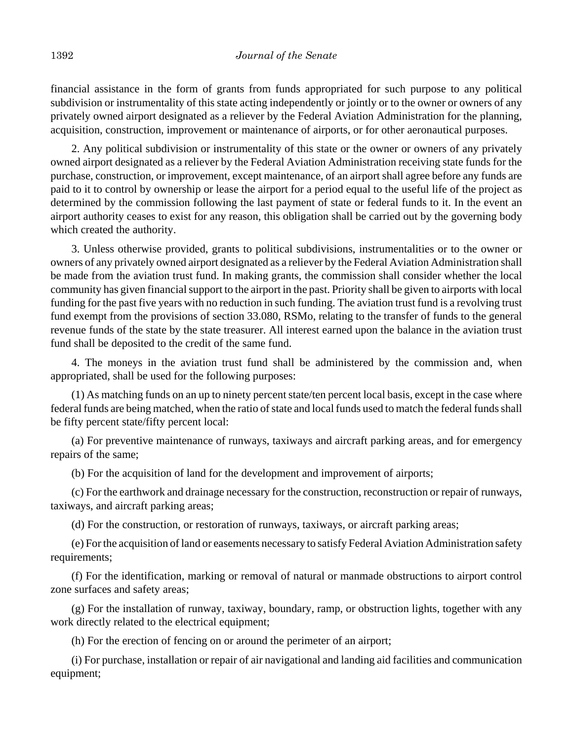financial assistance in the form of grants from funds appropriated for such purpose to any political subdivision or instrumentality of this state acting independently or jointly or to the owner or owners of any privately owned airport designated as a reliever by the Federal Aviation Administration for the planning, acquisition, construction, improvement or maintenance of airports, or for other aeronautical purposes.

2. Any political subdivision or instrumentality of this state or the owner or owners of any privately owned airport designated as a reliever by the Federal Aviation Administration receiving state funds for the purchase, construction, or improvement, except maintenance, of an airport shall agree before any funds are paid to it to control by ownership or lease the airport for a period equal to the useful life of the project as determined by the commission following the last payment of state or federal funds to it. In the event an airport authority ceases to exist for any reason, this obligation shall be carried out by the governing body which created the authority.

3. Unless otherwise provided, grants to political subdivisions, instrumentalities or to the owner or owners of any privately owned airport designated as a reliever by the Federal Aviation Administration shall be made from the aviation trust fund. In making grants, the commission shall consider whether the local community has given financial support to the airport in the past. Priority shall be given to airports with local funding for the past five years with no reduction in such funding. The aviation trust fund is a revolving trust fund exempt from the provisions of section 33.080, RSMo, relating to the transfer of funds to the general revenue funds of the state by the state treasurer. All interest earned upon the balance in the aviation trust fund shall be deposited to the credit of the same fund.

4. The moneys in the aviation trust fund shall be administered by the commission and, when appropriated, shall be used for the following purposes:

(1) As matching funds on an up to ninety percent state/ten percent local basis, except in the case where federal funds are being matched, when the ratio of state and local funds used to match the federal funds shall be fifty percent state/fifty percent local:

(a) For preventive maintenance of runways, taxiways and aircraft parking areas, and for emergency repairs of the same;

(b) For the acquisition of land for the development and improvement of airports;

(c) For the earthwork and drainage necessary for the construction, reconstruction or repair of runways, taxiways, and aircraft parking areas;

(d) For the construction, or restoration of runways, taxiways, or aircraft parking areas;

(e) For the acquisition of land or easements necessary to satisfy Federal Aviation Administration safety requirements;

(f) For the identification, marking or removal of natural or manmade obstructions to airport control zone surfaces and safety areas;

(g) For the installation of runway, taxiway, boundary, ramp, or obstruction lights, together with any work directly related to the electrical equipment;

(h) For the erection of fencing on or around the perimeter of an airport;

(i) For purchase, installation or repair of air navigational and landing aid facilities and communication equipment;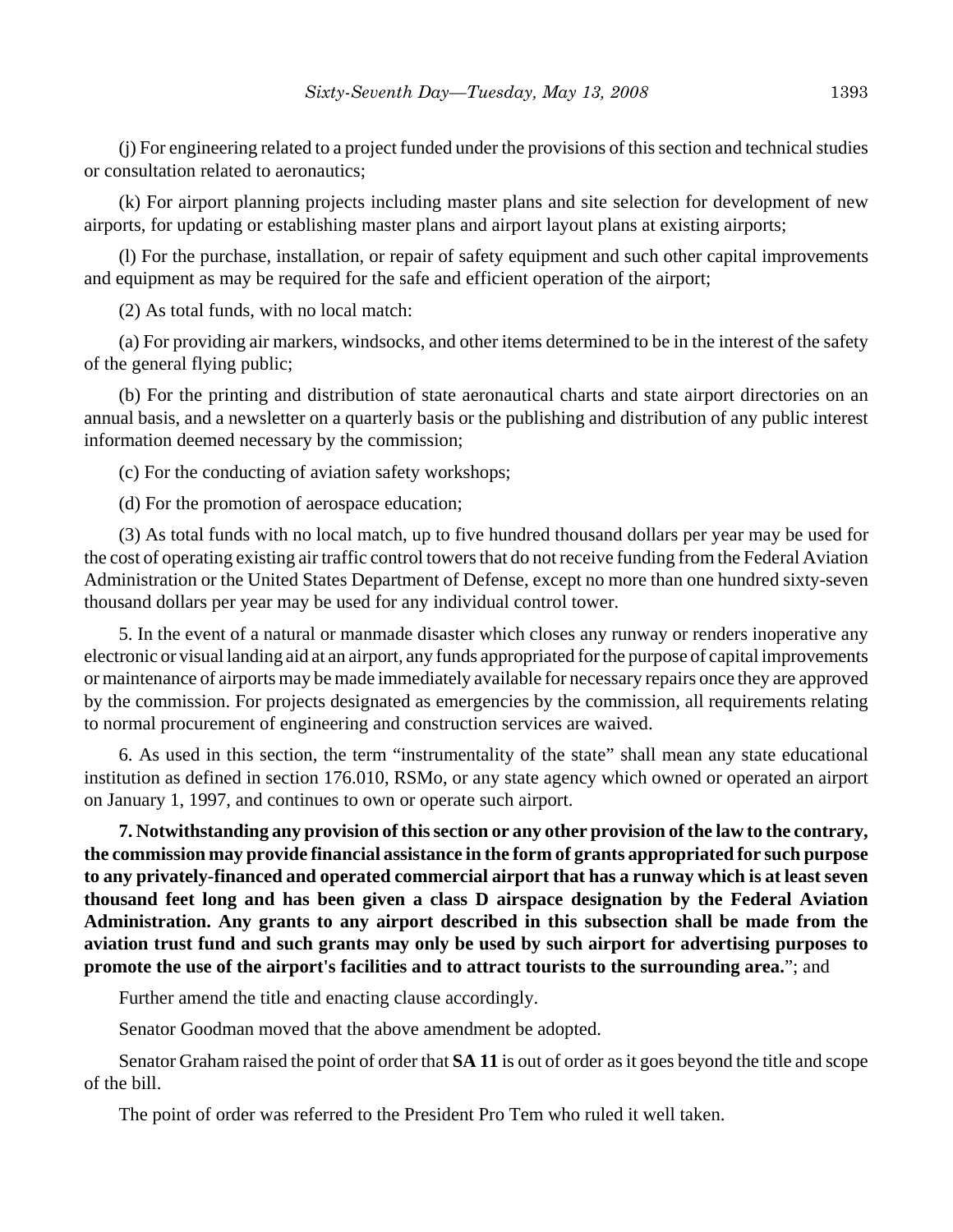(j) For engineering related to a project funded under the provisions of this section and technical studies or consultation related to aeronautics;

(k) For airport planning projects including master plans and site selection for development of new airports, for updating or establishing master plans and airport layout plans at existing airports;

(l) For the purchase, installation, or repair of safety equipment and such other capital improvements and equipment as may be required for the safe and efficient operation of the airport;

(2) As total funds, with no local match:

(a) For providing air markers, windsocks, and other items determined to be in the interest of the safety of the general flying public;

(b) For the printing and distribution of state aeronautical charts and state airport directories on an annual basis, and a newsletter on a quarterly basis or the publishing and distribution of any public interest information deemed necessary by the commission;

(c) For the conducting of aviation safety workshops;

(d) For the promotion of aerospace education;

(3) As total funds with no local match, up to five hundred thousand dollars per year may be used for the cost of operating existing air traffic control towers that do not receive funding from the Federal Aviation Administration or the United States Department of Defense, except no more than one hundred sixty-seven thousand dollars per year may be used for any individual control tower.

5. In the event of a natural or manmade disaster which closes any runway or renders inoperative any electronic or visual landing aid at an airport, any funds appropriated for the purpose of capital improvements or maintenance of airports may be made immediately available for necessary repairs once they are approved by the commission. For projects designated as emergencies by the commission, all requirements relating to normal procurement of engineering and construction services are waived.

6. As used in this section, the term "instrumentality of the state" shall mean any state educational institution as defined in section 176.010, RSMo, or any state agency which owned or operated an airport on January 1, 1997, and continues to own or operate such airport.

**7. Notwithstanding any provision of this section or any other provision of the law to the contrary, the commission may provide financial assistance in the form of grants appropriated for such purpose to any privately-financed and operated commercial airport that has a runway which is at least seven thousand feet long and has been given a class D airspace designation by the Federal Aviation Administration. Any grants to any airport described in this subsection shall be made from the aviation trust fund and such grants may only be used by such airport for advertising purposes to promote the use of the airport's facilities and to attract tourists to the surrounding area.**"; and

Further amend the title and enacting clause accordingly.

Senator Goodman moved that the above amendment be adopted.

Senator Graham raised the point of order that **SA 11** is out of order as it goes beyond the title and scope of the bill.

The point of order was referred to the President Pro Tem who ruled it well taken.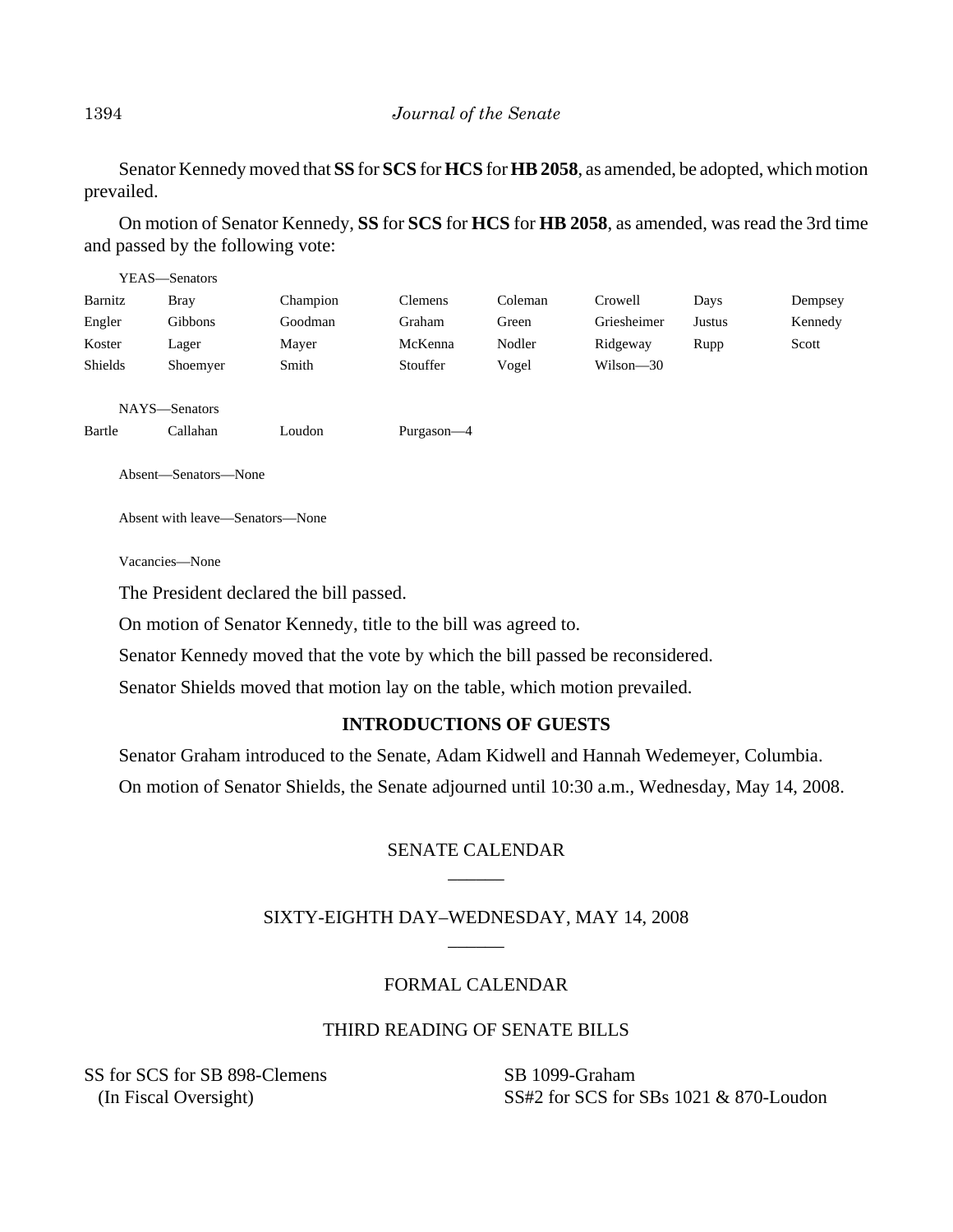Senator Kennedy moved that **SS** for **SCS** for **HCS** for **HB 2058**, as amended, be adopted, which motion prevailed.

On motion of Senator Kennedy, **SS** for **SCS** for **HCS** for **HB 2058**, as amended, was read the 3rd time and passed by the following vote:

YEAS—Senators

| | | | | | | | |
|---|---|---|---|---|---|---|---|
| Barnitz | Bray | Champion | Clemens | Coleman | Crowell | Days | Dempsey |
| Engler | Gibbons | Goodman | Graham | Green | Griesheimer | Justus | Kennedy |
| Koster | Lager | Mayer | McKenna | Nodler | Ridgeway | Rupp | Scott |
| Shields | Shoemyer | Smith | Stouffer | Vogel | Wilson—30 | | |

NAYS—Senators

| | | | |
|---|---|---|---|
| Bartle | Callahan | Loudon | Purgason—4 |

Absent—Senators—None

Absent with leave—Senators—None

Vacancies—None

The President declared the bill passed.

On motion of Senator Kennedy, title to the bill was agreed to.

Senator Kennedy moved that the vote by which the bill passed be reconsidered.

Senator Shields moved that motion lay on the table, which motion prevailed.

## INTRODUCTIONS OF GUESTS

Senator Graham introduced to the Senate, Adam Kidwell and Hannah Wedemeyer, Columbia.

On motion of Senator Shields, the Senate adjourned until 10:30 a.m., Wednesday, May 14, 2008.

## SENATE CALENDAR

## SIXTY-EIGHTH DAY–WEDNESDAY, MAY 14, 2008

### FORMAL CALENDAR

### THIRD READING OF SENATE BILLS

SS for SCS for SB 898-Clemens
(In Fiscal Oversight)

SB 1099-Graham

SS#2 for SCS for SBs 1021 & 870-Loudon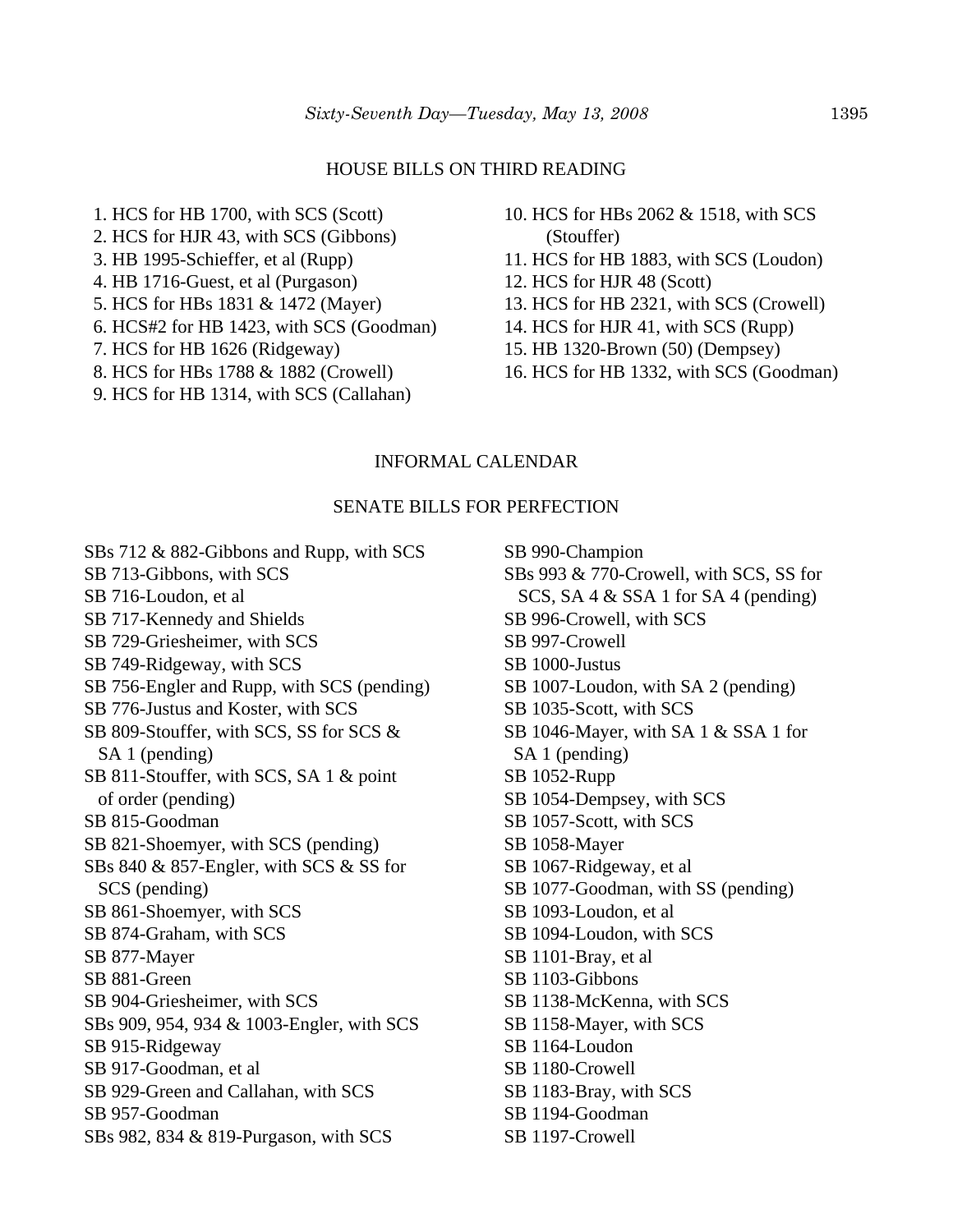## HOUSE BILLS ON THIRD READING

1. HCS for HB 1700, with SCS (Scott)
2. HCS for HJR 43, with SCS (Gibbons)
3. HB 1995-Schieffer, et al (Rupp)
4. HB 1716-Guest, et al (Purgason)
5. HCS for HBs 1831 & 1472 (Mayer)
6. HCS#2 for HB 1423, with SCS (Goodman)
7. HCS for HB 1626 (Ridgeway)
8. HCS for HBs 1788 & 1882 (Crowell)
9. HCS for HB 1314, with SCS (Callahan)
10. HCS for HBs 2062 & 1518, with SCS (Stouffer)
11. HCS for HB 1883, with SCS (Loudon)
12. HCS for HJR 48 (Scott)
13. HCS for HB 2321, with SCS (Crowell)
14. HCS for HJR 41, with SCS (Rupp)
15. HB 1320-Brown (50) (Dempsey)
16. HCS for HB 1332, with SCS (Goodman)

## INFORMAL CALENDAR

## SENATE BILLS FOR PERFECTION

SBs 712 & 882-Gibbons and Rupp, with SCS
SB 713-Gibbons, with SCS
SB 716-Loudon, et al
SB 717-Kennedy and Shields
SB 729-Griesheimer, with SCS
SB 749-Ridgeway, with SCS
SB 756-Engler and Rupp, with SCS (pending)
SB 776-Justus and Koster, with SCS
SB 809-Stouffer, with SCS, SS for SCS & SA 1 (pending)
SB 811-Stouffer, with SCS, SA 1 & point of order (pending)
SB 815-Goodman
SB 821-Shoemyer, with SCS (pending)
SBs 840 & 857-Engler, with SCS & SS for SCS (pending)
SB 861-Shoemyer, with SCS
SB 874-Graham, with SCS
SB 877-Mayer
SB 881-Green
SB 904-Griesheimer, with SCS
SBs 909, 954, 934 & 1003-Engler, with SCS
SB 915-Ridgeway
SB 917-Goodman, et al
SB 929-Green and Callahan, with SCS
SB 957-Goodman
SBs 982, 834 & 819-Purgason, with SCS
SB 990-Champion
SBs 993 & 770-Crowell, with SCS, SS for SCS, SA 4 & SSA 1 for SA 4 (pending)
SB 996-Crowell, with SCS
SB 997-Crowell
SB 1000-Justus
SB 1007-Loudon, with SA 2 (pending)
SB 1035-Scott, with SCS
SB 1046-Mayer, with SA 1 & SSA 1 for SA 1 (pending)
SB 1052-Rupp
SB 1054-Dempsey, with SCS
SB 1057-Scott, with SCS
SB 1058-Mayer
SB 1067-Ridgeway, et al
SB 1077-Goodman, with SS (pending)
SB 1093-Loudon, et al
SB 1094-Loudon, with SCS
SB 1101-Bray, et al
SB 1103-Gibbons
SB 1138-McKenna, with SCS
SB 1158-Mayer, with SCS
SB 1164-Loudon
SB 1180-Crowell
SB 1183-Bray, with SCS
SB 1194-Goodman
SB 1197-Crowell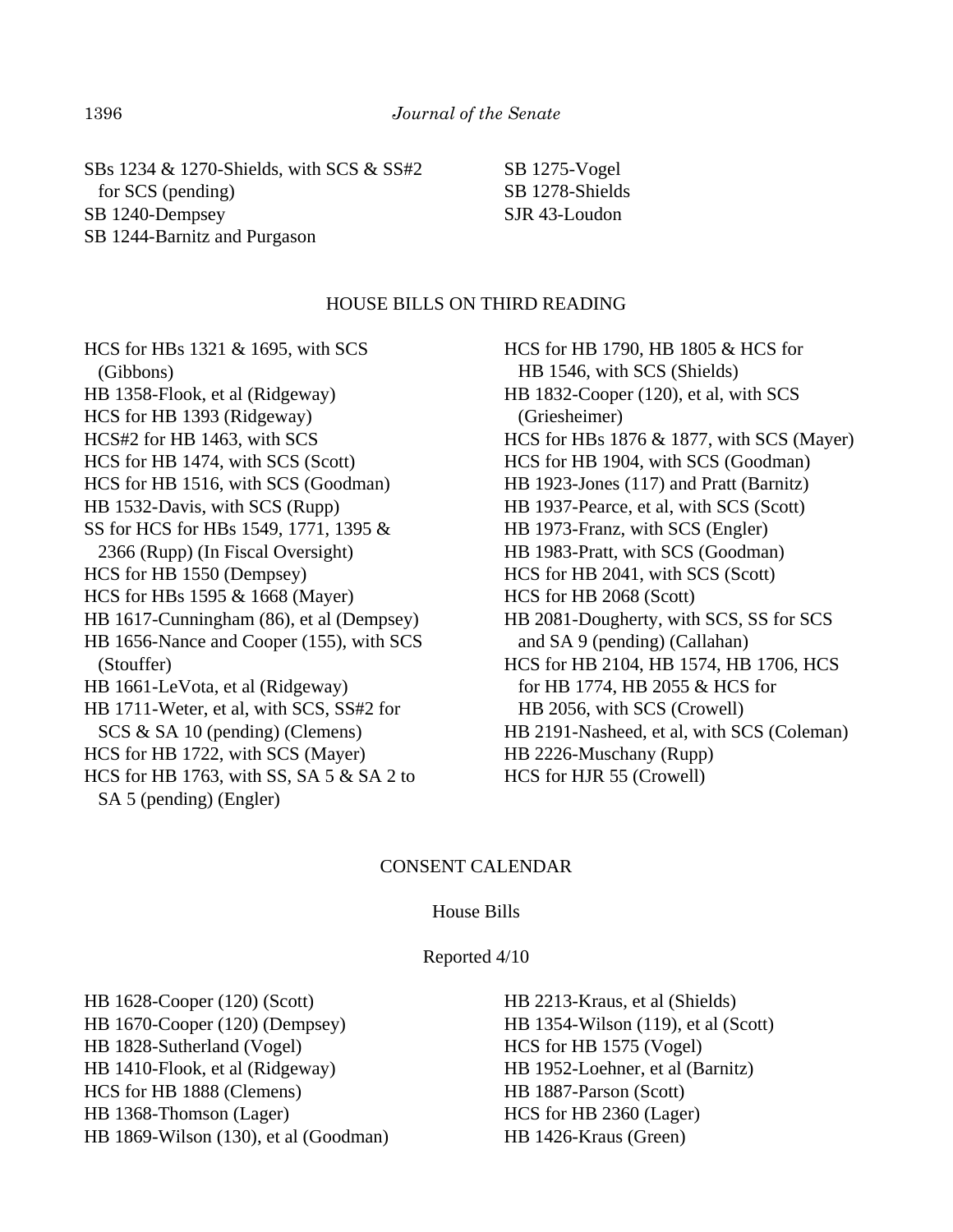SBs 1234 & 1270-Shields, with SCS & SS#2 for SCS (pending)
SB 1240-Dempsey
SB 1244-Barnitz and Purgason
SB 1275-Vogel
SB 1278-Shields
SJR 43-Loudon

## HOUSE BILLS ON THIRD READING

HCS for HBs 1321 & 1695, with SCS (Gibbons)
HB 1358-Flook, et al (Ridgeway)
HCS for HB 1393 (Ridgeway)
HCS#2 for HB 1463, with SCS
HCS for HB 1474, with SCS (Scott)
HCS for HB 1516, with SCS (Goodman)
HB 1532-Davis, with SCS (Rupp)
SS for HCS for HBs 1549, 1771, 1395 & 2366 (Rupp) (In Fiscal Oversight)
HCS for HB 1550 (Dempsey)
HCS for HBs 1595 & 1668 (Mayer)
HB 1617-Cunningham (86), et al (Dempsey)
HB 1656-Nance and Cooper (155), with SCS (Stouffer)
HB 1661-LeVota, et al (Ridgeway)
HB 1711-Weter, et al, with SCS, SS#2 for SCS & SA 10 (pending) (Clemens)
HCS for HB 1722, with SCS (Mayer)
HCS for HB 1763, with SS, SA 5 & SA 2 to SA 5 (pending) (Engler)
HCS for HB 1790, HB 1805 & HCS for HB 1546, with SCS (Shields)
HB 1832-Cooper (120), et al, with SCS (Griesheimer)
HCS for HBs 1876 & 1877, with SCS (Mayer)
HCS for HB 1904, with SCS (Goodman)
HB 1923-Jones (117) and Pratt (Barnitz)
HB 1937-Pearce, et al, with SCS (Scott)
HB 1973-Franz, with SCS (Engler)
HB 1983-Pratt, with SCS (Goodman)
HCS for HB 2041, with SCS (Scott)
HCS for HB 2068 (Scott)
HB 2081-Dougherty, with SCS, SS for SCS and SA 9 (pending) (Callahan)
HCS for HB 2104, HB 1574, HB 1706, HCS for HB 1774, HB 2055 & HCS for HB 2056, with SCS (Crowell)
HB 2191-Nasheed, et al, with SCS (Coleman)
HB 2226-Muschany (Rupp)
HCS for HJR 55 (Crowell)

## CONSENT CALENDAR

### House Bills

Reported 4/10

HB 1628-Cooper (120) (Scott)
HB 1670-Cooper (120) (Dempsey)
HB 1828-Sutherland (Vogel)
HB 1410-Flook, et al (Ridgeway)
HCS for HB 1888 (Clemens)
HB 1368-Thomson (Lager)
HB 1869-Wilson (130), et al (Goodman)
HB 2213-Kraus, et al (Shields)
HB 1354-Wilson (119), et al (Scott)
HCS for HB 1575 (Vogel)
HB 1952-Loehner, et al (Barnitz)
HB 1887-Parson (Scott)
HCS for HB 2360 (Lager)
HB 1426-Kraus (Green)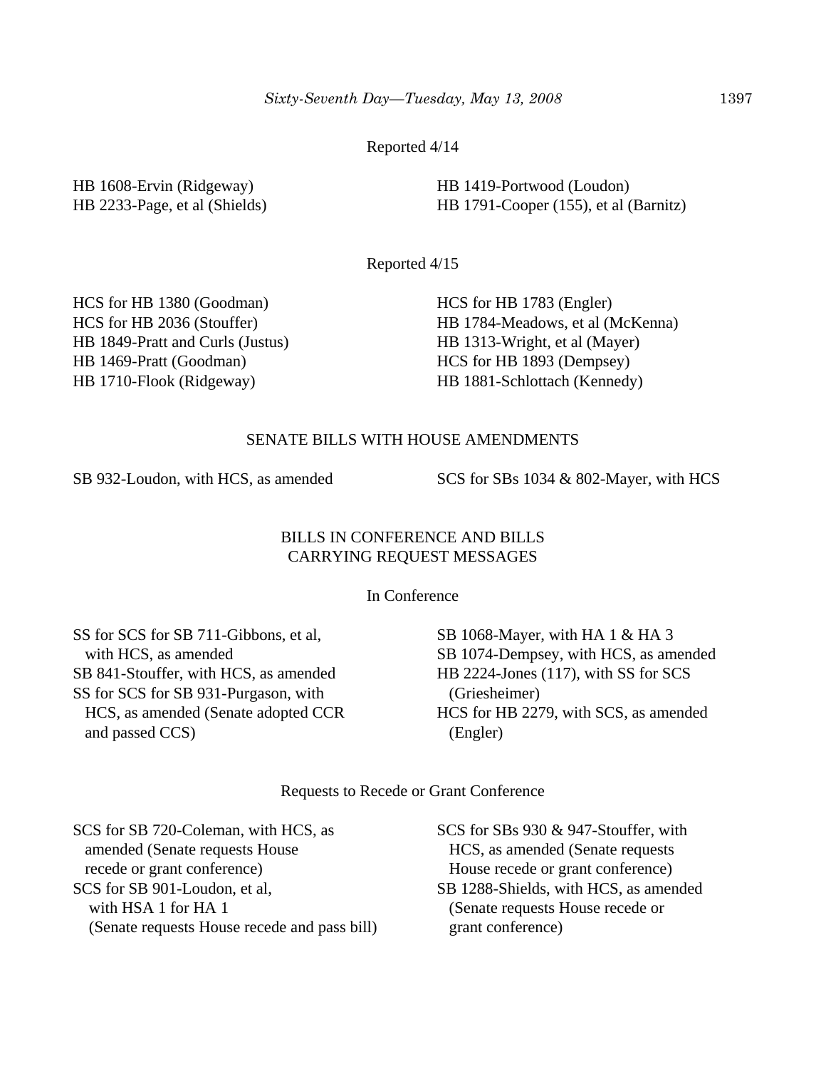Reported 4/14

HB 1608-Ervin (Ridgeway)
HB 2233-Page, et al (Shields)
HB 1419-Portwood (Loudon)
HB 1791-Cooper (155), et al (Barnitz)

Reported 4/15

HCS for HB 1380 (Goodman)
HCS for HB 2036 (Stouffer)
HB 1849-Pratt and Curls (Justus)
HB 1469-Pratt (Goodman)
HB 1710-Flook (Ridgeway)
HCS for HB 1783 (Engler)
HB 1784-Meadows, et al (McKenna)
HB 1313-Wright, et al (Mayer)
HCS for HB 1893 (Dempsey)
HB 1881-Schlottach (Kennedy)

## SENATE BILLS WITH HOUSE AMENDMENTS

SB 932-Loudon, with HCS, as amended
SCS for SBs 1034 & 802-Mayer, with HCS

## BILLS IN CONFERENCE AND BILLS CARRYING REQUEST MESSAGES

In Conference

SS for SCS for SB 711-Gibbons, et al, with HCS, as amended
SB 841-Stouffer, with HCS, as amended
SS for SCS for SB 931-Purgason, with HCS, as amended (Senate adopted CCR and passed CCS)
SB 1068-Mayer, with HA 1 & HA 3
SB 1074-Dempsey, with HCS, as amended
HB 2224-Jones (117), with SS for SCS (Griesheimer)
HCS for HB 2279, with SCS, as amended (Engler)

Requests to Recede or Grant Conference

SCS for SB 720-Coleman, with HCS, as amended (Senate requests House recede or grant conference)
SCS for SB 901-Loudon, et al, with HSA 1 for HA 1 (Senate requests House recede and pass bill)
SCS for SBs 930 & 947-Stouffer, with HCS, as amended (Senate requests House recede or grant conference)
SB 1288-Shields, with HCS, as amended (Senate requests House recede or grant conference)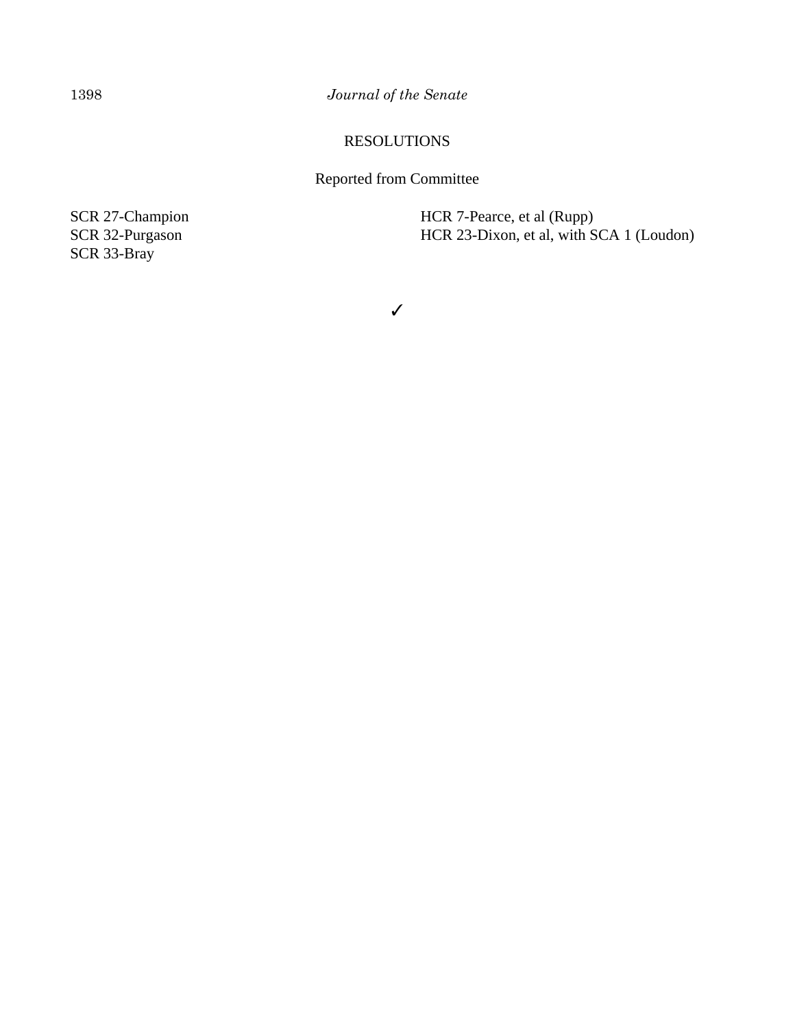## RESOLUTIONS

### Reported from Committee

SCR 27-Champion
SCR 32-Purgason
SCR 33-Bray
HCR 7-Pearce, et al (Rupp)
HCR 23-Dixon, et al, with SCA 1 (Loudon)

✓